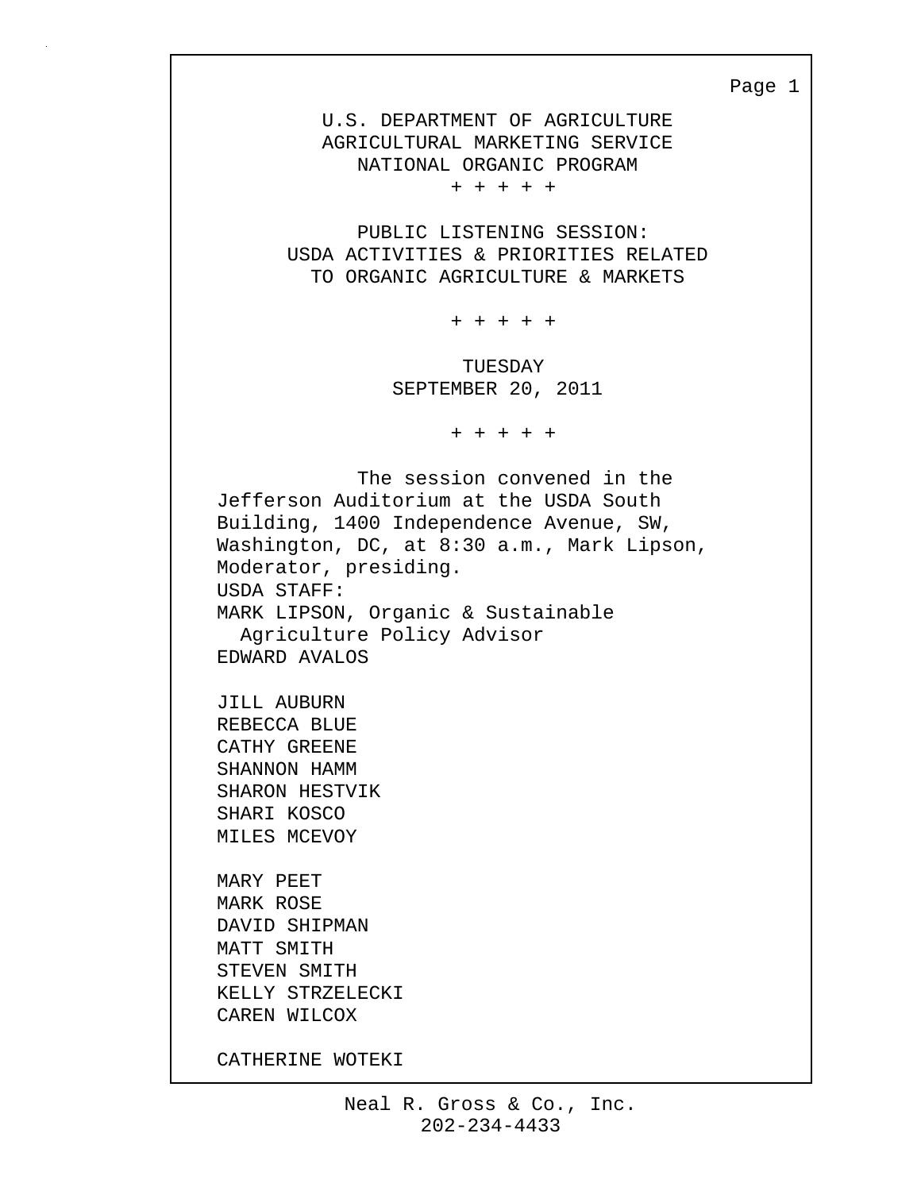# U.S. DEPARTMENT OF AGRICULTURE
# AGRICULTURAL MARKETING SERVICE
# NATIONAL ORGANIC PROGRAM

+ + + + +

## PUBLIC LISTENING SESSION:
## USDA ACTIVITIES & PRIORITIES RELATED TO ORGANIC AGRICULTURE & MARKETS

+ + + + +

TUESDAY
SEPTEMBER 20, 2011

+ + + + +

The session convened in the Jefferson Auditorium at the USDA South Building, 1400 Independence Avenue, SW, Washington, DC, at 8:30 a.m., Mark Lipson, Moderator, presiding.

USDA STAFF:

MARK LIPSON, Organic & Sustainable Agriculture Policy Advisor
EDWARD AVALOS

JILL AUBURN
REBECCA BLUE
CATHY GREENE
SHANNON HAMM
SHARON HESTVIK
SHARI KOSCO
MILES MCEVOY

MARY PEET
MARK ROSE
DAVID SHIPMAN
MATT SMITH
STEVEN SMITH
KELLY STRZELECKI
CAREN WILCOX

CATHERINE WOTEKI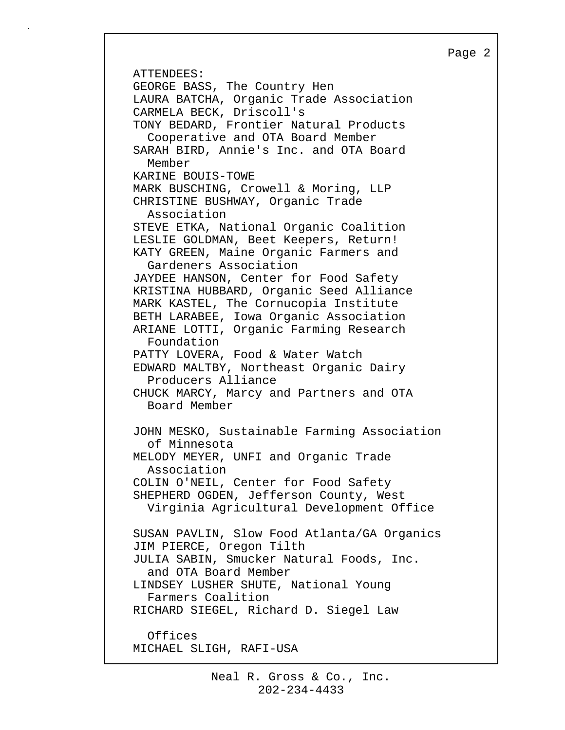ATTENDEES:

GEORGE BASS, The Country Hen
LAURA BATCHA, Organic Trade Association
CARMELA BECK, Driscoll's
TONY BEDARD, Frontier Natural Products Cooperative and OTA Board Member
SARAH BIRD, Annie's Inc. and OTA Board Member
KARINE BOUIS-TOWE
MARK BUSCHING, Crowell & Moring, LLP
CHRISTINE BUSHWAY, Organic Trade Association
STEVE ETKA, National Organic Coalition
LESLIE GOLDMAN, Beet Keepers, Return!
KATY GREEN, Maine Organic Farmers and Gardeners Association
JAYDEE HANSON, Center for Food Safety
KRISTINA HUBBARD, Organic Seed Alliance
MARK KASTEL, The Cornucopia Institute
BETH LARABEE, Iowa Organic Association
ARIANE LOTTI, Organic Farming Research Foundation
PATTY LOVERA, Food & Water Watch
EDWARD MALTBY, Northeast Organic Dairy Producers Alliance
CHUCK MARCY, Marcy and Partners and OTA Board Member
JOHN MESKO, Sustainable Farming Association of Minnesota
MELODY MEYER, UNFI and Organic Trade Association
COLIN O'NEIL, Center for Food Safety
SHEPHERD OGDEN, Jefferson County, West Virginia Agricultural Development Office
SUSAN PAVLIN, Slow Food Atlanta/GA Organics
JIM PIERCE, Oregon Tilth
JULIA SABIN, Smucker Natural Foods, Inc. and OTA Board Member
LINDSEY LUSHER SHUTE, National Young Farmers Coalition
RICHARD SIEGEL, Richard D. Siegel Law Offices
MICHAEL SLIGH, RAFI-USA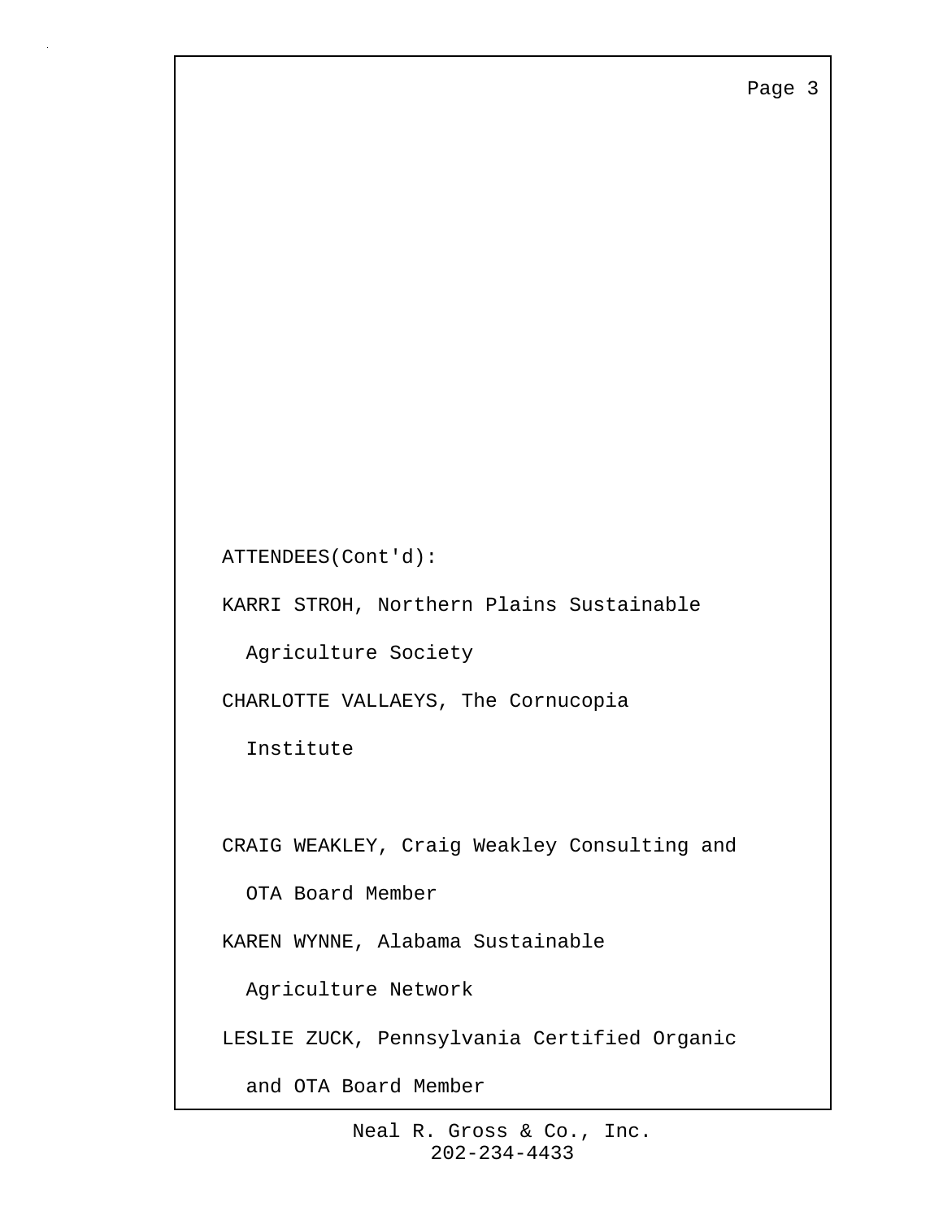ATTENDEES(Cont'd):

KARRI STROH, Northern Plains Sustainable Agriculture Society

CHARLOTTE VALLAEYS, The Cornucopia Institute

CRAIG WEAKLEY, Craig Weakley Consulting and OTA Board Member

KAREN WYNNE, Alabama Sustainable Agriculture Network

LESLIE ZUCK, Pennsylvania Certified Organic and OTA Board Member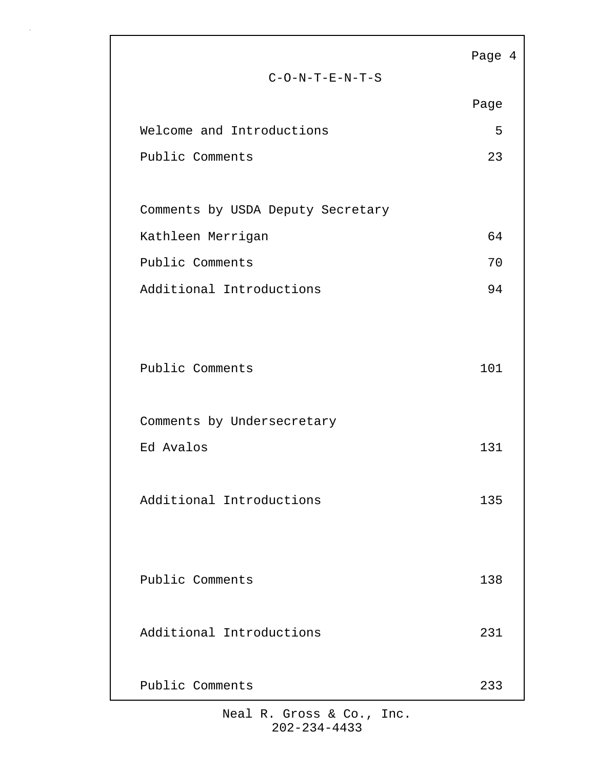# C-O-N-T-E-N-T-S

| | Page |
|---|---|
| Welcome and Introductions | 5 |
| Public Comments | 23 |
| Comments by USDA Deputy Secretary Kathleen Merrigan | 64 |
| Public Comments | 70 |
| Additional Introductions | 94 |
| Public Comments | 101 |
| Comments by Undersecretary Ed Avalos | 131 |
| Additional Introductions | 135 |
| Public Comments | 138 |
| Additional Introductions | 231 |
| Public Comments | 233 |

Neal R. Gross & Co., Inc.
202-234-4433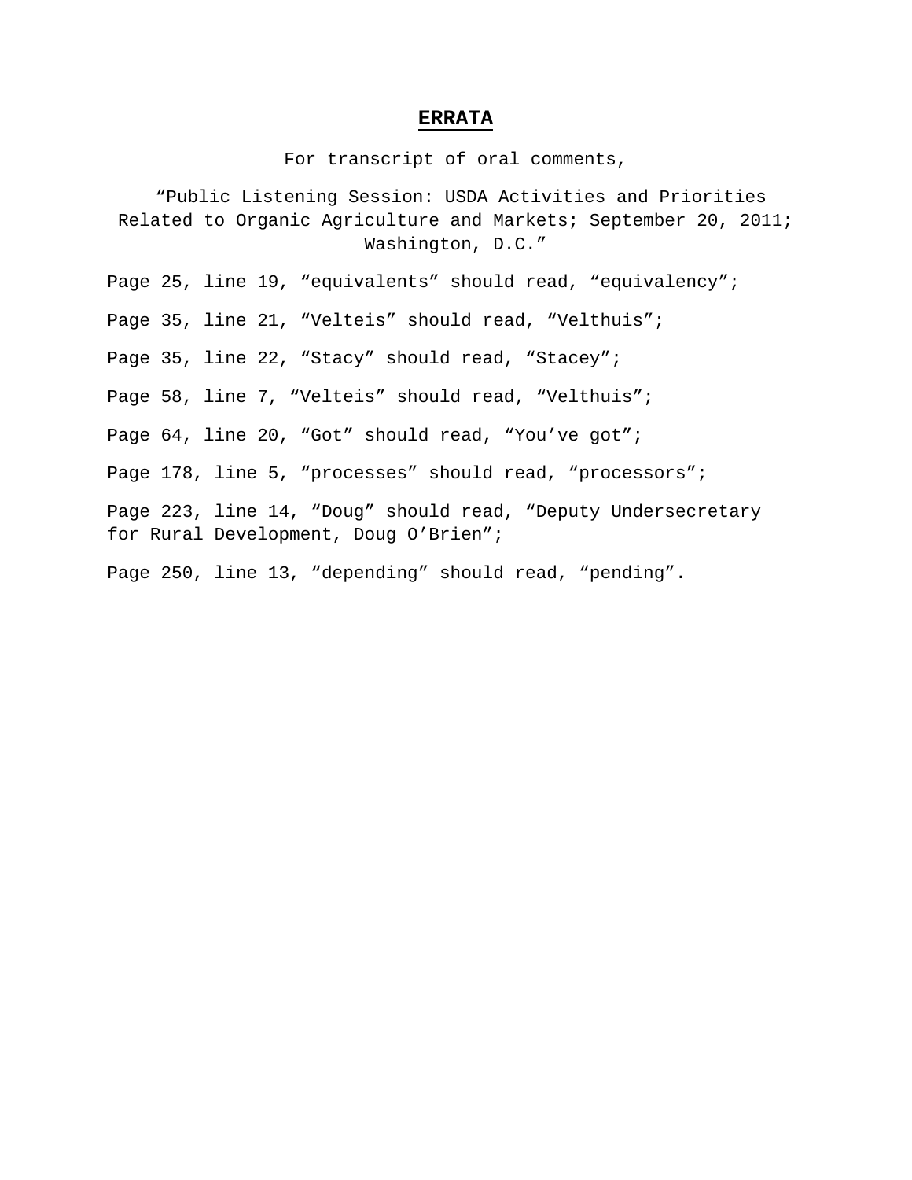# ERRATA

For transcript of oral comments,

"Public Listening Session: USDA Activities and Priorities Related to Organic Agriculture and Markets; September 20, 2011; Washington, D.C."

Page 25, line 19, "equivalents" should read, "equivalency";

Page 35, line 21, "Velteis" should read, "Velthuis";

Page 35, line 22, "Stacy" should read, "Stacey";

Page 58, line 7, "Velteis" should read, "Velthuis";

Page 64, line 20, "Got" should read, "You've got";

Page 178, line 5, "processes" should read, "processors";

Page 223, line 14, "Doug" should read, "Deputy Undersecretary for Rural Development, Doug O'Brien";

Page 250, line 13, "depending" should read, "pending".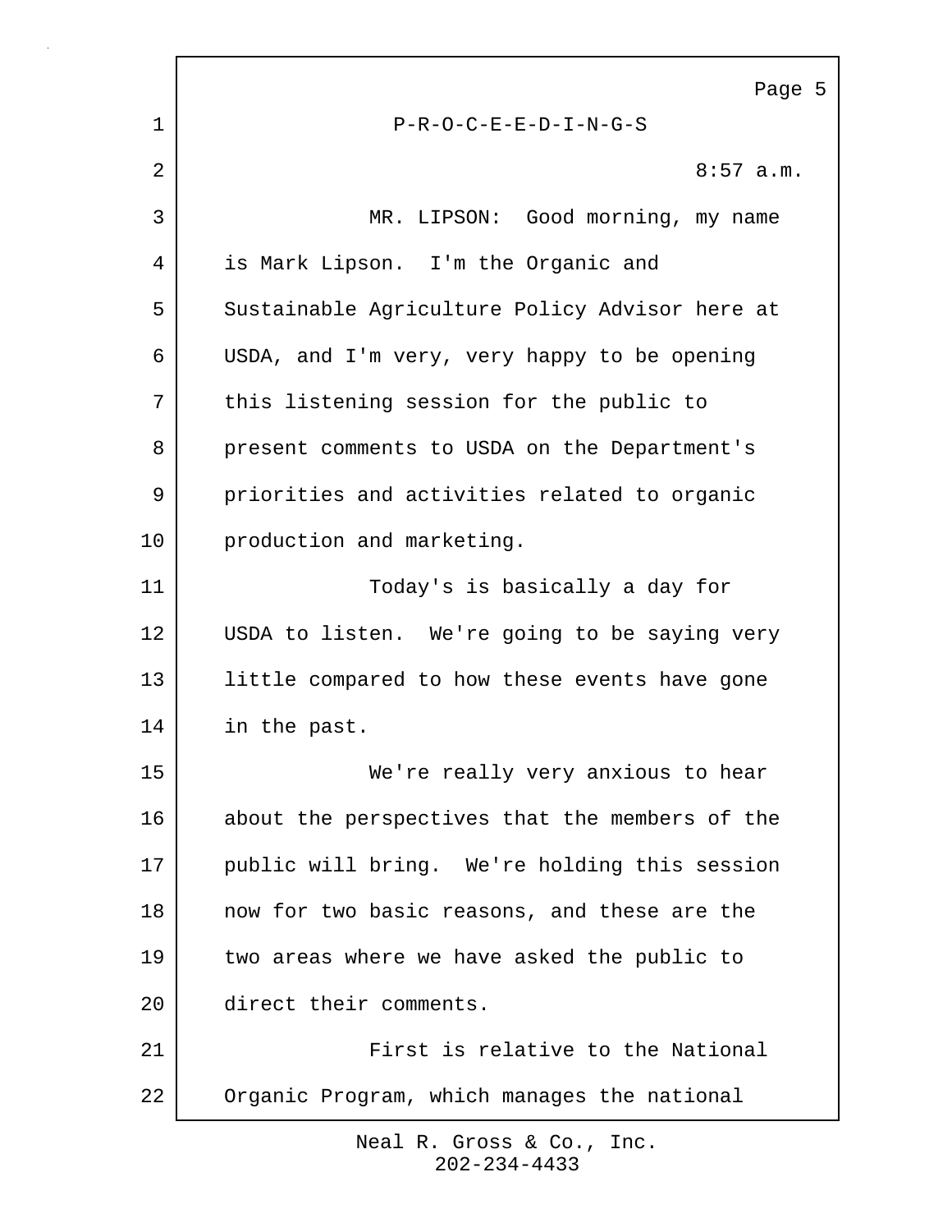P-R-O-C-E-E-D-I-N-G-S

8:57 a.m.

MR. LIPSON: Good morning, my name is Mark Lipson. I'm the Organic and Sustainable Agriculture Policy Advisor here at USDA, and I'm very, very happy to be opening this listening session for the public to present comments to USDA on the Department's priorities and activities related to organic production and marketing.

Today's is basically a day for USDA to listen. We're going to be saying very little compared to how these events have gone in the past.

We're really very anxious to hear about the perspectives that the members of the public will bring. We're holding this session now for two basic reasons, and these are the two areas where we have asked the public to direct their comments.

First is relative to the National Organic Program, which manages the national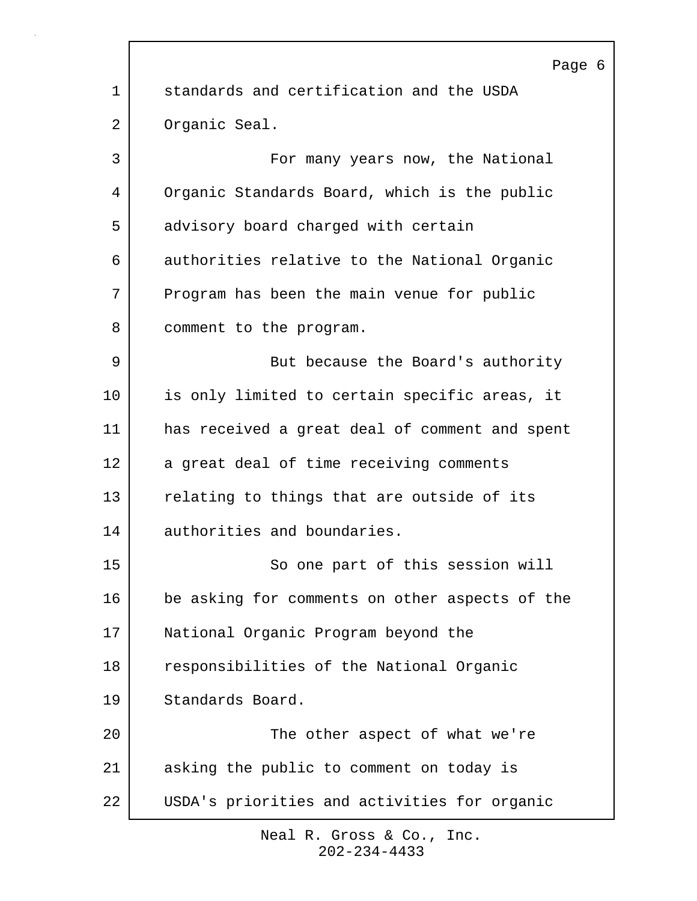standards and certification and the USDA Organic Seal.

For many years now, the National Organic Standards Board, which is the public advisory board charged with certain authorities relative to the National Organic Program has been the main venue for public comment to the program.

But because the Board's authority is only limited to certain specific areas, it has received a great deal of comment and spent a great deal of time receiving comments relating to things that are outside of its authorities and boundaries.

So one part of this session will be asking for comments on other aspects of the National Organic Program beyond the responsibilities of the National Organic Standards Board.

The other aspect of what we're asking the public to comment on today is USDA's priorities and activities for organic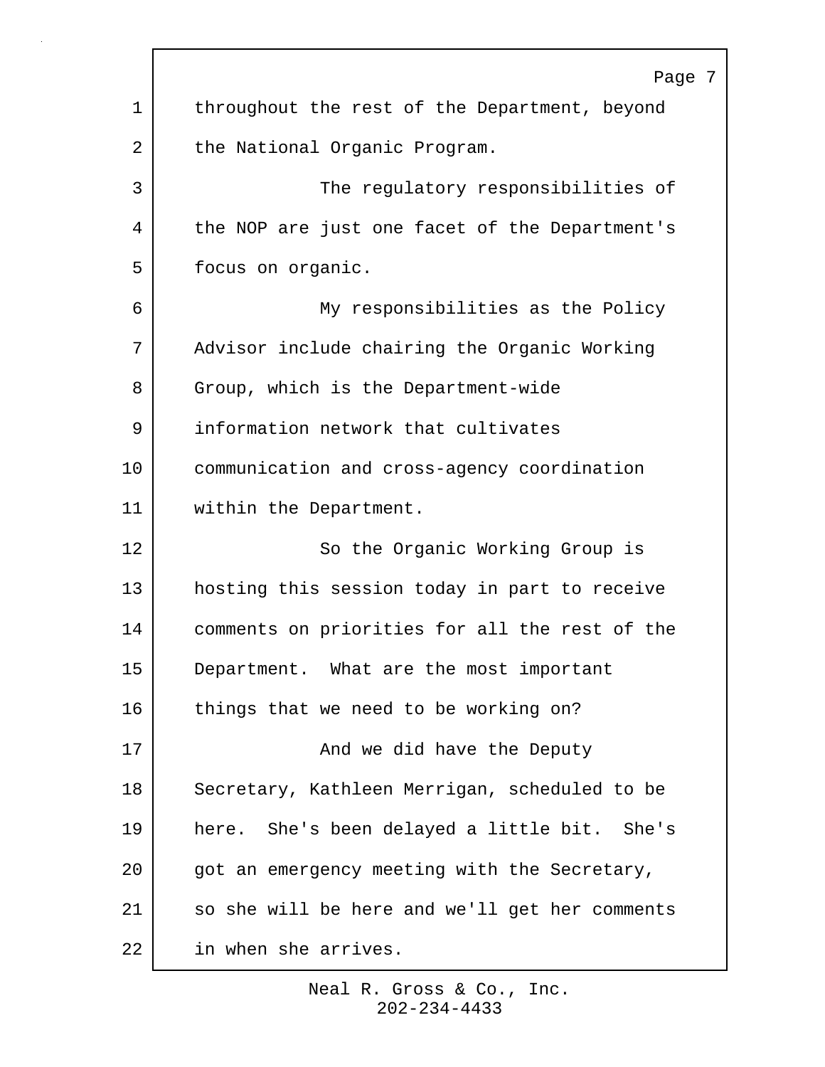throughout the rest of the Department, beyond the National Organic Program.

The regulatory responsibilities of the NOP are just one facet of the Department's focus on organic.

My responsibilities as the Policy Advisor include chairing the Organic Working Group, which is the Department-wide information network that cultivates communication and cross-agency coordination within the Department.

So the Organic Working Group is hosting this session today in part to receive comments on priorities for all the rest of the Department. What are the most important things that we need to be working on?

And we did have the Deputy Secretary, Kathleen Merrigan, scheduled to be here. She's been delayed a little bit. She's got an emergency meeting with the Secretary, so she will be here and we'll get her comments in when she arrives.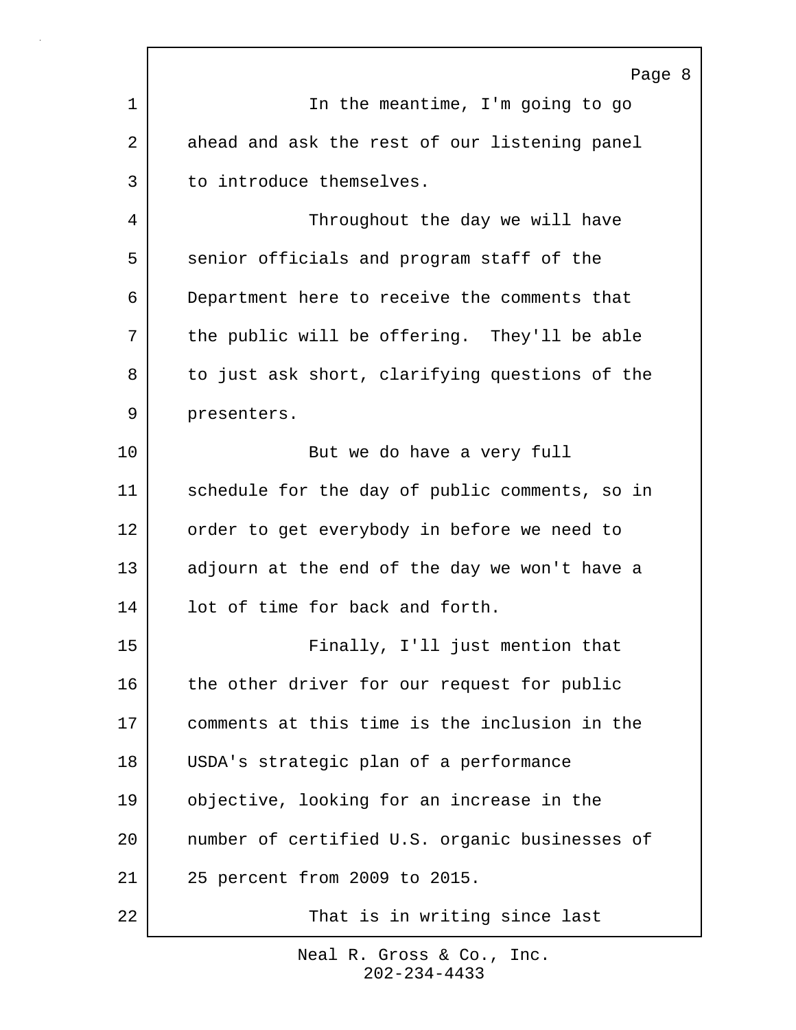In the meantime, I'm going to go ahead and ask the rest of our listening panel to introduce themselves.

Throughout the day we will have senior officials and program staff of the Department here to receive the comments that the public will be offering. They'll be able to just ask short, clarifying questions of the presenters.

But we do have a very full schedule for the day of public comments, so in order to get everybody in before we need to adjourn at the end of the day we won't have a lot of time for back and forth.

Finally, I'll just mention that the other driver for our request for public comments at this time is the inclusion in the USDA's strategic plan of a performance objective, looking for an increase in the number of certified U.S. organic businesses of 25 percent from 2009 to 2015.

That is in writing since last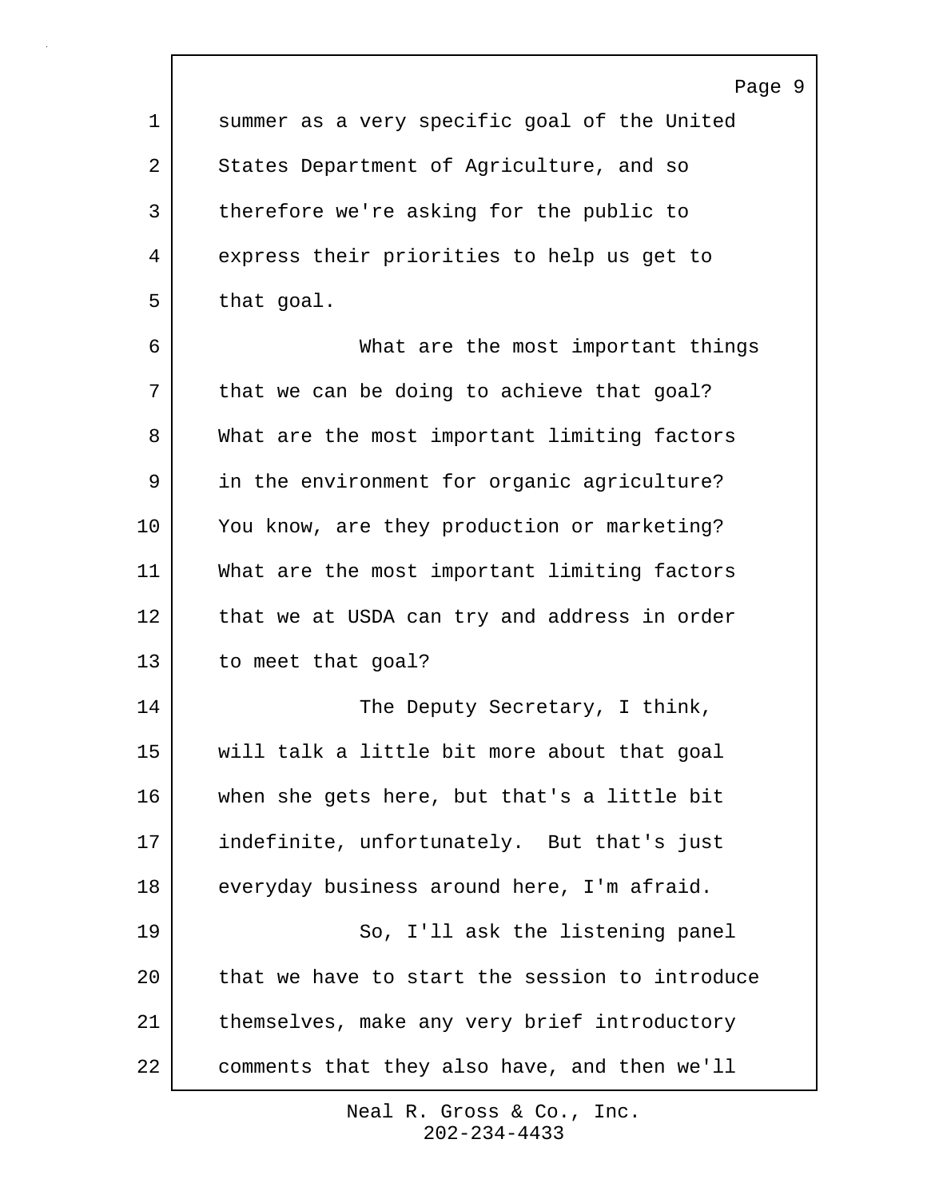summer as a very specific goal of the United States Department of Agriculture, and so therefore we're asking for the public to express their priorities to help us get to that goal.

What are the most important things that we can be doing to achieve that goal? What are the most important limiting factors in the environment for organic agriculture? You know, are they production or marketing? What are the most important limiting factors that we at USDA can try and address in order to meet that goal?

The Deputy Secretary, I think, will talk a little bit more about that goal when she gets here, but that's a little bit indefinite, unfortunately. But that's just everyday business around here, I'm afraid.

So, I'll ask the listening panel that we have to start the session to introduce themselves, make any very brief introductory comments that they also have, and then we'll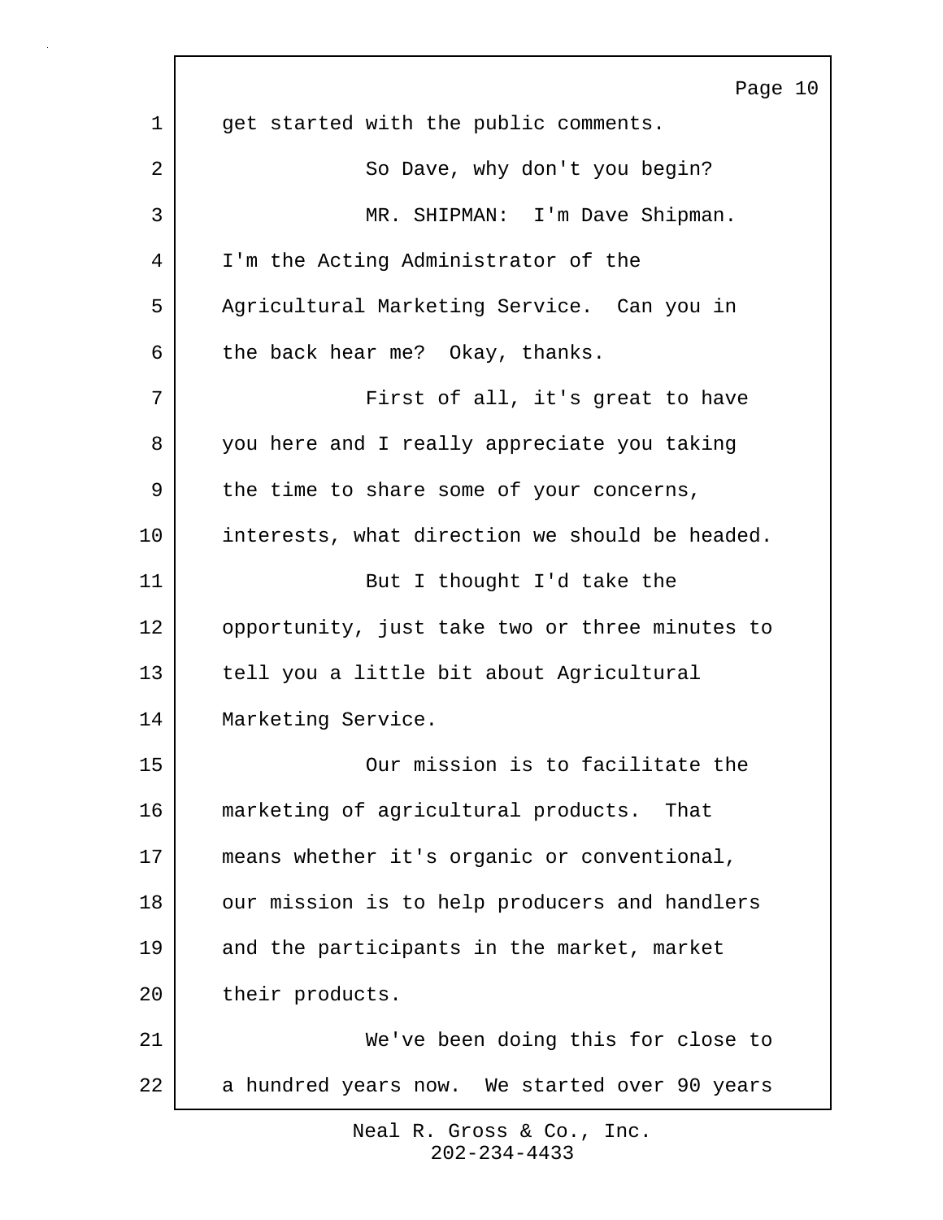get started with the public comments.

So Dave, why don't you begin?

MR. SHIPMAN: I'm Dave Shipman. I'm the Acting Administrator of the Agricultural Marketing Service. Can you in the back hear me? Okay, thanks.

First of all, it's great to have you here and I really appreciate you taking the time to share some of your concerns, interests, what direction we should be headed.

But I thought I'd take the opportunity, just take two or three minutes to tell you a little bit about Agricultural Marketing Service.

Our mission is to facilitate the marketing of agricultural products. That means whether it's organic or conventional, our mission is to help producers and handlers and the participants in the market, market their products.

We've been doing this for close to a hundred years now. We started over 90 years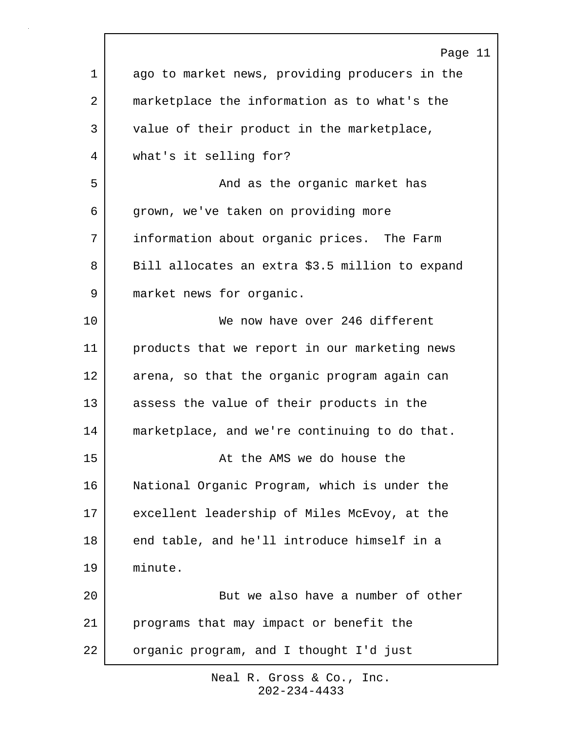ago to market news, providing producers in the marketplace the information as to what's the value of their product in the marketplace, what's it selling for?

And as the organic market has grown, we've taken on providing more information about organic prices. The Farm Bill allocates an extra $3.5 million to expand market news for organic.

We now have over 246 different products that we report in our marketing news arena, so that the organic program again can assess the value of their products in the marketplace, and we're continuing to do that.

At the AMS we do house the National Organic Program, which is under the excellent leadership of Miles McEvoy, at the end table, and he'll introduce himself in a minute.

But we also have a number of other programs that may impact or benefit the organic program, and I thought I'd just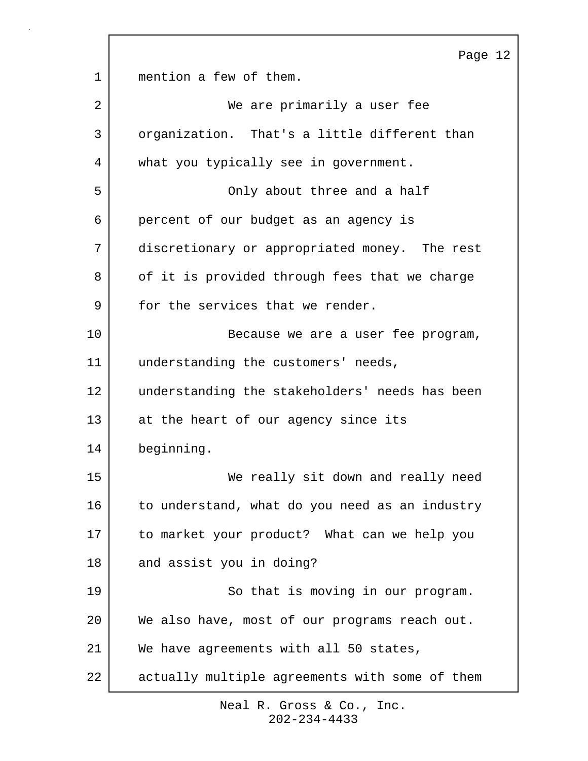mention a few of them.

We are primarily a user fee organization. That's a little different than what you typically see in government.

Only about three and a half percent of our budget as an agency is discretionary or appropriated money. The rest of it is provided through fees that we charge for the services that we render.

Because we are a user fee program, understanding the customers' needs, understanding the stakeholders' needs has been at the heart of our agency since its beginning.

We really sit down and really need to understand, what do you need as an industry to market your product? What can we help you and assist you in doing?

So that is moving in our program. We also have, most of our programs reach out. We have agreements with all 50 states, actually multiple agreements with some of them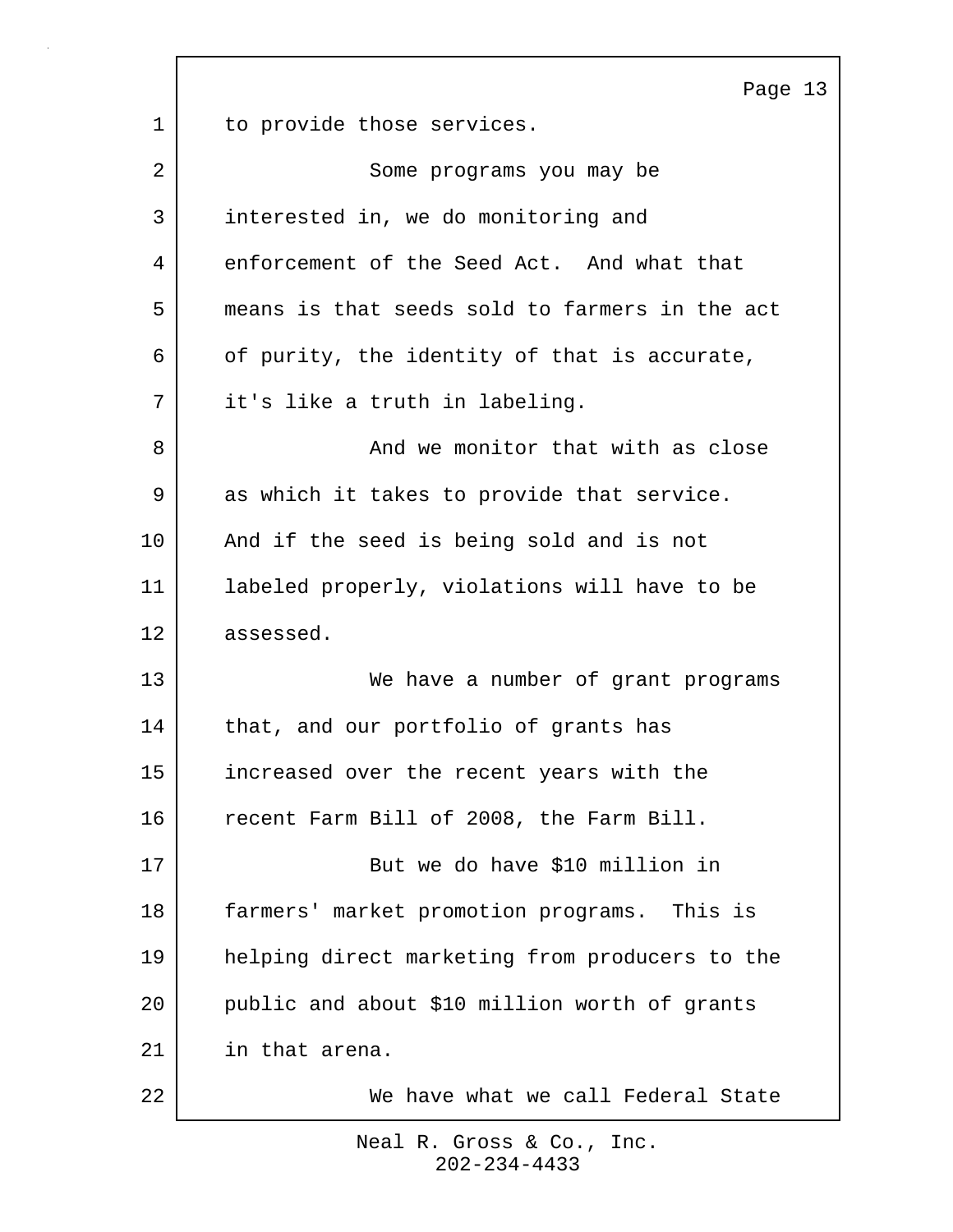to provide those services.

Some programs you may be interested in, we do monitoring and enforcement of the Seed Act. And what that means is that seeds sold to farmers in the act of purity, the identity of that is accurate, it's like a truth in labeling.

And we monitor that with as close as which it takes to provide that service. And if the seed is being sold and is not labeled properly, violations will have to be assessed.

We have a number of grant programs that, and our portfolio of grants has increased over the recent years with the recent Farm Bill of 2008, the Farm Bill.

But we do have $10 million in farmers' market promotion programs. This is helping direct marketing from producers to the public and about $10 million worth of grants in that arena.

We have what we call Federal State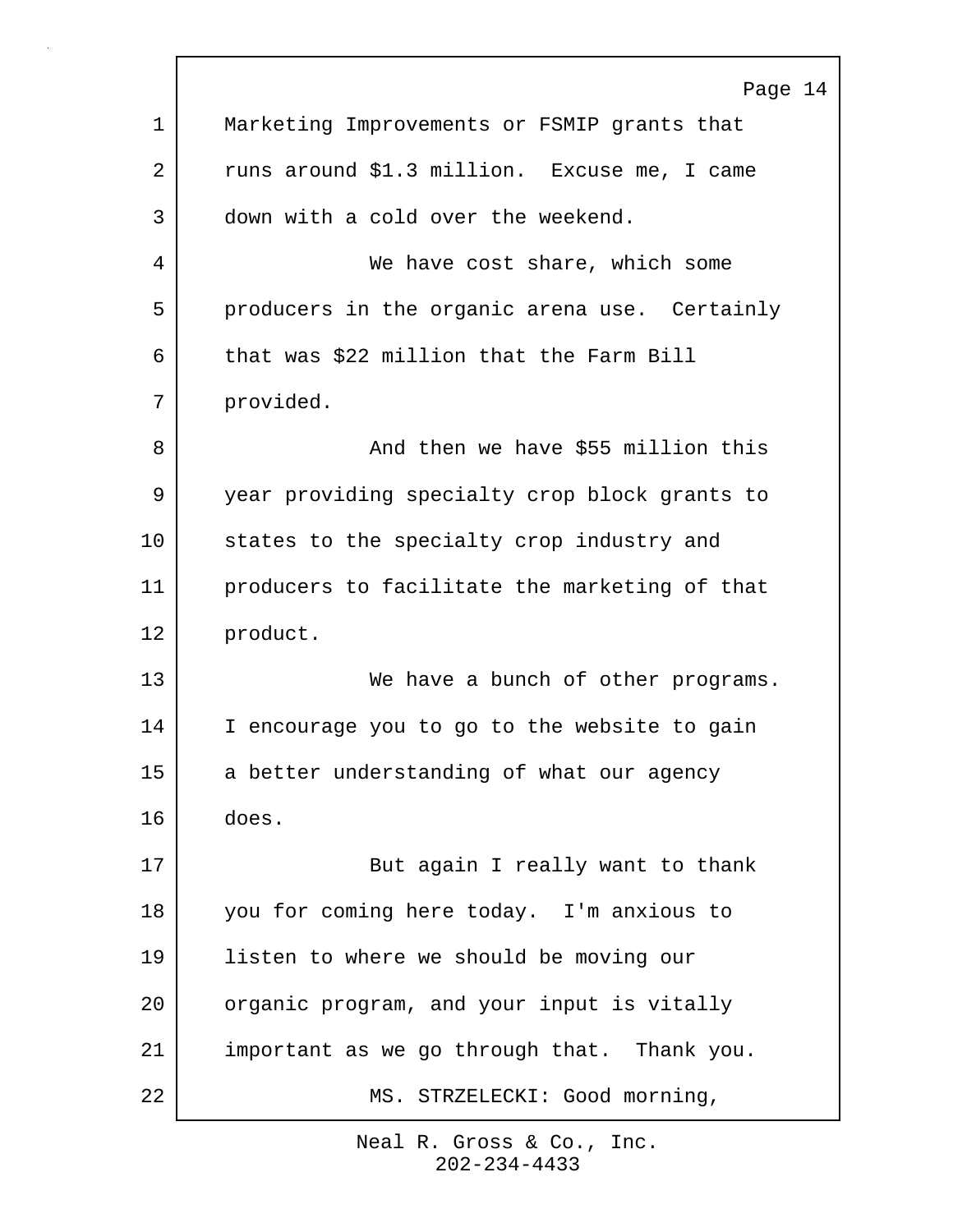Marketing Improvements or FSMIP grants that runs around $1.3 million. Excuse me, I came down with a cold over the weekend.

We have cost share, which some producers in the organic arena use. Certainly that was $22 million that the Farm Bill provided.

And then we have $55 million this year providing specialty crop block grants to states to the specialty crop industry and producers to facilitate the marketing of that product.

We have a bunch of other programs. I encourage you to go to the website to gain a better understanding of what our agency does.

But again I really want to thank you for coming here today. I'm anxious to listen to where we should be moving our organic program, and your input is vitally important as we go through that. Thank you.

MS. STRZELECKI: Good morning,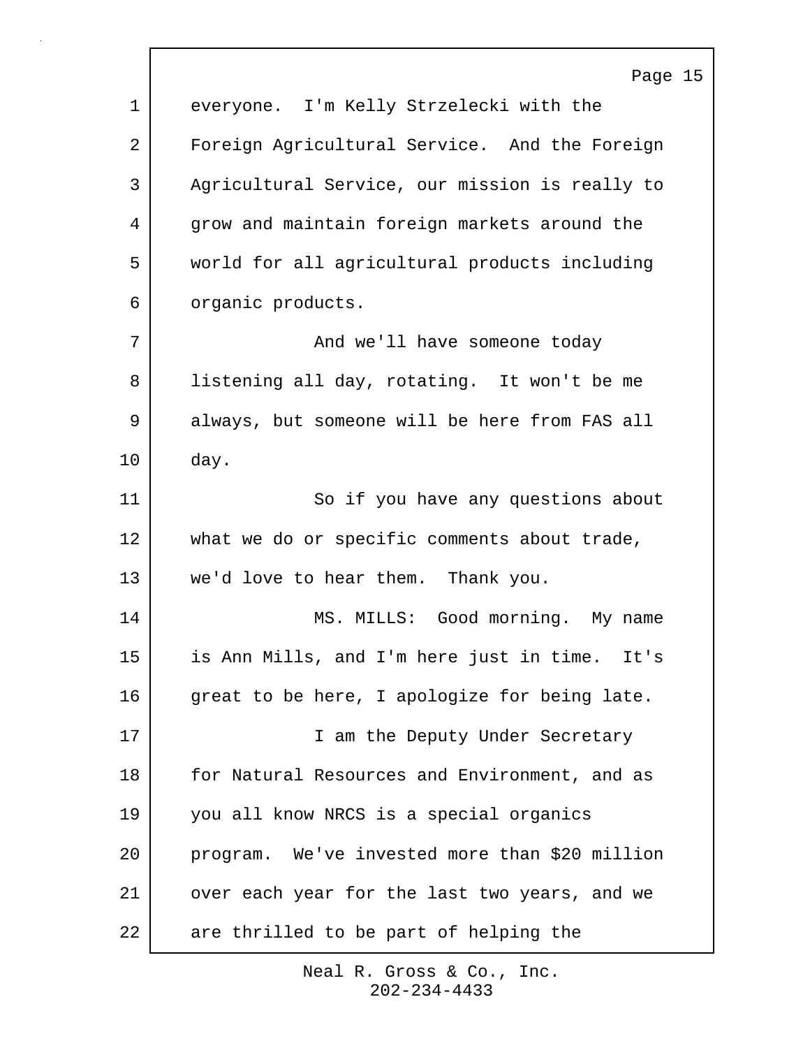everyone. I'm Kelly Strzelecki with the Foreign Agricultural Service. And the Foreign Agricultural Service, our mission is really to grow and maintain foreign markets around the world for all agricultural products including organic products.

And we'll have someone today listening all day, rotating. It won't be me always, but someone will be here from FAS all day.

So if you have any questions about what we do or specific comments about trade, we'd love to hear them. Thank you.

MS. MILLS: Good morning. My name is Ann Mills, and I'm here just in time. It's great to be here, I apologize for being late.

I am the Deputy Under Secretary for Natural Resources and Environment, and as you all know NRCS is a special organics program. We've invested more than $20 million over each year for the last two years, and we are thrilled to be part of helping the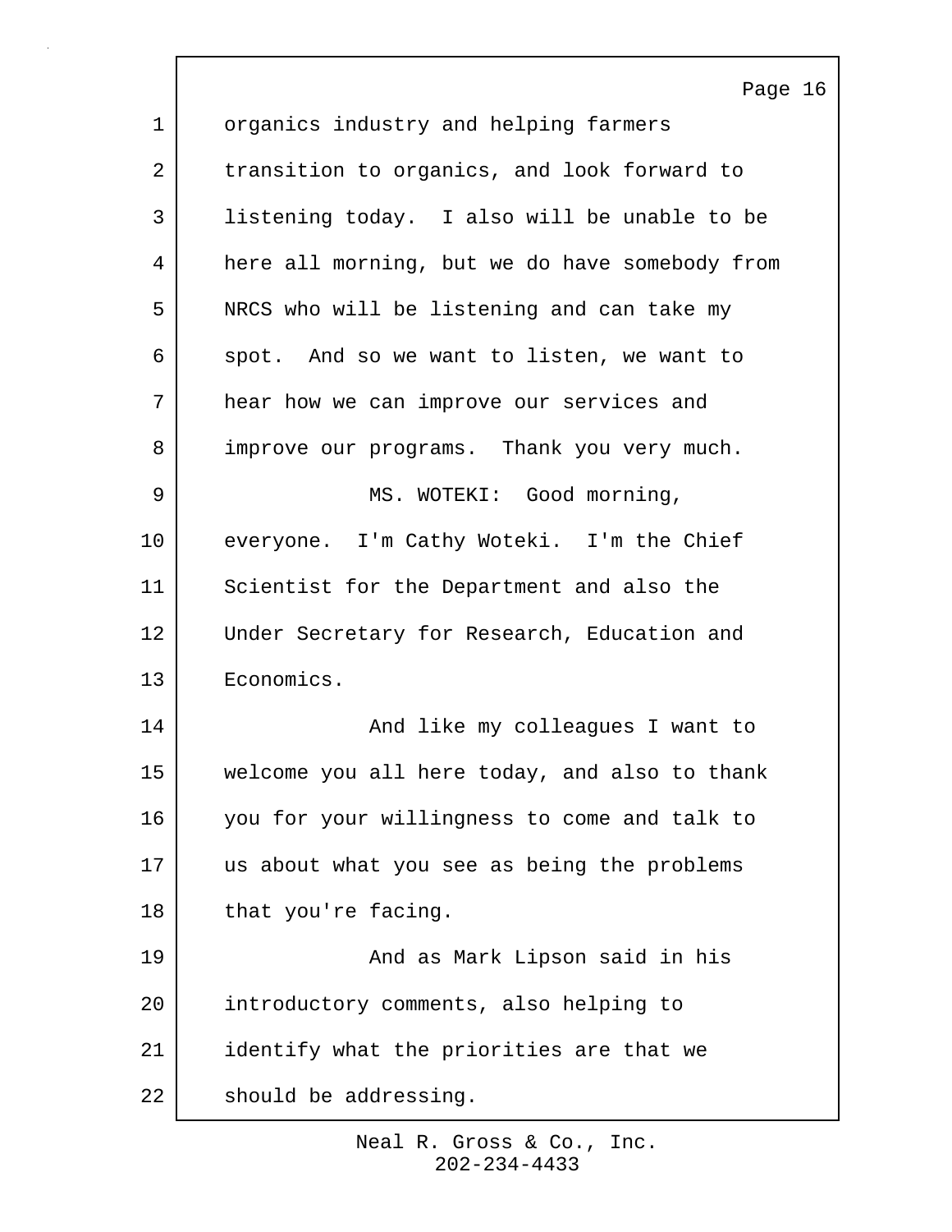organics industry and helping farmers transition to organics, and look forward to listening today. I also will be unable to be here all morning, but we do have somebody from NRCS who will be listening and can take my spot. And so we want to listen, we want to hear how we can improve our services and improve our programs. Thank you very much.

MS. WOTEKI: Good morning, everyone. I'm Cathy Woteki. I'm the Chief Scientist for the Department and also the Under Secretary for Research, Education and Economics.

And like my colleagues I want to welcome you all here today, and also to thank you for your willingness to come and talk to us about what you see as being the problems that you're facing.

And as Mark Lipson said in his introductory comments, also helping to identify what the priorities are that we should be addressing.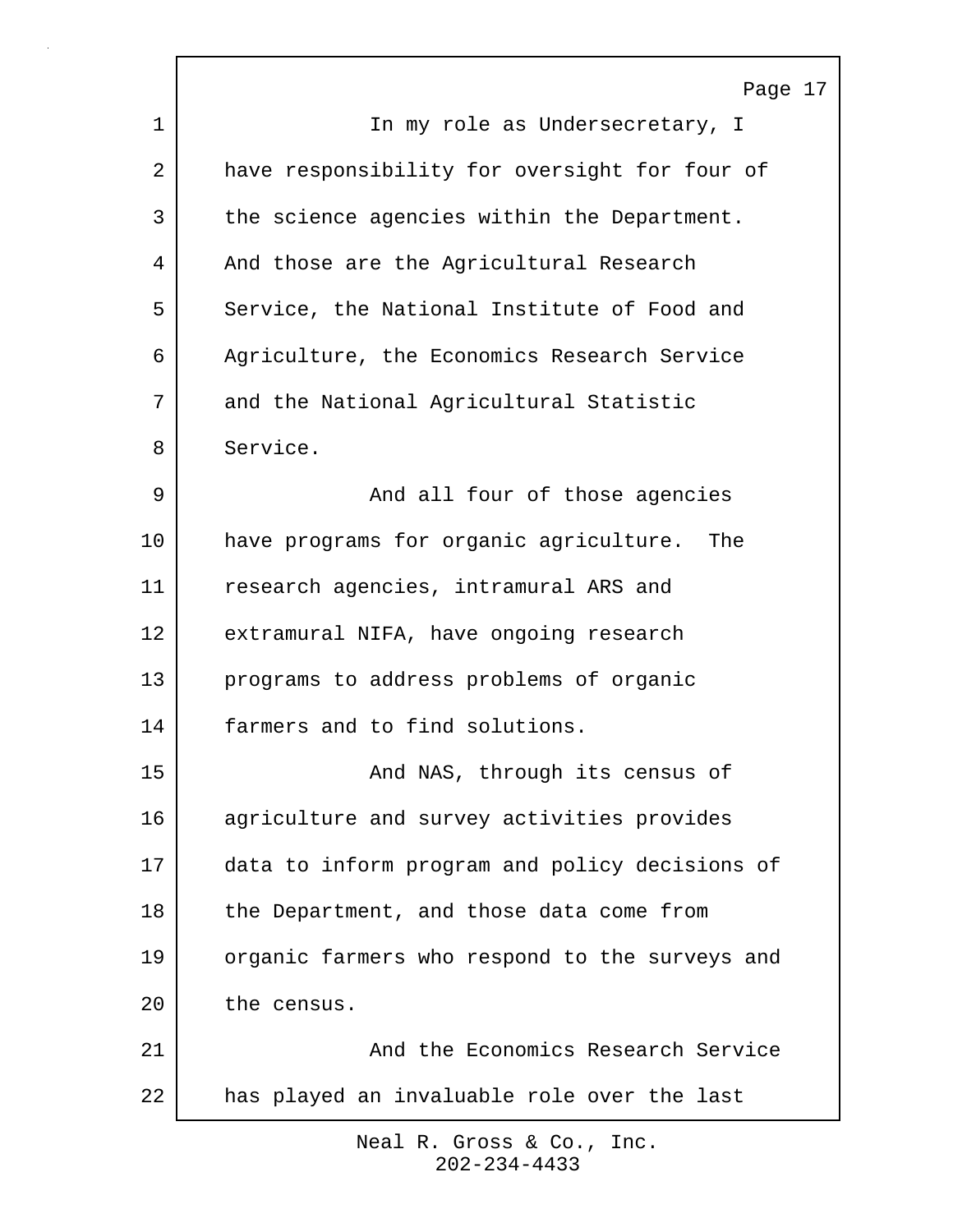In my role as Undersecretary, I have responsibility for oversight for four of the science agencies within the Department. And those are the Agricultural Research Service, the National Institute of Food and Agriculture, the Economics Research Service and the National Agricultural Statistic Service.

And all four of those agencies have programs for organic agriculture. The research agencies, intramural ARS and extramural NIFA, have ongoing research programs to address problems of organic farmers and to find solutions.

And NAS, through its census of agriculture and survey activities provides data to inform program and policy decisions of the Department, and those data come from organic farmers who respond to the surveys and the census.

And the Economics Research Service has played an invaluable role over the last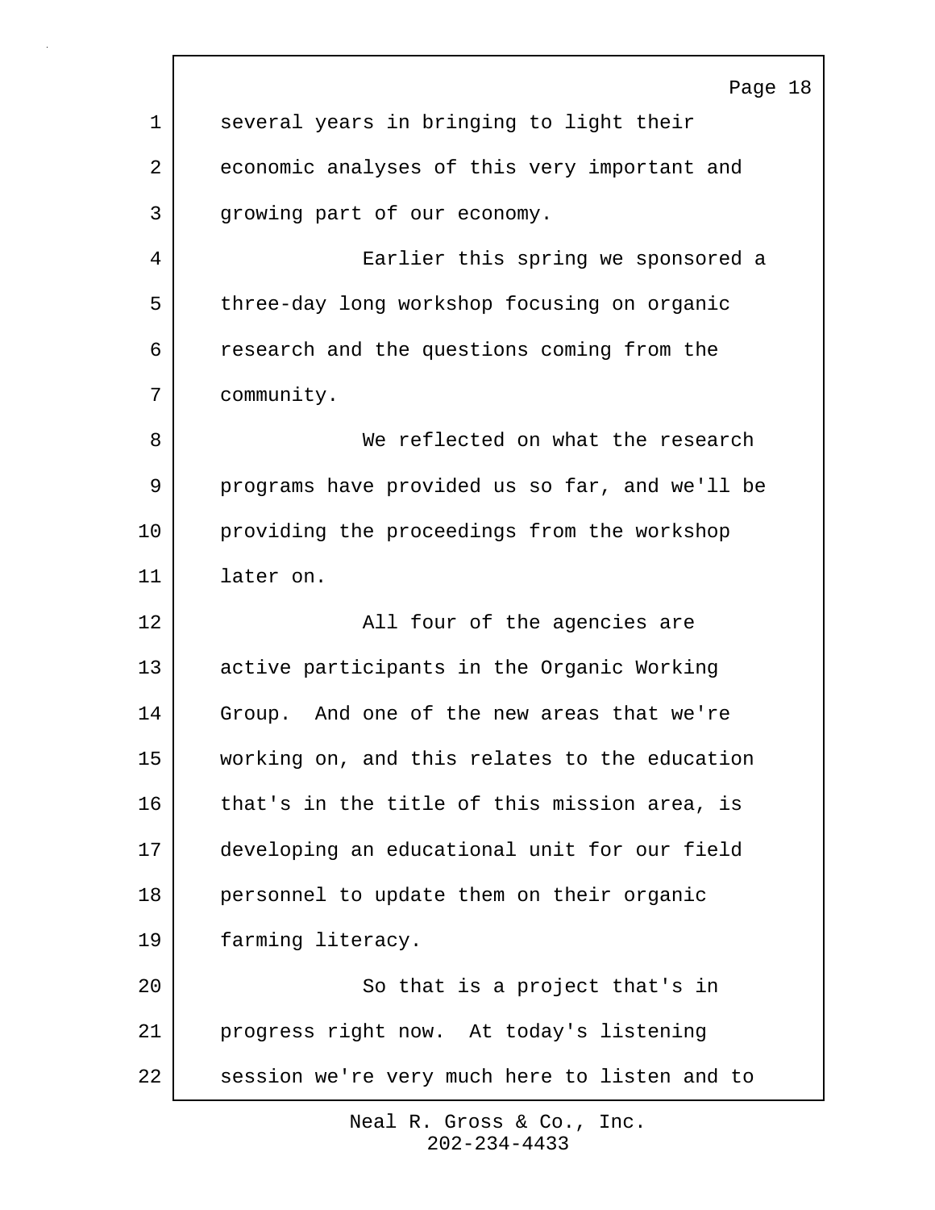several years in bringing to light their economic analyses of this very important and growing part of our economy.

Earlier this spring we sponsored a three-day long workshop focusing on organic research and the questions coming from the community.

We reflected on what the research programs have provided us so far, and we'll be providing the proceedings from the workshop later on.

All four of the agencies are active participants in the Organic Working Group. And one of the new areas that we're working on, and this relates to the education that's in the title of this mission area, is developing an educational unit for our field personnel to update them on their organic farming literacy.

So that is a project that's in progress right now. At today's listening session we're very much here to listen and to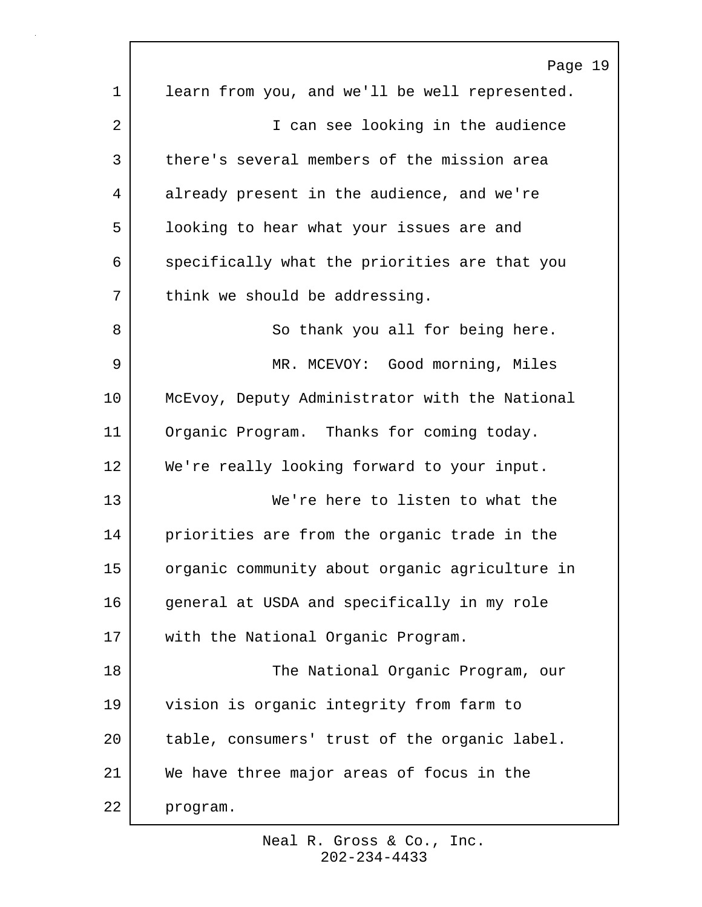learn from you, and we'll be well represented.

I can see looking in the audience there's several members of the mission area already present in the audience, and we're looking to hear what your issues are and specifically what the priorities are that you think we should be addressing.

So thank you all for being here.

MR. MCEVOY: Good morning, Miles McEvoy, Deputy Administrator with the National Organic Program. Thanks for coming today. We're really looking forward to your input.

We're here to listen to what the priorities are from the organic trade in the organic community about organic agriculture in general at USDA and specifically in my role with the National Organic Program.

The National Organic Program, our vision is organic integrity from farm to table, consumers' trust of the organic label. We have three major areas of focus in the program.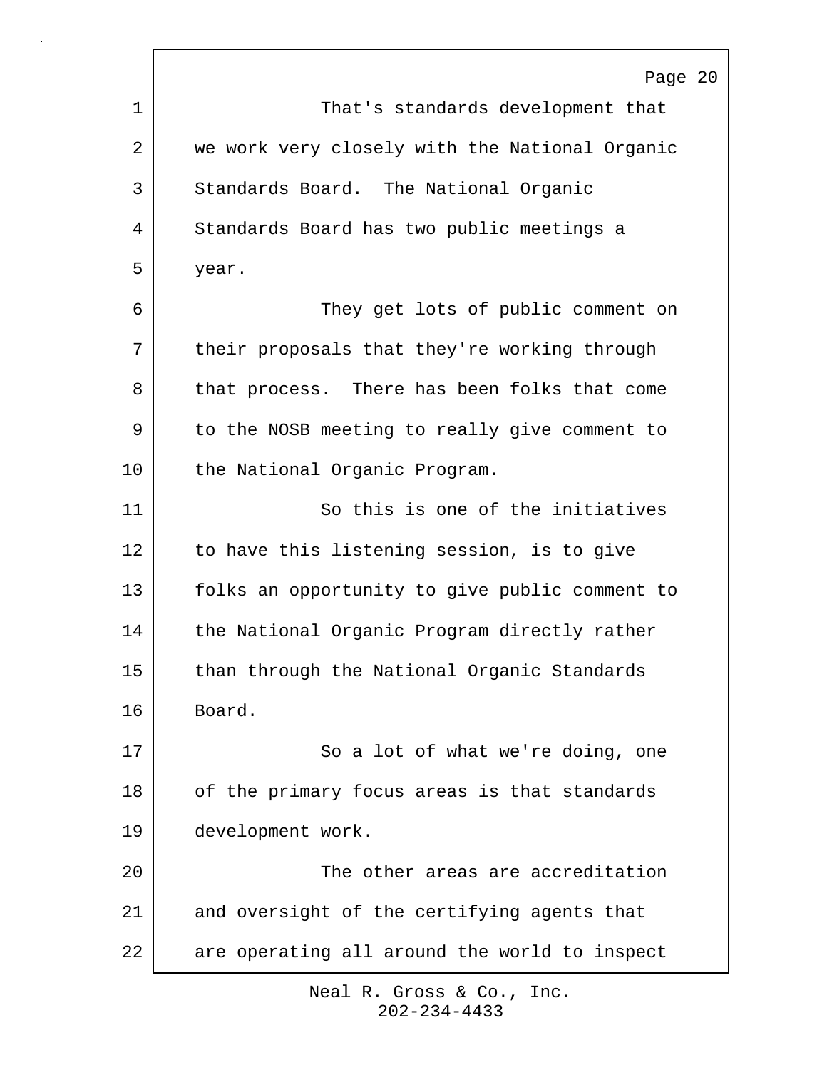That's standards development that we work very closely with the National Organic Standards Board. The National Organic Standards Board has two public meetings a year.

They get lots of public comment on their proposals that they're working through that process. There has been folks that come to the NOSB meeting to really give comment to the National Organic Program.

So this is one of the initiatives to have this listening session, is to give folks an opportunity to give public comment to the National Organic Program directly rather than through the National Organic Standards Board.

So a lot of what we're doing, one of the primary focus areas is that standards development work.

The other areas are accreditation and oversight of the certifying agents that are operating all around the world to inspect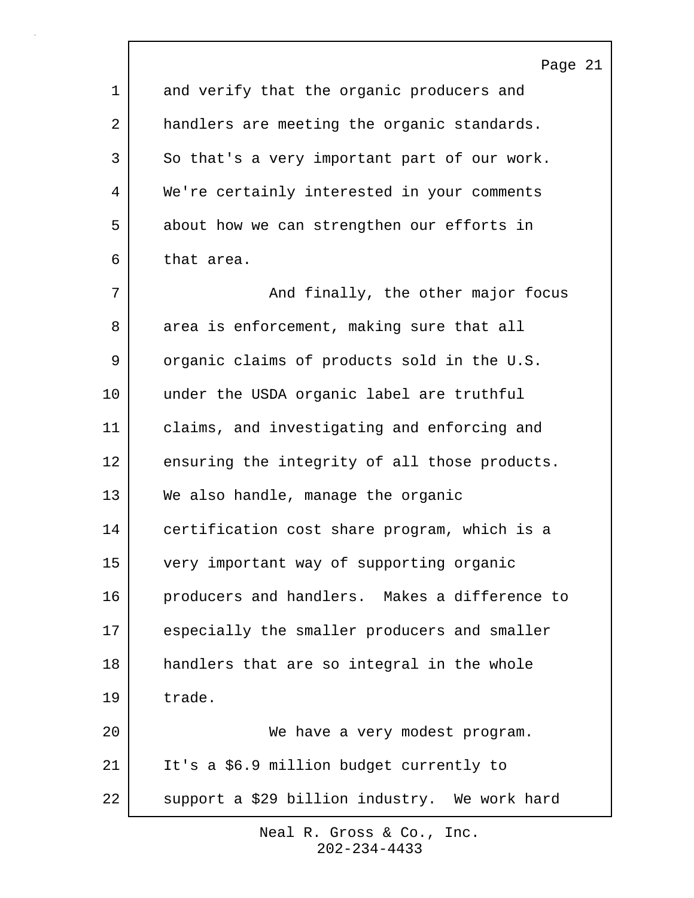and verify that the organic producers and handlers are meeting the organic standards. So that's a very important part of our work. We're certainly interested in your comments about how we can strengthen our efforts in that area.

And finally, the other major focus area is enforcement, making sure that all organic claims of products sold in the U.S. under the USDA organic label are truthful claims, and investigating and enforcing and ensuring the integrity of all those products. We also handle, manage the organic certification cost share program, which is a very important way of supporting organic producers and handlers. Makes a difference to especially the smaller producers and smaller handlers that are so integral in the whole trade.

We have a very modest program. It's a $6.9 million budget currently to support a $29 billion industry. We work hard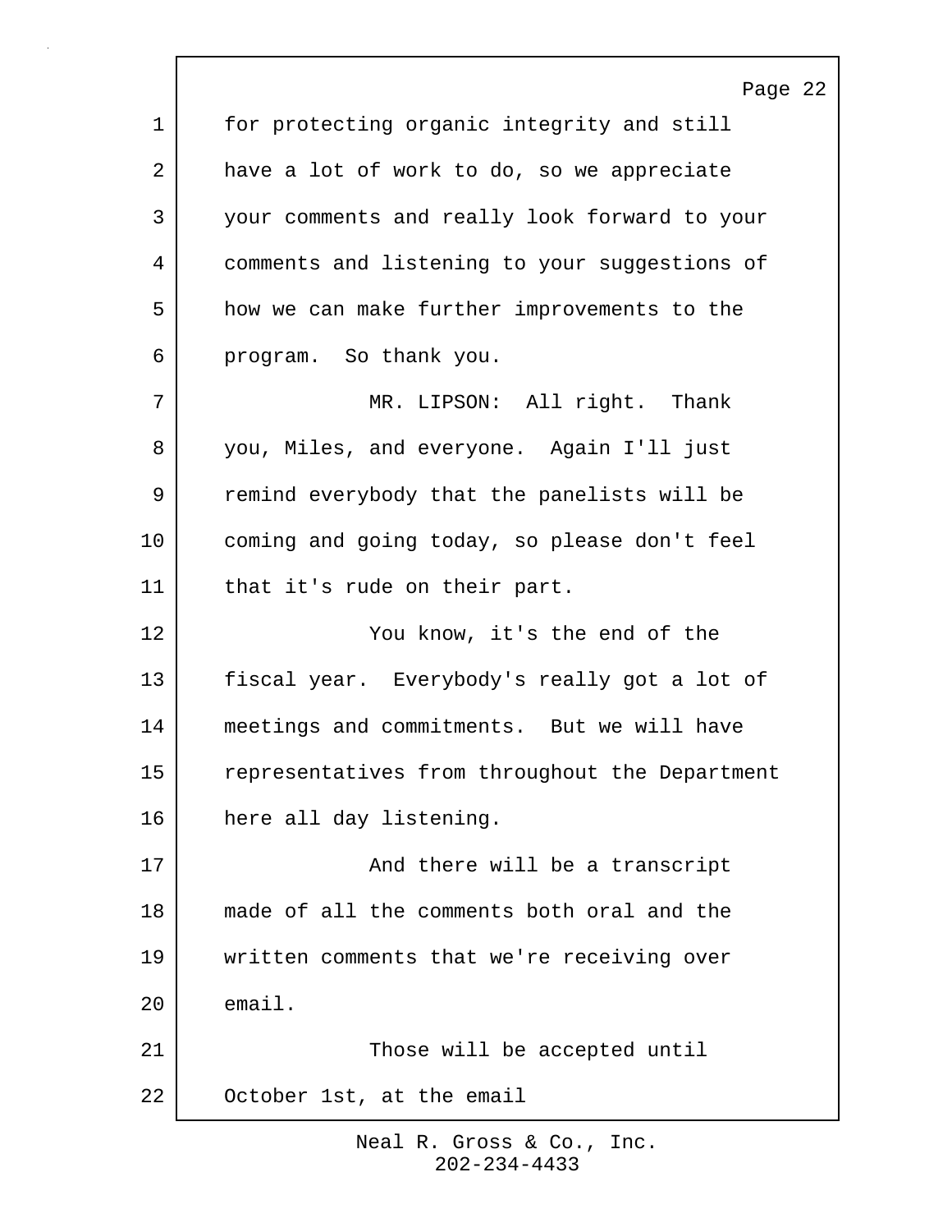for protecting organic integrity and still have a lot of work to do, so we appreciate your comments and really look forward to your comments and listening to your suggestions of how we can make further improvements to the program. So thank you.

MR. LIPSON: All right. Thank you, Miles, and everyone. Again I'll just remind everybody that the panelists will be coming and going today, so please don't feel that it's rude on their part.

You know, it's the end of the fiscal year. Everybody's really got a lot of meetings and commitments. But we will have representatives from throughout the Department here all day listening.

And there will be a transcript made of all the comments both oral and the written comments that we're receiving over email.

Those will be accepted until October 1st, at the email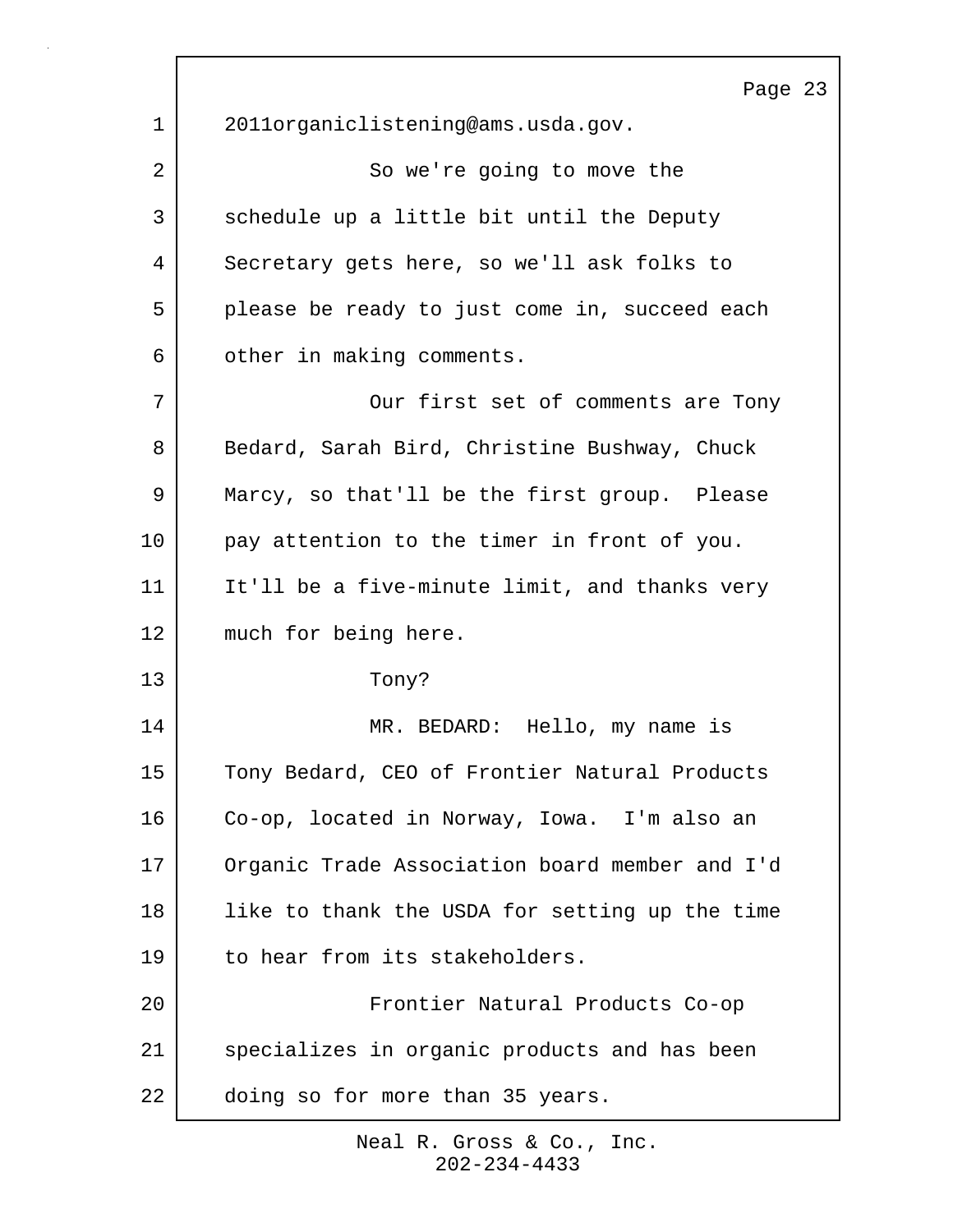2011organiclistening@ams.usda.gov.

So we're going to move the schedule up a little bit until the Deputy Secretary gets here, so we'll ask folks to please be ready to just come in, succeed each other in making comments.

Our first set of comments are Tony Bedard, Sarah Bird, Christine Bushway, Chuck Marcy, so that'll be the first group. Please pay attention to the timer in front of you. It'll be a five-minute limit, and thanks very much for being here.

Tony?

MR. BEDARD: Hello, my name is Tony Bedard, CEO of Frontier Natural Products Co-op, located in Norway, Iowa. I'm also an Organic Trade Association board member and I'd like to thank the USDA for setting up the time to hear from its stakeholders.

Frontier Natural Products Co-op specializes in organic products and has been doing so for more than 35 years.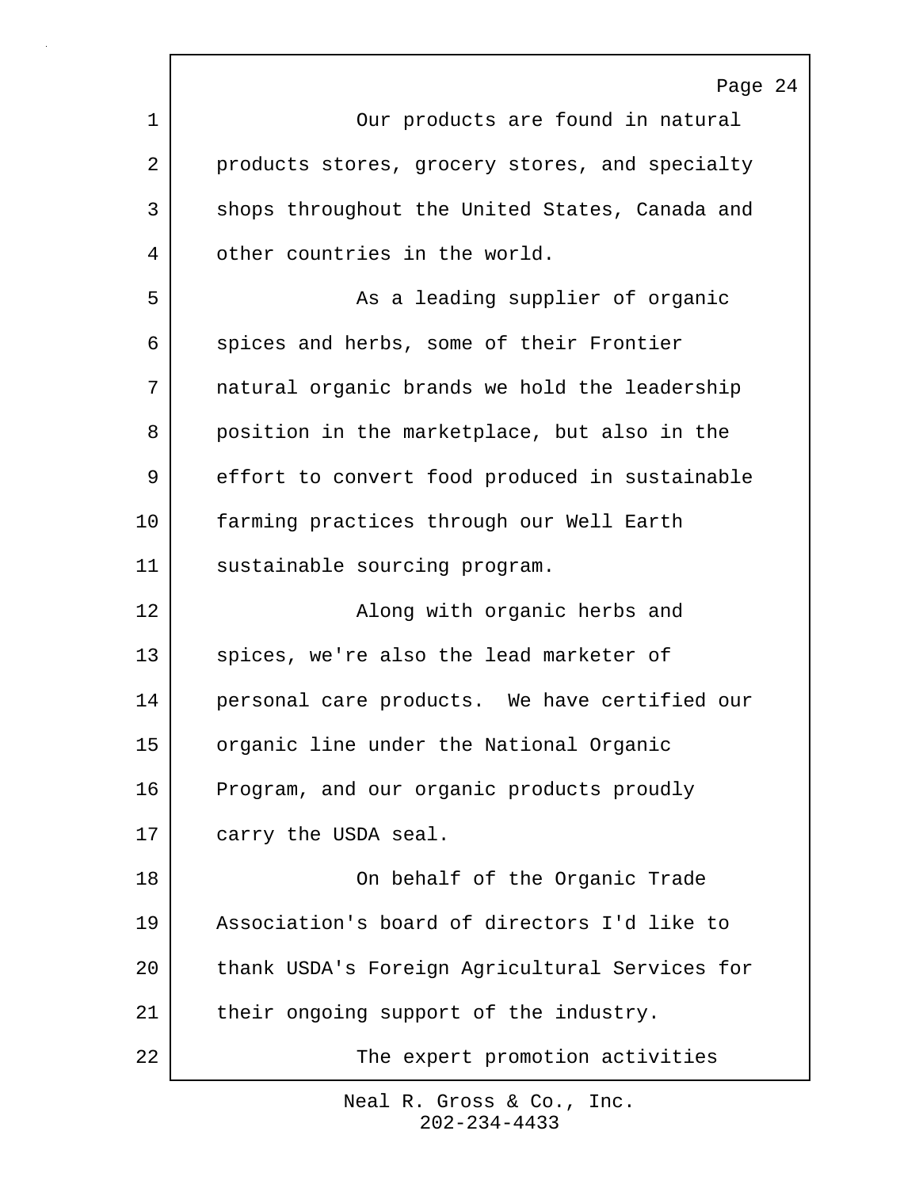Our products are found in natural products stores, grocery stores, and specialty shops throughout the United States, Canada and other countries in the world.

As a leading supplier of organic spices and herbs, some of their Frontier natural organic brands we hold the leadership position in the marketplace, but also in the effort to convert food produced in sustainable farming practices through our Well Earth sustainable sourcing program.

Along with organic herbs and spices, we're also the lead marketer of personal care products. We have certified our organic line under the National Organic Program, and our organic products proudly carry the USDA seal.

On behalf of the Organic Trade Association's board of directors I'd like to thank USDA's Foreign Agricultural Services for their ongoing support of the industry.

The expert promotion activities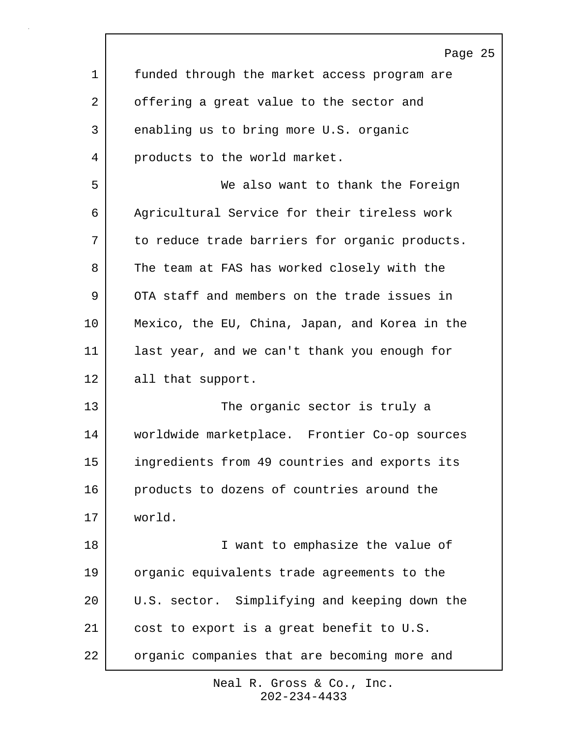funded through the market access program are offering a great value to the sector and enabling us to bring more U.S. organic products to the world market.

We also want to thank the Foreign Agricultural Service for their tireless work to reduce trade barriers for organic products. The team at FAS has worked closely with the OTA staff and members on the trade issues in Mexico, the EU, China, Japan, and Korea in the last year, and we can't thank you enough for all that support.

The organic sector is truly a worldwide marketplace. Frontier Co-op sources ingredients from 49 countries and exports its products to dozens of countries around the world.

I want to emphasize the value of organic equivalents trade agreements to the U.S. sector. Simplifying and keeping down the cost to export is a great benefit to U.S. organic companies that are becoming more and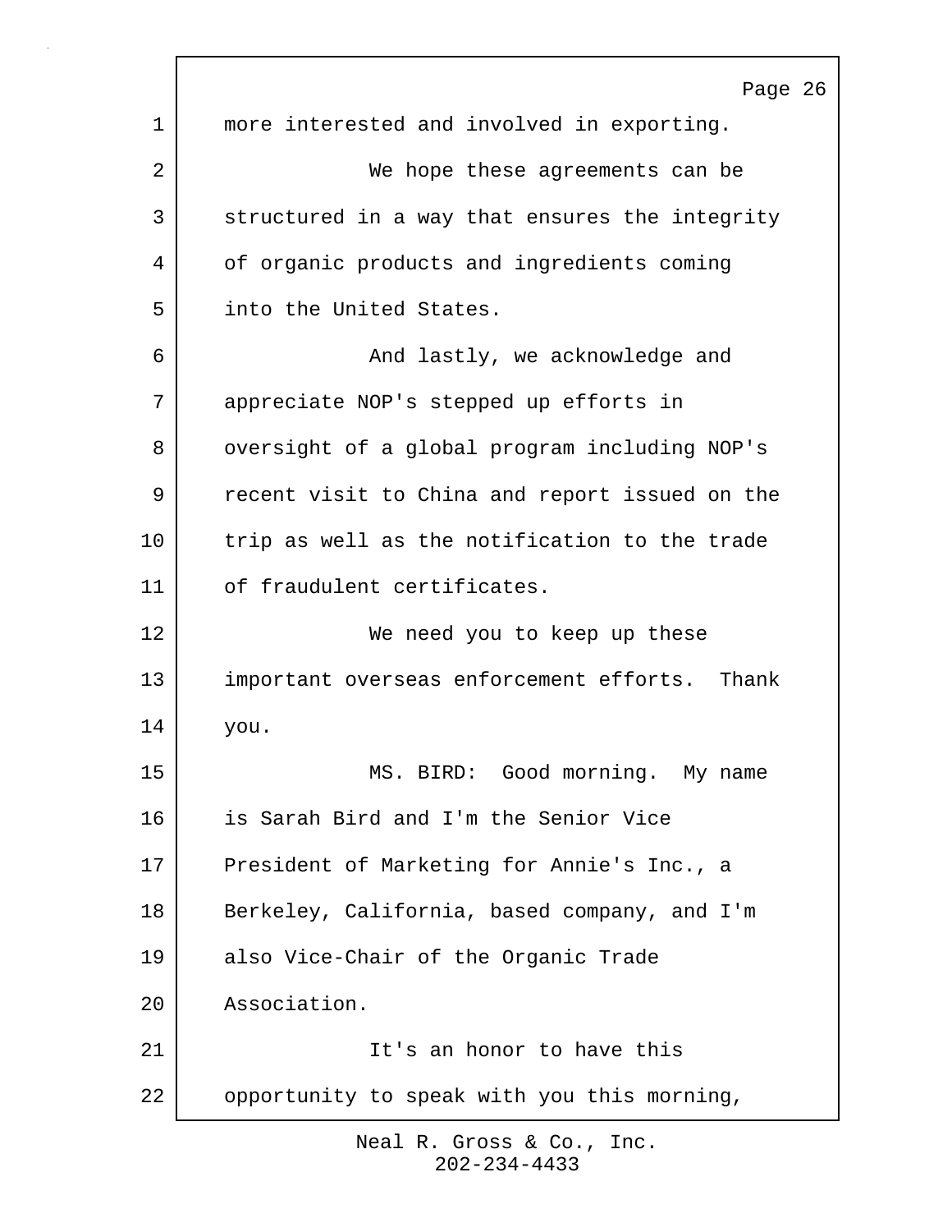more interested and involved in exporting.

We hope these agreements can be structured in a way that ensures the integrity of organic products and ingredients coming into the United States.

And lastly, we acknowledge and appreciate NOP's stepped up efforts in oversight of a global program including NOP's recent visit to China and report issued on the trip as well as the notification to the trade of fraudulent certificates.

We need you to keep up these important overseas enforcement efforts. Thank you.

MS. BIRD: Good morning. My name is Sarah Bird and I'm the Senior Vice President of Marketing for Annie's Inc., a Berkeley, California, based company, and I'm also Vice-Chair of the Organic Trade Association.

It's an honor to have this opportunity to speak with you this morning,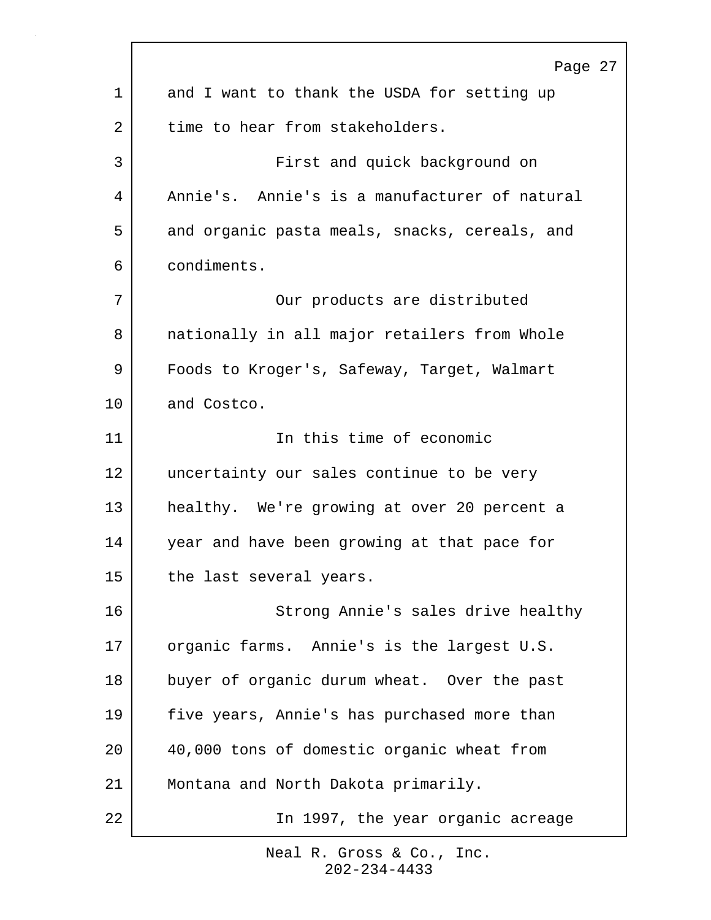and I want to thank the USDA for setting up time to hear from stakeholders.

First and quick background on Annie's. Annie's is a manufacturer of natural and organic pasta meals, snacks, cereals, and condiments.

Our products are distributed nationally in all major retailers from Whole Foods to Kroger's, Safeway, Target, Walmart and Costco.

In this time of economic uncertainty our sales continue to be very healthy. We're growing at over 20 percent a year and have been growing at that pace for the last several years.

Strong Annie's sales drive healthy organic farms. Annie's is the largest U.S. buyer of organic durum wheat. Over the past five years, Annie's has purchased more than 40,000 tons of domestic organic wheat from Montana and North Dakota primarily.

In 1997, the year organic acreage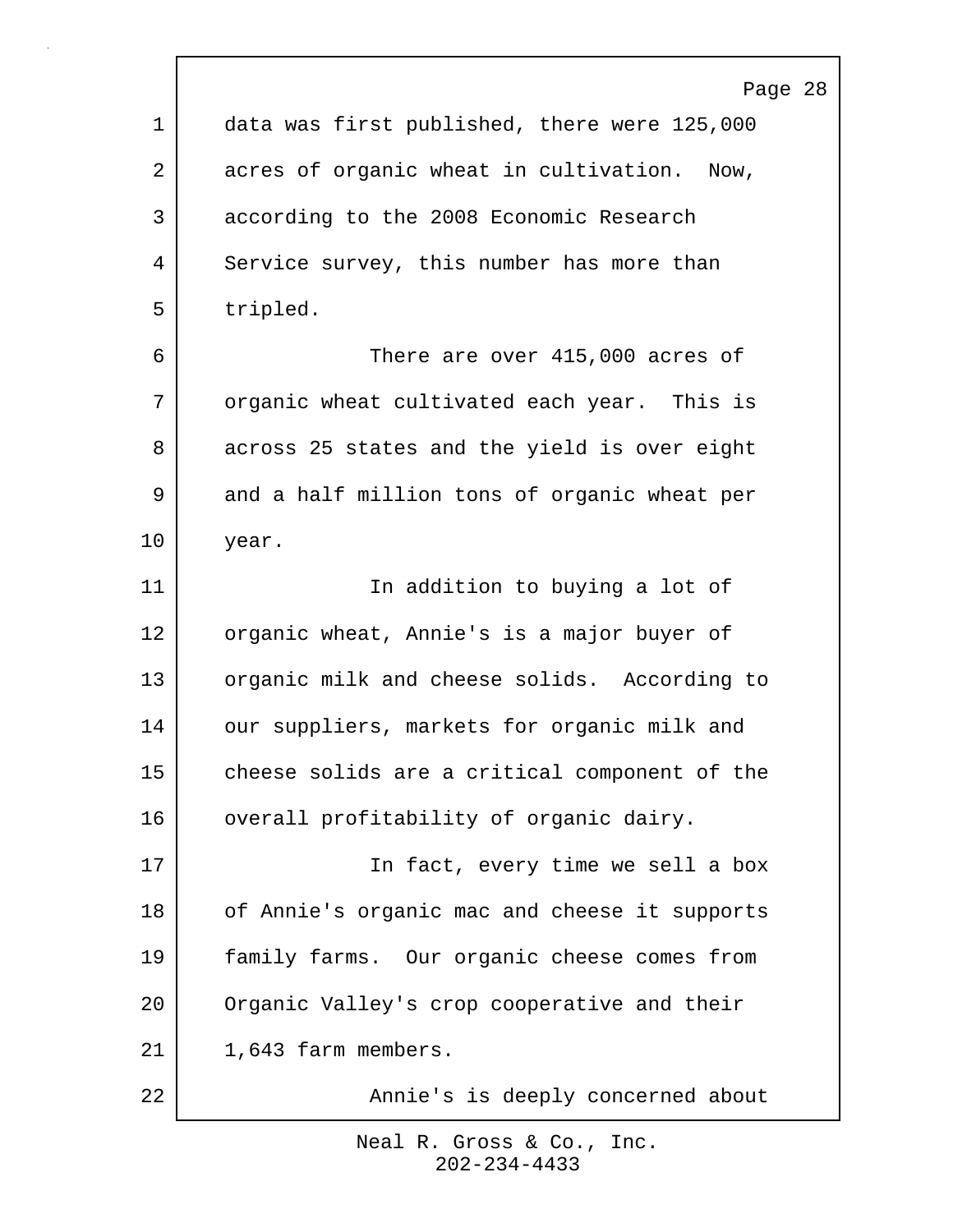data was first published, there were 125,000 acres of organic wheat in cultivation. Now, according to the 2008 Economic Research Service survey, this number has more than tripled.

There are over 415,000 acres of organic wheat cultivated each year. This is across 25 states and the yield is over eight and a half million tons of organic wheat per year.

In addition to buying a lot of organic wheat, Annie's is a major buyer of organic milk and cheese solids. According to our suppliers, markets for organic milk and cheese solids are a critical component of the overall profitability of organic dairy.

In fact, every time we sell a box of Annie's organic mac and cheese it supports family farms. Our organic cheese comes from Organic Valley's crop cooperative and their 1,643 farm members.

Annie's is deeply concerned about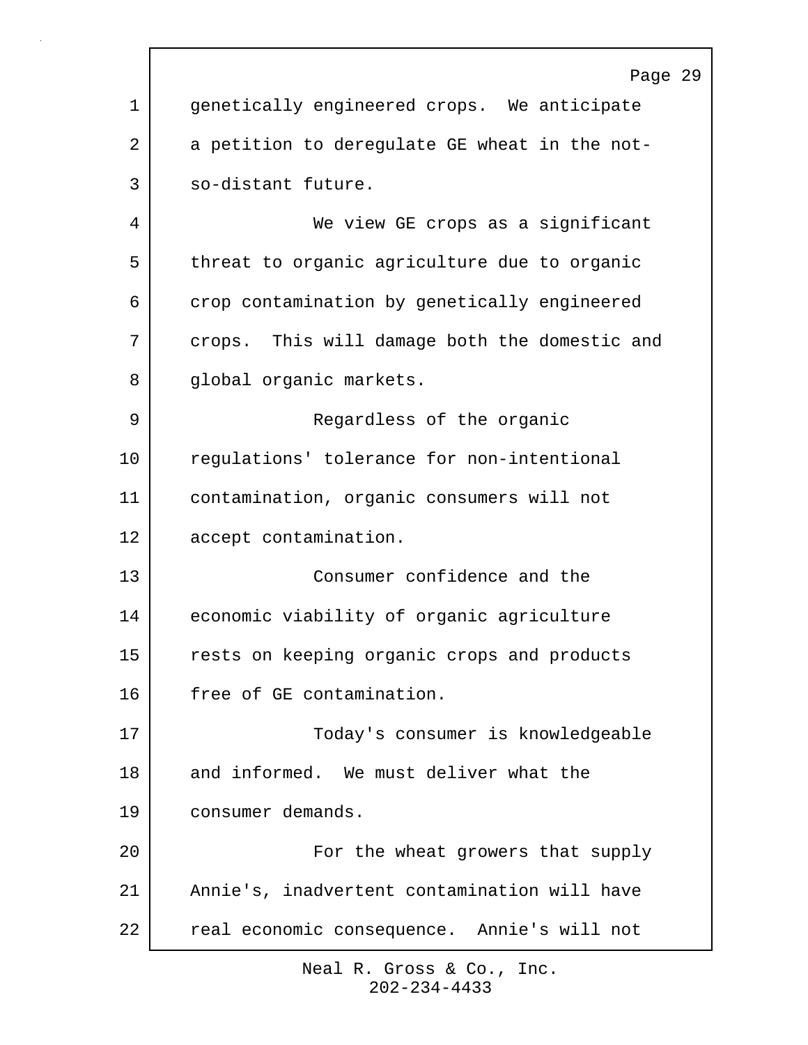genetically engineered crops. We anticipate a petition to deregulate GE wheat in the not-so-distant future.

We view GE crops as a significant threat to organic agriculture due to organic crop contamination by genetically engineered crops. This will damage both the domestic and global organic markets.

Regardless of the organic regulations' tolerance for non-intentional contamination, organic consumers will not accept contamination.

Consumer confidence and the economic viability of organic agriculture rests on keeping organic crops and products free of GE contamination.

Today's consumer is knowledgeable and informed. We must deliver what the consumer demands.

For the wheat growers that supply Annie's, inadvertent contamination will have real economic consequence. Annie's will not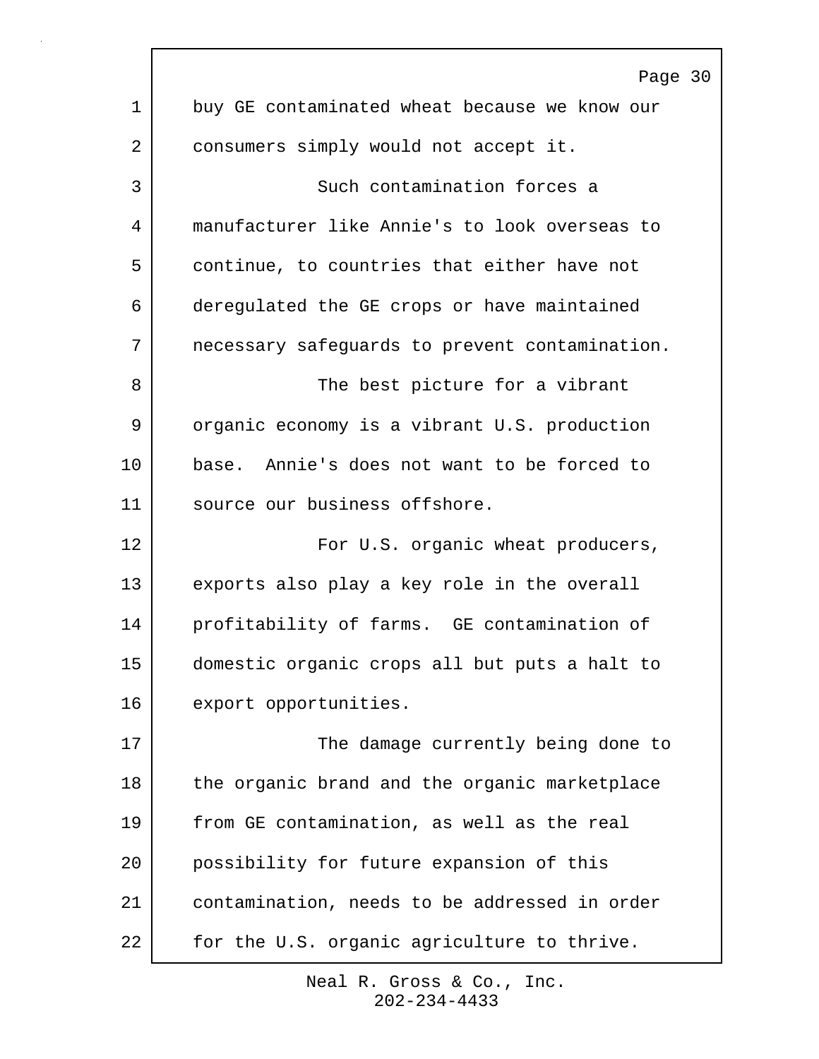buy GE contaminated wheat because we know our consumers simply would not accept it.

Such contamination forces a manufacturer like Annie's to look overseas to continue, to countries that either have not deregulated the GE crops or have maintained necessary safeguards to prevent contamination.

The best picture for a vibrant organic economy is a vibrant U.S. production base. Annie's does not want to be forced to source our business offshore.

For U.S. organic wheat producers, exports also play a key role in the overall profitability of farms. GE contamination of domestic organic crops all but puts a halt to export opportunities.

The damage currently being done to the organic brand and the organic marketplace from GE contamination, as well as the real possibility for future expansion of this contamination, needs to be addressed in order for the U.S. organic agriculture to thrive.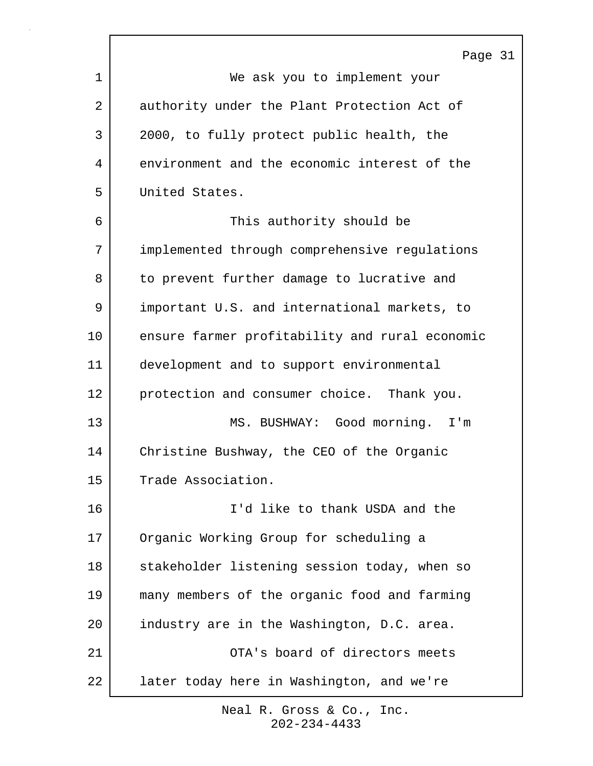We ask you to implement your authority under the Plant Protection Act of 2000, to fully protect public health, the environment and the economic interest of the United States.

This authority should be implemented through comprehensive regulations to prevent further damage to lucrative and important U.S. and international markets, to ensure farmer profitability and rural economic development and to support environmental protection and consumer choice. Thank you.

MS. BUSHWAY: Good morning. I'm Christine Bushway, the CEO of the Organic Trade Association.

I'd like to thank USDA and the Organic Working Group for scheduling a stakeholder listening session today, when so many members of the organic food and farming industry are in the Washington, D.C. area.

OTA's board of directors meets later today here in Washington, and we're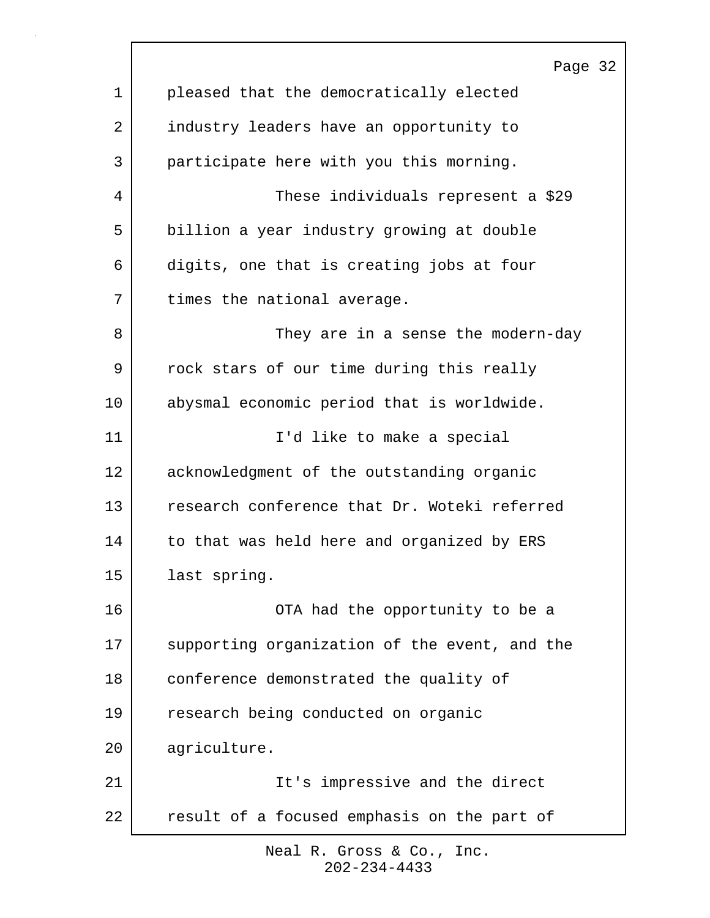pleased that the democratically elected industry leaders have an opportunity to participate here with you this morning.

These individuals represent a $29 billion a year industry growing at double digits, one that is creating jobs at four times the national average.

They are in a sense the modern-day rock stars of our time during this really abysmal economic period that is worldwide.

I'd like to make a special acknowledgment of the outstanding organic research conference that Dr. Woteki referred to that was held here and organized by ERS last spring.

OTA had the opportunity to be a supporting organization of the event, and the conference demonstrated the quality of research being conducted on organic agriculture.

It's impressive and the direct result of a focused emphasis on the part of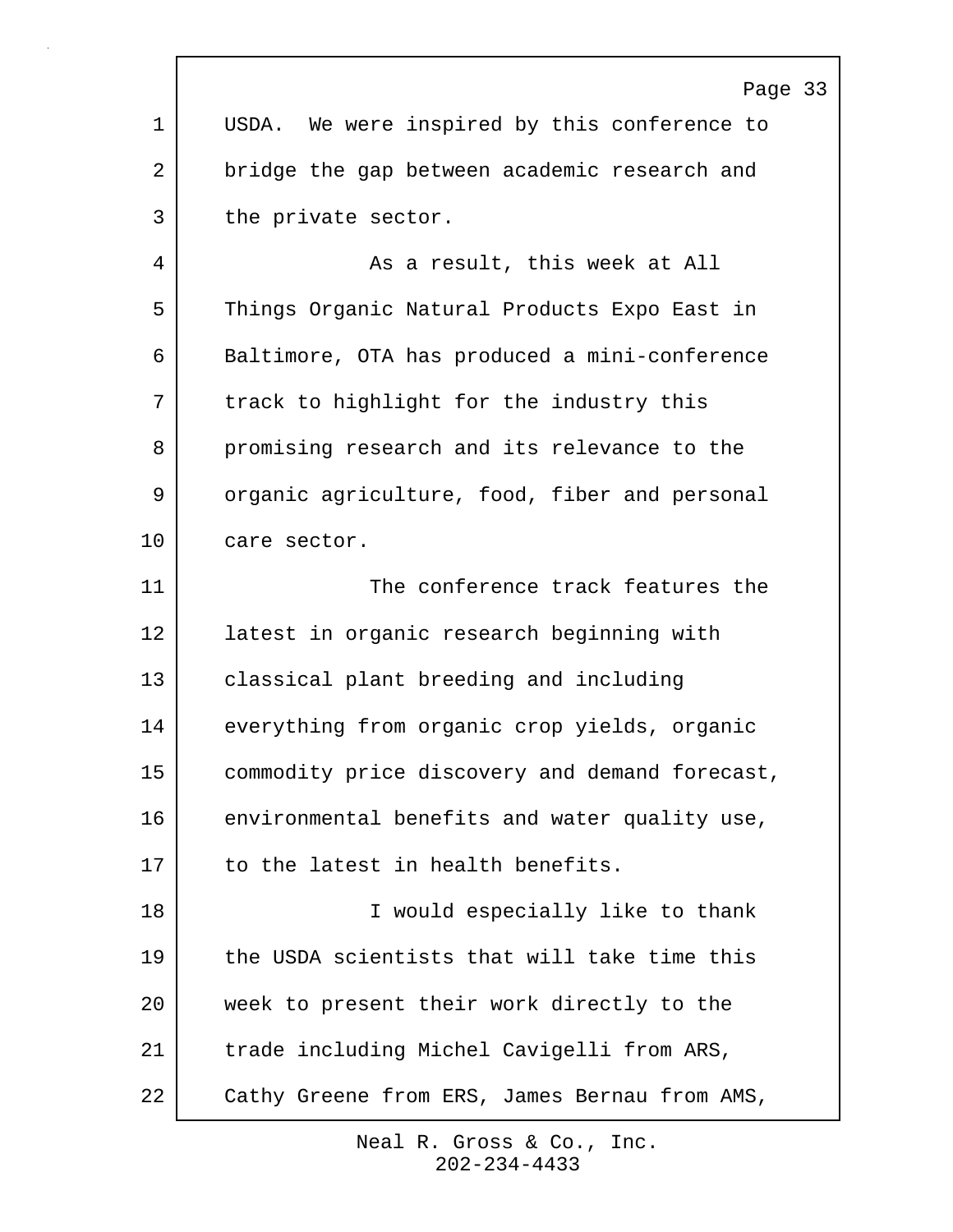USDA. We were inspired by this conference to bridge the gap between academic research and the private sector.

As a result, this week at All Things Organic Natural Products Expo East in Baltimore, OTA has produced a mini-conference track to highlight for the industry this promising research and its relevance to the organic agriculture, food, fiber and personal care sector.

The conference track features the latest in organic research beginning with classical plant breeding and including everything from organic crop yields, organic commodity price discovery and demand forecast, environmental benefits and water quality use, to the latest in health benefits.

I would especially like to thank the USDA scientists that will take time this week to present their work directly to the trade including Michel Cavigelli from ARS, Cathy Greene from ERS, James Bernau from AMS,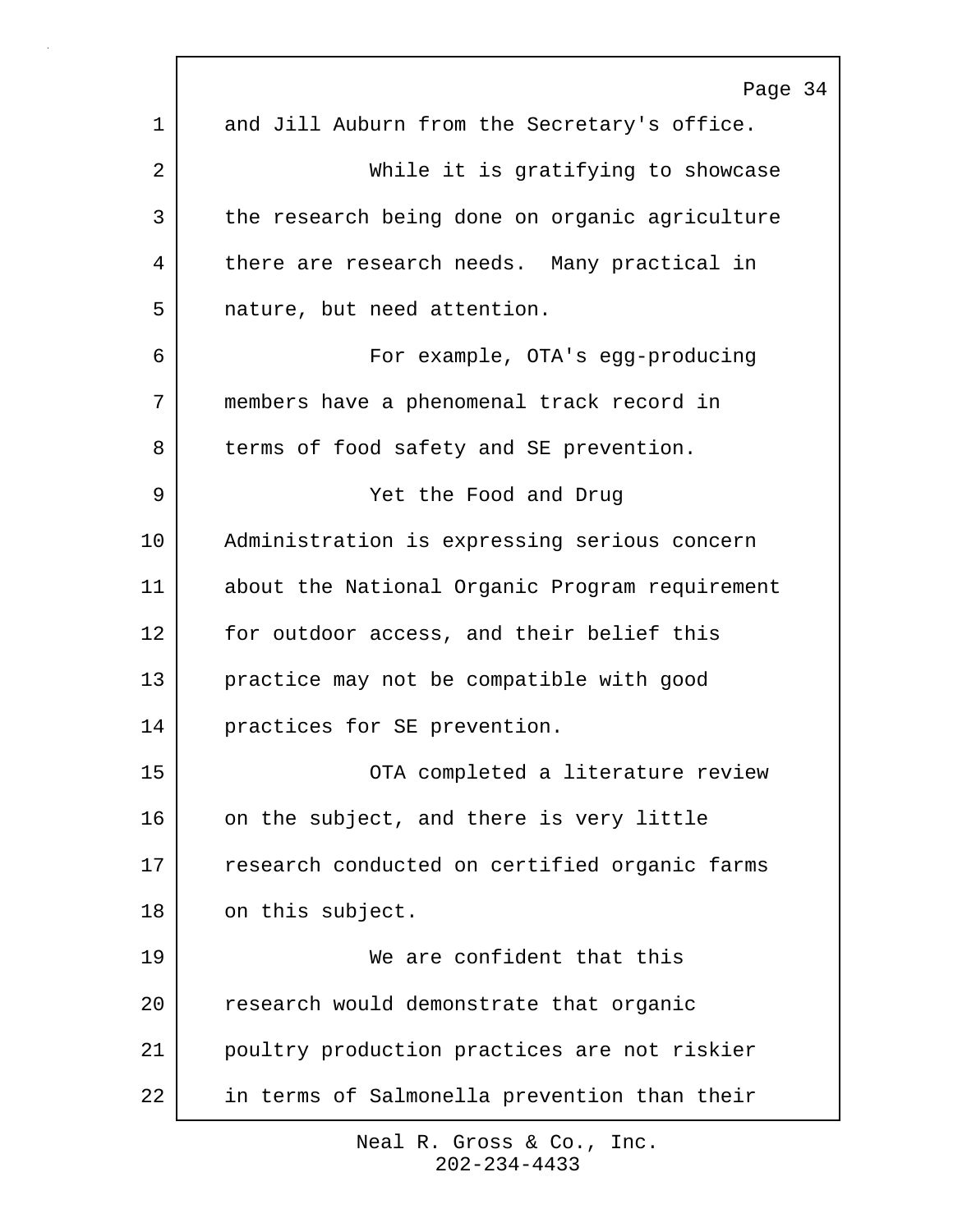and Jill Auburn from the Secretary's office.

While it is gratifying to showcase the research being done on organic agriculture there are research needs. Many practical in nature, but need attention.

For example, OTA's egg-producing members have a phenomenal track record in terms of food safety and SE prevention.

Yet the Food and Drug Administration is expressing serious concern about the National Organic Program requirement for outdoor access, and their belief this practice may not be compatible with good practices for SE prevention.

OTA completed a literature review on the subject, and there is very little research conducted on certified organic farms on this subject.

We are confident that this research would demonstrate that organic poultry production practices are not riskier in terms of Salmonella prevention than their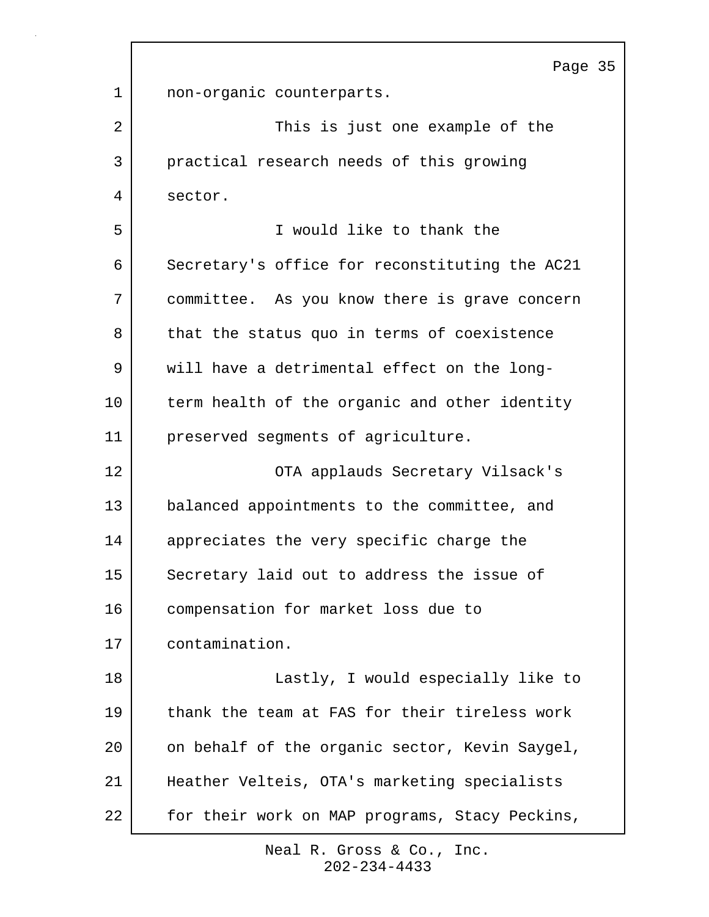non-organic counterparts.

This is just one example of the practical research needs of this growing sector.

I would like to thank the Secretary's office for reconstituting the AC21 committee. As you know there is grave concern that the status quo in terms of coexistence will have a detrimental effect on the long-term health of the organic and other identity preserved segments of agriculture.

OTA applauds Secretary Vilsack's balanced appointments to the committee, and appreciates the very specific charge the Secretary laid out to address the issue of compensation for market loss due to contamination.

Lastly, I would especially like to thank the team at FAS for their tireless work on behalf of the organic sector, Kevin Saygel, Heather Velteis, OTA's marketing specialists for their work on MAP programs, Stacy Peckins,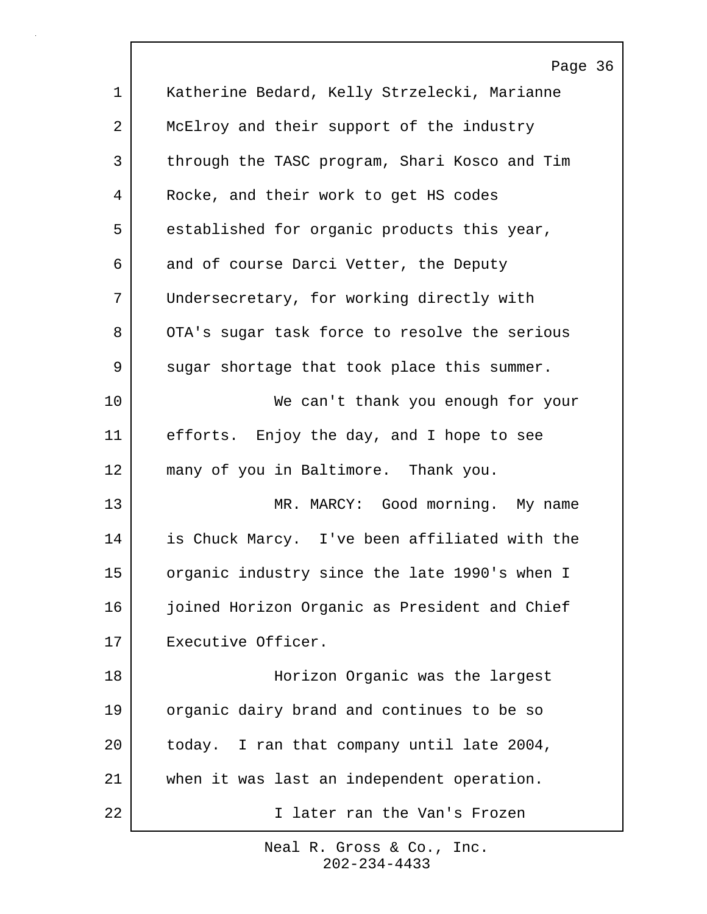Katherine Bedard, Kelly Strzelecki, Marianne McElroy and their support of the industry through the TASC program, Shari Kosco and Tim Rocke, and their work to get HS codes established for organic products this year, and of course Darci Vetter, the Deputy Undersecretary, for working directly with OTA's sugar task force to resolve the serious sugar shortage that took place this summer.

We can't thank you enough for your efforts. Enjoy the day, and I hope to see many of you in Baltimore. Thank you.

MR. MARCY: Good morning. My name is Chuck Marcy. I've been affiliated with the organic industry since the late 1990's when I joined Horizon Organic as President and Chief Executive Officer.

Horizon Organic was the largest organic dairy brand and continues to be so today. I ran that company until late 2004, when it was last an independent operation.

I later ran the Van's Frozen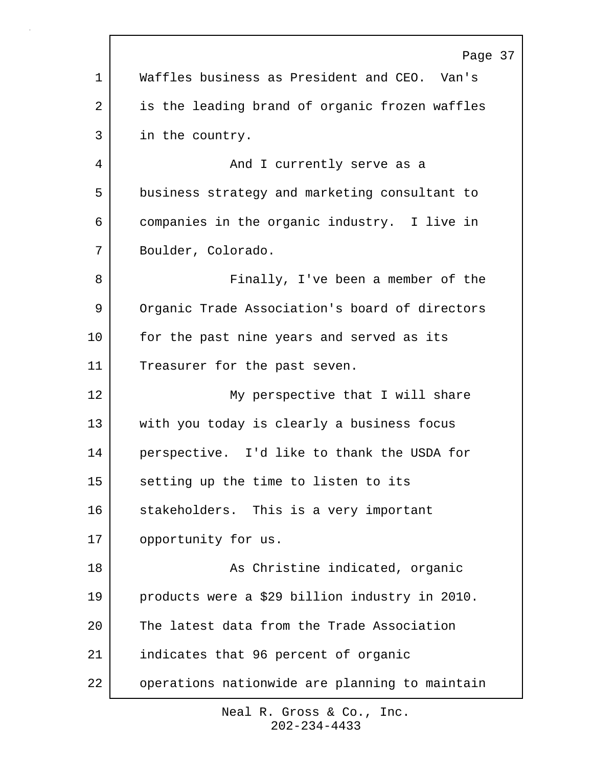Waffles business as President and CEO. Van's is the leading brand of organic frozen waffles in the country.

And I currently serve as a business strategy and marketing consultant to companies in the organic industry. I live in Boulder, Colorado.

Finally, I've been a member of the Organic Trade Association's board of directors for the past nine years and served as its Treasurer for the past seven.

My perspective that I will share with you today is clearly a business focus perspective. I'd like to thank the USDA for setting up the time to listen to its stakeholders. This is a very important opportunity for us.

As Christine indicated, organic products were a $29 billion industry in 2010. The latest data from the Trade Association indicates that 96 percent of organic operations nationwide are planning to maintain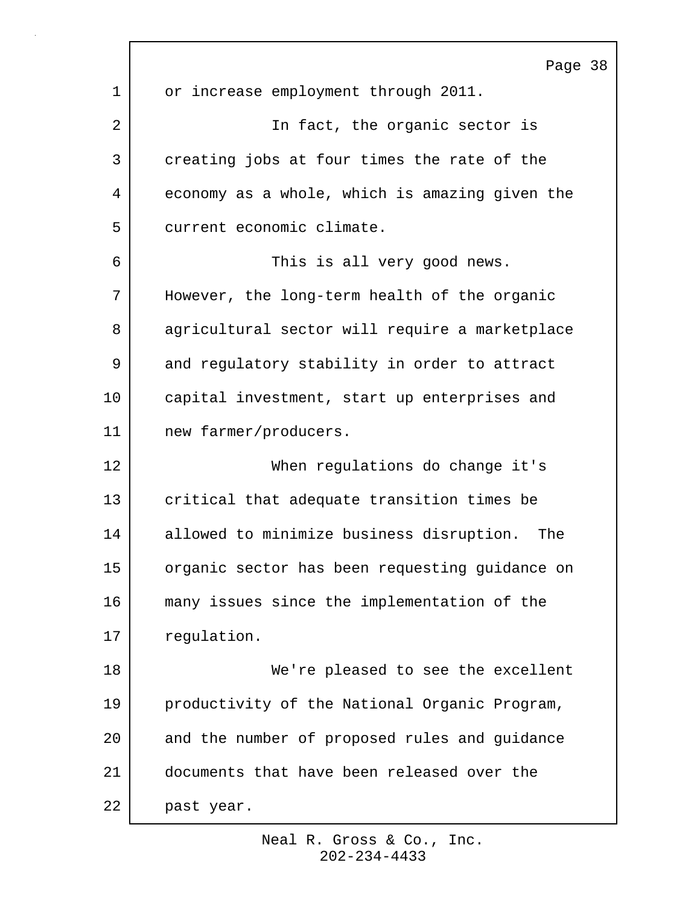or increase employment through 2011.

In fact, the organic sector is creating jobs at four times the rate of the economy as a whole, which is amazing given the current economic climate.

This is all very good news. However, the long-term health of the organic agricultural sector will require a marketplace and regulatory stability in order to attract capital investment, start up enterprises and new farmer/producers.

When regulations do change it's critical that adequate transition times be allowed to minimize business disruption. The organic sector has been requesting guidance on many issues since the implementation of the regulation.

We're pleased to see the excellent productivity of the National Organic Program, and the number of proposed rules and guidance documents that have been released over the past year.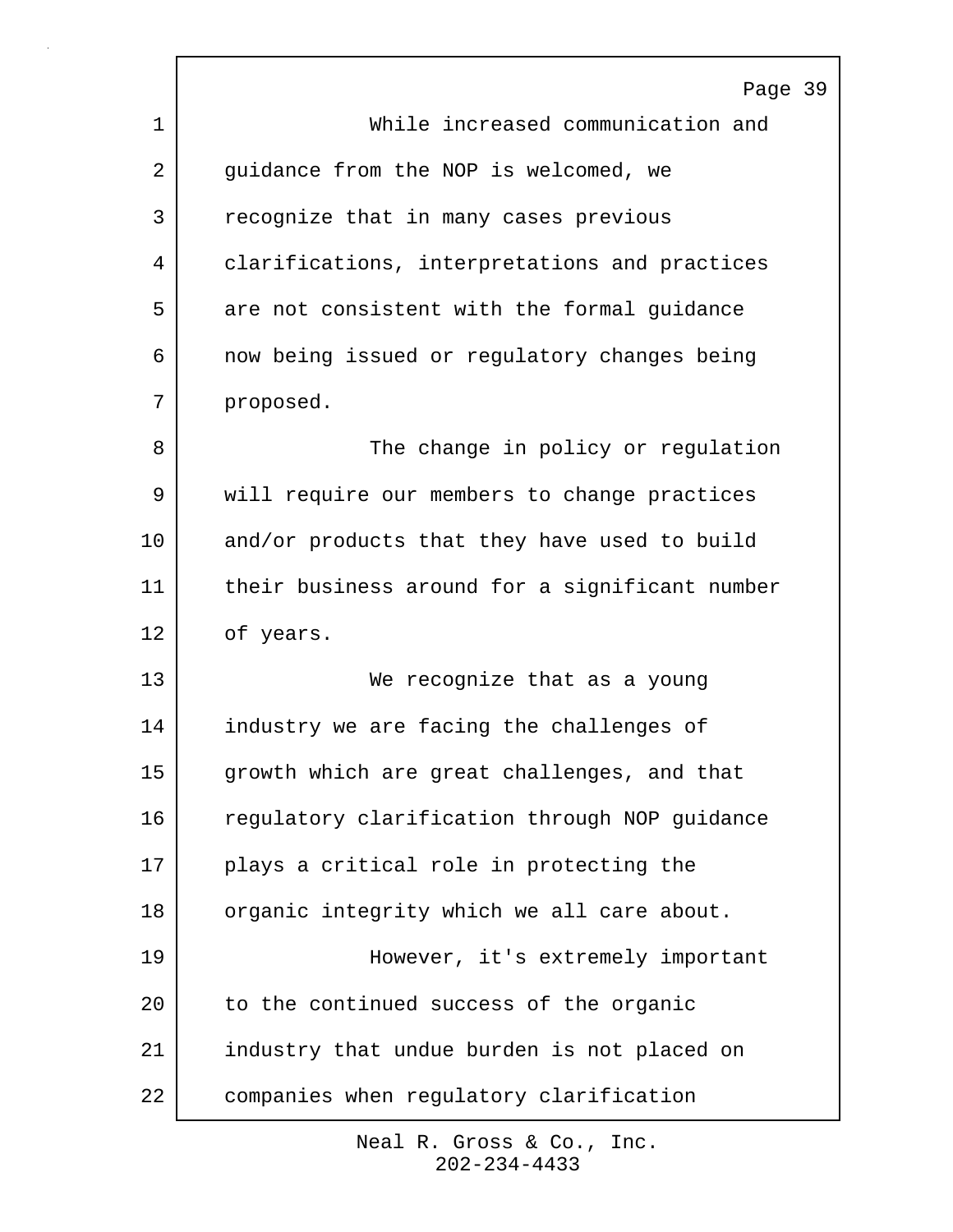While increased communication and guidance from the NOP is welcomed, we recognize that in many cases previous clarifications, interpretations and practices are not consistent with the formal guidance now being issued or regulatory changes being proposed.

The change in policy or regulation will require our members to change practices and/or products that they have used to build their business around for a significant number of years.

We recognize that as a young industry we are facing the challenges of growth which are great challenges, and that regulatory clarification through NOP guidance plays a critical role in protecting the organic integrity which we all care about.

However, it's extremely important to the continued success of the organic industry that undue burden is not placed on companies when regulatory clarification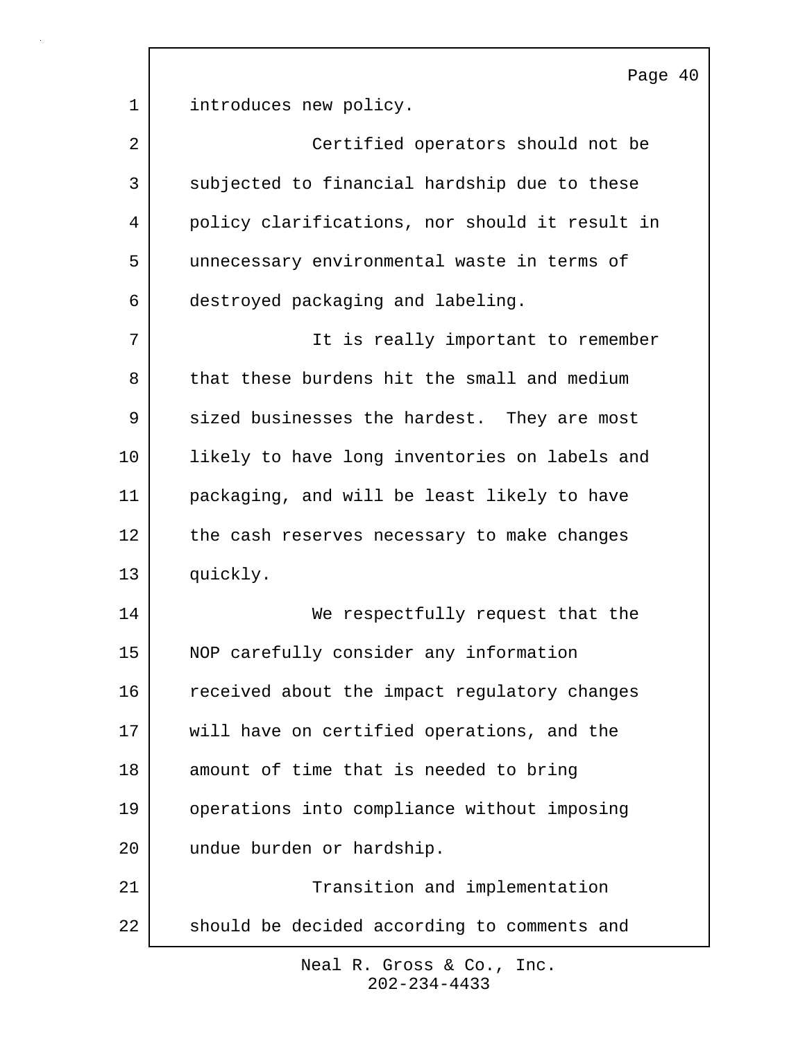introduces new policy.

Certified operators should not be subjected to financial hardship due to these policy clarifications, nor should it result in unnecessary environmental waste in terms of destroyed packaging and labeling.

It is really important to remember that these burdens hit the small and medium sized businesses the hardest. They are most likely to have long inventories on labels and packaging, and will be least likely to have the cash reserves necessary to make changes quickly.

We respectfully request that the NOP carefully consider any information received about the impact regulatory changes will have on certified operations, and the amount of time that is needed to bring operations into compliance without imposing undue burden or hardship.

Transition and implementation should be decided according to comments and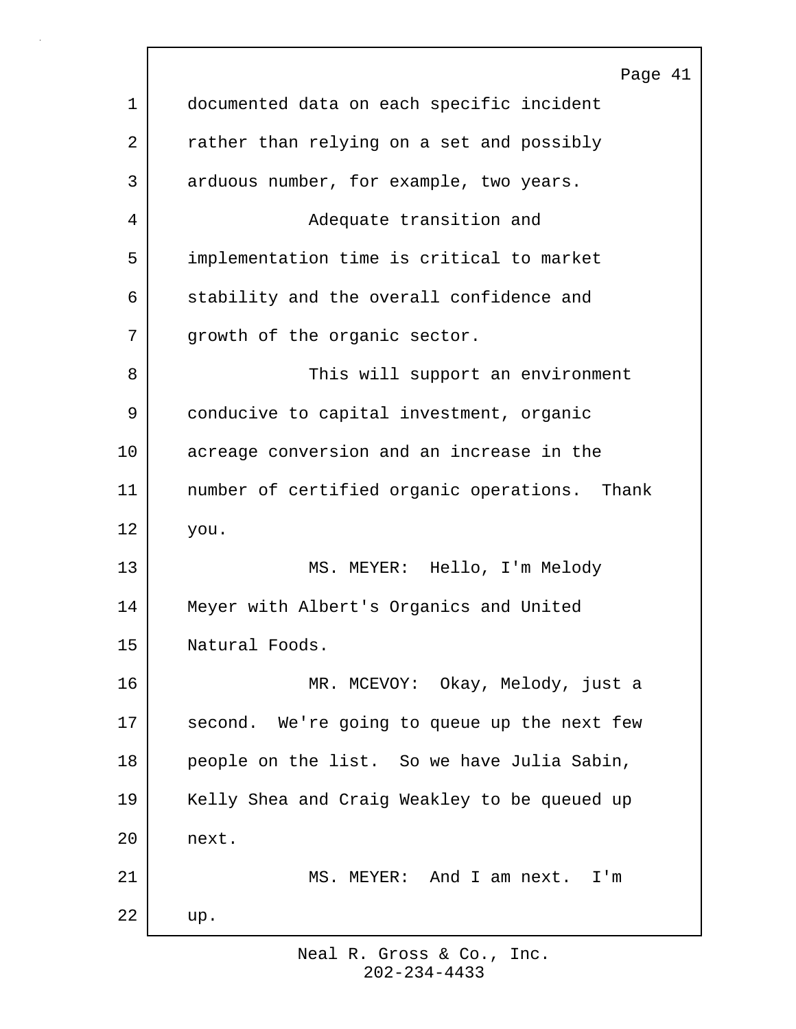documented data on each specific incident rather than relying on a set and possibly arduous number, for example, two years.

Adequate transition and implementation time is critical to market stability and the overall confidence and growth of the organic sector.

This will support an environment conducive to capital investment, organic acreage conversion and an increase in the number of certified organic operations. Thank you.

MS. MEYER: Hello, I'm Melody Meyer with Albert's Organics and United Natural Foods.

MR. MCEVOY: Okay, Melody, just a second. We're going to queue up the next few people on the list. So we have Julia Sabin, Kelly Shea and Craig Weakley to be queued up next.

MS. MEYER: And I am next. I'm up.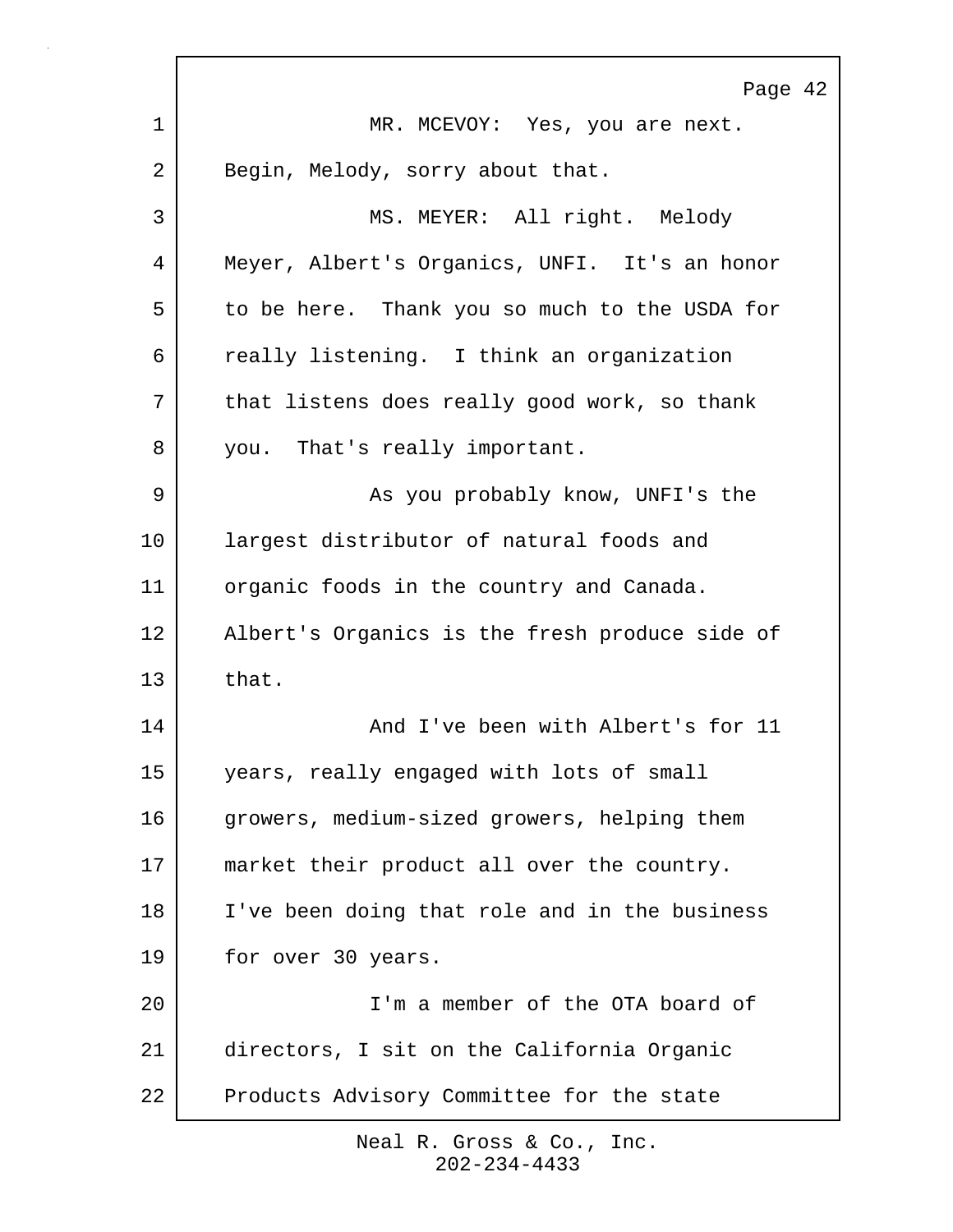MR. MCEVOY: Yes, you are next. Begin, Melody, sorry about that.

MS. MEYER: All right. Melody Meyer, Albert's Organics, UNFI. It's an honor to be here. Thank you so much to the USDA for really listening. I think an organization that listens does really good work, so thank you. That's really important.

As you probably know, UNFI's the largest distributor of natural foods and organic foods in the country and Canada. Albert's Organics is the fresh produce side of that.

And I've been with Albert's for 11 years, really engaged with lots of small growers, medium-sized growers, helping them market their product all over the country. I've been doing that role and in the business for over 30 years.

I'm a member of the OTA board of directors, I sit on the California Organic Products Advisory Committee for the state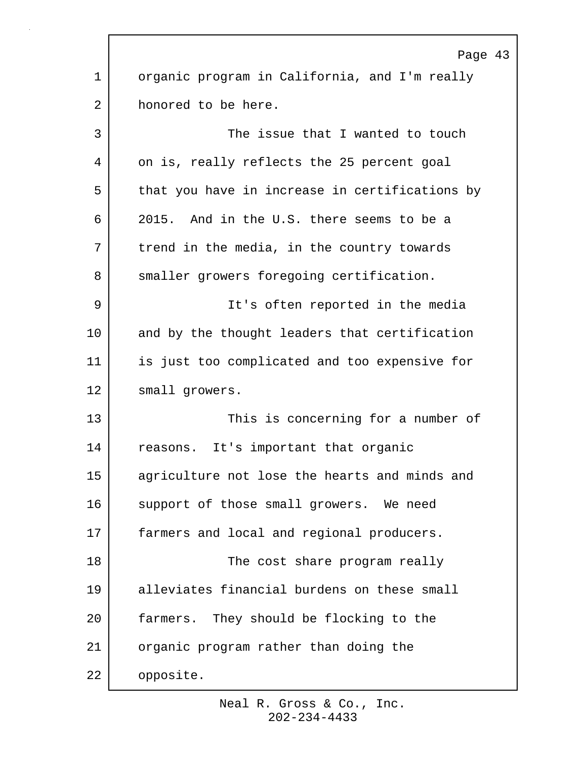organic program in California, and I'm really honored to be here.

The issue that I wanted to touch on is, really reflects the 25 percent goal that you have in increase in certifications by 2015. And in the U.S. there seems to be a trend in the media, in the country towards smaller growers foregoing certification.

It's often reported in the media and by the thought leaders that certification is just too complicated and too expensive for small growers.

This is concerning for a number of reasons. It's important that organic agriculture not lose the hearts and minds and support of those small growers. We need farmers and local and regional producers.

The cost share program really alleviates financial burdens on these small farmers. They should be flocking to the organic program rather than doing the opposite.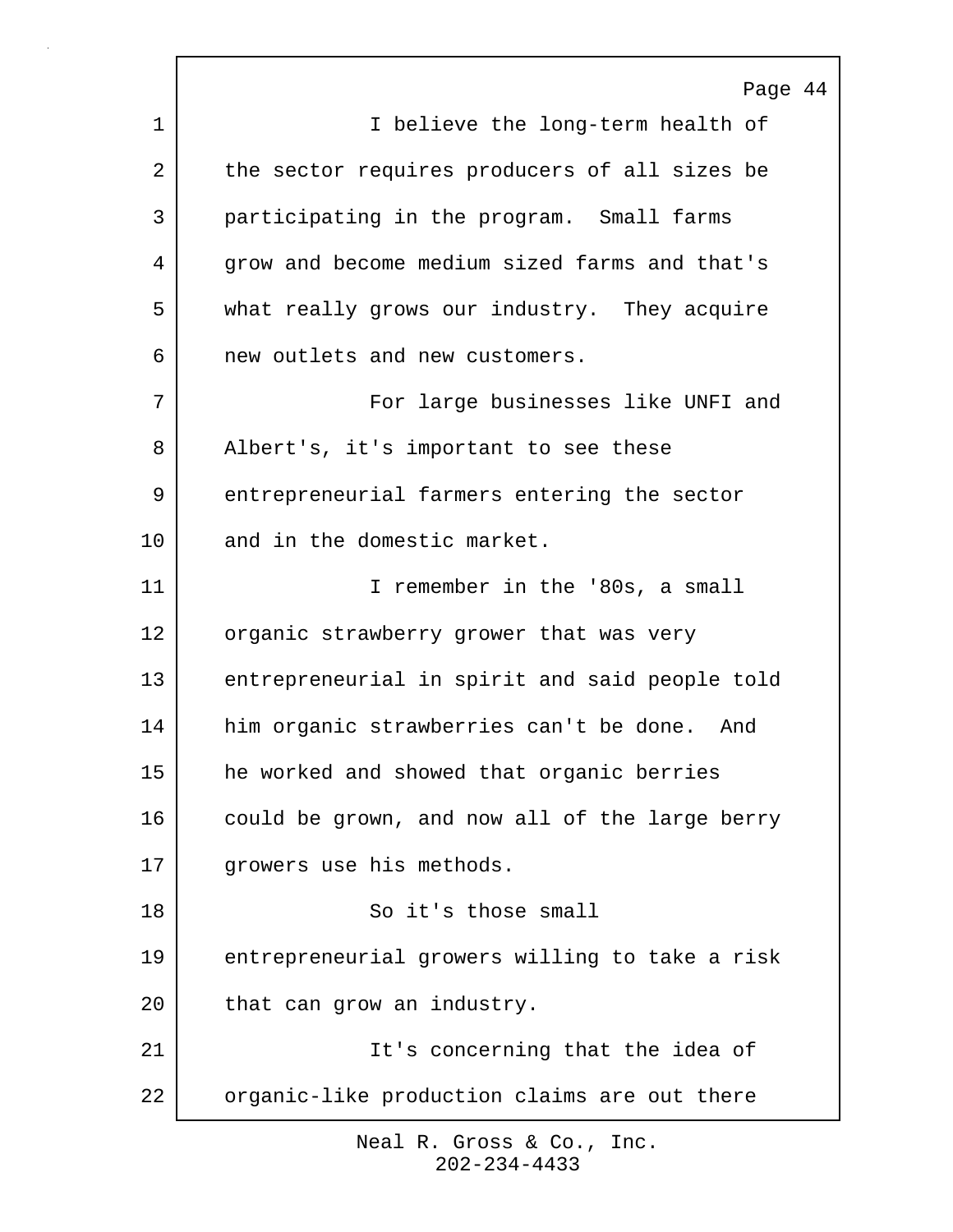I believe the long-term health of the sector requires producers of all sizes be participating in the program. Small farms grow and become medium sized farms and that's what really grows our industry. They acquire new outlets and new customers.

For large businesses like UNFI and Albert's, it's important to see these entrepreneurial farmers entering the sector and in the domestic market.

I remember in the '80s, a small organic strawberry grower that was very entrepreneurial in spirit and said people told him organic strawberries can't be done. And he worked and showed that organic berries could be grown, and now all of the large berry growers use his methods.

So it's those small entrepreneurial growers willing to take a risk that can grow an industry.

It's concerning that the idea of organic-like production claims are out there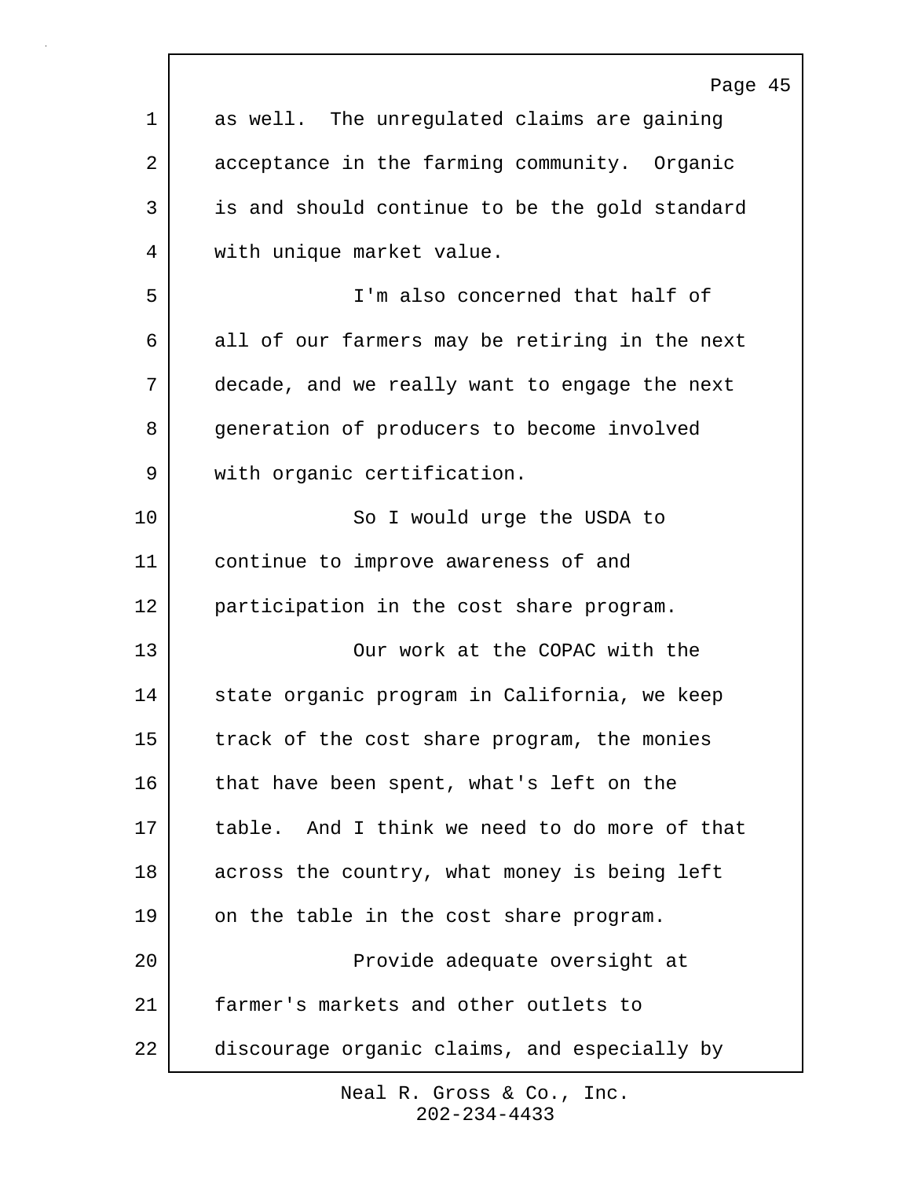as well. The unregulated claims are gaining acceptance in the farming community. Organic is and should continue to be the gold standard with unique market value.

I'm also concerned that half of all of our farmers may be retiring in the next decade, and we really want to engage the next generation of producers to become involved with organic certification.

So I would urge the USDA to continue to improve awareness of and participation in the cost share program.

Our work at the COPAC with the state organic program in California, we keep track of the cost share program, the monies that have been spent, what's left on the table. And I think we need to do more of that across the country, what money is being left on the table in the cost share program.

Provide adequate oversight at farmer's markets and other outlets to discourage organic claims, and especially by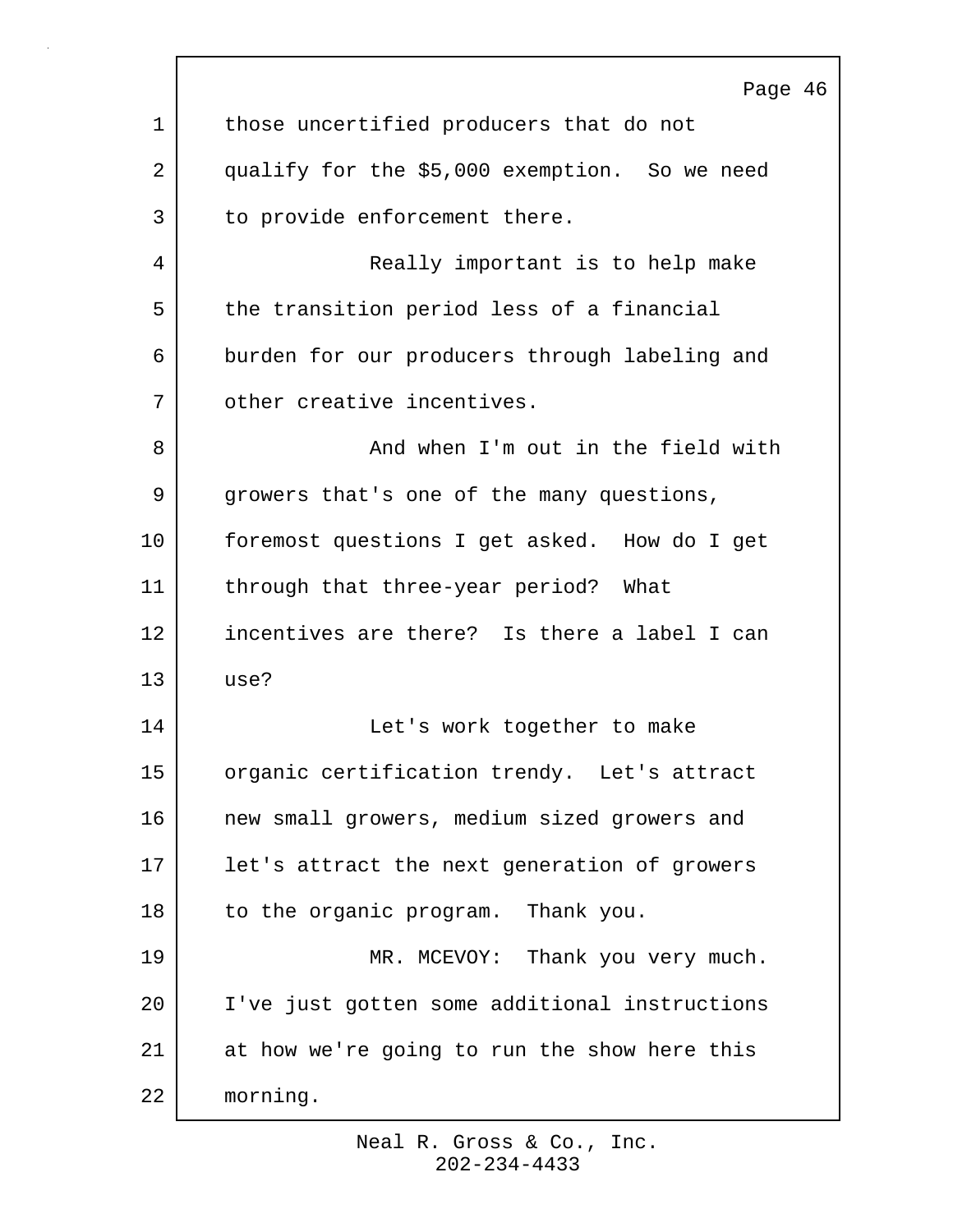those uncertified producers that do not qualify for the $5,000 exemption. So we need to provide enforcement there.

Really important is to help make the transition period less of a financial burden for our producers through labeling and other creative incentives.

And when I'm out in the field with growers that's one of the many questions, foremost questions I get asked. How do I get through that three-year period? What incentives are there? Is there a label I can use?

Let's work together to make organic certification trendy. Let's attract new small growers, medium sized growers and let's attract the next generation of growers to the organic program. Thank you.

MR. MCEVOY: Thank you very much. I've just gotten some additional instructions at how we're going to run the show here this morning.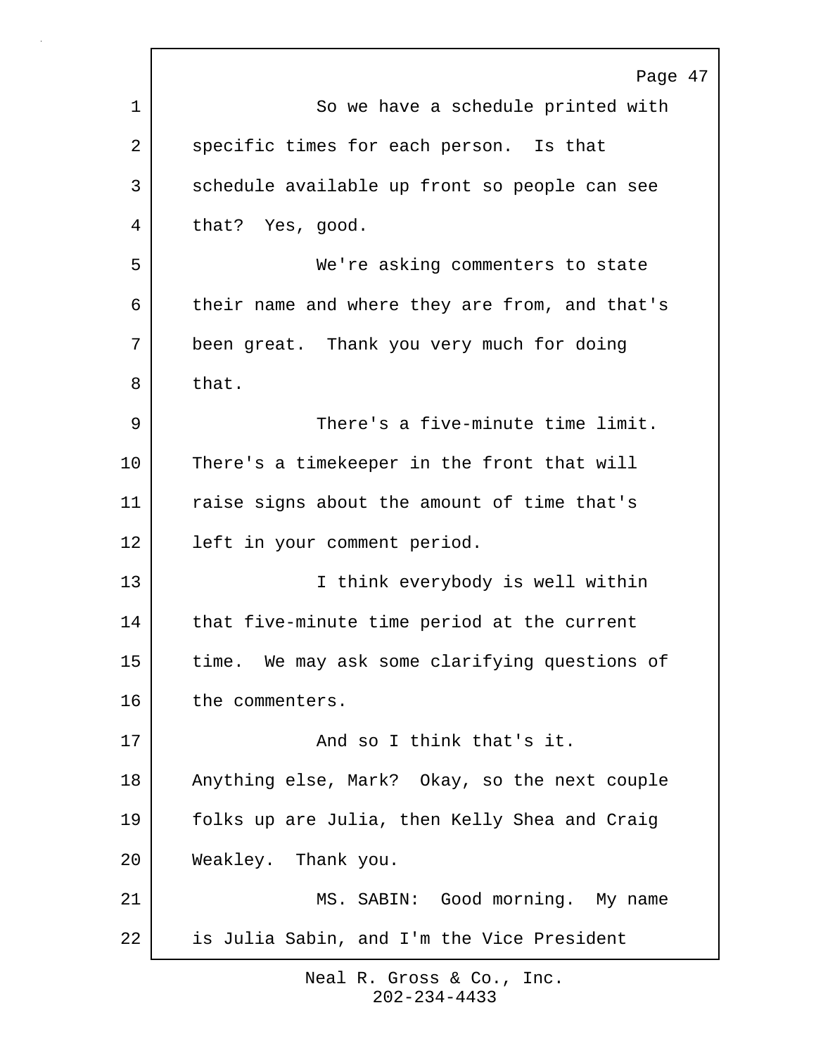So we have a schedule printed with specific times for each person. Is that schedule available up front so people can see that? Yes, good.

We're asking commenters to state their name and where they are from, and that's been great. Thank you very much for doing that.

There's a five-minute time limit. There's a timekeeper in the front that will raise signs about the amount of time that's left in your comment period.

I think everybody is well within that five-minute time period at the current time. We may ask some clarifying questions of the commenters.

And so I think that's it. Anything else, Mark? Okay, so the next couple folks up are Julia, then Kelly Shea and Craig Weakley. Thank you.

MS. SABIN: Good morning. My name is Julia Sabin, and I'm the Vice President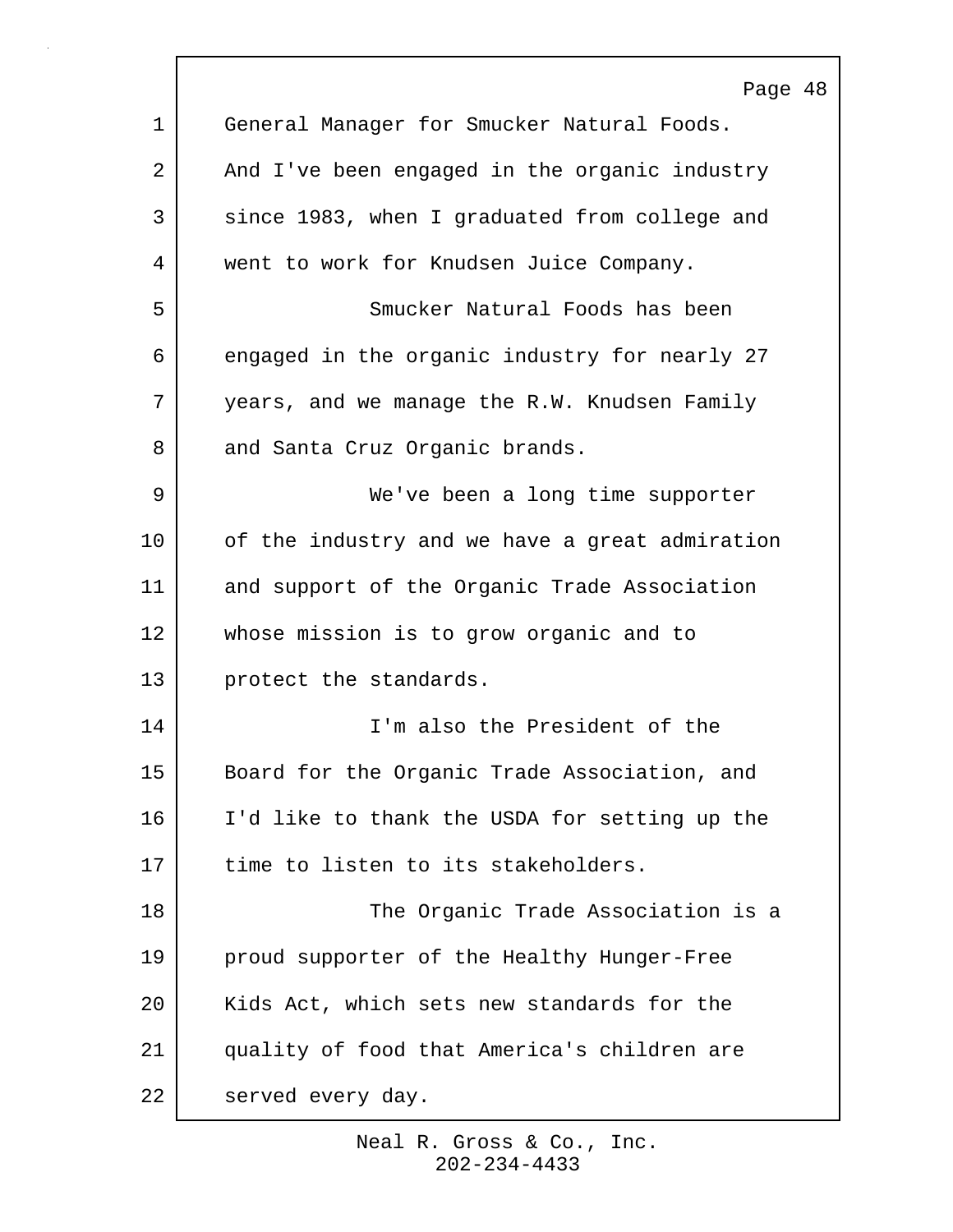General Manager for Smucker Natural Foods. And I've been engaged in the organic industry since 1983, when I graduated from college and went to work for Knudsen Juice Company.

Smucker Natural Foods has been engaged in the organic industry for nearly 27 years, and we manage the R.W. Knudsen Family and Santa Cruz Organic brands.

We've been a long time supporter of the industry and we have a great admiration and support of the Organic Trade Association whose mission is to grow organic and to protect the standards.

I'm also the President of the Board for the Organic Trade Association, and I'd like to thank the USDA for setting up the time to listen to its stakeholders.

The Organic Trade Association is a proud supporter of the Healthy Hunger-Free Kids Act, which sets new standards for the quality of food that America's children are served every day.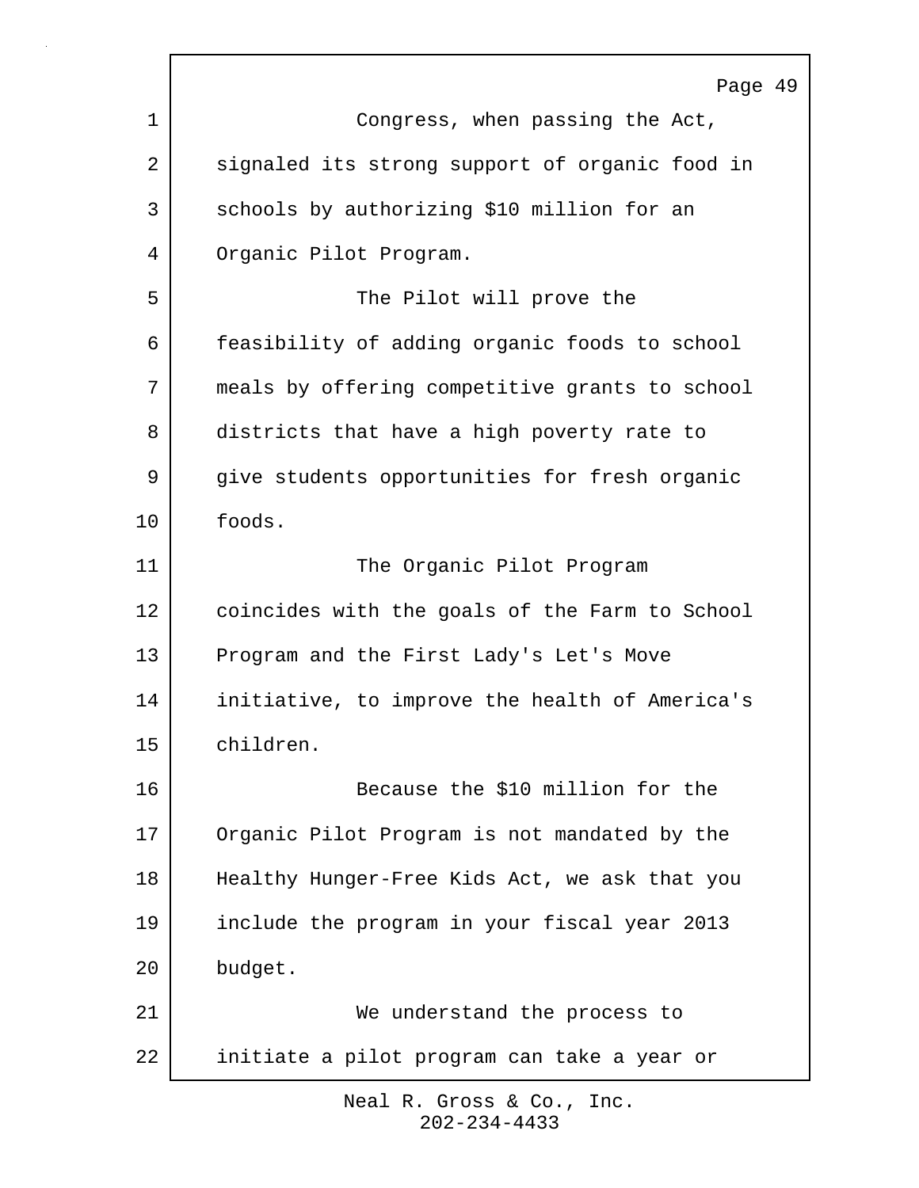Congress, when passing the Act, signaled its strong support of organic food in schools by authorizing $10 million for an Organic Pilot Program.

The Pilot will prove the feasibility of adding organic foods to school meals by offering competitive grants to school districts that have a high poverty rate to give students opportunities for fresh organic foods.

The Organic Pilot Program coincides with the goals of the Farm to School Program and the First Lady's Let's Move initiative, to improve the health of America's children.

Because the $10 million for the Organic Pilot Program is not mandated by the Healthy Hunger-Free Kids Act, we ask that you include the program in your fiscal year 2013 budget.

We understand the process to initiate a pilot program can take a year or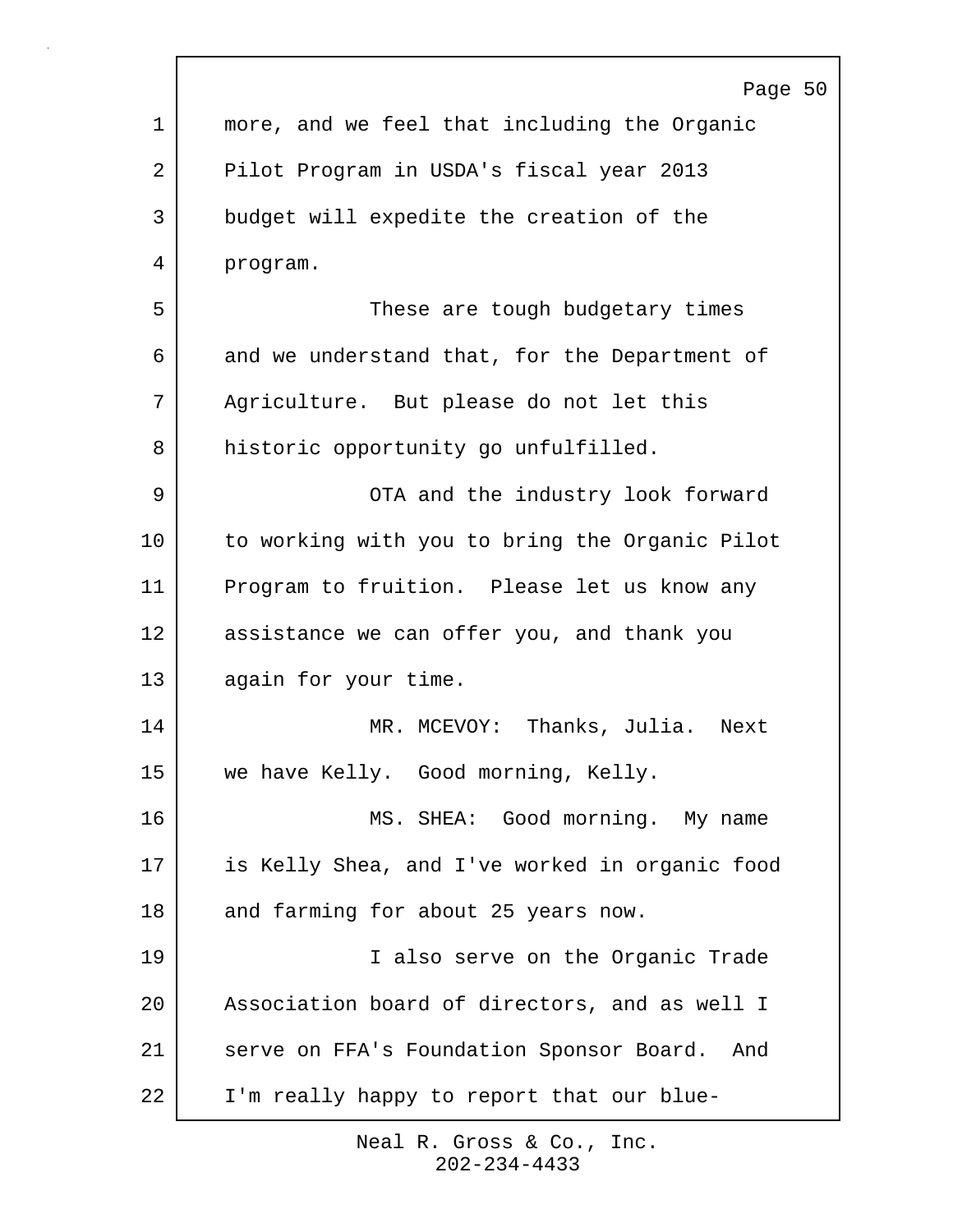more, and we feel that including the Organic Pilot Program in USDA's fiscal year 2013 budget will expedite the creation of the program.

These are tough budgetary times and we understand that, for the Department of Agriculture. But please do not let this historic opportunity go unfulfilled.

OTA and the industry look forward to working with you to bring the Organic Pilot Program to fruition. Please let us know any assistance we can offer you, and thank you again for your time.

MR. MCEVOY: Thanks, Julia. Next we have Kelly. Good morning, Kelly.

MS. SHEA: Good morning. My name is Kelly Shea, and I've worked in organic food and farming for about 25 years now.

I also serve on the Organic Trade Association board of directors, and as well I serve on FFA's Foundation Sponsor Board. And I'm really happy to report that our blue-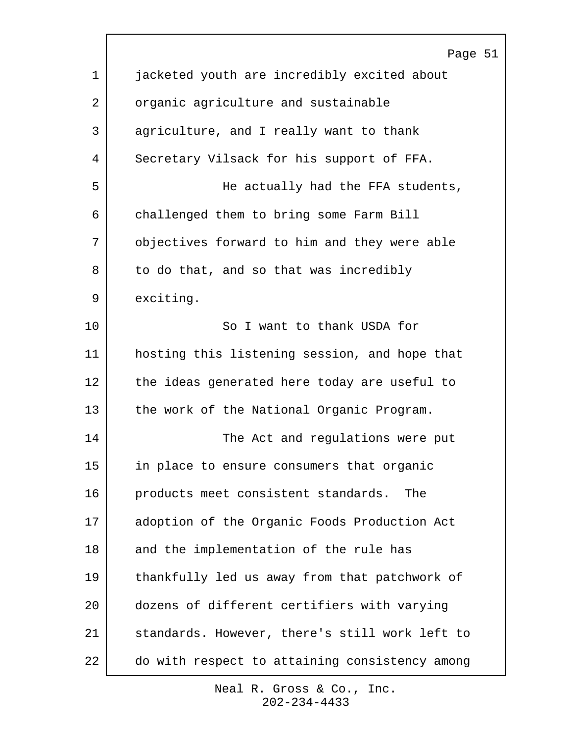jacketed youth are incredibly excited about organic agriculture and sustainable agriculture, and I really want to thank Secretary Vilsack for his support of FFA.

He actually had the FFA students, challenged them to bring some Farm Bill objectives forward to him and they were able to do that, and so that was incredibly exciting.

So I want to thank USDA for hosting this listening session, and hope that the ideas generated here today are useful to the work of the National Organic Program.

The Act and regulations were put in place to ensure consumers that organic products meet consistent standards. The adoption of the Organic Foods Production Act and the implementation of the rule has thankfully led us away from that patchwork of dozens of different certifiers with varying standards. However, there's still work left to do with respect to attaining consistency among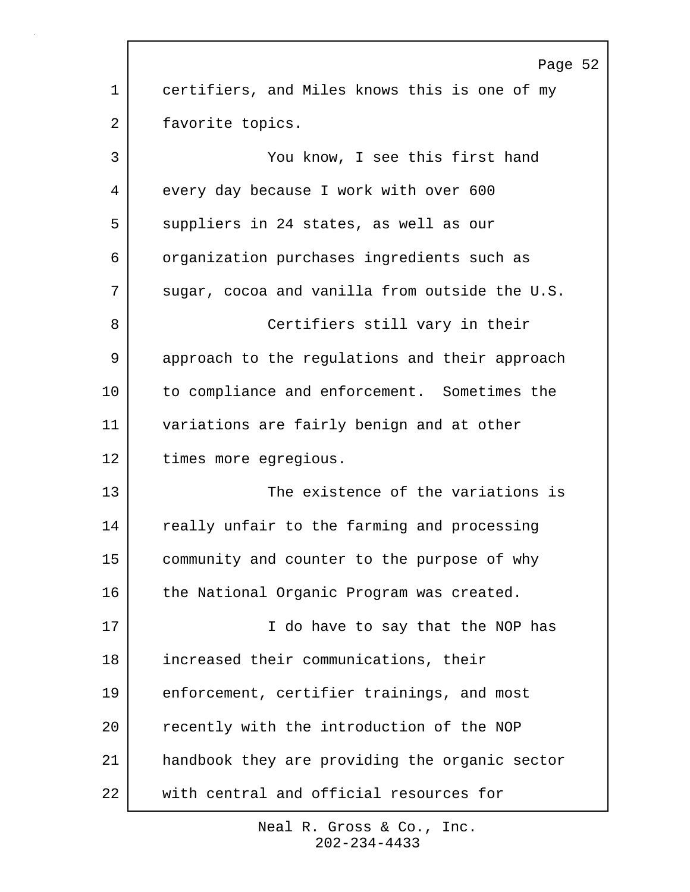certifiers, and Miles knows this is one of my favorite topics.

You know, I see this first hand every day because I work with over 600 suppliers in 24 states, as well as our organization purchases ingredients such as sugar, cocoa and vanilla from outside the U.S.

Certifiers still vary in their approach to the regulations and their approach to compliance and enforcement. Sometimes the variations are fairly benign and at other times more egregious.

The existence of the variations is really unfair to the farming and processing community and counter to the purpose of why the National Organic Program was created.

I do have to say that the NOP has increased their communications, their enforcement, certifier trainings, and most recently with the introduction of the NOP handbook they are providing the organic sector with central and official resources for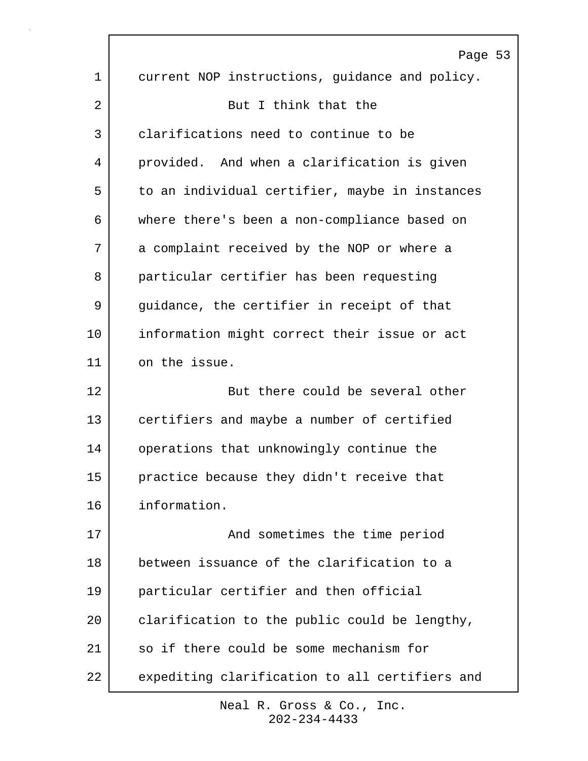current NOP instructions, guidance and policy.

But I think that the clarifications need to continue to be provided. And when a clarification is given to an individual certifier, maybe in instances where there's been a non-compliance based on a complaint received by the NOP or where a particular certifier has been requesting guidance, the certifier in receipt of that information might correct their issue or act on the issue.

But there could be several other certifiers and maybe a number of certified operations that unknowingly continue the practice because they didn't receive that information.

And sometimes the time period between issuance of the clarification to a particular certifier and then official clarification to the public could be lengthy, so if there could be some mechanism for expediting clarification to all certifiers and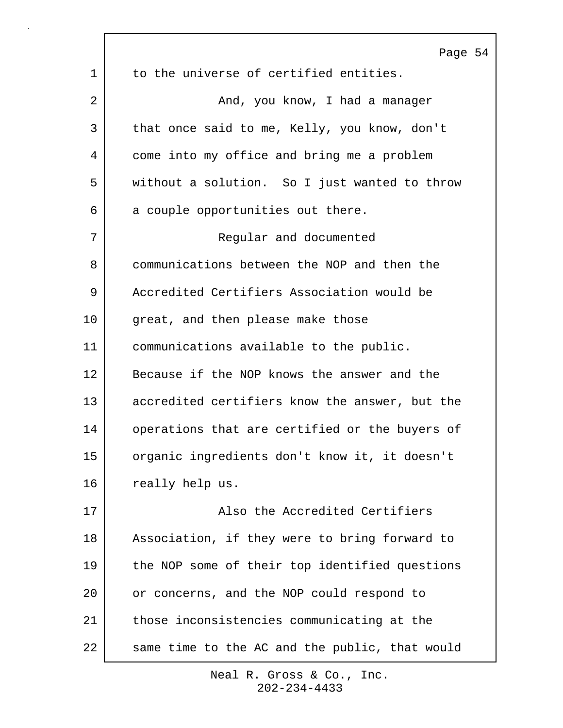to the universe of certified entities.

And, you know, I had a manager that once said to me, Kelly, you know, don't come into my office and bring me a problem without a solution. So I just wanted to throw a couple opportunities out there.

Regular and documented communications between the NOP and then the Accredited Certifiers Association would be great, and then please make those communications available to the public. Because if the NOP knows the answer and the accredited certifiers know the answer, but the operations that are certified or the buyers of organic ingredients don't know it, it doesn't really help us.

Also the Accredited Certifiers Association, if they were to bring forward to the NOP some of their top identified questions or concerns, and the NOP could respond to those inconsistencies communicating at the same time to the AC and the public, that would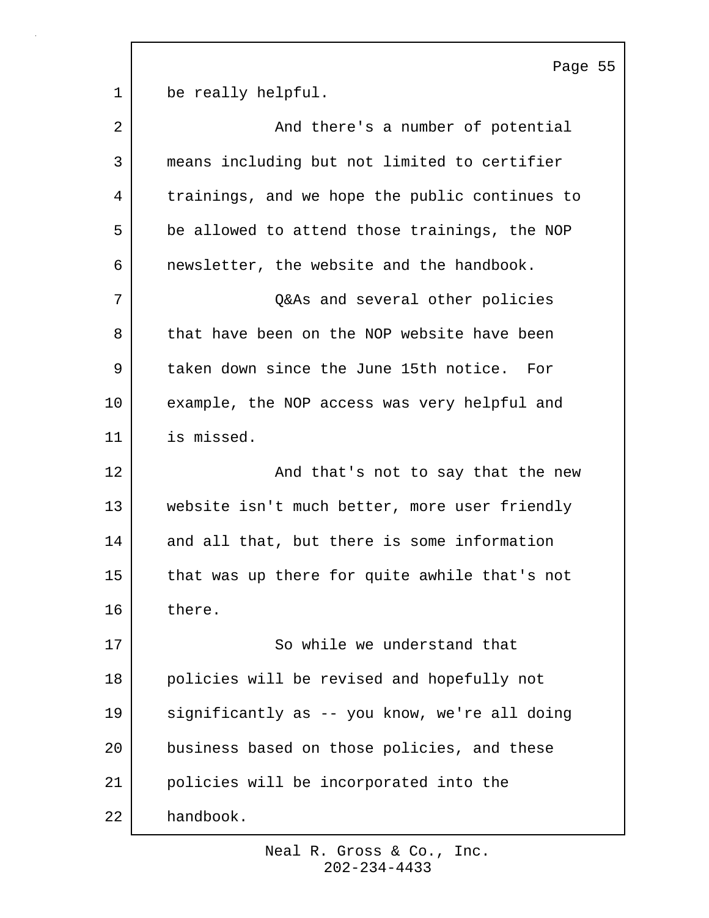be really helpful.

And there's a number of potential means including but not limited to certifier trainings, and we hope the public continues to be allowed to attend those trainings, the NOP newsletter, the website and the handbook.

Q&As and several other policies that have been on the NOP website have been taken down since the June 15th notice. For example, the NOP access was very helpful and is missed.

And that's not to say that the new website isn't much better, more user friendly and all that, but there is some information that was up there for quite awhile that's not there.

So while we understand that policies will be revised and hopefully not significantly as -- you know, we're all doing business based on those policies, and these policies will be incorporated into the handbook.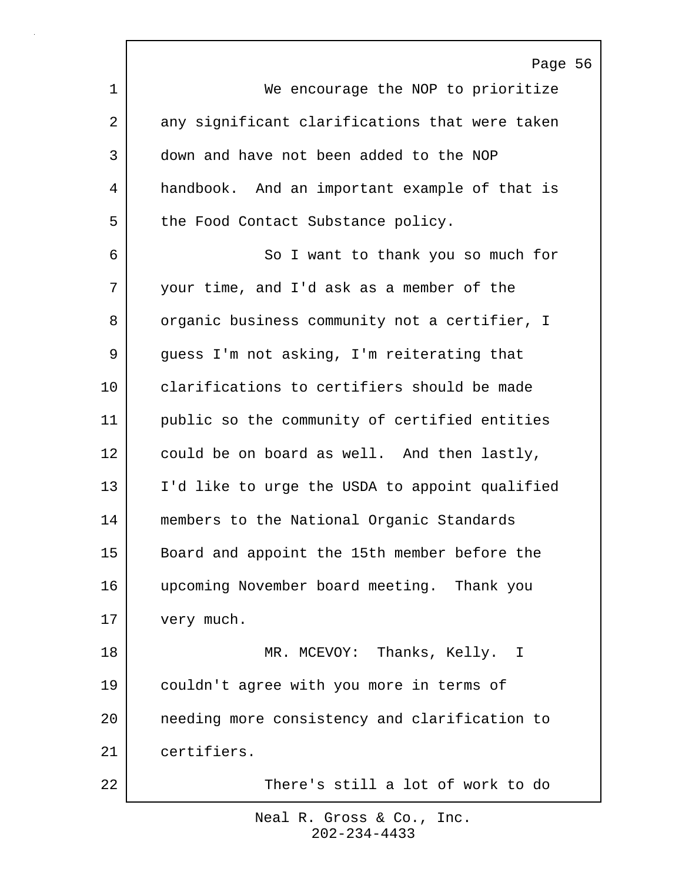We encourage the NOP to prioritize any significant clarifications that were taken down and have not been added to the NOP handbook. And an important example of that is the Food Contact Substance policy.

So I want to thank you so much for your time, and I'd ask as a member of the organic business community not a certifier, I guess I'm not asking, I'm reiterating that clarifications to certifiers should be made public so the community of certified entities could be on board as well. And then lastly, I'd like to urge the USDA to appoint qualified members to the National Organic Standards Board and appoint the 15th member before the upcoming November board meeting. Thank you very much.

MR. MCEVOY: Thanks, Kelly. I couldn't agree with you more in terms of needing more consistency and clarification to certifiers.

There's still a lot of work to do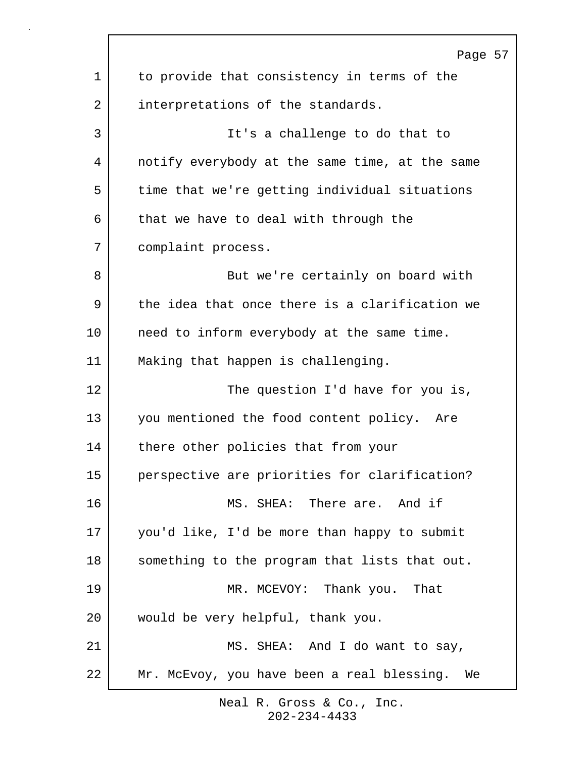to provide that consistency in terms of the interpretations of the standards.

It's a challenge to do that to notify everybody at the same time, at the same time that we're getting individual situations that we have to deal with through the complaint process.

But we're certainly on board with the idea that once there is a clarification we need to inform everybody at the same time. Making that happen is challenging.

The question I'd have for you is, you mentioned the food content policy. Are there other policies that from your perspective are priorities for clarification?

MS. SHEA: There are. And if you'd like, I'd be more than happy to submit something to the program that lists that out.

MR. MCEVOY: Thank you. That would be very helpful, thank you.

MS. SHEA: And I do want to say, Mr. McEvoy, you have been a real blessing. We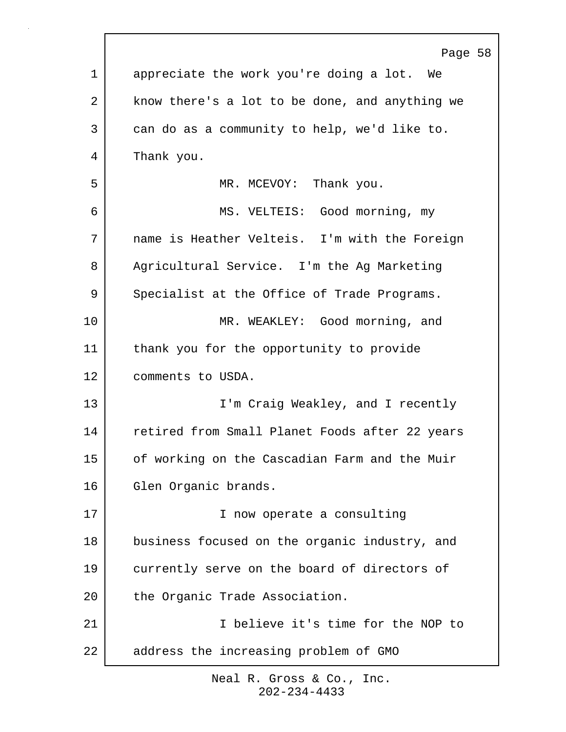appreciate the work you're doing a lot. We know there's a lot to be done, and anything we can do as a community to help, we'd like to. Thank you.

MR. MCEVOY: Thank you.

MS. VELTEIS: Good morning, my name is Heather Velteis. I'm with the Foreign Agricultural Service. I'm the Ag Marketing Specialist at the Office of Trade Programs.

MR. WEAKLEY: Good morning, and thank you for the opportunity to provide comments to USDA.

I'm Craig Weakley, and I recently retired from Small Planet Foods after 22 years of working on the Cascadian Farm and the Muir Glen Organic brands.

I now operate a consulting business focused on the organic industry, and currently serve on the board of directors of the Organic Trade Association.

I believe it's time for the NOP to address the increasing problem of GMO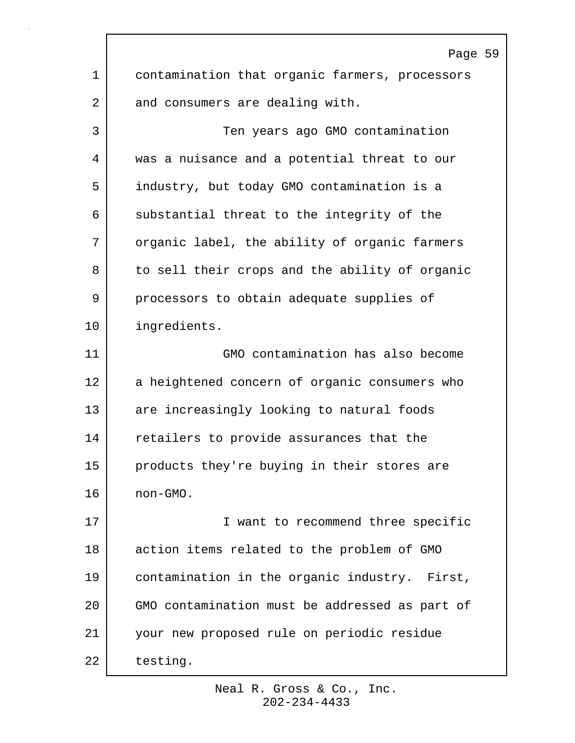contamination that organic farmers, processors and consumers are dealing with.

Ten years ago GMO contamination was a nuisance and a potential threat to our industry, but today GMO contamination is a substantial threat to the integrity of the organic label, the ability of organic farmers to sell their crops and the ability of organic processors to obtain adequate supplies of ingredients.

GMO contamination has also become a heightened concern of organic consumers who are increasingly looking to natural foods retailers to provide assurances that the products they're buying in their stores are non-GMO.

I want to recommend three specific action items related to the problem of GMO contamination in the organic industry. First, GMO contamination must be addressed as part of your new proposed rule on periodic residue testing.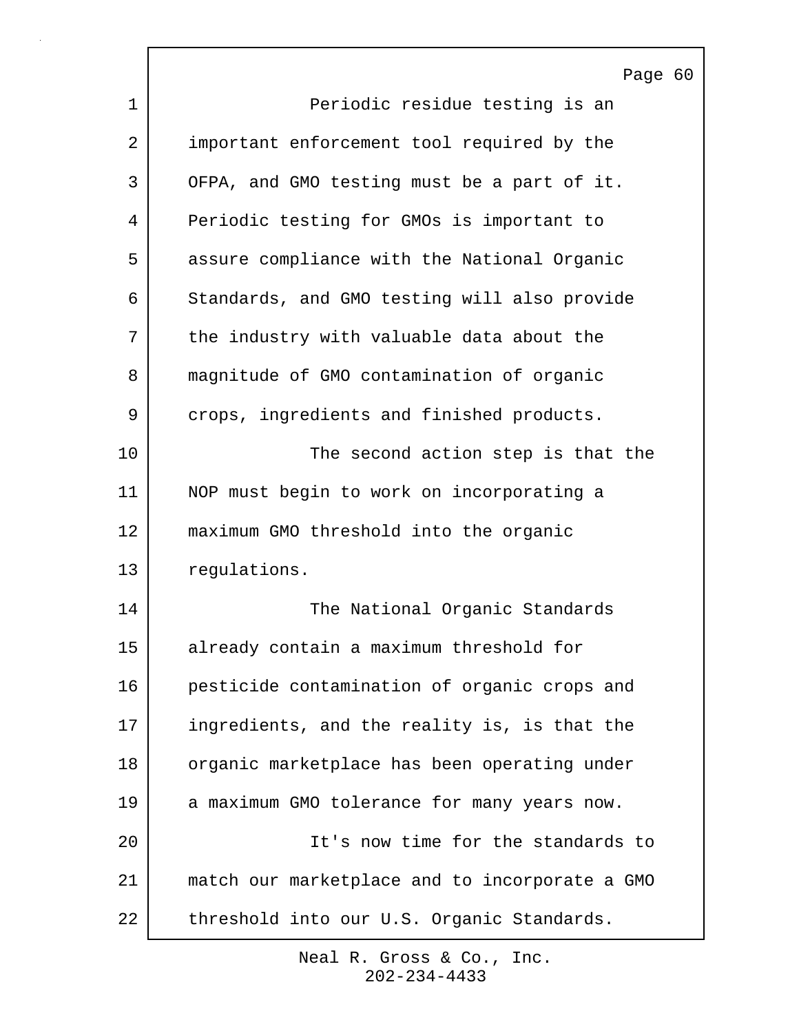Periodic residue testing is an important enforcement tool required by the OFPA, and GMO testing must be a part of it. Periodic testing for GMOs is important to assure compliance with the National Organic Standards, and GMO testing will also provide the industry with valuable data about the magnitude of GMO contamination of organic crops, ingredients and finished products.

The second action step is that the NOP must begin to work on incorporating a maximum GMO threshold into the organic regulations.

The National Organic Standards already contain a maximum threshold for pesticide contamination of organic crops and ingredients, and the reality is, is that the organic marketplace has been operating under a maximum GMO tolerance for many years now.

It's now time for the standards to match our marketplace and to incorporate a GMO threshold into our U.S. Organic Standards.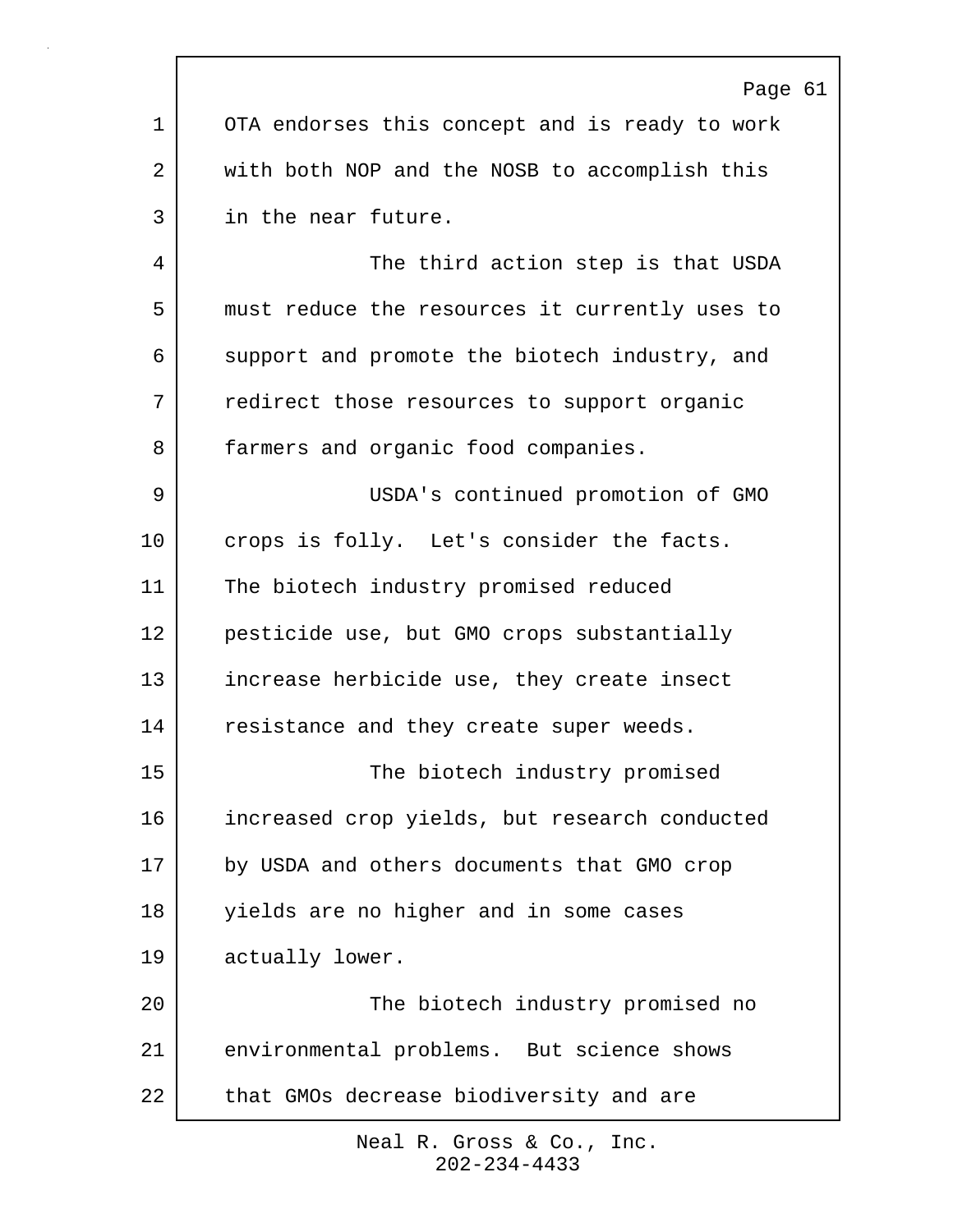OTA endorses this concept and is ready to work with both NOP and the NOSB to accomplish this in the near future.

The third action step is that USDA must reduce the resources it currently uses to support and promote the biotech industry, and redirect those resources to support organic farmers and organic food companies.

USDA's continued promotion of GMO crops is folly. Let's consider the facts. The biotech industry promised reduced pesticide use, but GMO crops substantially increase herbicide use, they create insect resistance and they create super weeds.

The biotech industry promised increased crop yields, but research conducted by USDA and others documents that GMO crop yields are no higher and in some cases actually lower.

The biotech industry promised no environmental problems. But science shows that GMOs decrease biodiversity and are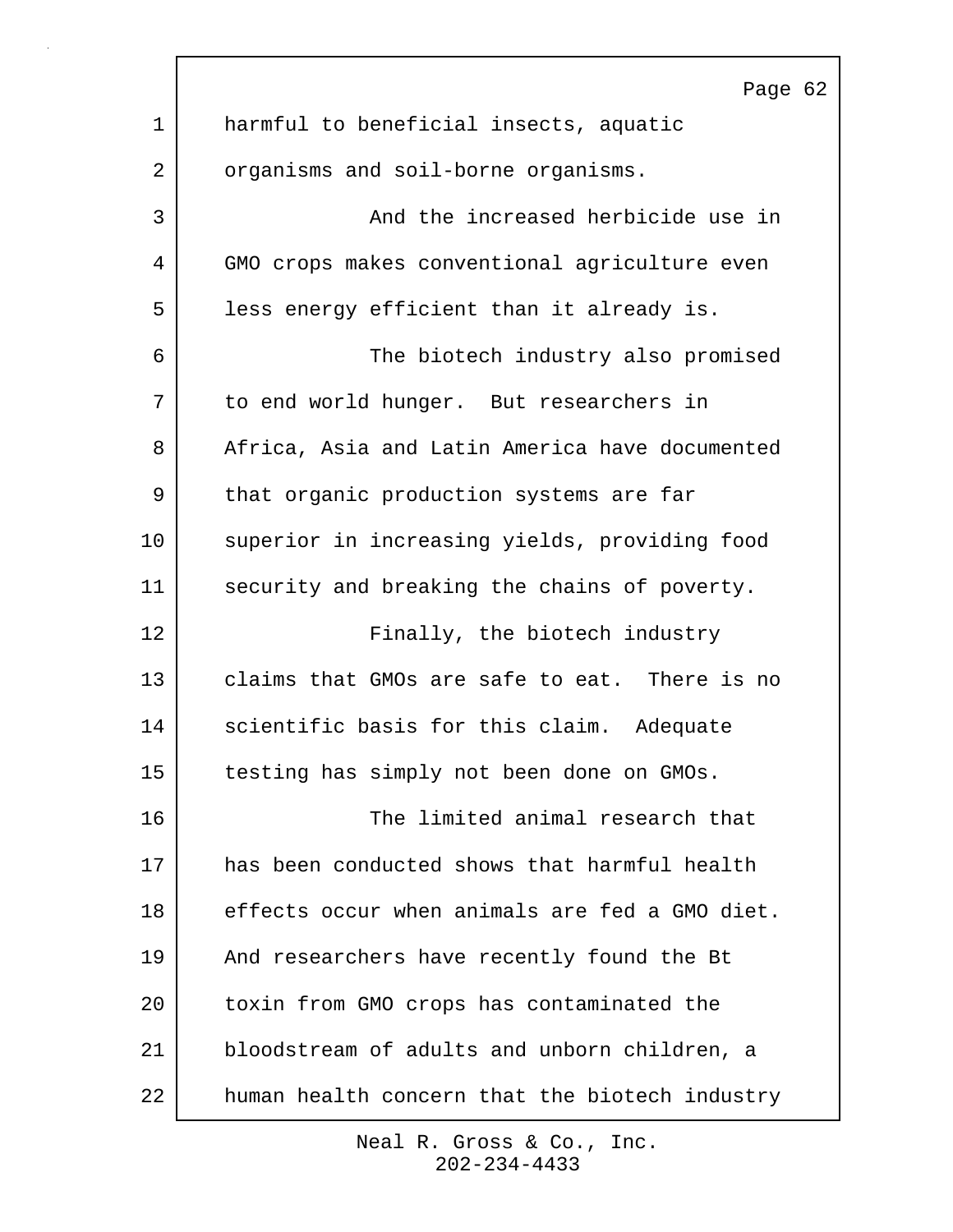harmful to beneficial insects, aquatic organisms and soil-borne organisms.

And the increased herbicide use in GMO crops makes conventional agriculture even less energy efficient than it already is.

The biotech industry also promised to end world hunger. But researchers in Africa, Asia and Latin America have documented that organic production systems are far superior in increasing yields, providing food security and breaking the chains of poverty.

Finally, the biotech industry claims that GMOs are safe to eat. There is no scientific basis for this claim. Adequate testing has simply not been done on GMOs.

The limited animal research that has been conducted shows that harmful health effects occur when animals are fed a GMO diet. And researchers have recently found the Bt toxin from GMO crops has contaminated the bloodstream of adults and unborn children, a human health concern that the biotech industry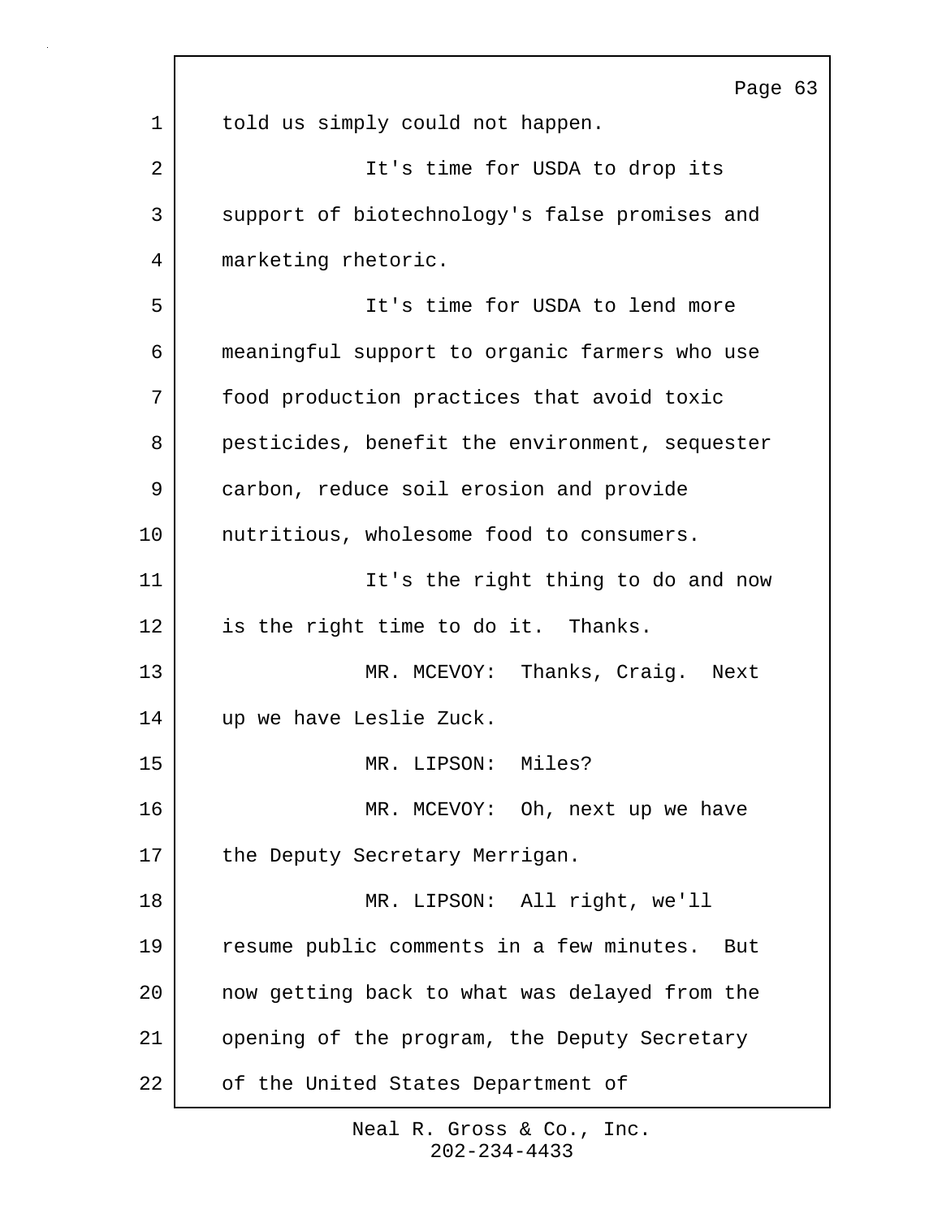told us simply could not happen.

It's time for USDA to drop its support of biotechnology's false promises and marketing rhetoric.

It's time for USDA to lend more meaningful support to organic farmers who use food production practices that avoid toxic pesticides, benefit the environment, sequester carbon, reduce soil erosion and provide nutritious, wholesome food to consumers.

It's the right thing to do and now is the right time to do it. Thanks.

MR. MCEVOY: Thanks, Craig. Next up we have Leslie Zuck.

MR. LIPSON: Miles?

MR. MCEVOY: Oh, next up we have the Deputy Secretary Merrigan.

MR. LIPSON: All right, we'll resume public comments in a few minutes. But now getting back to what was delayed from the opening of the program, the Deputy Secretary of the United States Department of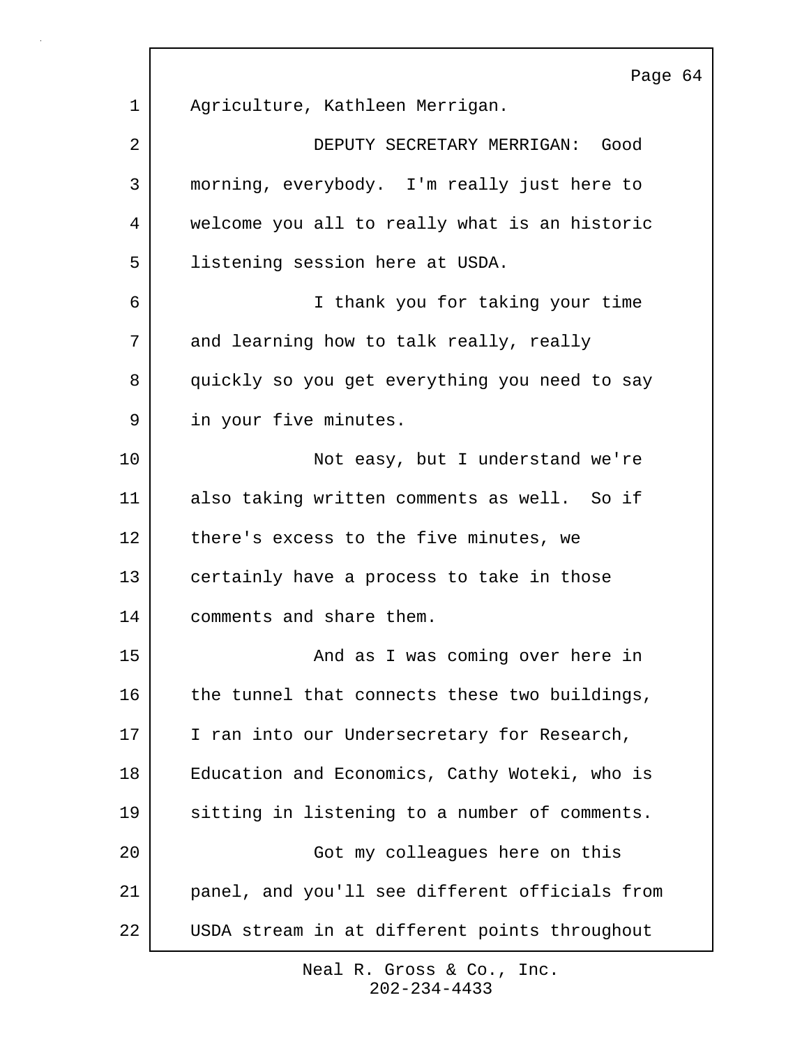Agriculture, Kathleen Merrigan.

DEPUTY SECRETARY MERRIGAN: Good morning, everybody. I'm really just here to welcome you all to really what is an historic listening session here at USDA.

I thank you for taking your time and learning how to talk really, really quickly so you get everything you need to say in your five minutes.

Not easy, but I understand we're also taking written comments as well. So if there's excess to the five minutes, we certainly have a process to take in those comments and share them.

And as I was coming over here in the tunnel that connects these two buildings, I ran into our Undersecretary for Research, Education and Economics, Cathy Woteki, who is sitting in listening to a number of comments.

Got my colleagues here on this panel, and you'll see different officials from USDA stream in at different points throughout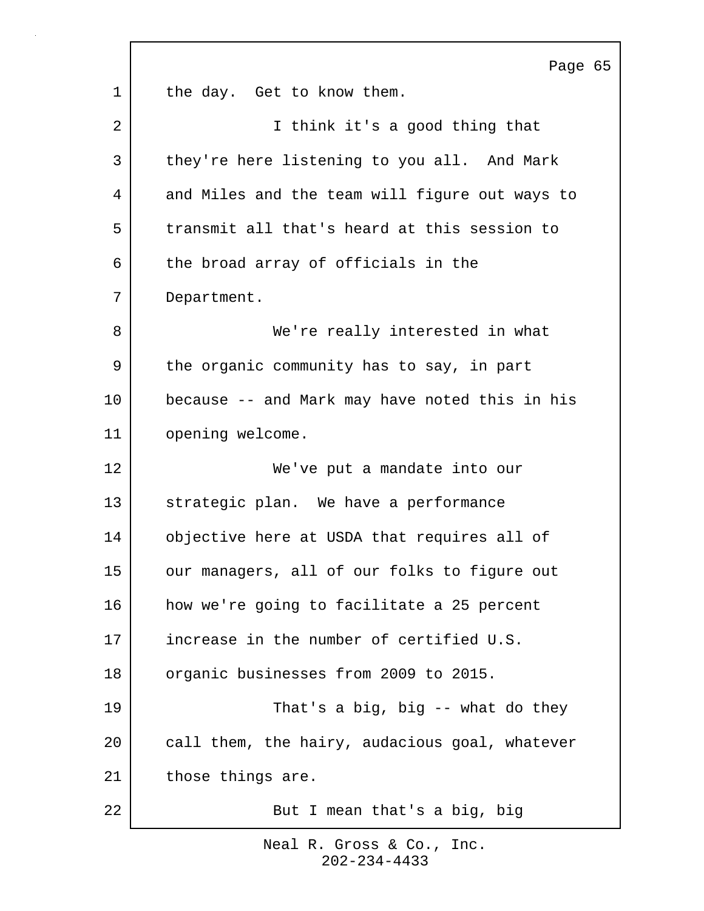the day. Get to know them.

I think it's a good thing that they're here listening to you all. And Mark and Miles and the team will figure out ways to transmit all that's heard at this session to the broad array of officials in the Department.

We're really interested in what the organic community has to say, in part because -- and Mark may have noted this in his opening welcome.

We've put a mandate into our strategic plan. We have a performance objective here at USDA that requires all of our managers, all of our folks to figure out how we're going to facilitate a 25 percent increase in the number of certified U.S. organic businesses from 2009 to 2015.

That's a big, big -- what do they call them, the hairy, audacious goal, whatever those things are.

But I mean that's a big, big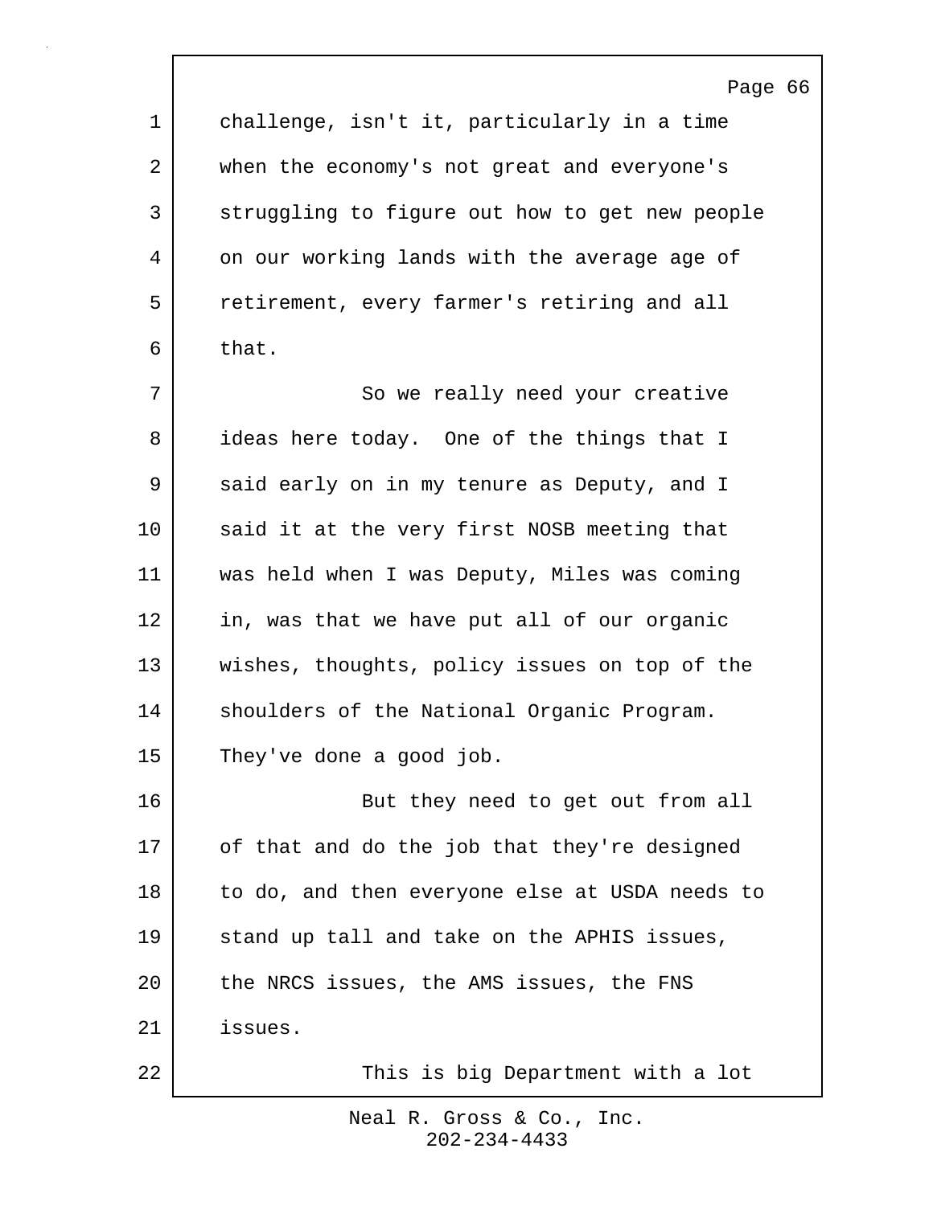challenge, isn't it, particularly in a time when the economy's not great and everyone's struggling to figure out how to get new people on our working lands with the average age of retirement, every farmer's retiring and all that.

So we really need your creative ideas here today. One of the things that I said early on in my tenure as Deputy, and I said it at the very first NOSB meeting that was held when I was Deputy, Miles was coming in, was that we have put all of our organic wishes, thoughts, policy issues on top of the shoulders of the National Organic Program. They've done a good job.

But they need to get out from all of that and do the job that they're designed to do, and then everyone else at USDA needs to stand up tall and take on the APHIS issues, the NRCS issues, the AMS issues, the FNS issues.

This is big Department with a lot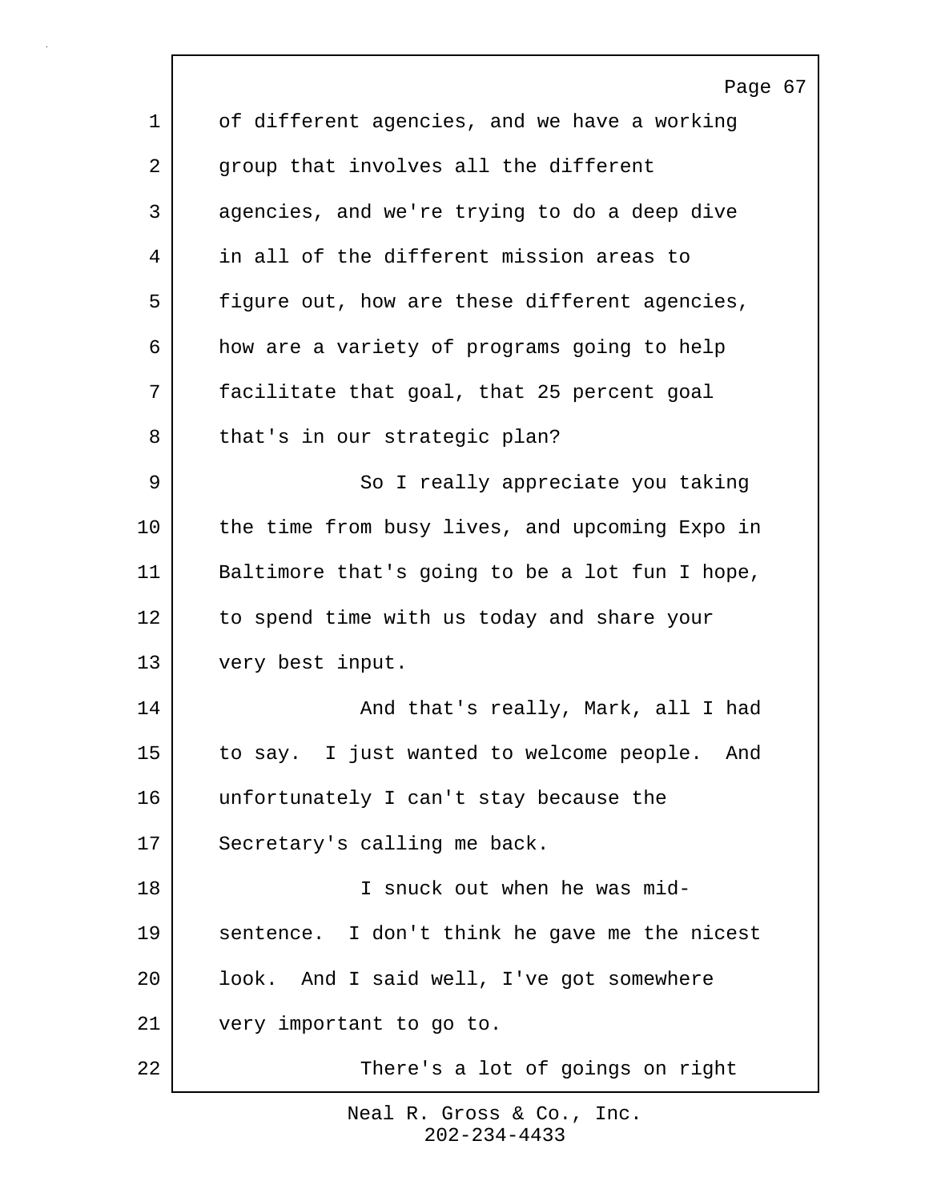of different agencies, and we have a working group that involves all the different agencies, and we're trying to do a deep dive in all of the different mission areas to figure out, how are these different agencies, how are a variety of programs going to help facilitate that goal, that 25 percent goal that's in our strategic plan?

So I really appreciate you taking the time from busy lives, and upcoming Expo in Baltimore that's going to be a lot fun I hope, to spend time with us today and share your very best input.

And that's really, Mark, all I had to say. I just wanted to welcome people. And unfortunately I can't stay because the Secretary's calling me back.

I snuck out when he was mid-sentence. I don't think he gave me the nicest look. And I said well, I've got somewhere very important to go to.

There's a lot of goings on right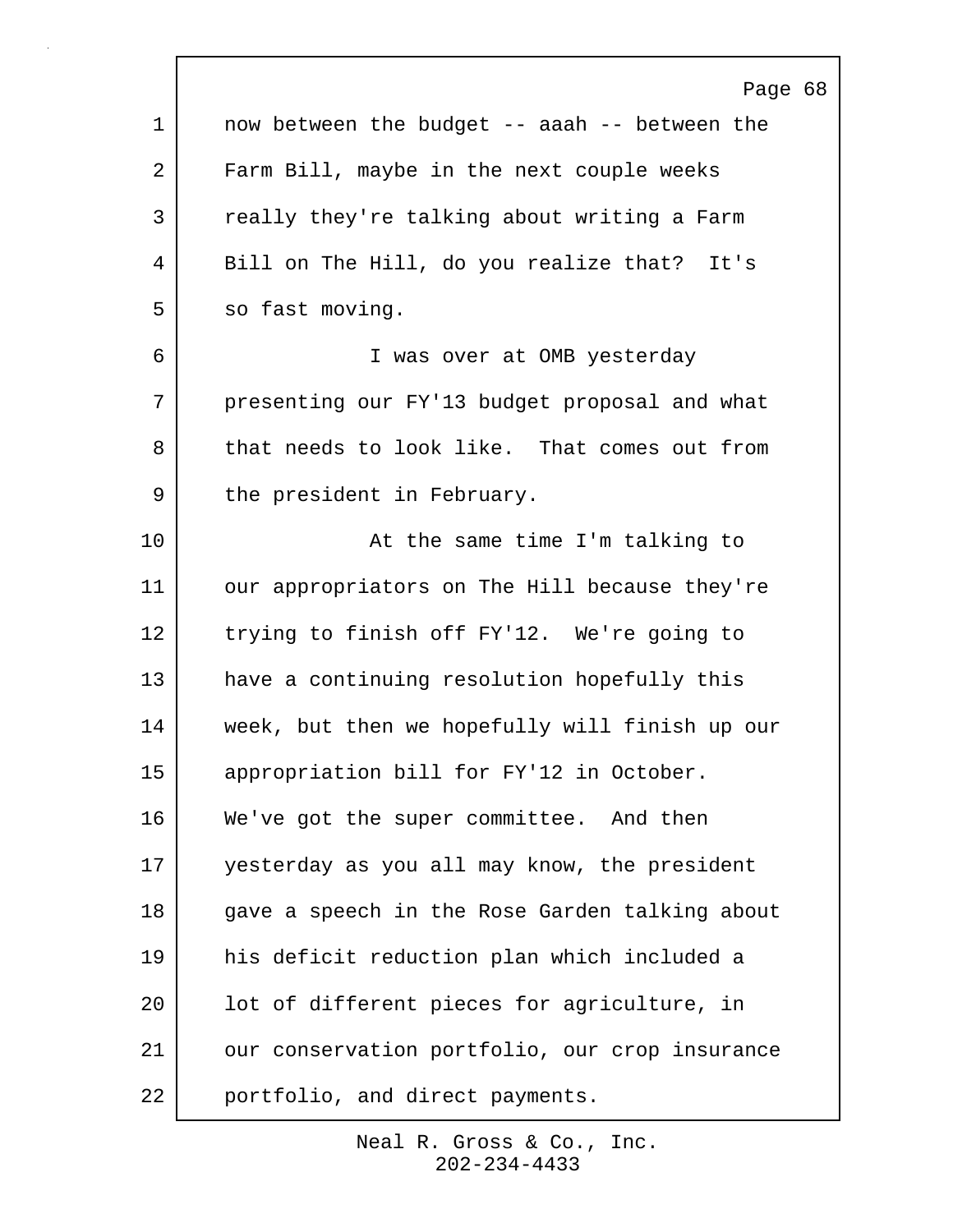now between the budget -- aaah -- between the Farm Bill, maybe in the next couple weeks really they're talking about writing a Farm Bill on The Hill, do you realize that? It's so fast moving.

I was over at OMB yesterday presenting our FY'13 budget proposal and what that needs to look like. That comes out from the president in February.

At the same time I'm talking to our appropriators on The Hill because they're trying to finish off FY'12. We're going to have a continuing resolution hopefully this week, but then we hopefully will finish up our appropriation bill for FY'12 in October. We've got the super committee. And then yesterday as you all may know, the president gave a speech in the Rose Garden talking about his deficit reduction plan which included a lot of different pieces for agriculture, in our conservation portfolio, our crop insurance portfolio, and direct payments.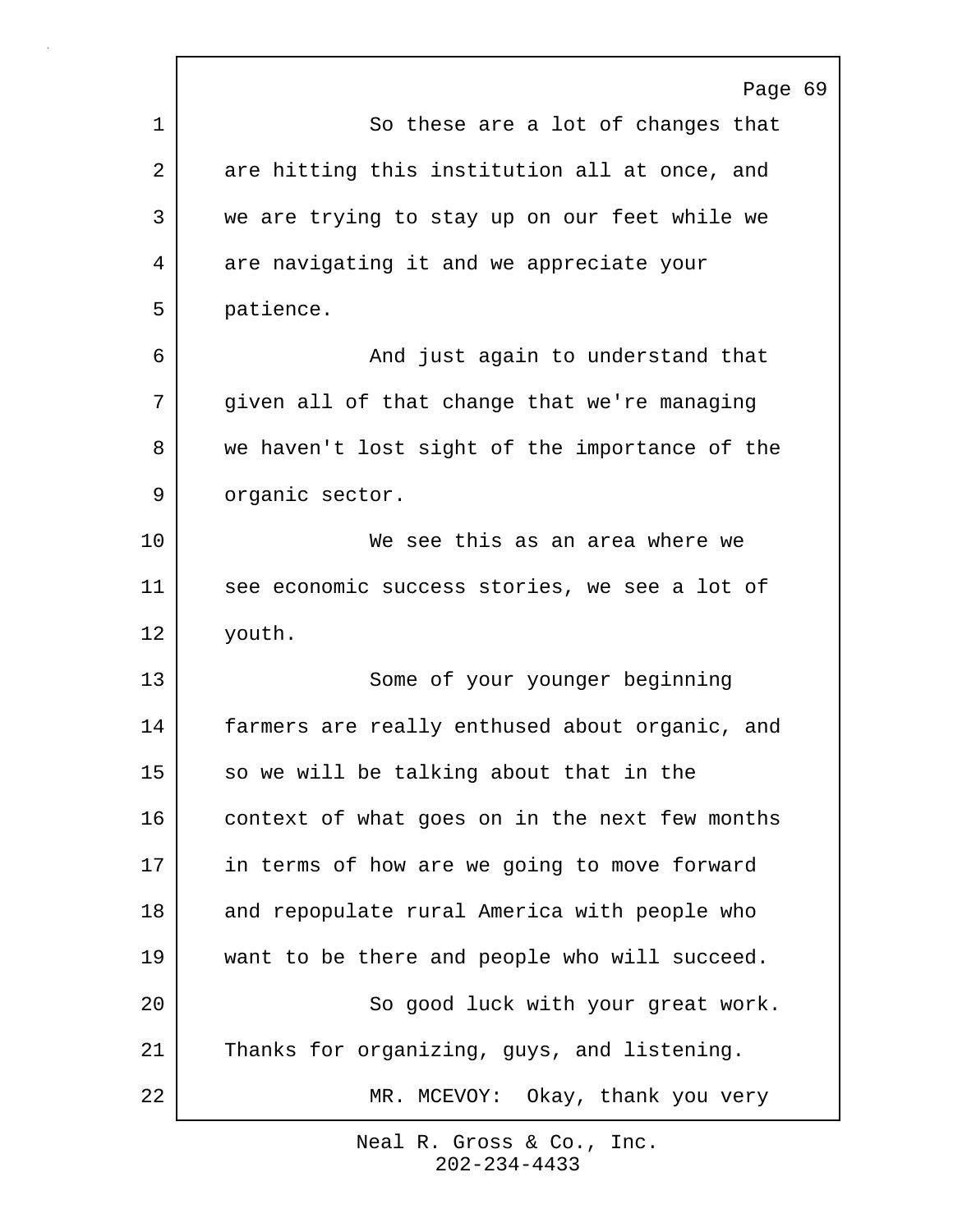So these are a lot of changes that are hitting this institution all at once, and we are trying to stay up on our feet while we are navigating it and we appreciate your patience.

And just again to understand that given all of that change that we're managing we haven't lost sight of the importance of the organic sector.

We see this as an area where we see economic success stories, we see a lot of youth.

Some of your younger beginning farmers are really enthused about organic, and so we will be talking about that in the context of what goes on in the next few months in terms of how are we going to move forward and repopulate rural America with people who want to be there and people who will succeed.

So good luck with your great work. Thanks for organizing, guys, and listening.

MR. MCEVOY: Okay, thank you very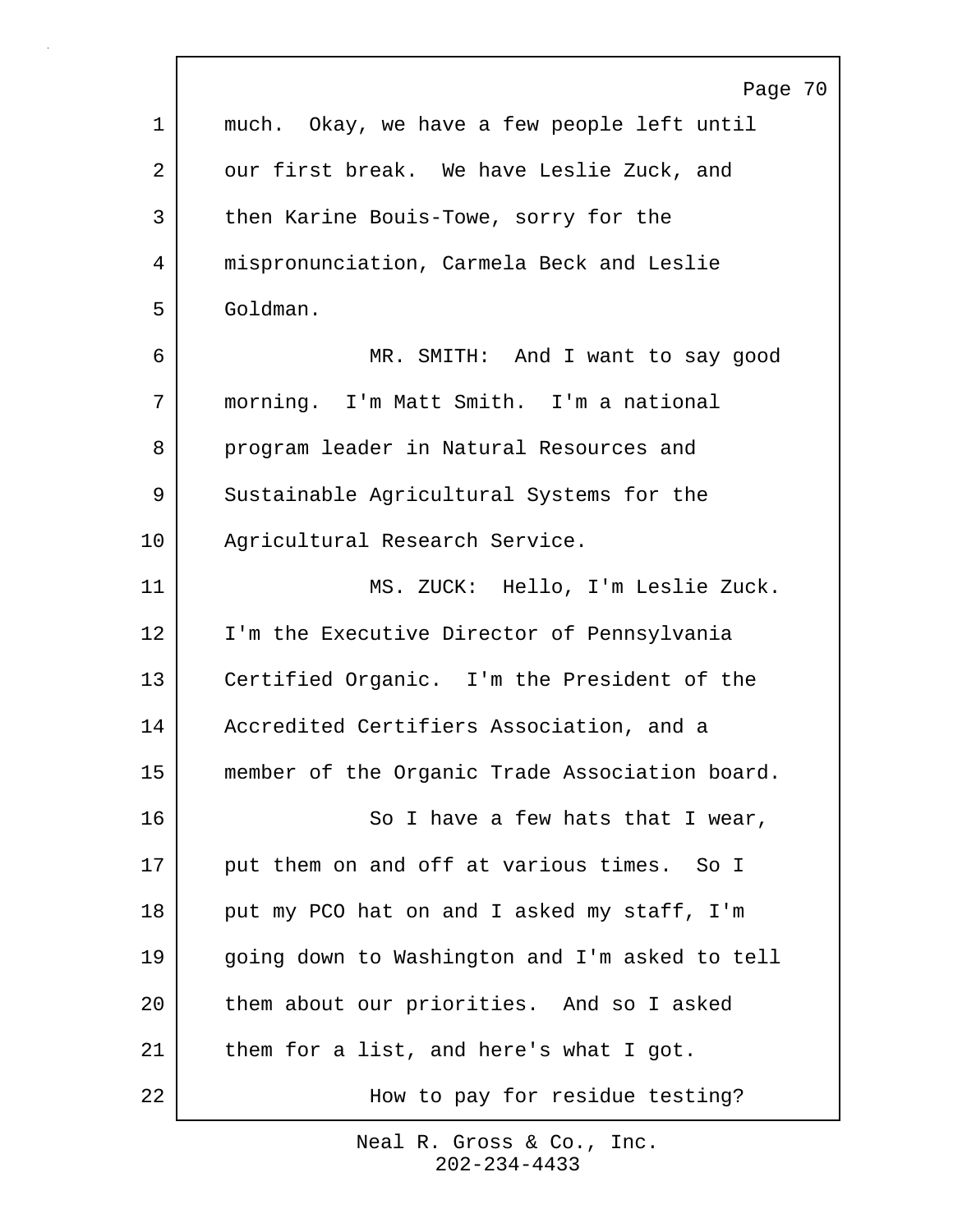much. Okay, we have a few people left until our first break. We have Leslie Zuck, and then Karine Bouis-Towe, sorry for the mispronunciation, Carmela Beck and Leslie Goldman.

MR. SMITH: And I want to say good morning. I'm Matt Smith. I'm a national program leader in Natural Resources and Sustainable Agricultural Systems for the Agricultural Research Service.

MS. ZUCK: Hello, I'm Leslie Zuck. I'm the Executive Director of Pennsylvania Certified Organic. I'm the President of the Accredited Certifiers Association, and a member of the Organic Trade Association board.

So I have a few hats that I wear, put them on and off at various times. So I put my PCO hat on and I asked my staff, I'm going down to Washington and I'm asked to tell them about our priorities. And so I asked them for a list, and here's what I got.

How to pay for residue testing?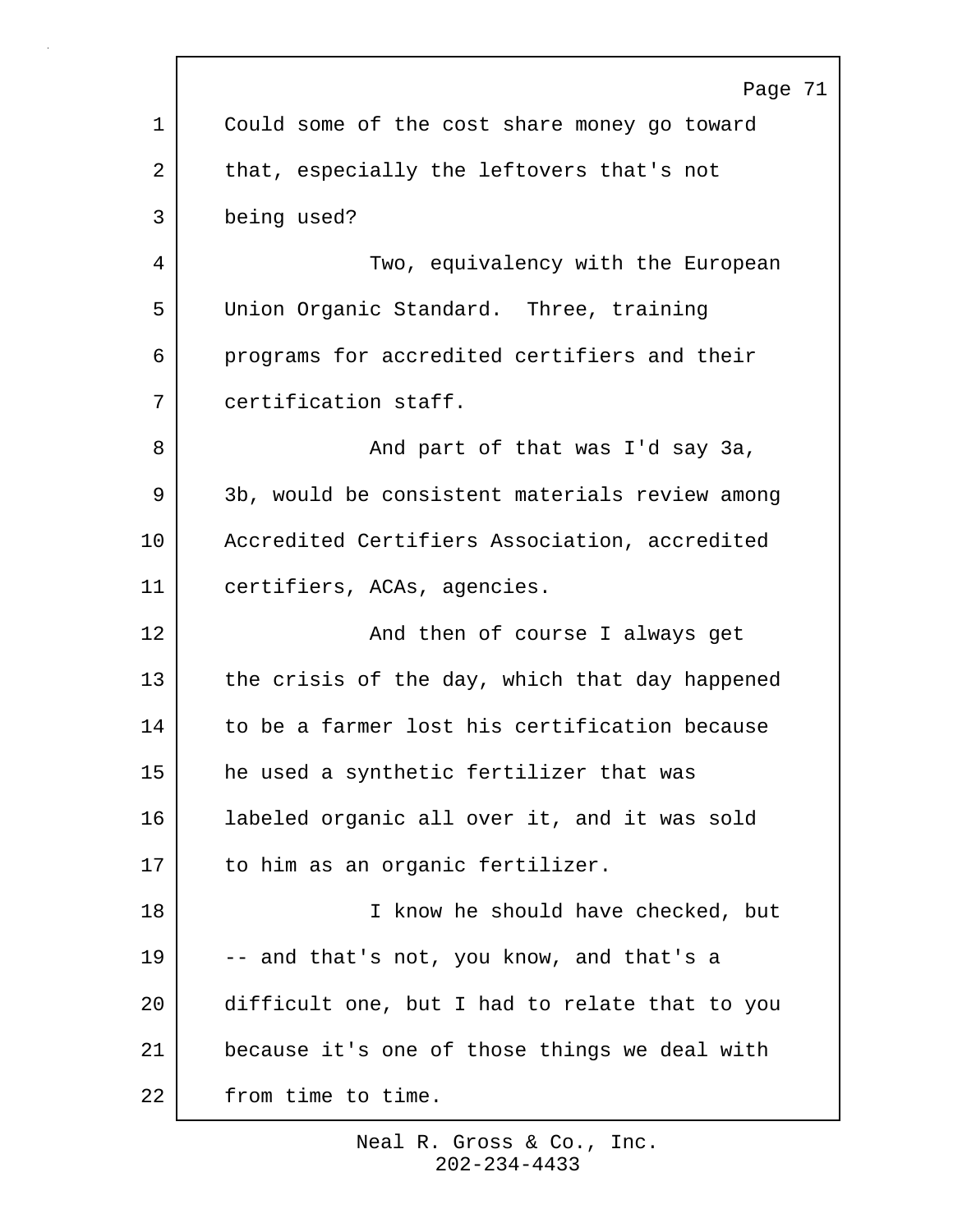Could some of the cost share money go toward that, especially the leftovers that's not being used?

Two, equivalency with the European Union Organic Standard. Three, training programs for accredited certifiers and their certification staff.

And part of that was I'd say 3a, 3b, would be consistent materials review among Accredited Certifiers Association, accredited certifiers, ACAs, agencies.

And then of course I always get the crisis of the day, which that day happened to be a farmer lost his certification because he used a synthetic fertilizer that was labeled organic all over it, and it was sold to him as an organic fertilizer.

I know he should have checked, but -- and that's not, you know, and that's a difficult one, but I had to relate that to you because it's one of those things we deal with from time to time.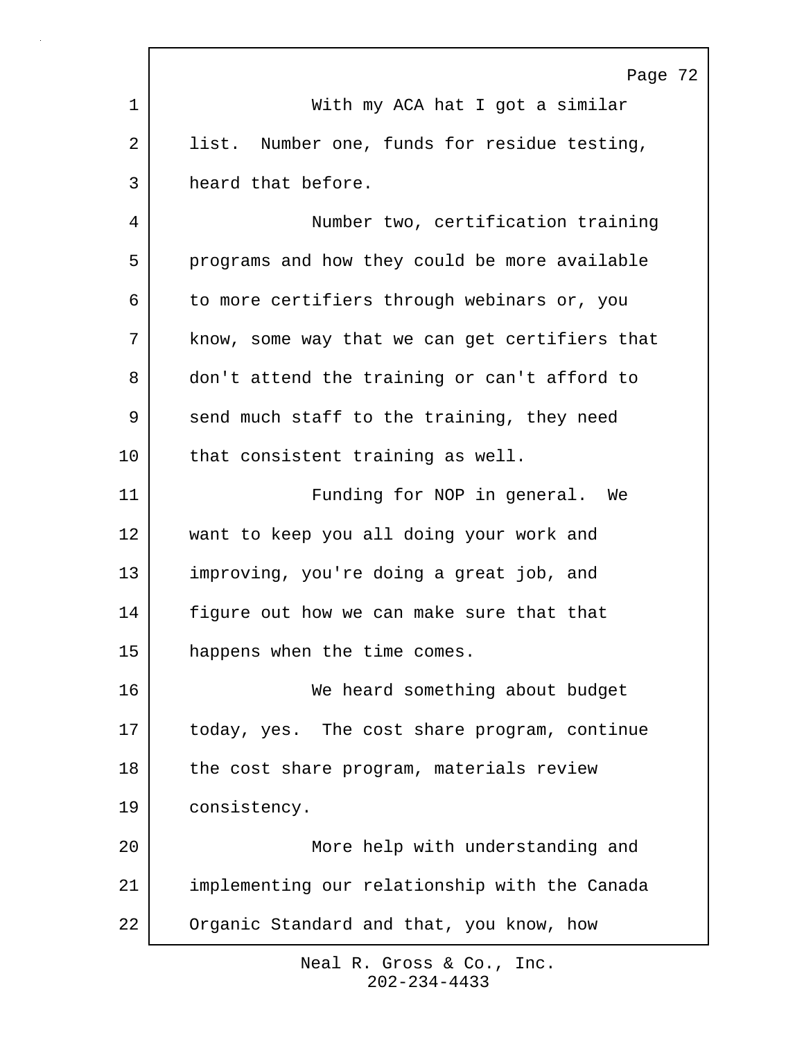With my ACA hat I got a similar list. Number one, funds for residue testing, heard that before.

Number two, certification training programs and how they could be more available to more certifiers through webinars or, you know, some way that we can get certifiers that don't attend the training or can't afford to send much staff to the training, they need that consistent training as well.

Funding for NOP in general. We want to keep you all doing your work and improving, you're doing a great job, and figure out how we can make sure that that happens when the time comes.

We heard something about budget today, yes. The cost share program, continue the cost share program, materials review consistency.

More help with understanding and implementing our relationship with the Canada Organic Standard and that, you know, how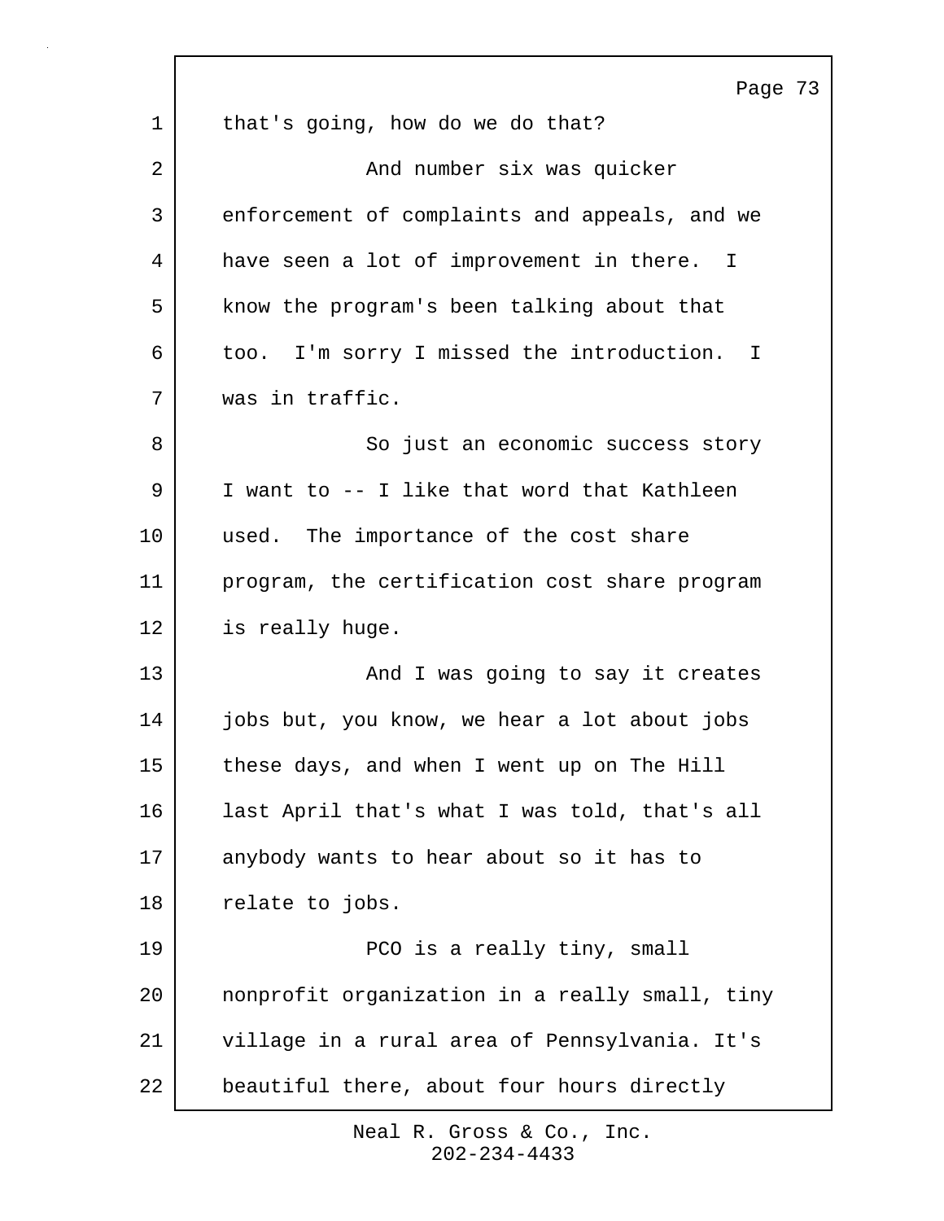that's going, how do we do that?

And number six was quicker enforcement of complaints and appeals, and we have seen a lot of improvement in there. I know the program's been talking about that too. I'm sorry I missed the introduction. I was in traffic.

So just an economic success story I want to -- I like that word that Kathleen used. The importance of the cost share program, the certification cost share program is really huge.

And I was going to say it creates jobs but, you know, we hear a lot about jobs these days, and when I went up on The Hill last April that's what I was told, that's all anybody wants to hear about so it has to relate to jobs.

PCO is a really tiny, small nonprofit organization in a really small, tiny village in a rural area of Pennsylvania. It's beautiful there, about four hours directly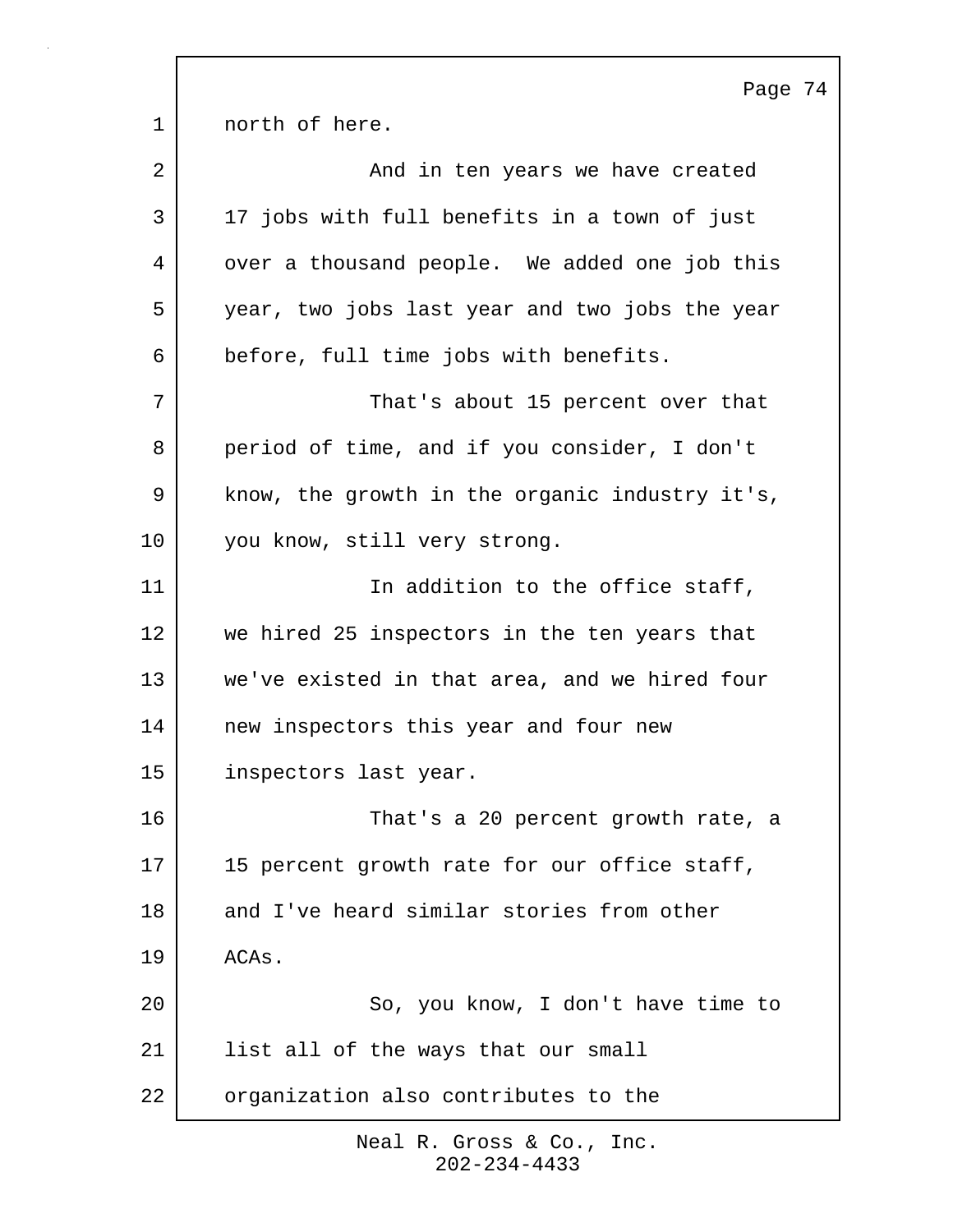north of here.

And in ten years we have created 17 jobs with full benefits in a town of just over a thousand people. We added one job this year, two jobs last year and two jobs the year before, full time jobs with benefits.

That's about 15 percent over that period of time, and if you consider, I don't know, the growth in the organic industry it's, you know, still very strong.

In addition to the office staff, we hired 25 inspectors in the ten years that we've existed in that area, and we hired four new inspectors this year and four new inspectors last year.

That's a 20 percent growth rate, a 15 percent growth rate for our office staff, and I've heard similar stories from other ACAs.

So, you know, I don't have time to list all of the ways that our small organization also contributes to the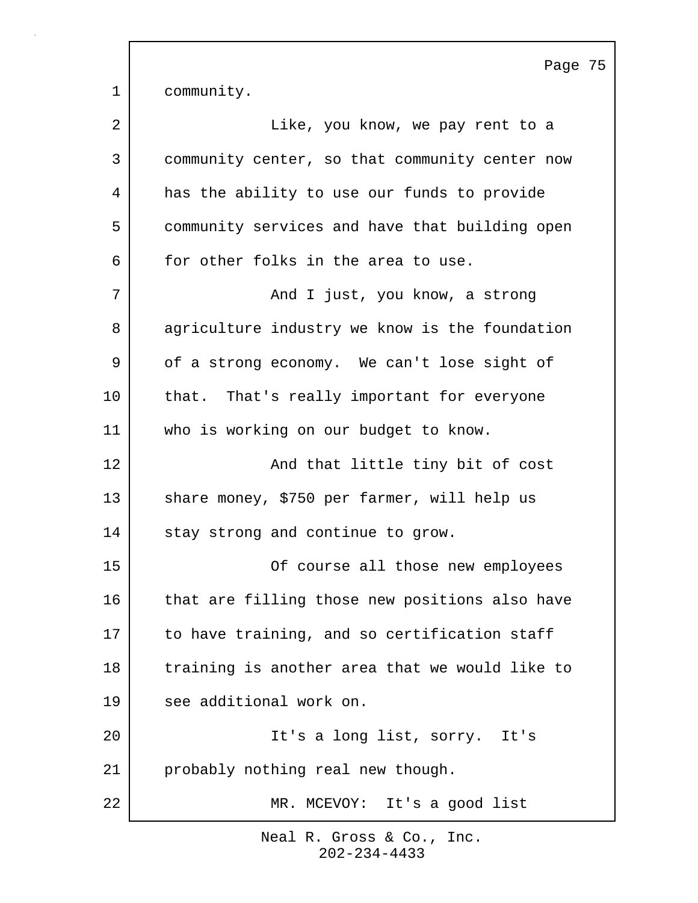community.

Like, you know, we pay rent to a community center, so that community center now has the ability to use our funds to provide community services and have that building open for other folks in the area to use.

And I just, you know, a strong agriculture industry we know is the foundation of a strong economy. We can't lose sight of that. That's really important for everyone who is working on our budget to know.

And that little tiny bit of cost share money, $750 per farmer, will help us stay strong and continue to grow.

Of course all those new employees that are filling those new positions also have to have training, and so certification staff training is another area that we would like to see additional work on.

It's a long list, sorry. It's probably nothing real new though.

MR. MCEVOY: It's a good list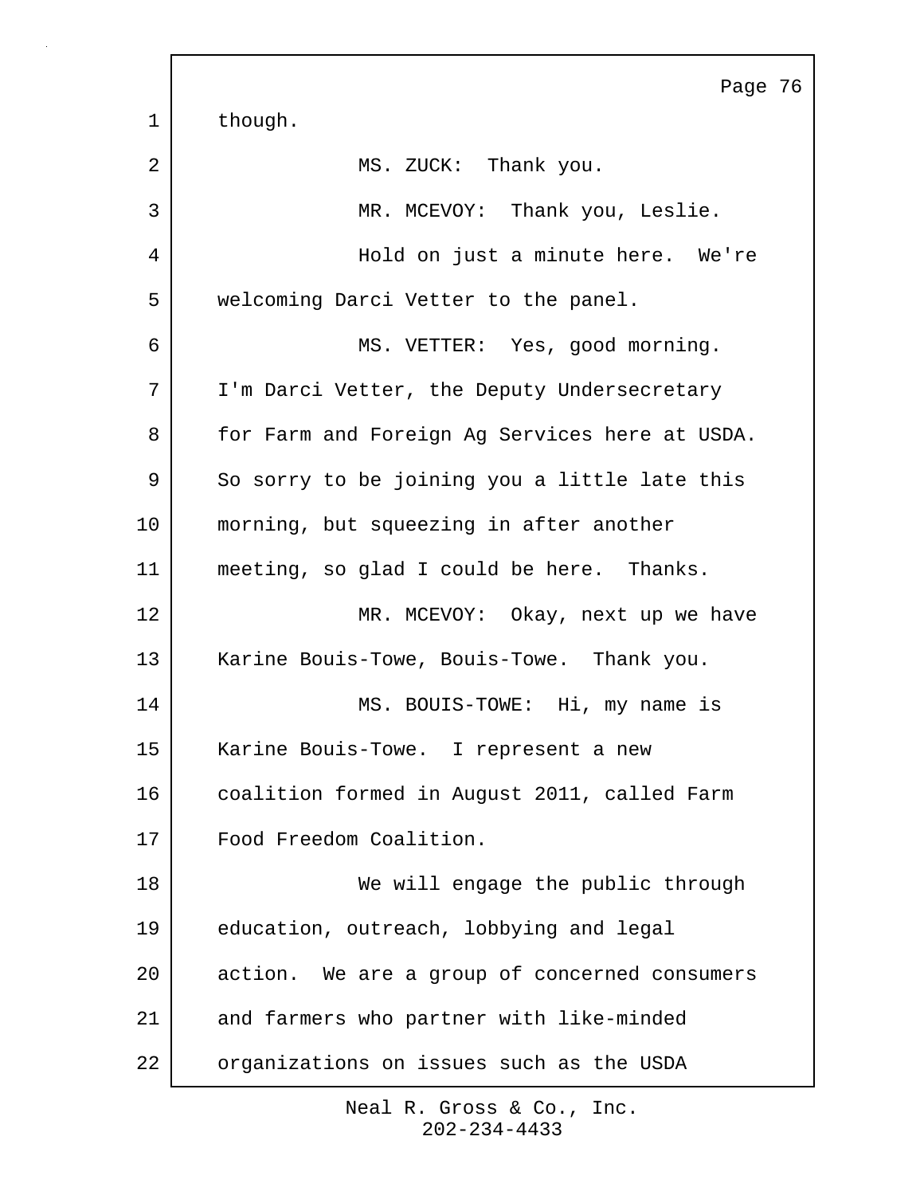though.

MS. ZUCK: Thank you.

MR. MCEVOY: Thank you, Leslie.

Hold on just a minute here. We're welcoming Darci Vetter to the panel.

MS. VETTER: Yes, good morning. I'm Darci Vetter, the Deputy Undersecretary for Farm and Foreign Ag Services here at USDA. So sorry to be joining you a little late this morning, but squeezing in after another meeting, so glad I could be here. Thanks.

MR. MCEVOY: Okay, next up we have Karine Bouis-Towe, Bouis-Towe. Thank you.

MS. BOUIS-TOWE: Hi, my name is Karine Bouis-Towe. I represent a new coalition formed in August 2011, called Farm Food Freedom Coalition.

We will engage the public through education, outreach, lobbying and legal action. We are a group of concerned consumers and farmers who partner with like-minded organizations on issues such as the USDA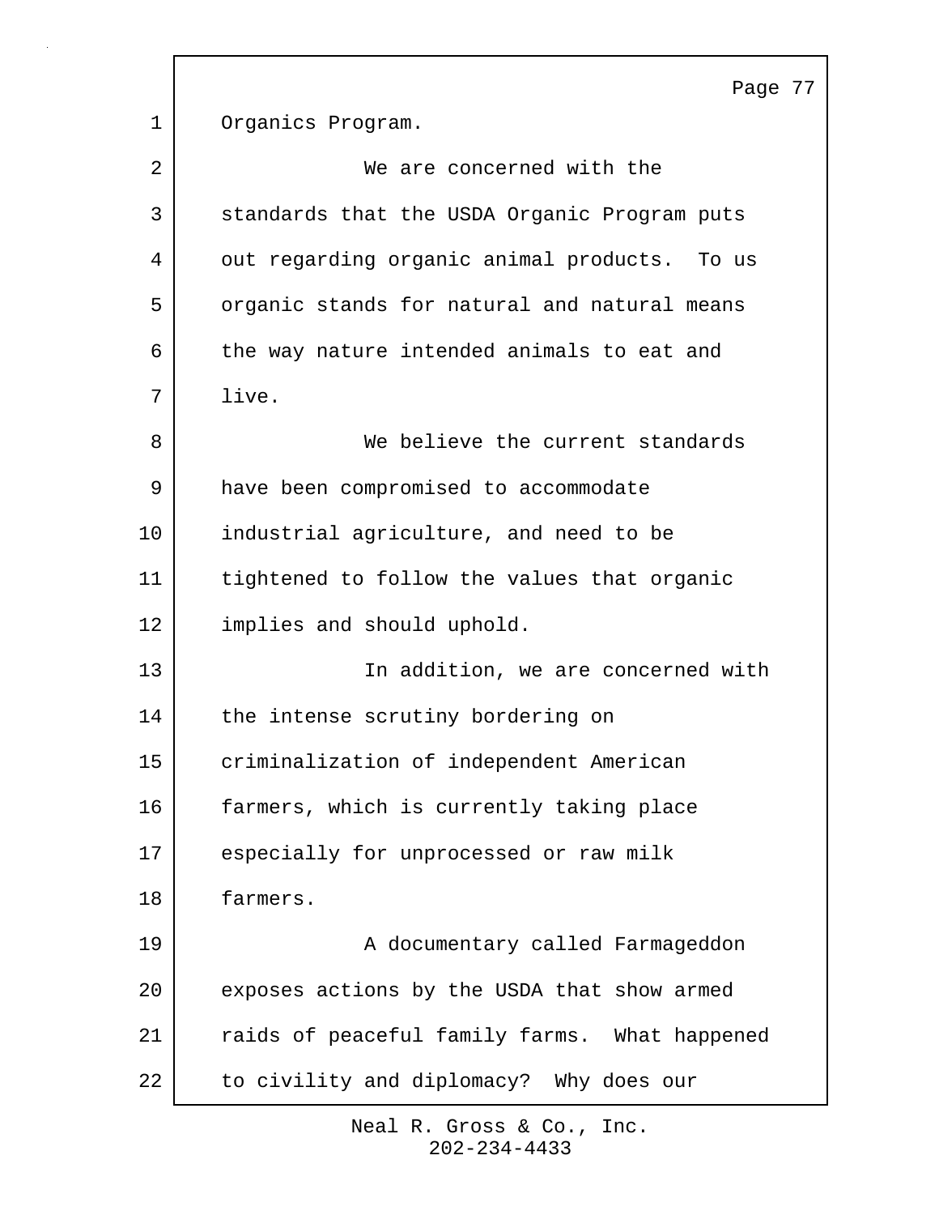Organics Program.

We are concerned with the standards that the USDA Organic Program puts out regarding organic animal products. To us organic stands for natural and natural means the way nature intended animals to eat and live.

We believe the current standards have been compromised to accommodate industrial agriculture, and need to be tightened to follow the values that organic implies and should uphold.

In addition, we are concerned with the intense scrutiny bordering on criminalization of independent American farmers, which is currently taking place especially for unprocessed or raw milk farmers.

A documentary called Farmageddon exposes actions by the USDA that show armed raids of peaceful family farms. What happened to civility and diplomacy? Why does our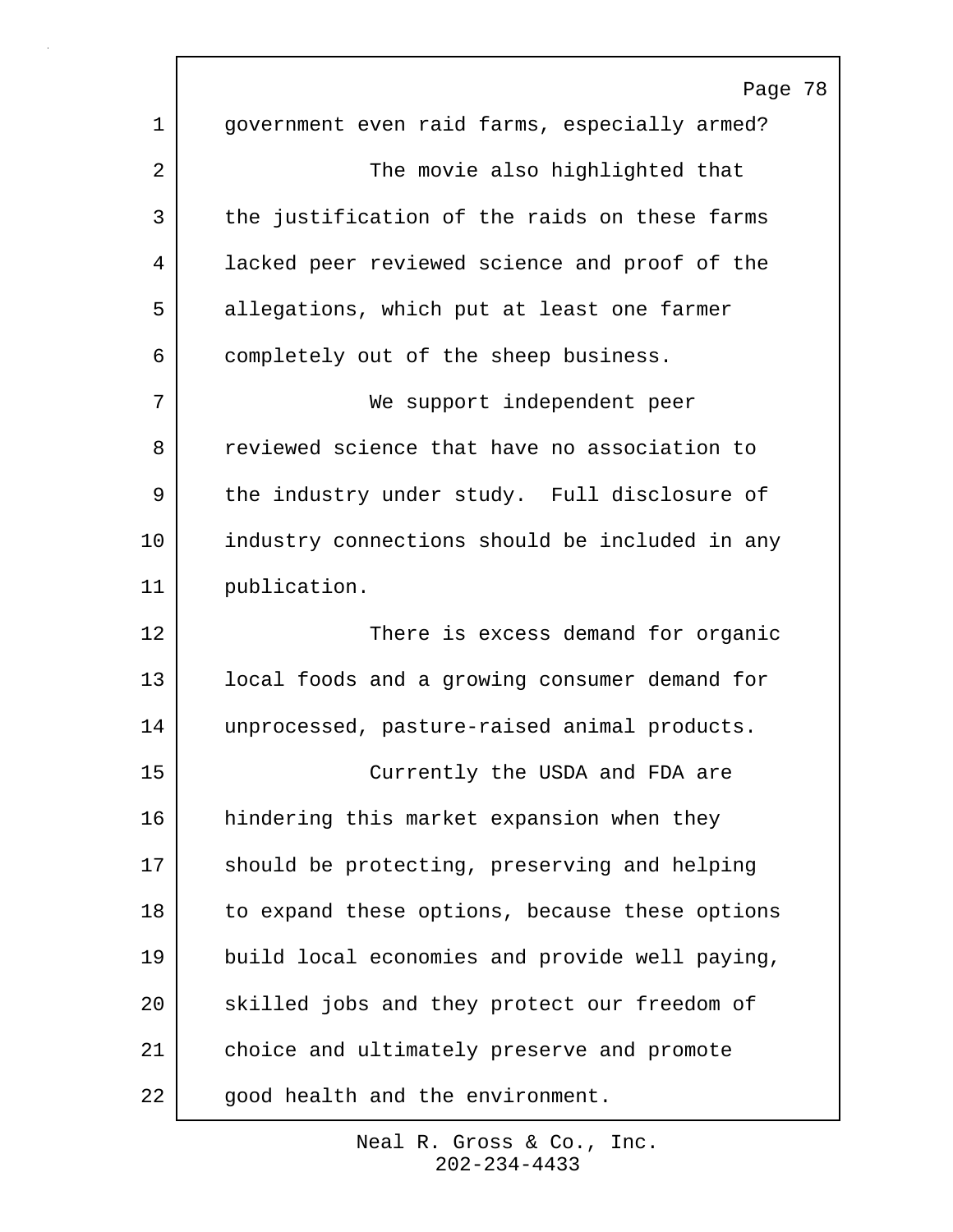government even raid farms, especially armed?

The movie also highlighted that the justification of the raids on these farms lacked peer reviewed science and proof of the allegations, which put at least one farmer completely out of the sheep business.

We support independent peer reviewed science that have no association to the industry under study. Full disclosure of industry connections should be included in any publication.

There is excess demand for organic local foods and a growing consumer demand for unprocessed, pasture-raised animal products.

Currently the USDA and FDA are hindering this market expansion when they should be protecting, preserving and helping to expand these options, because these options build local economies and provide well paying, skilled jobs and they protect our freedom of choice and ultimately preserve and promote good health and the environment.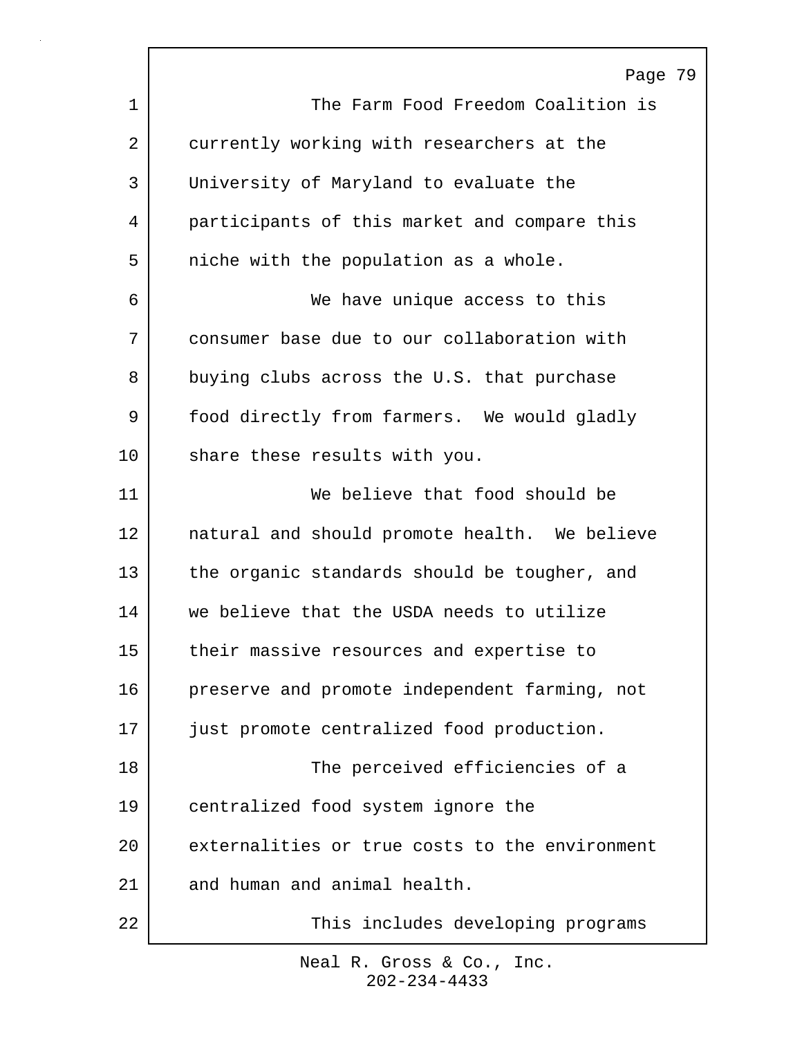The Farm Food Freedom Coalition is currently working with researchers at the University of Maryland to evaluate the participants of this market and compare this niche with the population as a whole.

We have unique access to this consumer base due to our collaboration with buying clubs across the U.S. that purchase food directly from farmers. We would gladly share these results with you.

We believe that food should be natural and should promote health. We believe the organic standards should be tougher, and we believe that the USDA needs to utilize their massive resources and expertise to preserve and promote independent farming, not just promote centralized food production.

The perceived efficiencies of a centralized food system ignore the externalities or true costs to the environment and human and animal health.

This includes developing programs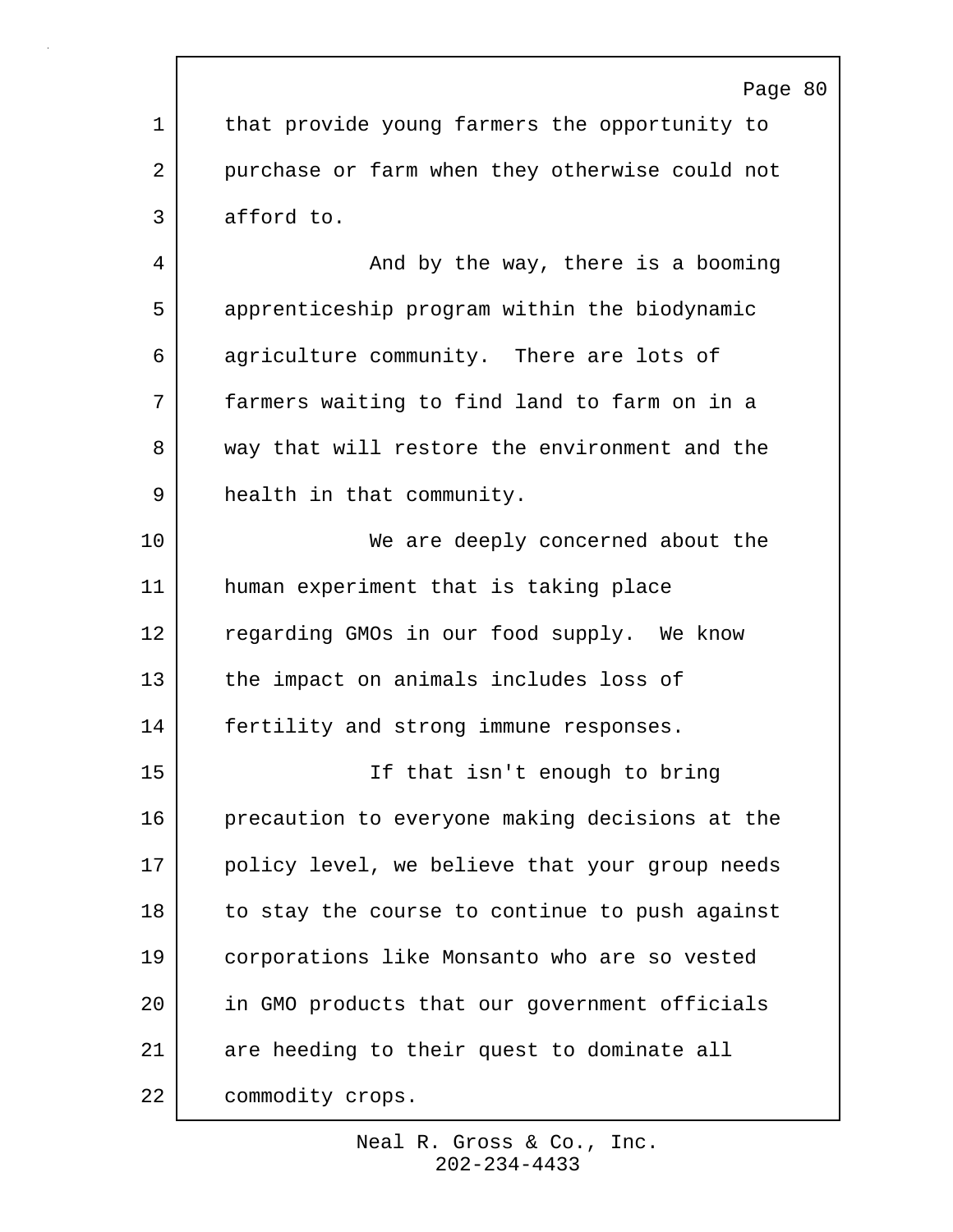that provide young farmers the opportunity to purchase or farm when they otherwise could not afford to.

And by the way, there is a booming apprenticeship program within the biodynamic agriculture community. There are lots of farmers waiting to find land to farm on in a way that will restore the environment and the health in that community.

We are deeply concerned about the human experiment that is taking place regarding GMOs in our food supply. We know the impact on animals includes loss of fertility and strong immune responses.

If that isn't enough to bring precaution to everyone making decisions at the policy level, we believe that your group needs to stay the course to continue to push against corporations like Monsanto who are so vested in GMO products that our government officials are heeding to their quest to dominate all commodity crops.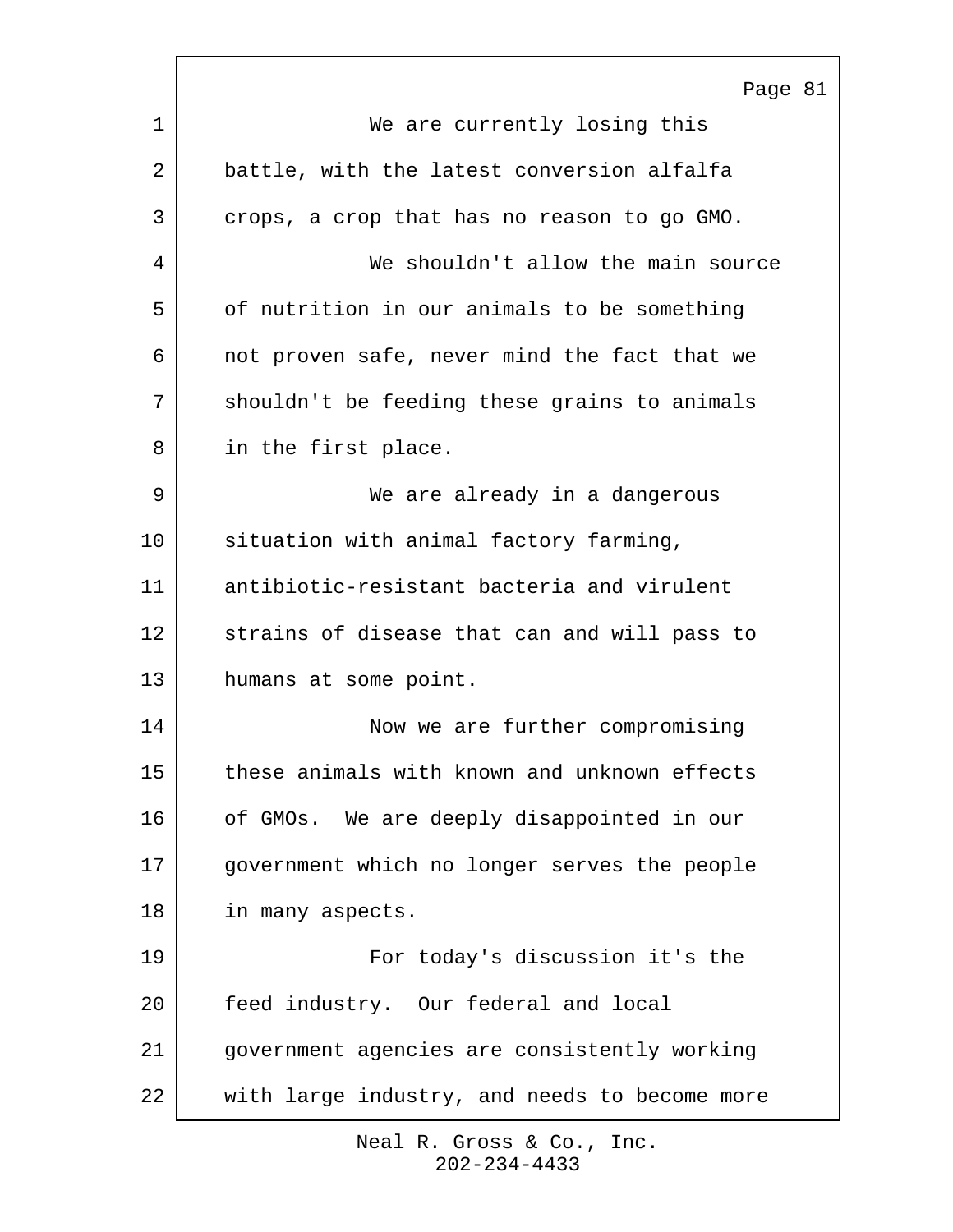We are currently losing this battle, with the latest conversion alfalfa crops, a crop that has no reason to go GMO.

We shouldn't allow the main source of nutrition in our animals to be something not proven safe, never mind the fact that we shouldn't be feeding these grains to animals in the first place.

We are already in a dangerous situation with animal factory farming, antibiotic-resistant bacteria and virulent strains of disease that can and will pass to humans at some point.

Now we are further compromising these animals with known and unknown effects of GMOs. We are deeply disappointed in our government which no longer serves the people in many aspects.

For today's discussion it's the feed industry. Our federal and local government agencies are consistently working with large industry, and needs to become more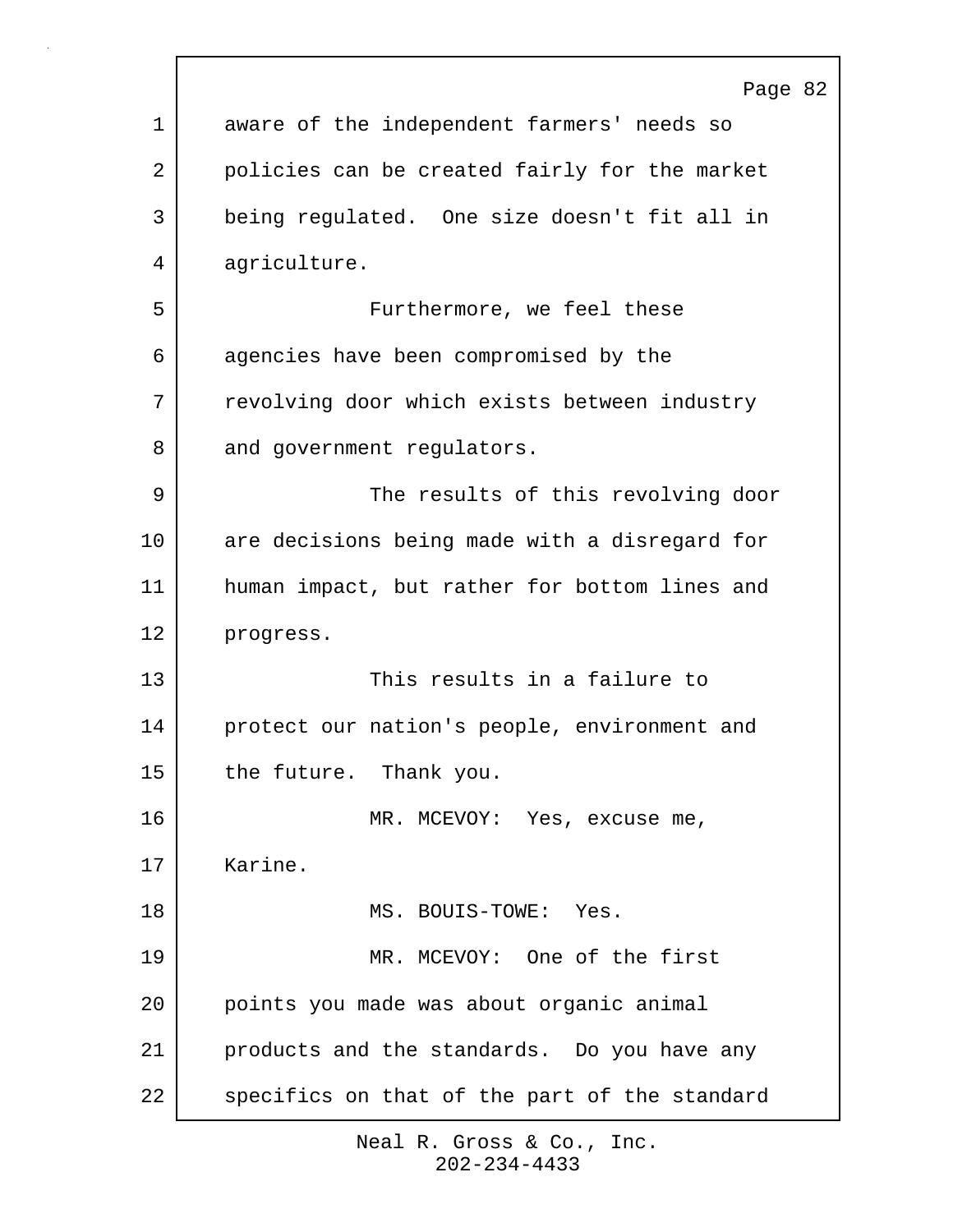aware of the independent farmers' needs so policies can be created fairly for the market being regulated. One size doesn't fit all in agriculture.

Furthermore, we feel these agencies have been compromised by the revolving door which exists between industry and government regulators.

The results of this revolving door are decisions being made with a disregard for human impact, but rather for bottom lines and progress.

This results in a failure to protect our nation's people, environment and the future. Thank you.

MR. MCEVOY: Yes, excuse me, Karine.

MS. BOUIS-TOWE: Yes.

MR. MCEVOY: One of the first points you made was about organic animal products and the standards. Do you have any specifics on that of the part of the standard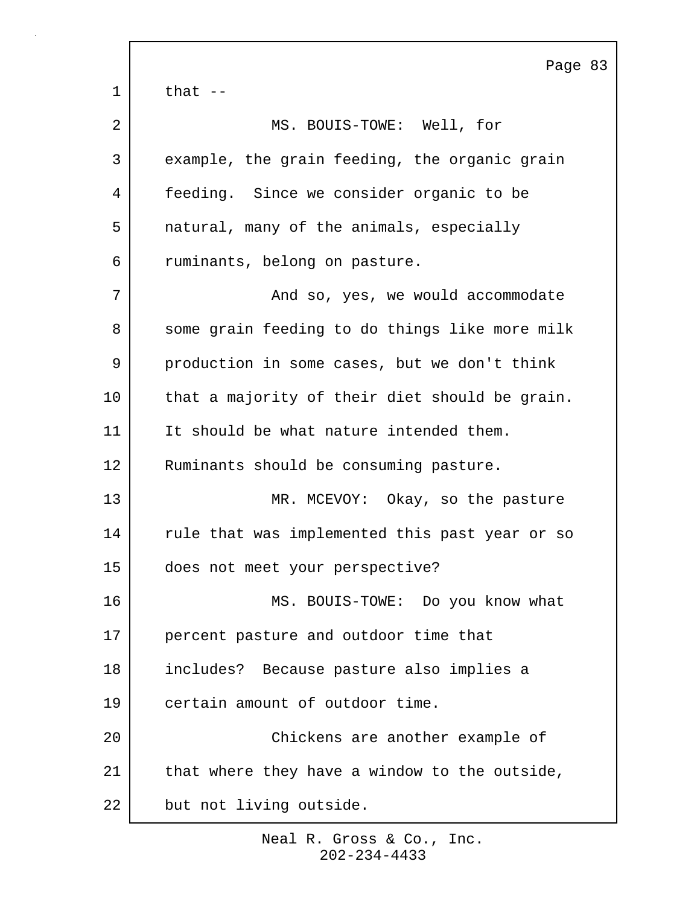that --

MS. BOUIS-TOWE: Well, for example, the grain feeding, the organic grain feeding. Since we consider organic to be natural, many of the animals, especially ruminants, belong on pasture.

And so, yes, we would accommodate some grain feeding to do things like more milk production in some cases, but we don't think that a majority of their diet should be grain. It should be what nature intended them. Ruminants should be consuming pasture.

MR. MCEVOY: Okay, so the pasture rule that was implemented this past year or so does not meet your perspective?

MS. BOUIS-TOWE: Do you know what percent pasture and outdoor time that includes? Because pasture also implies a certain amount of outdoor time.

Chickens are another example of that where they have a window to the outside, but not living outside.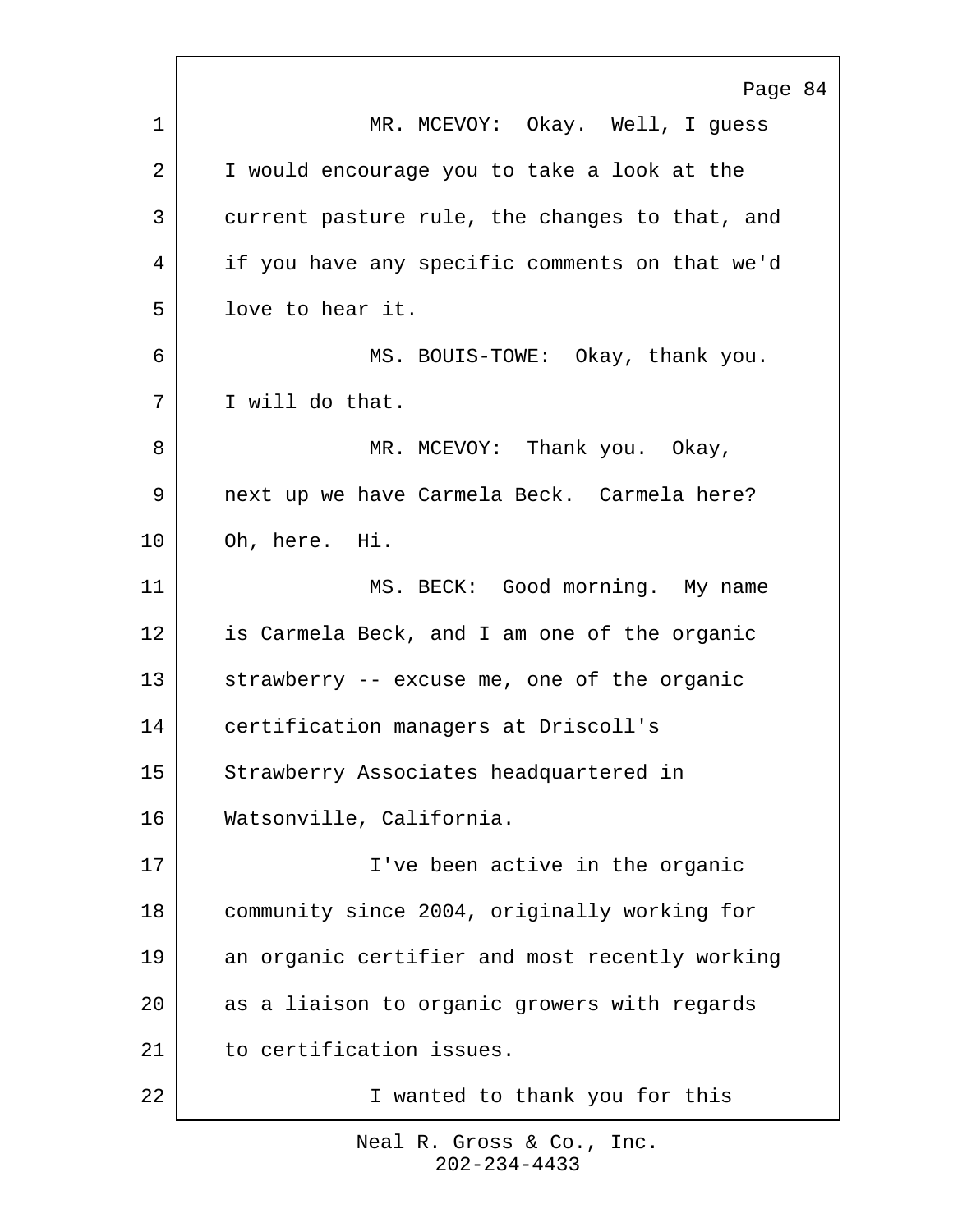MR. MCEVOY: Okay. Well, I guess I would encourage you to take a look at the current pasture rule, the changes to that, and if you have any specific comments on that we'd love to hear it.

MS. BOUIS-TOWE: Okay, thank you. I will do that.

MR. MCEVOY: Thank you. Okay, next up we have Carmela Beck. Carmela here? Oh, here. Hi.

MS. BECK: Good morning. My name is Carmela Beck, and I am one of the organic strawberry -- excuse me, one of the organic certification managers at Driscoll's Strawberry Associates headquartered in Watsonville, California.

I've been active in the organic community since 2004, originally working for an organic certifier and most recently working as a liaison to organic growers with regards to certification issues.

I wanted to thank you for this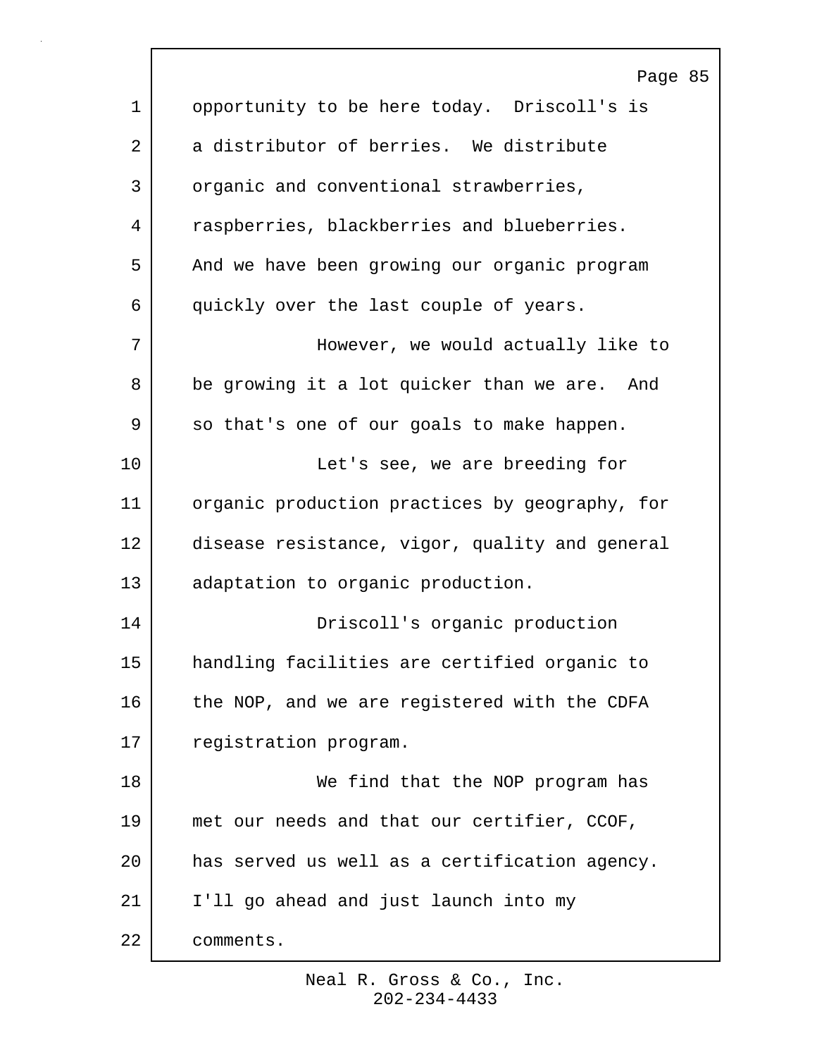opportunity to be here today. Driscoll's is a distributor of berries. We distribute organic and conventional strawberries, raspberries, blackberries and blueberries. And we have been growing our organic program quickly over the last couple of years.

However, we would actually like to be growing it a lot quicker than we are. And so that's one of our goals to make happen.

Let's see, we are breeding for organic production practices by geography, for disease resistance, vigor, quality and general adaptation to organic production.

Driscoll's organic production handling facilities are certified organic to the NOP, and we are registered with the CDFA registration program.

We find that the NOP program has met our needs and that our certifier, CCOF, has served us well as a certification agency. I'll go ahead and just launch into my comments.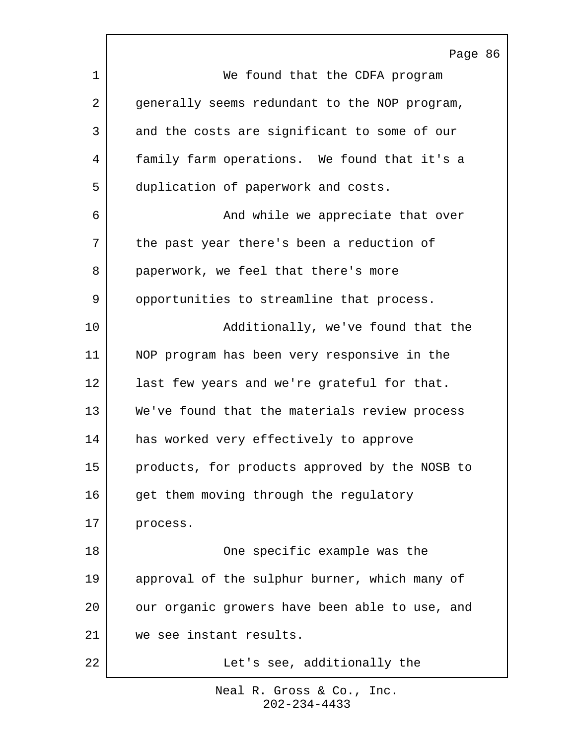We found that the CDFA program generally seems redundant to the NOP program, and the costs are significant to some of our family farm operations. We found that it's a duplication of paperwork and costs.

And while we appreciate that over the past year there's been a reduction of paperwork, we feel that there's more opportunities to streamline that process.

Additionally, we've found that the NOP program has been very responsive in the last few years and we're grateful for that. We've found that the materials review process has worked very effectively to approve products, for products approved by the NOSB to get them moving through the regulatory process.

One specific example was the approval of the sulphur burner, which many of our organic growers have been able to use, and we see instant results.

Let's see, additionally the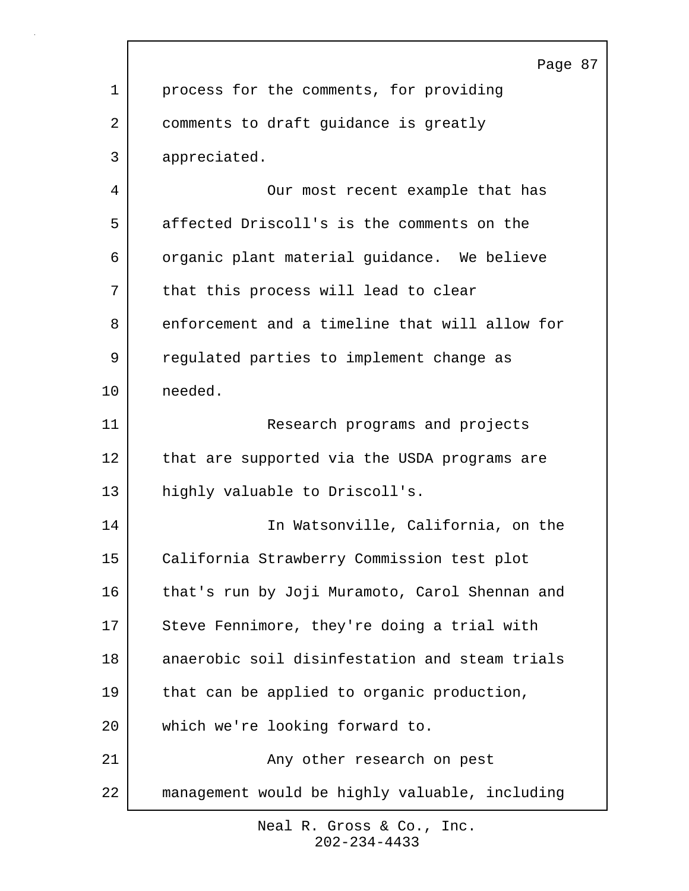process for the comments, for providing comments to draft guidance is greatly appreciated.

Our most recent example that has affected Driscoll's is the comments on the organic plant material guidance. We believe that this process will lead to clear enforcement and a timeline that will allow for regulated parties to implement change as needed.

Research programs and projects that are supported via the USDA programs are highly valuable to Driscoll's.

In Watsonville, California, on the California Strawberry Commission test plot that's run by Joji Muramoto, Carol Shennan and Steve Fennimore, they're doing a trial with anaerobic soil disinfestation and steam trials that can be applied to organic production, which we're looking forward to.

Any other research on pest management would be highly valuable, including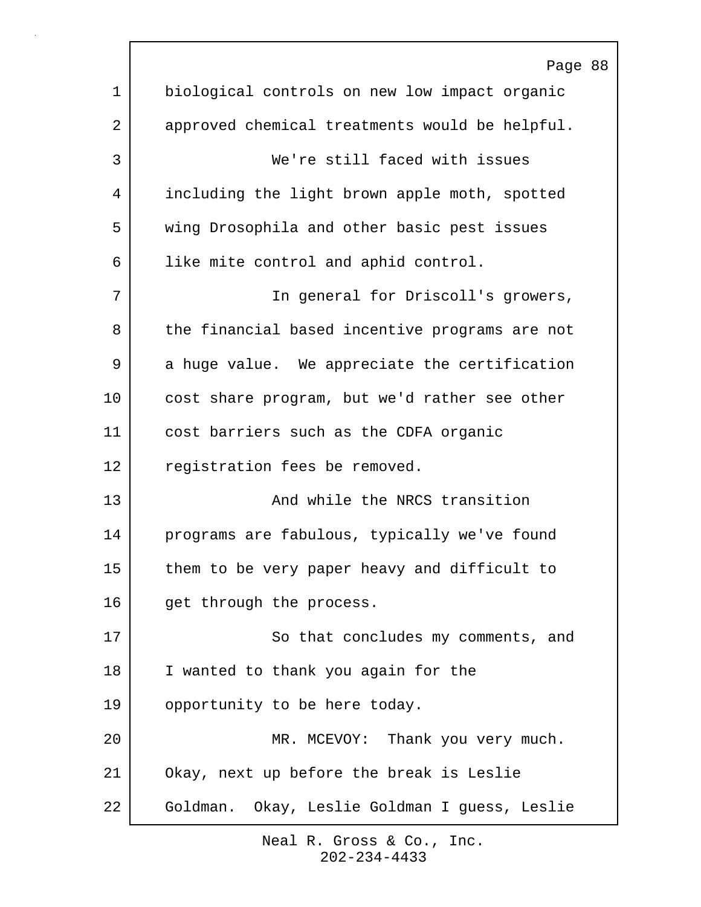biological controls on new low impact organic approved chemical treatments would be helpful.

We're still faced with issues including the light brown apple moth, spotted wing Drosophila and other basic pest issues like mite control and aphid control.

In general for Driscoll's growers, the financial based incentive programs are not a huge value. We appreciate the certification cost share program, but we'd rather see other cost barriers such as the CDFA organic registration fees be removed.

And while the NRCS transition programs are fabulous, typically we've found them to be very paper heavy and difficult to get through the process.

So that concludes my comments, and I wanted to thank you again for the opportunity to be here today.

MR. MCEVOY: Thank you very much. Okay, next up before the break is Leslie Goldman. Okay, Leslie Goldman I guess, Leslie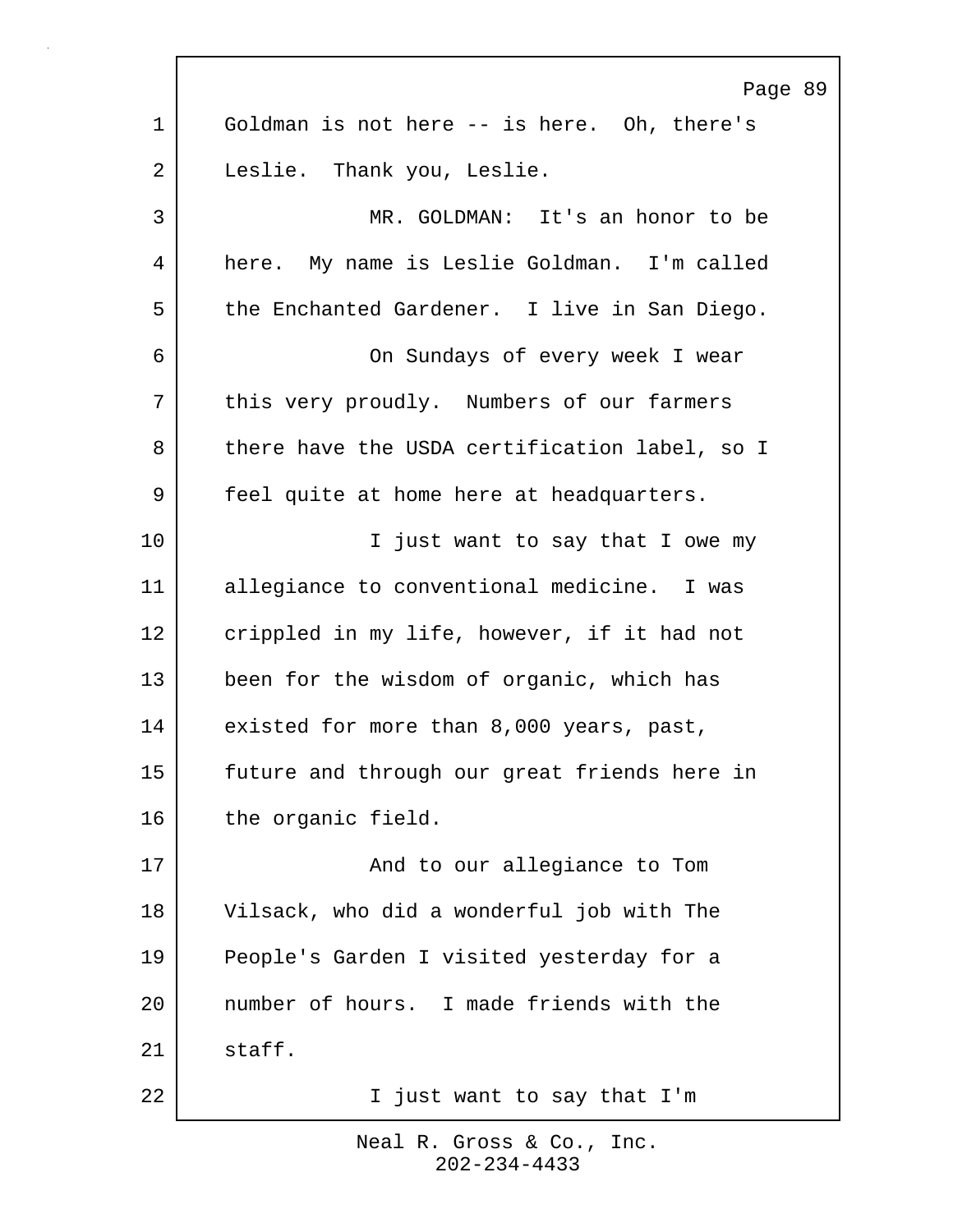Goldman is not here -- is here. Oh, there's Leslie. Thank you, Leslie.

MR. GOLDMAN: It's an honor to be here. My name is Leslie Goldman. I'm called the Enchanted Gardener. I live in San Diego.

On Sundays of every week I wear this very proudly. Numbers of our farmers there have the USDA certification label, so I feel quite at home here at headquarters.

I just want to say that I owe my allegiance to conventional medicine. I was crippled in my life, however, if it had not been for the wisdom of organic, which has existed for more than 8,000 years, past, future and through our great friends here in the organic field.

And to our allegiance to Tom Vilsack, who did a wonderful job with The People's Garden I visited yesterday for a number of hours. I made friends with the staff.

I just want to say that I'm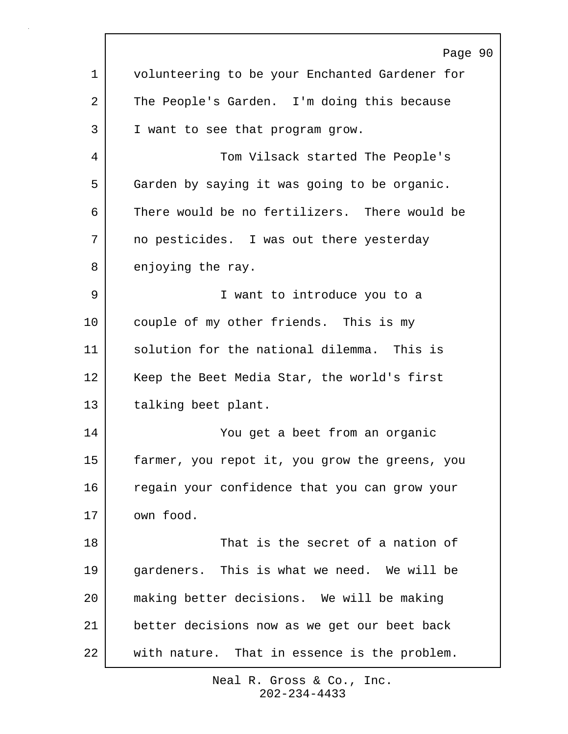volunteering to be your Enchanted Gardener for The People's Garden. I'm doing this because I want to see that program grow.

Tom Vilsack started The People's Garden by saying it was going to be organic. There would be no fertilizers. There would be no pesticides. I was out there yesterday enjoying the ray.

I want to introduce you to a couple of my other friends. This is my solution for the national dilemma. This is Keep the Beet Media Star, the world's first talking beet plant.

You get a beet from an organic farmer, you repot it, you grow the greens, you regain your confidence that you can grow your own food.

That is the secret of a nation of gardeners. This is what we need. We will be making better decisions. We will be making better decisions now as we get our beet back with nature. That in essence is the problem.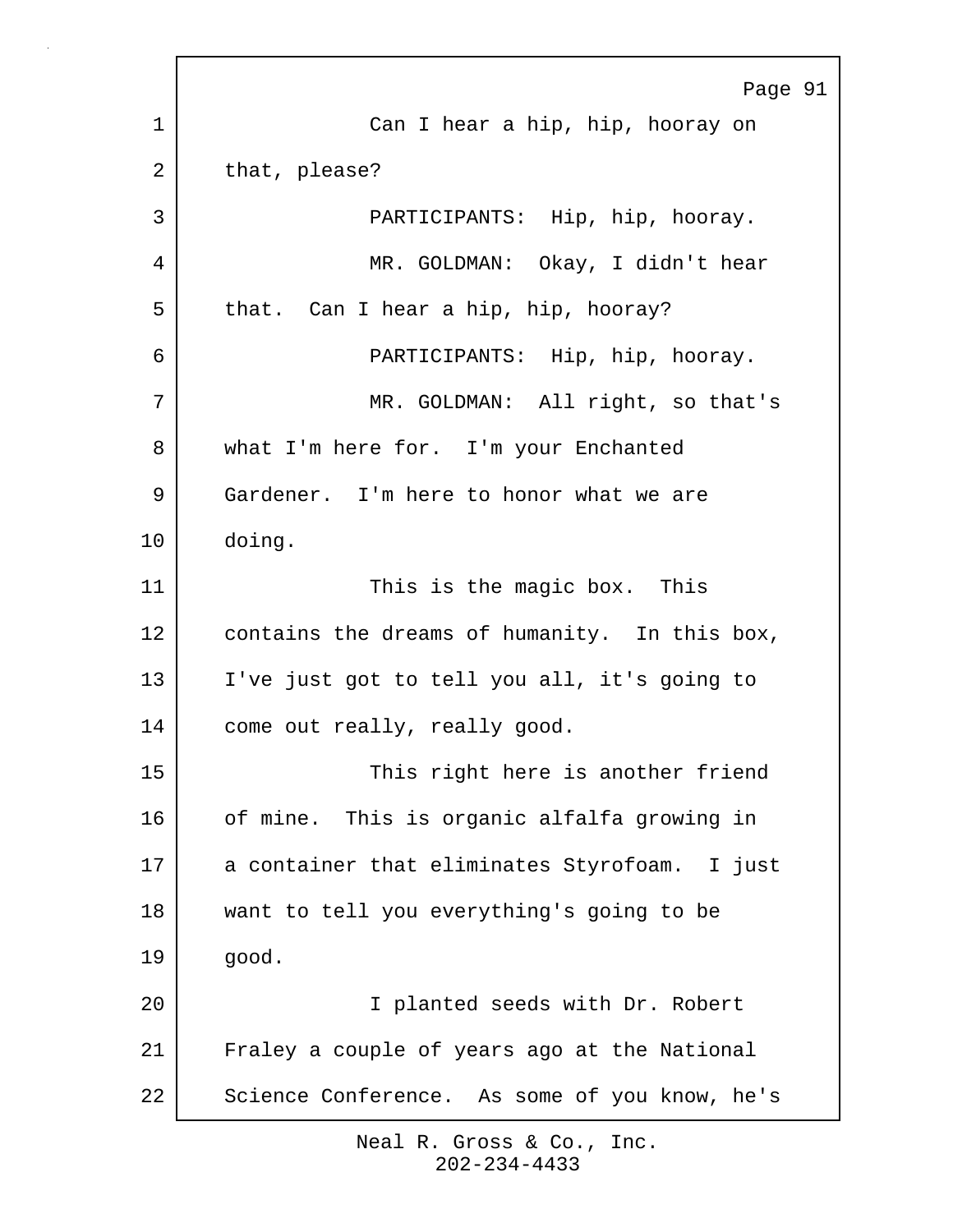Can I hear a hip, hip, hooray on that, please?

PARTICIPANTS: Hip, hip, hooray.

MR. GOLDMAN: Okay, I didn't hear that. Can I hear a hip, hip, hooray?

PARTICIPANTS: Hip, hip, hooray.

MR. GOLDMAN: All right, so that's what I'm here for. I'm your Enchanted Gardener. I'm here to honor what we are doing.

This is the magic box. This contains the dreams of humanity. In this box, I've just got to tell you all, it's going to come out really, really good.

This right here is another friend of mine. This is organic alfalfa growing in a container that eliminates Styrofoam. I just want to tell you everything's going to be good.

I planted seeds with Dr. Robert Fraley a couple of years ago at the National Science Conference. As some of you know, he's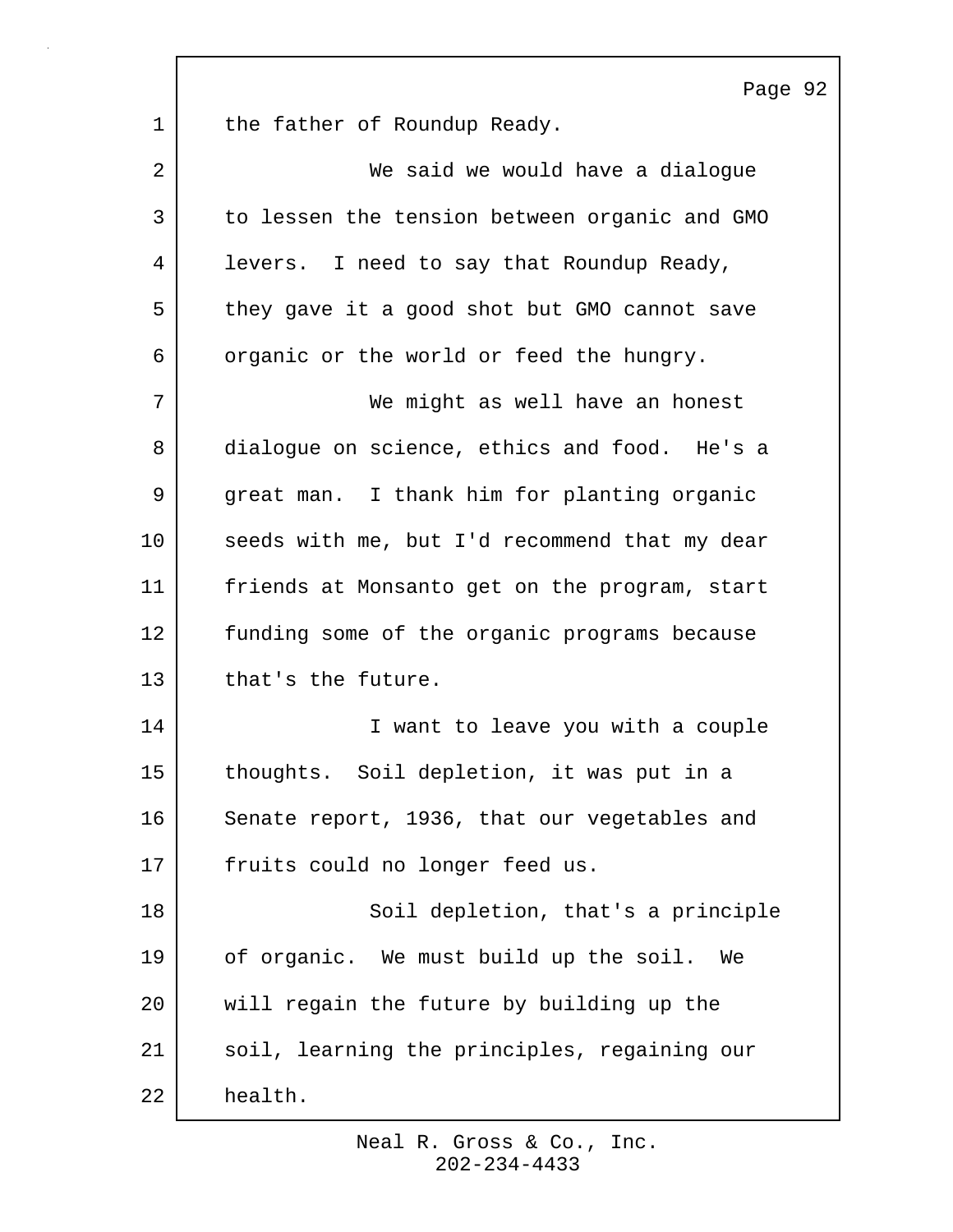the father of Roundup Ready.

We said we would have a dialogue to lessen the tension between organic and GMO levers. I need to say that Roundup Ready, they gave it a good shot but GMO cannot save organic or the world or feed the hungry.

We might as well have an honest dialogue on science, ethics and food. He's a great man. I thank him for planting organic seeds with me, but I'd recommend that my dear friends at Monsanto get on the program, start funding some of the organic programs because that's the future.

I want to leave you with a couple thoughts. Soil depletion, it was put in a Senate report, 1936, that our vegetables and fruits could no longer feed us.

Soil depletion, that's a principle of organic. We must build up the soil. We will regain the future by building up the soil, learning the principles, regaining our health.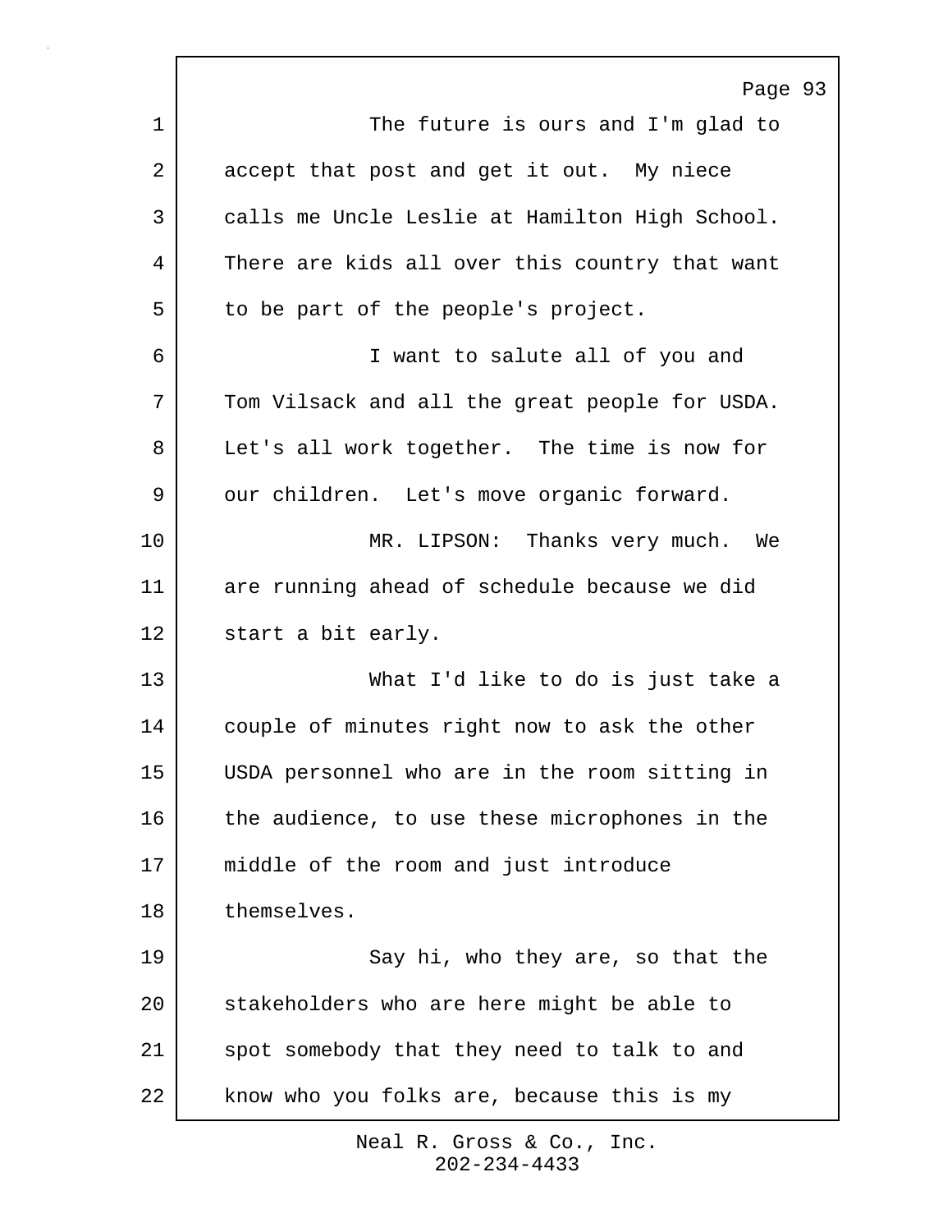The future is ours and I'm glad to accept that post and get it out. My niece calls me Uncle Leslie at Hamilton High School. There are kids all over this country that want to be part of the people's project.

I want to salute all of you and Tom Vilsack and all the great people for USDA. Let's all work together. The time is now for our children. Let's move organic forward.

MR. LIPSON: Thanks very much. We are running ahead of schedule because we did start a bit early.

What I'd like to do is just take a couple of minutes right now to ask the other USDA personnel who are in the room sitting in the audience, to use these microphones in the middle of the room and just introduce themselves.

Say hi, who they are, so that the stakeholders who are here might be able to spot somebody that they need to talk to and know who you folks are, because this is my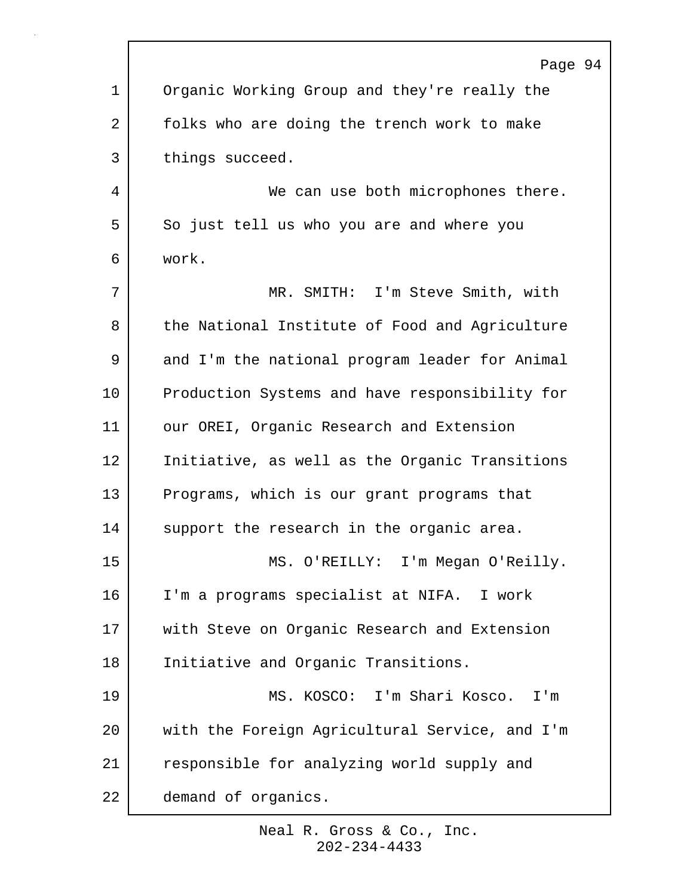Organic Working Group and they're really the folks who are doing the trench work to make things succeed.

We can use both microphones there. So just tell us who you are and where you work.

MR. SMITH: I'm Steve Smith, with the National Institute of Food and Agriculture and I'm the national program leader for Animal Production Systems and have responsibility for our OREI, Organic Research and Extension Initiative, as well as the Organic Transitions Programs, which is our grant programs that support the research in the organic area.

MS. O'REILLY: I'm Megan O'Reilly. I'm a programs specialist at NIFA. I work with Steve on Organic Research and Extension Initiative and Organic Transitions.

MS. KOSCO: I'm Shari Kosco. I'm with the Foreign Agricultural Service, and I'm responsible for analyzing world supply and demand of organics.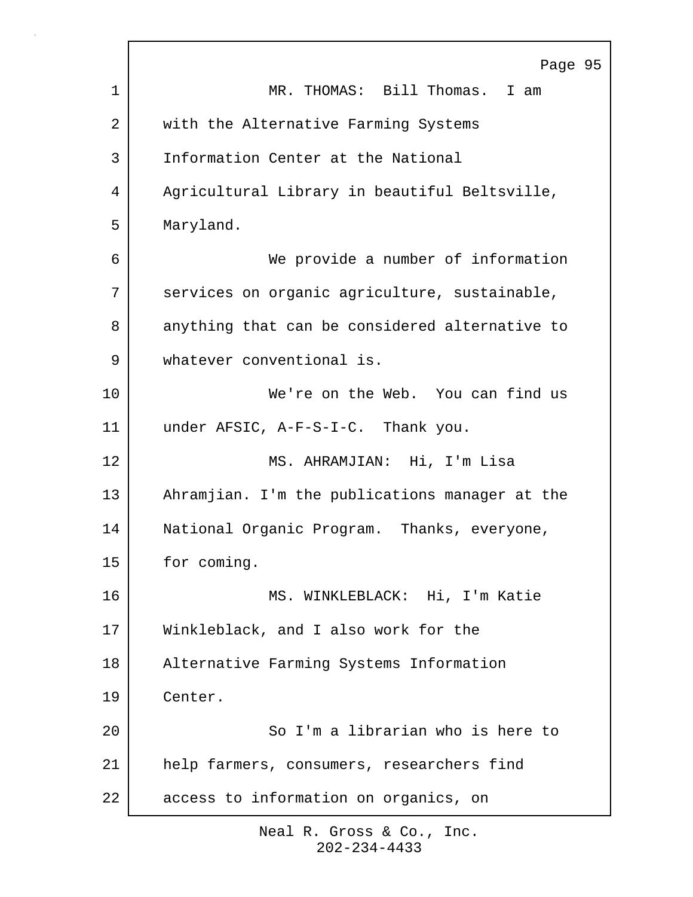MR. THOMAS: Bill Thomas. I am with the Alternative Farming Systems Information Center at the National Agricultural Library in beautiful Beltsville, Maryland.

We provide a number of information services on organic agriculture, sustainable, anything that can be considered alternative to whatever conventional is.

We're on the Web. You can find us under AFSIC, A-F-S-I-C. Thank you.

MS. AHRAMJIAN: Hi, I'm Lisa Ahramjian. I'm the publications manager at the National Organic Program. Thanks, everyone, for coming.

MS. WINKLEBLACK: Hi, I'm Katie Winkleblack, and I also work for the Alternative Farming Systems Information Center.

So I'm a librarian who is here to help farmers, consumers, researchers find access to information on organics, on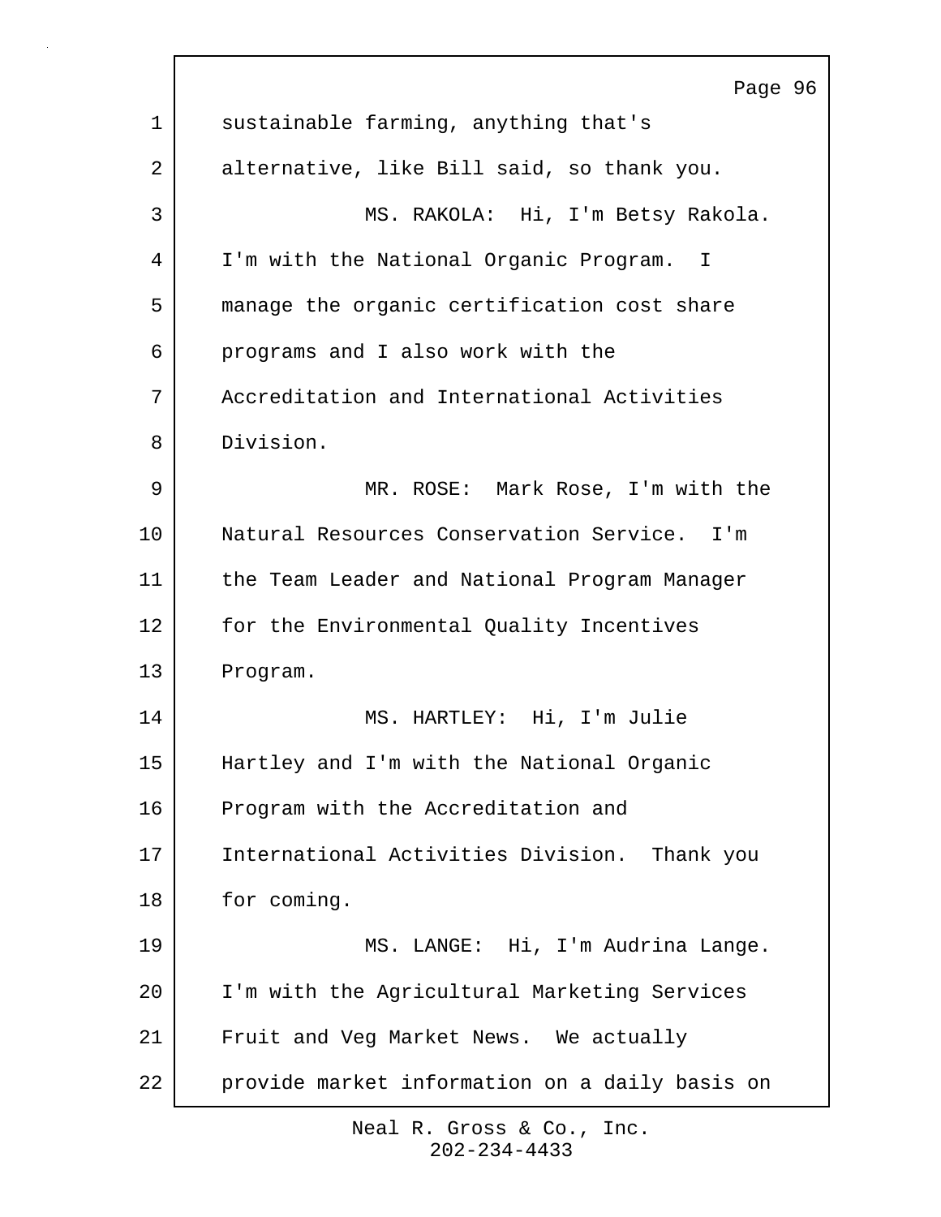sustainable farming, anything that's alternative, like Bill said, so thank you.

MS. RAKOLA: Hi, I'm Betsy Rakola. I'm with the National Organic Program. I manage the organic certification cost share programs and I also work with the Accreditation and International Activities Division.

MR. ROSE: Mark Rose, I'm with the Natural Resources Conservation Service. I'm the Team Leader and National Program Manager for the Environmental Quality Incentives Program.

MS. HARTLEY: Hi, I'm Julie Hartley and I'm with the National Organic Program with the Accreditation and International Activities Division. Thank you for coming.

MS. LANGE: Hi, I'm Audrina Lange. I'm with the Agricultural Marketing Services Fruit and Veg Market News. We actually provide market information on a daily basis on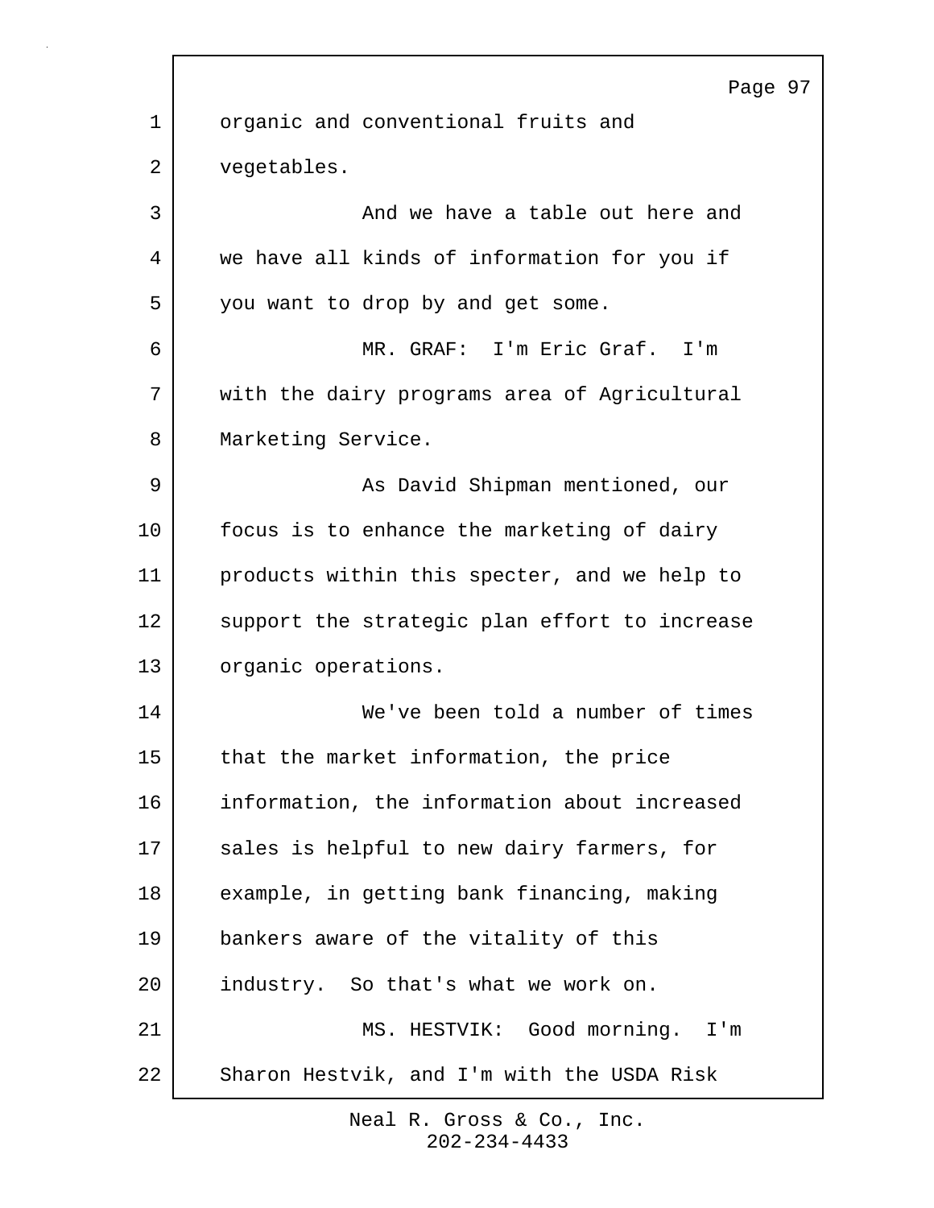organic and conventional fruits and vegetables.

And we have a table out here and we have all kinds of information for you if you want to drop by and get some.

MR. GRAF: I'm Eric Graf. I'm with the dairy programs area of Agricultural Marketing Service.

As David Shipman mentioned, our focus is to enhance the marketing of dairy products within this specter, and we help to support the strategic plan effort to increase organic operations.

We've been told a number of times that the market information, the price information, the information about increased sales is helpful to new dairy farmers, for example, in getting bank financing, making bankers aware of the vitality of this industry. So that's what we work on.

MS. HESTVIK: Good morning. I'm Sharon Hestvik, and I'm with the USDA Risk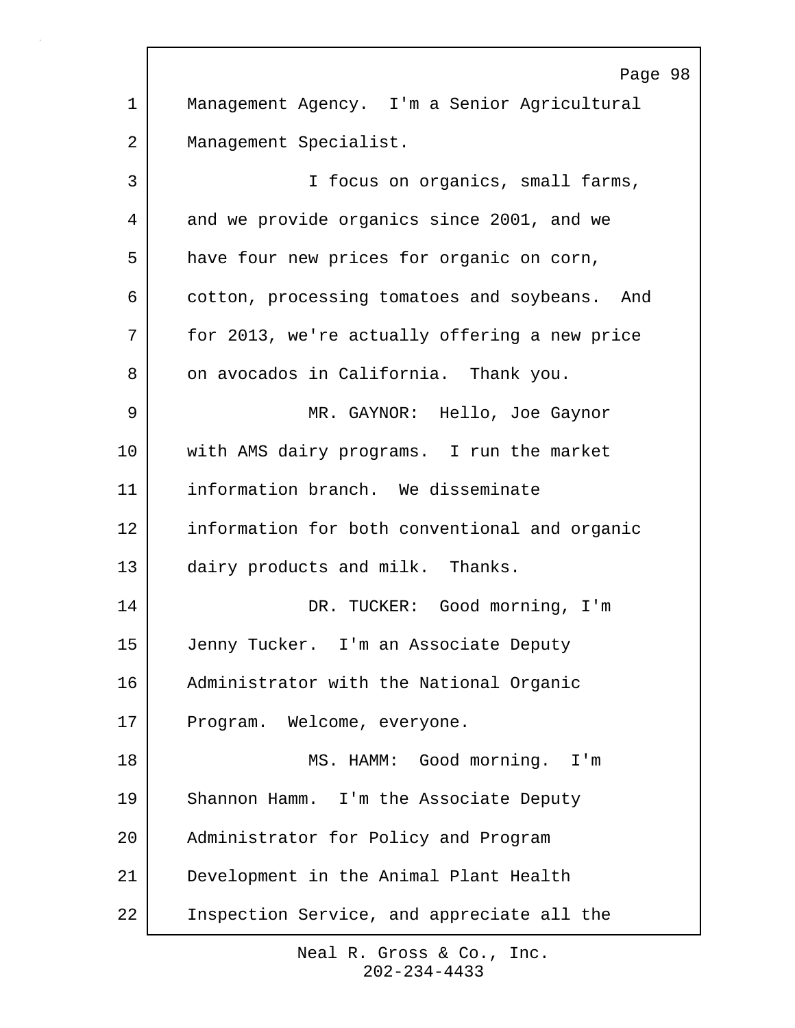Management Agency. I'm a Senior Agricultural Management Specialist.

I focus on organics, small farms, and we provide organics since 2001, and we have four new prices for organic on corn, cotton, processing tomatoes and soybeans. And for 2013, we're actually offering a new price on avocados in California. Thank you.

MR. GAYNOR: Hello, Joe Gaynor with AMS dairy programs. I run the market information branch. We disseminate information for both conventional and organic dairy products and milk. Thanks.

DR. TUCKER: Good morning, I'm Jenny Tucker. I'm an Associate Deputy Administrator with the National Organic Program. Welcome, everyone.

MS. HAMM: Good morning. I'm Shannon Hamm. I'm the Associate Deputy Administrator for Policy and Program Development in the Animal Plant Health Inspection Service, and appreciate all the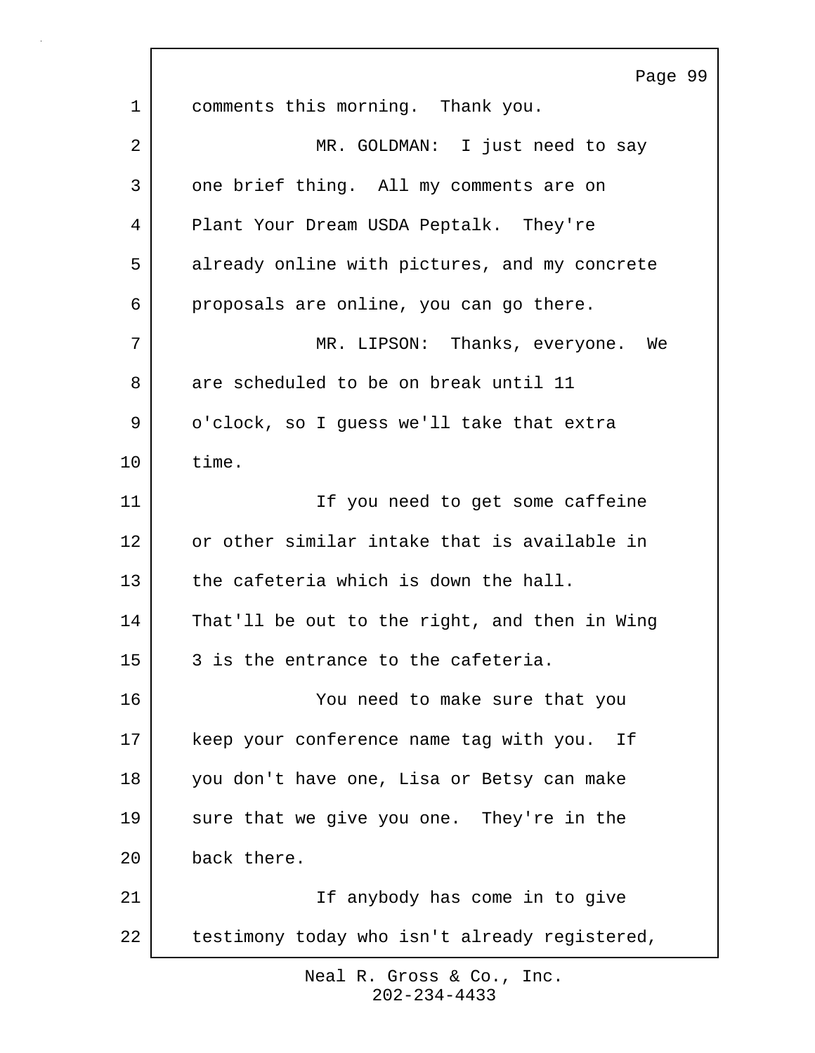comments this morning. Thank you.

MR. GOLDMAN: I just need to say one brief thing. All my comments are on Plant Your Dream USDA Peptalk. They're already online with pictures, and my concrete proposals are online, you can go there.

MR. LIPSON: Thanks, everyone. We are scheduled to be on break until 11 o'clock, so I guess we'll take that extra time.

If you need to get some caffeine or other similar intake that is available in the cafeteria which is down the hall. That'll be out to the right, and then in Wing 3 is the entrance to the cafeteria.

You need to make sure that you keep your conference name tag with you. If you don't have one, Lisa or Betsy can make sure that we give you one. They're in the back there.

If anybody has come in to give testimony today who isn't already registered,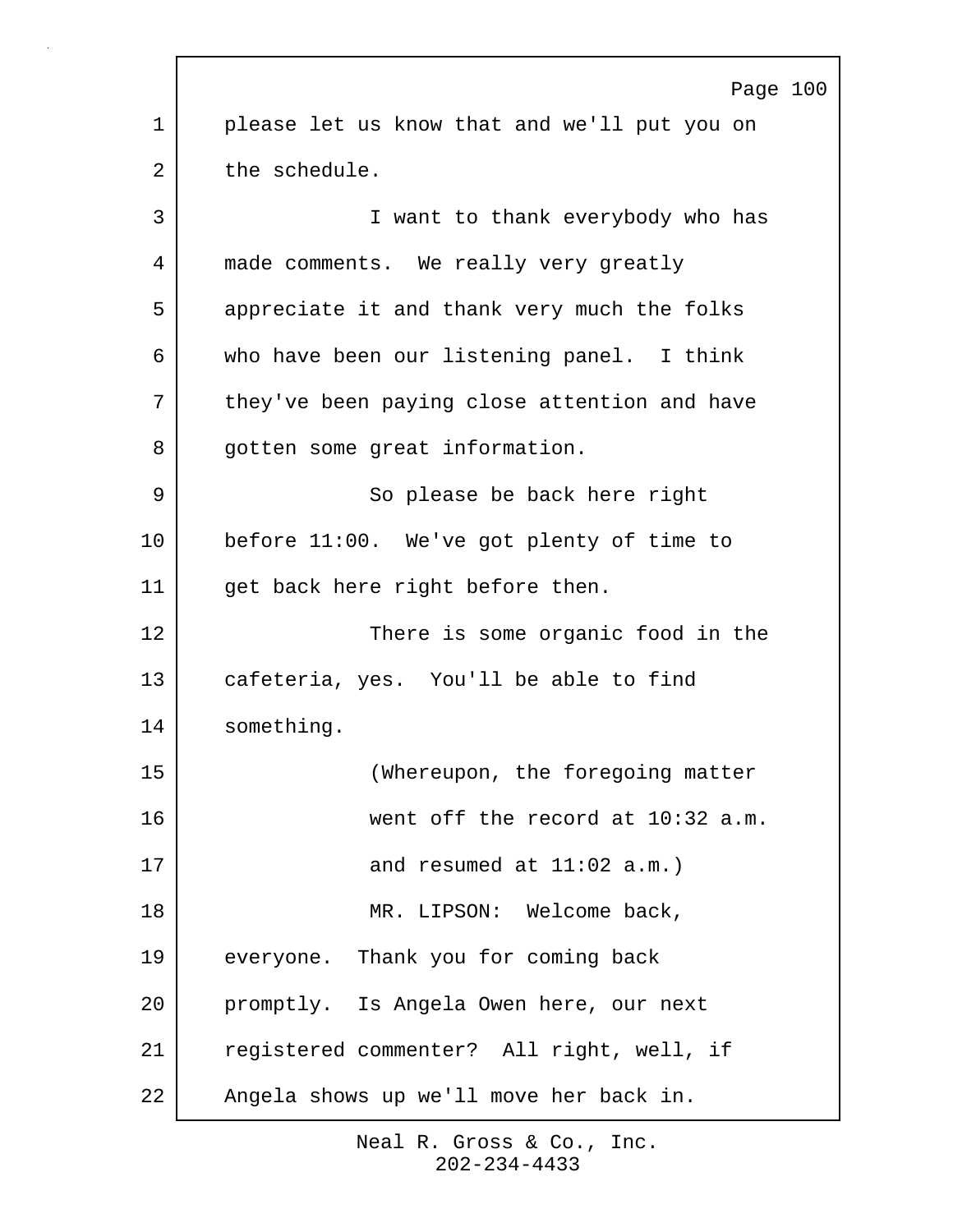please let us know that and we'll put you on the schedule.

I want to thank everybody who has made comments. We really very greatly appreciate it and thank very much the folks who have been our listening panel. I think they've been paying close attention and have gotten some great information.

So please be back here right before 11:00. We've got plenty of time to get back here right before then.

There is some organic food in the cafeteria, yes. You'll be able to find something.

(Whereupon, the foregoing matter went off the record at 10:32 a.m. and resumed at 11:02 a.m.)

MR. LIPSON: Welcome back, everyone. Thank you for coming back promptly. Is Angela Owen here, our next registered commenter? All right, well, if Angela shows up we'll move her back in.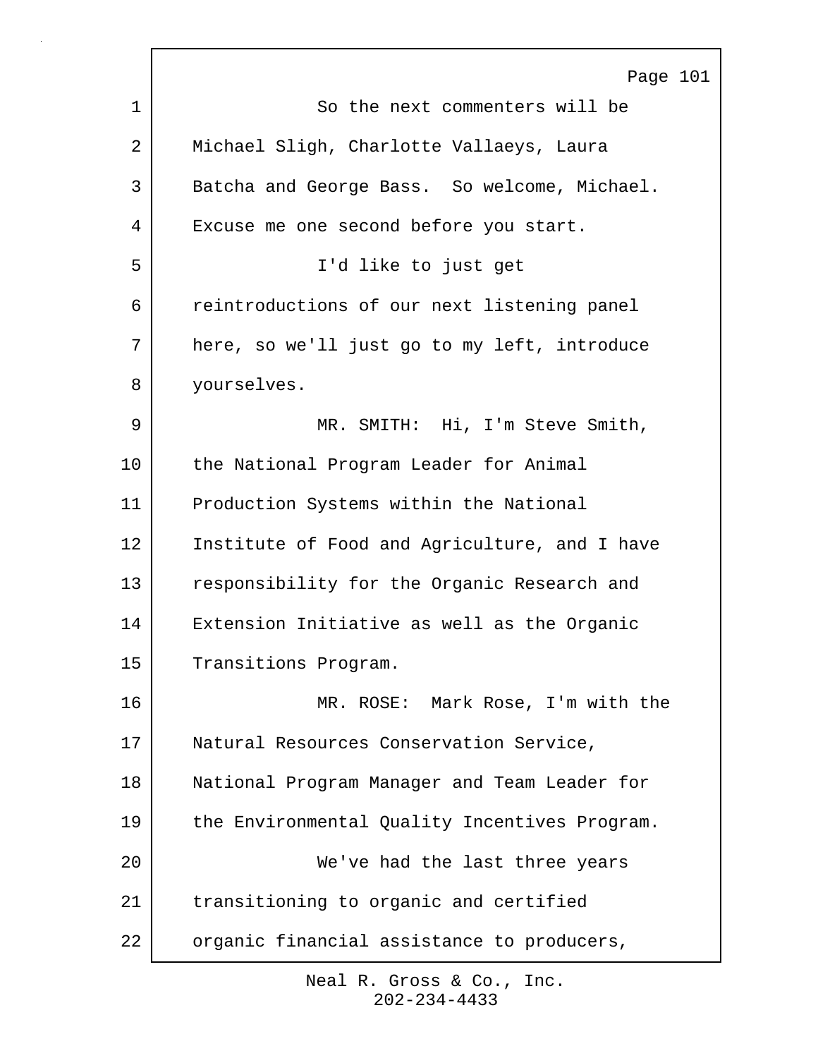So the next commenters will be Michael Sligh, Charlotte Vallaeys, Laura Batcha and George Bass. So welcome, Michael. Excuse me one second before you start.

I'd like to just get reintroductions of our next listening panel here, so we'll just go to my left, introduce yourselves.

MR. SMITH: Hi, I'm Steve Smith, the National Program Leader for Animal Production Systems within the National Institute of Food and Agriculture, and I have responsibility for the Organic Research and Extension Initiative as well as the Organic Transitions Program.

MR. ROSE: Mark Rose, I'm with the Natural Resources Conservation Service, National Program Manager and Team Leader for the Environmental Quality Incentives Program.

We've had the last three years transitioning to organic and certified organic financial assistance to producers,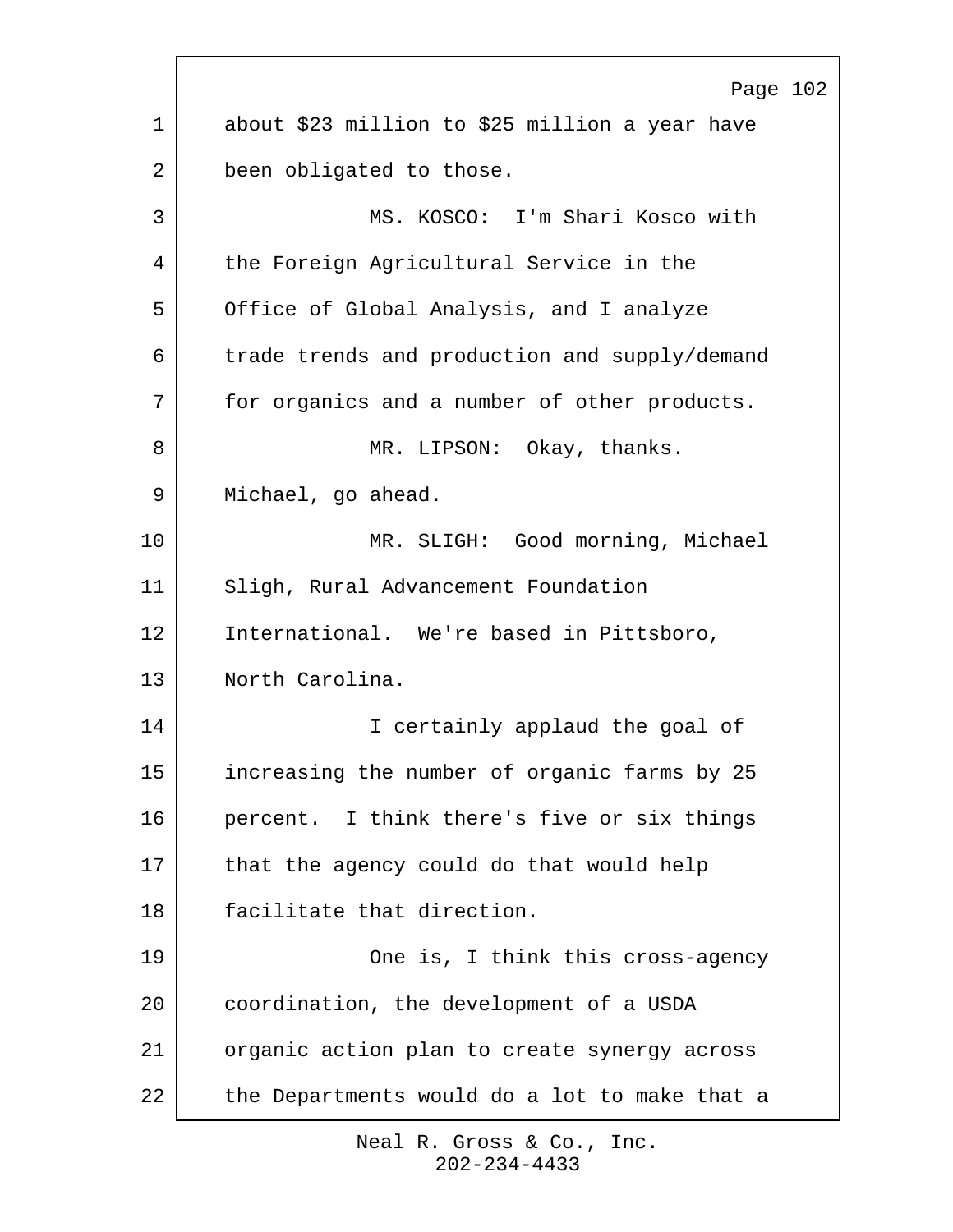about $23 million to $25 million a year have been obligated to those.

MS. KOSCO: I'm Shari Kosco with the Foreign Agricultural Service in the Office of Global Analysis, and I analyze trade trends and production and supply/demand for organics and a number of other products.

MR. LIPSON: Okay, thanks. Michael, go ahead.

MR. SLIGH: Good morning, Michael Sligh, Rural Advancement Foundation International. We're based in Pittsboro, North Carolina.

I certainly applaud the goal of increasing the number of organic farms by 25 percent. I think there's five or six things that the agency could do that would help facilitate that direction.

One is, I think this cross-agency coordination, the development of a USDA organic action plan to create synergy across the Departments would do a lot to make that a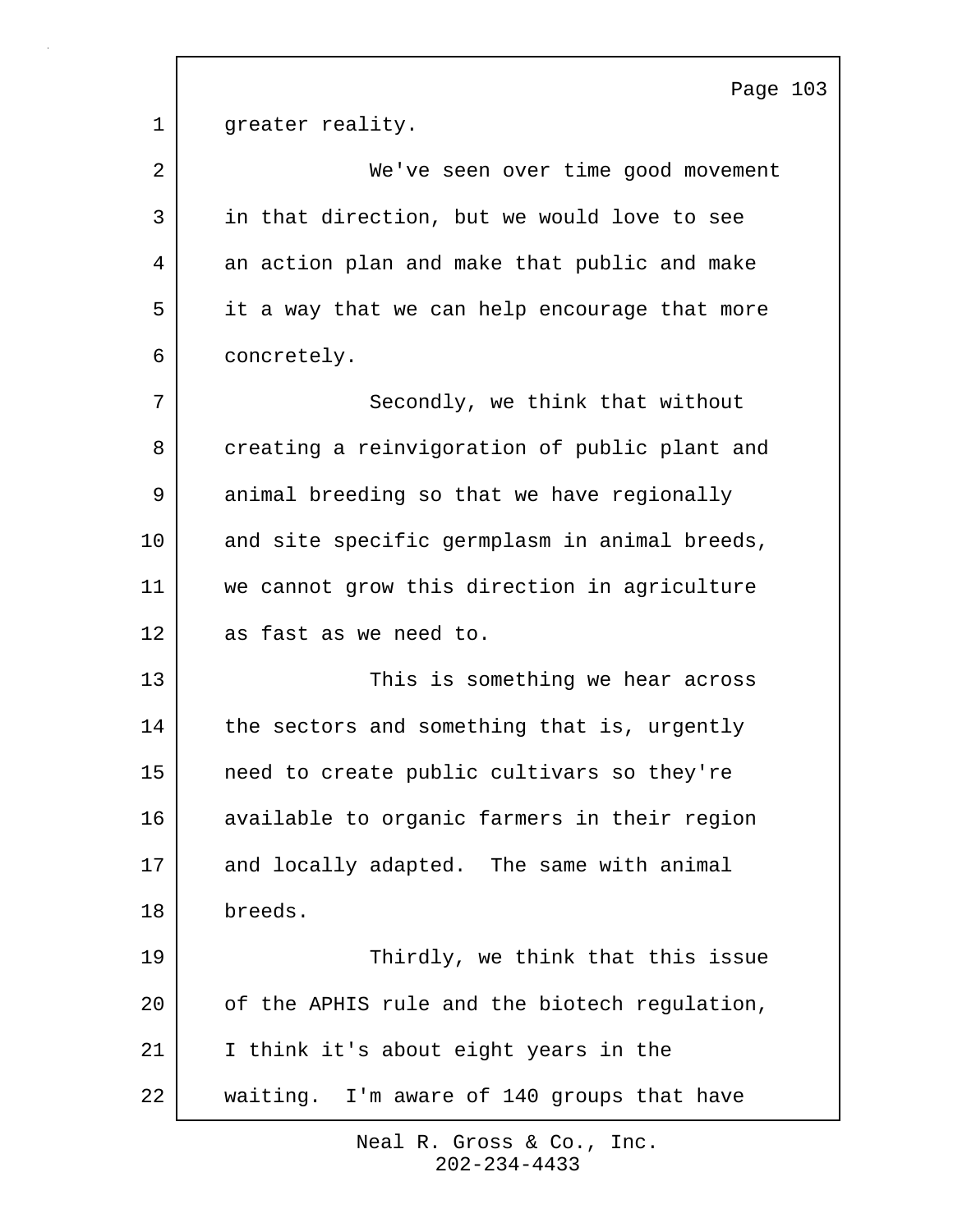greater reality.

We've seen over time good movement in that direction, but we would love to see an action plan and make that public and make it a way that we can help encourage that more concretely.

Secondly, we think that without creating a reinvigoration of public plant and animal breeding so that we have regionally and site specific germplasm in animal breeds, we cannot grow this direction in agriculture as fast as we need to.

This is something we hear across the sectors and something that is, urgently need to create public cultivars so they're available to organic farmers in their region and locally adapted. The same with animal breeds.

Thirdly, we think that this issue of the APHIS rule and the biotech regulation, I think it's about eight years in the waiting. I'm aware of 140 groups that have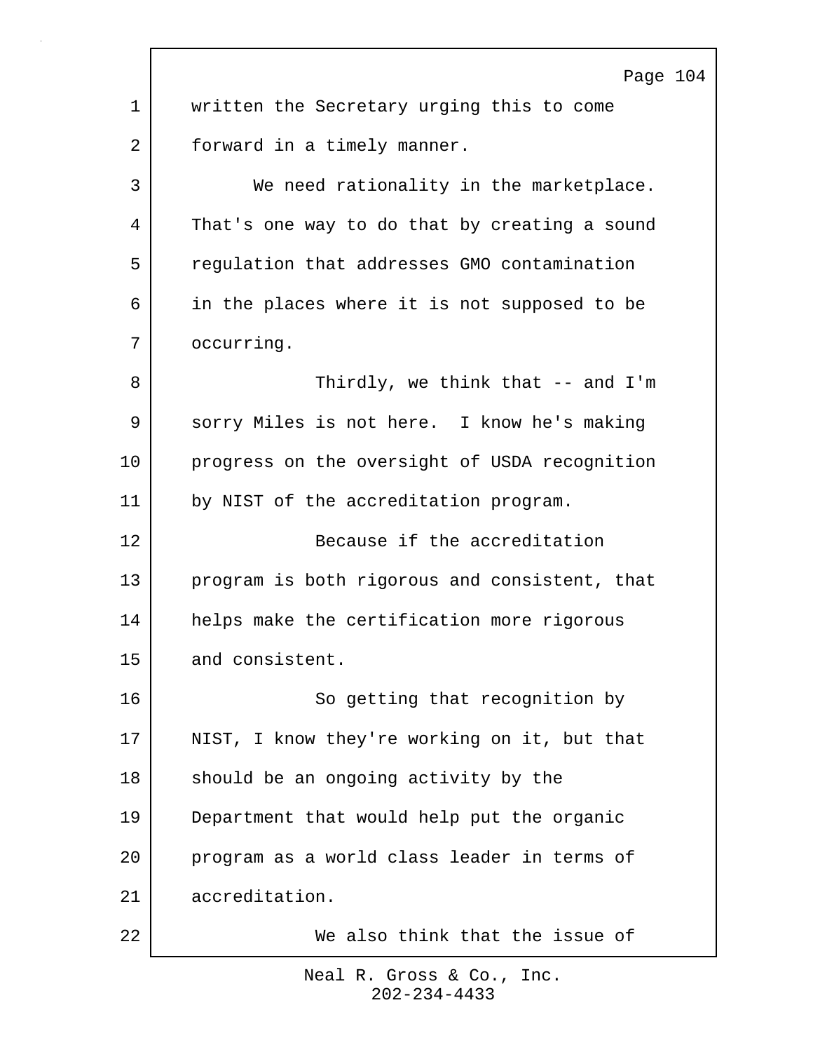written the Secretary urging this to come forward in a timely manner.

We need rationality in the marketplace. That's one way to do that by creating a sound regulation that addresses GMO contamination in the places where it is not supposed to be occurring.

Thirdly, we think that -- and I'm sorry Miles is not here. I know he's making progress on the oversight of USDA recognition by NIST of the accreditation program.

Because if the accreditation program is both rigorous and consistent, that helps make the certification more rigorous and consistent.

So getting that recognition by NIST, I know they're working on it, but that should be an ongoing activity by the Department that would help put the organic program as a world class leader in terms of accreditation.

We also think that the issue of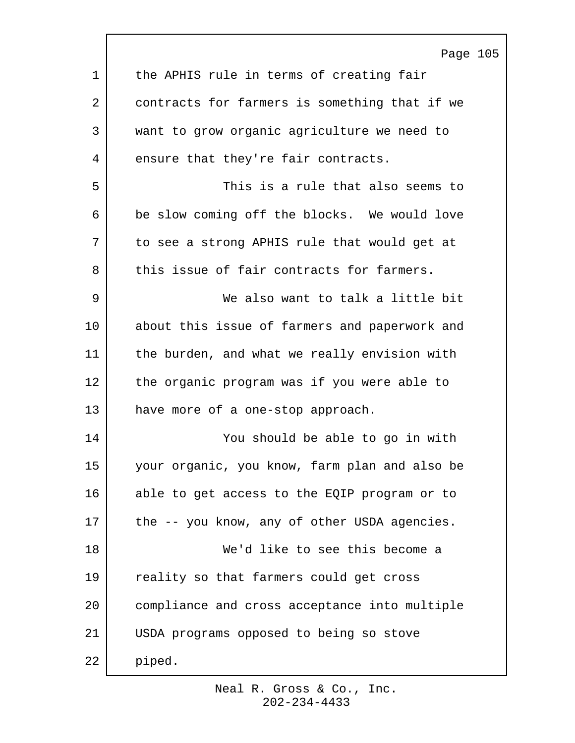the APHIS rule in terms of creating fair contracts for farmers is something that if we want to grow organic agriculture we need to ensure that they're fair contracts.

This is a rule that also seems to be slow coming off the blocks. We would love to see a strong APHIS rule that would get at this issue of fair contracts for farmers.

We also want to talk a little bit about this issue of farmers and paperwork and the burden, and what we really envision with the organic program was if you were able to have more of a one-stop approach.

You should be able to go in with your organic, you know, farm plan and also be able to get access to the EQIP program or to the -- you know, any of other USDA agencies.

We'd like to see this become a reality so that farmers could get cross compliance and cross acceptance into multiple USDA programs opposed to being so stove piped.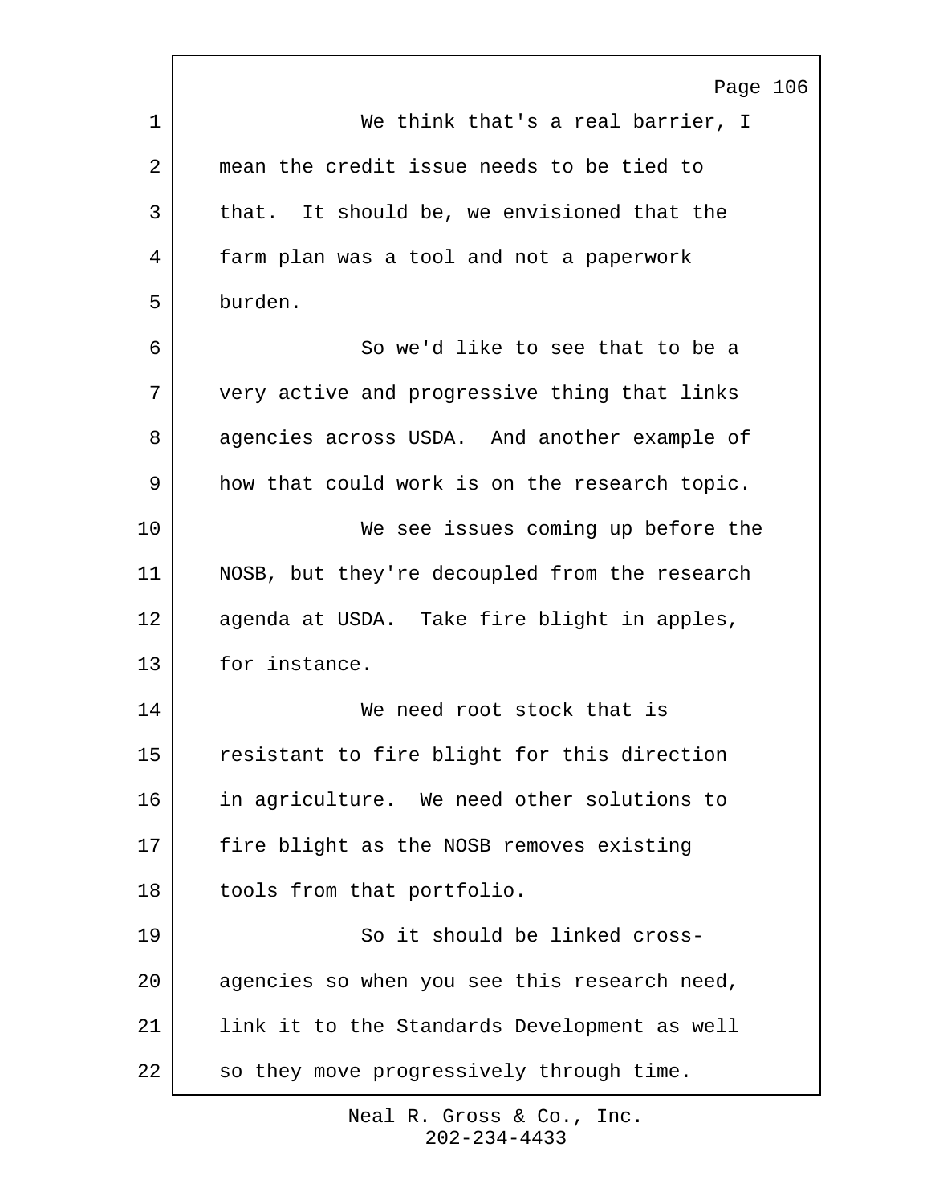We think that's a real barrier, I mean the credit issue needs to be tied to that. It should be, we envisioned that the farm plan was a tool and not a paperwork burden.

So we'd like to see that to be a very active and progressive thing that links agencies across USDA. And another example of how that could work is on the research topic.

We see issues coming up before the NOSB, but they're decoupled from the research agenda at USDA. Take fire blight in apples, for instance.

We need root stock that is resistant to fire blight for this direction in agriculture. We need other solutions to fire blight as the NOSB removes existing tools from that portfolio.

So it should be linked cross-agencies so when you see this research need, link it to the Standards Development as well so they move progressively through time.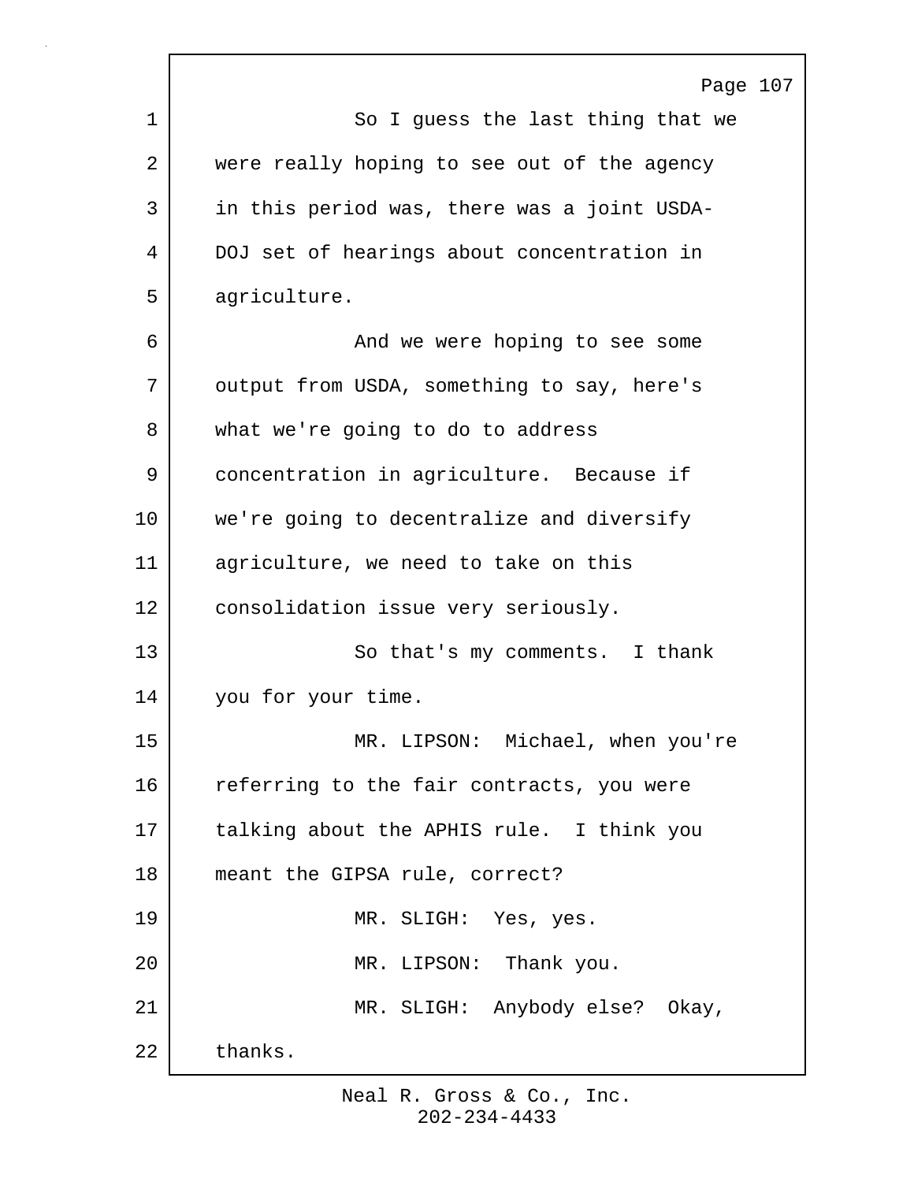So I guess the last thing that we were really hoping to see out of the agency in this period was, there was a joint USDA-DOJ set of hearings about concentration in agriculture.

And we were hoping to see some output from USDA, something to say, here's what we're going to do to address concentration in agriculture. Because if we're going to decentralize and diversify agriculture, we need to take on this consolidation issue very seriously.

So that's my comments. I thank you for your time.

MR. LIPSON: Michael, when you're referring to the fair contracts, you were talking about the APHIS rule. I think you meant the GIPSA rule, correct?

MR. SLIGH: Yes, yes.

MR. LIPSON: Thank you.

MR. SLIGH: Anybody else? Okay, thanks.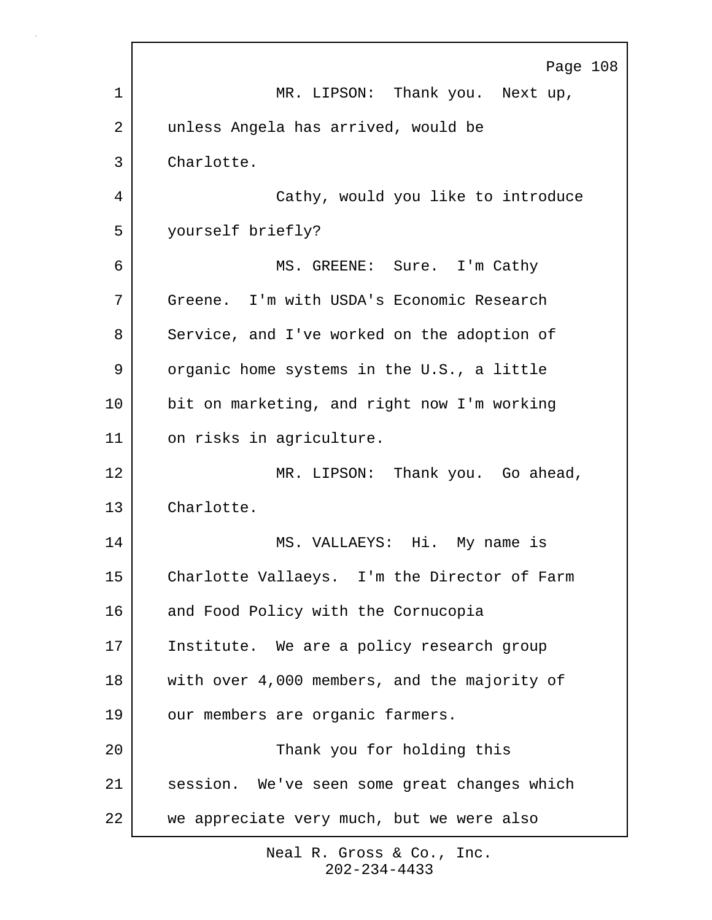MR. LIPSON: Thank you. Next up, unless Angela has arrived, would be Charlotte.

Cathy, would you like to introduce yourself briefly?

MS. GREENE: Sure. I'm Cathy Greene. I'm with USDA's Economic Research Service, and I've worked on the adoption of organic home systems in the U.S., a little bit on marketing, and right now I'm working on risks in agriculture.

MR. LIPSON: Thank you. Go ahead, Charlotte.

MS. VALLAEYS: Hi. My name is Charlotte Vallaeys. I'm the Director of Farm and Food Policy with the Cornucopia Institute. We are a policy research group with over 4,000 members, and the majority of our members are organic farmers.

Thank you for holding this session. We've seen some great changes which we appreciate very much, but we were also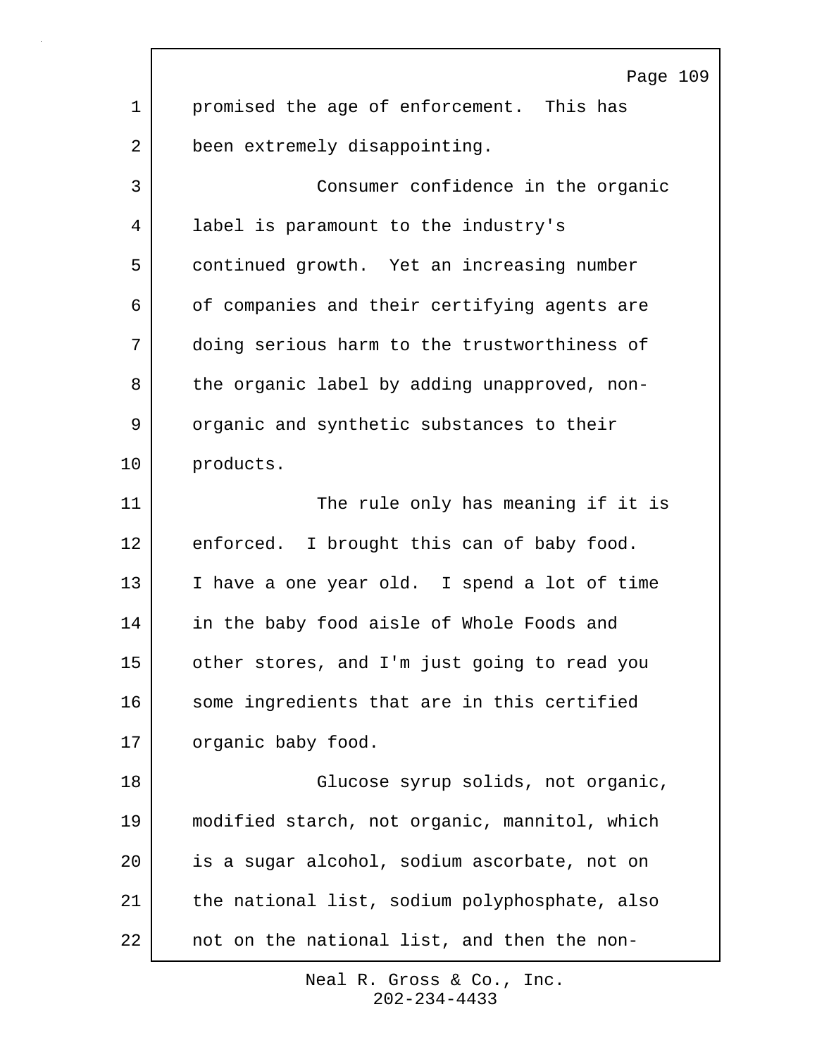promised the age of enforcement. This has been extremely disappointing.

Consumer confidence in the organic label is paramount to the industry's continued growth. Yet an increasing number of companies and their certifying agents are doing serious harm to the trustworthiness of the organic label by adding unapproved, non-organic and synthetic substances to their products.

The rule only has meaning if it is enforced. I brought this can of baby food. I have a one year old. I spend a lot of time in the baby food aisle of Whole Foods and other stores, and I'm just going to read you some ingredients that are in this certified organic baby food.

Glucose syrup solids, not organic, modified starch, not organic, mannitol, which is a sugar alcohol, sodium ascorbate, not on the national list, sodium polyphosphate, also not on the national list, and then the non-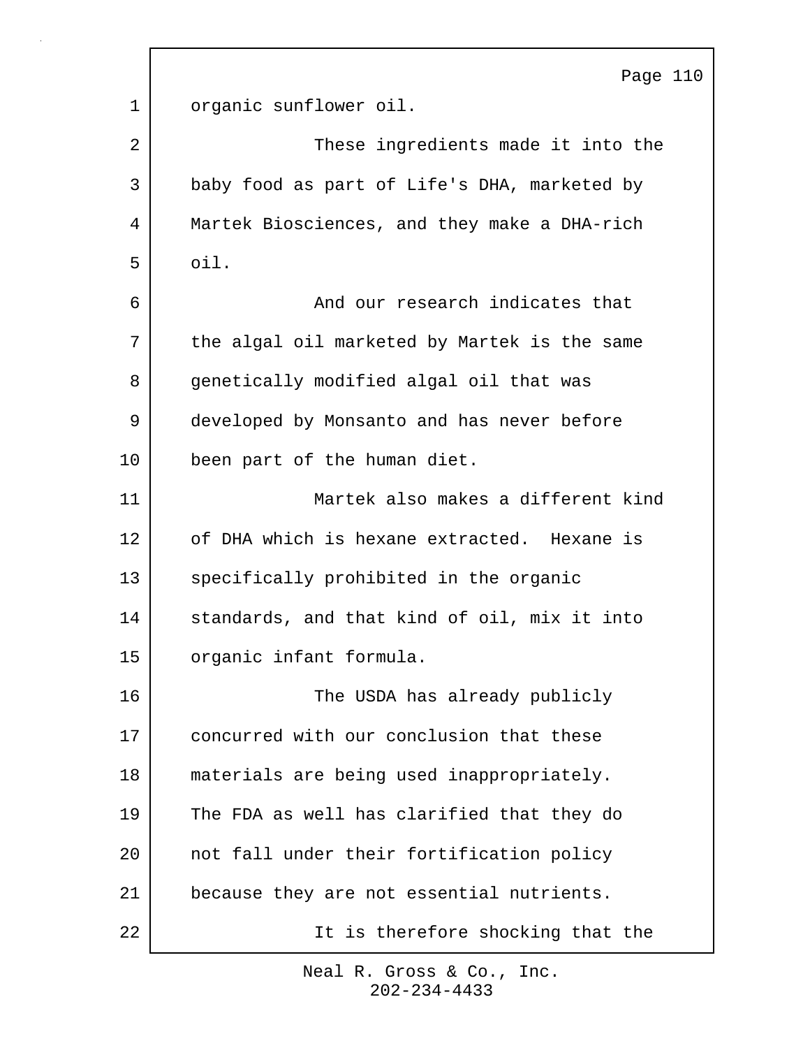organic sunflower oil.

These ingredients made it into the baby food as part of Life's DHA, marketed by Martek Biosciences, and they make a DHA-rich oil.

And our research indicates that the algal oil marketed by Martek is the same genetically modified algal oil that was developed by Monsanto and has never before been part of the human diet.

Martek also makes a different kind of DHA which is hexane extracted.  Hexane is specifically prohibited in the organic standards, and that kind of oil, mix it into organic infant formula.

The USDA has already publicly concurred with our conclusion that these materials are being used inappropriately. The FDA as well has clarified that they do not fall under their fortification policy because they are not essential nutrients.

It is therefore shocking that the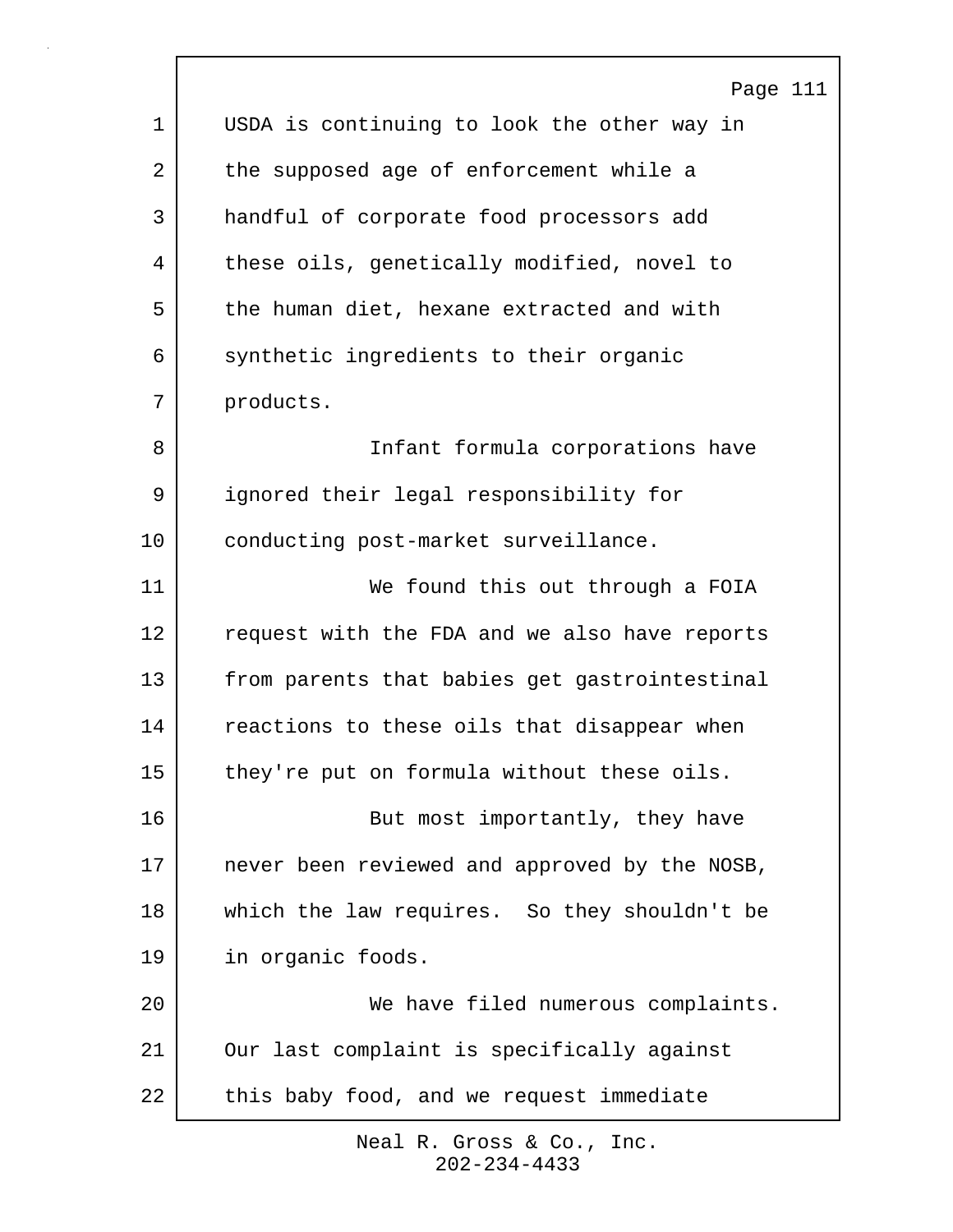USDA is continuing to look the other way in the supposed age of enforcement while a handful of corporate food processors add these oils, genetically modified, novel to the human diet, hexane extracted and with synthetic ingredients to their organic products.

Infant formula corporations have ignored their legal responsibility for conducting post-market surveillance.

We found this out through a FOIA request with the FDA and we also have reports from parents that babies get gastrointestinal reactions to these oils that disappear when they're put on formula without these oils.

But most importantly, they have never been reviewed and approved by the NOSB, which the law requires. So they shouldn't be in organic foods.

We have filed numerous complaints. Our last complaint is specifically against this baby food, and we request immediate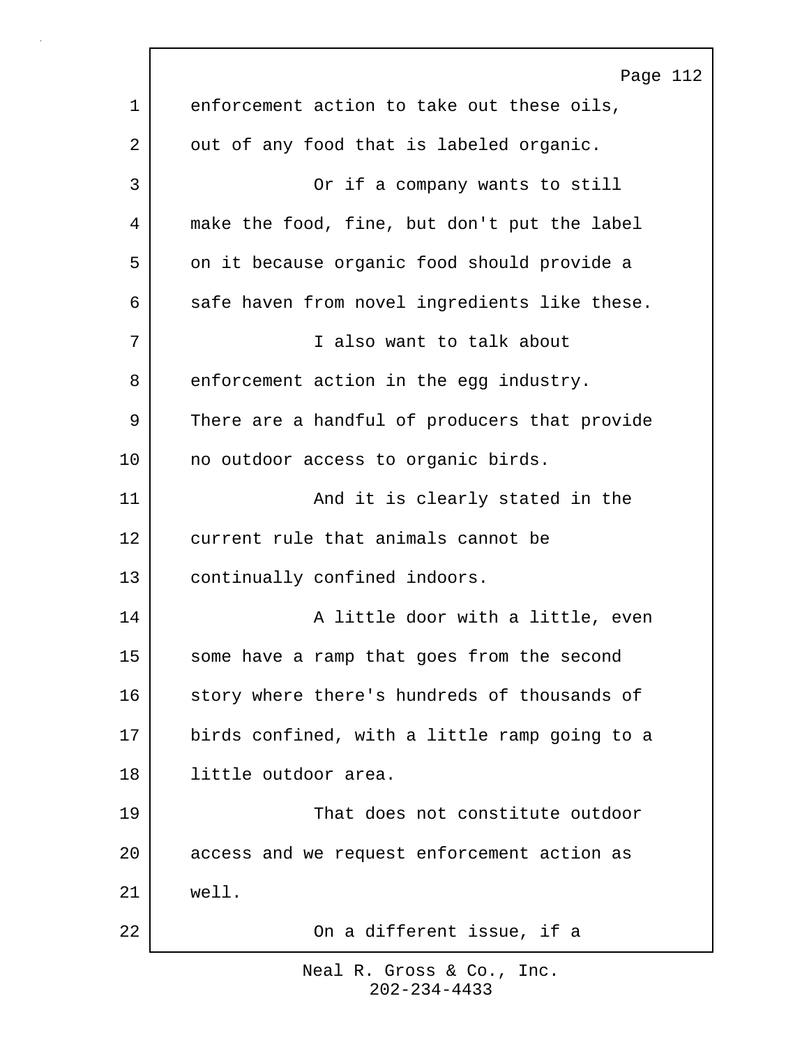enforcement action to take out these oils, out of any food that is labeled organic.

Or if a company wants to still make the food, fine, but don't put the label on it because organic food should provide a safe haven from novel ingredients like these.

I also want to talk about enforcement action in the egg industry. There are a handful of producers that provide no outdoor access to organic birds.

And it is clearly stated in the current rule that animals cannot be continually confined indoors.

A little door with a little, even some have a ramp that goes from the second story where there's hundreds of thousands of birds confined, with a little ramp going to a little outdoor area.

That does not constitute outdoor access and we request enforcement action as well.

On a different issue, if a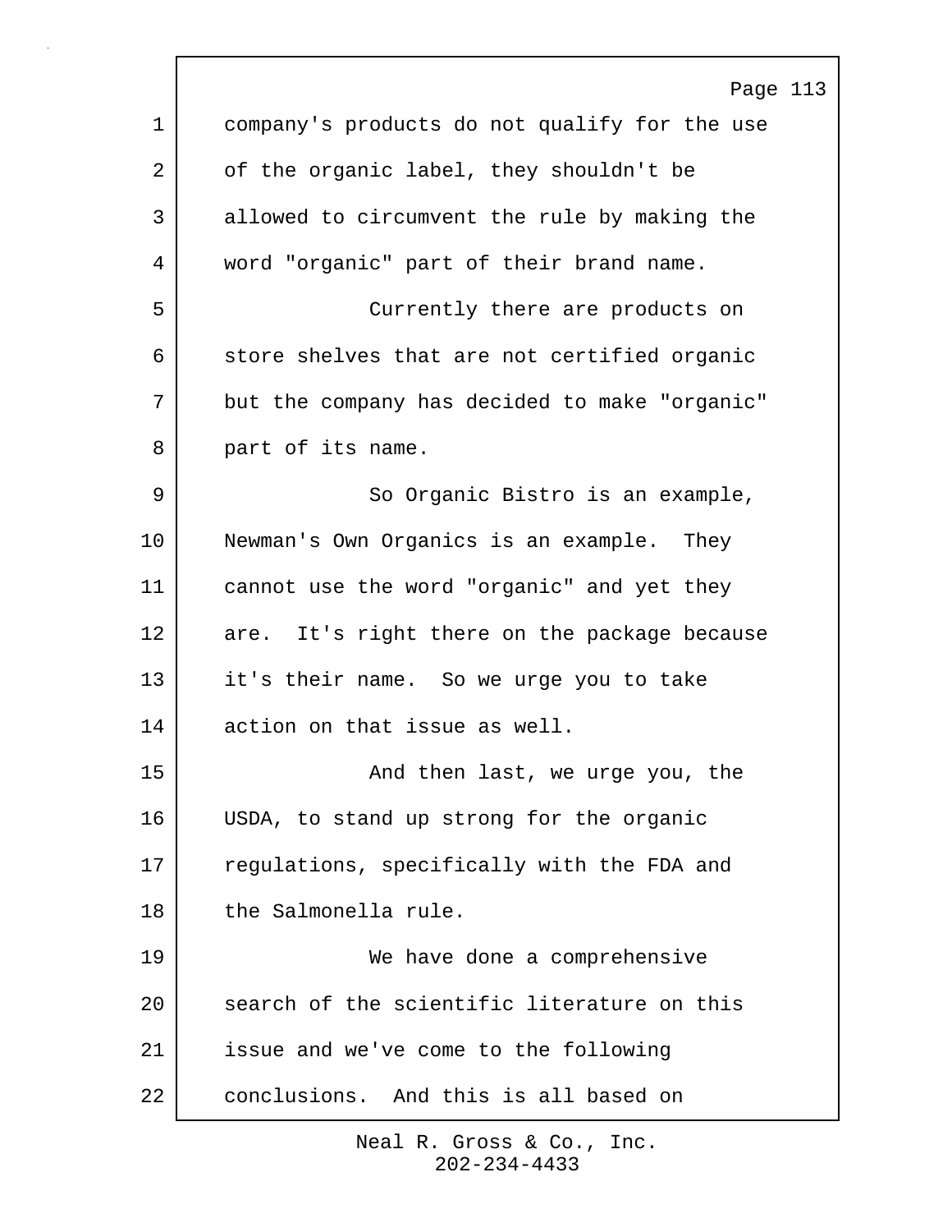company's products do not qualify for the use of the organic label, they shouldn't be allowed to circumvent the rule by making the word "organic" part of their brand name.

Currently there are products on store shelves that are not certified organic but the company has decided to make "organic" part of its name.

So Organic Bistro is an example, Newman's Own Organics is an example. They cannot use the word "organic" and yet they are. It's right there on the package because it's their name. So we urge you to take action on that issue as well.

And then last, we urge you, the USDA, to stand up strong for the organic regulations, specifically with the FDA and the Salmonella rule.

We have done a comprehensive search of the scientific literature on this issue and we've come to the following conclusions. And this is all based on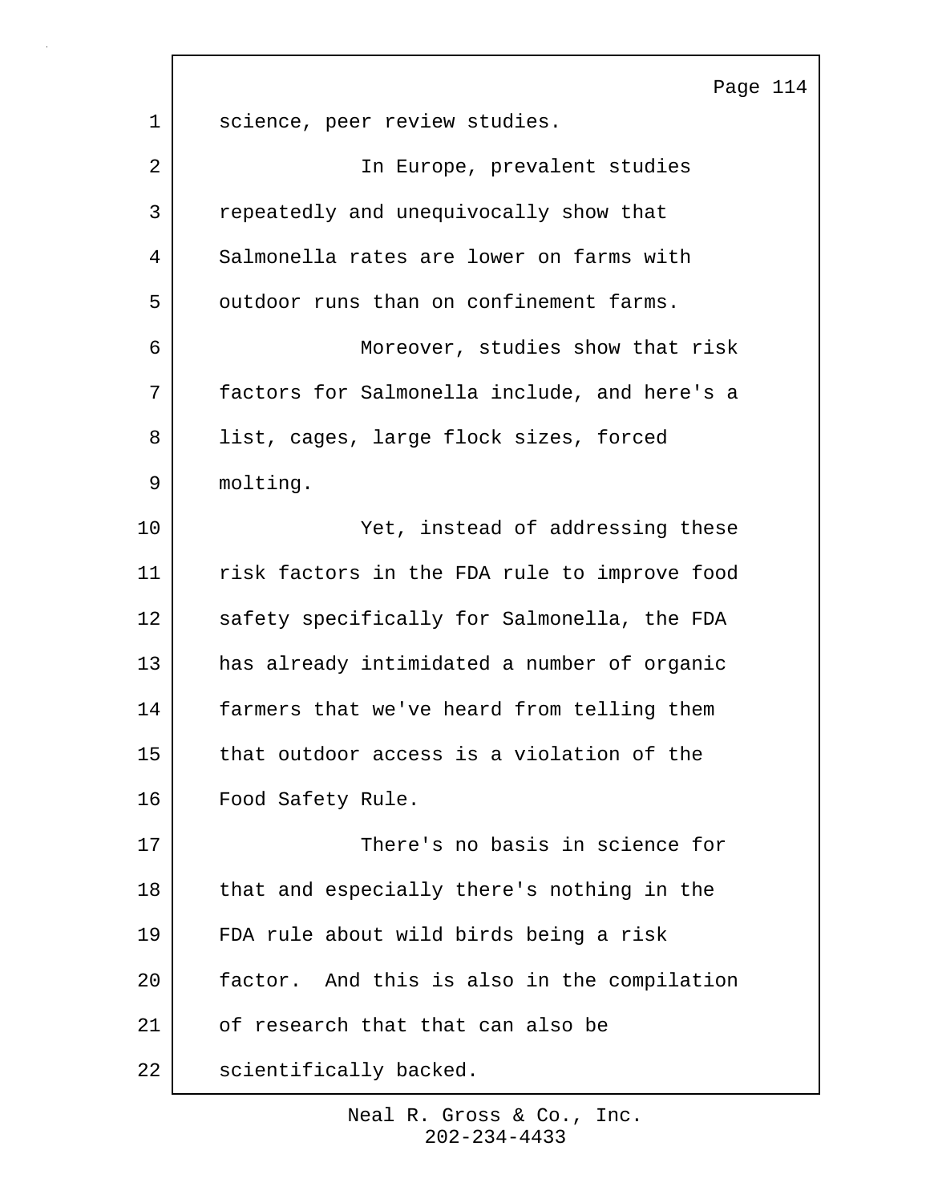science, peer review studies.

In Europe, prevalent studies repeatedly and unequivocally show that Salmonella rates are lower on farms with outdoor runs than on confinement farms.

Moreover, studies show that risk factors for Salmonella include, and here's a list, cages, large flock sizes, forced molting.

Yet, instead of addressing these risk factors in the FDA rule to improve food safety specifically for Salmonella, the FDA has already intimidated a number of organic farmers that we've heard from telling them that outdoor access is a violation of the Food Safety Rule.

There's no basis in science for that and especially there's nothing in the FDA rule about wild birds being a risk factor. And this is also in the compilation of research that that can also be scientifically backed.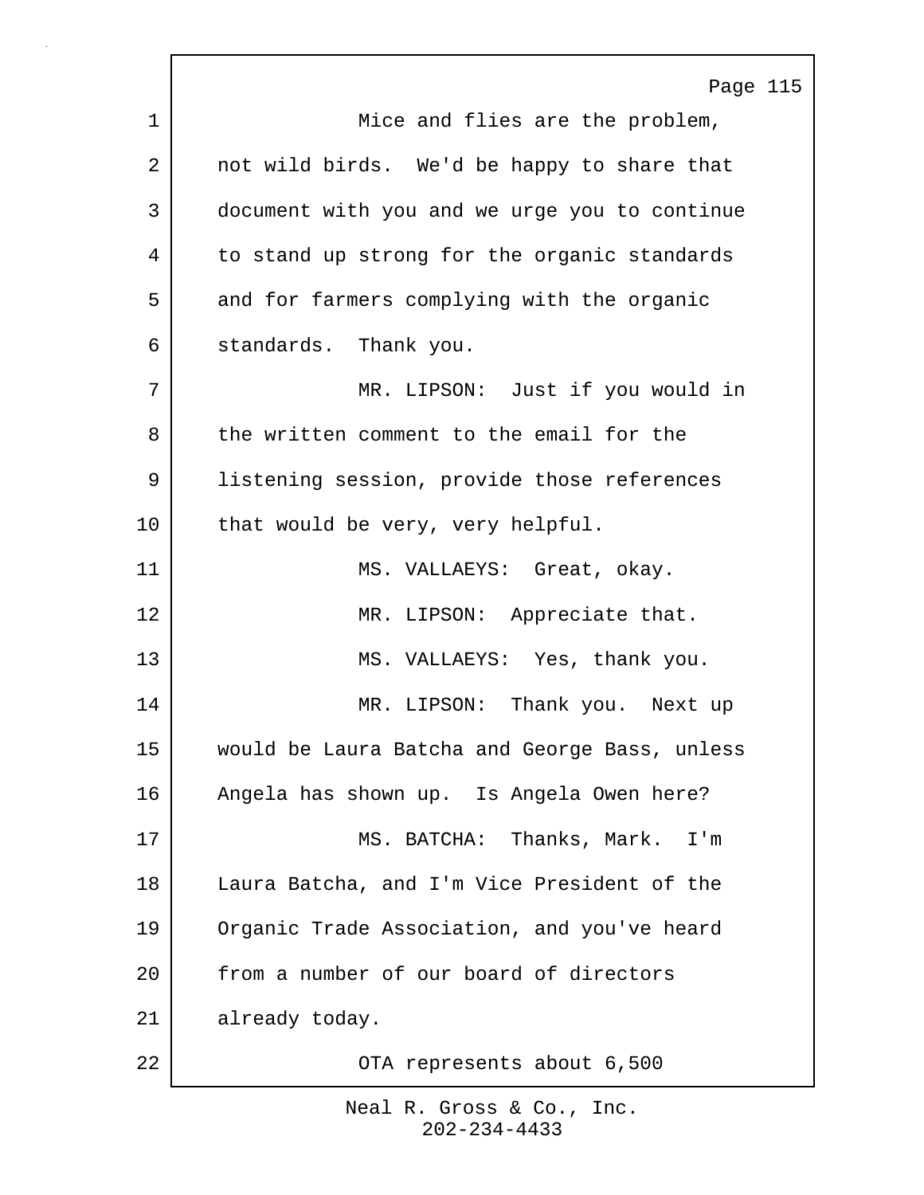Mice and flies are the problem, not wild birds. We'd be happy to share that document with you and we urge you to continue to stand up strong for the organic standards and for farmers complying with the organic standards. Thank you.

MR. LIPSON: Just if you would in the written comment to the email for the listening session, provide those references that would be very, very helpful.

MS. VALLAEYS: Great, okay.

MR. LIPSON: Appreciate that.

MS. VALLAEYS: Yes, thank you.

MR. LIPSON: Thank you. Next up would be Laura Batcha and George Bass, unless Angela has shown up. Is Angela Owen here?

MS. BATCHA: Thanks, Mark. I'm Laura Batcha, and I'm Vice President of the Organic Trade Association, and you've heard from a number of our board of directors already today.

OTA represents about 6,500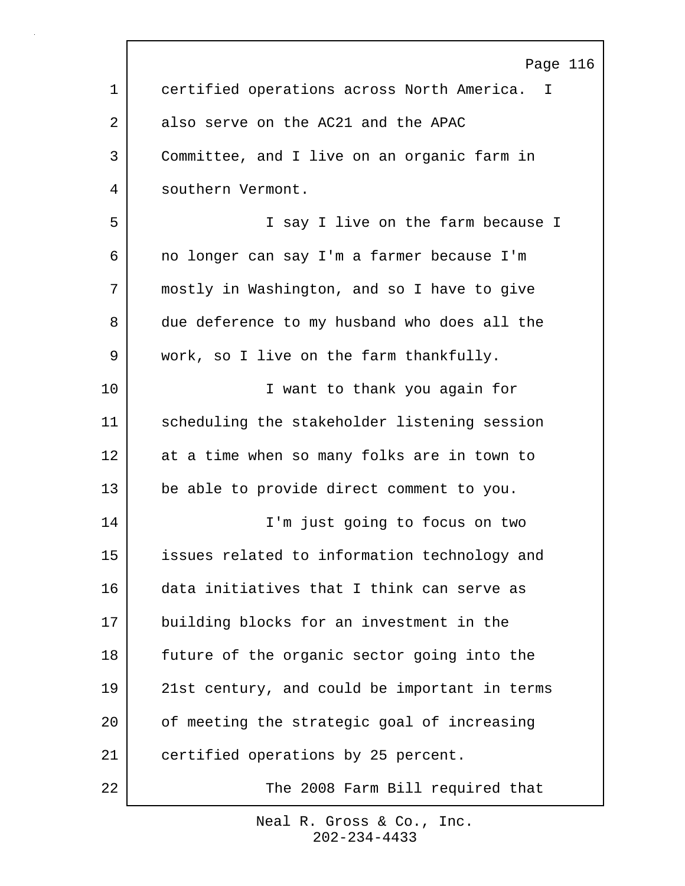certified operations across North America. I also serve on the AC21 and the APAC Committee, and I live on an organic farm in southern Vermont.

I say I live on the farm because I no longer can say I'm a farmer because I'm mostly in Washington, and so I have to give due deference to my husband who does all the work, so I live on the farm thankfully.

I want to thank you again for scheduling the stakeholder listening session at a time when so many folks are in town to be able to provide direct comment to you.

I'm just going to focus on two issues related to information technology and data initiatives that I think can serve as building blocks for an investment in the future of the organic sector going into the 21st century, and could be important in terms of meeting the strategic goal of increasing certified operations by 25 percent.

The 2008 Farm Bill required that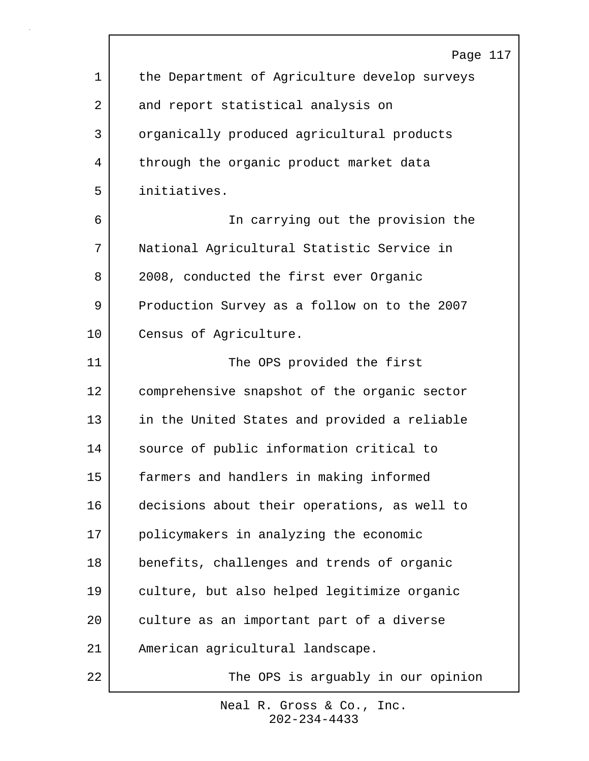the Department of Agriculture develop surveys and report statistical analysis on organically produced agricultural products through the organic product market data initiatives.

In carrying out the provision the National Agricultural Statistic Service in 2008, conducted the first ever Organic Production Survey as a follow on to the 2007 Census of Agriculture.

The OPS provided the first comprehensive snapshot of the organic sector in the United States and provided a reliable source of public information critical to farmers and handlers in making informed decisions about their operations, as well to policymakers in analyzing the economic benefits, challenges and trends of organic culture, but also helped legitimize organic culture as an important part of a diverse American agricultural landscape.

The OPS is arguably in our opinion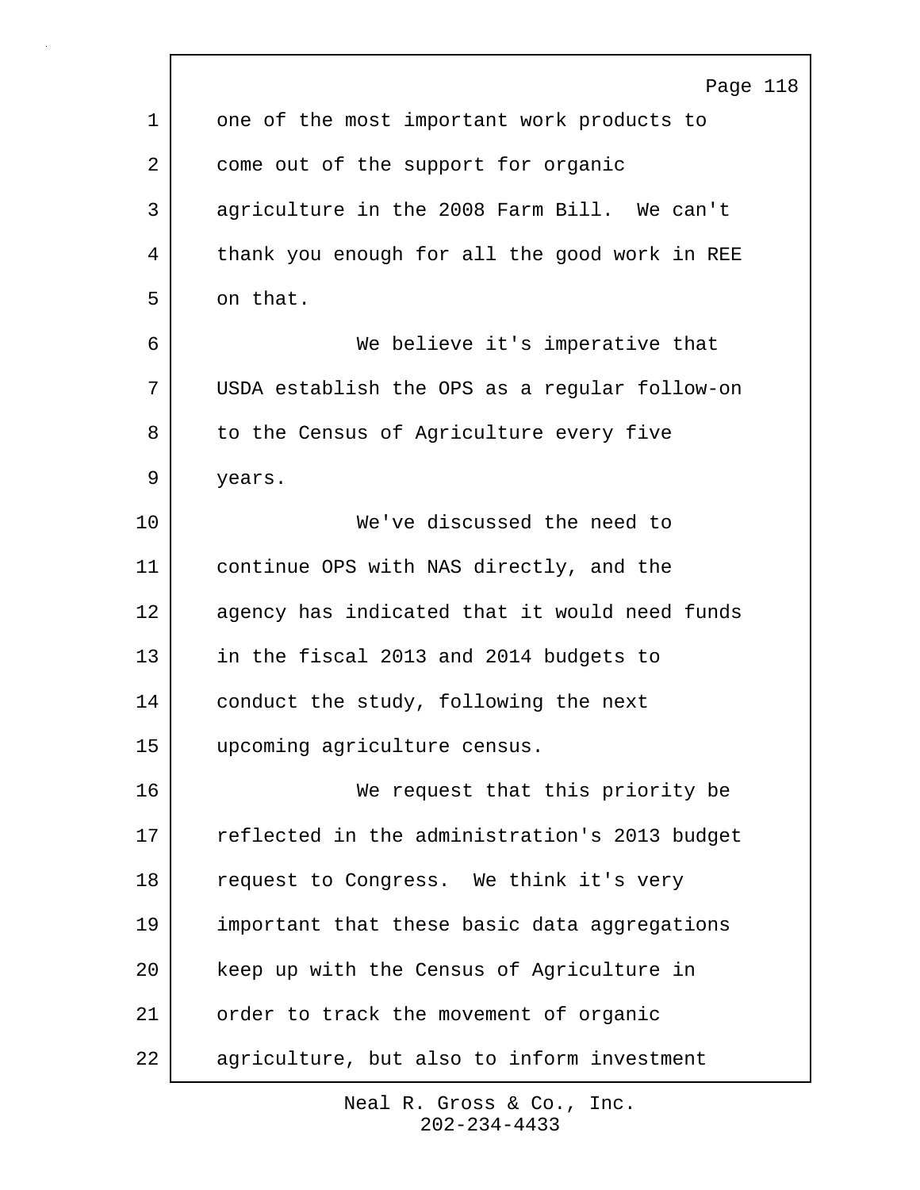one of the most important work products to come out of the support for organic agriculture in the 2008 Farm Bill. We can't thank you enough for all the good work in REE on that.

We believe it's imperative that USDA establish the OPS as a regular follow-on to the Census of Agriculture every five years.

We've discussed the need to continue OPS with NAS directly, and the agency has indicated that it would need funds in the fiscal 2013 and 2014 budgets to conduct the study, following the next upcoming agriculture census.

We request that this priority be reflected in the administration's 2013 budget request to Congress. We think it's very important that these basic data aggregations keep up with the Census of Agriculture in order to track the movement of organic agriculture, but also to inform investment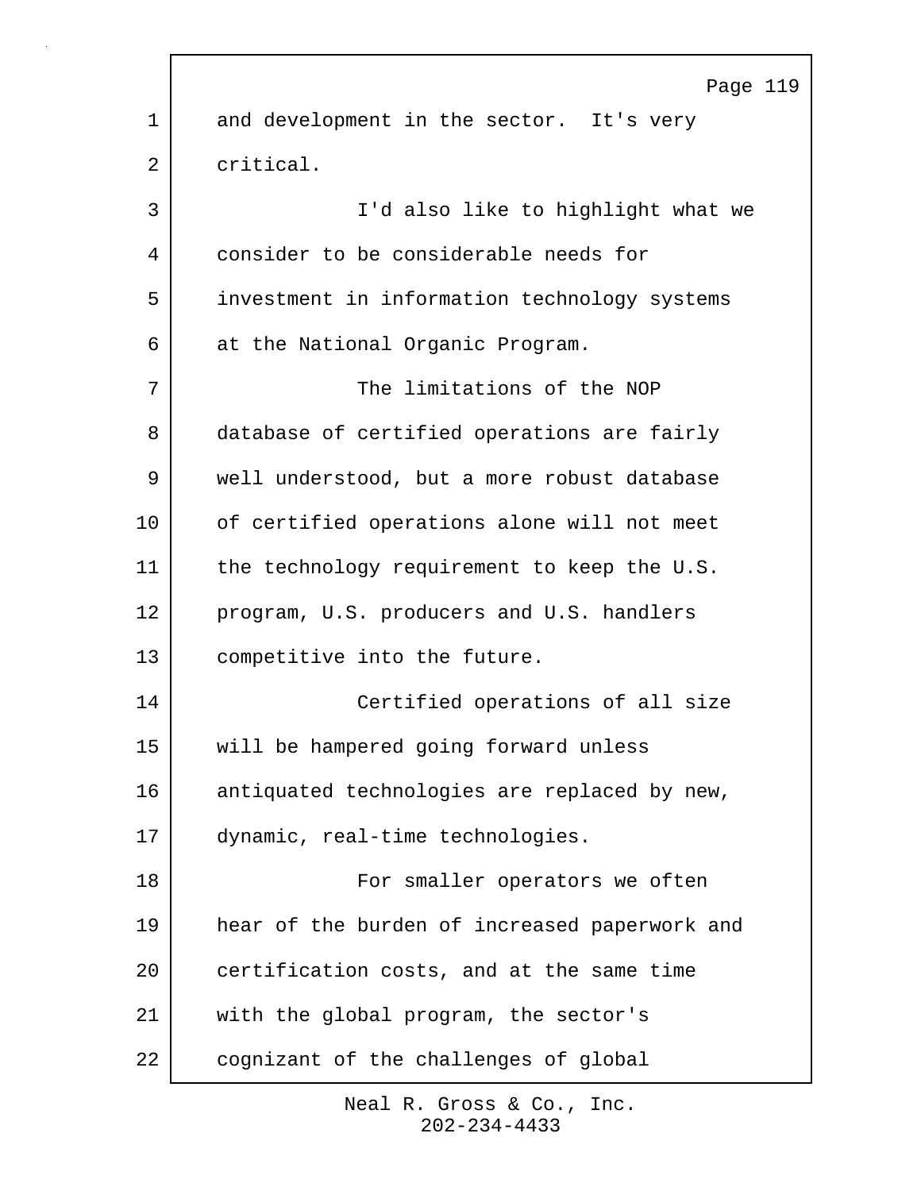and development in the sector. It's very critical.

I'd also like to highlight what we consider to be considerable needs for investment in information technology systems at the National Organic Program.

The limitations of the NOP database of certified operations are fairly well understood, but a more robust database of certified operations alone will not meet the technology requirement to keep the U.S. program, U.S. producers and U.S. handlers competitive into the future.

Certified operations of all size will be hampered going forward unless antiquated technologies are replaced by new, dynamic, real-time technologies.

For smaller operators we often hear of the burden of increased paperwork and certification costs, and at the same time with the global program, the sector's cognizant of the challenges of global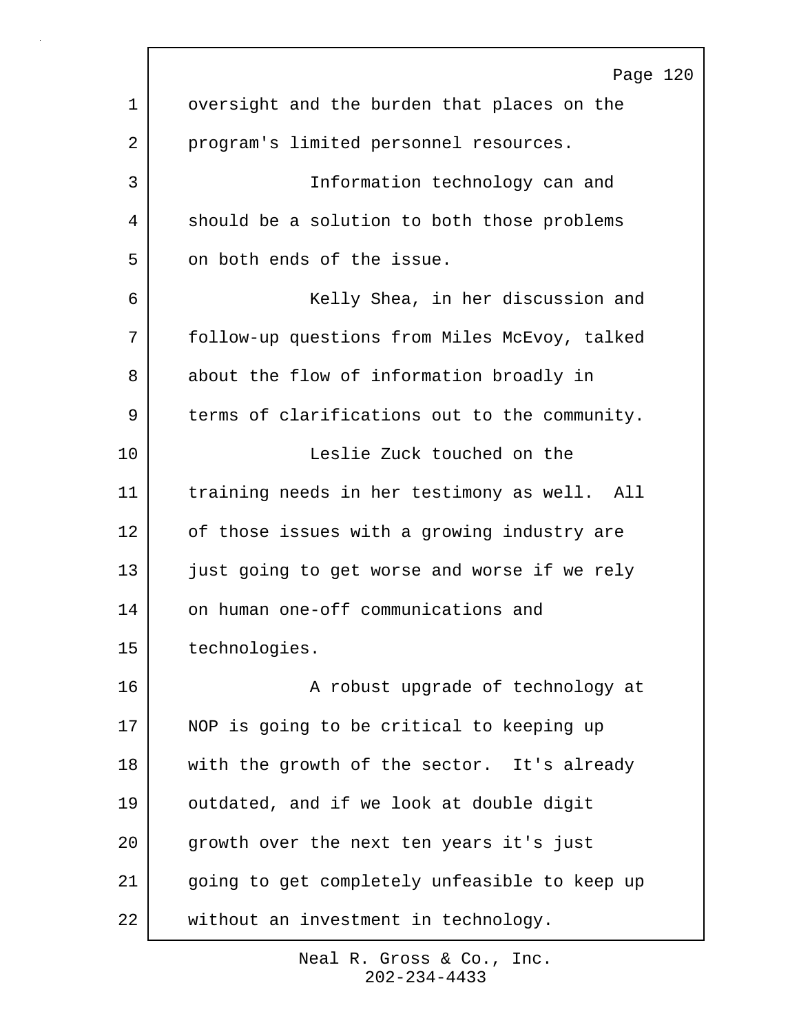oversight and the burden that places on the program's limited personnel resources.

Information technology can and should be a solution to both those problems on both ends of the issue.

Kelly Shea, in her discussion and follow-up questions from Miles McEvoy, talked about the flow of information broadly in terms of clarifications out to the community.

Leslie Zuck touched on the training needs in her testimony as well. All of those issues with a growing industry are just going to get worse and worse if we rely on human one-off communications and technologies.

A robust upgrade of technology at NOP is going to be critical to keeping up with the growth of the sector. It's already outdated, and if we look at double digit growth over the next ten years it's just going to get completely unfeasible to keep up without an investment in technology.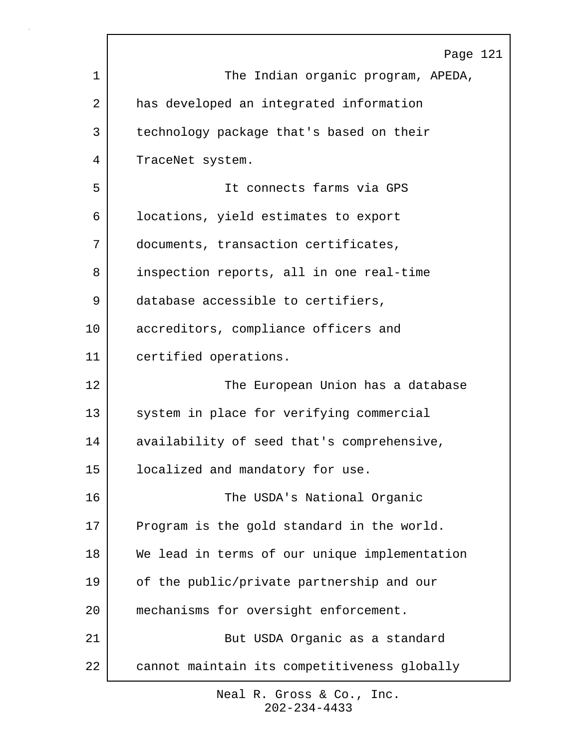The Indian organic program, APEDA, has developed an integrated information technology package that's based on their TraceNet system.

It connects farms via GPS locations, yield estimates to export documents, transaction certificates, inspection reports, all in one real-time database accessible to certifiers, accreditors, compliance officers and certified operations.

The European Union has a database system in place for verifying commercial availability of seed that's comprehensive, localized and mandatory for use.

The USDA's National Organic Program is the gold standard in the world. We lead in terms of our unique implementation of the public/private partnership and our mechanisms for oversight enforcement.

But USDA Organic as a standard cannot maintain its competitiveness globally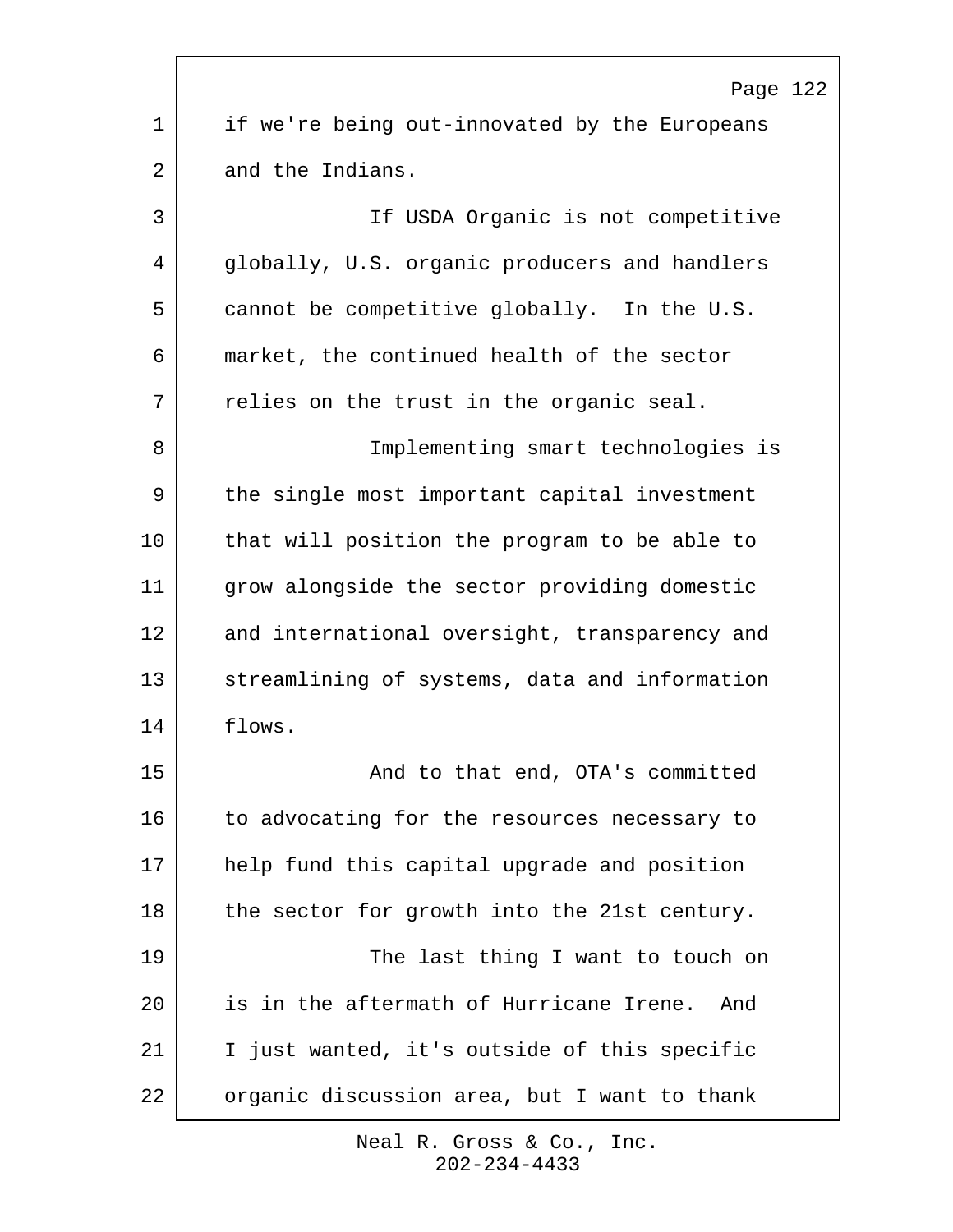if we're being out-innovated by the Europeans and the Indians.

If USDA Organic is not competitive globally, U.S. organic producers and handlers cannot be competitive globally. In the U.S. market, the continued health of the sector relies on the trust in the organic seal.

Implementing smart technologies is the single most important capital investment that will position the program to be able to grow alongside the sector providing domestic and international oversight, transparency and streamlining of systems, data and information flows.

And to that end, OTA's committed to advocating for the resources necessary to help fund this capital upgrade and position the sector for growth into the 21st century.

The last thing I want to touch on is in the aftermath of Hurricane Irene. And I just wanted, it's outside of this specific organic discussion area, but I want to thank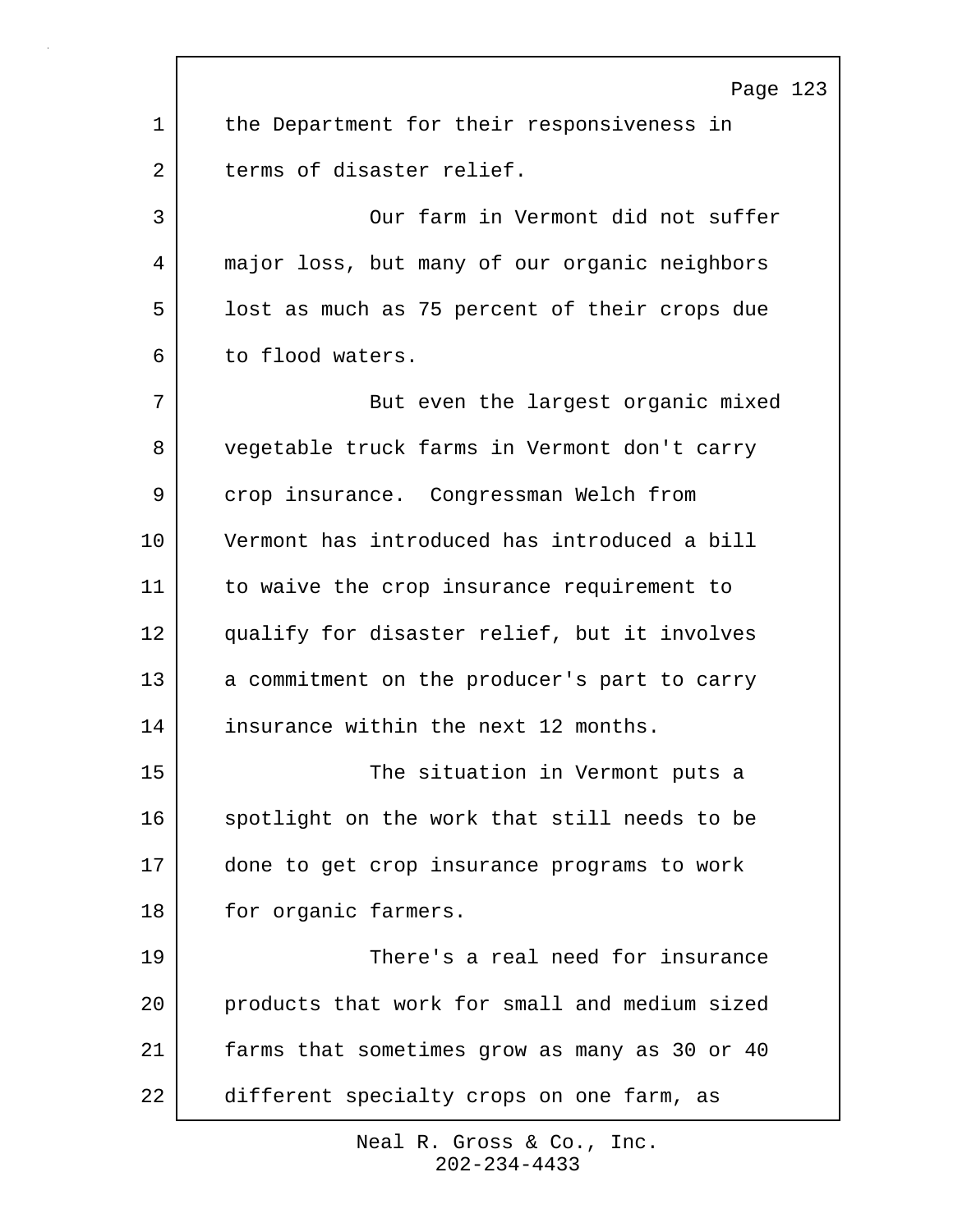the Department for their responsiveness in terms of disaster relief.

Our farm in Vermont did not suffer major loss, but many of our organic neighbors lost as much as 75 percent of their crops due to flood waters.

But even the largest organic mixed vegetable truck farms in Vermont don't carry crop insurance. Congressman Welch from Vermont has introduced has introduced a bill to waive the crop insurance requirement to qualify for disaster relief, but it involves a commitment on the producer's part to carry insurance within the next 12 months.

The situation in Vermont puts a spotlight on the work that still needs to be done to get crop insurance programs to work for organic farmers.

There's a real need for insurance products that work for small and medium sized farms that sometimes grow as many as 30 or 40 different specialty crops on one farm, as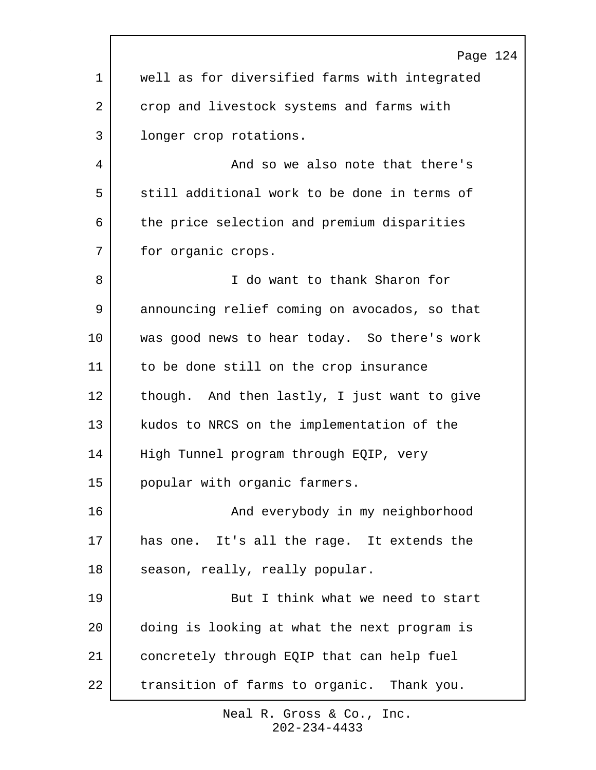well as for diversified farms with integrated crop and livestock systems and farms with longer crop rotations.

And so we also note that there's still additional work to be done in terms of the price selection and premium disparities for organic crops.

I do want to thank Sharon for announcing relief coming on avocados, so that was good news to hear today. So there's work to be done still on the crop insurance though. And then lastly, I just want to give kudos to NRCS on the implementation of the High Tunnel program through EQIP, very popular with organic farmers.

And everybody in my neighborhood has one. It's all the rage. It extends the season, really, really popular.

But I think what we need to start doing is looking at what the next program is concretely through EQIP that can help fuel transition of farms to organic. Thank you.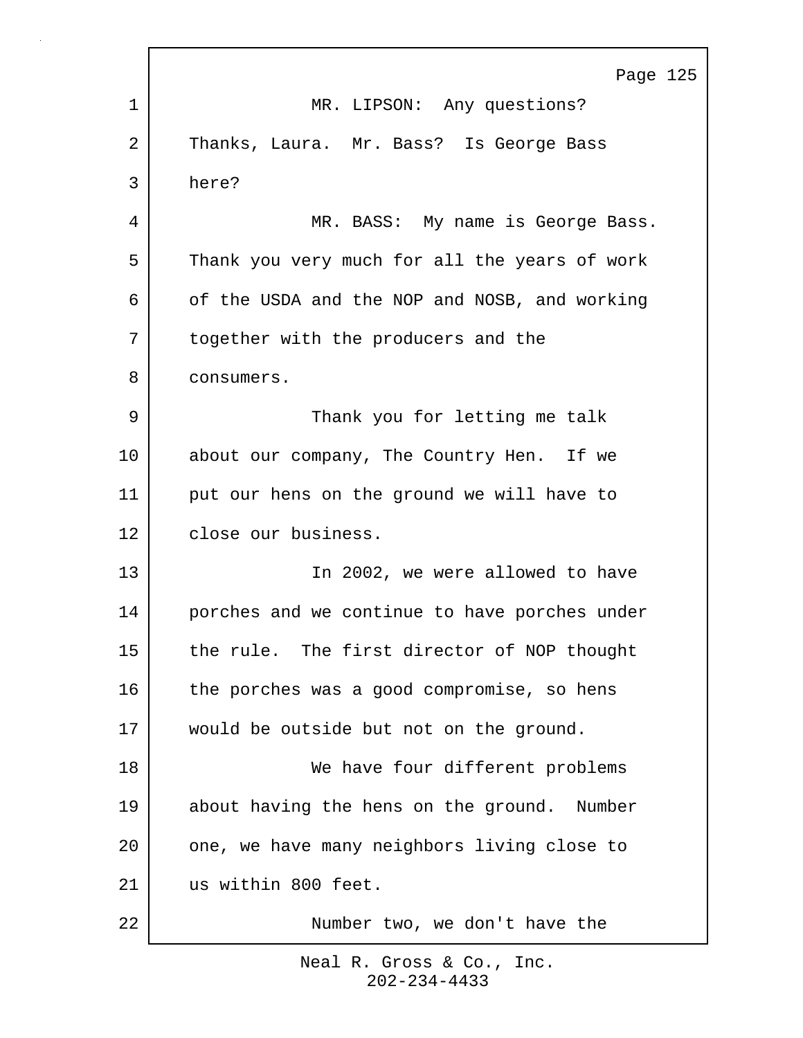MR. LIPSON: Any questions? Thanks, Laura. Mr. Bass? Is George Bass here?

MR. BASS: My name is George Bass. Thank you very much for all the years of work of the USDA and the NOP and NOSB, and working together with the producers and the consumers.

Thank you for letting me talk about our company, The Country Hen. If we put our hens on the ground we will have to close our business.

In 2002, we were allowed to have porches and we continue to have porches under the rule. The first director of NOP thought the porches was a good compromise, so hens would be outside but not on the ground.

We have four different problems about having the hens on the ground. Number one, we have many neighbors living close to us within 800 feet.

Number two, we don't have the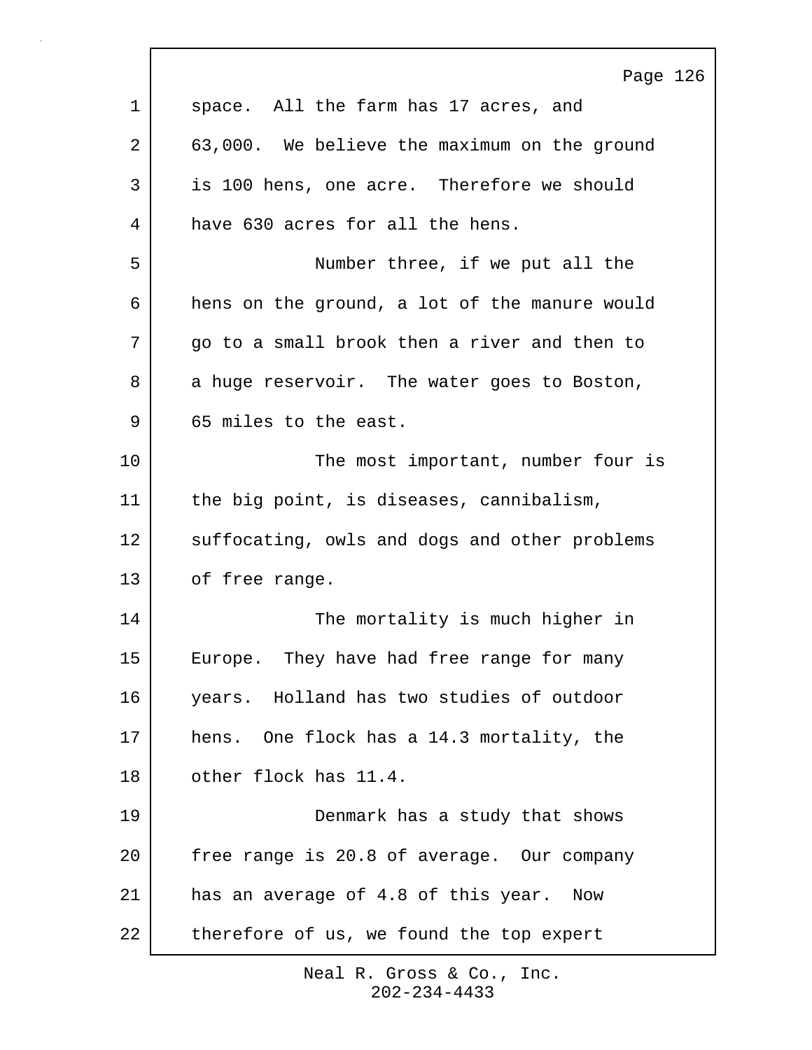space. All the farm has 17 acres, and 63,000. We believe the maximum on the ground is 100 hens, one acre. Therefore we should have 630 acres for all the hens.

Number three, if we put all the hens on the ground, a lot of the manure would go to a small brook then a river and then to a huge reservoir. The water goes to Boston, 65 miles to the east.

The most important, number four is the big point, is diseases, cannibalism, suffocating, owls and dogs and other problems of free range.

The mortality is much higher in Europe. They have had free range for many years. Holland has two studies of outdoor hens. One flock has a 14.3 mortality, the other flock has 11.4.

Denmark has a study that shows free range is 20.8 of average. Our company has an average of 4.8 of this year. Now therefore of us, we found the top expert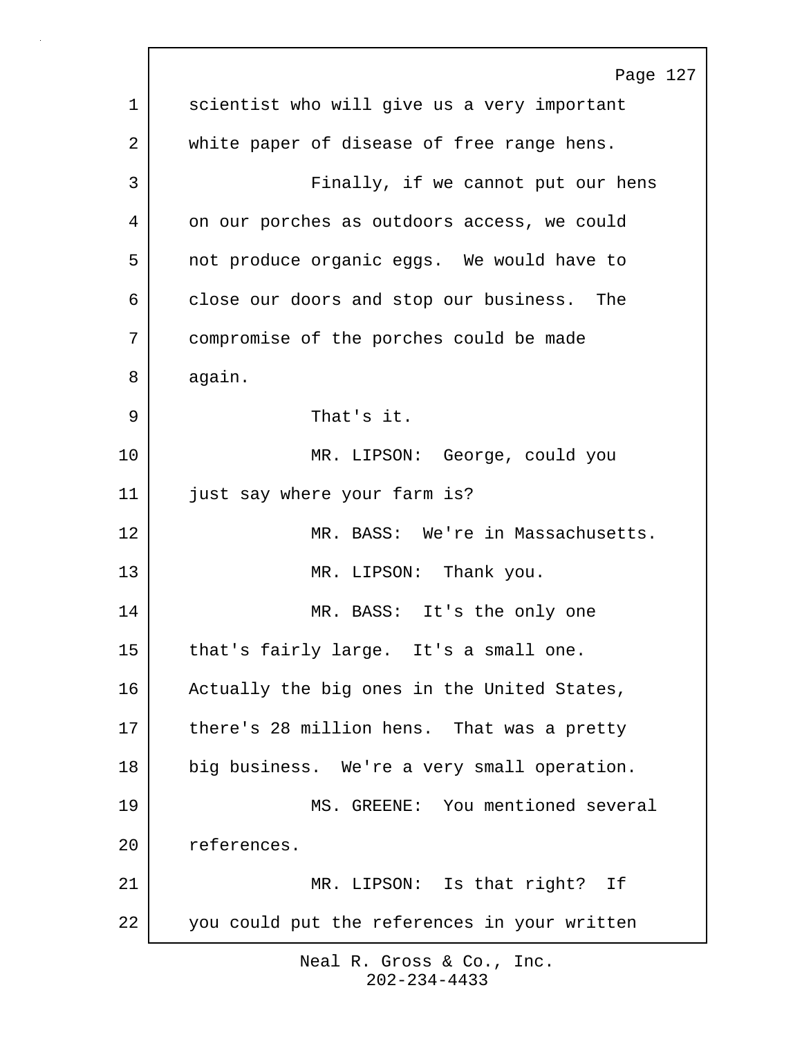scientist who will give us a very important white paper of disease of free range hens.

Finally, if we cannot put our hens on our porches as outdoors access, we could not produce organic eggs. We would have to close our doors and stop our business. The compromise of the porches could be made again.

That's it.

MR. LIPSON: George, could you just say where your farm is?

MR. BASS: We're in Massachusetts.

MR. LIPSON: Thank you.

MR. BASS: It's the only one that's fairly large. It's a small one. Actually the big ones in the United States, there's 28 million hens. That was a pretty big business. We're a very small operation.

MS. GREENE: You mentioned several references.

MR. LIPSON: Is that right? If you could put the references in your written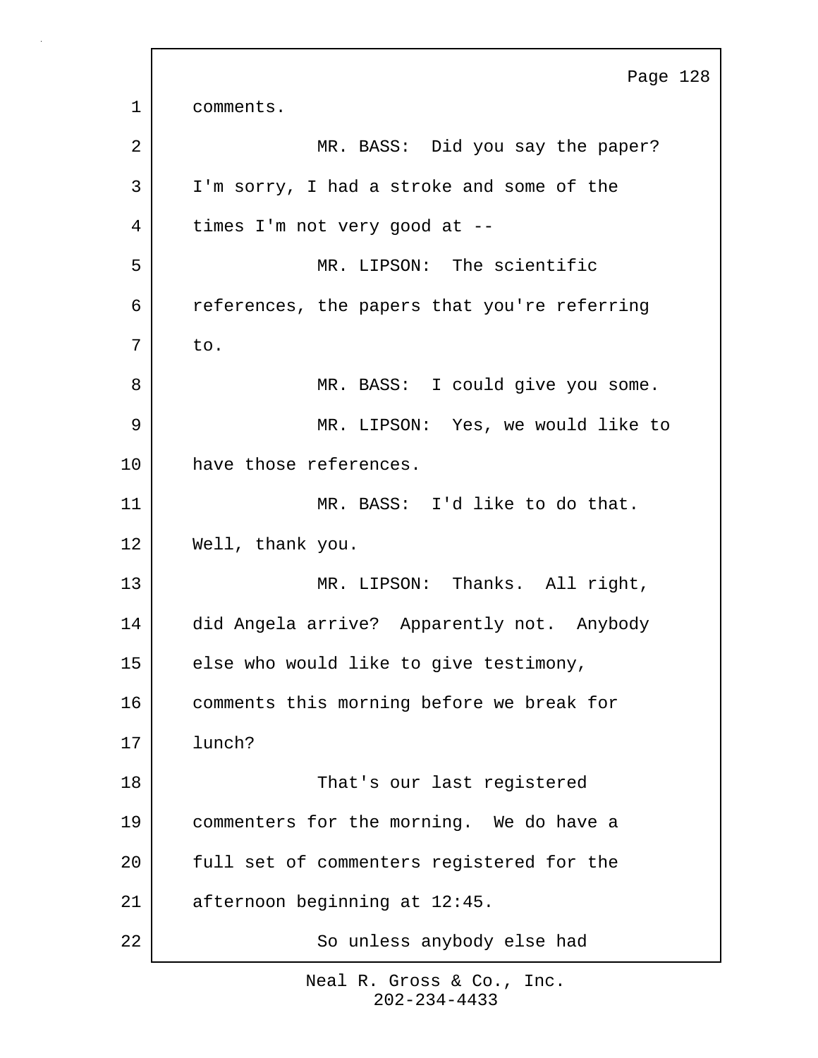comments.

MR. BASS: Did you say the paper? I'm sorry, I had a stroke and some of the times I'm not very good at --

MR. LIPSON: The scientific references, the papers that you're referring to.

MR. BASS: I could give you some.

MR. LIPSON: Yes, we would like to have those references.

MR. BASS: I'd like to do that. Well, thank you.

MR. LIPSON: Thanks. All right, did Angela arrive? Apparently not. Anybody else who would like to give testimony, comments this morning before we break for lunch?

That's our last registered commenters for the morning. We do have a full set of commenters registered for the afternoon beginning at 12:45.

So unless anybody else had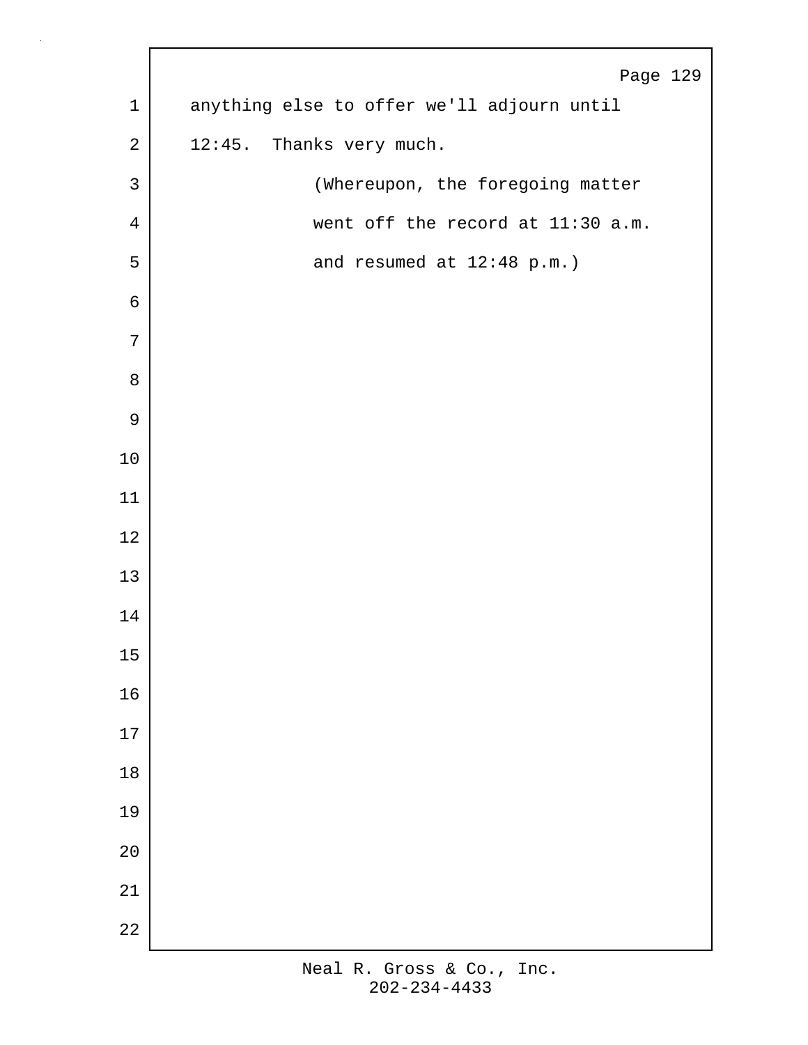anything else to offer we'll adjourn until 12:45. Thanks very much.

(Whereupon, the foregoing matter went off the record at 11:30 a.m. and resumed at 12:48 p.m.)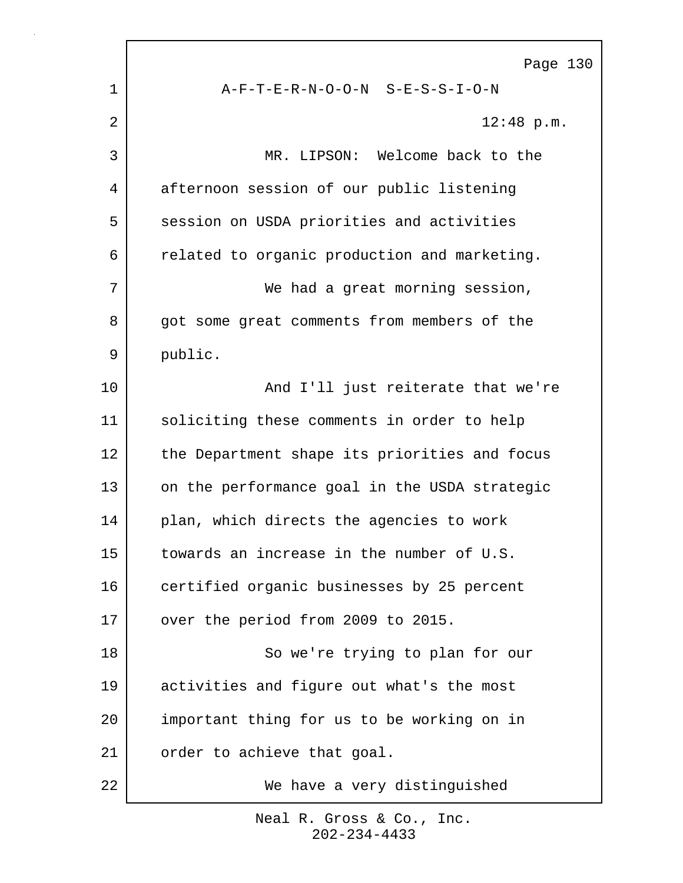A-F-T-E-R-N-O-O-N S-E-S-S-I-O-N

12:48 p.m.

MR. LIPSON: Welcome back to the afternoon session of our public listening session on USDA priorities and activities related to organic production and marketing.

We had a great morning session, got some great comments from members of the public.

And I'll just reiterate that we're soliciting these comments in order to help the Department shape its priorities and focus on the performance goal in the USDA strategic plan, which directs the agencies to work towards an increase in the number of U.S. certified organic businesses by 25 percent over the period from 2009 to 2015.

So we're trying to plan for our activities and figure out what's the most important thing for us to be working on in order to achieve that goal.

We have a very distinguished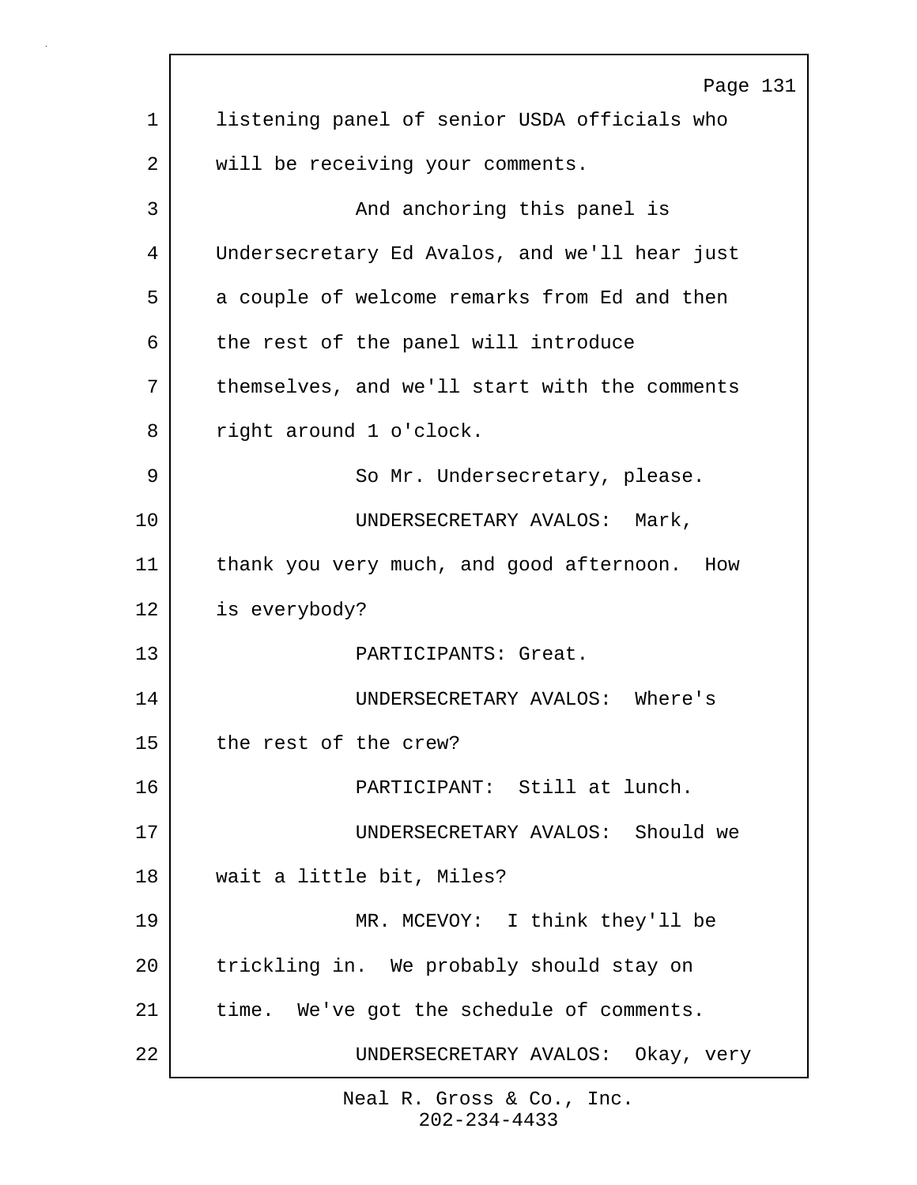listening panel of senior USDA officials who will be receiving your comments.

And anchoring this panel is Undersecretary Ed Avalos, and we'll hear just a couple of welcome remarks from Ed and then the rest of the panel will introduce themselves, and we'll start with the comments right around 1 o'clock.

So Mr. Undersecretary, please.

UNDERSECRETARY AVALOS: Mark, thank you very much, and good afternoon. How is everybody?

PARTICIPANTS: Great.

UNDERSECRETARY AVALOS: Where's the rest of the crew?

PARTICIPANT: Still at lunch.

UNDERSECRETARY AVALOS: Should we wait a little bit, Miles?

MR. MCEVOY: I think they'll be trickling in. We probably should stay on time. We've got the schedule of comments.

UNDERSECRETARY AVALOS: Okay, very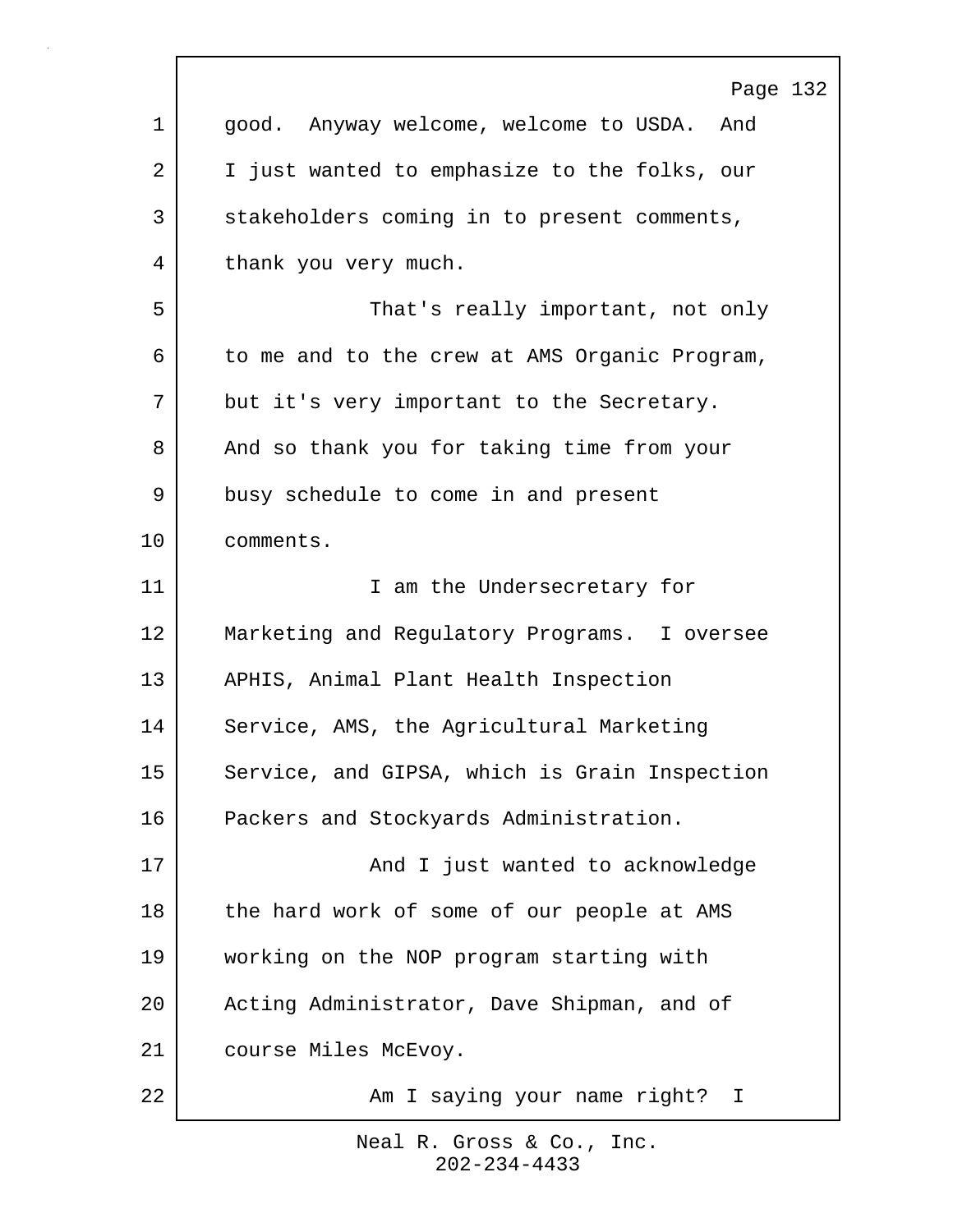good. Anyway welcome, welcome to USDA. And I just wanted to emphasize to the folks, our stakeholders coming in to present comments, thank you very much.

That's really important, not only to me and to the crew at AMS Organic Program, but it's very important to the Secretary. And so thank you for taking time from your busy schedule to come in and present comments.

I am the Undersecretary for Marketing and Regulatory Programs. I oversee APHIS, Animal Plant Health Inspection Service, AMS, the Agricultural Marketing Service, and GIPSA, which is Grain Inspection Packers and Stockyards Administration.

And I just wanted to acknowledge the hard work of some of our people at AMS working on the NOP program starting with Acting Administrator, Dave Shipman, and of course Miles McEvoy.

Am I saying your name right? I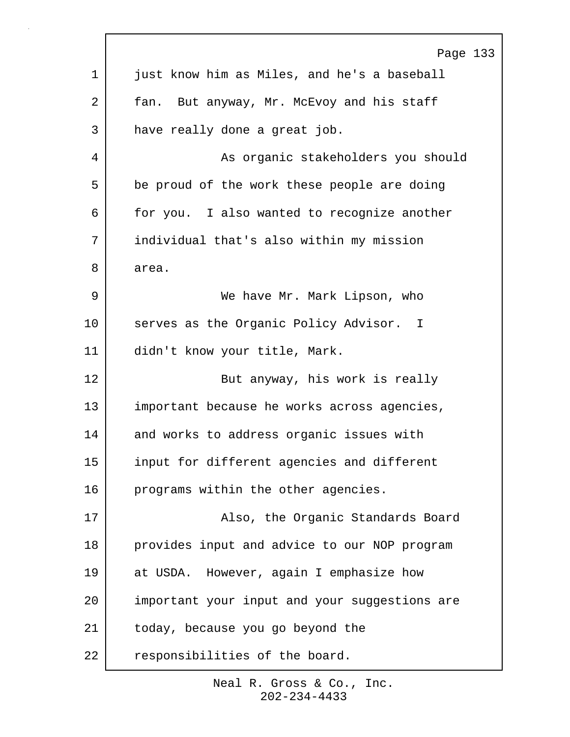just know him as Miles, and he's a baseball fan. But anyway, Mr. McEvoy and his staff have really done a great job.

As organic stakeholders you should be proud of the work these people are doing for you. I also wanted to recognize another individual that's also within my mission area.

We have Mr. Mark Lipson, who serves as the Organic Policy Advisor. I didn't know your title, Mark.

But anyway, his work is really important because he works across agencies, and works to address organic issues with input for different agencies and different programs within the other agencies.

Also, the Organic Standards Board provides input and advice to our NOP program at USDA. However, again I emphasize how important your input and your suggestions are today, because you go beyond the responsibilities of the board.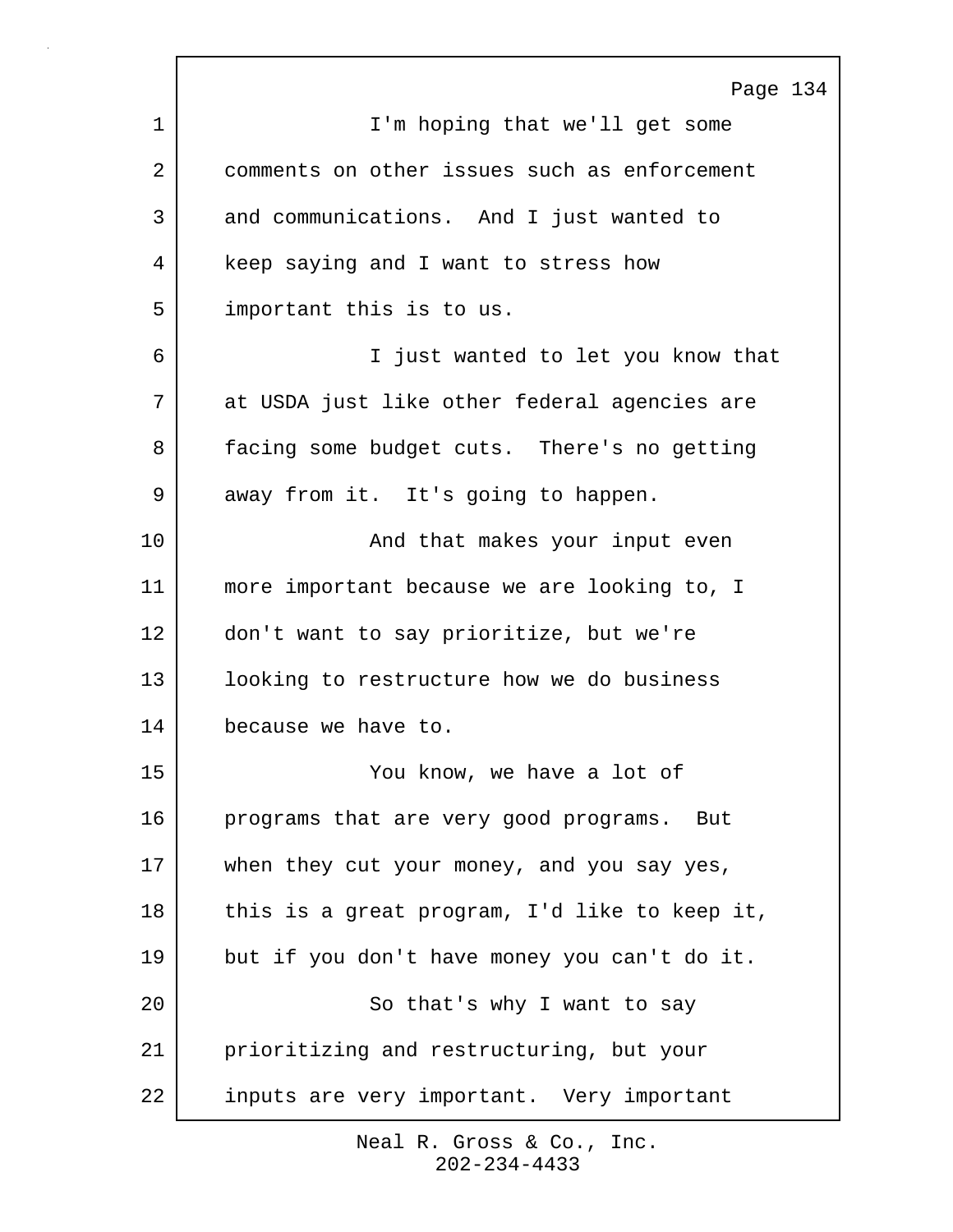I'm hoping that we'll get some comments on other issues such as enforcement and communications. And I just wanted to keep saying and I want to stress how important this is to us.

I just wanted to let you know that at USDA just like other federal agencies are facing some budget cuts. There's no getting away from it. It's going to happen.

And that makes your input even more important because we are looking to, I don't want to say prioritize, but we're looking to restructure how we do business because we have to.

You know, we have a lot of programs that are very good programs. But when they cut your money, and you say yes, this is a great program, I'd like to keep it, but if you don't have money you can't do it.

So that's why I want to say prioritizing and restructuring, but your inputs are very important. Very important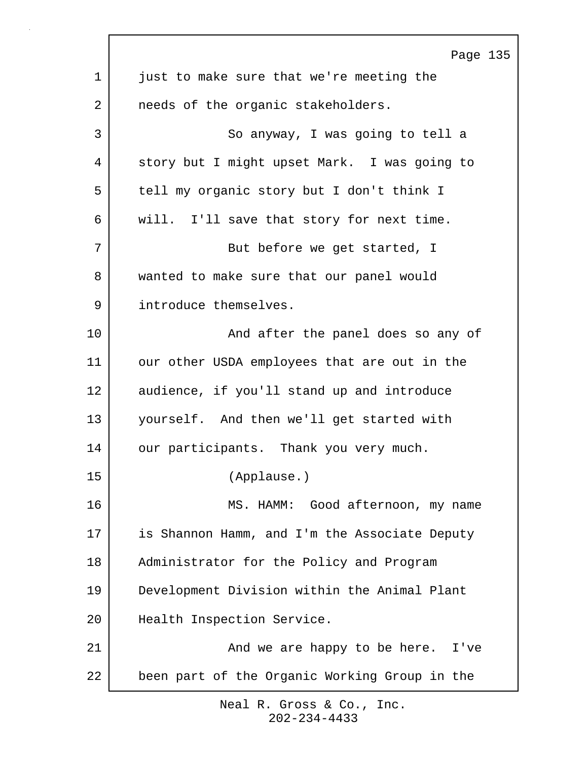just to make sure that we're meeting the needs of the organic stakeholders.

So anyway, I was going to tell a story but I might upset Mark. I was going to tell my organic story but I don't think I will. I'll save that story for next time.

But before we get started, I wanted to make sure that our panel would introduce themselves.

And after the panel does so any of our other USDA employees that are out in the audience, if you'll stand up and introduce yourself. And then we'll get started with our participants. Thank you very much.

(Applause.)

MS. HAMM: Good afternoon, my name is Shannon Hamm, and I'm the Associate Deputy Administrator for the Policy and Program Development Division within the Animal Plant Health Inspection Service.

And we are happy to be here. I've been part of the Organic Working Group in the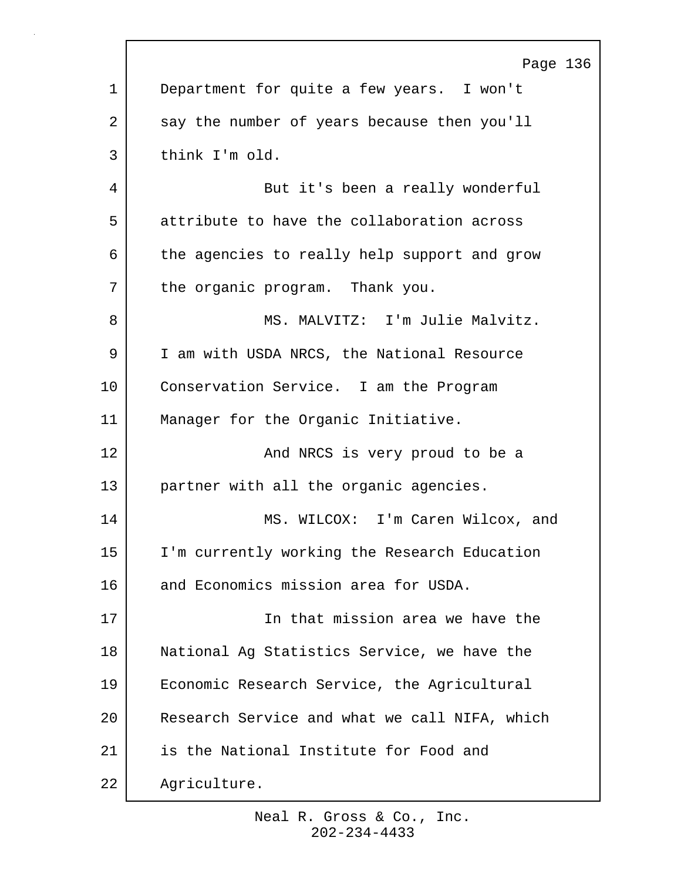Department for quite a few years. I won't say the number of years because then you'll think I'm old.

But it's been a really wonderful attribute to have the collaboration across the agencies to really help support and grow the organic program. Thank you.

MS. MALVITZ: I'm Julie Malvitz. I am with USDA NRCS, the National Resource Conservation Service. I am the Program Manager for the Organic Initiative.

And NRCS is very proud to be a partner with all the organic agencies.

MS. WILCOX: I'm Caren Wilcox, and I'm currently working the Research Education and Economics mission area for USDA.

In that mission area we have the National Ag Statistics Service, we have the Economic Research Service, the Agricultural Research Service and what we call NIFA, which is the National Institute for Food and Agriculture.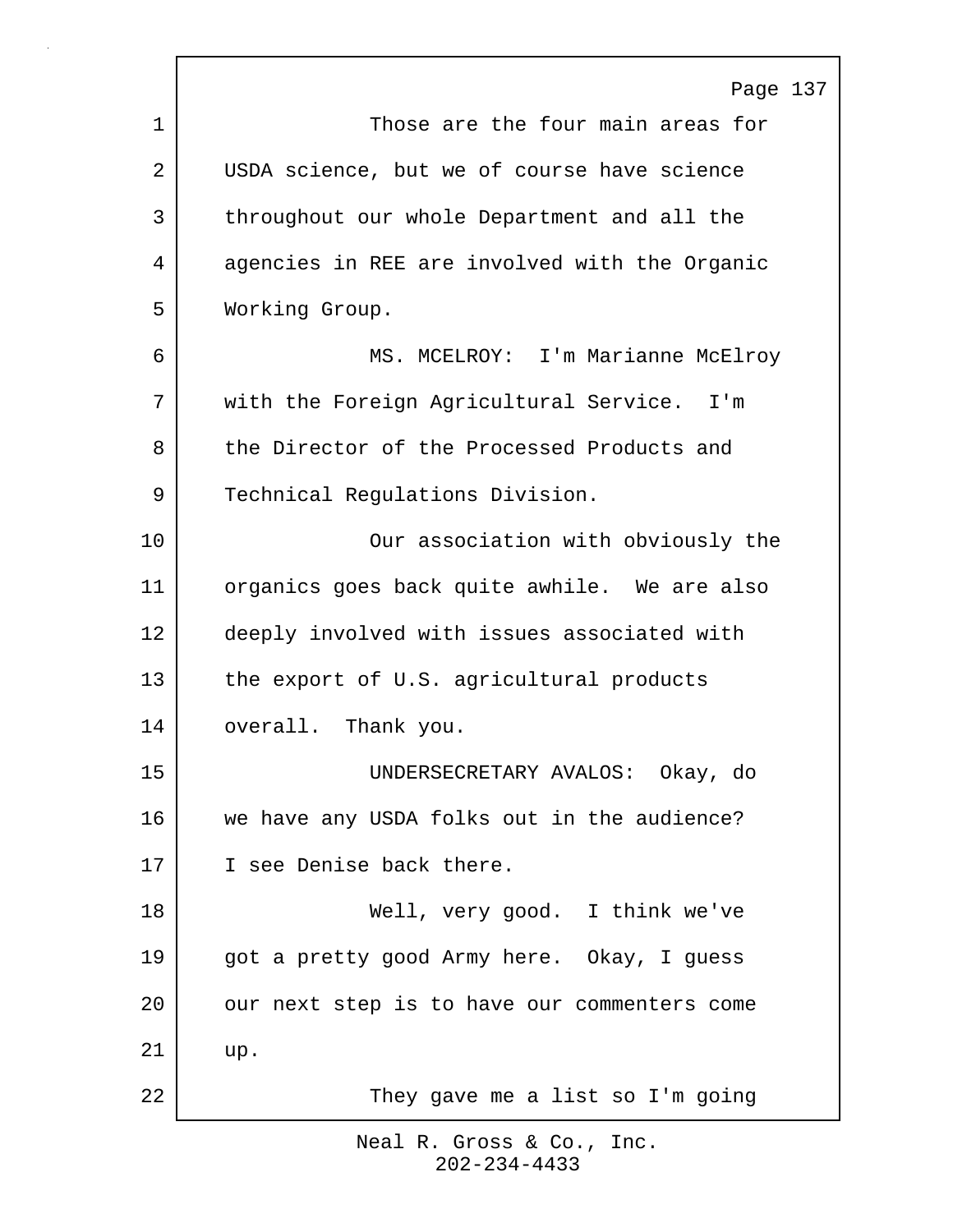Those are the four main areas for USDA science, but we of course have science throughout our whole Department and all the agencies in REE are involved with the Organic Working Group.

MS. MCELROY: I'm Marianne McElroy with the Foreign Agricultural Service. I'm the Director of the Processed Products and Technical Regulations Division.

Our association with obviously the organics goes back quite awhile. We are also deeply involved with issues associated with the export of U.S. agricultural products overall. Thank you.

UNDERSECRETARY AVALOS: Okay, do we have any USDA folks out in the audience? I see Denise back there.

Well, very good. I think we've got a pretty good Army here. Okay, I guess our next step is to have our commenters come up.

They gave me a list so I'm going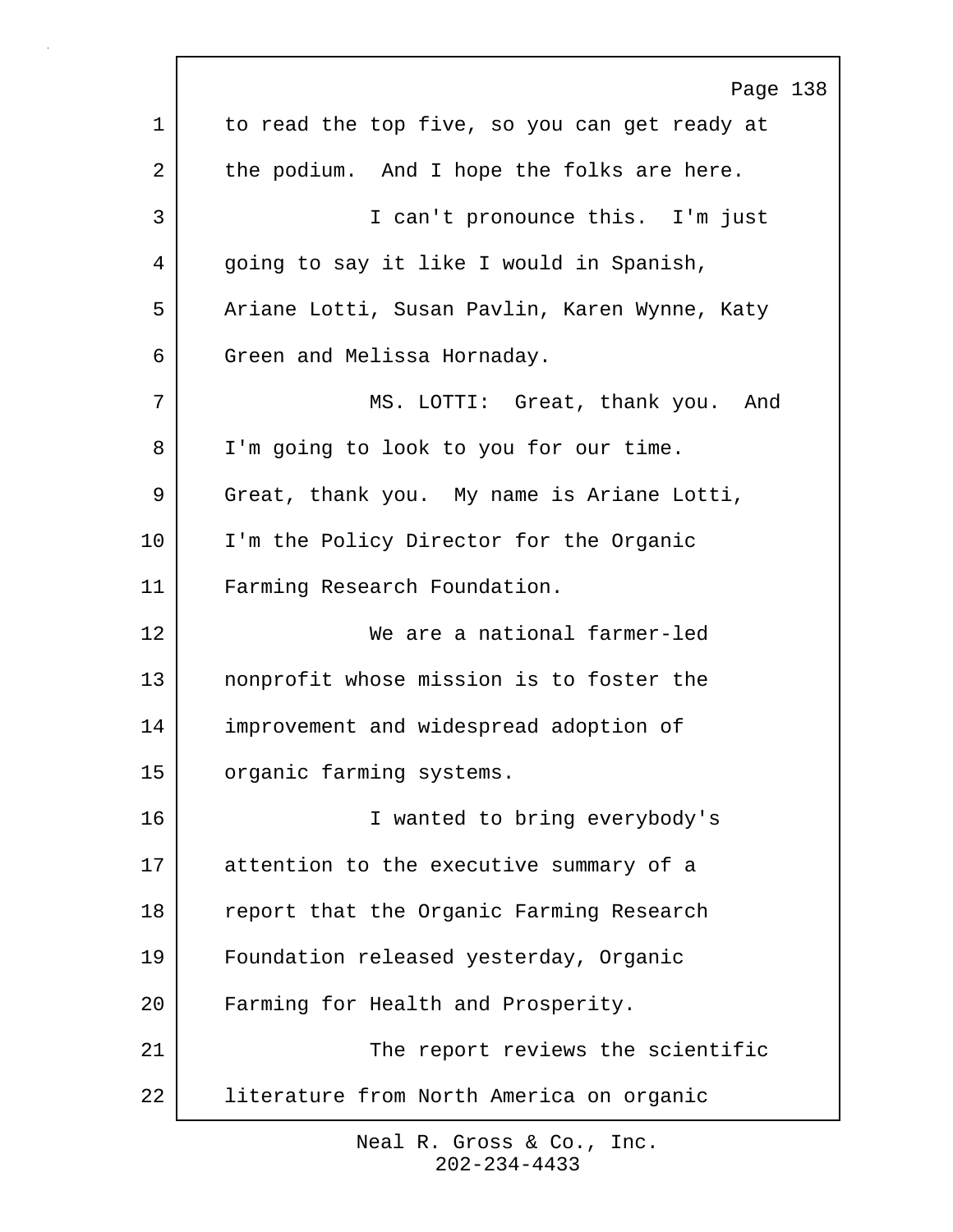to read the top five, so you can get ready at the podium. And I hope the folks are here.

I can't pronounce this. I'm just going to say it like I would in Spanish, Ariane Lotti, Susan Pavlin, Karen Wynne, Katy Green and Melissa Hornaday.

MS. LOTTI: Great, thank you. And I'm going to look to you for our time. Great, thank you. My name is Ariane Lotti, I'm the Policy Director for the Organic Farming Research Foundation.

We are a national farmer-led nonprofit whose mission is to foster the improvement and widespread adoption of organic farming systems.

I wanted to bring everybody's attention to the executive summary of a report that the Organic Farming Research Foundation released yesterday, Organic Farming for Health and Prosperity.

The report reviews the scientific literature from North America on organic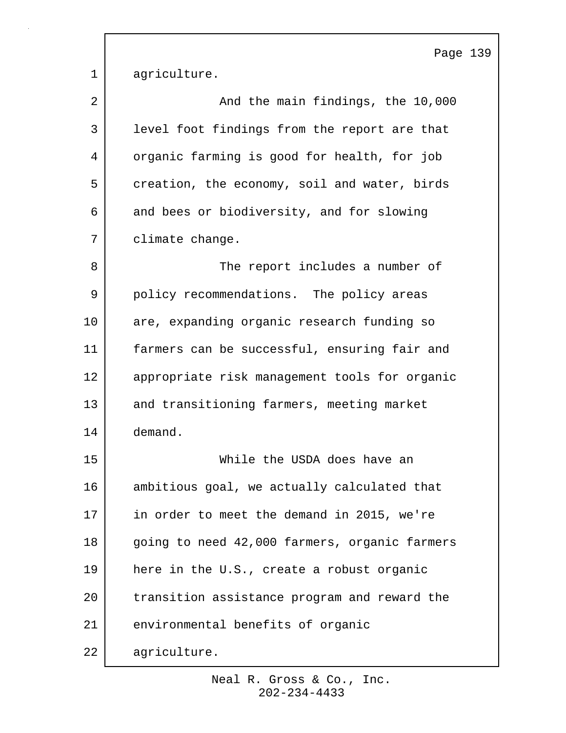agriculture.

And the main findings, the 10,000 level foot findings from the report are that organic farming is good for health, for job creation, the economy, soil and water, birds and bees or biodiversity, and for slowing climate change.

The report includes a number of policy recommendations. The policy areas are, expanding organic research funding so farmers can be successful, ensuring fair and appropriate risk management tools for organic and transitioning farmers, meeting market demand.

While the USDA does have an ambitious goal, we actually calculated that in order to meet the demand in 2015, we're going to need 42,000 farmers, organic farmers here in the U.S., create a robust organic transition assistance program and reward the environmental benefits of organic agriculture.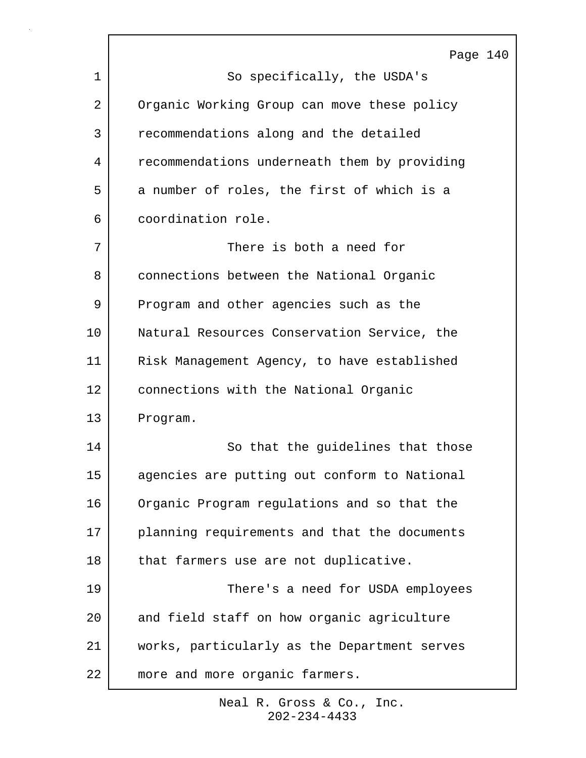So specifically, the USDA's Organic Working Group can move these policy recommendations along and the detailed recommendations underneath them by providing a number of roles, the first of which is a coordination role.

There is both a need for connections between the National Organic Program and other agencies such as the Natural Resources Conservation Service, the Risk Management Agency, to have established connections with the National Organic Program.

So that the guidelines that those agencies are putting out conform to National Organic Program regulations and so that the planning requirements and that the documents that farmers use are not duplicative.

There's a need for USDA employees and field staff on how organic agriculture works, particularly as the Department serves more and more organic farmers.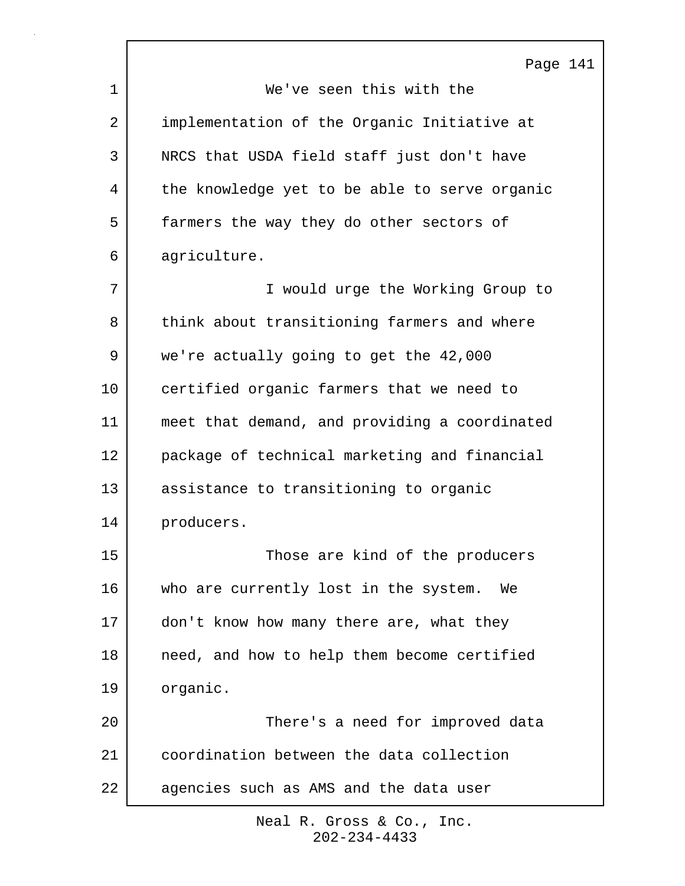We've seen this with the implementation of the Organic Initiative at NRCS that USDA field staff just don't have the knowledge yet to be able to serve organic farmers the way they do other sectors of agriculture.

I would urge the Working Group to think about transitioning farmers and where we're actually going to get the 42,000 certified organic farmers that we need to meet that demand, and providing a coordinated package of technical marketing and financial assistance to transitioning to organic producers.

Those are kind of the producers who are currently lost in the system. We don't know how many there are, what they need, and how to help them become certified organic.

There's a need for improved data coordination between the data collection agencies such as AMS and the data user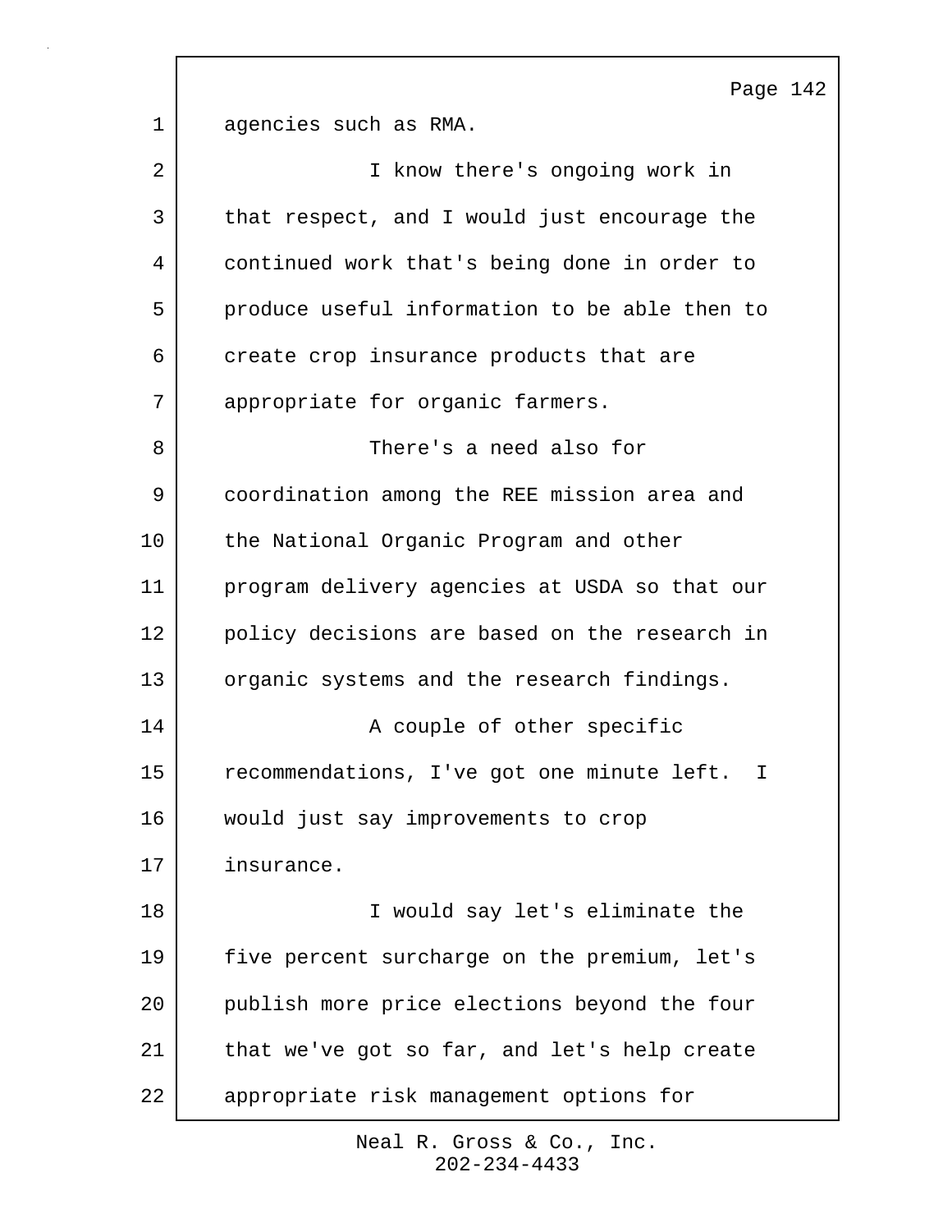agencies such as RMA.

I know there's ongoing work in that respect, and I would just encourage the continued work that's being done in order to produce useful information to be able then to create crop insurance products that are appropriate for organic farmers.

There's a need also for coordination among the REE mission area and the National Organic Program and other program delivery agencies at USDA so that our policy decisions are based on the research in organic systems and the research findings.

A couple of other specific recommendations, I've got one minute left. I would just say improvements to crop insurance.

I would say let's eliminate the five percent surcharge on the premium, let's publish more price elections beyond the four that we've got so far, and let's help create appropriate risk management options for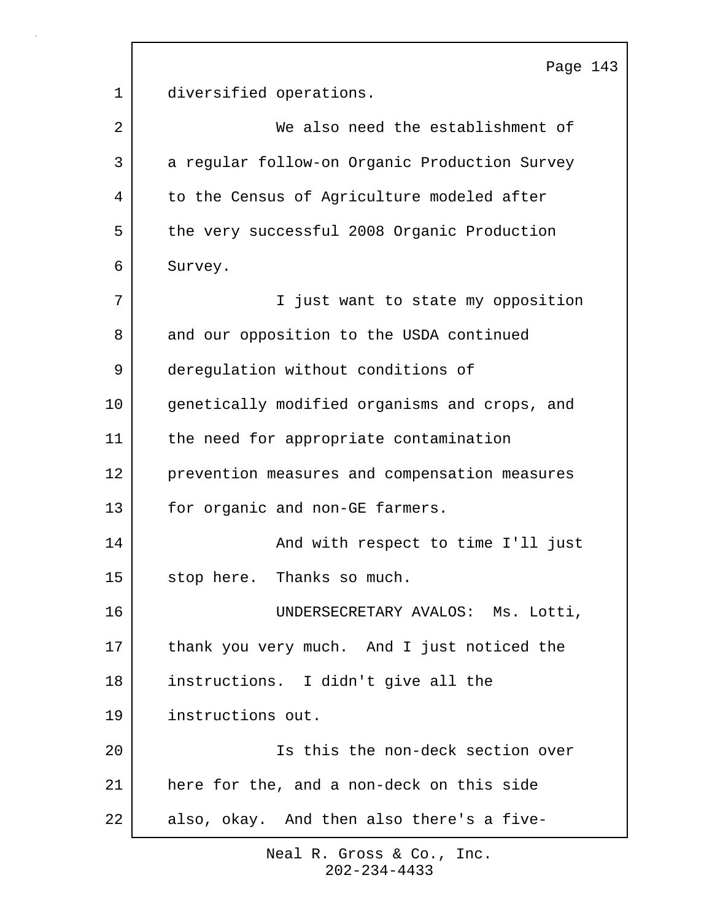diversified operations.

We also need the establishment of a regular follow-on Organic Production Survey to the Census of Agriculture modeled after the very successful 2008 Organic Production Survey.

I just want to state my opposition and our opposition to the USDA continued deregulation without conditions of genetically modified organisms and crops, and the need for appropriate contamination prevention measures and compensation measures for organic and non-GE farmers.

And with respect to time I'll just stop here. Thanks so much.

UNDERSECRETARY AVALOS: Ms. Lotti, thank you very much. And I just noticed the instructions. I didn't give all the instructions out.

Is this the non-deck section over here for the, and a non-deck on this side also, okay. And then also there's a five-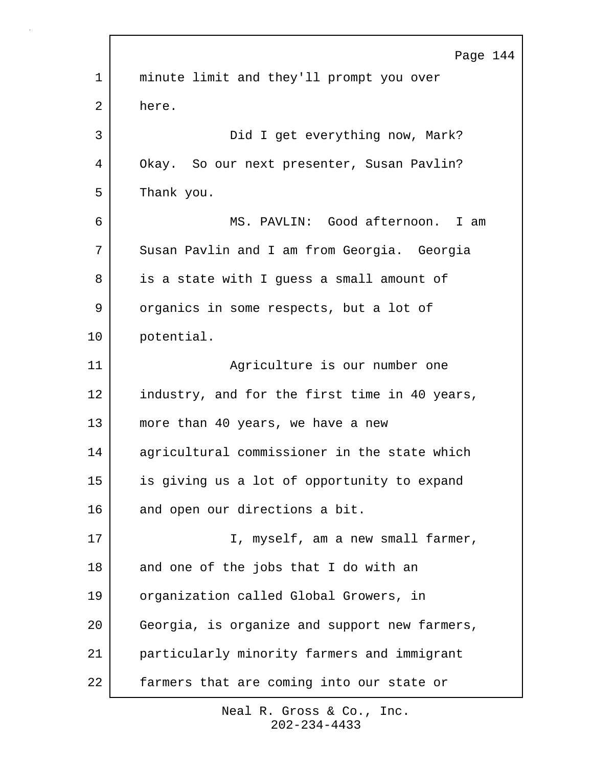minute limit and they'll prompt you over here.

Did I get everything now, Mark? Okay. So our next presenter, Susan Pavlin? Thank you.

MS. PAVLIN: Good afternoon. I am Susan Pavlin and I am from Georgia. Georgia is a state with I guess a small amount of organics in some respects, but a lot of potential.

Agriculture is our number one industry, and for the first time in 40 years, more than 40 years, we have a new agricultural commissioner in the state which is giving us a lot of opportunity to expand and open our directions a bit.

I, myself, am a new small farmer, and one of the jobs that I do with an organization called Global Growers, in Georgia, is organize and support new farmers, particularly minority farmers and immigrant farmers that are coming into our state or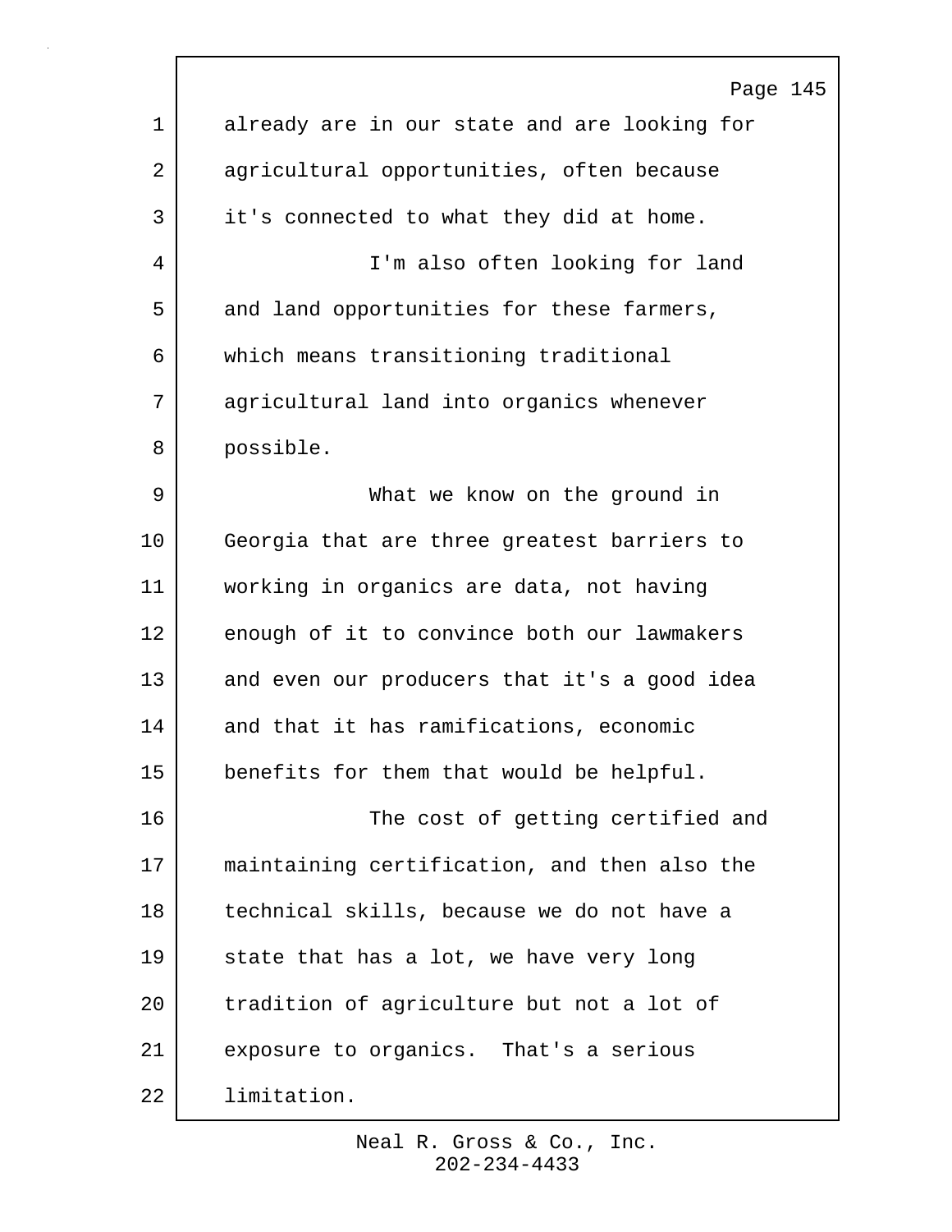already are in our state and are looking for agricultural opportunities, often because it's connected to what they did at home.

I'm also often looking for land and land opportunities for these farmers, which means transitioning traditional agricultural land into organics whenever possible.

What we know on the ground in Georgia that are three greatest barriers to working in organics are data, not having enough of it to convince both our lawmakers and even our producers that it's a good idea and that it has ramifications, economic benefits for them that would be helpful.

The cost of getting certified and maintaining certification, and then also the technical skills, because we do not have a state that has a lot, we have very long tradition of agriculture but not a lot of exposure to organics. That's a serious limitation.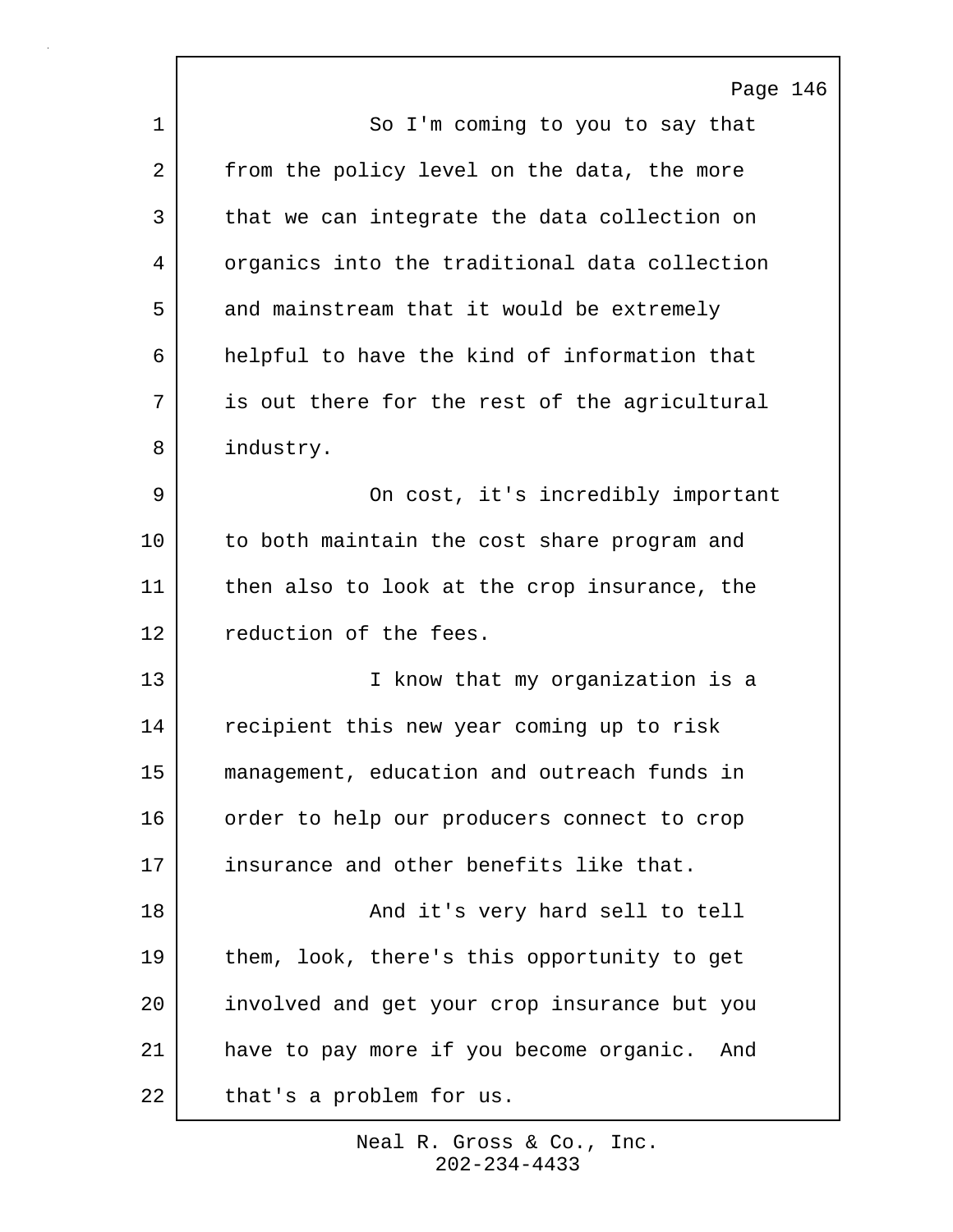So I'm coming to you to say that from the policy level on the data, the more that we can integrate the data collection on organics into the traditional data collection and mainstream that it would be extremely helpful to have the kind of information that is out there for the rest of the agricultural industry.

On cost, it's incredibly important to both maintain the cost share program and then also to look at the crop insurance, the reduction of the fees.

I know that my organization is a recipient this new year coming up to risk management, education and outreach funds in order to help our producers connect to crop insurance and other benefits like that.

And it's very hard sell to tell them, look, there's this opportunity to get involved and get your crop insurance but you have to pay more if you become organic. And that's a problem for us.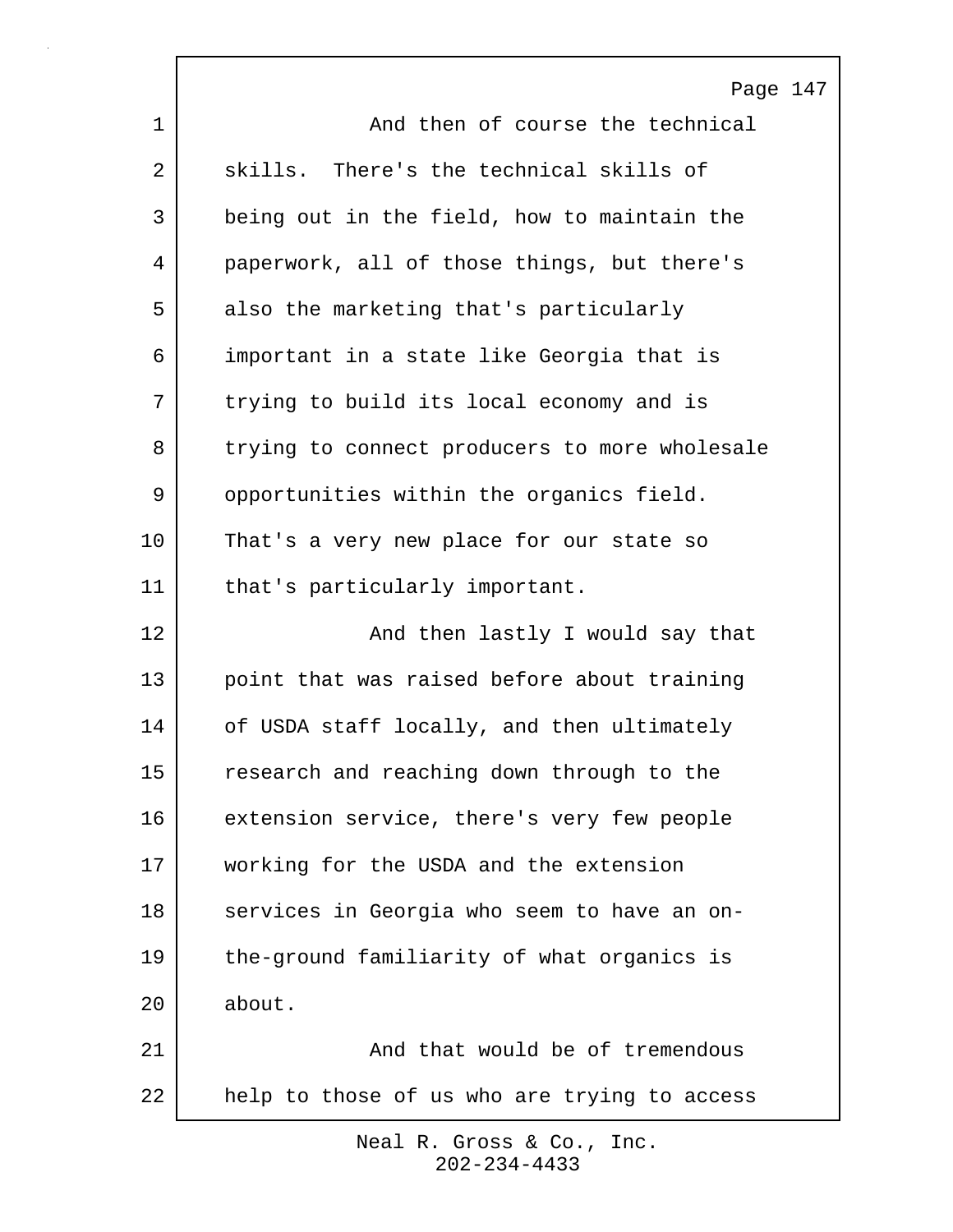And then of course the technical skills. There's the technical skills of being out in the field, how to maintain the paperwork, all of those things, but there's also the marketing that's particularly important in a state like Georgia that is trying to build its local economy and is trying to connect producers to more wholesale opportunities within the organics field. That's a very new place for our state so that's particularly important.

And then lastly I would say that point that was raised before about training of USDA staff locally, and then ultimately research and reaching down through to the extension service, there's very few people working for the USDA and the extension services in Georgia who seem to have an on-the-ground familiarity of what organics is about.

And that would be of tremendous help to those of us who are trying to access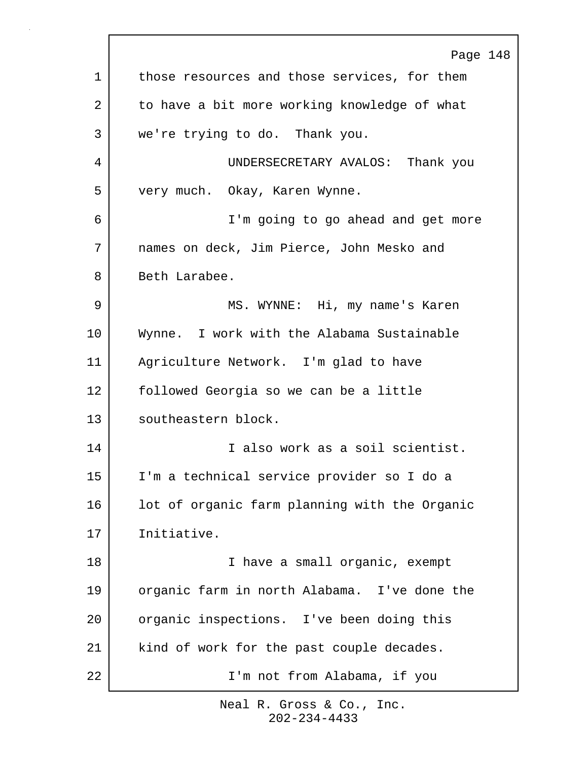those resources and those services, for them to have a bit more working knowledge of what we're trying to do. Thank you.

UNDERSECRETARY AVALOS: Thank you very much. Okay, Karen Wynne.

I'm going to go ahead and get more names on deck, Jim Pierce, John Mesko and Beth Larabee.

MS. WYNNE: Hi, my name's Karen Wynne. I work with the Alabama Sustainable Agriculture Network. I'm glad to have followed Georgia so we can be a little southeastern block.

I also work as a soil scientist. I'm a technical service provider so I do a lot of organic farm planning with the Organic Initiative.

I have a small organic, exempt organic farm in north Alabama. I've done the organic inspections. I've been doing this kind of work for the past couple decades.

I'm not from Alabama, if you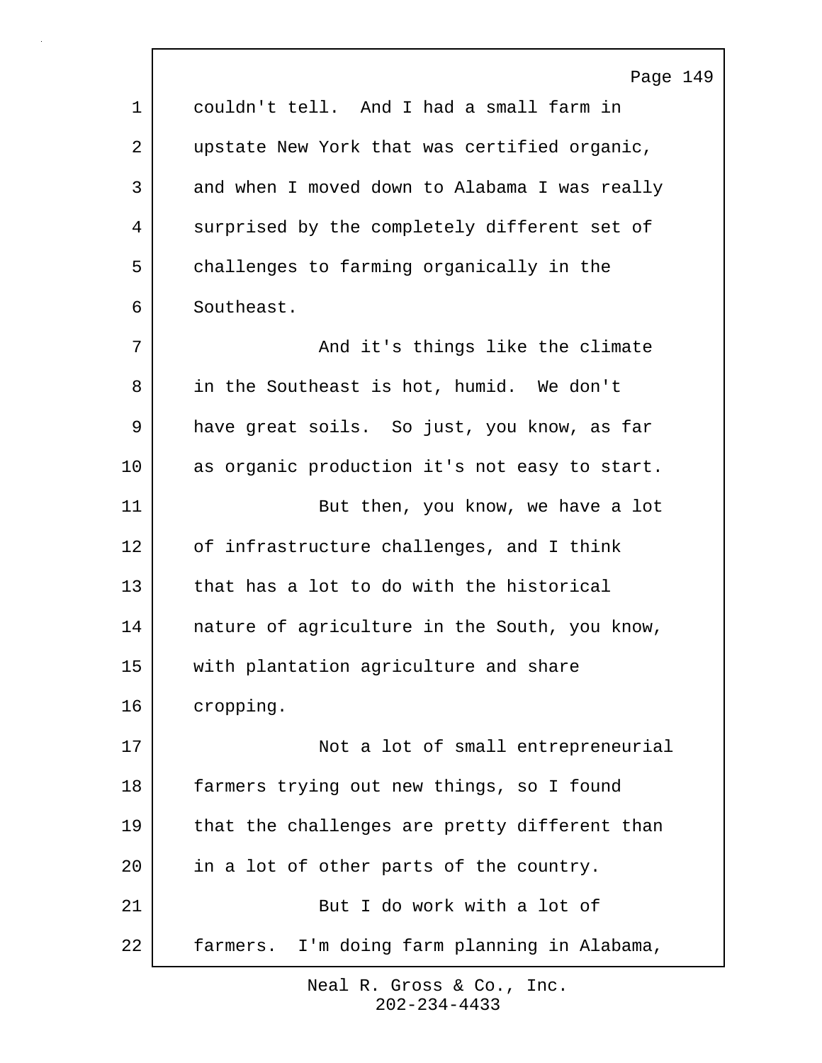couldn't tell. And I had a small farm in upstate New York that was certified organic, and when I moved down to Alabama I was really surprised by the completely different set of challenges to farming organically in the Southeast.

And it's things like the climate in the Southeast is hot, humid. We don't have great soils. So just, you know, as far as organic production it's not easy to start.

But then, you know, we have a lot of infrastructure challenges, and I think that has a lot to do with the historical nature of agriculture in the South, you know, with plantation agriculture and share cropping.

Not a lot of small entrepreneurial farmers trying out new things, so I found that the challenges are pretty different than in a lot of other parts of the country.

But I do work with a lot of farmers. I'm doing farm planning in Alabama,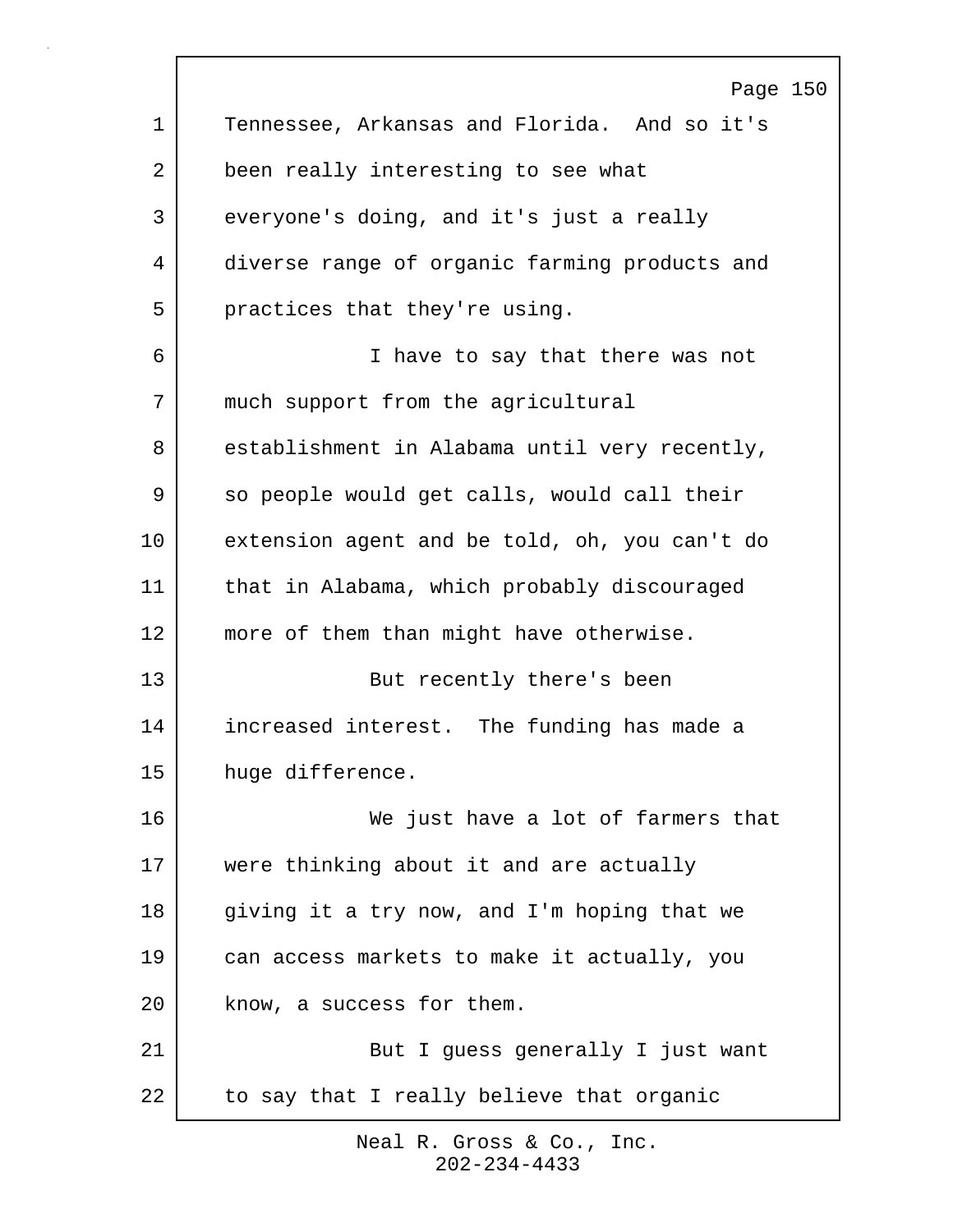Tennessee, Arkansas and Florida. And so it's been really interesting to see what everyone's doing, and it's just a really diverse range of organic farming products and practices that they're using.

I have to say that there was not much support from the agricultural establishment in Alabama until very recently, so people would get calls, would call their extension agent and be told, oh, you can't do that in Alabama, which probably discouraged more of them than might have otherwise.

But recently there's been increased interest. The funding has made a huge difference.

We just have a lot of farmers that were thinking about it and are actually giving it a try now, and I'm hoping that we can access markets to make it actually, you know, a success for them.

But I guess generally I just want to say that I really believe that organic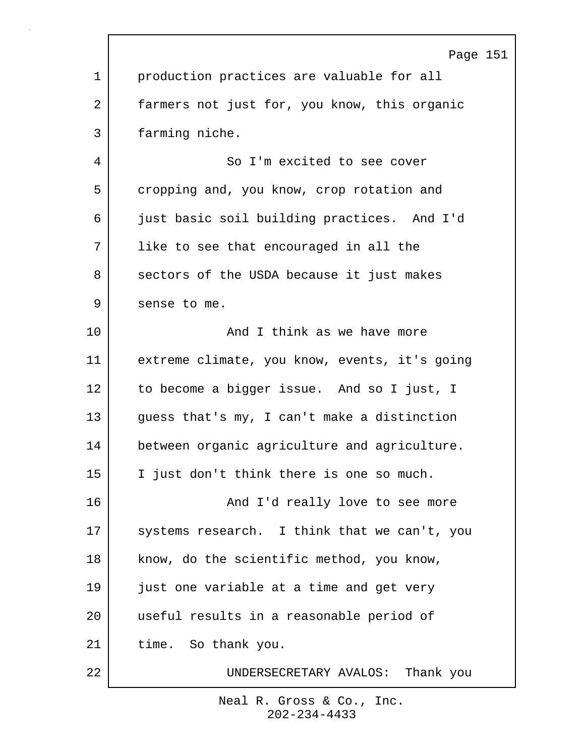production practices are valuable for all farmers not just for, you know, this organic farming niche.

So I'm excited to see cover cropping and, you know, crop rotation and just basic soil building practices. And I'd like to see that encouraged in all the sectors of the USDA because it just makes sense to me.

And I think as we have more extreme climate, you know, events, it's going to become a bigger issue. And so I just, I guess that's my, I can't make a distinction between organic agriculture and agriculture. I just don't think there is one so much.

And I'd really love to see more systems research. I think that we can't, you know, do the scientific method, you know, just one variable at a time and get very useful results in a reasonable period of time. So thank you.

UNDERSECRETARY AVALOS: Thank you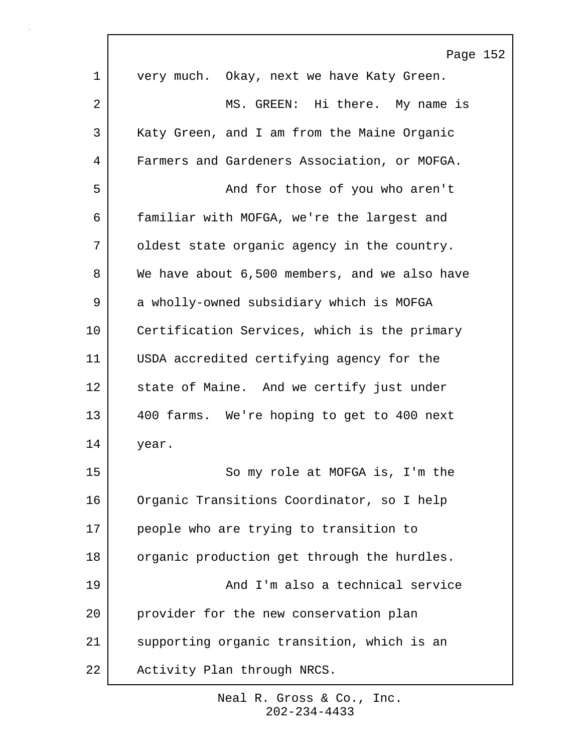very much. Okay, next we have Katy Green.

MS. GREEN: Hi there. My name is Katy Green, and I am from the Maine Organic Farmers and Gardeners Association, or MOFGA.

And for those of you who aren't familiar with MOFGA, we're the largest and oldest state organic agency in the country. We have about 6,500 members, and we also have a wholly-owned subsidiary which is MOFGA Certification Services, which is the primary USDA accredited certifying agency for the state of Maine. And we certify just under 400 farms. We're hoping to get to 400 next year.

So my role at MOFGA is, I'm the Organic Transitions Coordinator, so I help people who are trying to transition to organic production get through the hurdles.

And I'm also a technical service provider for the new conservation plan supporting organic transition, which is an Activity Plan through NRCS.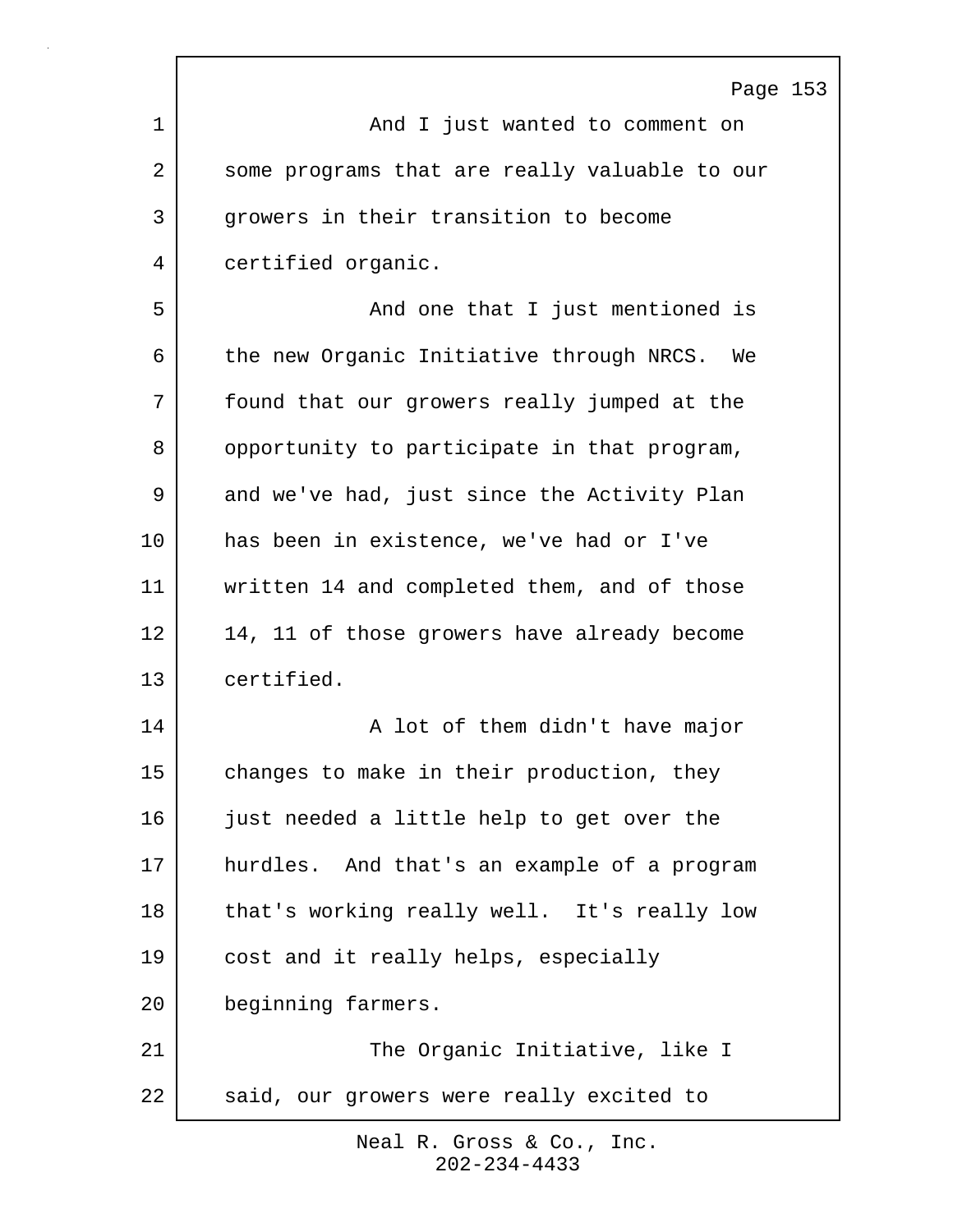And I just wanted to comment on some programs that are really valuable to our growers in their transition to become certified organic.

And one that I just mentioned is the new Organic Initiative through NRCS. We found that our growers really jumped at the opportunity to participate in that program, and we've had, just since the Activity Plan has been in existence, we've had or I've written 14 and completed them, and of those 14, 11 of those growers have already become certified.

A lot of them didn't have major changes to make in their production, they just needed a little help to get over the hurdles. And that's an example of a program that's working really well. It's really low cost and it really helps, especially beginning farmers.

The Organic Initiative, like I said, our growers were really excited to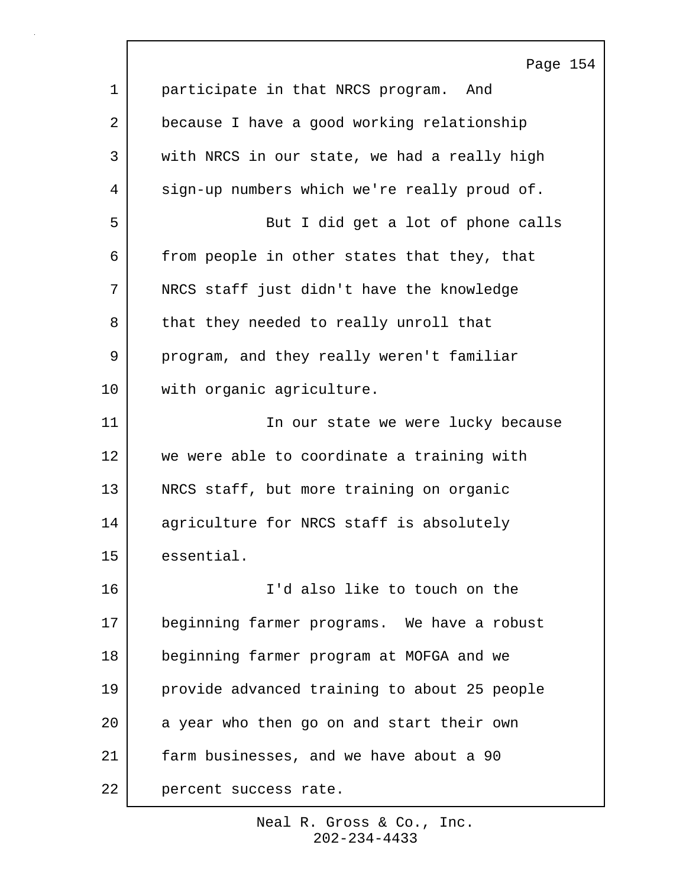participate in that NRCS program. And because I have a good working relationship with NRCS in our state, we had a really high sign-up numbers which we're really proud of.

But I did get a lot of phone calls from people in other states that they, that NRCS staff just didn't have the knowledge that they needed to really unroll that program, and they really weren't familiar with organic agriculture.

In our state we were lucky because we were able to coordinate a training with NRCS staff, but more training on organic agriculture for NRCS staff is absolutely essential.

I'd also like to touch on the beginning farmer programs. We have a robust beginning farmer program at MOFGA and we provide advanced training to about 25 people a year who then go on and start their own farm businesses, and we have about a 90 percent success rate.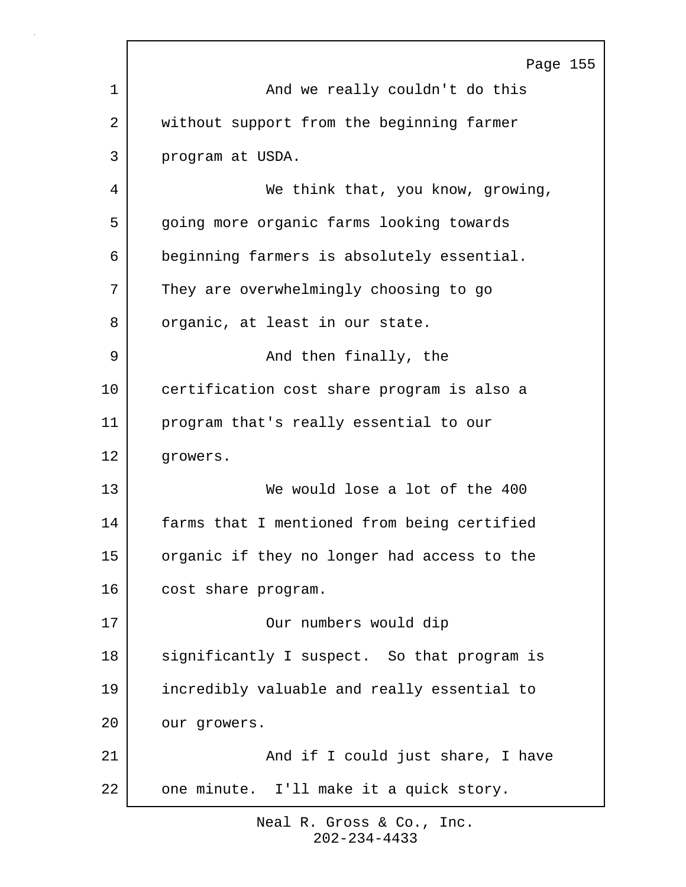And we really couldn't do this without support from the beginning farmer program at USDA.

We think that, you know, growing, going more organic farms looking towards beginning farmers is absolutely essential. They are overwhelmingly choosing to go organic, at least in our state.

And then finally, the certification cost share program is also a program that's really essential to our growers.

We would lose a lot of the 400 farms that I mentioned from being certified organic if they no longer had access to the cost share program.

Our numbers would dip significantly I suspect. So that program is incredibly valuable and really essential to our growers.

And if I could just share, I have one minute. I'll make it a quick story.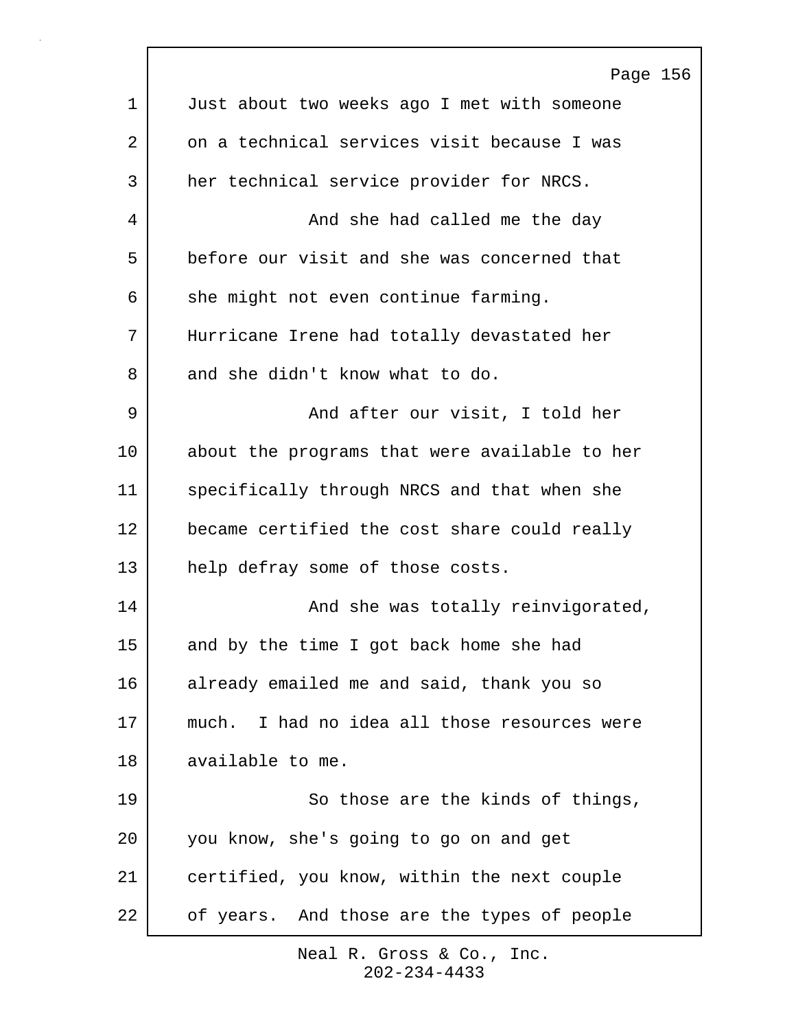Just about two weeks ago I met with someone on a technical services visit because I was her technical service provider for NRCS.

And she had called me the day before our visit and she was concerned that she might not even continue farming. Hurricane Irene had totally devastated her and she didn't know what to do.

And after our visit, I told her about the programs that were available to her specifically through NRCS and that when she became certified the cost share could really help defray some of those costs.

And she was totally reinvigorated, and by the time I got back home she had already emailed me and said, thank you so much. I had no idea all those resources were available to me.

So those are the kinds of things, you know, she's going to go on and get certified, you know, within the next couple of years. And those are the types of people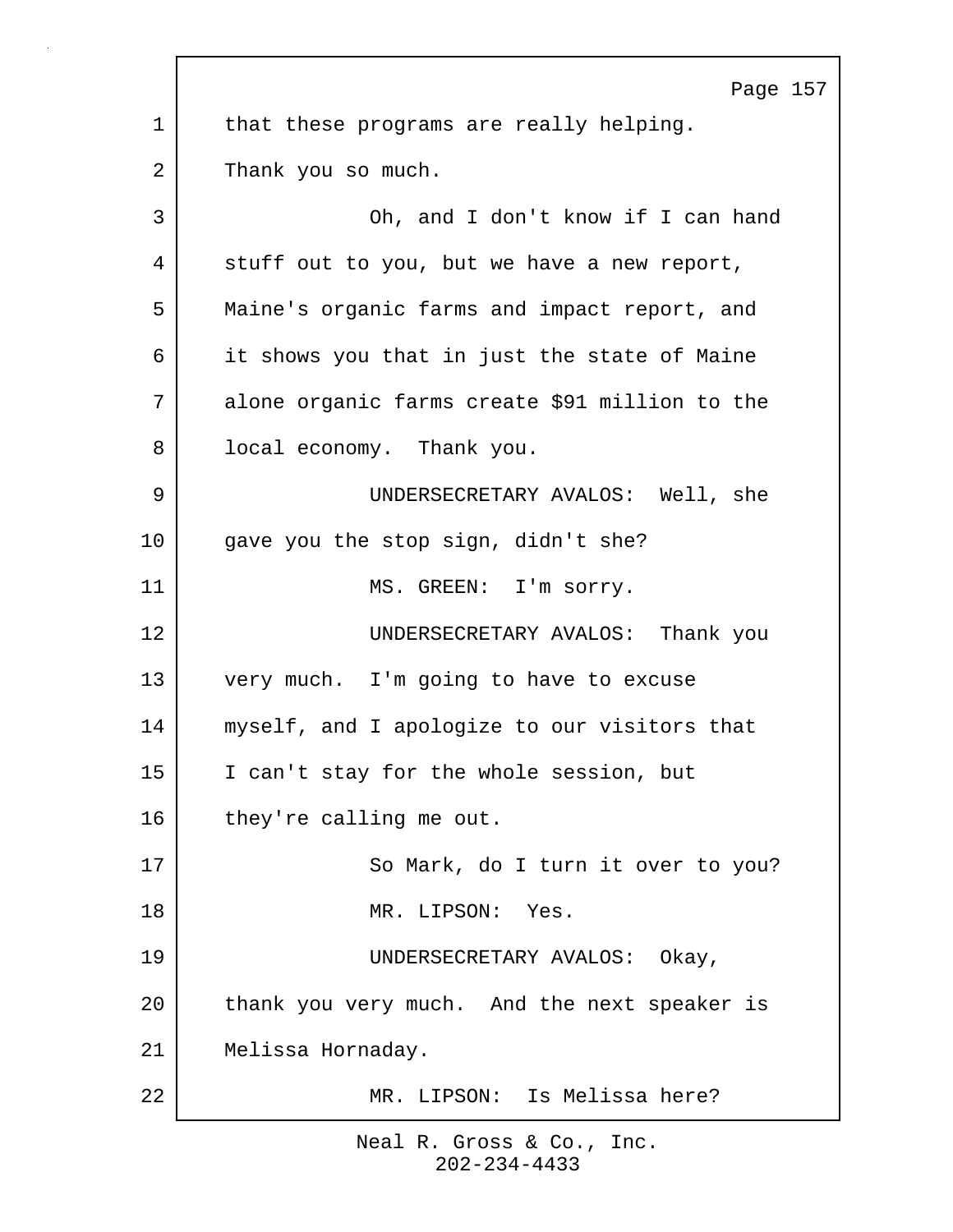that these programs are really helping. Thank you so much.

Oh, and I don't know if I can hand stuff out to you, but we have a new report, Maine's organic farms and impact report, and it shows you that in just the state of Maine alone organic farms create $91 million to the local economy. Thank you.

UNDERSECRETARY AVALOS: Well, she gave you the stop sign, didn't she?

MS. GREEN: I'm sorry.

UNDERSECRETARY AVALOS: Thank you very much. I'm going to have to excuse myself, and I apologize to our visitors that I can't stay for the whole session, but they're calling me out.

So Mark, do I turn it over to you?

MR. LIPSON: Yes.

UNDERSECRETARY AVALOS: Okay, thank you very much. And the next speaker is Melissa Hornaday.

MR. LIPSON: Is Melissa here?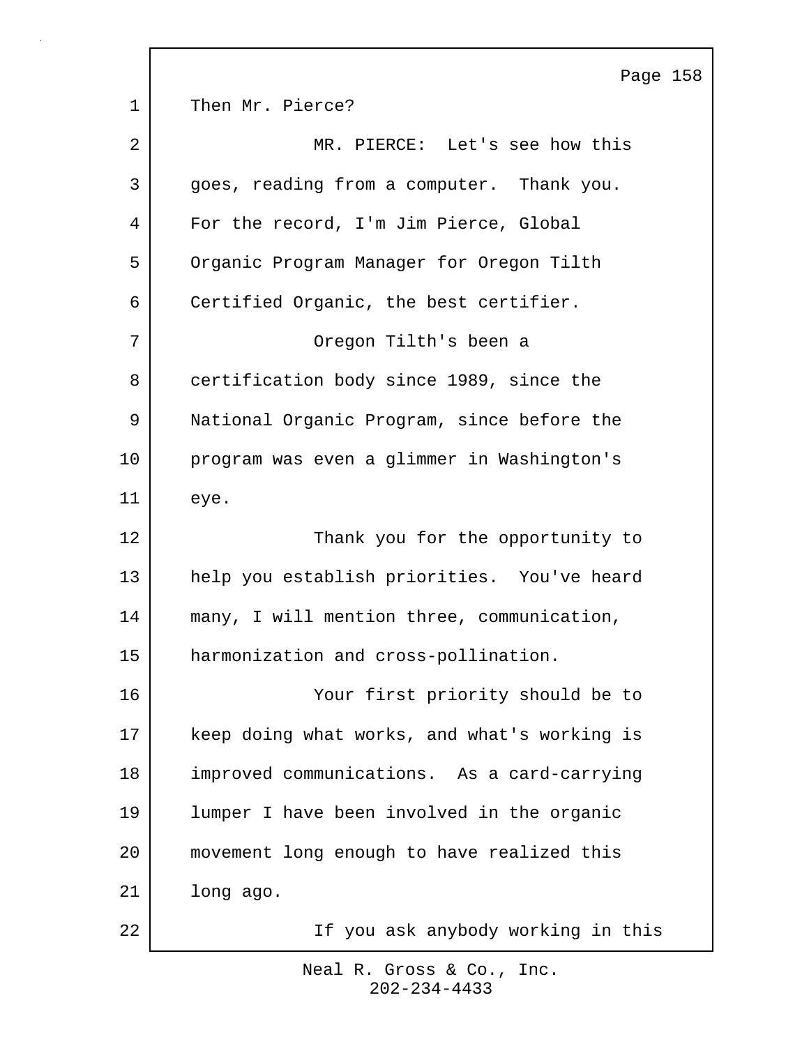Then Mr. Pierce?

MR. PIERCE: Let's see how this goes, reading from a computer. Thank you. For the record, I'm Jim Pierce, Global Organic Program Manager for Oregon Tilth Certified Organic, the best certifier.

Oregon Tilth's been a certification body since 1989, since the National Organic Program, since before the program was even a glimmer in Washington's eye.

Thank you for the opportunity to help you establish priorities. You've heard many, I will mention three, communication, harmonization and cross-pollination.

Your first priority should be to keep doing what works, and what's working is improved communications. As a card-carrying lumper I have been involved in the organic movement long enough to have realized this long ago.

If you ask anybody working in this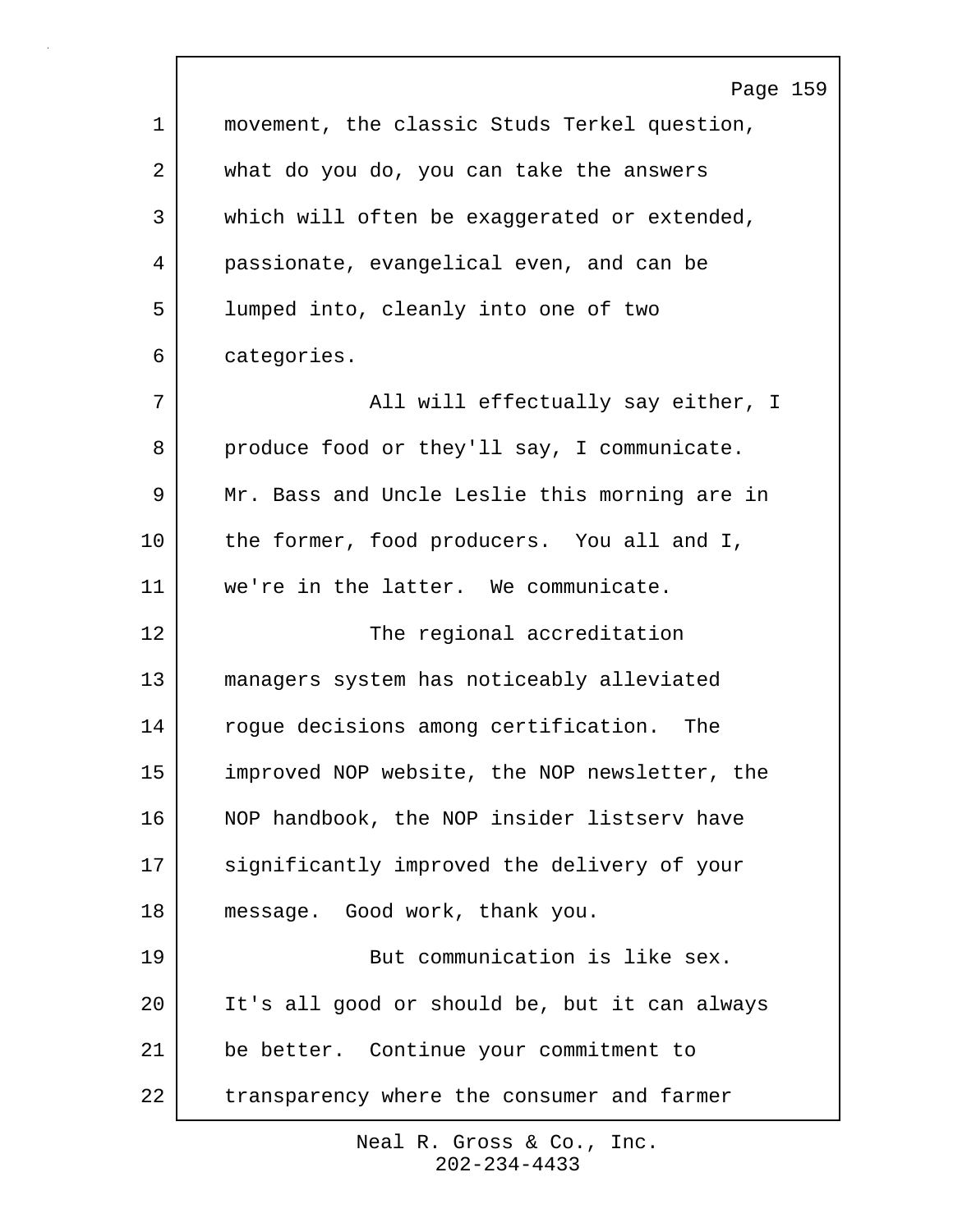movement, the classic Studs Terkel question, what do you do, you can take the answers which will often be exaggerated or extended, passionate, evangelical even, and can be lumped into, cleanly into one of two categories.

All will effectually say either, I produce food or they'll say, I communicate. Mr. Bass and Uncle Leslie this morning are in the former, food producers. You all and I, we're in the latter. We communicate.

The regional accreditation managers system has noticeably alleviated rogue decisions among certification. The improved NOP website, the NOP newsletter, the NOP handbook, the NOP insider listserv have significantly improved the delivery of your message. Good work, thank you.

But communication is like sex. It's all good or should be, but it can always be better. Continue your commitment to transparency where the consumer and farmer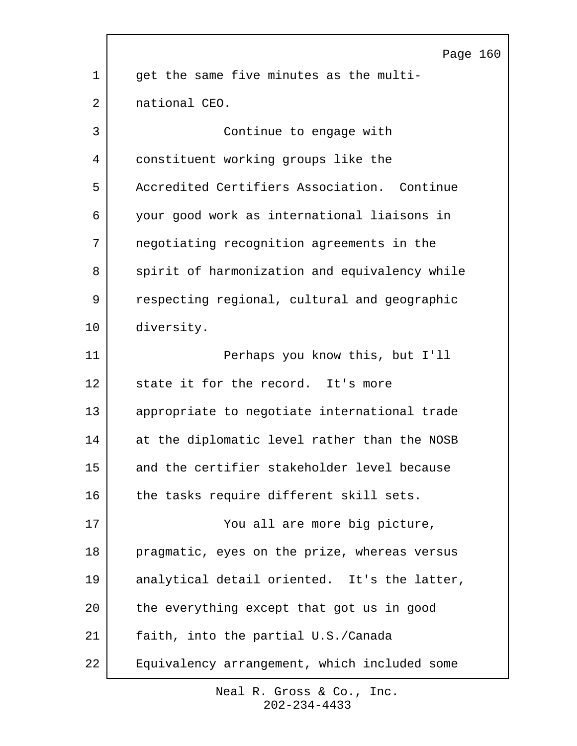get the same five minutes as the multi-national CEO.

Continue to engage with constituent working groups like the Accredited Certifiers Association. Continue your good work as international liaisons in negotiating recognition agreements in the spirit of harmonization and equivalency while respecting regional, cultural and geographic diversity.

Perhaps you know this, but I'll state it for the record. It's more appropriate to negotiate international trade at the diplomatic level rather than the NOSB and the certifier stakeholder level because the tasks require different skill sets.

You all are more big picture, pragmatic, eyes on the prize, whereas versus analytical detail oriented. It's the latter, the everything except that got us in good faith, into the partial U.S./Canada Equivalency arrangement, which included some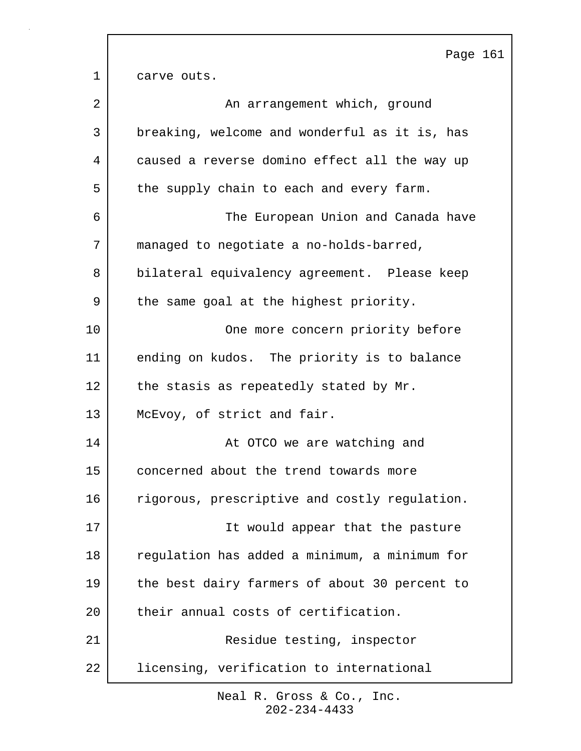carve outs.

An arrangement which, ground breaking, welcome and wonderful as it is, has caused a reverse domino effect all the way up the supply chain to each and every farm.

The European Union and Canada have managed to negotiate a no-holds-barred, bilateral equivalency agreement. Please keep the same goal at the highest priority.

One more concern priority before ending on kudos. The priority is to balance the stasis as repeatedly stated by Mr. McEvoy, of strict and fair.

At OTCO we are watching and concerned about the trend towards more rigorous, prescriptive and costly regulation.

It would appear that the pasture regulation has added a minimum, a minimum for the best dairy farmers of about 30 percent to their annual costs of certification.

Residue testing, inspector licensing, verification to international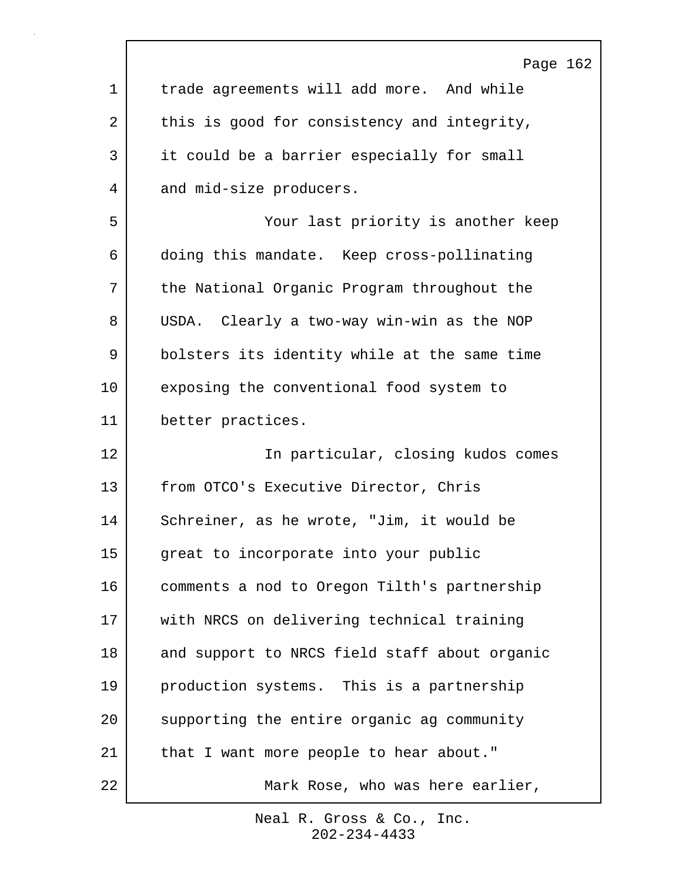trade agreements will add more. And while this is good for consistency and integrity, it could be a barrier especially for small and mid-size producers.

Your last priority is another keep doing this mandate. Keep cross-pollinating the National Organic Program throughout the USDA. Clearly a two-way win-win as the NOP bolsters its identity while at the same time exposing the conventional food system to better practices.

In particular, closing kudos comes from OTCO's Executive Director, Chris Schreiner, as he wrote, "Jim, it would be great to incorporate into your public comments a nod to Oregon Tilth's partnership with NRCS on delivering technical training and support to NRCS field staff about organic production systems. This is a partnership supporting the entire organic ag community that I want more people to hear about."

Mark Rose, who was here earlier,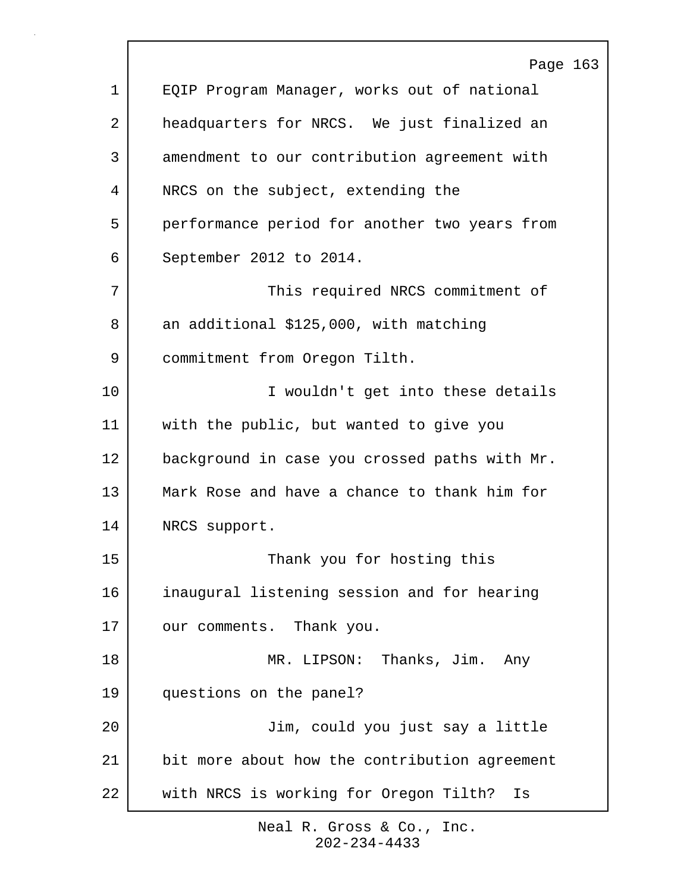EQIP Program Manager, works out of national headquarters for NRCS. We just finalized an amendment to our contribution agreement with NRCS on the subject, extending the performance period for another two years from September 2012 to 2014.

This required NRCS commitment of an additional $125,000, with matching commitment from Oregon Tilth.

I wouldn't get into these details with the public, but wanted to give you background in case you crossed paths with Mr. Mark Rose and have a chance to thank him for NRCS support.

Thank you for hosting this inaugural listening session and for hearing our comments. Thank you.

MR. LIPSON: Thanks, Jim. Any questions on the panel?

Jim, could you just say a little bit more about how the contribution agreement with NRCS is working for Oregon Tilth? Is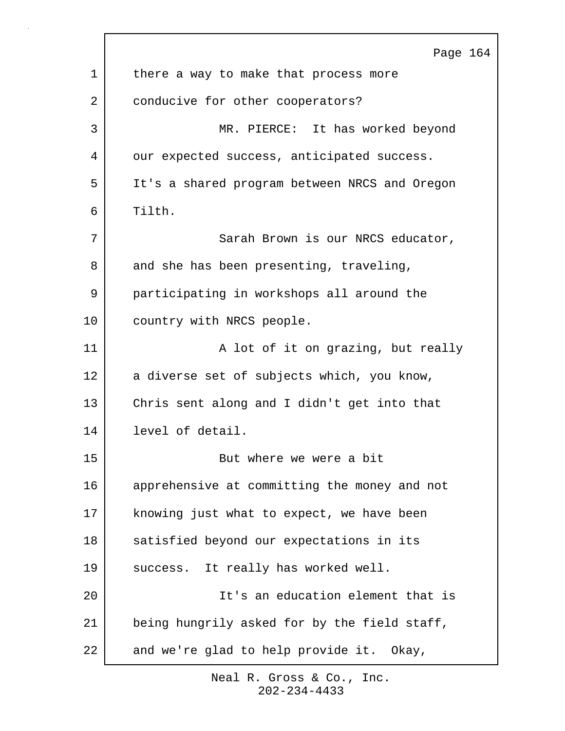there a way to make that process more conducive for other cooperators?

MR. PIERCE: It has worked beyond our expected success, anticipated success. It's a shared program between NRCS and Oregon Tilth.

Sarah Brown is our NRCS educator, and she has been presenting, traveling, participating in workshops all around the country with NRCS people.

A lot of it on grazing, but really a diverse set of subjects which, you know, Chris sent along and I didn't get into that level of detail.

But where we were a bit apprehensive at committing the money and not knowing just what to expect, we have been satisfied beyond our expectations in its success. It really has worked well.

It's an education element that is being hungrily asked for by the field staff, and we're glad to help provide it. Okay,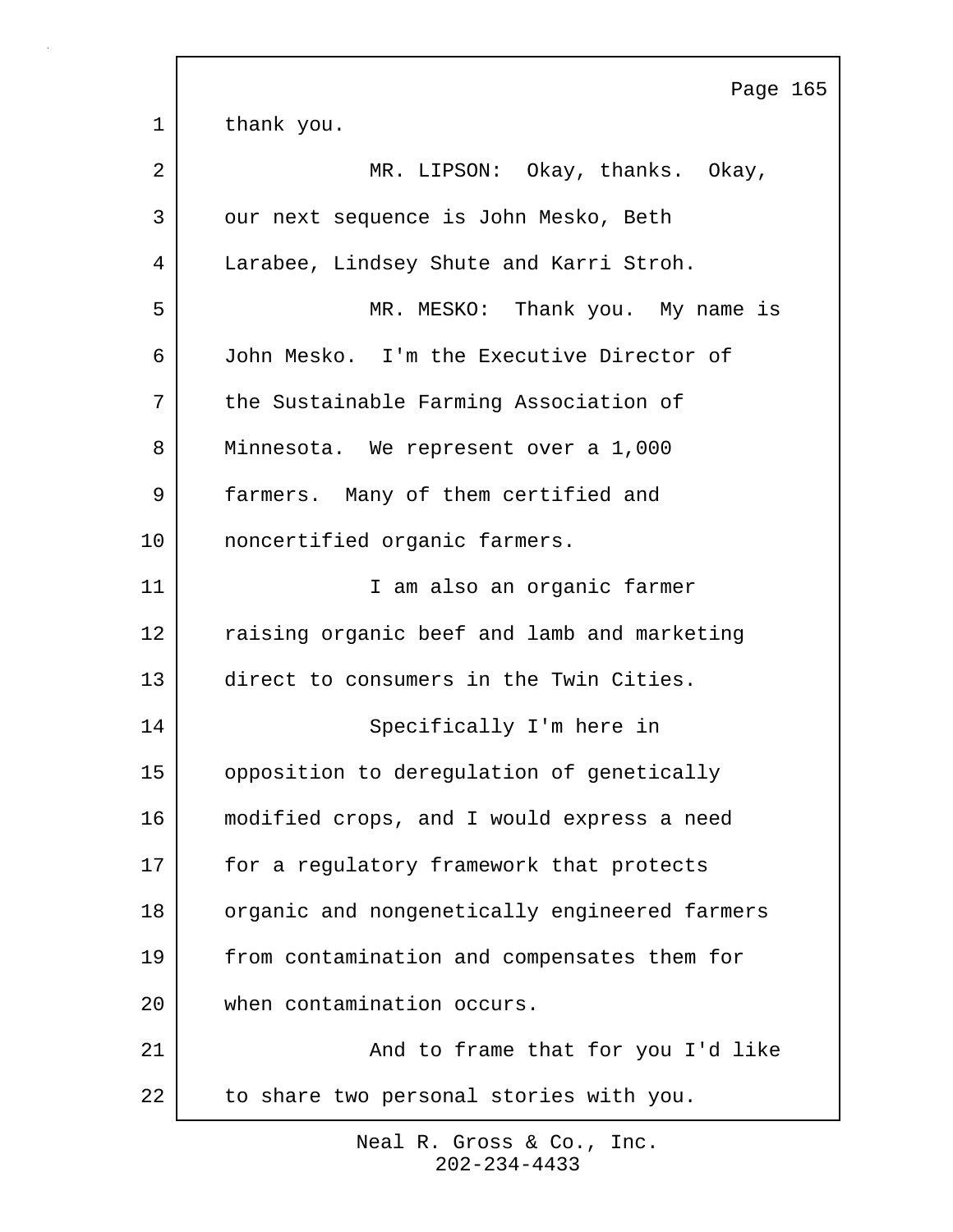thank you.

MR. LIPSON: Okay, thanks. Okay, our next sequence is John Mesko, Beth Larabee, Lindsey Shute and Karri Stroh.

MR. MESKO: Thank you. My name is John Mesko. I'm the Executive Director of the Sustainable Farming Association of Minnesota. We represent over a 1,000 farmers. Many of them certified and noncertified organic farmers.

I am also an organic farmer raising organic beef and lamb and marketing direct to consumers in the Twin Cities.

Specifically I'm here in opposition to deregulation of genetically modified crops, and I would express a need for a regulatory framework that protects organic and nongenetically engineered farmers from contamination and compensates them for when contamination occurs.

And to frame that for you I'd like to share two personal stories with you.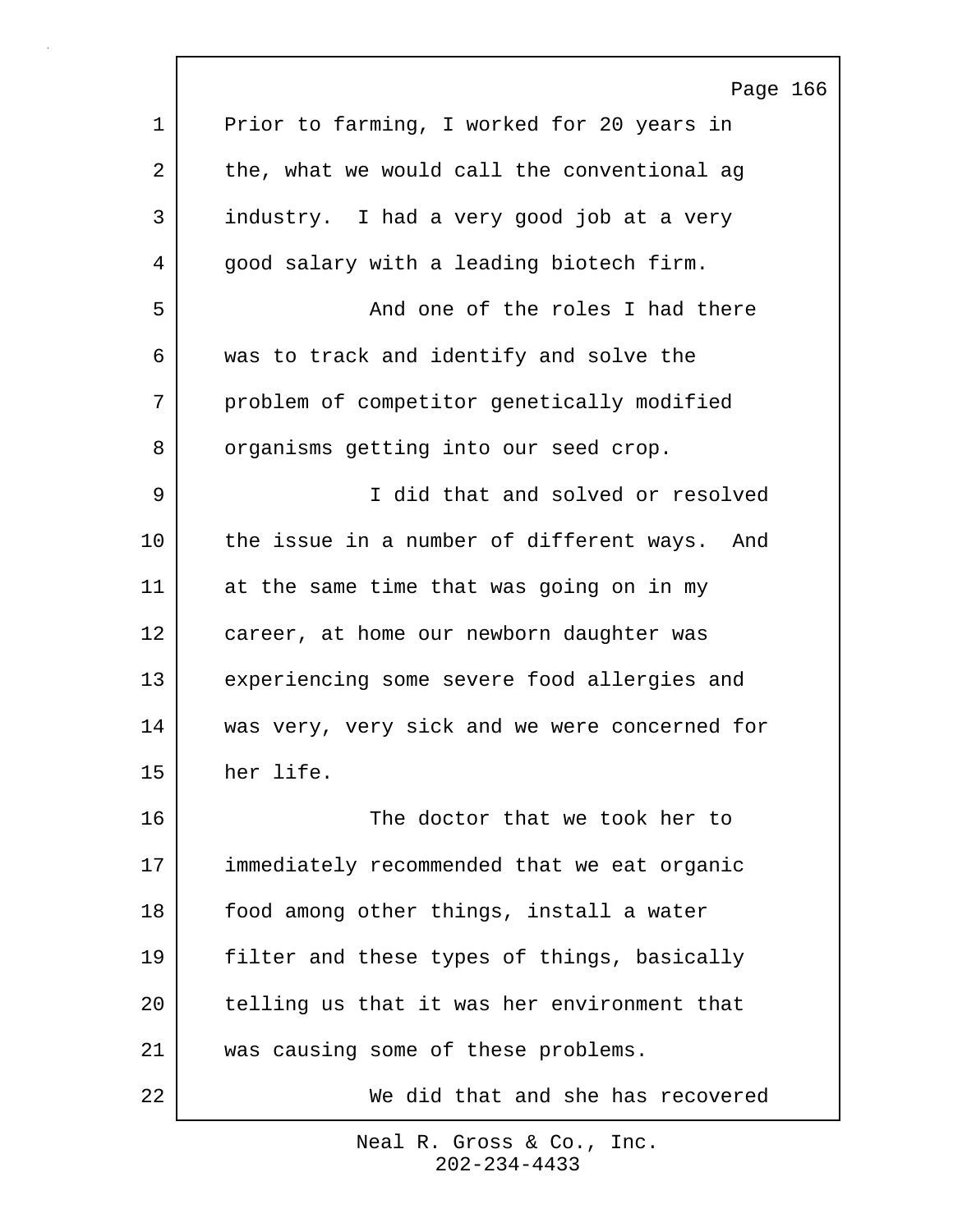Prior to farming, I worked for 20 years in the, what we would call the conventional ag industry. I had a very good job at a very good salary with a leading biotech firm.

And one of the roles I had there was to track and identify and solve the problem of competitor genetically modified organisms getting into our seed crop.

I did that and solved or resolved the issue in a number of different ways. And at the same time that was going on in my career, at home our newborn daughter was experiencing some severe food allergies and was very, very sick and we were concerned for her life.

The doctor that we took her to immediately recommended that we eat organic food among other things, install a water filter and these types of things, basically telling us that it was her environment that was causing some of these problems.

We did that and she has recovered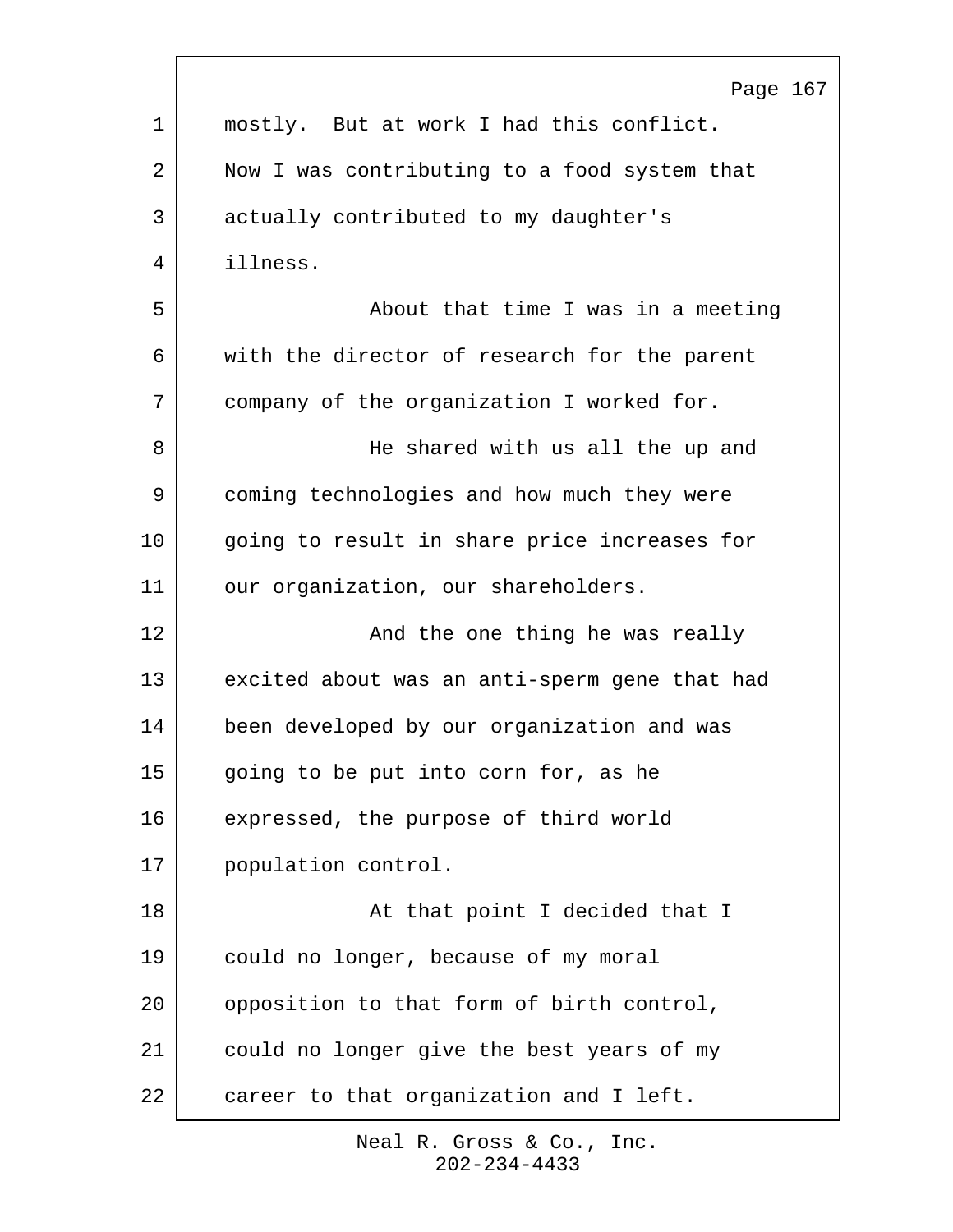mostly. But at work I had this conflict. Now I was contributing to a food system that actually contributed to my daughter's illness.

About that time I was in a meeting with the director of research for the parent company of the organization I worked for.

He shared with us all the up and coming technologies and how much they were going to result in share price increases for our organization, our shareholders.

And the one thing he was really excited about was an anti-sperm gene that had been developed by our organization and was going to be put into corn for, as he expressed, the purpose of third world population control.

At that point I decided that I could no longer, because of my moral opposition to that form of birth control, could no longer give the best years of my career to that organization and I left.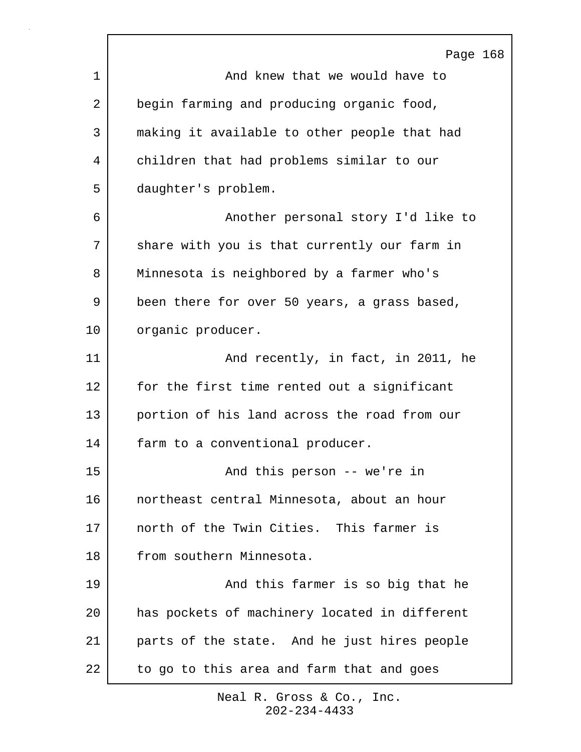And knew that we would have to begin farming and producing organic food, making it available to other people that had children that had problems similar to our daughter's problem.

Another personal story I'd like to share with you is that currently our farm in Minnesota is neighbored by a farmer who's been there for over 50 years, a grass based, organic producer.

And recently, in fact, in 2011, he for the first time rented out a significant portion of his land across the road from our farm to a conventional producer.

And this person -- we're in northeast central Minnesota, about an hour north of the Twin Cities. This farmer is from southern Minnesota.

And this farmer is so big that he has pockets of machinery located in different parts of the state. And he just hires people to go to this area and farm that and goes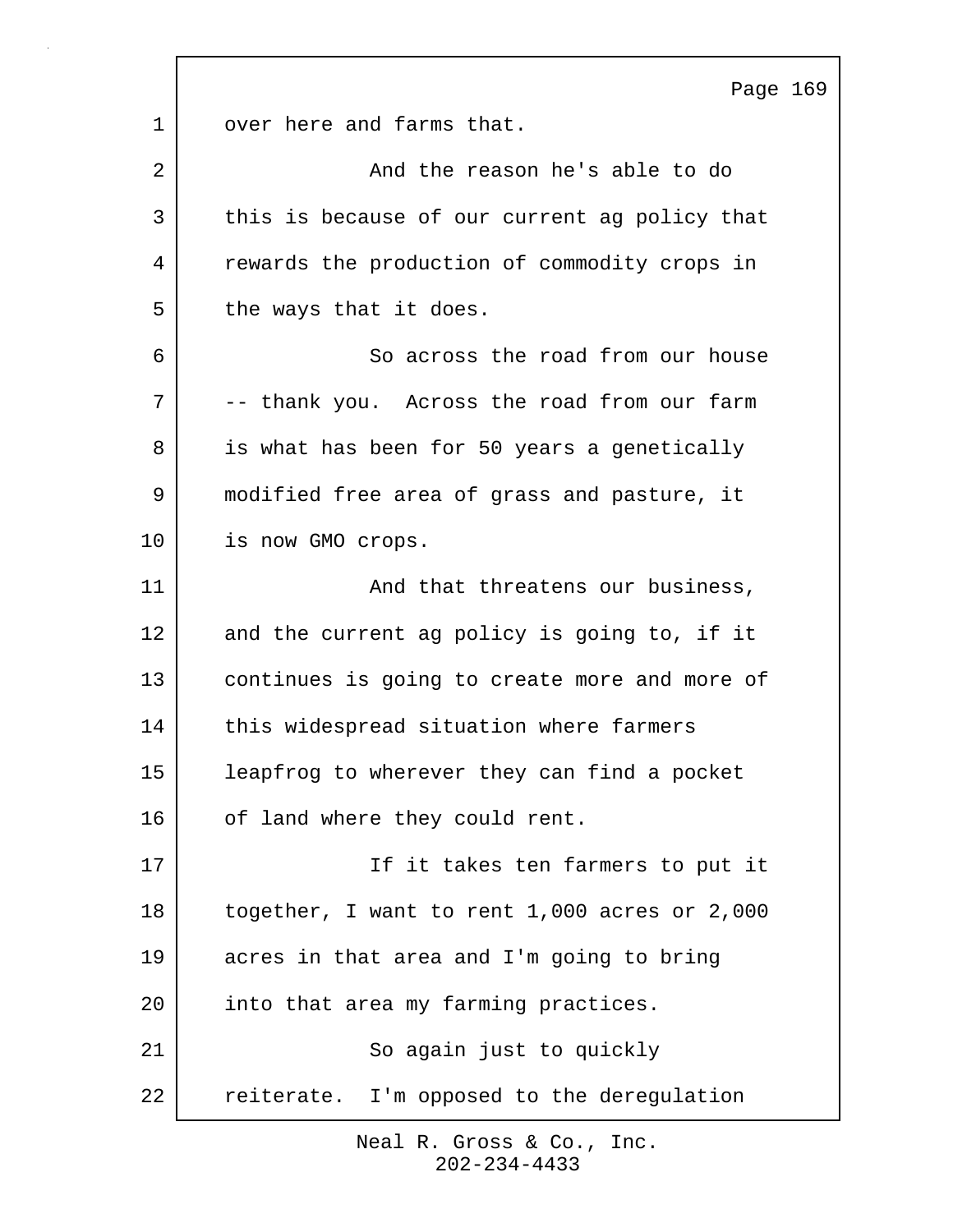over here and farms that.

And the reason he's able to do this is because of our current ag policy that rewards the production of commodity crops in the ways that it does.

So across the road from our house -- thank you. Across the road from our farm is what has been for 50 years a genetically modified free area of grass and pasture, it is now GMO crops.

And that threatens our business, and the current ag policy is going to, if it continues is going to create more and more of this widespread situation where farmers leapfrog to wherever they can find a pocket of land where they could rent.

If it takes ten farmers to put it together, I want to rent 1,000 acres or 2,000 acres in that area and I'm going to bring into that area my farming practices.

So again just to quickly reiterate. I'm opposed to the deregulation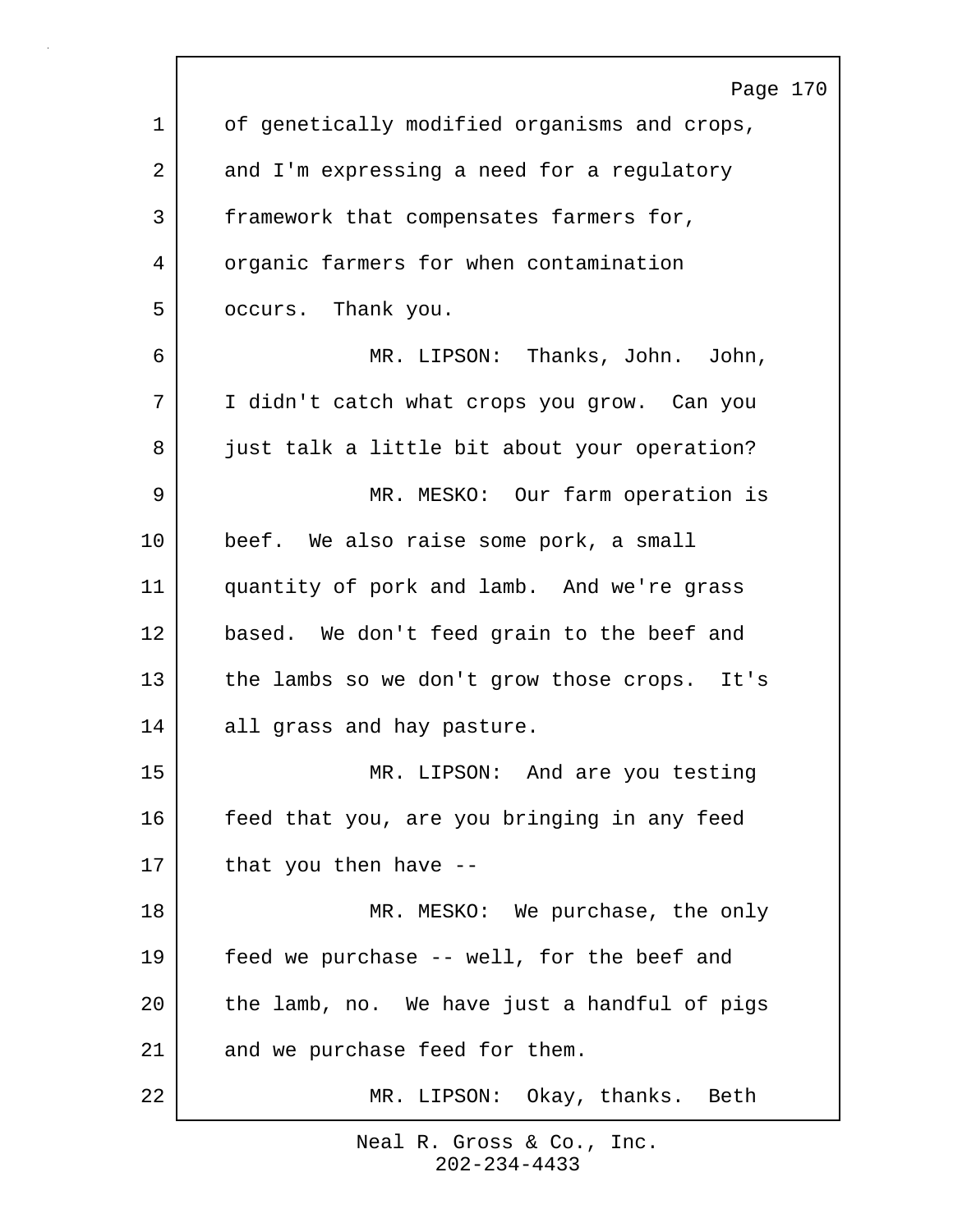of genetically modified organisms and crops, and I'm expressing a need for a regulatory framework that compensates farmers for, organic farmers for when contamination occurs. Thank you.

MR. LIPSON: Thanks, John. John, I didn't catch what crops you grow. Can you just talk a little bit about your operation?

MR. MESKO: Our farm operation is beef. We also raise some pork, a small quantity of pork and lamb. And we're grass based. We don't feed grain to the beef and the lambs so we don't grow those crops. It's all grass and hay pasture.

MR. LIPSON: And are you testing feed that you, are you bringing in any feed that you then have --

MR. MESKO: We purchase, the only feed we purchase -- well, for the beef and the lamb, no. We have just a handful of pigs and we purchase feed for them.

MR. LIPSON: Okay, thanks. Beth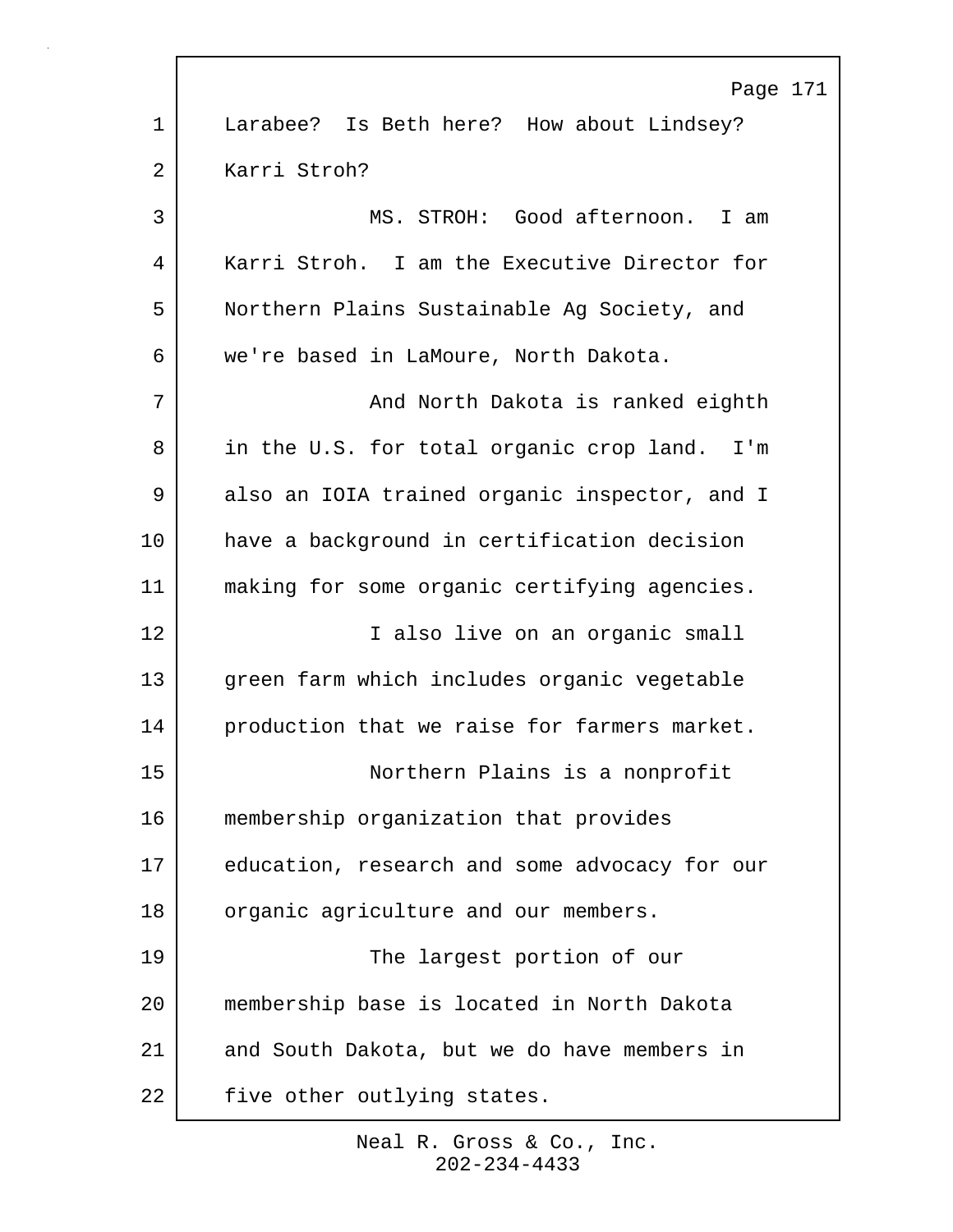Larabee? Is Beth here? How about Lindsey? Karri Stroh?

MS. STROH: Good afternoon. I am Karri Stroh. I am the Executive Director for Northern Plains Sustainable Ag Society, and we're based in LaMoure, North Dakota.

And North Dakota is ranked eighth in the U.S. for total organic crop land. I'm also an IOIA trained organic inspector, and I have a background in certification decision making for some organic certifying agencies.

I also live on an organic small green farm which includes organic vegetable production that we raise for farmers market.

Northern Plains is a nonprofit membership organization that provides education, research and some advocacy for our organic agriculture and our members.

The largest portion of our membership base is located in North Dakota and South Dakota, but we do have members in five other outlying states.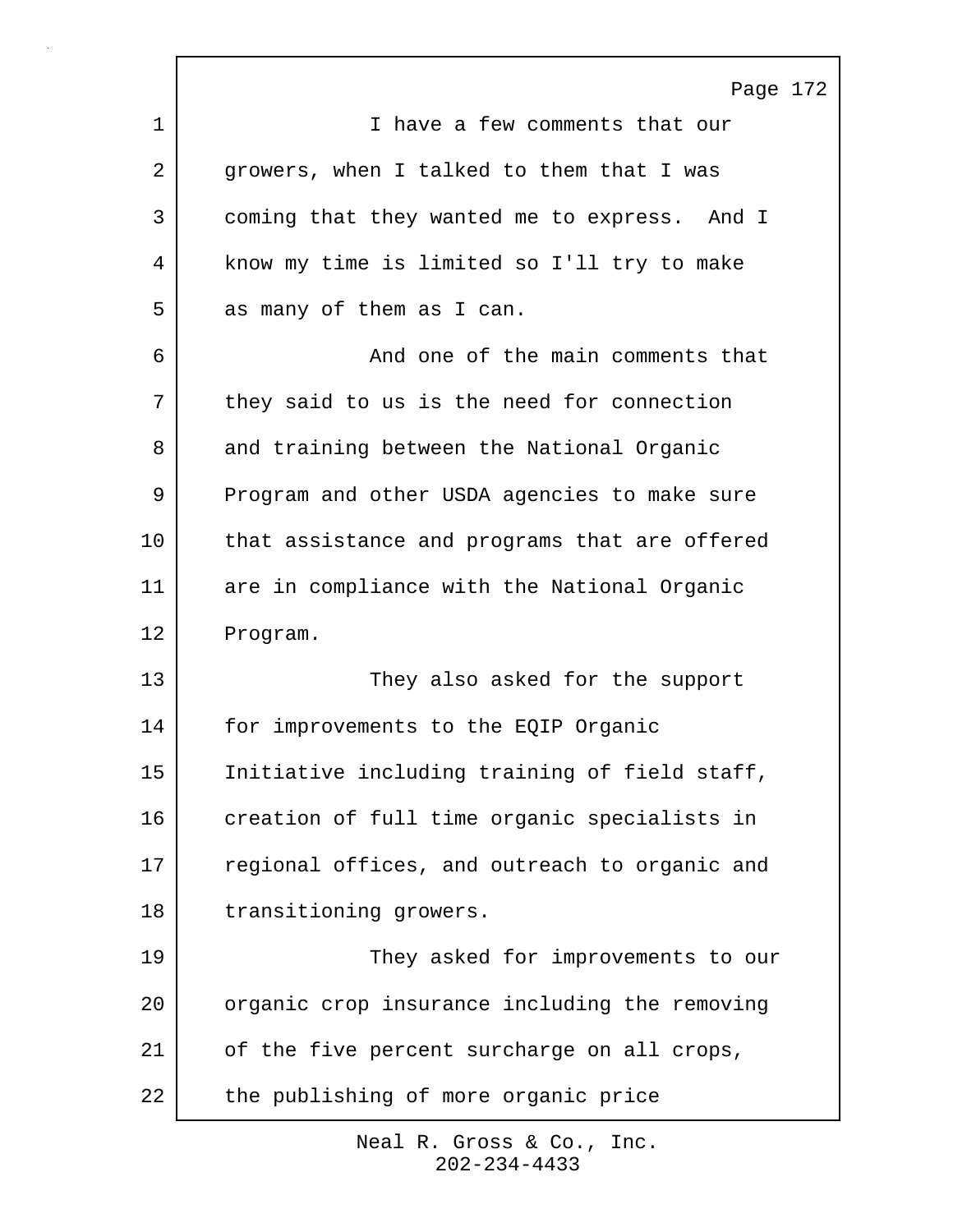I have a few comments that our growers, when I talked to them that I was coming that they wanted me to express. And I know my time is limited so I'll try to make as many of them as I can.

And one of the main comments that they said to us is the need for connection and training between the National Organic Program and other USDA agencies to make sure that assistance and programs that are offered are in compliance with the National Organic Program.

They also asked for the support for improvements to the EQIP Organic Initiative including training of field staff, creation of full time organic specialists in regional offices, and outreach to organic and transitioning growers.

They asked for improvements to our organic crop insurance including the removing of the five percent surcharge on all crops, the publishing of more organic price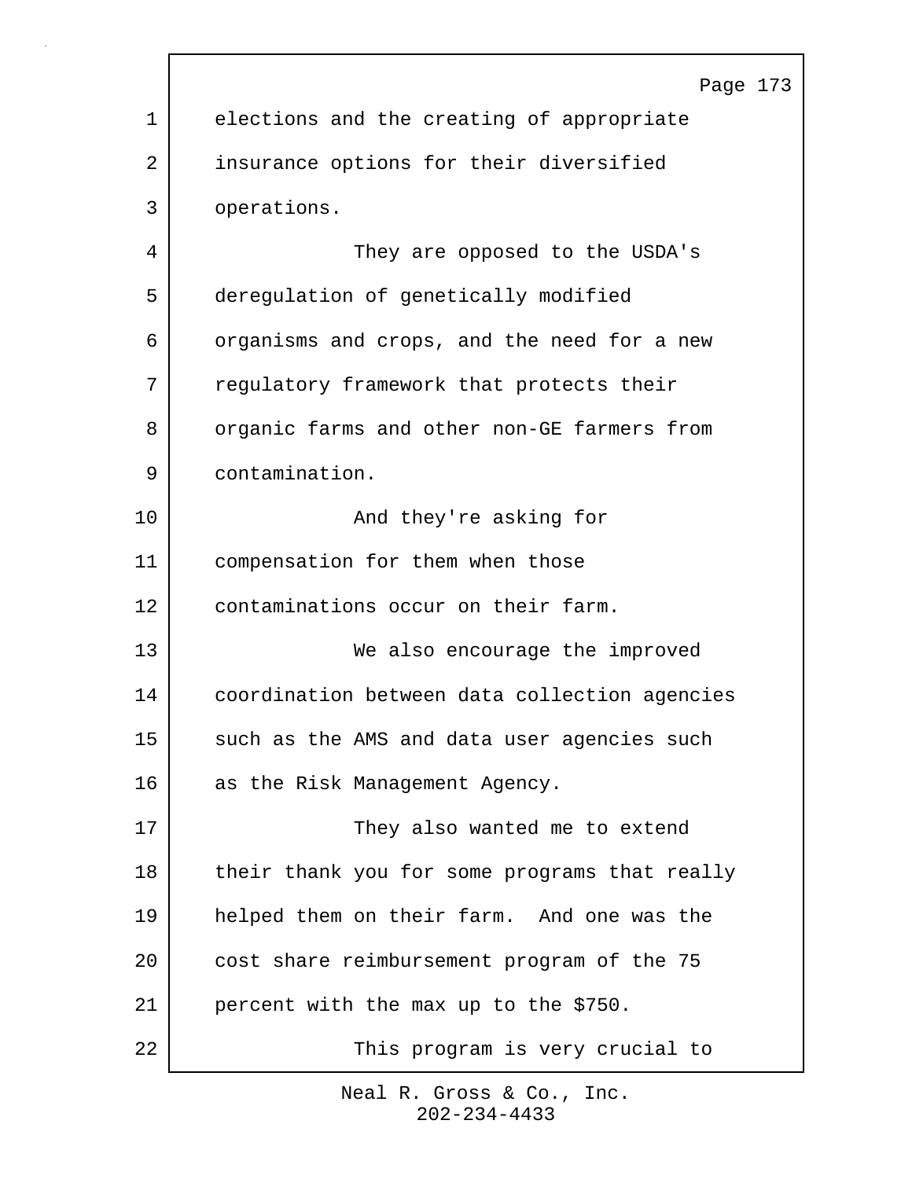elections and the creating of appropriate insurance options for their diversified operations.

They are opposed to the USDA's deregulation of genetically modified organisms and crops, and the need for a new regulatory framework that protects their organic farms and other non-GE farmers from contamination.

And they're asking for compensation for them when those contaminations occur on their farm.

We also encourage the improved coordination between data collection agencies such as the AMS and data user agencies such as the Risk Management Agency.

They also wanted me to extend their thank you for some programs that really helped them on their farm. And one was the cost share reimbursement program of the 75 percent with the max up to the $750.

This program is very crucial to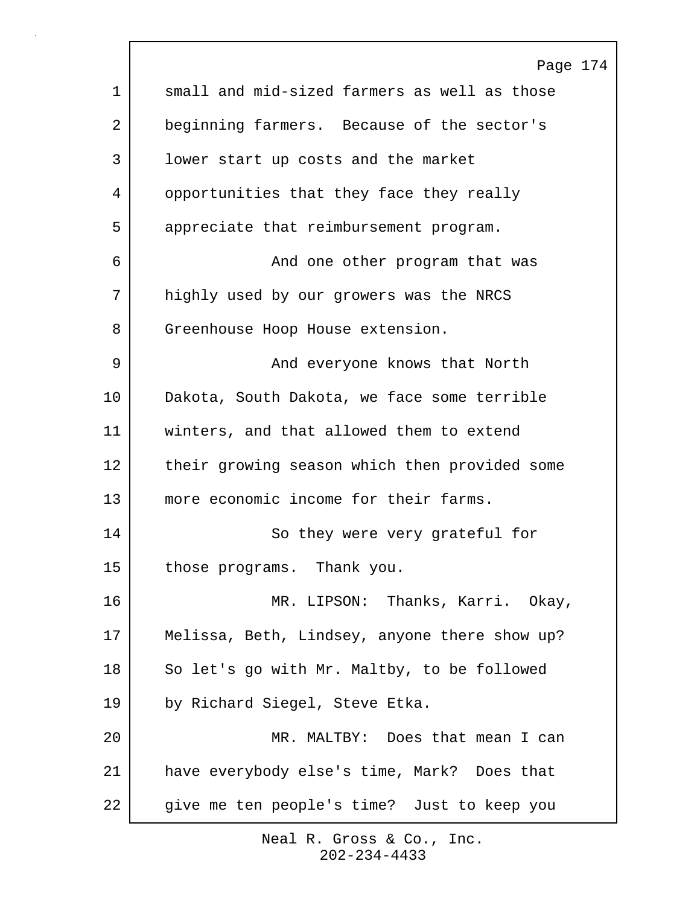small and mid-sized farmers as well as those beginning farmers. Because of the sector's lower start up costs and the market opportunities that they face they really appreciate that reimbursement program.

And one other program that was highly used by our growers was the NRCS Greenhouse Hoop House extension.

And everyone knows that North Dakota, South Dakota, we face some terrible winters, and that allowed them to extend their growing season which then provided some more economic income for their farms.

So they were very grateful for those programs. Thank you.

MR. LIPSON: Thanks, Karri. Okay, Melissa, Beth, Lindsey, anyone there show up? So let's go with Mr. Maltby, to be followed by Richard Siegel, Steve Etka.

MR. MALTBY: Does that mean I can have everybody else's time, Mark? Does that give me ten people's time? Just to keep you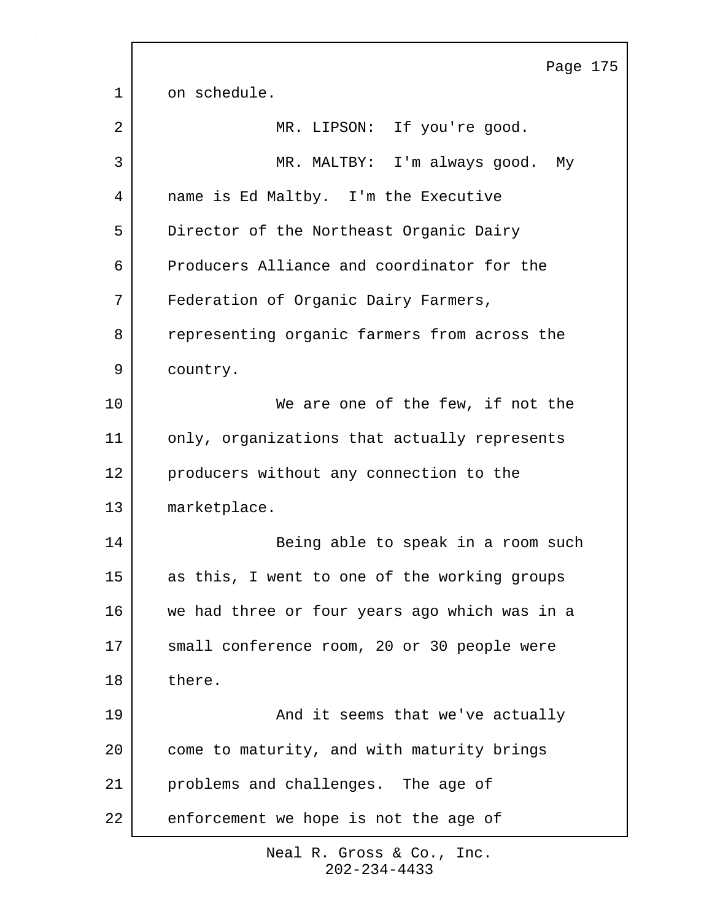on schedule.

MR. LIPSON: If you're good.

MR. MALTBY: I'm always good. My name is Ed Maltby. I'm the Executive Director of the Northeast Organic Dairy Producers Alliance and coordinator for the Federation of Organic Dairy Farmers, representing organic farmers from across the country.

We are one of the few, if not the only, organizations that actually represents producers without any connection to the marketplace.

Being able to speak in a room such as this, I went to one of the working groups we had three or four years ago which was in a small conference room, 20 or 30 people were there.

And it seems that we've actually come to maturity, and with maturity brings problems and challenges. The age of enforcement we hope is not the age of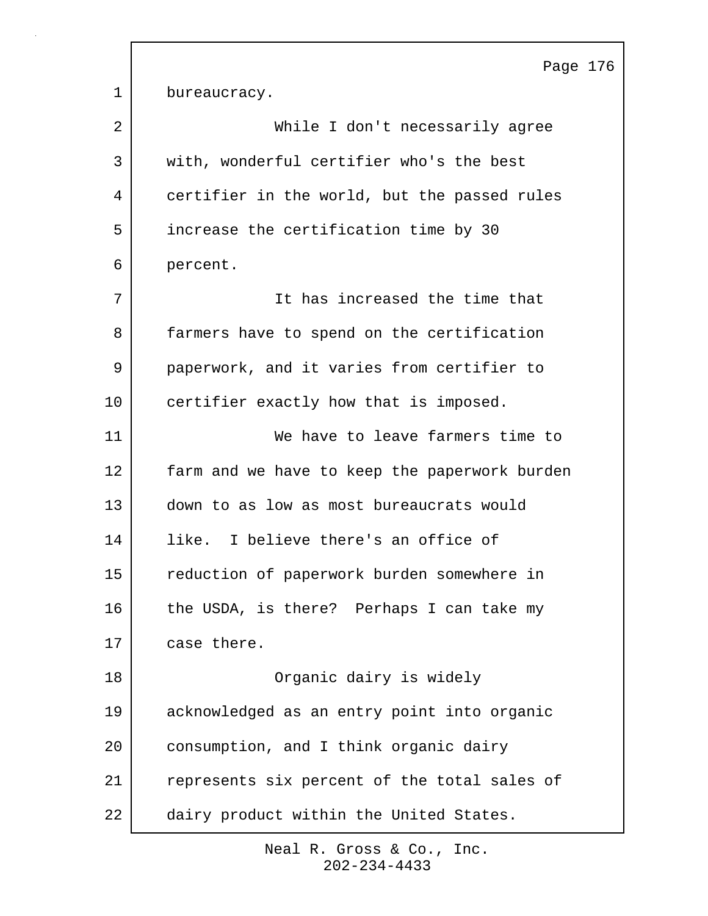bureaucracy.

While I don't necessarily agree with, wonderful certifier who's the best certifier in the world, but the passed rules increase the certification time by 30 percent.

It has increased the time that farmers have to spend on the certification paperwork, and it varies from certifier to certifier exactly how that is imposed.

We have to leave farmers time to farm and we have to keep the paperwork burden down to as low as most bureaucrats would like.  I believe there's an office of reduction of paperwork burden somewhere in the USDA, is there?  Perhaps I can take my case there.

Organic dairy is widely acknowledged as an entry point into organic consumption, and I think organic dairy represents six percent of the total sales of dairy product within the United States.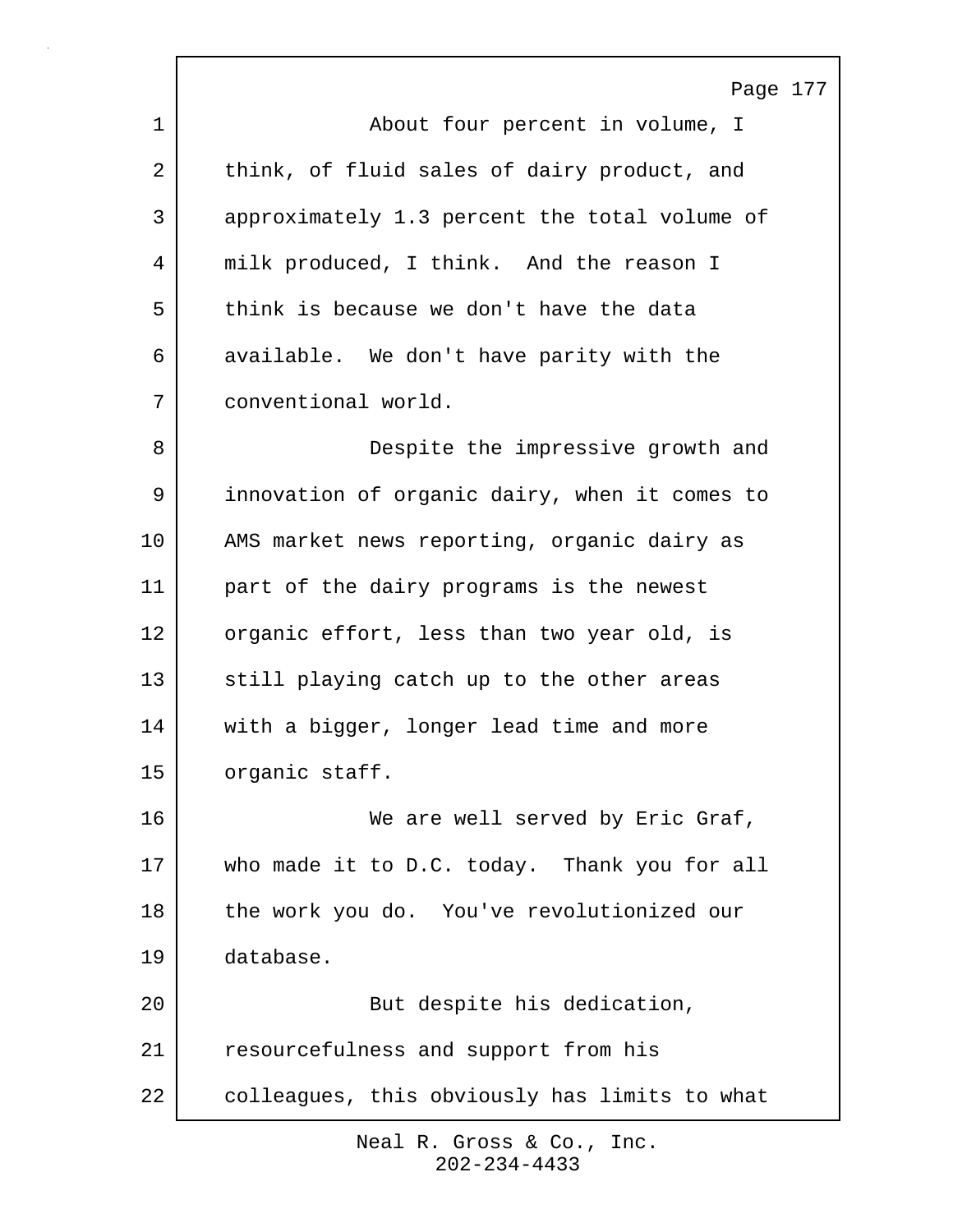About four percent in volume, I think, of fluid sales of dairy product, and approximately 1.3 percent the total volume of milk produced, I think. And the reason I think is because we don't have the data available. We don't have parity with the conventional world.

Despite the impressive growth and innovation of organic dairy, when it comes to AMS market news reporting, organic dairy as part of the dairy programs is the newest organic effort, less than two year old, is still playing catch up to the other areas with a bigger, longer lead time and more organic staff.

We are well served by Eric Graf, who made it to D.C. today. Thank you for all the work you do. You've revolutionized our database.

But despite his dedication, resourcefulness and support from his colleagues, this obviously has limits to what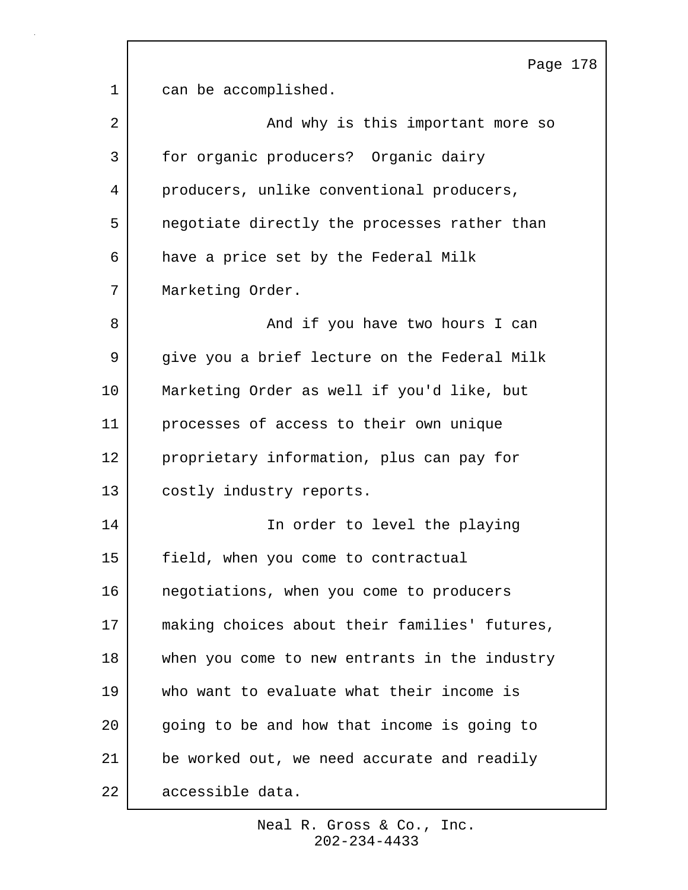can be accomplished.

And why is this important more so for organic producers? Organic dairy producers, unlike conventional producers, negotiate directly the processes rather than have a price set by the Federal Milk Marketing Order.

And if you have two hours I can give you a brief lecture on the Federal Milk Marketing Order as well if you'd like, but processes of access to their own unique proprietary information, plus can pay for costly industry reports.

In order to level the playing field, when you come to contractual negotiations, when you come to producers making choices about their families' futures, when you come to new entrants in the industry who want to evaluate what their income is going to be and how that income is going to be worked out, we need accurate and readily accessible data.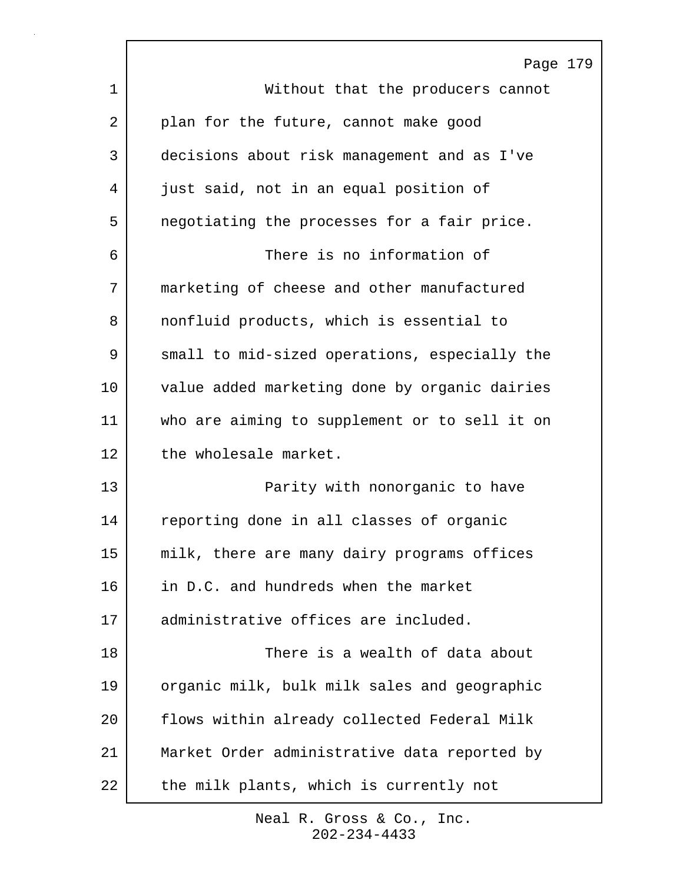Without that the producers cannot plan for the future, cannot make good decisions about risk management and as I've just said, not in an equal position of negotiating the processes for a fair price.

There is no information of marketing of cheese and other manufactured nonfluid products, which is essential to small to mid-sized operations, especially the value added marketing done by organic dairies who are aiming to supplement or to sell it on the wholesale market.

Parity with nonorganic to have reporting done in all classes of organic milk, there are many dairy programs offices in D.C. and hundreds when the market administrative offices are included.

There is a wealth of data about organic milk, bulk milk sales and geographic flows within already collected Federal Milk Market Order administrative data reported by the milk plants, which is currently not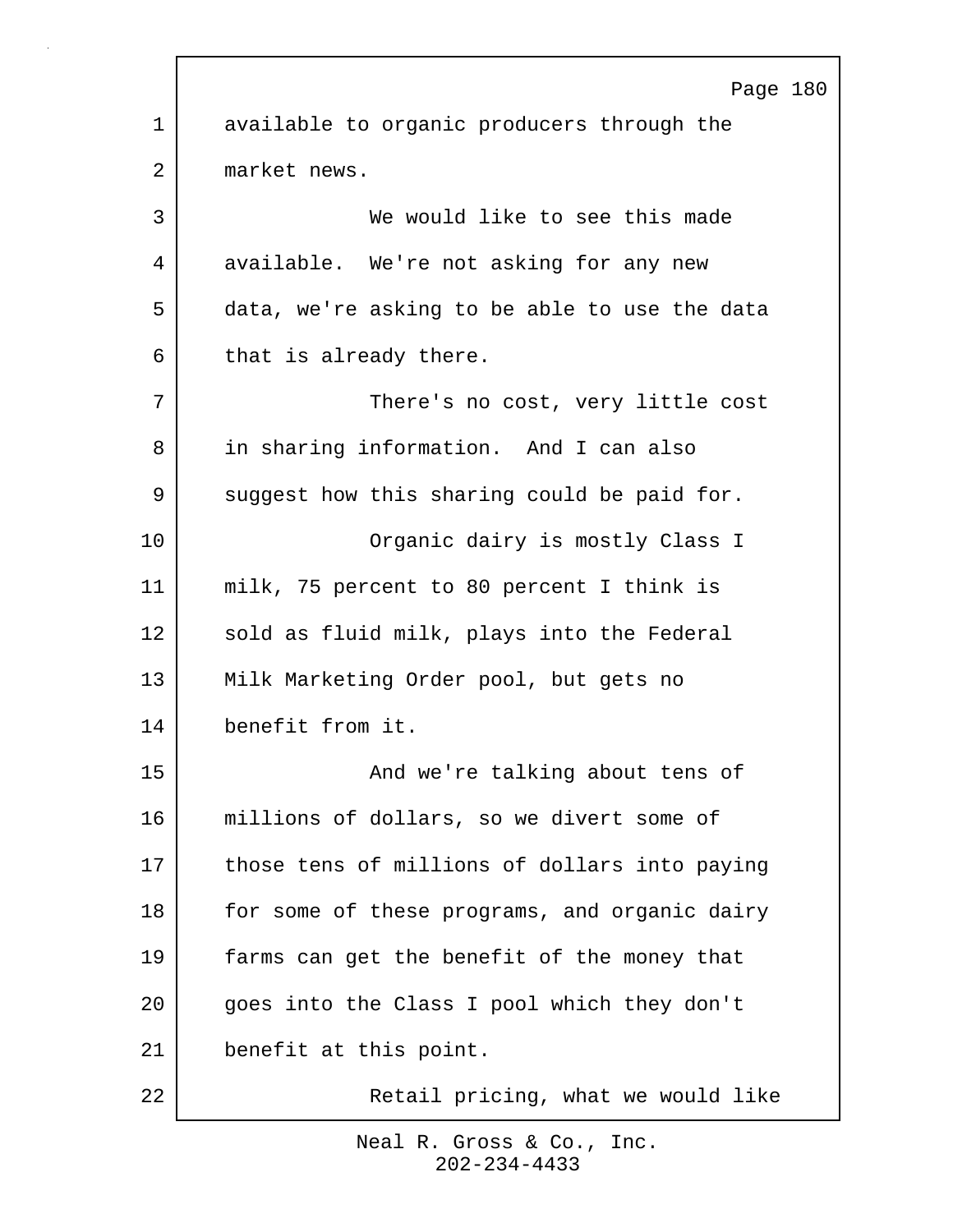available to organic producers through the market news.

We would like to see this made available. We're not asking for any new data, we're asking to be able to use the data that is already there.

There's no cost, very little cost in sharing information. And I can also suggest how this sharing could be paid for.

Organic dairy is mostly Class I milk, 75 percent to 80 percent I think is sold as fluid milk, plays into the Federal Milk Marketing Order pool, but gets no benefit from it.

And we're talking about tens of millions of dollars, so we divert some of those tens of millions of dollars into paying for some of these programs, and organic dairy farms can get the benefit of the money that goes into the Class I pool which they don't benefit at this point.

Retail pricing, what we would like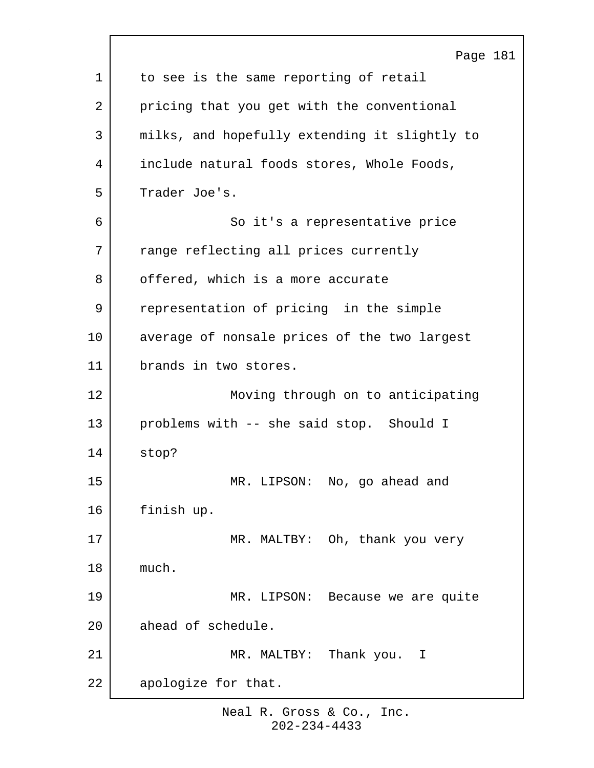to see is the same reporting of retail pricing that you get with the conventional milks, and hopefully extending it slightly to include natural foods stores, Whole Foods, Trader Joe's.

So it's a representative price range reflecting all prices currently offered, which is a more accurate representation of pricing in the simple average of nonsale prices of the two largest brands in two stores.

Moving through on to anticipating problems with -- she said stop. Should I stop?

MR. LIPSON: No, go ahead and finish up.

MR. MALTBY: Oh, thank you very much.

MR. LIPSON: Because we are quite ahead of schedule.

MR. MALTBY: Thank you. I apologize for that.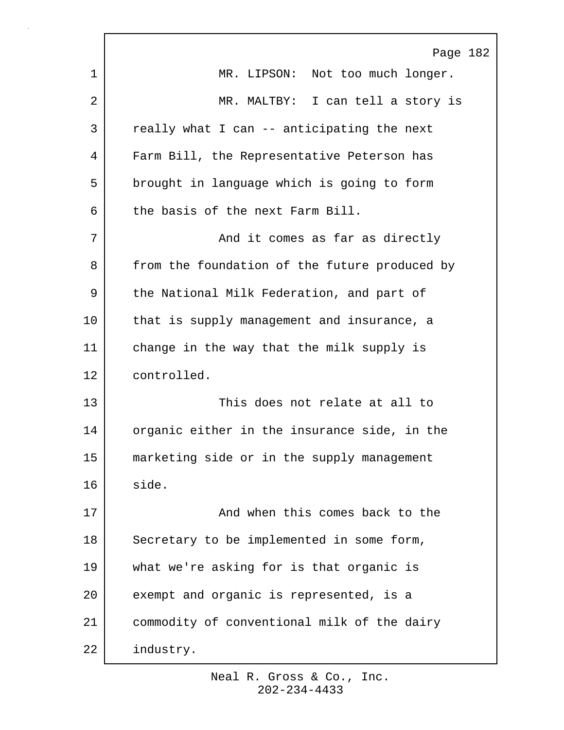MR. LIPSON: Not too much longer.

MR. MALTBY: I can tell a story is really what I can -- anticipating the next Farm Bill, the Representative Peterson has brought in language which is going to form the basis of the next Farm Bill.

And it comes as far as directly from the foundation of the future produced by the National Milk Federation, and part of that is supply management and insurance, a change in the way that the milk supply is controlled.

This does not relate at all to organic either in the insurance side, in the marketing side or in the supply management side.

And when this comes back to the Secretary to be implemented in some form, what we're asking for is that organic is exempt and organic is represented, is a commodity of conventional milk of the dairy industry.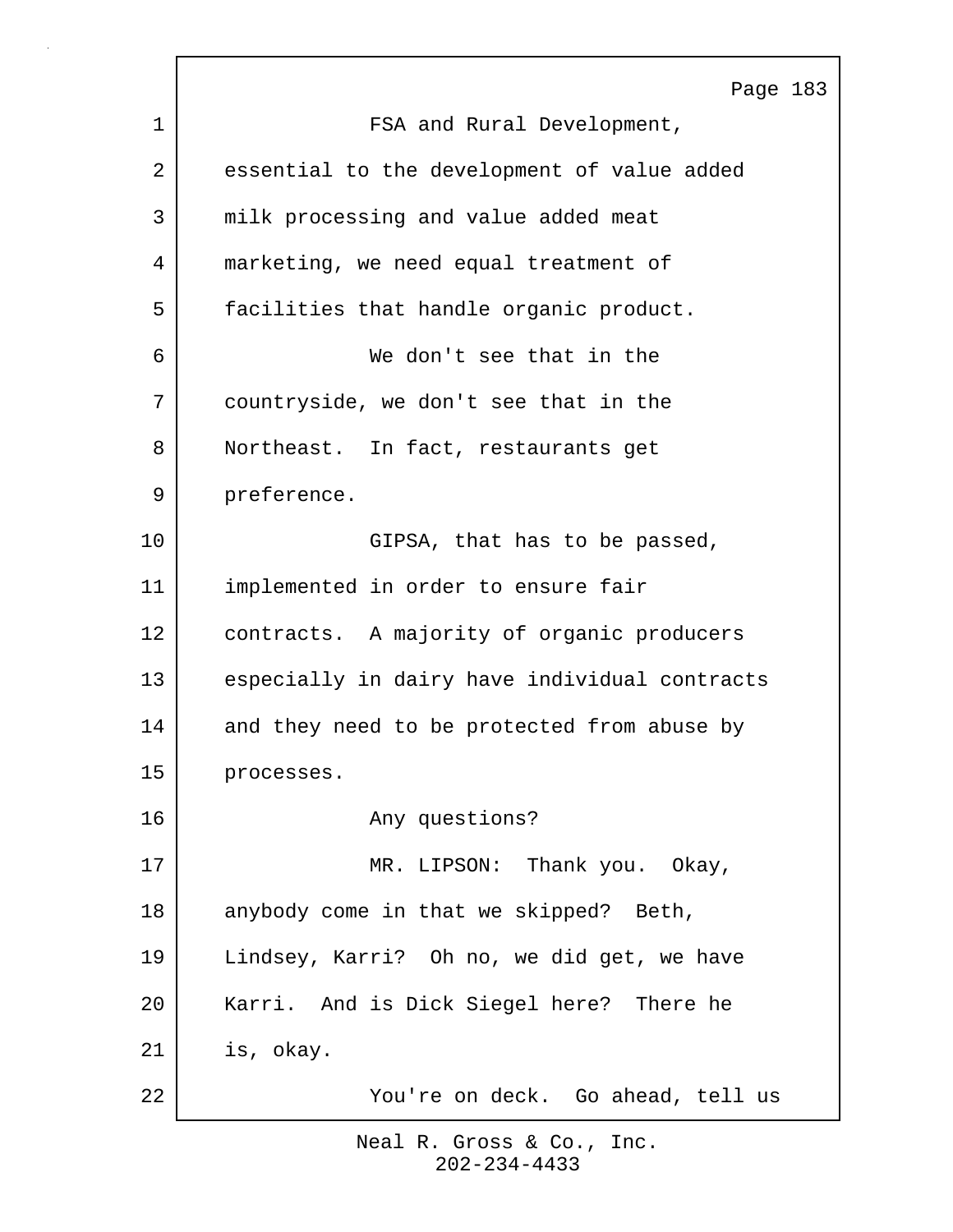FSA and Rural Development, essential to the development of value added milk processing and value added meat marketing, we need equal treatment of facilities that handle organic product.

We don't see that in the countryside, we don't see that in the Northeast. In fact, restaurants get preference.

GIPSA, that has to be passed, implemented in order to ensure fair contracts. A majority of organic producers especially in dairy have individual contracts and they need to be protected from abuse by processes.

Any questions?

MR. LIPSON: Thank you. Okay, anybody come in that we skipped? Beth, Lindsey, Karri? Oh no, we did get, we have Karri. And is Dick Siegel here? There he is, okay.

You're on deck. Go ahead, tell us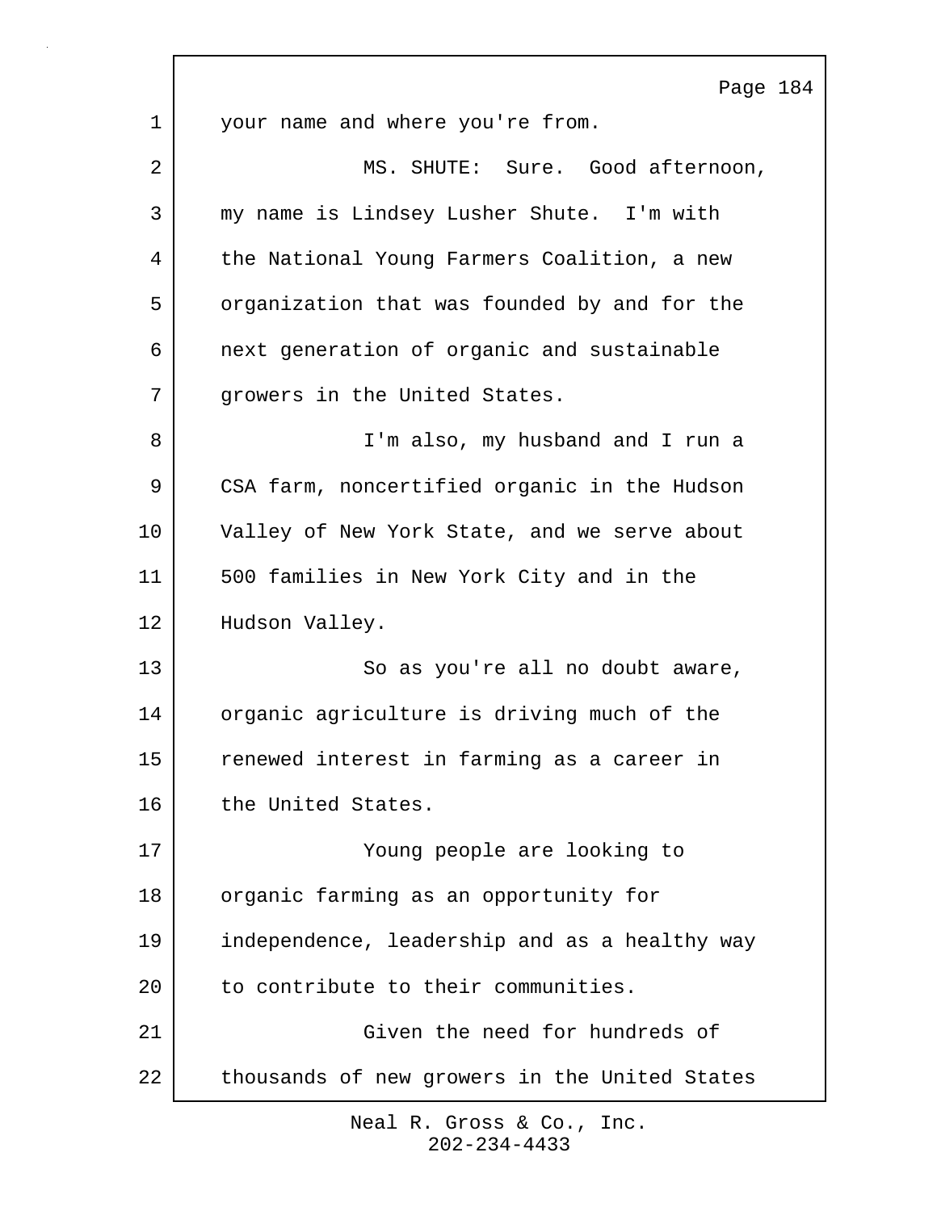your name and where you're from.

MS. SHUTE: Sure. Good afternoon, my name is Lindsey Lusher Shute. I'm with the National Young Farmers Coalition, a new organization that was founded by and for the next generation of organic and sustainable growers in the United States.

I'm also, my husband and I run a CSA farm, noncertified organic in the Hudson Valley of New York State, and we serve about 500 families in New York City and in the Hudson Valley.

So as you're all no doubt aware, organic agriculture is driving much of the renewed interest in farming as a career in the United States.

Young people are looking to organic farming as an opportunity for independence, leadership and as a healthy way to contribute to their communities.

Given the need for hundreds of thousands of new growers in the United States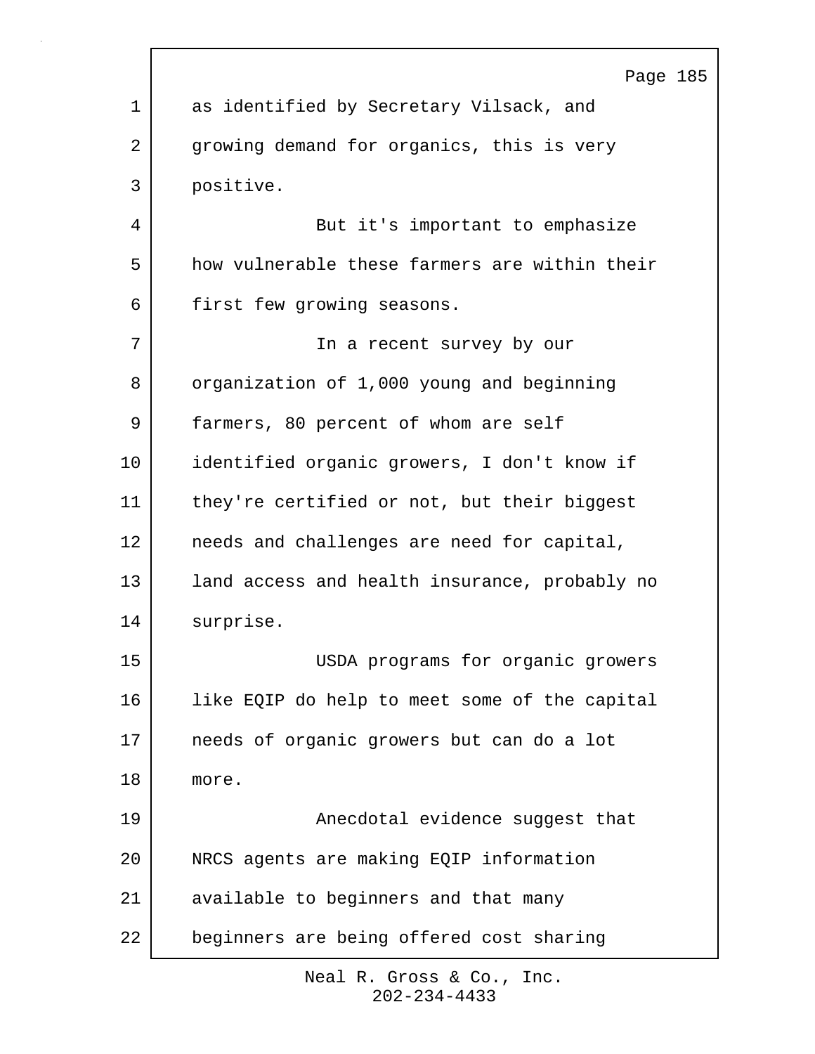as identified by Secretary Vilsack, and growing demand for organics, this is very positive.

But it's important to emphasize how vulnerable these farmers are within their first few growing seasons.

In a recent survey by our organization of 1,000 young and beginning farmers, 80 percent of whom are self identified organic growers, I don't know if they're certified or not, but their biggest needs and challenges are need for capital, land access and health insurance, probably no surprise.

USDA programs for organic growers like EQIP do help to meet some of the capital needs of organic growers but can do a lot more.

Anecdotal evidence suggest that NRCS agents are making EQIP information available to beginners and that many beginners are being offered cost sharing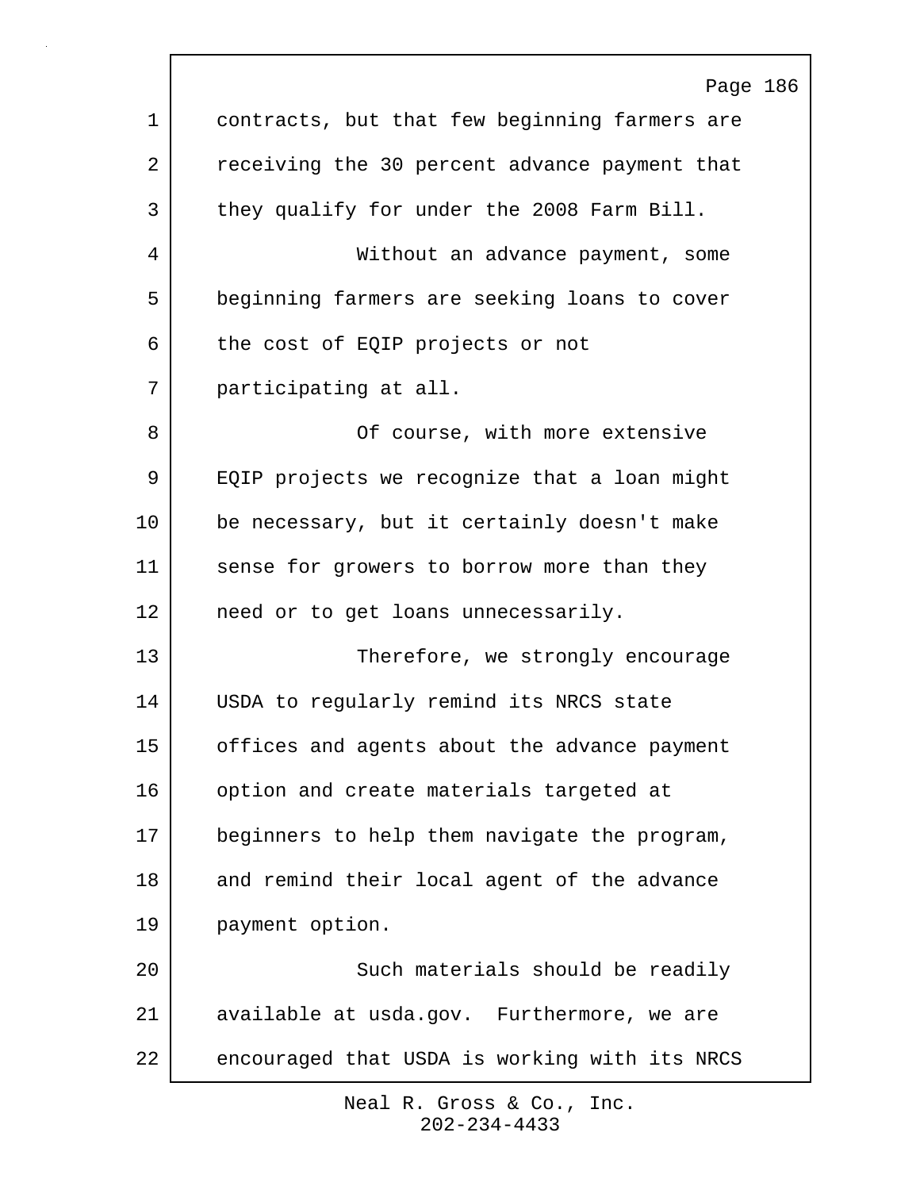contracts, but that few beginning farmers are receiving the 30 percent advance payment that they qualify for under the 2008 Farm Bill.

Without an advance payment, some beginning farmers are seeking loans to cover the cost of EQIP projects or not participating at all.

Of course, with more extensive EQIP projects we recognize that a loan might be necessary, but it certainly doesn't make sense for growers to borrow more than they need or to get loans unnecessarily.

Therefore, we strongly encourage USDA to regularly remind its NRCS state offices and agents about the advance payment option and create materials targeted at beginners to help them navigate the program, and remind their local agent of the advance payment option.

Such materials should be readily available at usda.gov. Furthermore, we are encouraged that USDA is working with its NRCS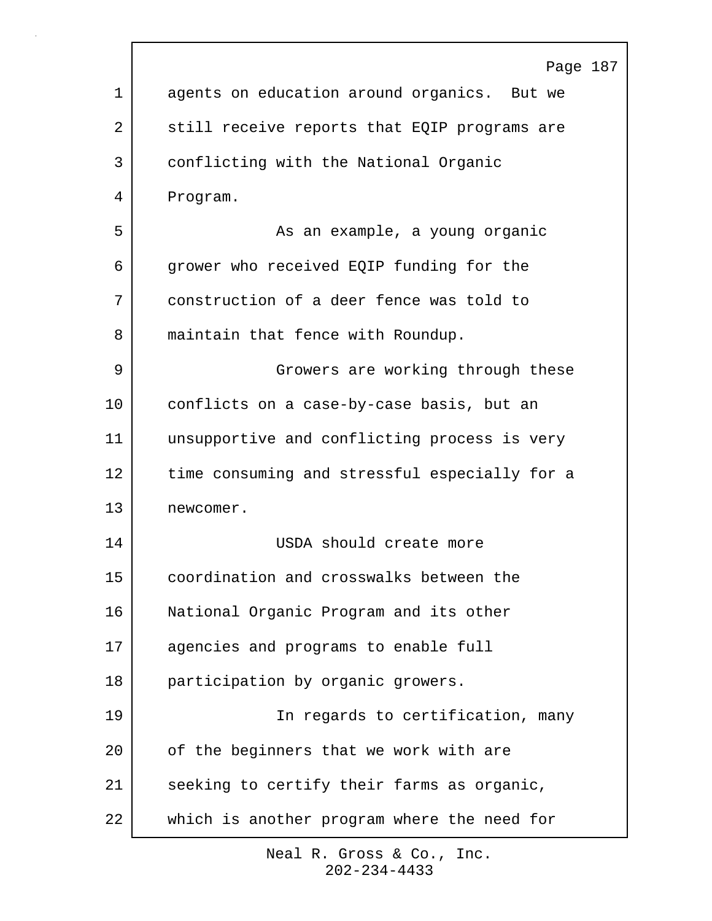agents on education around organics. But we still receive reports that EQIP programs are conflicting with the National Organic Program.

As an example, a young organic grower who received EQIP funding for the construction of a deer fence was told to maintain that fence with Roundup.

Growers are working through these conflicts on a case-by-case basis, but an unsupportive and conflicting process is very time consuming and stressful especially for a newcomer.

USDA should create more coordination and crosswalks between the National Organic Program and its other agencies and programs to enable full participation by organic growers.

In regards to certification, many of the beginners that we work with are seeking to certify their farms as organic, which is another program where the need for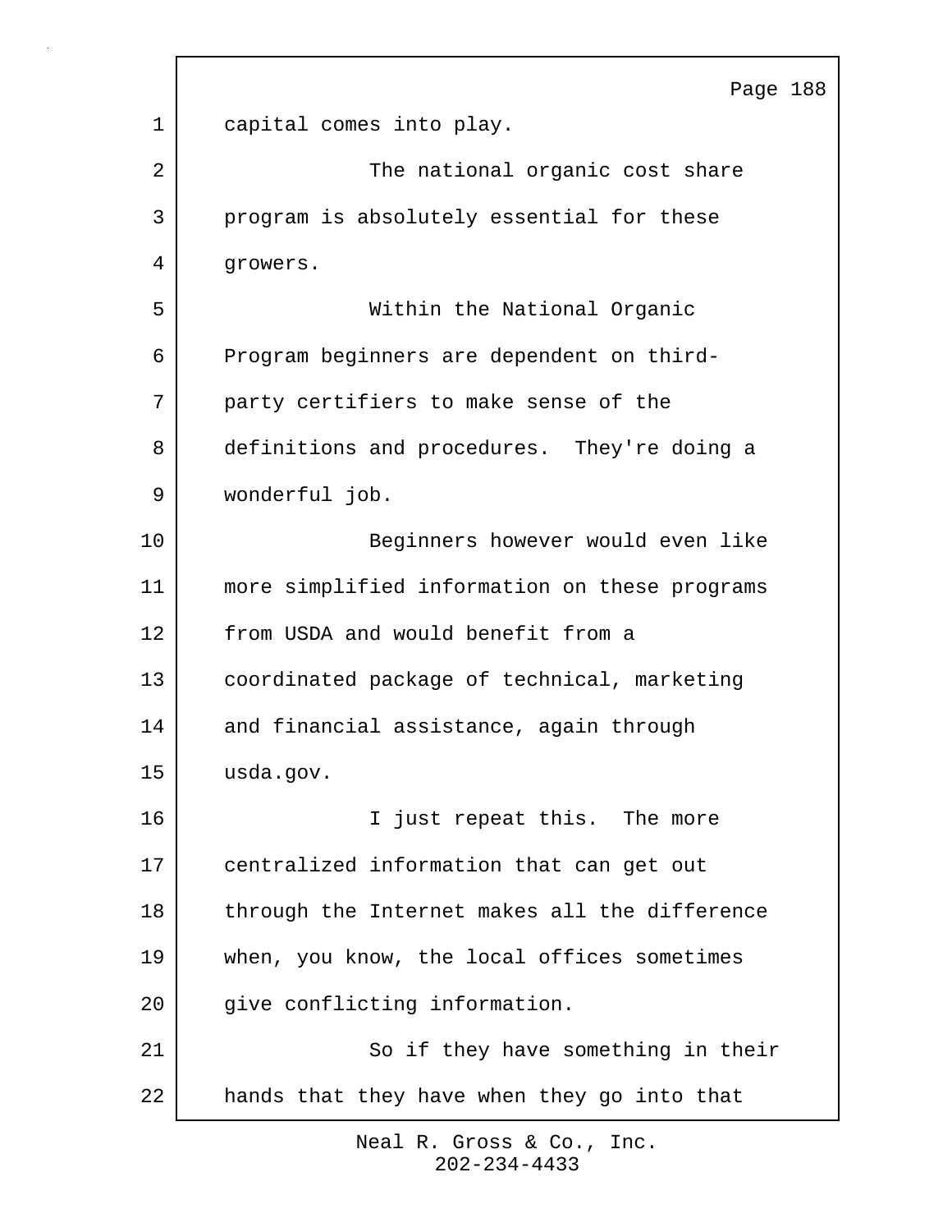capital comes into play.

The national organic cost share program is absolutely essential for these growers.

Within the National Organic Program beginners are dependent on third-party certifiers to make sense of the definitions and procedures. They're doing a wonderful job.

Beginners however would even like more simplified information on these programs from USDA and would benefit from a coordinated package of technical, marketing and financial assistance, again through usda.gov.

I just repeat this. The more centralized information that can get out through the Internet makes all the difference when, you know, the local offices sometimes give conflicting information.

So if they have something in their hands that they have when they go into that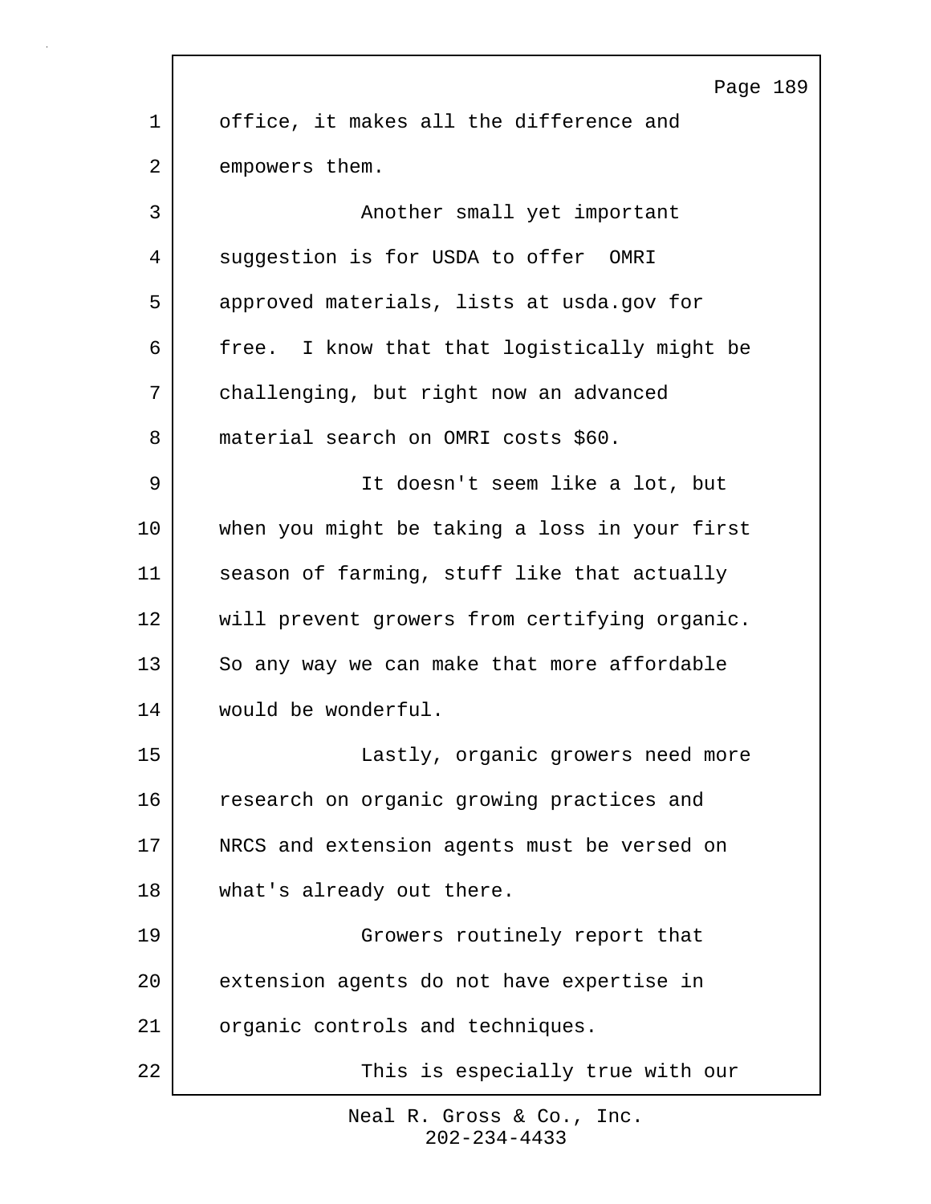office, it makes all the difference and empowers them.

Another small yet important suggestion is for USDA to offer OMRI approved materials, lists at usda.gov for free. I know that that logistically might be challenging, but right now an advanced material search on OMRI costs $60.

It doesn't seem like a lot, but when you might be taking a loss in your first season of farming, stuff like that actually will prevent growers from certifying organic. So any way we can make that more affordable would be wonderful.

Lastly, organic growers need more research on organic growing practices and NRCS and extension agents must be versed on what's already out there.

Growers routinely report that extension agents do not have expertise in organic controls and techniques.

This is especially true with our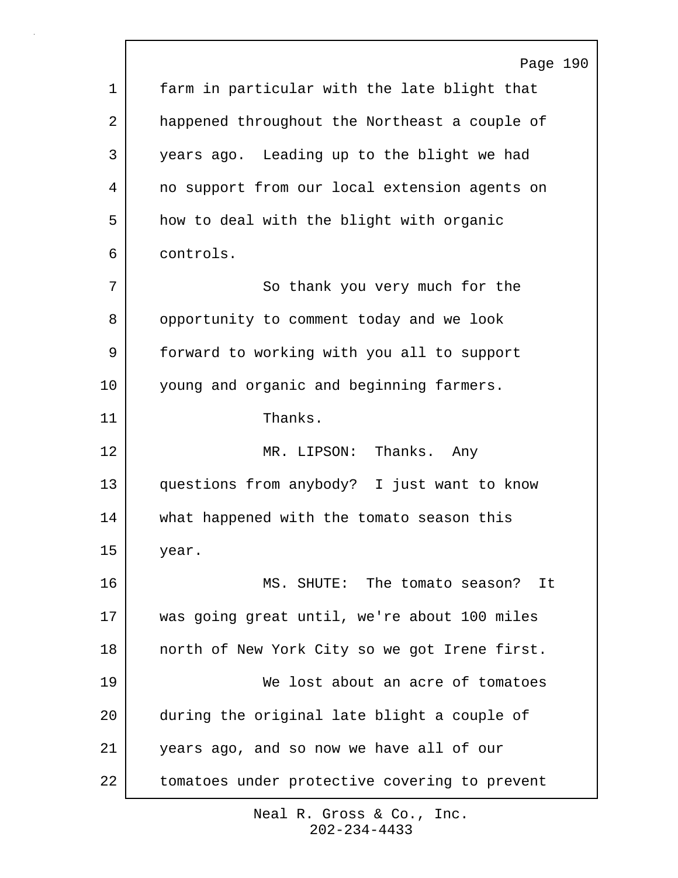farm in particular with the late blight that happened throughout the Northeast a couple of years ago. Leading up to the blight we had no support from our local extension agents on how to deal with the blight with organic controls.

So thank you very much for the opportunity to comment today and we look forward to working with you all to support young and organic and beginning farmers.

Thanks.

MR. LIPSON: Thanks. Any questions from anybody? I just want to know what happened with the tomato season this year.

MS. SHUTE: The tomato season? It was going great until, we're about 100 miles north of New York City so we got Irene first.

We lost about an acre of tomatoes during the original late blight a couple of years ago, and so now we have all of our tomatoes under protective covering to prevent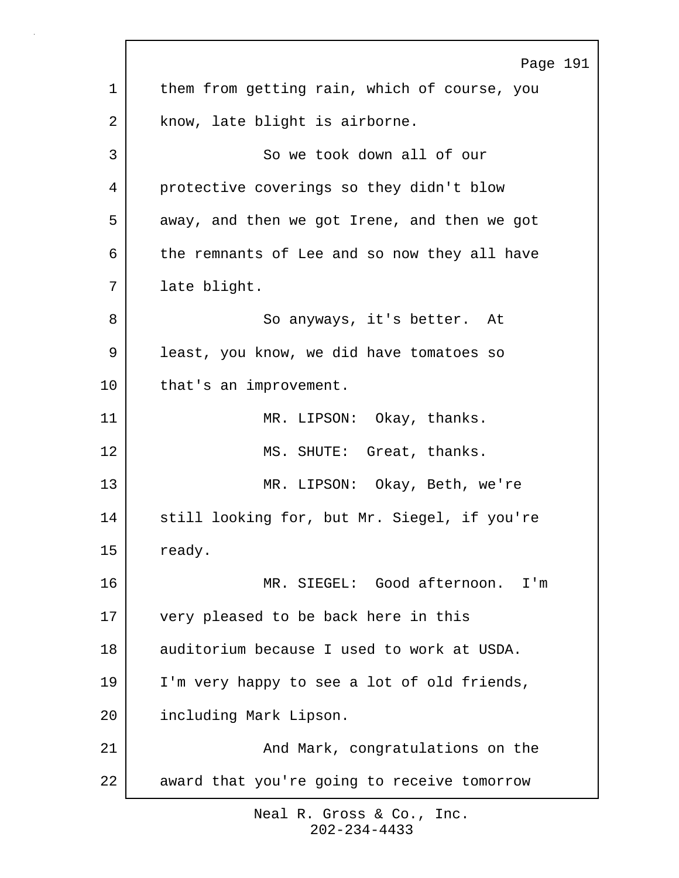them from getting rain, which of course, you know, late blight is airborne.

So we took down all of our protective coverings so they didn't blow away, and then we got Irene, and then we got the remnants of Lee and so now they all have late blight.

So anyways, it's better. At least, you know, we did have tomatoes so that's an improvement.

MR. LIPSON: Okay, thanks.

MS. SHUTE: Great, thanks.

MR. LIPSON: Okay, Beth, we're still looking for, but Mr. Siegel, if you're ready.

MR. SIEGEL: Good afternoon. I'm very pleased to be back here in this auditorium because I used to work at USDA. I'm very happy to see a lot of old friends, including Mark Lipson.

And Mark, congratulations on the award that you're going to receive tomorrow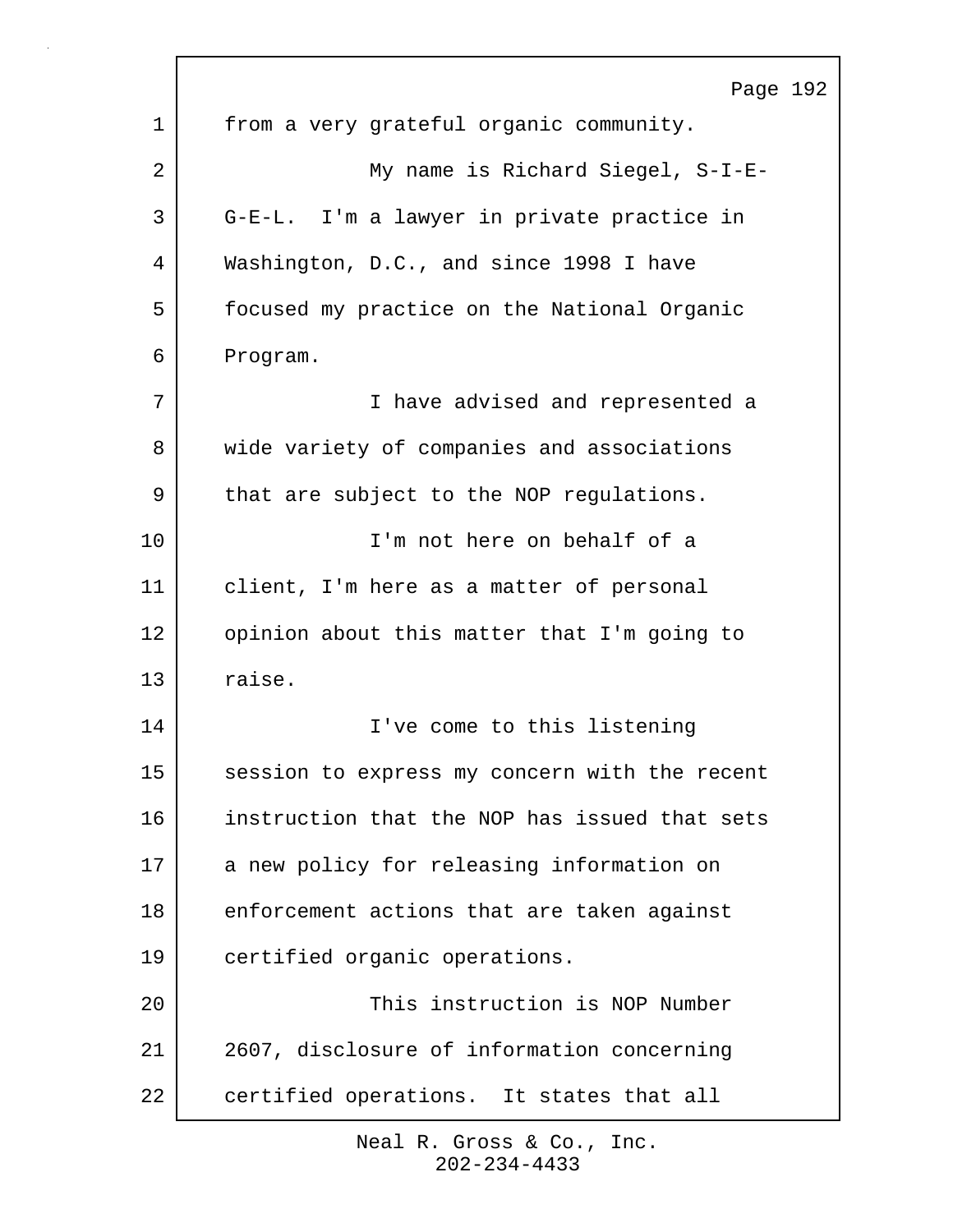from a very grateful organic community.

My name is Richard Siegel, S-I-E-G-E-L. I'm a lawyer in private practice in Washington, D.C., and since 1998 I have focused my practice on the National Organic Program.

I have advised and represented a wide variety of companies and associations that are subject to the NOP regulations.

I'm not here on behalf of a client, I'm here as a matter of personal opinion about this matter that I'm going to raise.

I've come to this listening session to express my concern with the recent instruction that the NOP has issued that sets a new policy for releasing information on enforcement actions that are taken against certified organic operations.

This instruction is NOP Number 2607, disclosure of information concerning certified operations. It states that all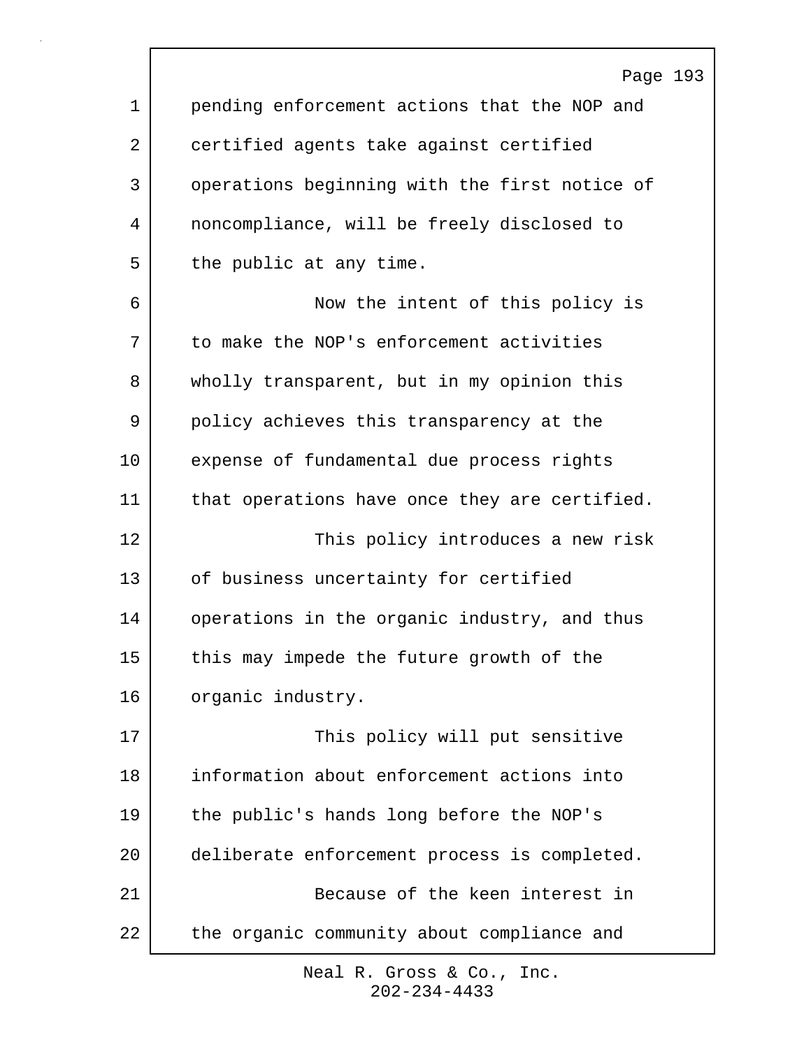pending enforcement actions that the NOP and certified agents take against certified operations beginning with the first notice of noncompliance, will be freely disclosed to the public at any time.

Now the intent of this policy is to make the NOP's enforcement activities wholly transparent, but in my opinion this policy achieves this transparency at the expense of fundamental due process rights that operations have once they are certified.

This policy introduces a new risk of business uncertainty for certified operations in the organic industry, and thus this may impede the future growth of the organic industry.

This policy will put sensitive information about enforcement actions into the public's hands long before the NOP's deliberate enforcement process is completed.

Because of the keen interest in the organic community about compliance and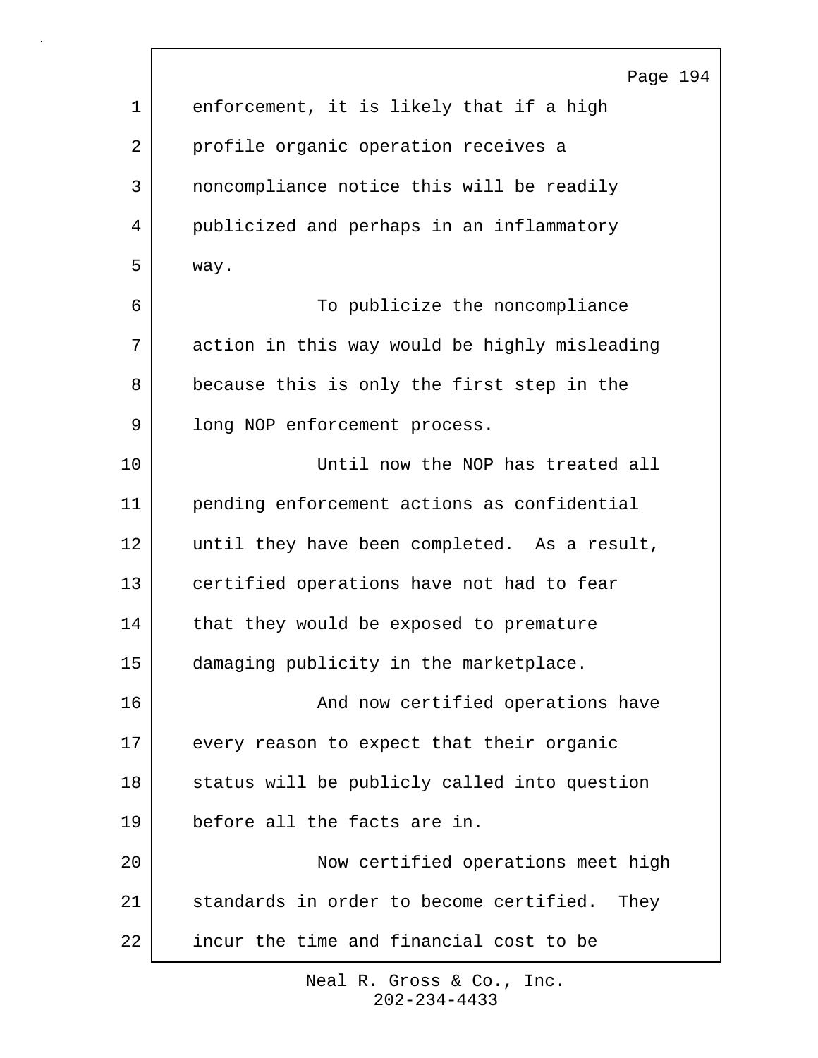enforcement, it is likely that if a high profile organic operation receives a noncompliance notice this will be readily publicized and perhaps in an inflammatory way.

To publicize the noncompliance action in this way would be highly misleading because this is only the first step in the long NOP enforcement process.

Until now the NOP has treated all pending enforcement actions as confidential until they have been completed. As a result, certified operations have not had to fear that they would be exposed to premature damaging publicity in the marketplace.

And now certified operations have every reason to expect that their organic status will be publicly called into question before all the facts are in.

Now certified operations meet high standards in order to become certified. They incur the time and financial cost to be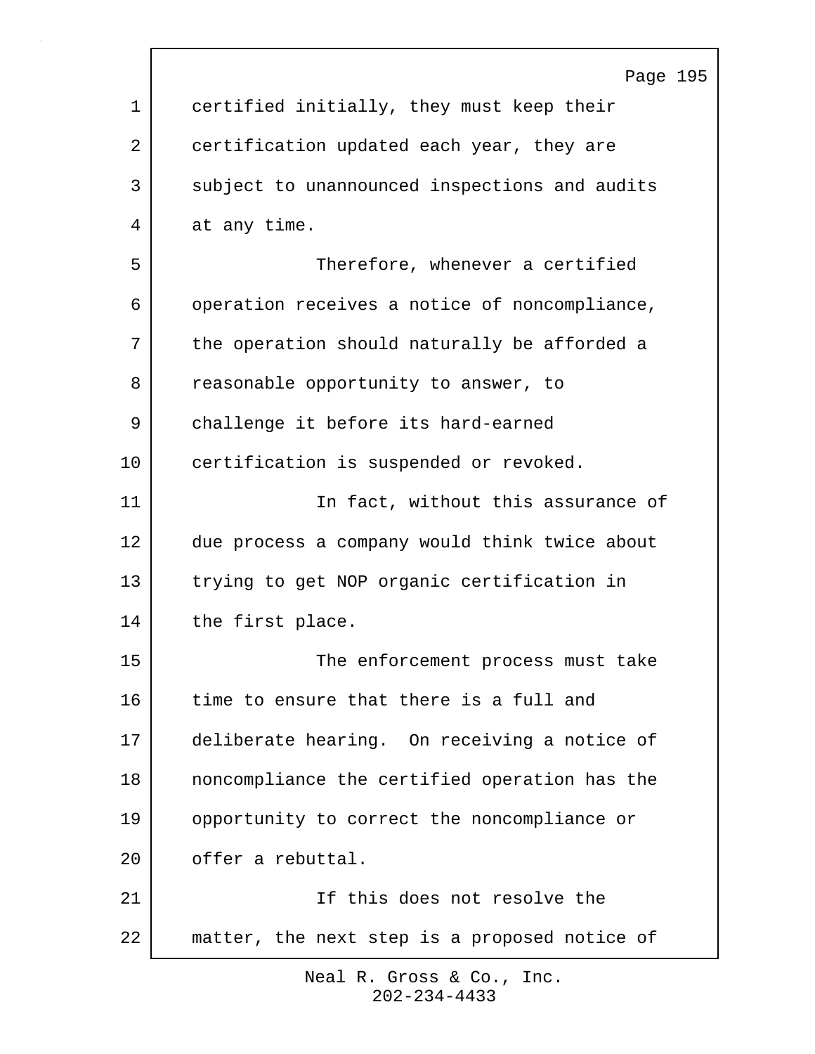certified initially, they must keep their certification updated each year, they are subject to unannounced inspections and audits at any time.

Therefore, whenever a certified operation receives a notice of noncompliance, the operation should naturally be afforded a reasonable opportunity to answer, to challenge it before its hard-earned certification is suspended or revoked.

In fact, without this assurance of due process a company would think twice about trying to get NOP organic certification in the first place.

The enforcement process must take time to ensure that there is a full and deliberate hearing. On receiving a notice of noncompliance the certified operation has the opportunity to correct the noncompliance or offer a rebuttal.

If this does not resolve the matter, the next step is a proposed notice of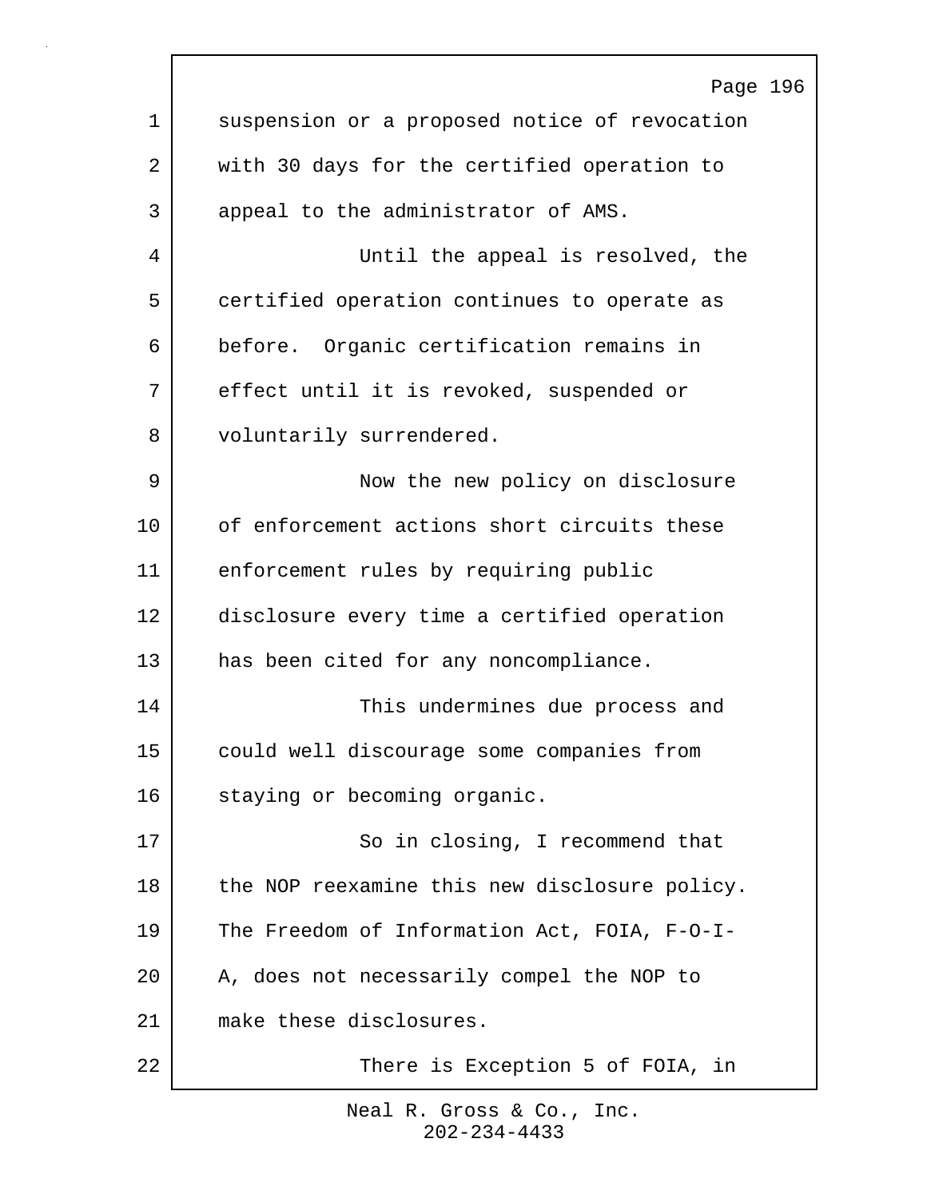suspension or a proposed notice of revocation with 30 days for the certified operation to appeal to the administrator of AMS.

Until the appeal is resolved, the certified operation continues to operate as before. Organic certification remains in effect until it is revoked, suspended or voluntarily surrendered.

Now the new policy on disclosure of enforcement actions short circuits these enforcement rules by requiring public disclosure every time a certified operation has been cited for any noncompliance.

This undermines due process and could well discourage some companies from staying or becoming organic.

So in closing, I recommend that the NOP reexamine this new disclosure policy. The Freedom of Information Act, FOIA, F-O-I-A, does not necessarily compel the NOP to make these disclosures.

There is Exception 5 of FOIA, in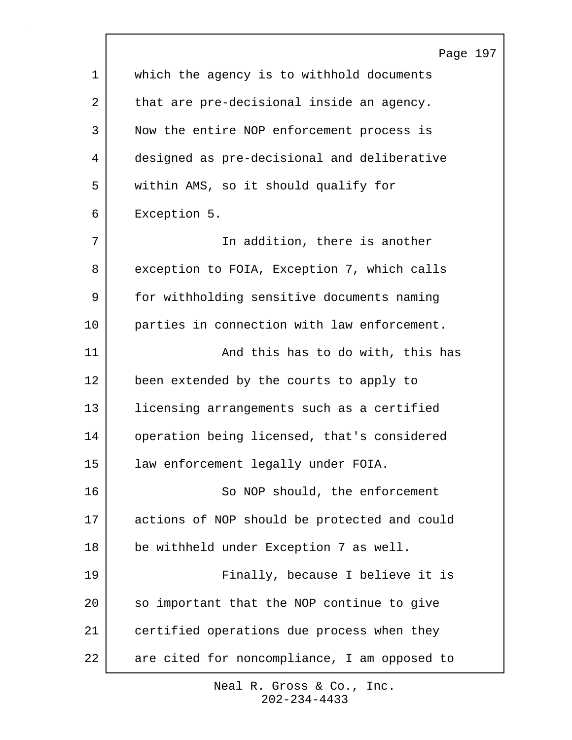which the agency is to withhold documents that are pre-decisional inside an agency. Now the entire NOP enforcement process is designed as pre-decisional and deliberative within AMS, so it should qualify for Exception 5.

In addition, there is another exception to FOIA, Exception 7, which calls for withholding sensitive documents naming parties in connection with law enforcement.

And this has to do with, this has been extended by the courts to apply to licensing arrangements such as a certified operation being licensed, that's considered law enforcement legally under FOIA.

So NOP should, the enforcement actions of NOP should be protected and could be withheld under Exception 7 as well.

Finally, because I believe it is so important that the NOP continue to give certified operations due process when they are cited for noncompliance, I am opposed to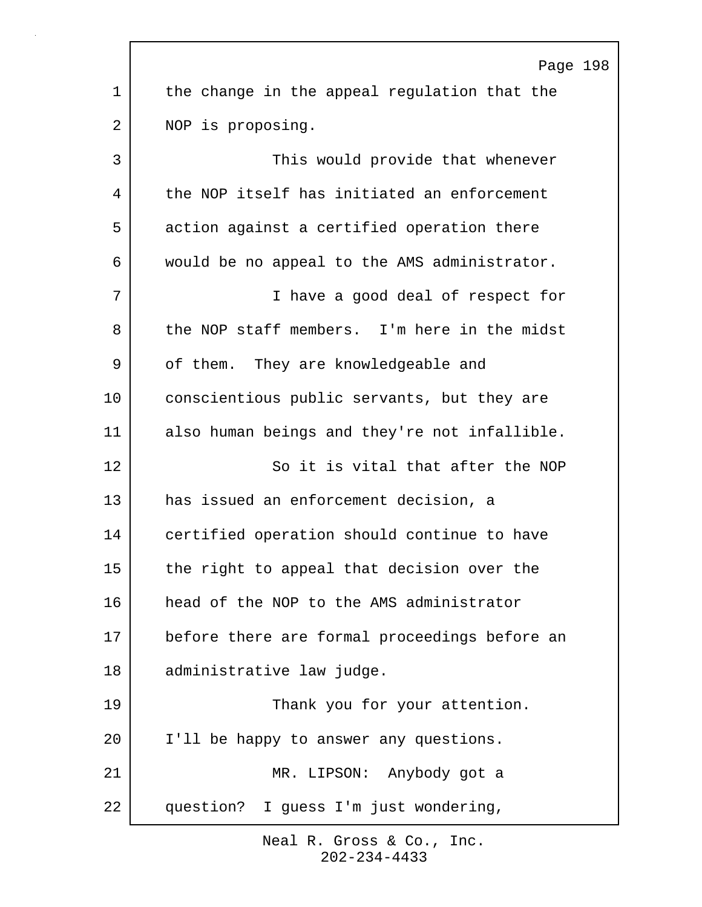the change in the appeal regulation that the NOP is proposing.

This would provide that whenever the NOP itself has initiated an enforcement action against a certified operation there would be no appeal to the AMS administrator.

I have a good deal of respect for the NOP staff members. I'm here in the midst of them. They are knowledgeable and conscientious public servants, but they are also human beings and they're not infallible.

So it is vital that after the NOP has issued an enforcement decision, a certified operation should continue to have the right to appeal that decision over the head of the NOP to the AMS administrator before there are formal proceedings before an administrative law judge.

Thank you for your attention. I'll be happy to answer any questions.

MR. LIPSON: Anybody got a question? I guess I'm just wondering,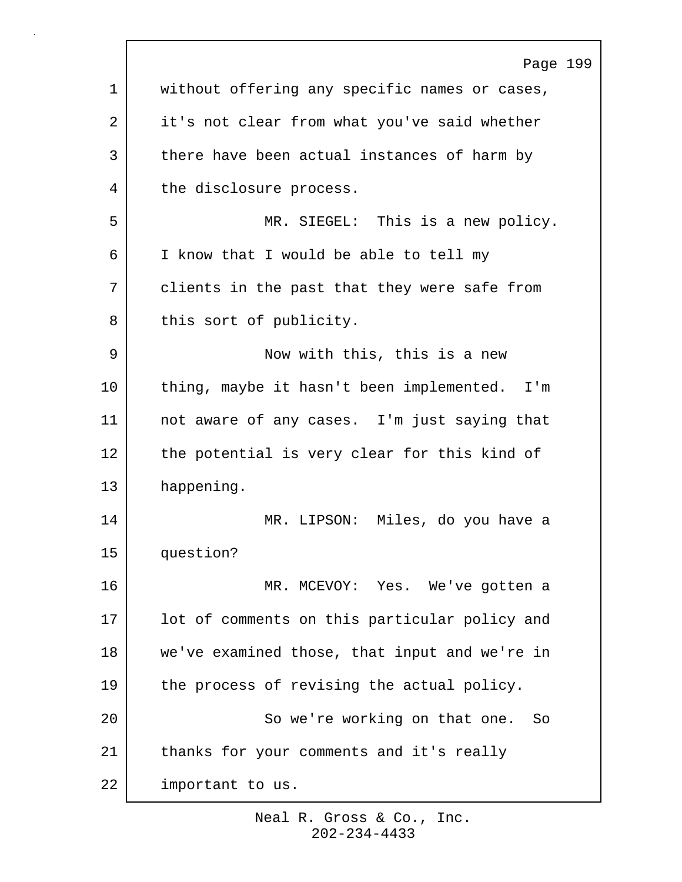without offering any specific names or cases, it's not clear from what you've said whether there have been actual instances of harm by the disclosure process.

MR. SIEGEL: This is a new policy. I know that I would be able to tell my clients in the past that they were safe from this sort of publicity.

Now with this, this is a new thing, maybe it hasn't been implemented. I'm not aware of any cases. I'm just saying that the potential is very clear for this kind of happening.

MR. LIPSON: Miles, do you have a question?

MR. MCEVOY: Yes. We've gotten a lot of comments on this particular policy and we've examined those, that input and we're in the process of revising the actual policy.

So we're working on that one. So thanks for your comments and it's really important to us.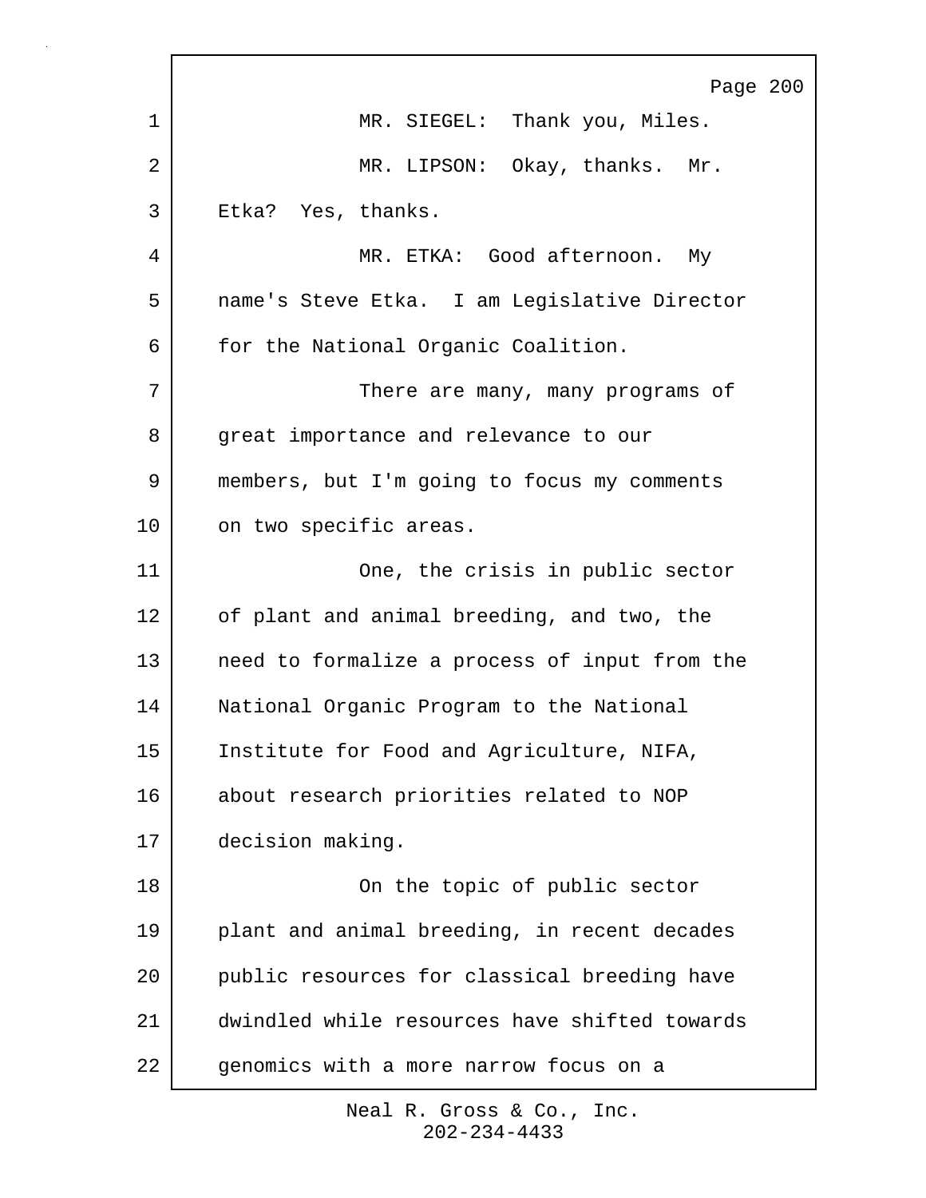MR. SIEGEL: Thank you, Miles.

MR. LIPSON: Okay, thanks. Mr. Etka? Yes, thanks.

MR. ETKA: Good afternoon. My name's Steve Etka. I am Legislative Director for the National Organic Coalition.

There are many, many programs of great importance and relevance to our members, but I'm going to focus my comments on two specific areas.

One, the crisis in public sector of plant and animal breeding, and two, the need to formalize a process of input from the National Organic Program to the National Institute for Food and Agriculture, NIFA, about research priorities related to NOP decision making.

On the topic of public sector plant and animal breeding, in recent decades public resources for classical breeding have dwindled while resources have shifted towards genomics with a more narrow focus on a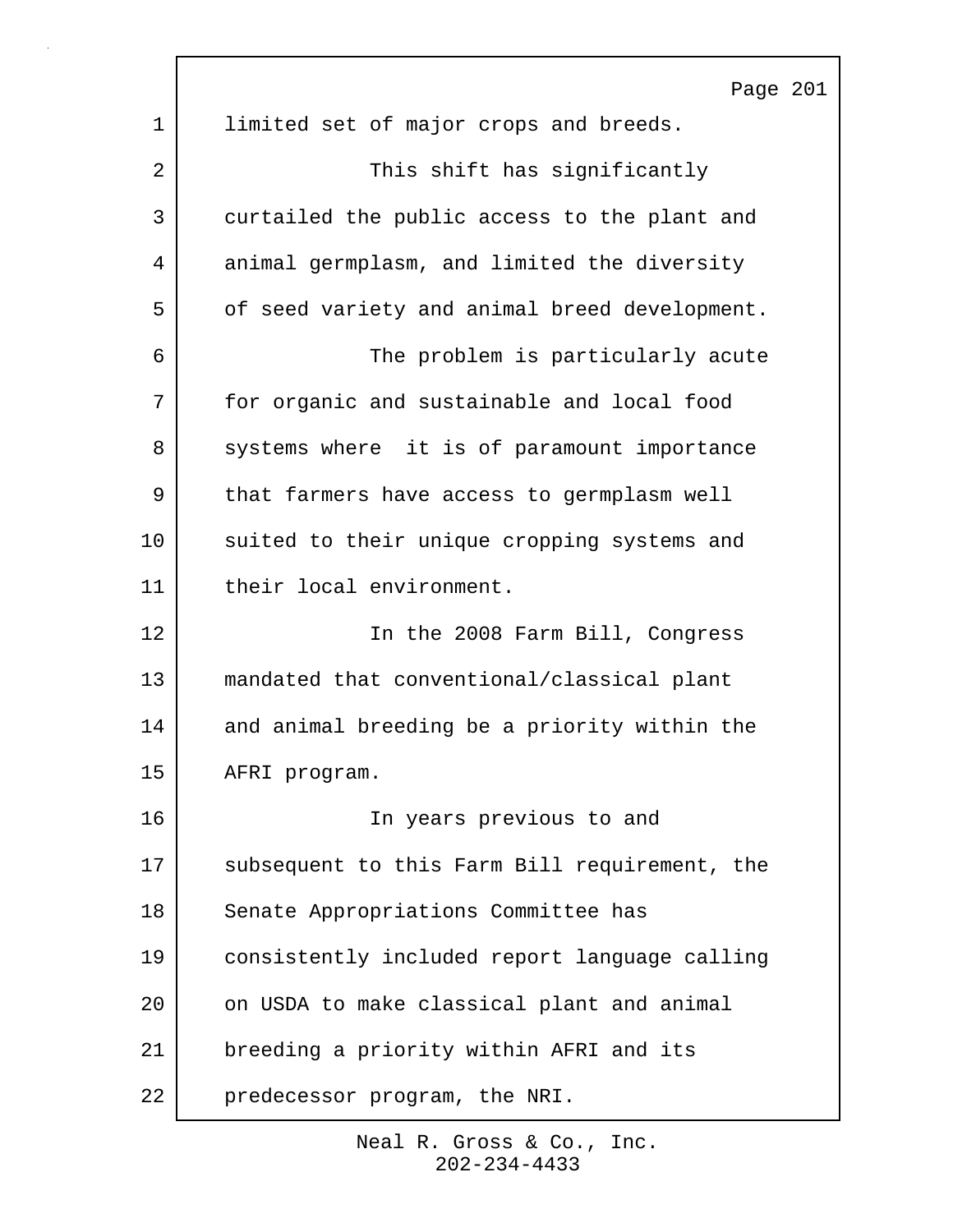limited set of major crops and breeds.

This shift has significantly curtailed the public access to the plant and animal germplasm, and limited the diversity of seed variety and animal breed development.

The problem is particularly acute for organic and sustainable and local food systems where it is of paramount importance that farmers have access to germplasm well suited to their unique cropping systems and their local environment.

In the 2008 Farm Bill, Congress mandated that conventional/classical plant and animal breeding be a priority within the AFRI program.

In years previous to and subsequent to this Farm Bill requirement, the Senate Appropriations Committee has consistently included report language calling on USDA to make classical plant and animal breeding a priority within AFRI and its predecessor program, the NRI.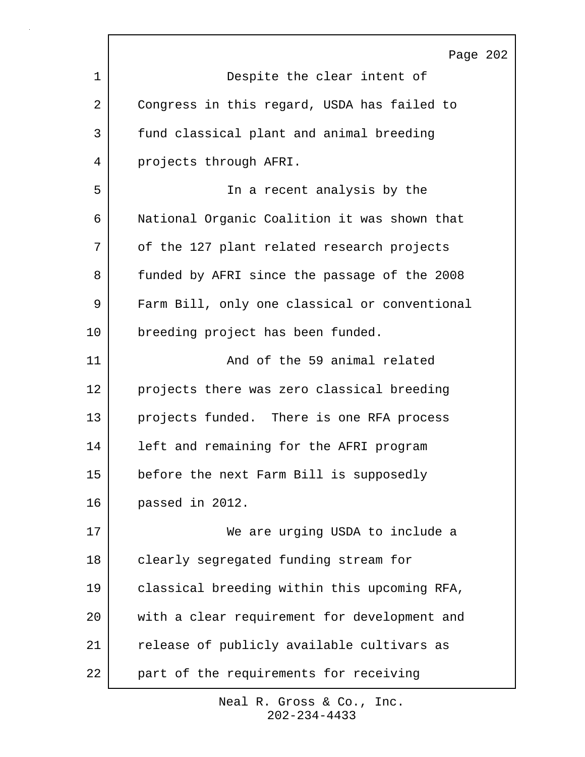Despite the clear intent of Congress in this regard, USDA has failed to fund classical plant and animal breeding projects through AFRI.

In a recent analysis by the National Organic Coalition it was shown that of the 127 plant related research projects funded by AFRI since the passage of the 2008 Farm Bill, only one classical or conventional breeding project has been funded.

And of the 59 animal related projects there was zero classical breeding projects funded. There is one RFA process left and remaining for the AFRI program before the next Farm Bill is supposedly passed in 2012.

We are urging USDA to include a clearly segregated funding stream for classical breeding within this upcoming RFA, with a clear requirement for development and release of publicly available cultivars as part of the requirements for receiving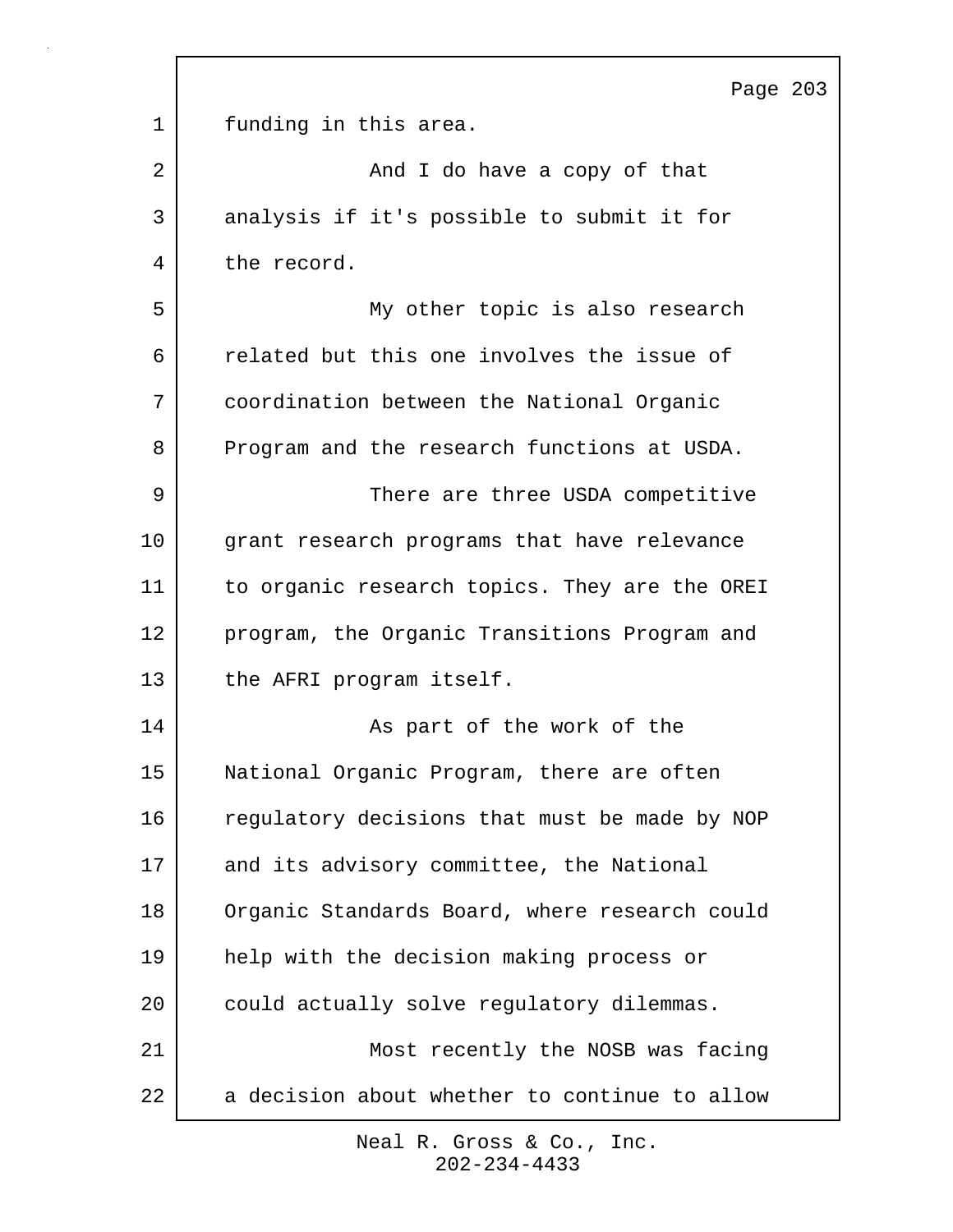funding in this area.

And I do have a copy of that analysis if it's possible to submit it for the record.

My other topic is also research related but this one involves the issue of coordination between the National Organic Program and the research functions at USDA.

There are three USDA competitive grant research programs that have relevance to organic research topics. They are the OREI program, the Organic Transitions Program and the AFRI program itself.

As part of the work of the National Organic Program, there are often regulatory decisions that must be made by NOP and its advisory committee, the National Organic Standards Board, where research could help with the decision making process or could actually solve regulatory dilemmas.

Most recently the NOSB was facing a decision about whether to continue to allow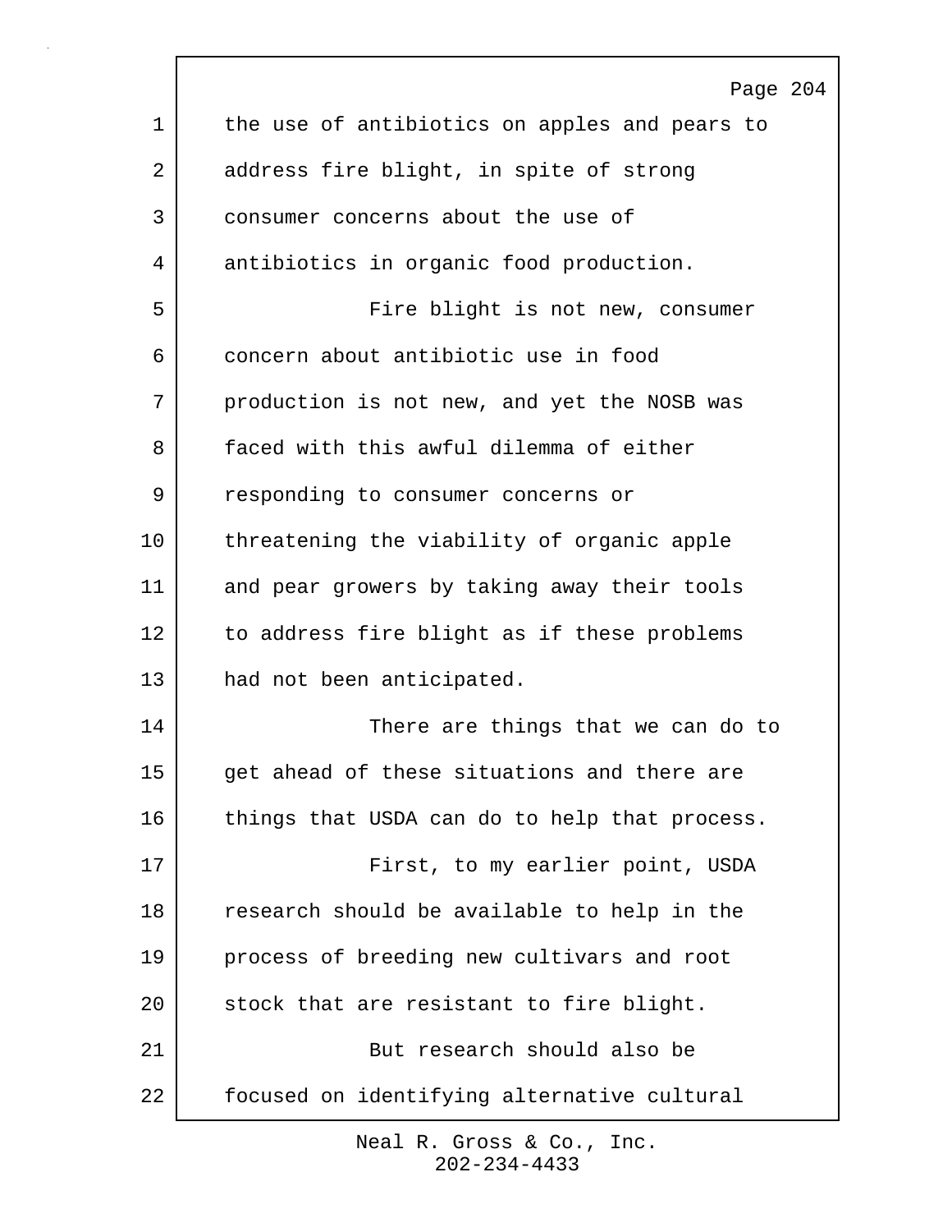the use of antibiotics on apples and pears to address fire blight, in spite of strong consumer concerns about the use of antibiotics in organic food production.

Fire blight is not new, consumer concern about antibiotic use in food production is not new, and yet the NOSB was faced with this awful dilemma of either responding to consumer concerns or threatening the viability of organic apple and pear growers by taking away their tools to address fire blight as if these problems had not been anticipated.

There are things that we can do to get ahead of these situations and there are things that USDA can do to help that process.

First, to my earlier point, USDA research should be available to help in the process of breeding new cultivars and root stock that are resistant to fire blight.

But research should also be focused on identifying alternative cultural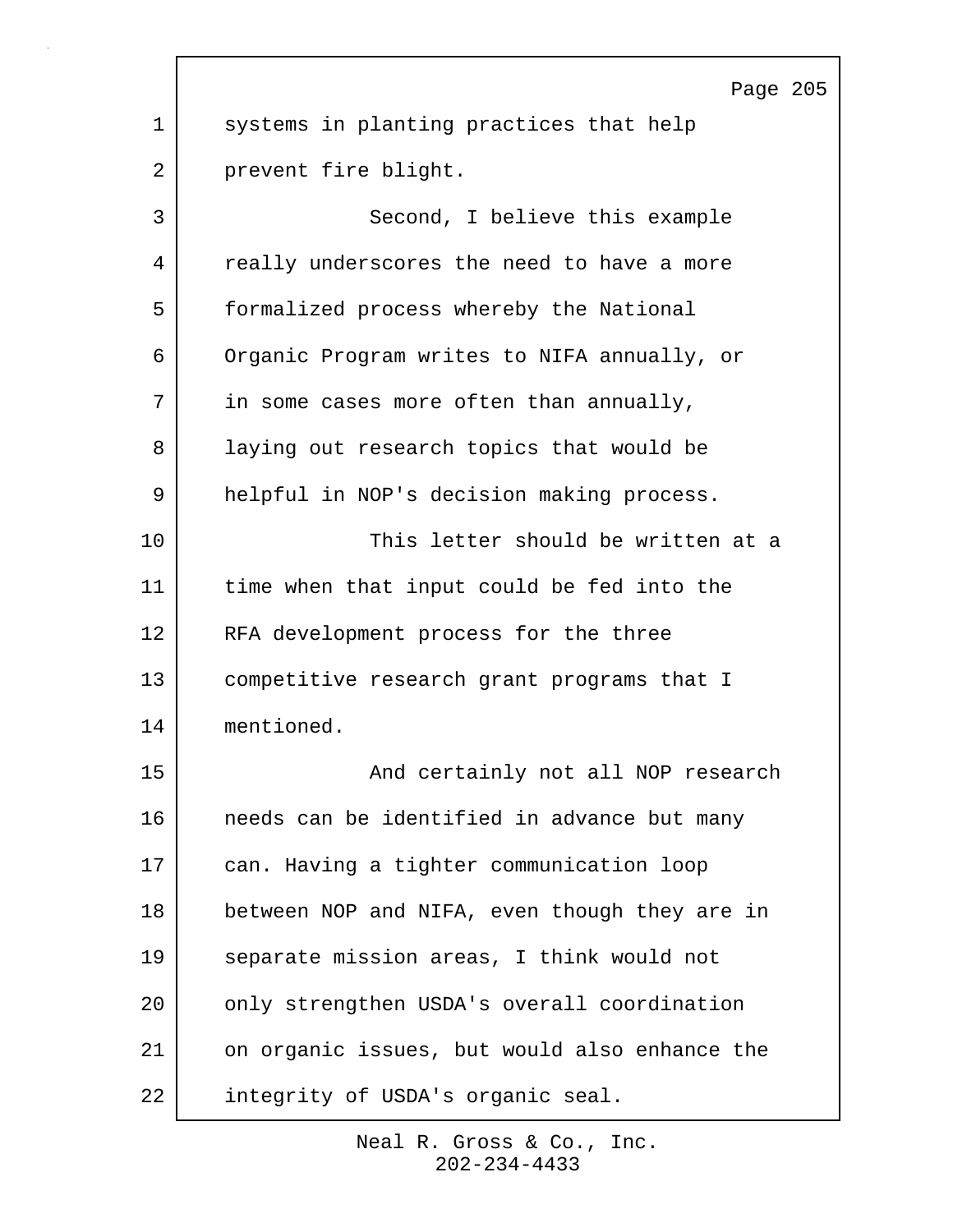systems in planting practices that help prevent fire blight.

Second, I believe this example really underscores the need to have a more formalized process whereby the National Organic Program writes to NIFA annually, or in some cases more often than annually, laying out research topics that would be helpful in NOP's decision making process.

This letter should be written at a time when that input could be fed into the RFA development process for the three competitive research grant programs that I mentioned.

And certainly not all NOP research needs can be identified in advance but many can. Having a tighter communication loop between NOP and NIFA, even though they are in separate mission areas, I think would not only strengthen USDA's overall coordination on organic issues, but would also enhance the integrity of USDA's organic seal.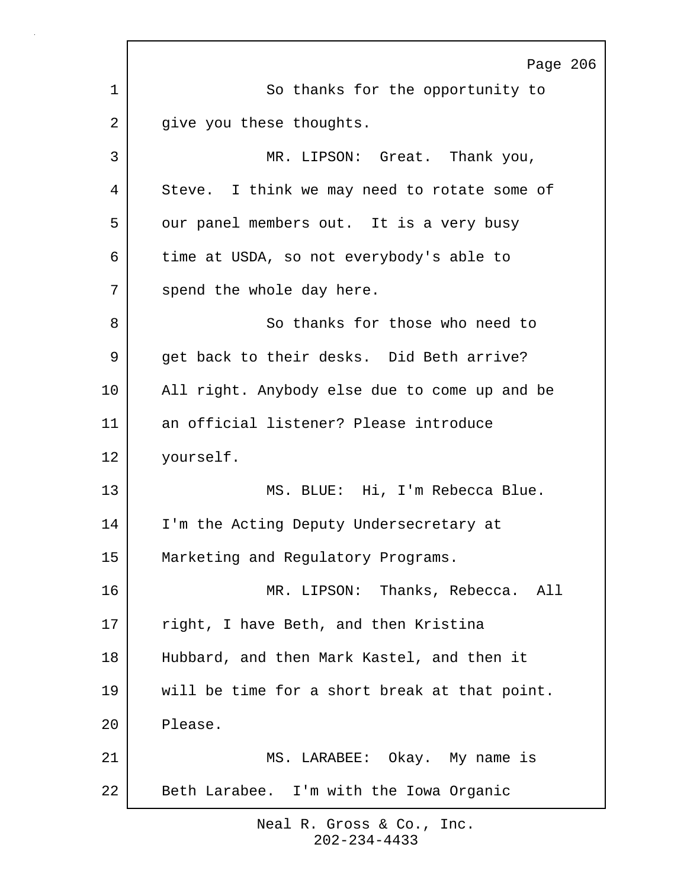So thanks for the opportunity to give you these thoughts.

MR. LIPSON: Great. Thank you, Steve. I think we may need to rotate some of our panel members out. It is a very busy time at USDA, so not everybody's able to spend the whole day here.

So thanks for those who need to get back to their desks. Did Beth arrive? All right. Anybody else due to come up and be an official listener? Please introduce yourself.

MS. BLUE: Hi, I'm Rebecca Blue. I'm the Acting Deputy Undersecretary at Marketing and Regulatory Programs.

MR. LIPSON: Thanks, Rebecca. All right, I have Beth, and then Kristina Hubbard, and then Mark Kastel, and then it will be time for a short break at that point. Please.

MS. LARABEE: Okay. My name is Beth Larabee. I'm with the Iowa Organic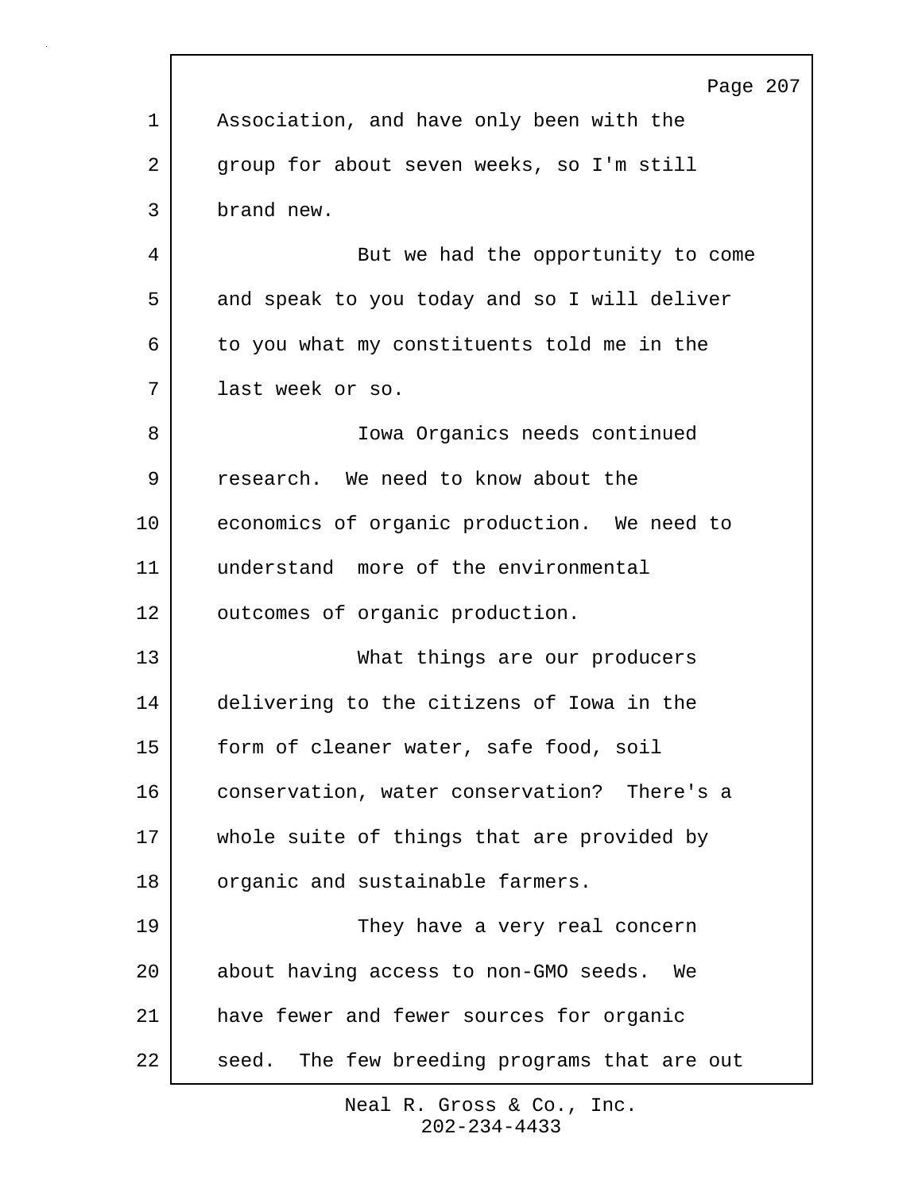Association, and have only been with the group for about seven weeks, so I'm still brand new.

But we had the opportunity to come and speak to you today and so I will deliver to you what my constituents told me in the last week or so.

Iowa Organics needs continued research. We need to know about the economics of organic production. We need to understand more of the environmental outcomes of organic production.

What things are our producers delivering to the citizens of Iowa in the form of cleaner water, safe food, soil conservation, water conservation? There's a whole suite of things that are provided by organic and sustainable farmers.

They have a very real concern about having access to non-GMO seeds. We have fewer and fewer sources for organic seed. The few breeding programs that are out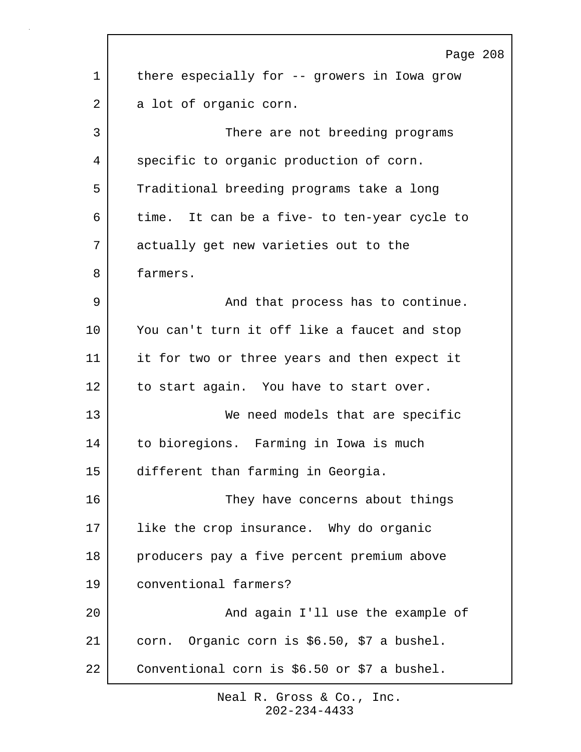there especially for -- growers in Iowa grow a lot of organic corn.

There are not breeding programs specific to organic production of corn. Traditional breeding programs take a long time. It can be a five- to ten-year cycle to actually get new varieties out to the farmers.

And that process has to continue. You can't turn it off like a faucet and stop it for two or three years and then expect it to start again. You have to start over.

We need models that are specific to bioregions. Farming in Iowa is much different than farming in Georgia.

They have concerns about things like the crop insurance. Why do organic producers pay a five percent premium above conventional farmers?

And again I'll use the example of corn. Organic corn is $6.50, $7 a bushel. Conventional corn is $6.50 or $7 a bushel.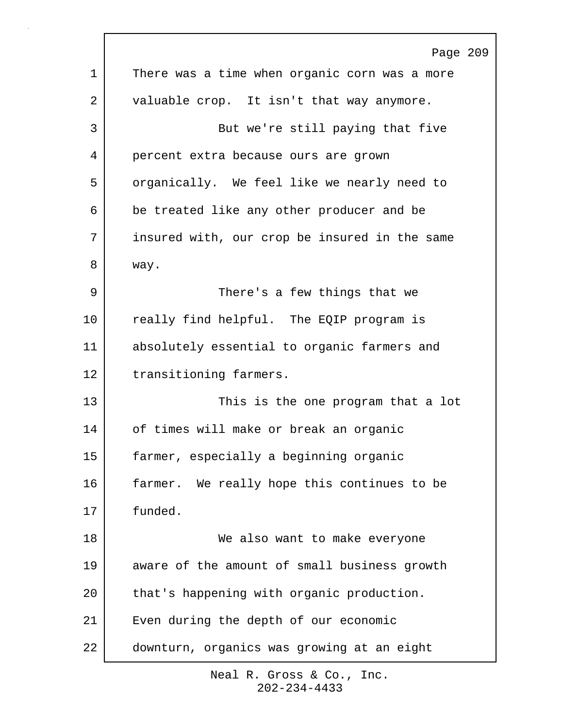There was a time when organic corn was a more valuable crop. It isn't that way anymore.

But we're still paying that five percent extra because ours are grown organically. We feel like we nearly need to be treated like any other producer and be insured with, our crop be insured in the same way.

There's a few things that we really find helpful. The EQIP program is absolutely essential to organic farmers and transitioning farmers.

This is the one program that a lot of times will make or break an organic farmer, especially a beginning organic farmer. We really hope this continues to be funded.

We also want to make everyone aware of the amount of small business growth that's happening with organic production. Even during the depth of our economic downturn, organics was growing at an eight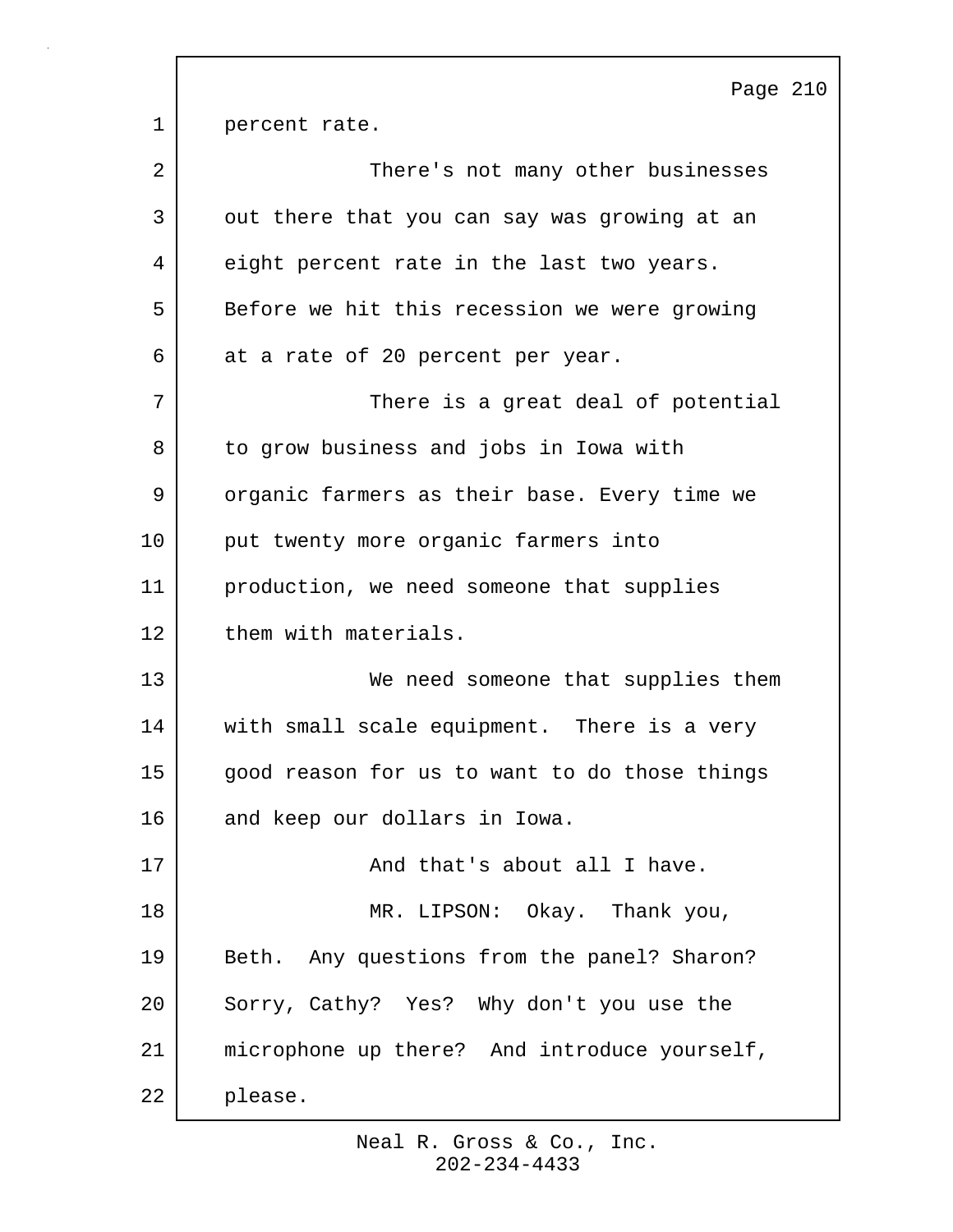percent rate.

There's not many other businesses out there that you can say was growing at an eight percent rate in the last two years. Before we hit this recession we were growing at a rate of 20 percent per year.

There is a great deal of potential to grow business and jobs in Iowa with organic farmers as their base. Every time we put twenty more organic farmers into production, we need someone that supplies them with materials.

We need someone that supplies them with small scale equipment. There is a very good reason for us to want to do those things and keep our dollars in Iowa.

And that's about all I have.

MR. LIPSON: Okay. Thank you, Beth. Any questions from the panel? Sharon? Sorry, Cathy? Yes? Why don't you use the microphone up there? And introduce yourself, please.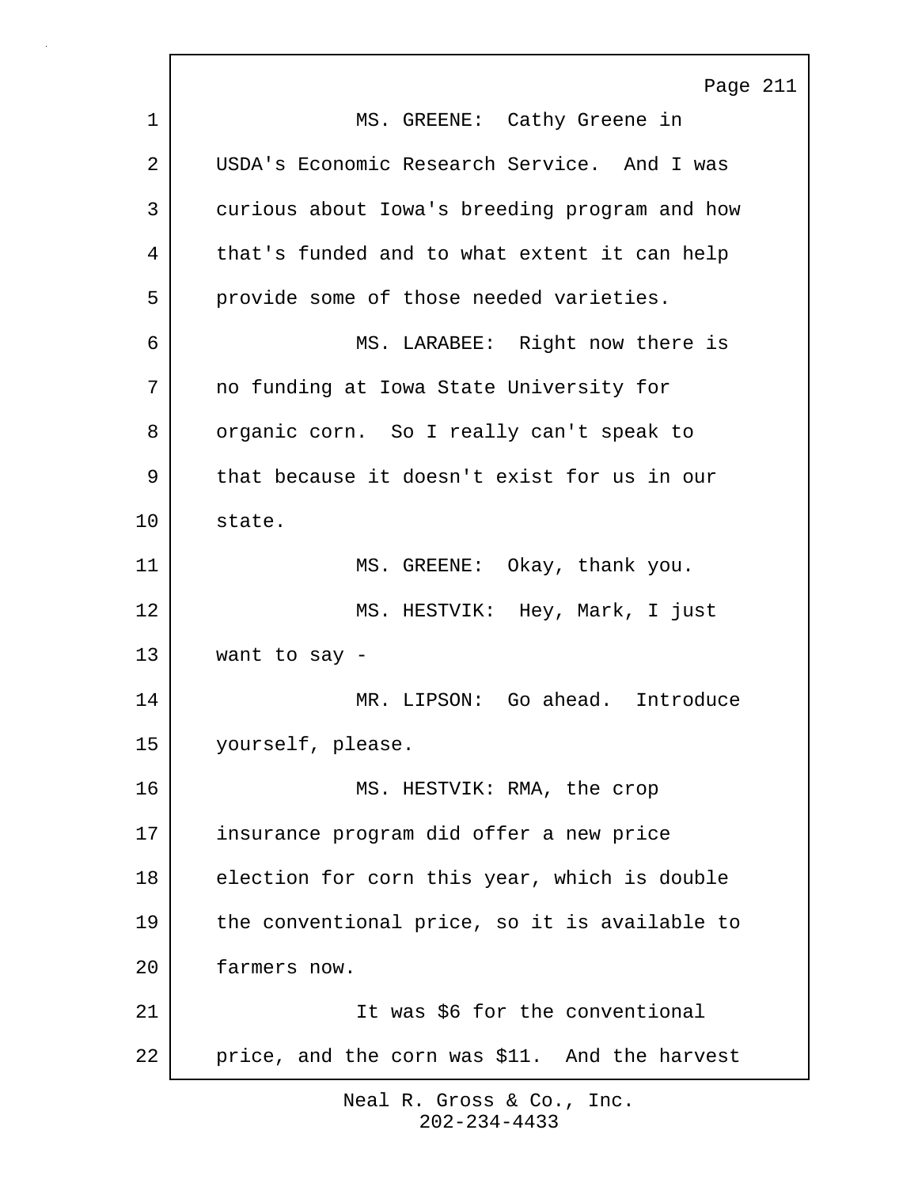MS. GREENE: Cathy Greene in USDA's Economic Research Service. And I was curious about Iowa's breeding program and how that's funded and to what extent it can help provide some of those needed varieties.

MS. LARABEE: Right now there is no funding at Iowa State University for organic corn. So I really can't speak to that because it doesn't exist for us in our state.

MS. GREENE: Okay, thank you.

MS. HESTVIK: Hey, Mark, I just want to say -

MR. LIPSON: Go ahead. Introduce yourself, please.

MS. HESTVIK: RMA, the crop insurance program did offer a new price election for corn this year, which is double the conventional price, so it is available to farmers now.

It was $6 for the conventional price, and the corn was $11. And the harvest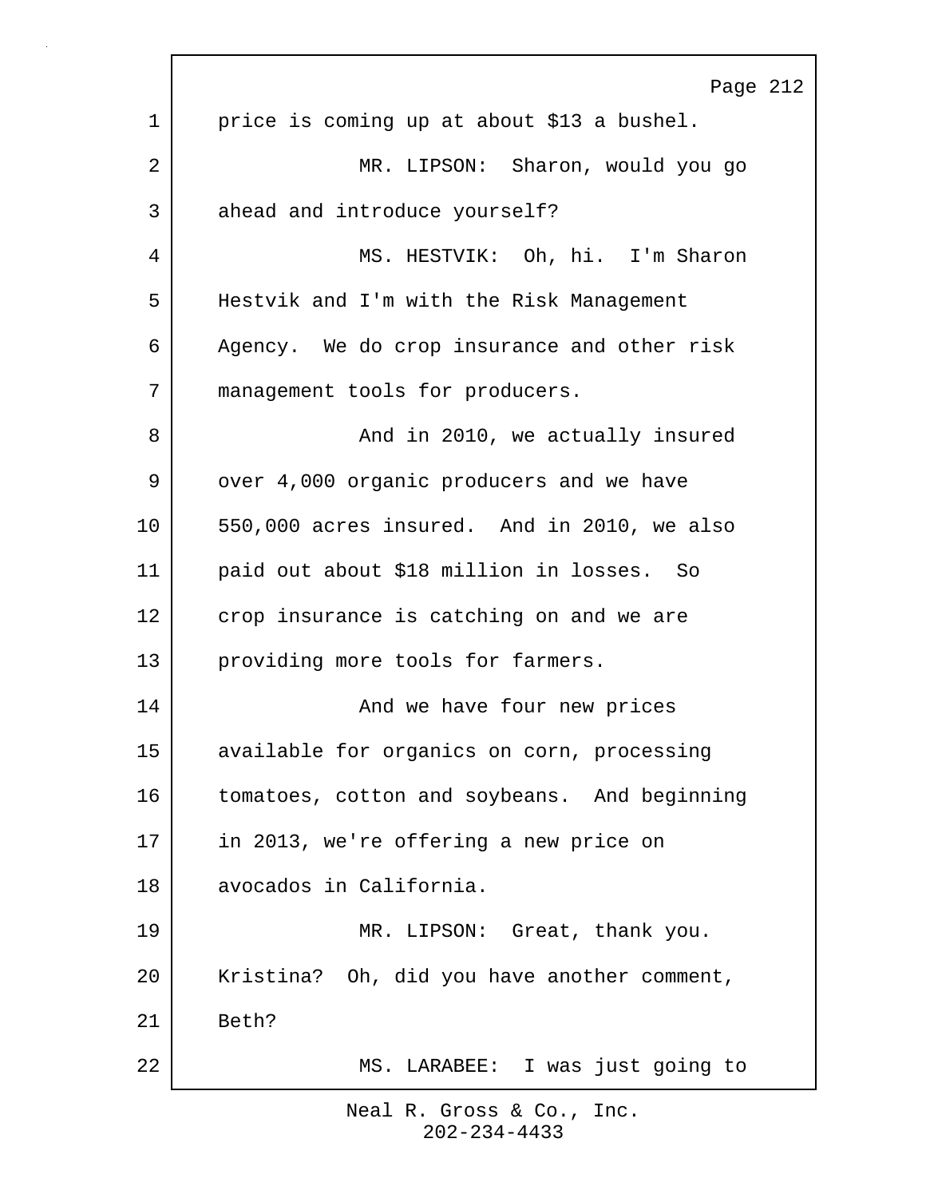price is coming up at about $13 a bushel.

MR. LIPSON: Sharon, would you go ahead and introduce yourself?

MS. HESTVIK: Oh, hi. I'm Sharon Hestvik and I'm with the Risk Management Agency. We do crop insurance and other risk management tools for producers.

And in 2010, we actually insured over 4,000 organic producers and we have 550,000 acres insured. And in 2010, we also paid out about $18 million in losses. So crop insurance is catching on and we are providing more tools for farmers.

And we have four new prices available for organics on corn, processing tomatoes, cotton and soybeans. And beginning in 2013, we're offering a new price on avocados in California.

MR. LIPSON: Great, thank you. Kristina? Oh, did you have another comment, Beth?

MS. LARABEE: I was just going to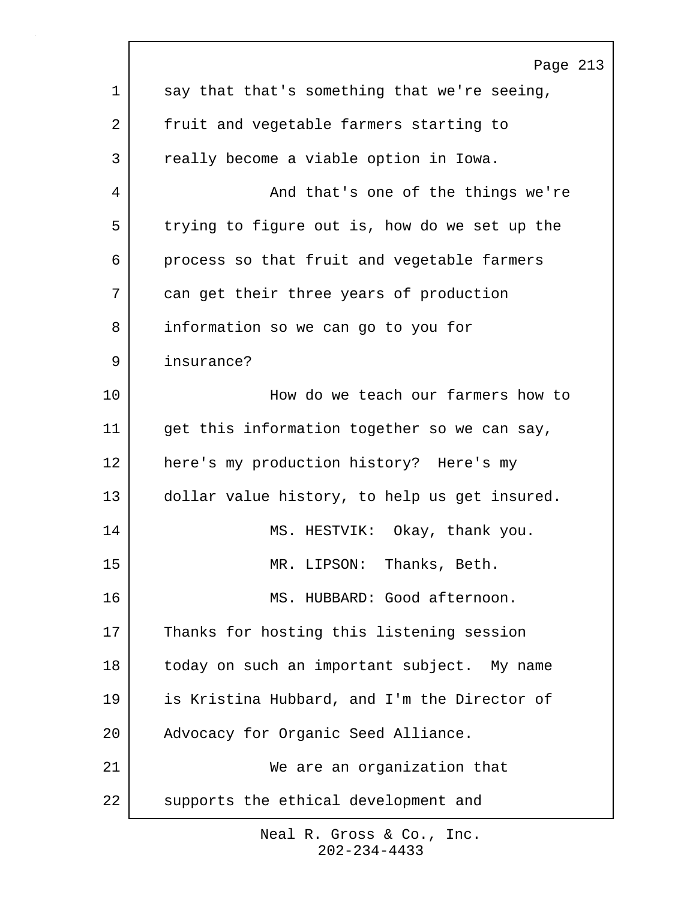say that that's something that we're seeing, fruit and vegetable farmers starting to really become a viable option in Iowa.

And that's one of the things we're trying to figure out is, how do we set up the process so that fruit and vegetable farmers can get their three years of production information so we can go to you for insurance?

How do we teach our farmers how to get this information together so we can say, here's my production history? Here's my dollar value history, to help us get insured.

MS. HESTVIK: Okay, thank you.

MR. LIPSON: Thanks, Beth.

MS. HUBBARD: Good afternoon. Thanks for hosting this listening session today on such an important subject. My name is Kristina Hubbard, and I'm the Director of Advocacy for Organic Seed Alliance.

We are an organization that supports the ethical development and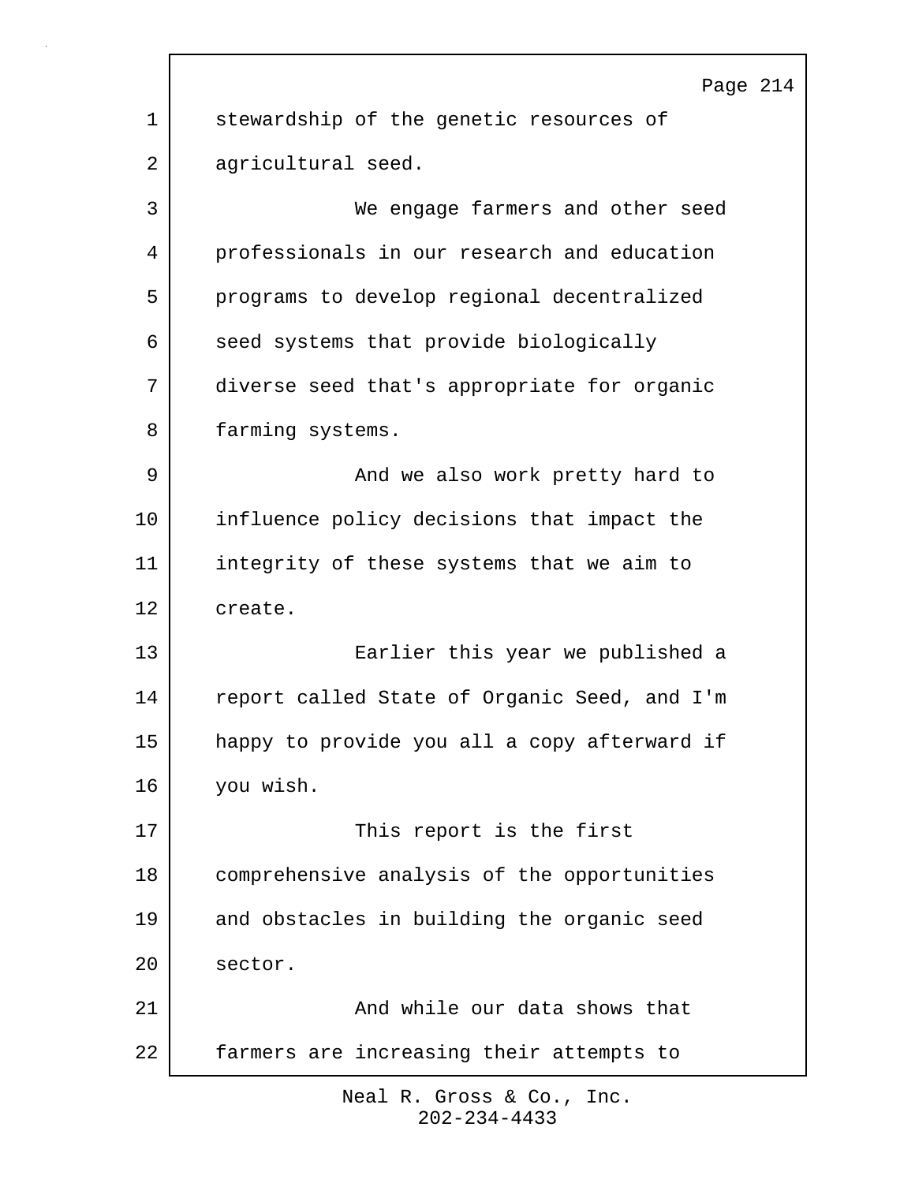stewardship of the genetic resources of agricultural seed.

We engage farmers and other seed professionals in our research and education programs to develop regional decentralized seed systems that provide biologically diverse seed that's appropriate for organic farming systems.

And we also work pretty hard to influence policy decisions that impact the integrity of these systems that we aim to create.

Earlier this year we published a report called State of Organic Seed, and I'm happy to provide you all a copy afterward if you wish.

This report is the first comprehensive analysis of the opportunities and obstacles in building the organic seed sector.

And while our data shows that farmers are increasing their attempts to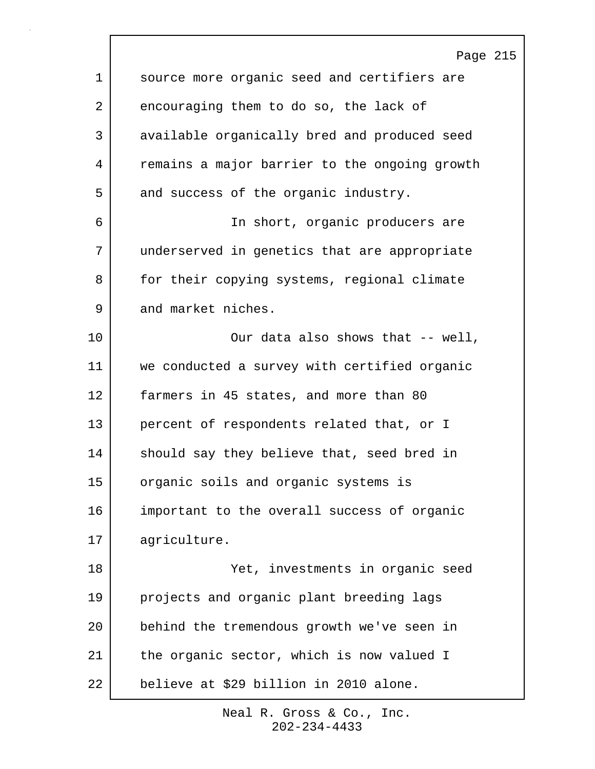source more organic seed and certifiers are encouraging them to do so, the lack of available organically bred and produced seed remains a major barrier to the ongoing growth and success of the organic industry.

In short, organic producers are underserved in genetics that are appropriate for their copying systems, regional climate and market niches.

Our data also shows that -- well, we conducted a survey with certified organic farmers in 45 states, and more than 80 percent of respondents related that, or I should say they believe that, seed bred in organic soils and organic systems is important to the overall success of organic agriculture.

Yet, investments in organic seed projects and organic plant breeding lags behind the tremendous growth we've seen in the organic sector, which is now valued I believe at $29 billion in 2010 alone.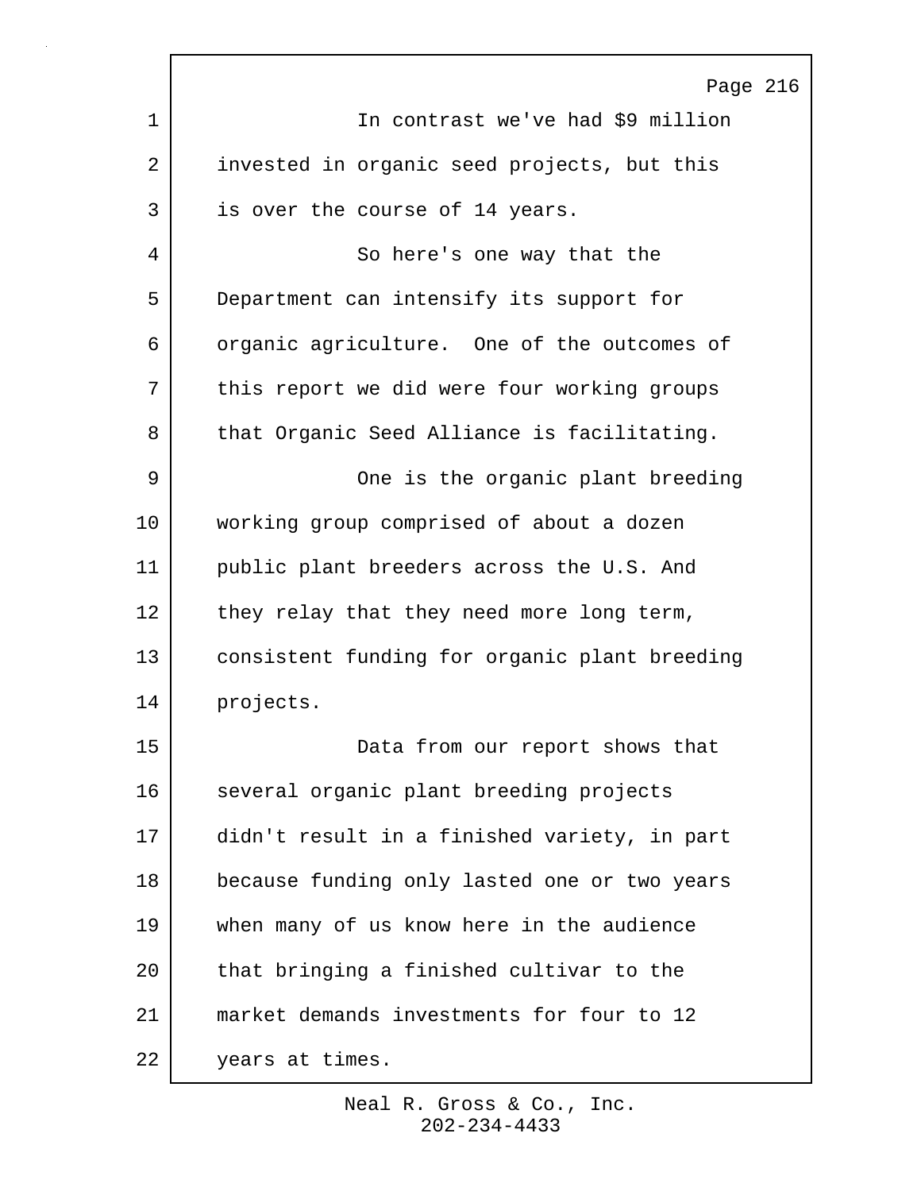In contrast we've had $9 million invested in organic seed projects, but this is over the course of 14 years.

So here's one way that the Department can intensify its support for organic agriculture. One of the outcomes of this report we did were four working groups that Organic Seed Alliance is facilitating.

One is the organic plant breeding working group comprised of about a dozen public plant breeders across the U.S. And they relay that they need more long term, consistent funding for organic plant breeding projects.

Data from our report shows that several organic plant breeding projects didn't result in a finished variety, in part because funding only lasted one or two years when many of us know here in the audience that bringing a finished cultivar to the market demands investments for four to 12 years at times.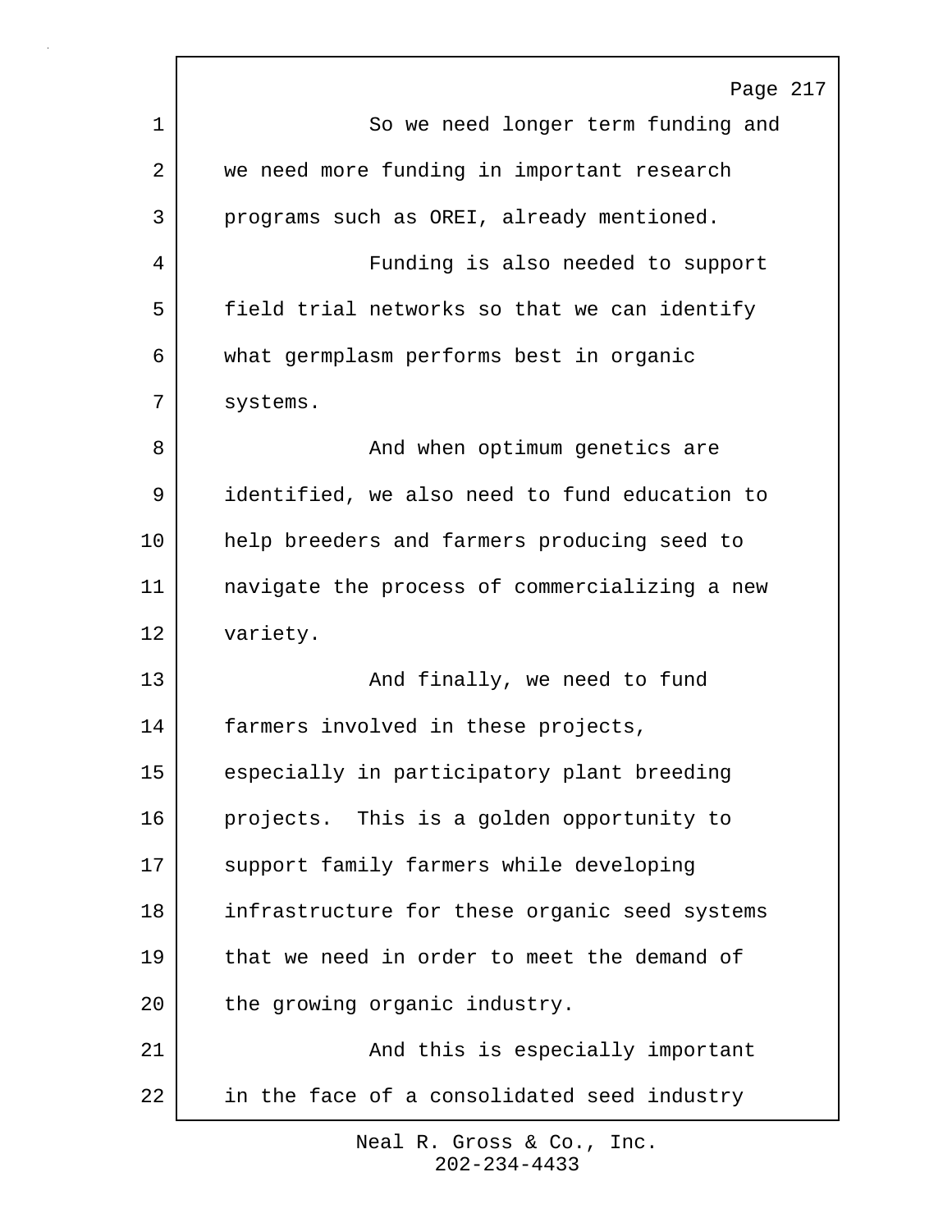So we need longer term funding and we need more funding in important research programs such as OREI, already mentioned.

Funding is also needed to support field trial networks so that we can identify what germplasm performs best in organic systems.

And when optimum genetics are identified, we also need to fund education to help breeders and farmers producing seed to navigate the process of commercializing a new variety.

And finally, we need to fund farmers involved in these projects, especially in participatory plant breeding projects. This is a golden opportunity to support family farmers while developing infrastructure for these organic seed systems that we need in order to meet the demand of the growing organic industry.

And this is especially important in the face of a consolidated seed industry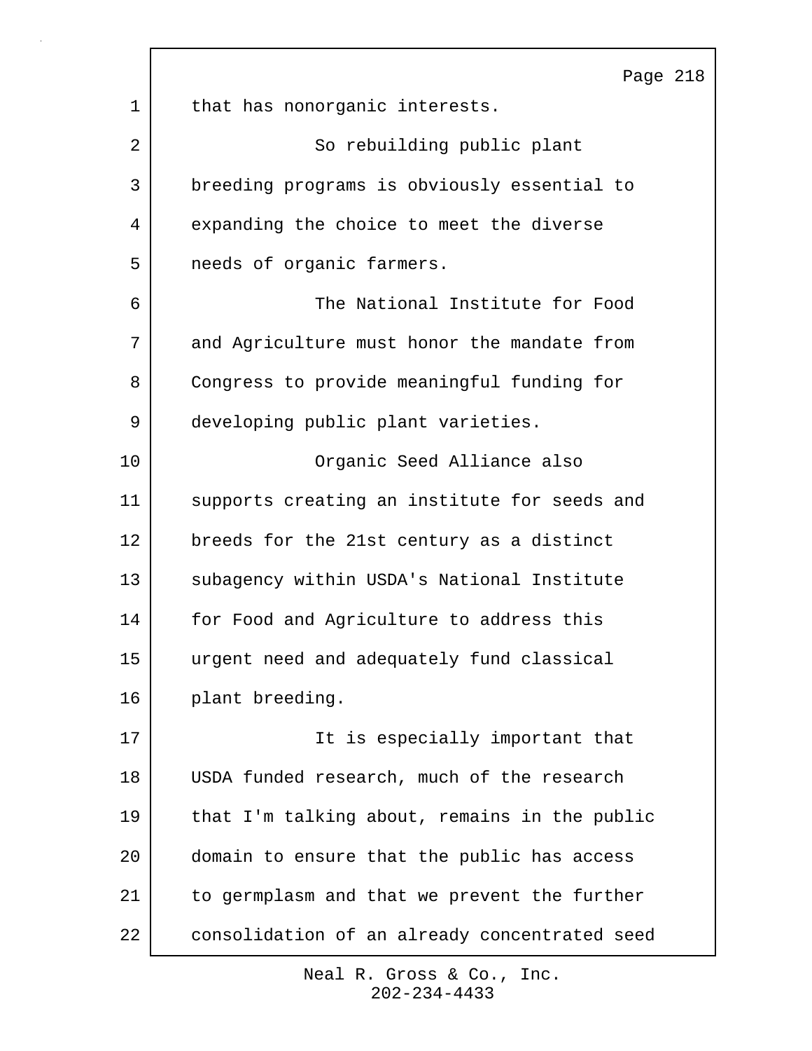that has nonorganic interests.

So rebuilding public plant breeding programs is obviously essential to expanding the choice to meet the diverse needs of organic farmers.

The National Institute for Food and Agriculture must honor the mandate from Congress to provide meaningful funding for developing public plant varieties.

Organic Seed Alliance also supports creating an institute for seeds and breeds for the 21st century as a distinct subagency within USDA's National Institute for Food and Agriculture to address this urgent need and adequately fund classical plant breeding.

It is especially important that USDA funded research, much of the research that I'm talking about, remains in the public domain to ensure that the public has access to germplasm and that we prevent the further consolidation of an already concentrated seed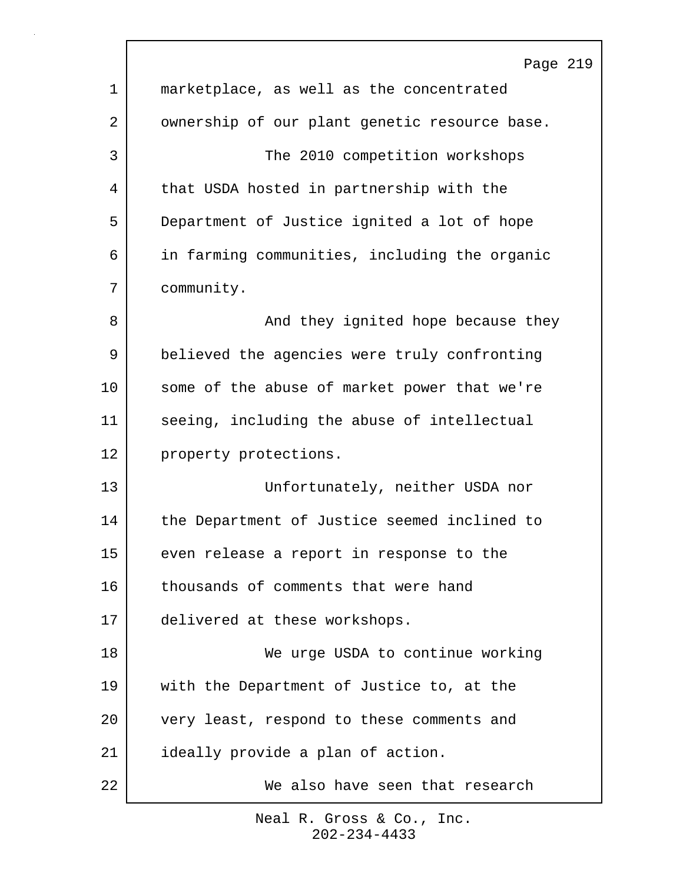marketplace, as well as the concentrated ownership of our plant genetic resource base.

The 2010 competition workshops that USDA hosted in partnership with the Department of Justice ignited a lot of hope in farming communities, including the organic community.

And they ignited hope because they believed the agencies were truly confronting some of the abuse of market power that we're seeing, including the abuse of intellectual property protections.

Unfortunately, neither USDA nor the Department of Justice seemed inclined to even release a report in response to the thousands of comments that were hand delivered at these workshops.

We urge USDA to continue working with the Department of Justice to, at the very least, respond to these comments and ideally provide a plan of action.

We also have seen that research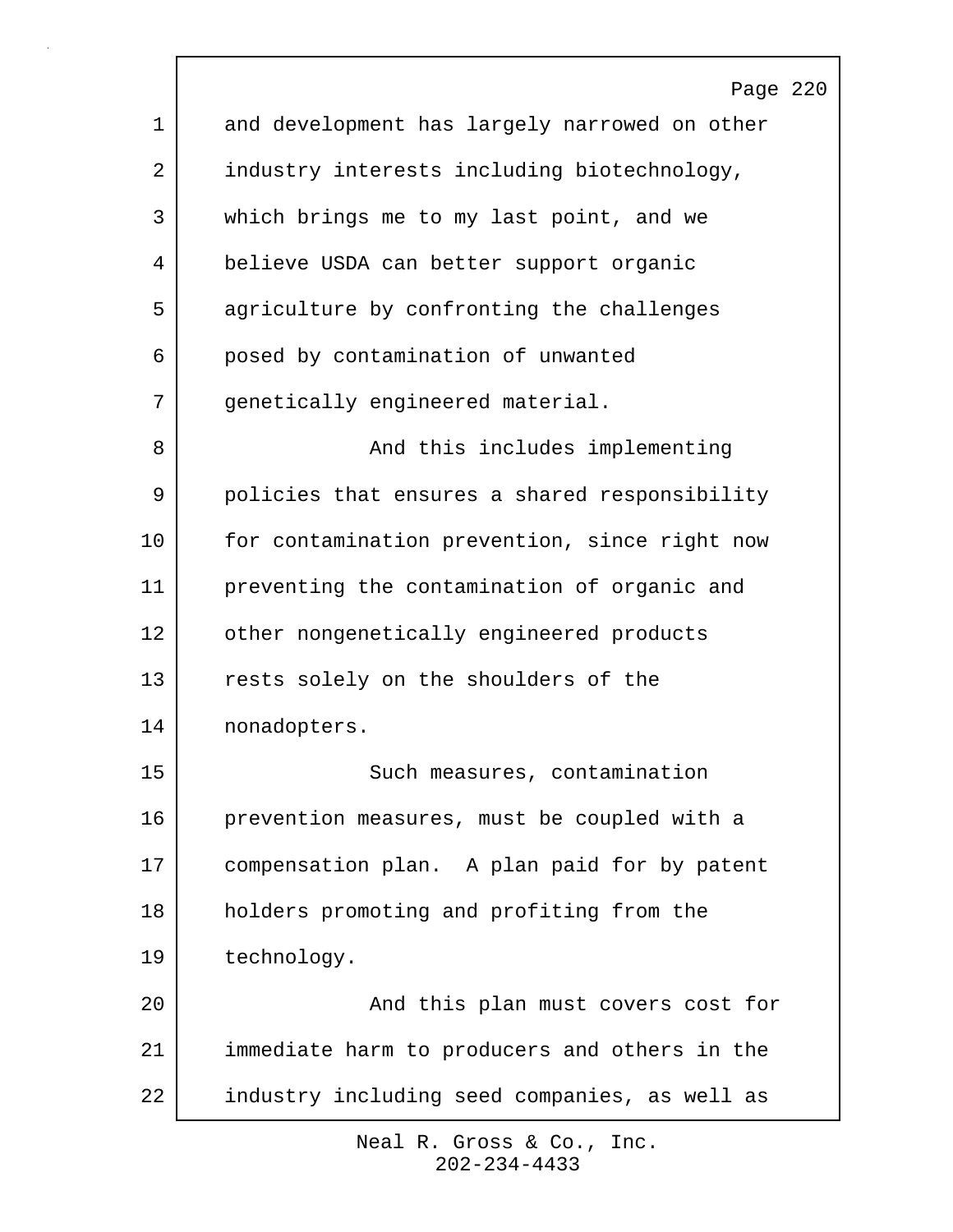and development has largely narrowed on other industry interests including biotechnology, which brings me to my last point, and we believe USDA can better support organic agriculture by confronting the challenges posed by contamination of unwanted genetically engineered material.

And this includes implementing policies that ensures a shared responsibility for contamination prevention, since right now preventing the contamination of organic and other nongenetically engineered products rests solely on the shoulders of the nonadopters.

Such measures, contamination prevention measures, must be coupled with a compensation plan. A plan paid for by patent holders promoting and profiting from the technology.

And this plan must covers cost for immediate harm to producers and others in the industry including seed companies, as well as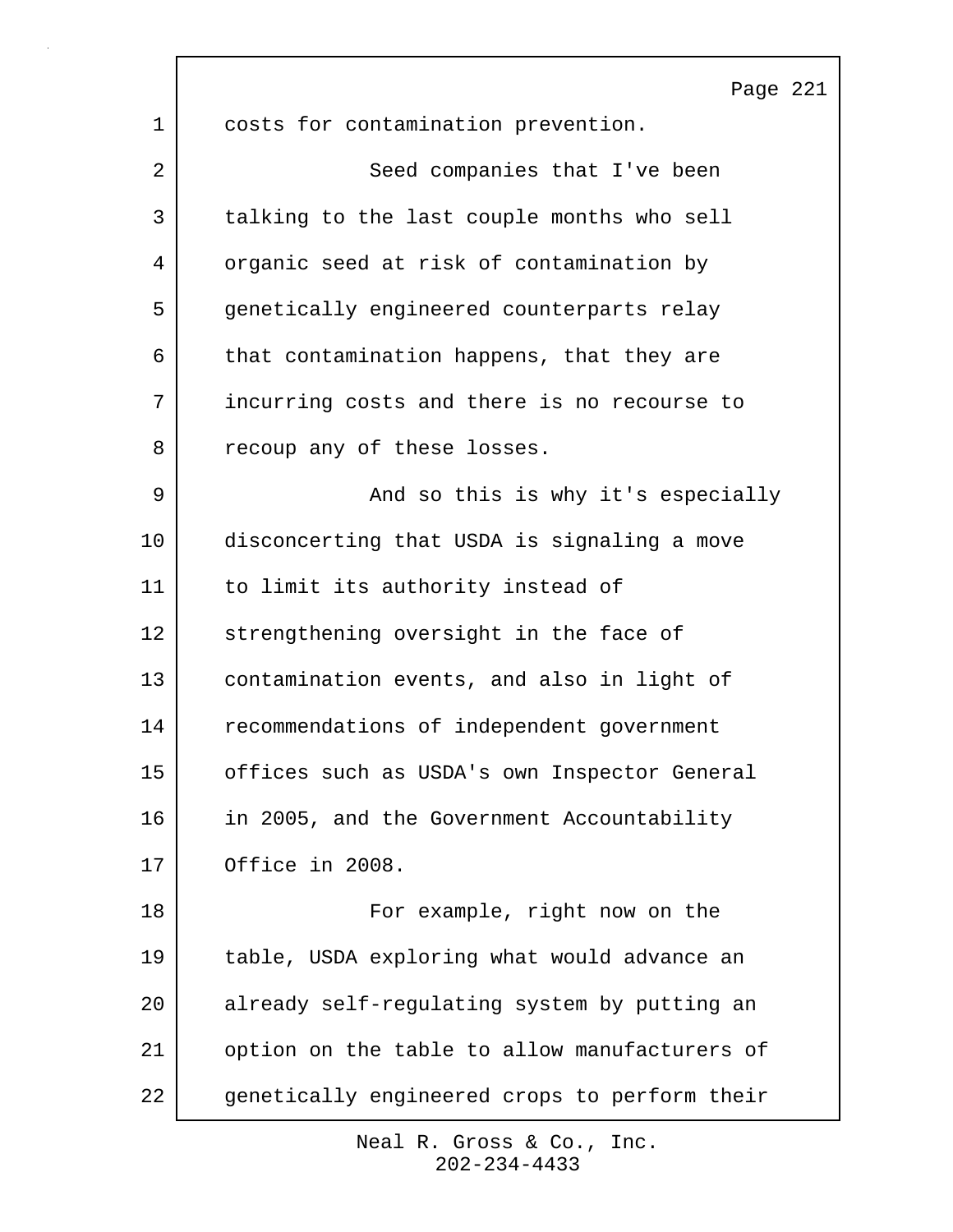costs for contamination prevention.

Seed companies that I've been talking to the last couple months who sell organic seed at risk of contamination by genetically engineered counterparts relay that contamination happens, that they are incurring costs and there is no recourse to recoup any of these losses.

And so this is why it's especially disconcerting that USDA is signaling a move to limit its authority instead of strengthening oversight in the face of contamination events, and also in light of recommendations of independent government offices such as USDA's own Inspector General in 2005, and the Government Accountability Office in 2008.

For example, right now on the table, USDA exploring what would advance an already self-regulating system by putting an option on the table to allow manufacturers of genetically engineered crops to perform their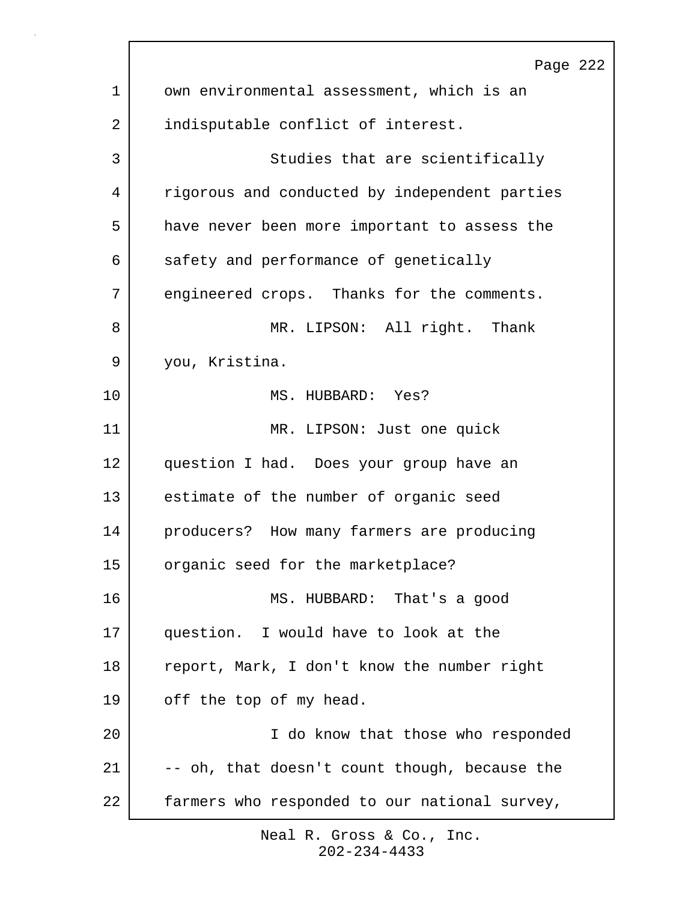own environmental assessment, which is an indisputable conflict of interest.

Studies that are scientifically rigorous and conducted by independent parties have never been more important to assess the safety and performance of genetically engineered crops. Thanks for the comments.

MR. LIPSON: All right. Thank you, Kristina.

MS. HUBBARD: Yes?

MR. LIPSON: Just one quick question I had. Does your group have an estimate of the number of organic seed producers? How many farmers are producing organic seed for the marketplace?

MS. HUBBARD: That's a good question. I would have to look at the report, Mark, I don't know the number right off the top of my head.

I do know that those who responded -- oh, that doesn't count though, because the farmers who responded to our national survey,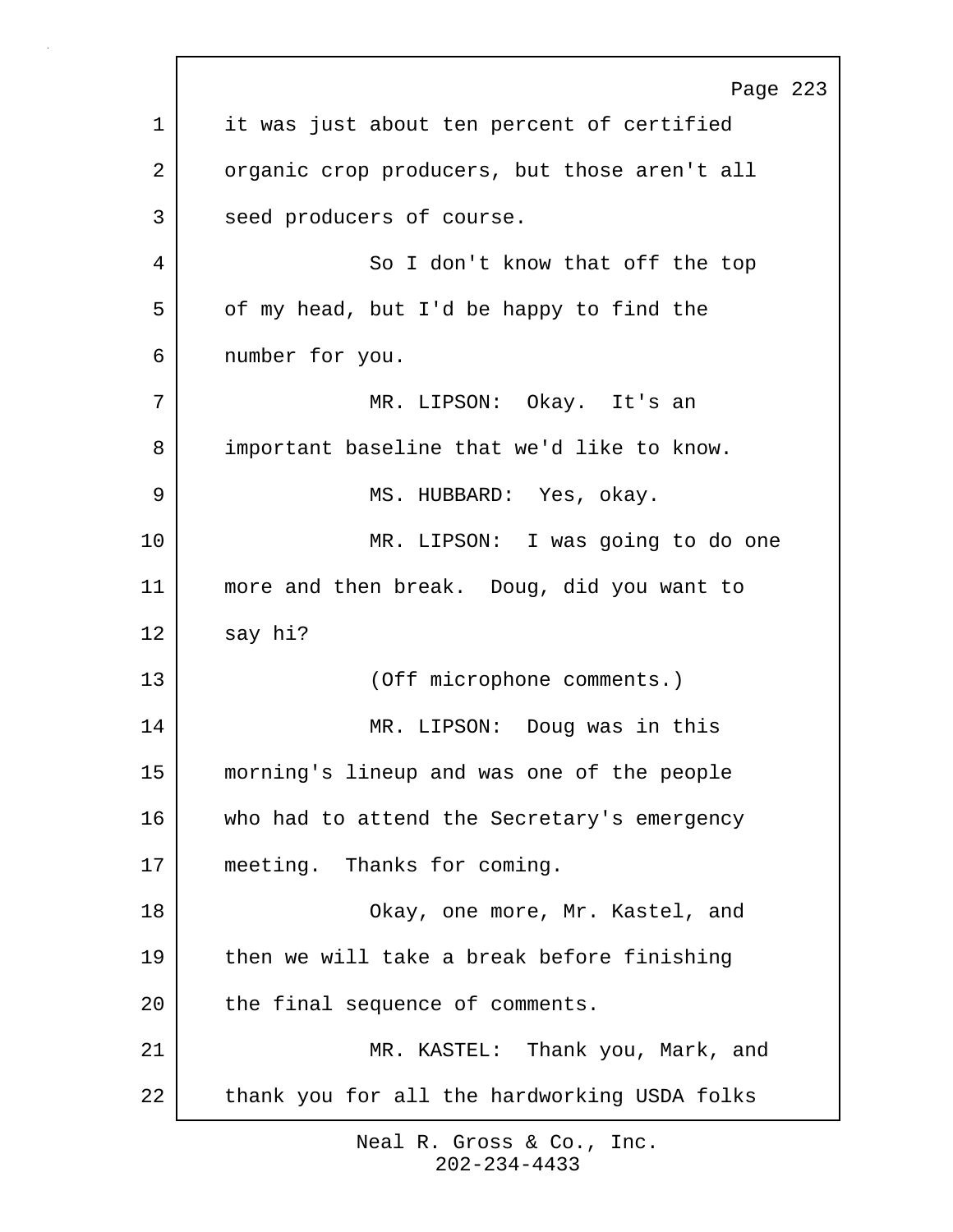it was just about ten percent of certified organic crop producers, but those aren't all seed producers of course.

So I don't know that off the top of my head, but I'd be happy to find the number for you.

MR. LIPSON: Okay. It's an important baseline that we'd like to know.

MS. HUBBARD: Yes, okay.

MR. LIPSON: I was going to do one more and then break. Doug, did you want to say hi?

(Off microphone comments.)

MR. LIPSON: Doug was in this morning's lineup and was one of the people who had to attend the Secretary's emergency meeting. Thanks for coming.

Okay, one more, Mr. Kastel, and then we will take a break before finishing the final sequence of comments.

MR. KASTEL: Thank you, Mark, and thank you for all the hardworking USDA folks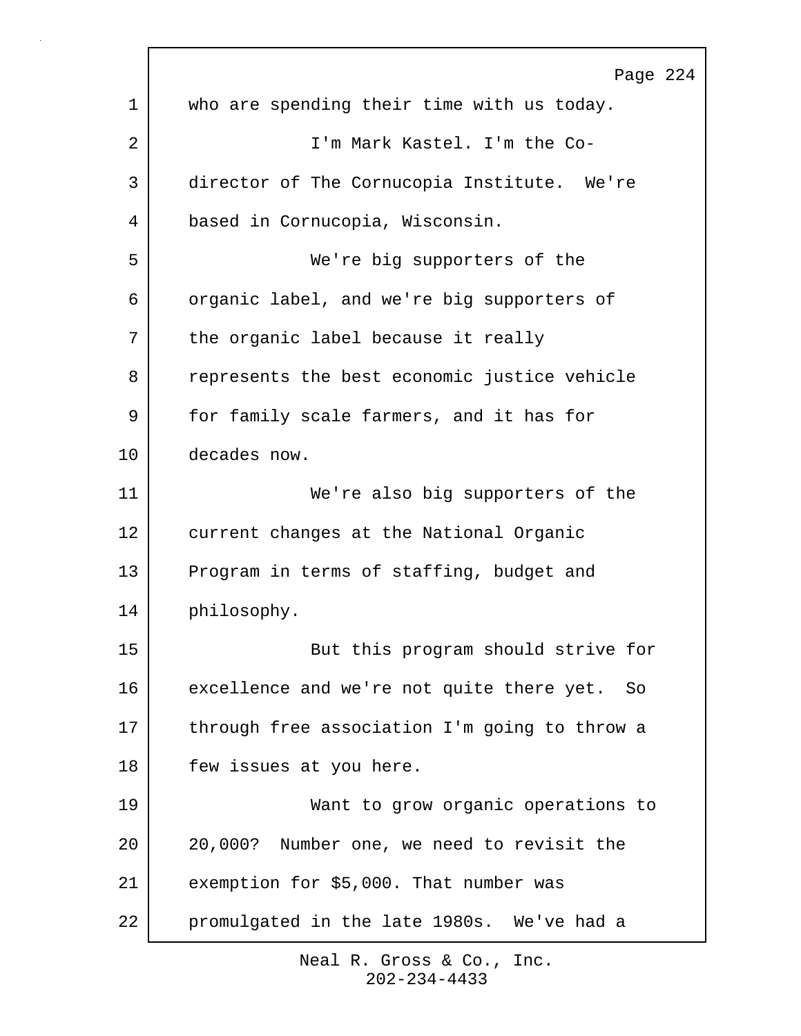who are spending their time with us today.

I'm Mark Kastel. I'm the Co-director of The Cornucopia Institute. We're based in Cornucopia, Wisconsin.

We're big supporters of the organic label, and we're big supporters of the organic label because it really represents the best economic justice vehicle for family scale farmers, and it has for decades now.

We're also big supporters of the current changes at the National Organic Program in terms of staffing, budget and philosophy.

But this program should strive for excellence and we're not quite there yet. So through free association I'm going to throw a few issues at you here.

Want to grow organic operations to 20,000? Number one, we need to revisit the exemption for $5,000. That number was promulgated in the late 1980s. We've had a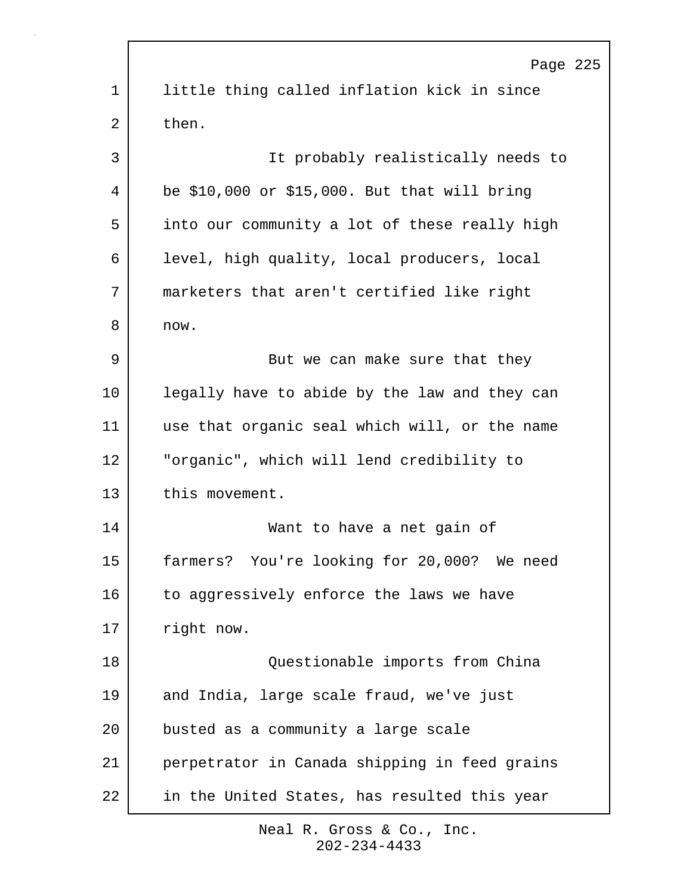little thing called inflation kick in since then.

It probably realistically needs to be $10,000 or $15,000. But that will bring into our community a lot of these really high level, high quality, local producers, local marketers that aren't certified like right now.

But we can make sure that they legally have to abide by the law and they can use that organic seal which will, or the name "organic", which will lend credibility to this movement.

Want to have a net gain of farmers? You're looking for 20,000? We need to aggressively enforce the laws we have right now.

Questionable imports from China and India, large scale fraud, we've just busted as a community a large scale perpetrator in Canada shipping in feed grains in the United States, has resulted this year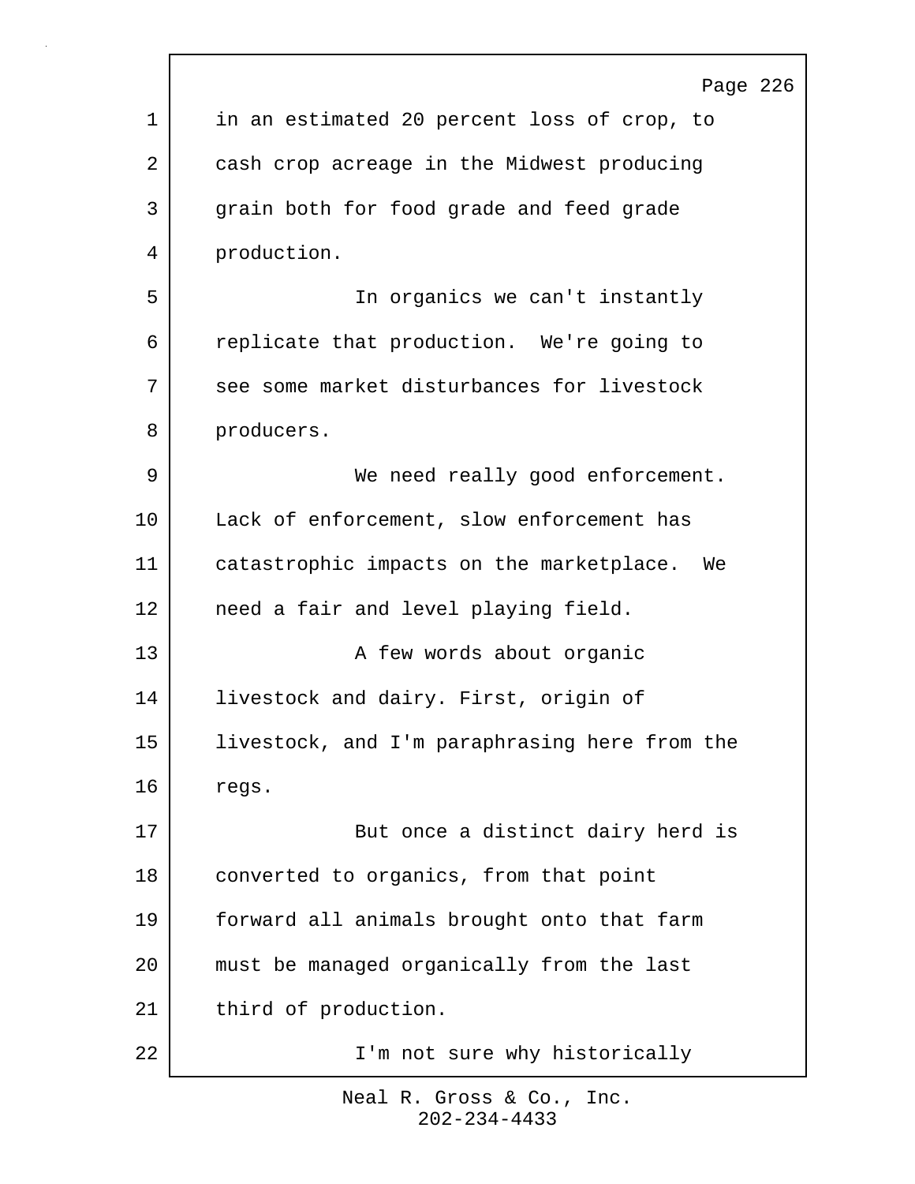in an estimated 20 percent loss of crop, to cash crop acreage in the Midwest producing grain both for food grade and feed grade production.

In organics we can't instantly replicate that production. We're going to see some market disturbances for livestock producers.

We need really good enforcement. Lack of enforcement, slow enforcement has catastrophic impacts on the marketplace. We need a fair and level playing field.

A few words about organic livestock and dairy. First, origin of livestock, and I'm paraphrasing here from the regs.

But once a distinct dairy herd is converted to organics, from that point forward all animals brought onto that farm must be managed organically from the last third of production.

I'm not sure why historically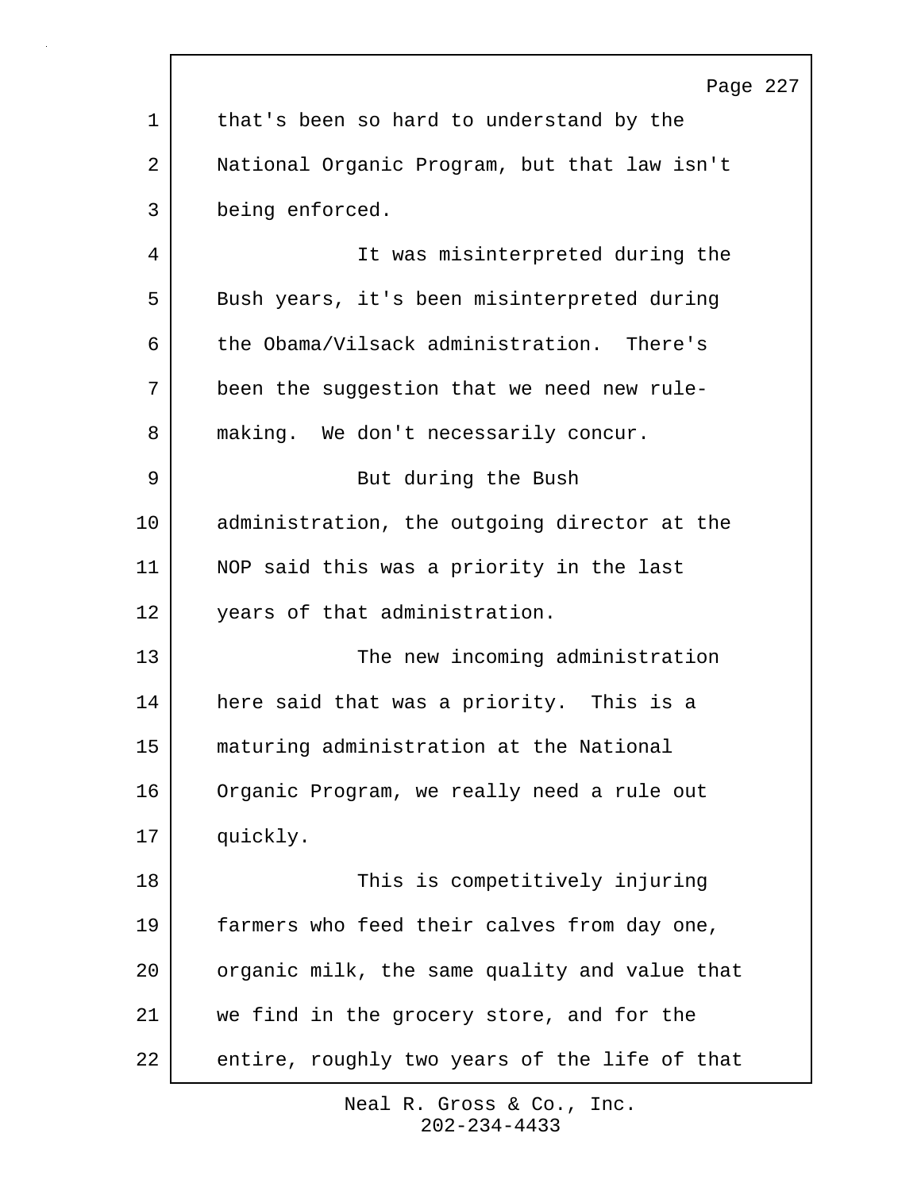that's been so hard to understand by the National Organic Program, but that law isn't being enforced.

It was misinterpreted during the Bush years, it's been misinterpreted during the Obama/Vilsack administration. There's been the suggestion that we need new rule-making. We don't necessarily concur.

But during the Bush administration, the outgoing director at the NOP said this was a priority in the last years of that administration.

The new incoming administration here said that was a priority. This is a maturing administration at the National Organic Program, we really need a rule out quickly.

This is competitively injuring farmers who feed their calves from day one, organic milk, the same quality and value that we find in the grocery store, and for the entire, roughly two years of the life of that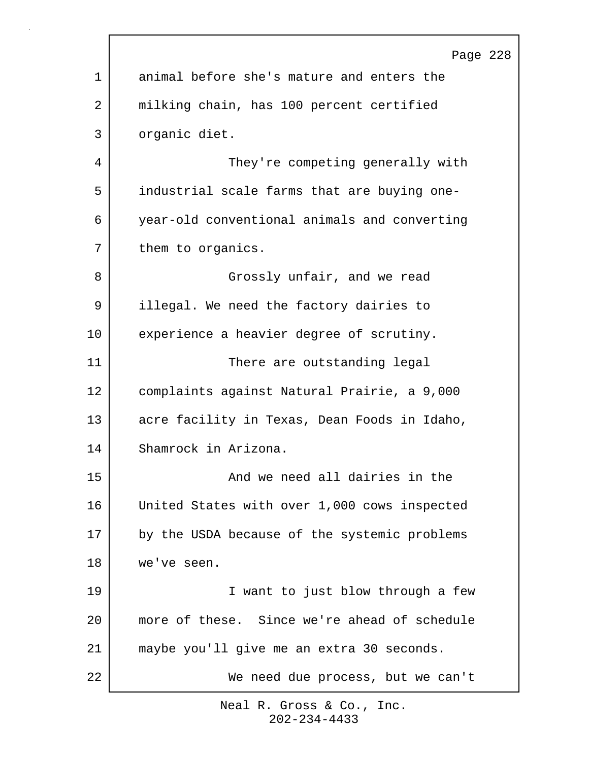animal before she's mature and enters the milking chain, has 100 percent certified organic diet.

They're competing generally with industrial scale farms that are buying one-year-old conventional animals and converting them to organics.

Grossly unfair, and we read illegal. We need the factory dairies to experience a heavier degree of scrutiny.

There are outstanding legal complaints against Natural Prairie, a 9,000 acre facility in Texas, Dean Foods in Idaho, Shamrock in Arizona.

And we need all dairies in the United States with over 1,000 cows inspected by the USDA because of the systemic problems we've seen.

I want to just blow through a few more of these. Since we're ahead of schedule maybe you'll give me an extra 30 seconds.

We need due process, but we can't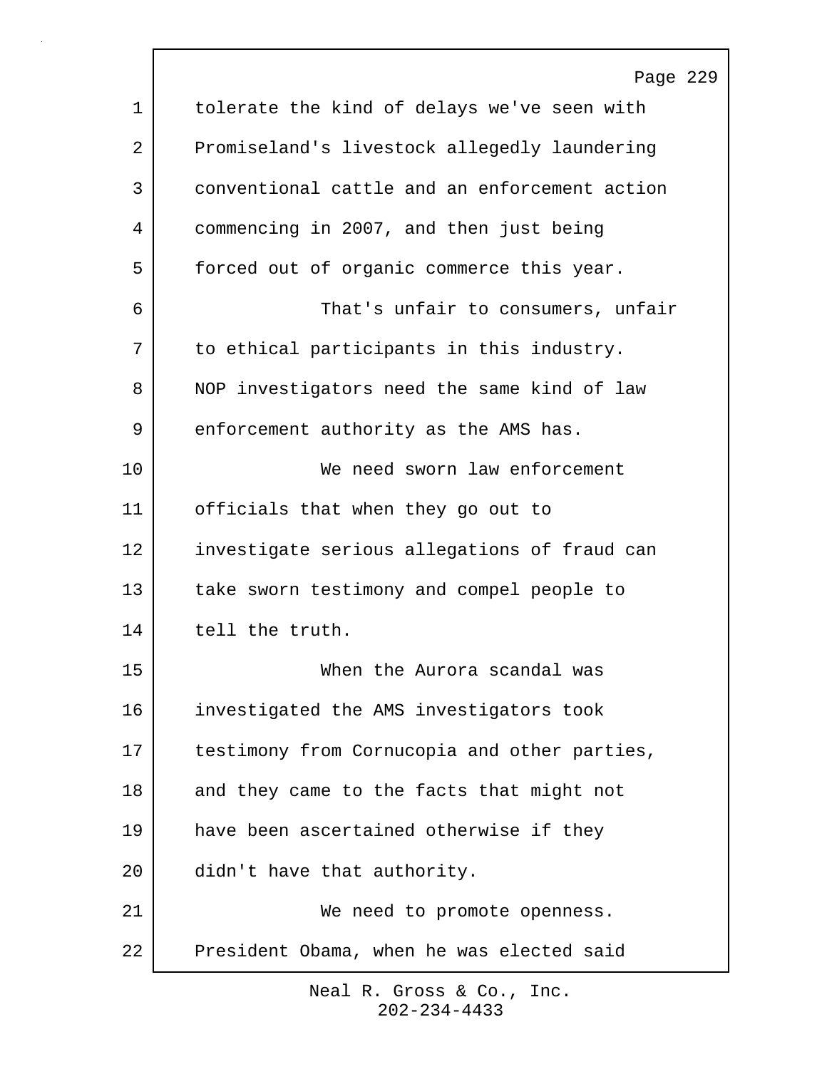tolerate the kind of delays we've seen with Promiseland's livestock allegedly laundering conventional cattle and an enforcement action commencing in 2007, and then just being forced out of organic commerce this year.

That's unfair to consumers, unfair to ethical participants in this industry. NOP investigators need the same kind of law enforcement authority as the AMS has.

We need sworn law enforcement officials that when they go out to investigate serious allegations of fraud can take sworn testimony and compel people to tell the truth.

When the Aurora scandal was investigated the AMS investigators took testimony from Cornucopia and other parties, and they came to the facts that might not have been ascertained otherwise if they didn't have that authority.

We need to promote openness. President Obama, when he was elected said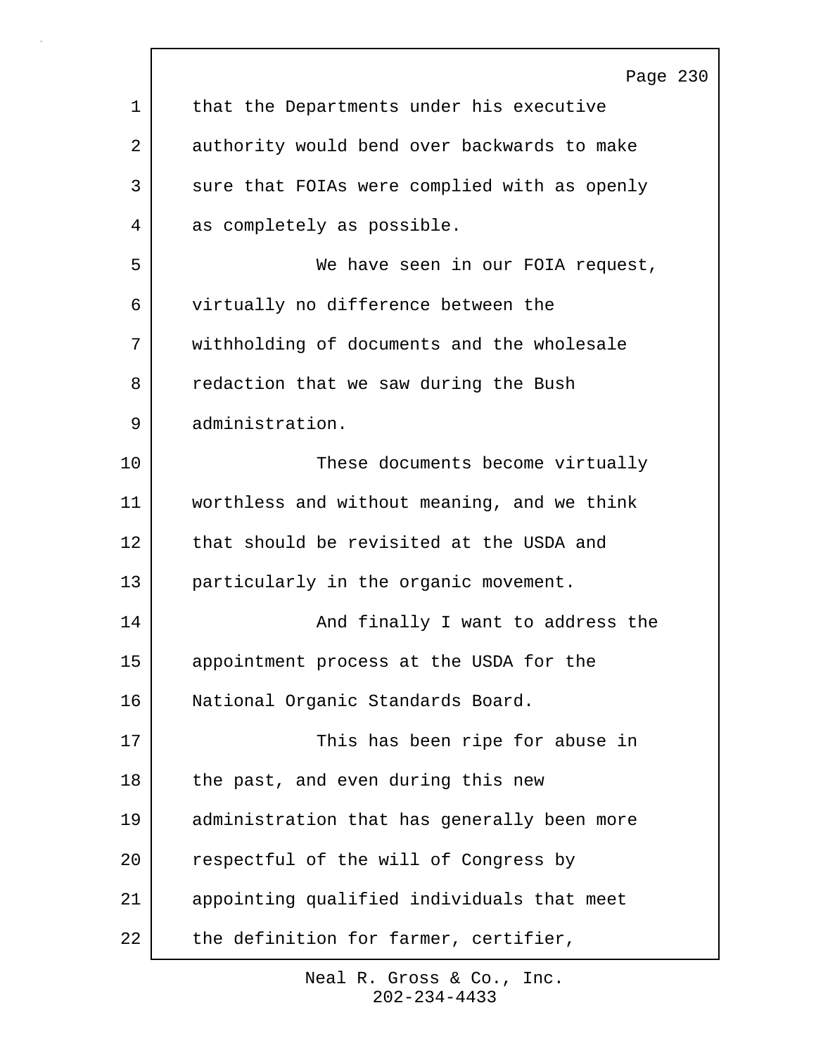that the Departments under his executive authority would bend over backwards to make sure that FOIAs were complied with as openly as completely as possible.

We have seen in our FOIA request, virtually no difference between the withholding of documents and the wholesale redaction that we saw during the Bush administration.

These documents become virtually worthless and without meaning, and we think that should be revisited at the USDA and particularly in the organic movement.

And finally I want to address the appointment process at the USDA for the National Organic Standards Board.

This has been ripe for abuse in the past, and even during this new administration that has generally been more respectful of the will of Congress by appointing qualified individuals that meet the definition for farmer, certifier,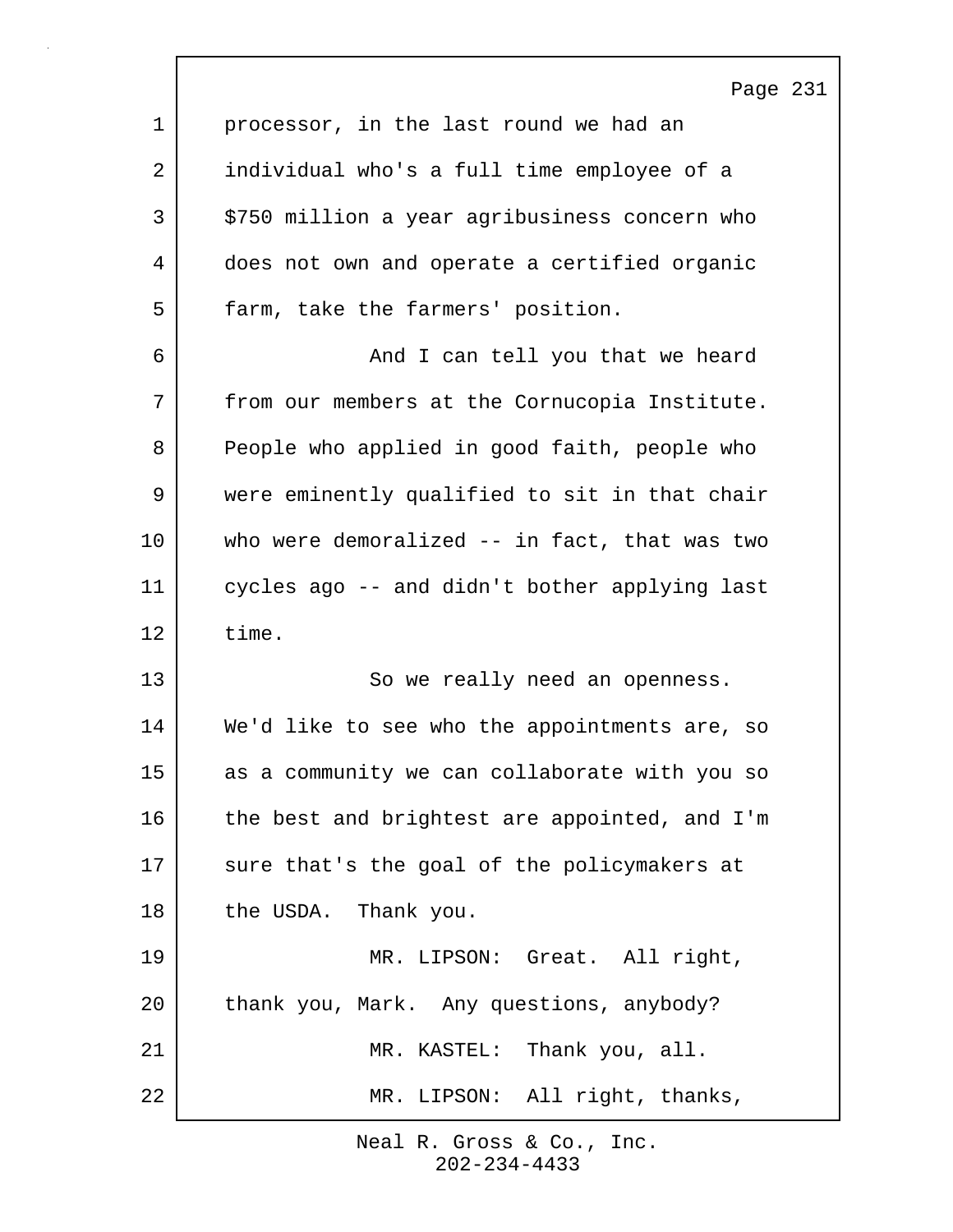processor, in the last round we had an individual who's a full time employee of a $750 million a year agribusiness concern who does not own and operate a certified organic farm, take the farmers' position.

And I can tell you that we heard from our members at the Cornucopia Institute. People who applied in good faith, people who were eminently qualified to sit in that chair who were demoralized -- in fact, that was two cycles ago -- and didn't bother applying last time.

So we really need an openness. We'd like to see who the appointments are, so as a community we can collaborate with you so the best and brightest are appointed, and I'm sure that's the goal of the policymakers at the USDA. Thank you.

MR. LIPSON: Great. All right, thank you, Mark. Any questions, anybody?

MR. KASTEL: Thank you, all.

MR. LIPSON: All right, thanks,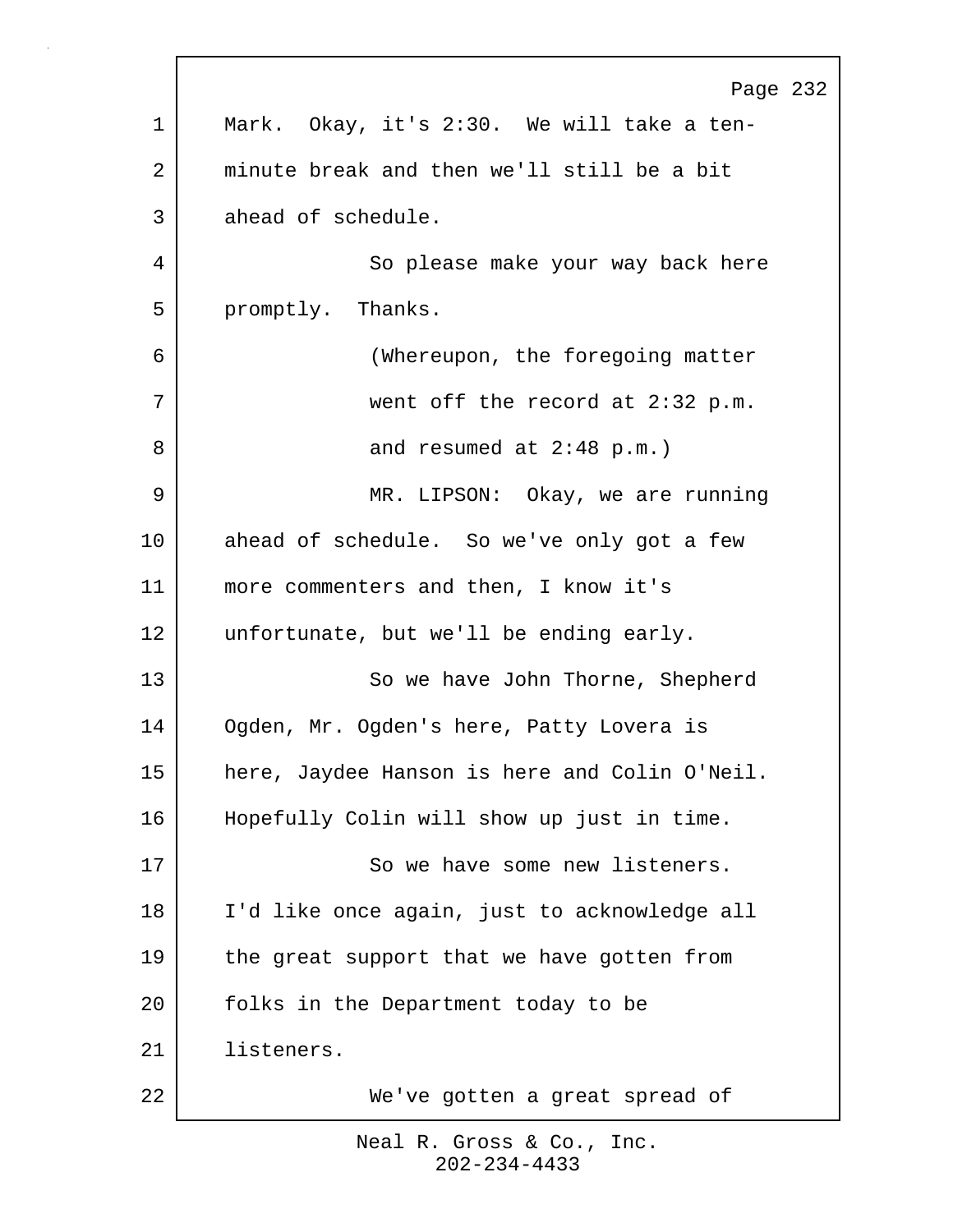Mark. Okay, it's 2:30. We will take a ten-minute break and then we'll still be a bit ahead of schedule.

So please make your way back here promptly. Thanks.

(Whereupon, the foregoing matter went off the record at 2:32 p.m. and resumed at 2:48 p.m.)

MR. LIPSON: Okay, we are running ahead of schedule. So we've only got a few more commenters and then, I know it's unfortunate, but we'll be ending early.

So we have John Thorne, Shepherd Ogden, Mr. Ogden's here, Patty Lovera is here, Jaydee Hanson is here and Colin O'Neil. Hopefully Colin will show up just in time.

So we have some new listeners. I'd like once again, just to acknowledge all the great support that we have gotten from folks in the Department today to be listeners.

We've gotten a great spread of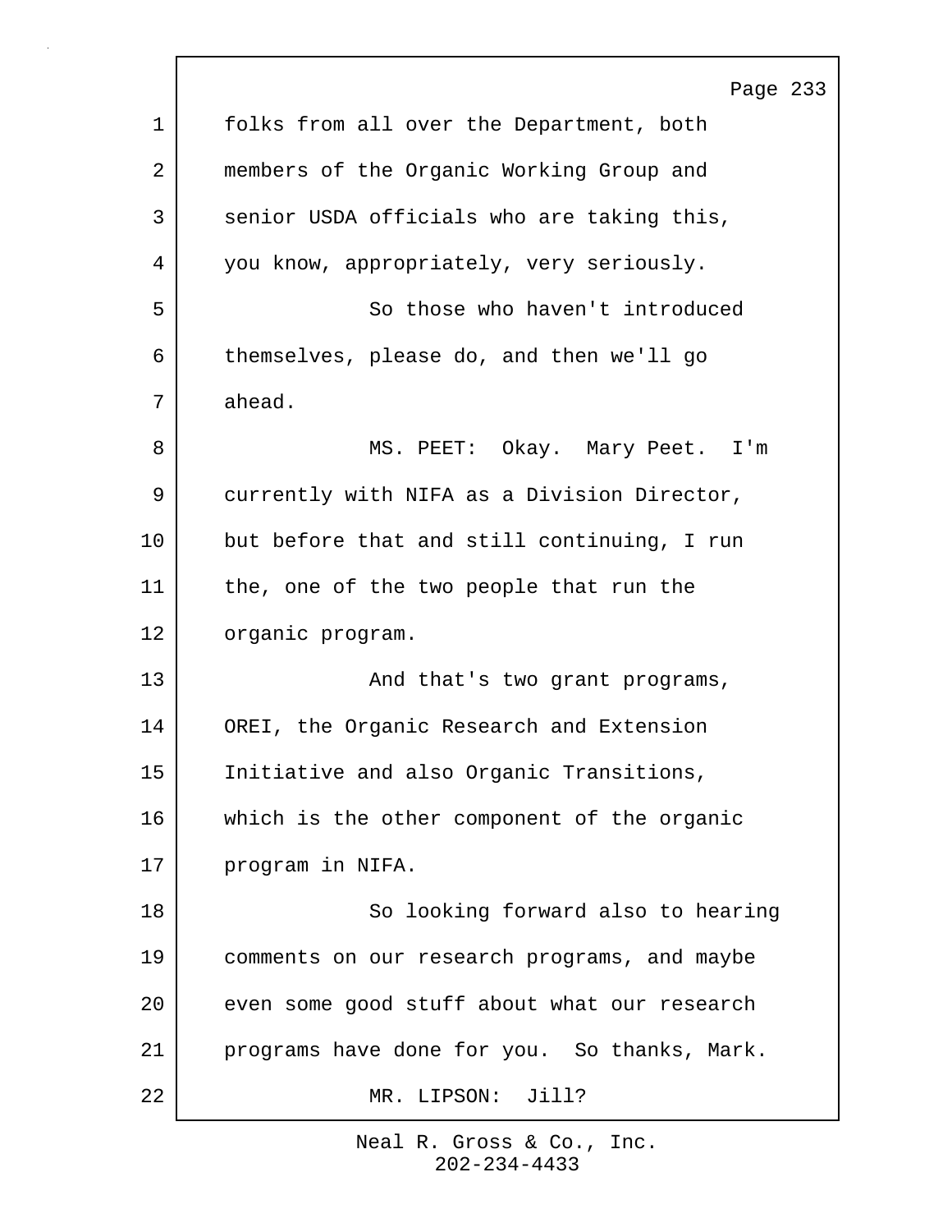folks from all over the Department, both members of the Organic Working Group and senior USDA officials who are taking this, you know, appropriately, very seriously.

So those who haven't introduced themselves, please do, and then we'll go ahead.

MS. PEET: Okay. Mary Peet. I'm currently with NIFA as a Division Director, but before that and still continuing, I run the, one of the two people that run the organic program.

And that's two grant programs, OREI, the Organic Research and Extension Initiative and also Organic Transitions, which is the other component of the organic program in NIFA.

So looking forward also to hearing comments on our research programs, and maybe even some good stuff about what our research programs have done for you. So thanks, Mark.

MR. LIPSON: Jill?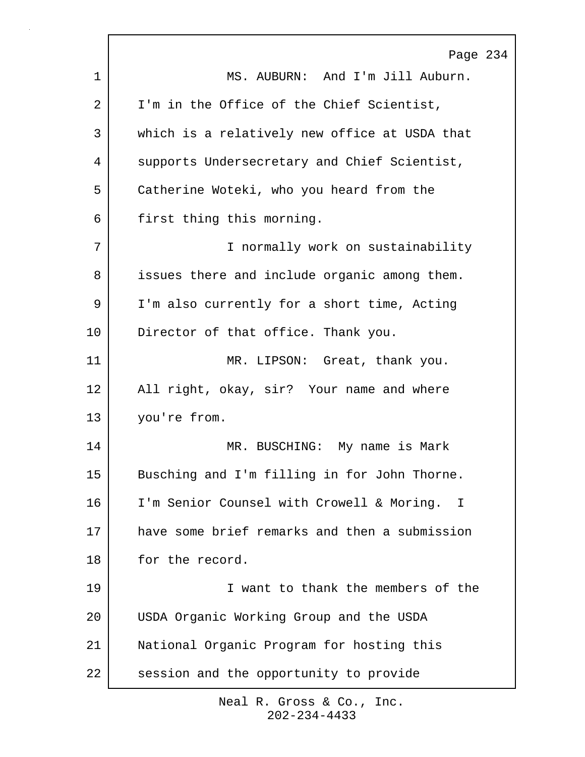MS. AUBURN: And I'm Jill Auburn. I'm in the Office of the Chief Scientist, which is a relatively new office at USDA that supports Undersecretary and Chief Scientist, Catherine Woteki, who you heard from the first thing this morning.

I normally work on sustainability issues there and include organic among them. I'm also currently for a short time, Acting Director of that office. Thank you.

MR. LIPSON: Great, thank you. All right, okay, sir? Your name and where you're from.

MR. BUSCHING: My name is Mark Busching and I'm filling in for John Thorne. I'm Senior Counsel with Crowell & Moring. I have some brief remarks and then a submission for the record.

I want to thank the members of the USDA Organic Working Group and the USDA National Organic Program for hosting this session and the opportunity to provide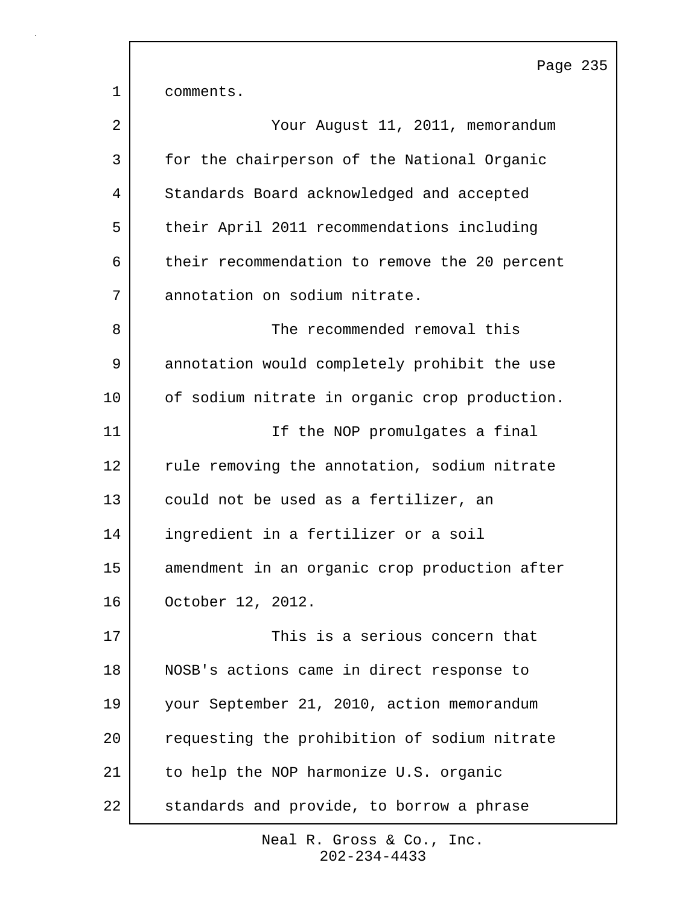comments.

Your August 11, 2011, memorandum for the chairperson of the National Organic Standards Board acknowledged and accepted their April 2011 recommendations including their recommendation to remove the 20 percent annotation on sodium nitrate.

The recommended removal this annotation would completely prohibit the use of sodium nitrate in organic crop production.

If the NOP promulgates a final rule removing the annotation, sodium nitrate could not be used as a fertilizer, an ingredient in a fertilizer or a soil amendment in an organic crop production after October 12, 2012.

This is a serious concern that NOSB's actions came in direct response to your September 21, 2010, action memorandum requesting the prohibition of sodium nitrate to help the NOP harmonize U.S. organic standards and provide, to borrow a phrase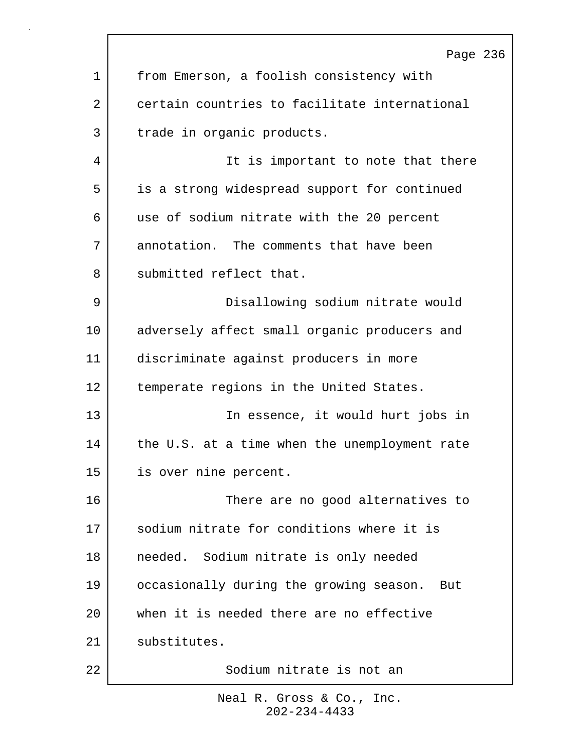from Emerson, a foolish consistency with certain countries to facilitate international trade in organic products.

It is important to note that there is a strong widespread support for continued use of sodium nitrate with the 20 percent annotation. The comments that have been submitted reflect that.

Disallowing sodium nitrate would adversely affect small organic producers and discriminate against producers in more temperate regions in the United States.

In essence, it would hurt jobs in the U.S. at a time when the unemployment rate is over nine percent.

There are no good alternatives to sodium nitrate for conditions where it is needed. Sodium nitrate is only needed occasionally during the growing season. But when it is needed there are no effective substitutes.

Sodium nitrate is not an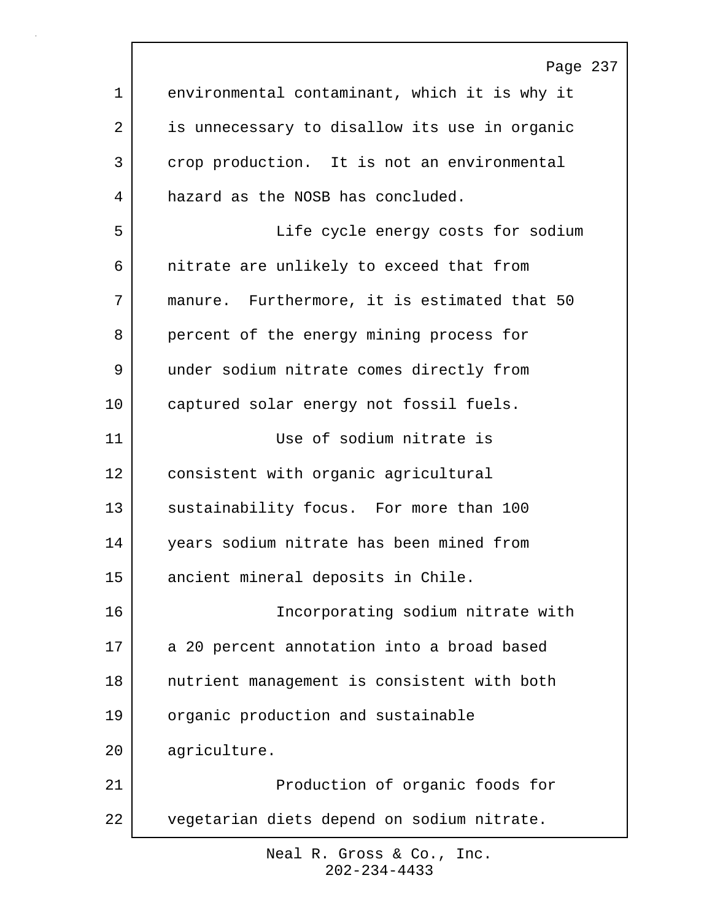environmental contaminant, which it is why it is unnecessary to disallow its use in organic crop production. It is not an environmental hazard as the NOSB has concluded.

Life cycle energy costs for sodium nitrate are unlikely to exceed that from manure. Furthermore, it is estimated that 50 percent of the energy mining process for under sodium nitrate comes directly from captured solar energy not fossil fuels.

Use of sodium nitrate is consistent with organic agricultural sustainability focus. For more than 100 years sodium nitrate has been mined from ancient mineral deposits in Chile.

Incorporating sodium nitrate with a 20 percent annotation into a broad based nutrient management is consistent with both organic production and sustainable agriculture.

Production of organic foods for vegetarian diets depend on sodium nitrate.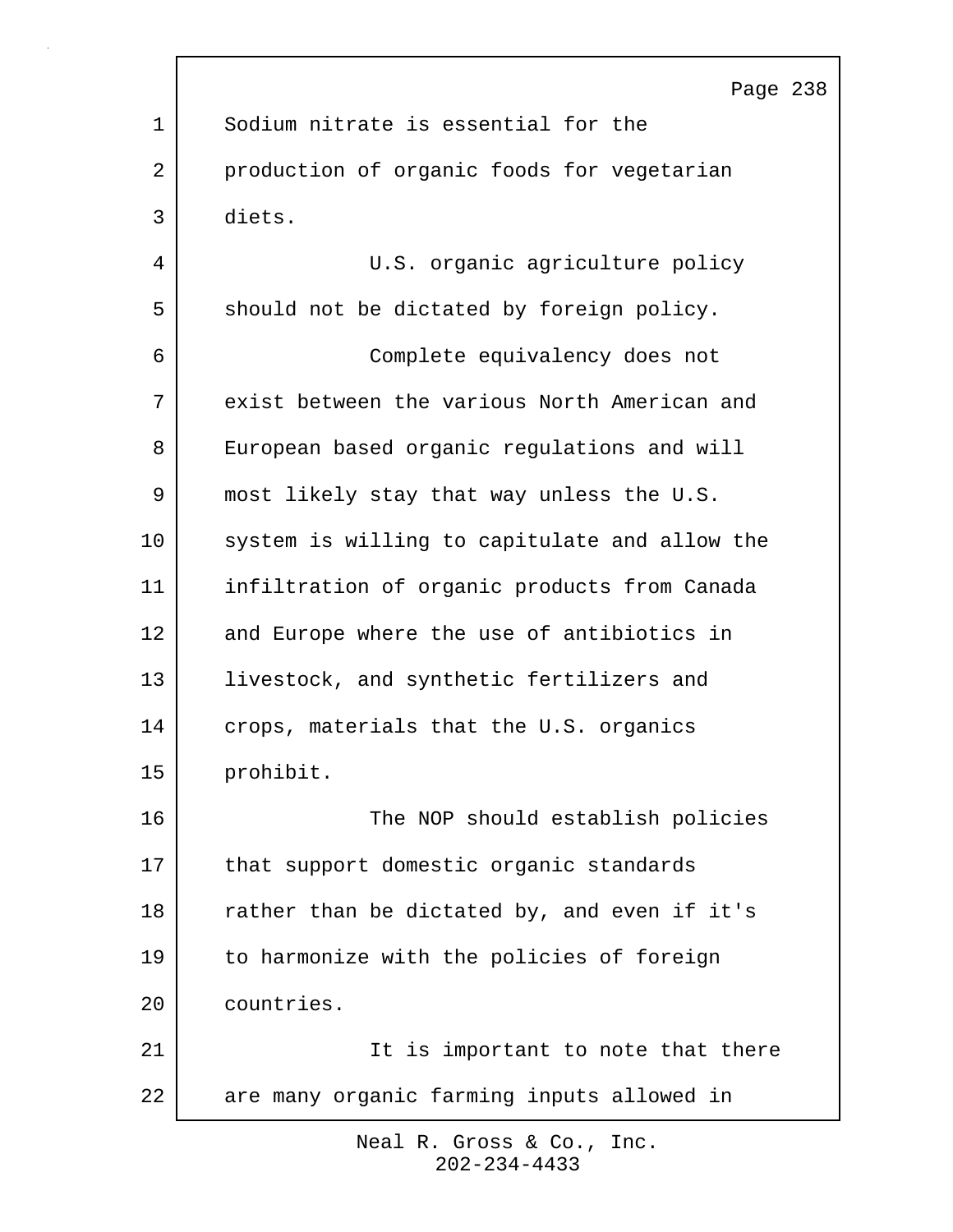Sodium nitrate is essential for the production of organic foods for vegetarian diets.

U.S. organic agriculture policy should not be dictated by foreign policy.

Complete equivalency does not exist between the various North American and European based organic regulations and will most likely stay that way unless the U.S. system is willing to capitulate and allow the infiltration of organic products from Canada and Europe where the use of antibiotics in livestock, and synthetic fertilizers and crops, materials that the U.S. organics prohibit.

The NOP should establish policies that support domestic organic standards rather than be dictated by, and even if it's to harmonize with the policies of foreign countries.

It is important to note that there are many organic farming inputs allowed in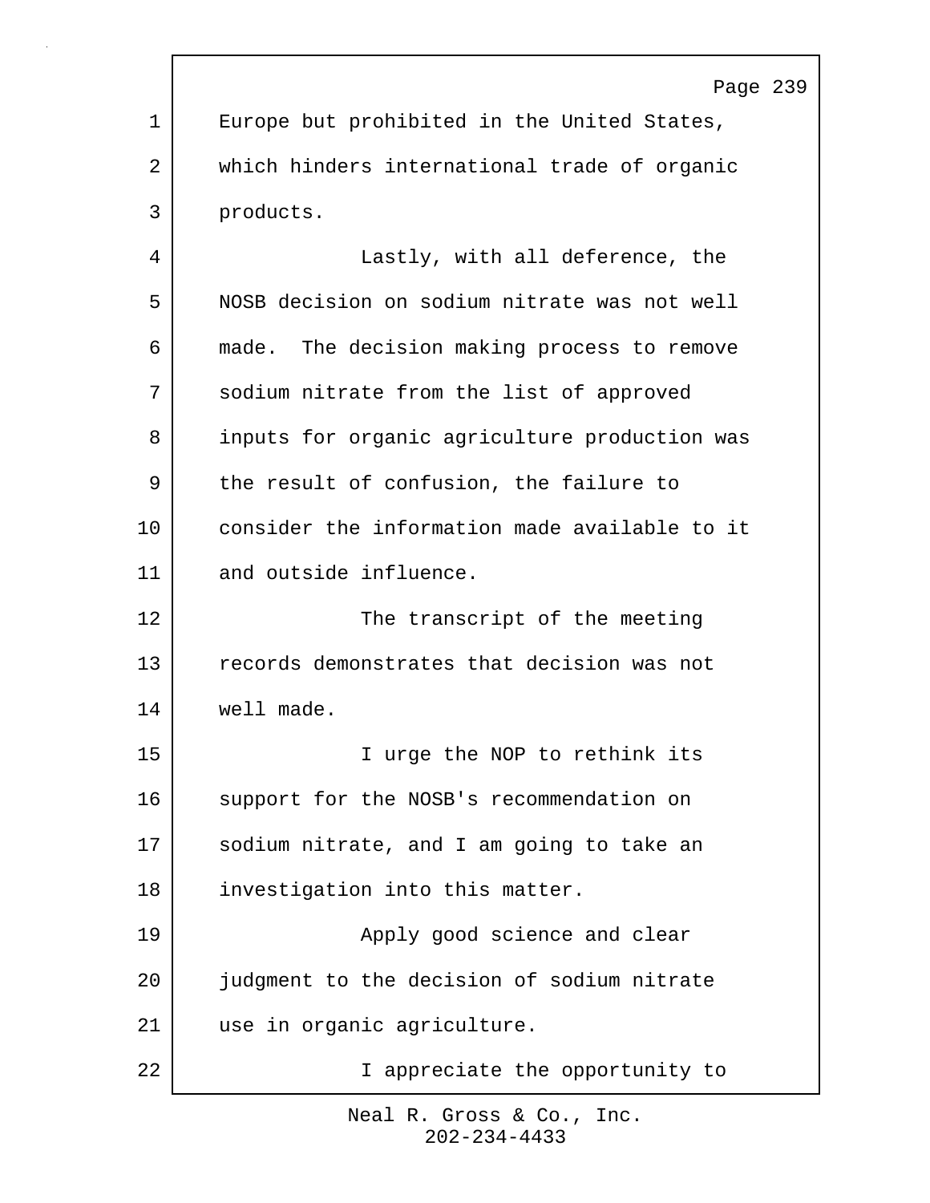Europe but prohibited in the United States, which hinders international trade of organic products.

Lastly, with all deference, the NOSB decision on sodium nitrate was not well made. The decision making process to remove sodium nitrate from the list of approved inputs for organic agriculture production was the result of confusion, the failure to consider the information made available to it and outside influence.

The transcript of the meeting records demonstrates that decision was not well made.

I urge the NOP to rethink its support for the NOSB's recommendation on sodium nitrate, and I am going to take an investigation into this matter.

Apply good science and clear judgment to the decision of sodium nitrate use in organic agriculture.

I appreciate the opportunity to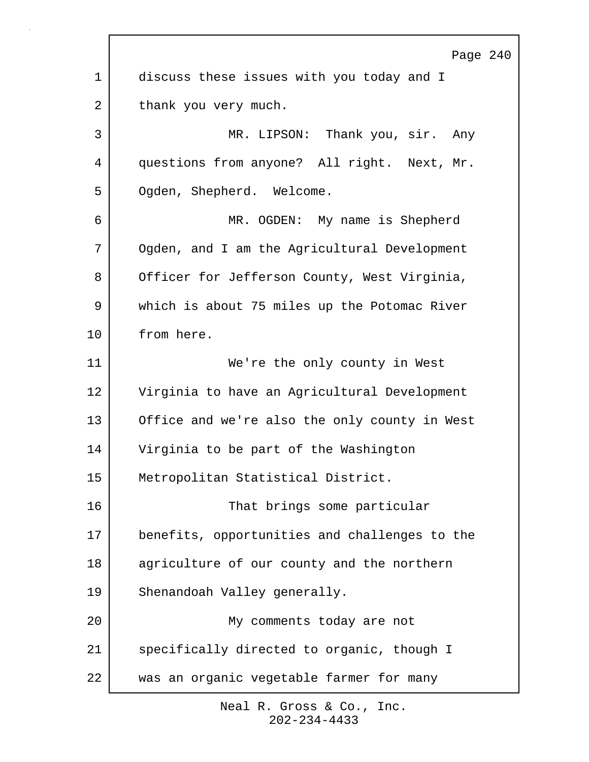discuss these issues with you today and I thank you very much.

MR. LIPSON: Thank you, sir. Any questions from anyone? All right. Next, Mr. Ogden, Shepherd. Welcome.

MR. OGDEN: My name is Shepherd Ogden, and I am the Agricultural Development Officer for Jefferson County, West Virginia, which is about 75 miles up the Potomac River from here.

We're the only county in West Virginia to have an Agricultural Development Office and we're also the only county in West Virginia to be part of the Washington Metropolitan Statistical District.

That brings some particular benefits, opportunities and challenges to the agriculture of our county and the northern Shenandoah Valley generally.

My comments today are not specifically directed to organic, though I was an organic vegetable farmer for many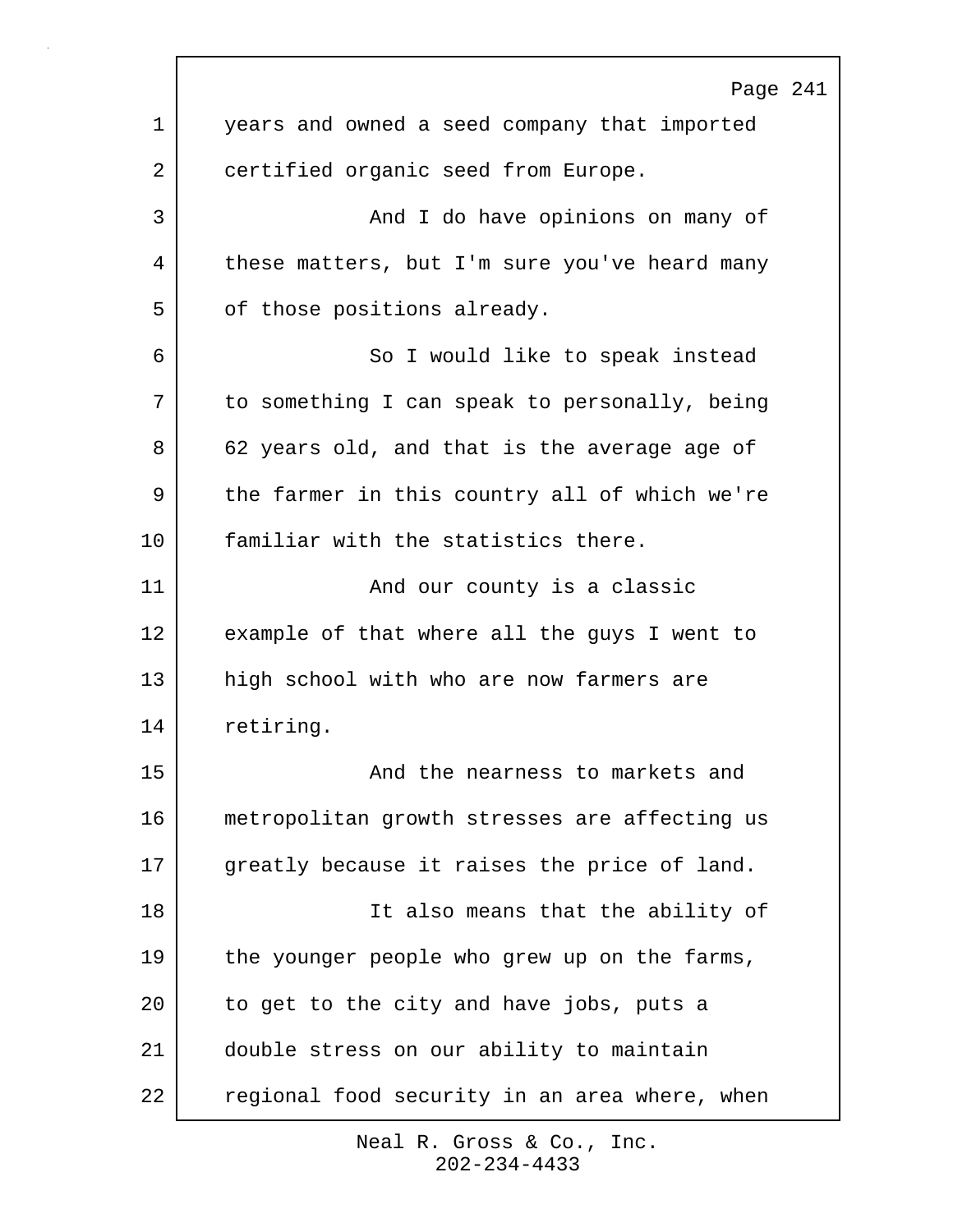years and owned a seed company that imported certified organic seed from Europe.

And I do have opinions on many of these matters, but I'm sure you've heard many of those positions already.

So I would like to speak instead to something I can speak to personally, being 62 years old, and that is the average age of the farmer in this country all of which we're familiar with the statistics there.

And our county is a classic example of that where all the guys I went to high school with who are now farmers are retiring.

And the nearness to markets and metropolitan growth stresses are affecting us greatly because it raises the price of land.

It also means that the ability of the younger people who grew up on the farms, to get to the city and have jobs, puts a double stress on our ability to maintain regional food security in an area where, when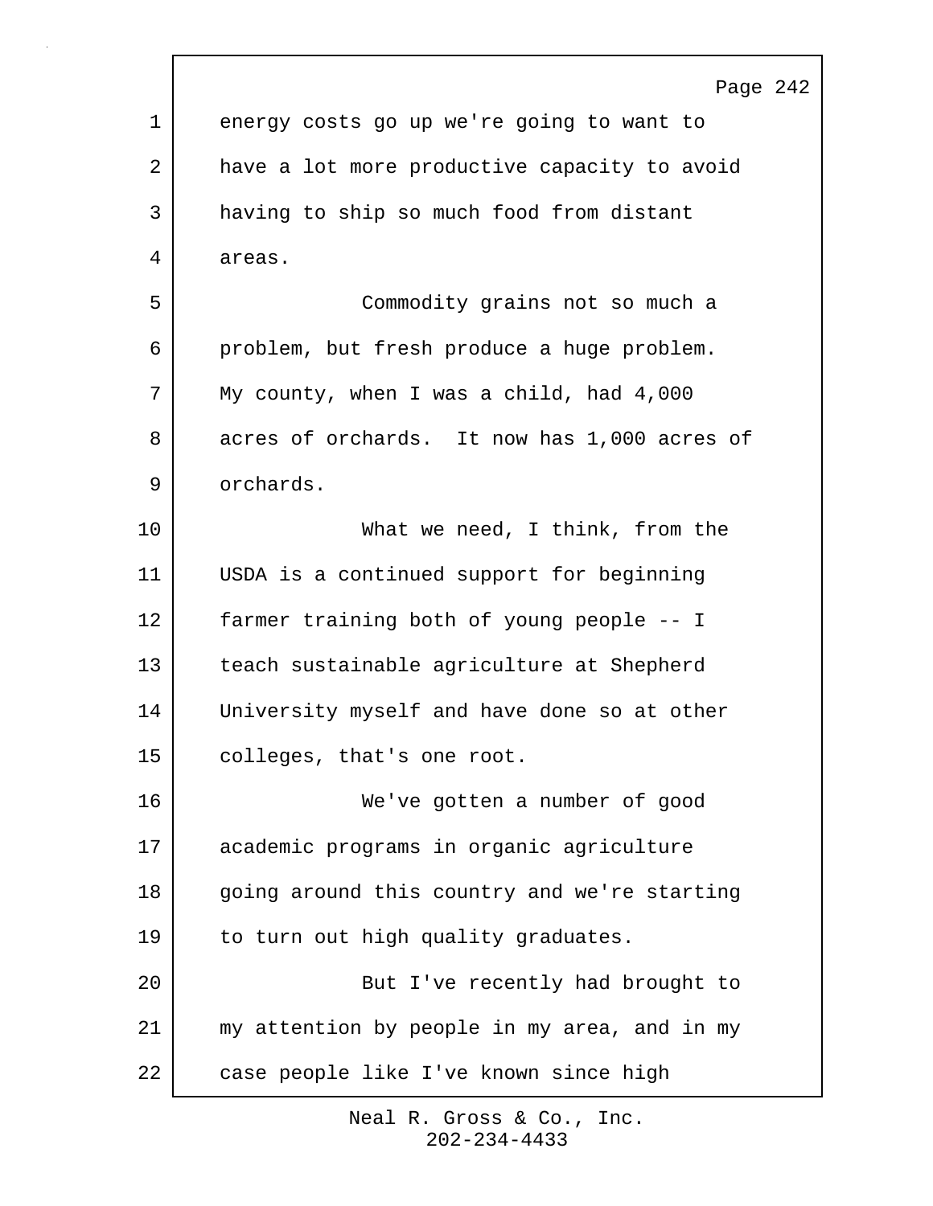energy costs go up we're going to want to have a lot more productive capacity to avoid having to ship so much food from distant areas.

Commodity grains not so much a problem, but fresh produce a huge problem. My county, when I was a child, had 4,000 acres of orchards. It now has 1,000 acres of orchards.

What we need, I think, from the USDA is a continued support for beginning farmer training both of young people -- I teach sustainable agriculture at Shepherd University myself and have done so at other colleges, that's one root.

We've gotten a number of good academic programs in organic agriculture going around this country and we're starting to turn out high quality graduates.

But I've recently had brought to my attention by people in my area, and in my case people like I've known since high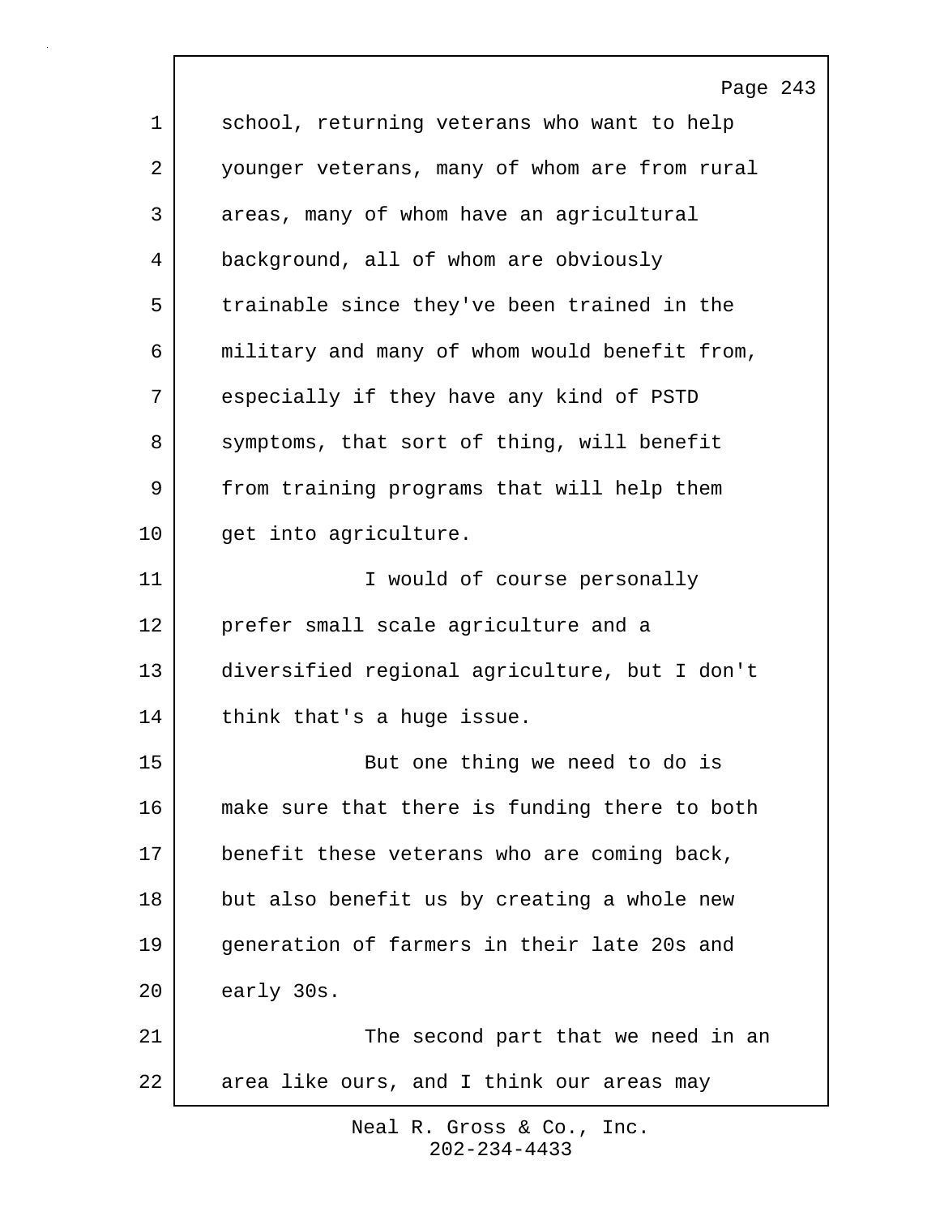school, returning veterans who want to help younger veterans, many of whom are from rural areas, many of whom have an agricultural background, all of whom are obviously trainable since they've been trained in the military and many of whom would benefit from, especially if they have any kind of PSTD symptoms, that sort of thing, will benefit from training programs that will help them get into agriculture.

I would of course personally prefer small scale agriculture and a diversified regional agriculture, but I don't think that's a huge issue.

But one thing we need to do is make sure that there is funding there to both benefit these veterans who are coming back, but also benefit us by creating a whole new generation of farmers in their late 20s and early 30s.

The second part that we need in an area like ours, and I think our areas may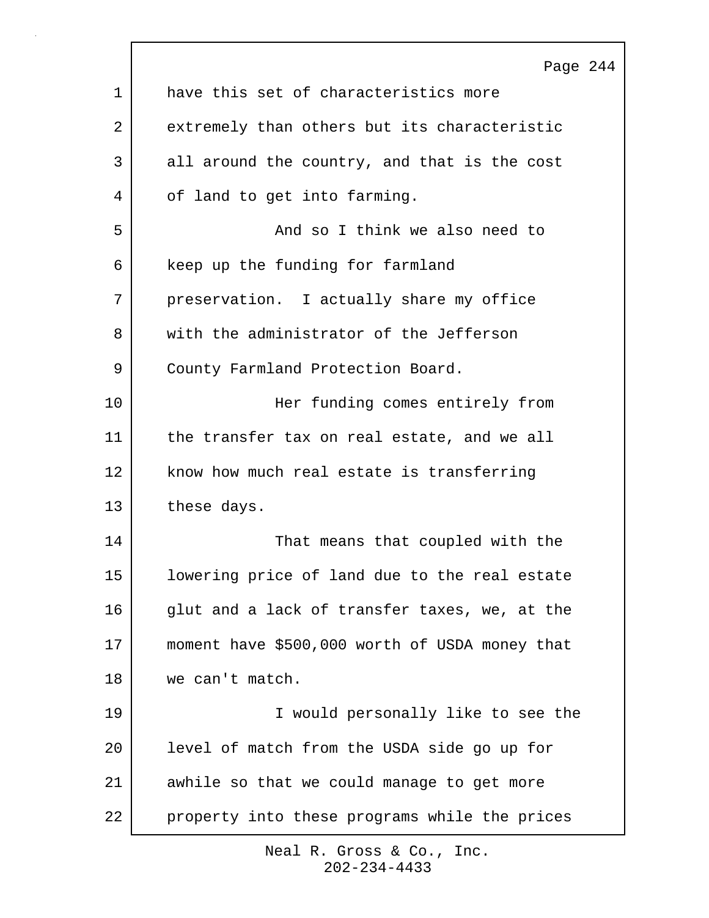have this set of characteristics more extremely than others but its characteristic all around the country, and that is the cost of land to get into farming.

And so I think we also need to keep up the funding for farmland preservation. I actually share my office with the administrator of the Jefferson County Farmland Protection Board.

Her funding comes entirely from the transfer tax on real estate, and we all know how much real estate is transferring these days.

That means that coupled with the lowering price of land due to the real estate glut and a lack of transfer taxes, we, at the moment have $500,000 worth of USDA money that we can't match.

I would personally like to see the level of match from the USDA side go up for awhile so that we could manage to get more property into these programs while the prices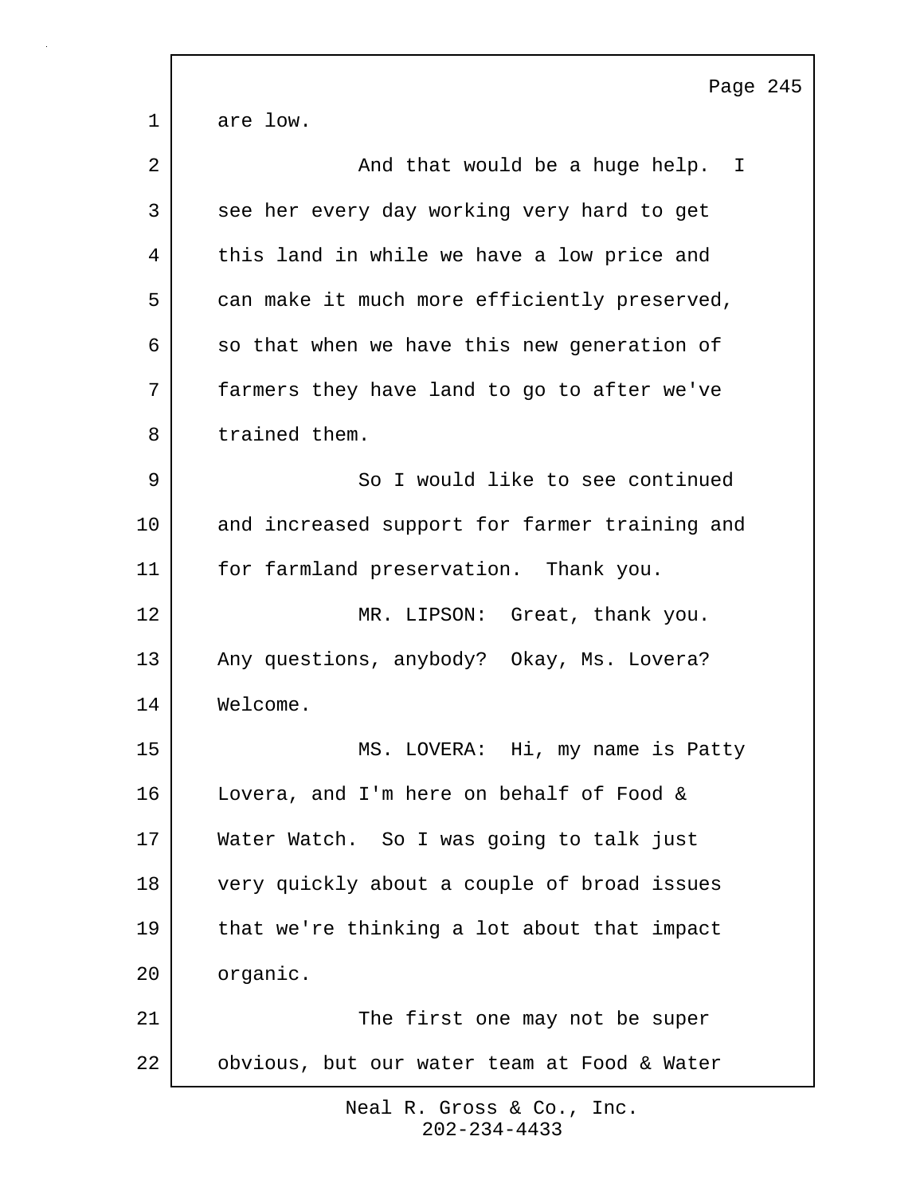are low.

And that would be a huge help. I see her every day working very hard to get this land in while we have a low price and can make it much more efficiently preserved, so that when we have this new generation of farmers they have land to go to after we've trained them.

So I would like to see continued and increased support for farmer training and for farmland preservation. Thank you.

MR. LIPSON: Great, thank you. Any questions, anybody? Okay, Ms. Lovera? Welcome.

MS. LOVERA: Hi, my name is Patty Lovera, and I'm here on behalf of Food & Water Watch. So I was going to talk just very quickly about a couple of broad issues that we're thinking a lot about that impact organic.

The first one may not be super obvious, but our water team at Food & Water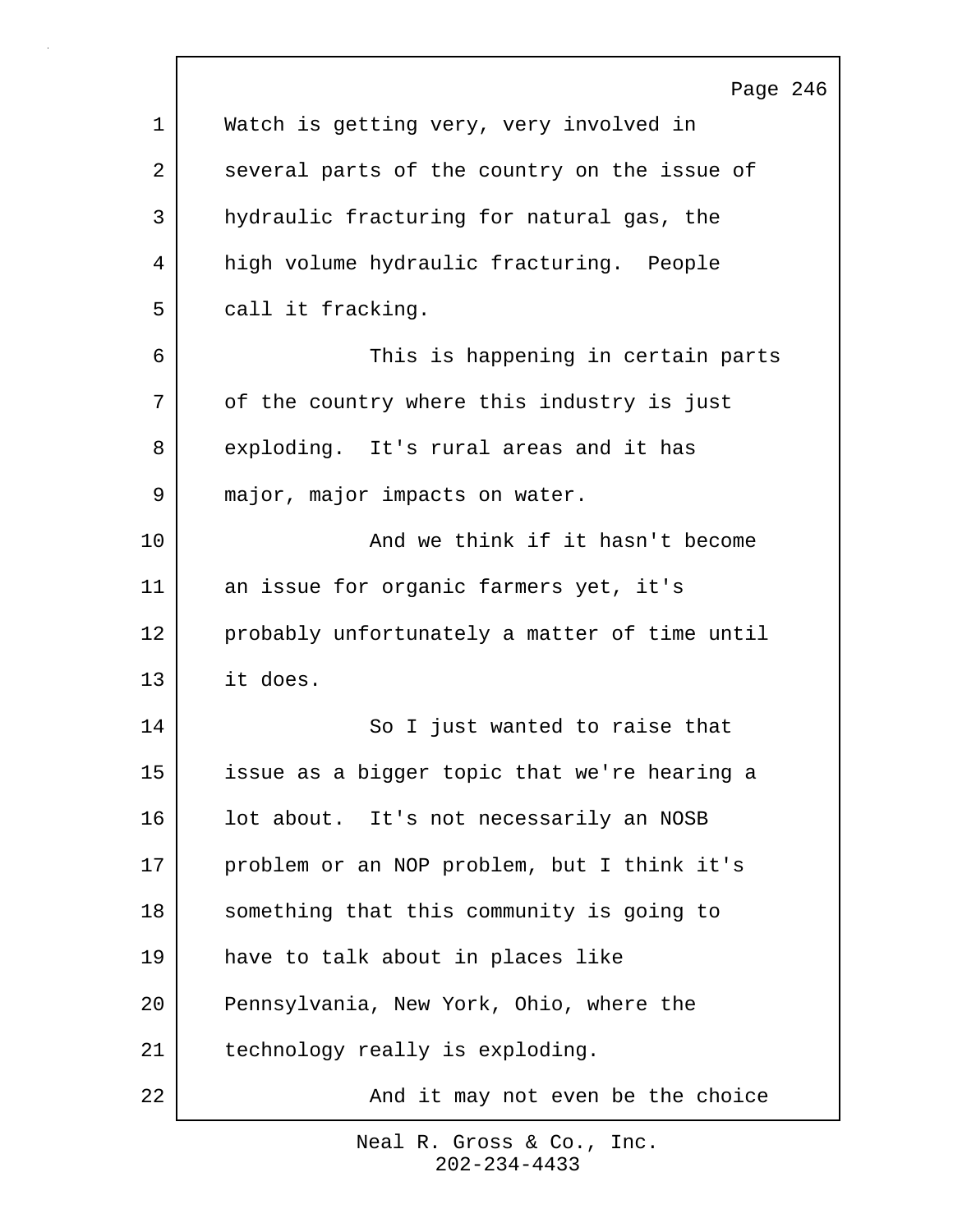Watch is getting very, very involved in several parts of the country on the issue of hydraulic fracturing for natural gas, the high volume hydraulic fracturing. People call it fracking.

This is happening in certain parts of the country where this industry is just exploding. It's rural areas and it has major, major impacts on water.

And we think if it hasn't become an issue for organic farmers yet, it's probably unfortunately a matter of time until it does.

So I just wanted to raise that issue as a bigger topic that we're hearing a lot about. It's not necessarily an NOSB problem or an NOP problem, but I think it's something that this community is going to have to talk about in places like Pennsylvania, New York, Ohio, where the technology really is exploding.

And it may not even be the choice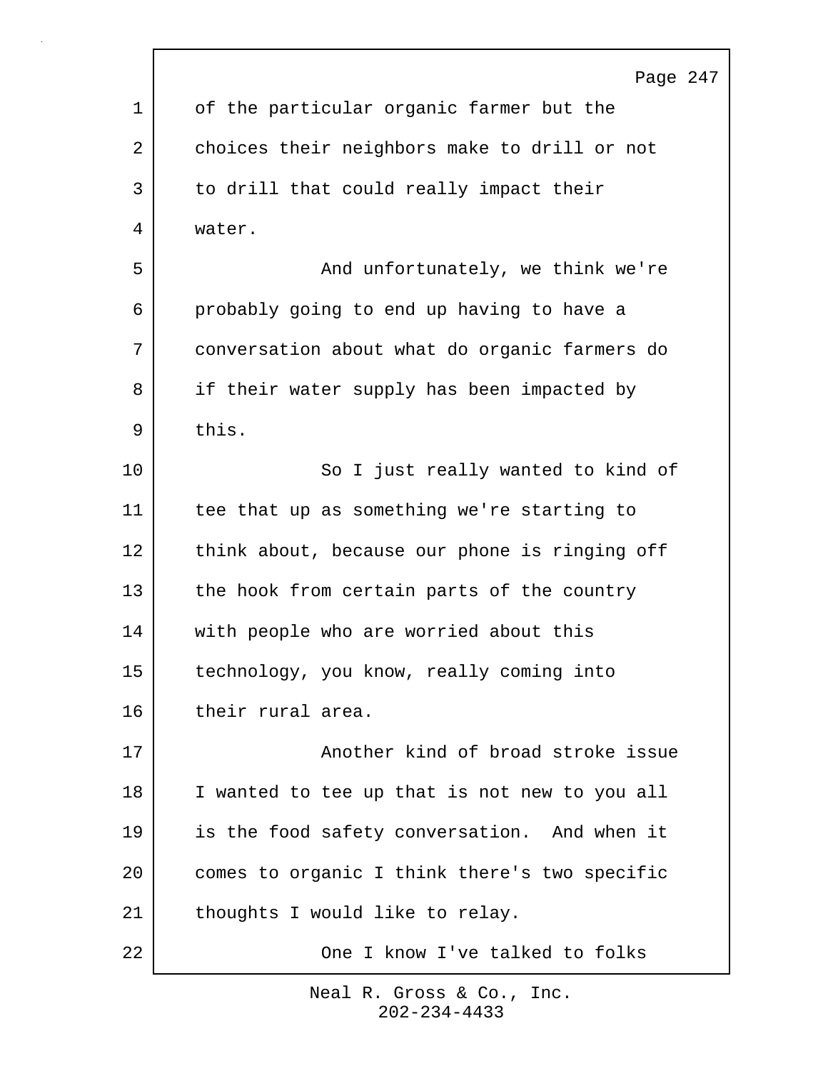of the particular organic farmer but the choices their neighbors make to drill or not to drill that could really impact their water.

And unfortunately, we think we're probably going to end up having to have a conversation about what do organic farmers do if their water supply has been impacted by this.

So I just really wanted to kind of tee that up as something we're starting to think about, because our phone is ringing off the hook from certain parts of the country with people who are worried about this technology, you know, really coming into their rural area.

Another kind of broad stroke issue I wanted to tee up that is not new to you all is the food safety conversation. And when it comes to organic I think there's two specific thoughts I would like to relay.

One I know I've talked to folks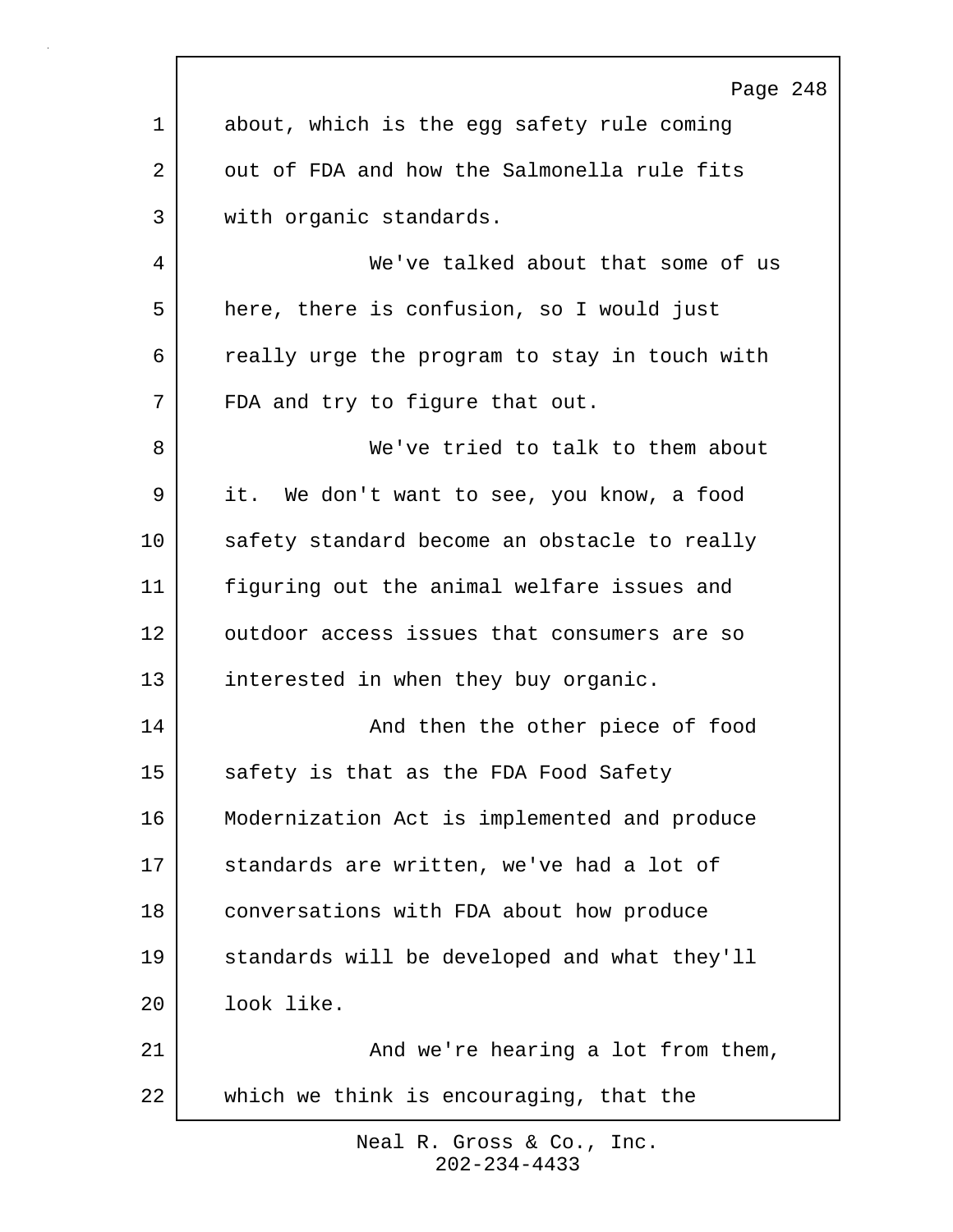about, which is the egg safety rule coming out of FDA and how the Salmonella rule fits with organic standards.

We've talked about that some of us here, there is confusion, so I would just really urge the program to stay in touch with FDA and try to figure that out.

We've tried to talk to them about it. We don't want to see, you know, a food safety standard become an obstacle to really figuring out the animal welfare issues and outdoor access issues that consumers are so interested in when they buy organic.

And then the other piece of food safety is that as the FDA Food Safety Modernization Act is implemented and produce standards are written, we've had a lot of conversations with FDA about how produce standards will be developed and what they'll look like.

And we're hearing a lot from them, which we think is encouraging, that the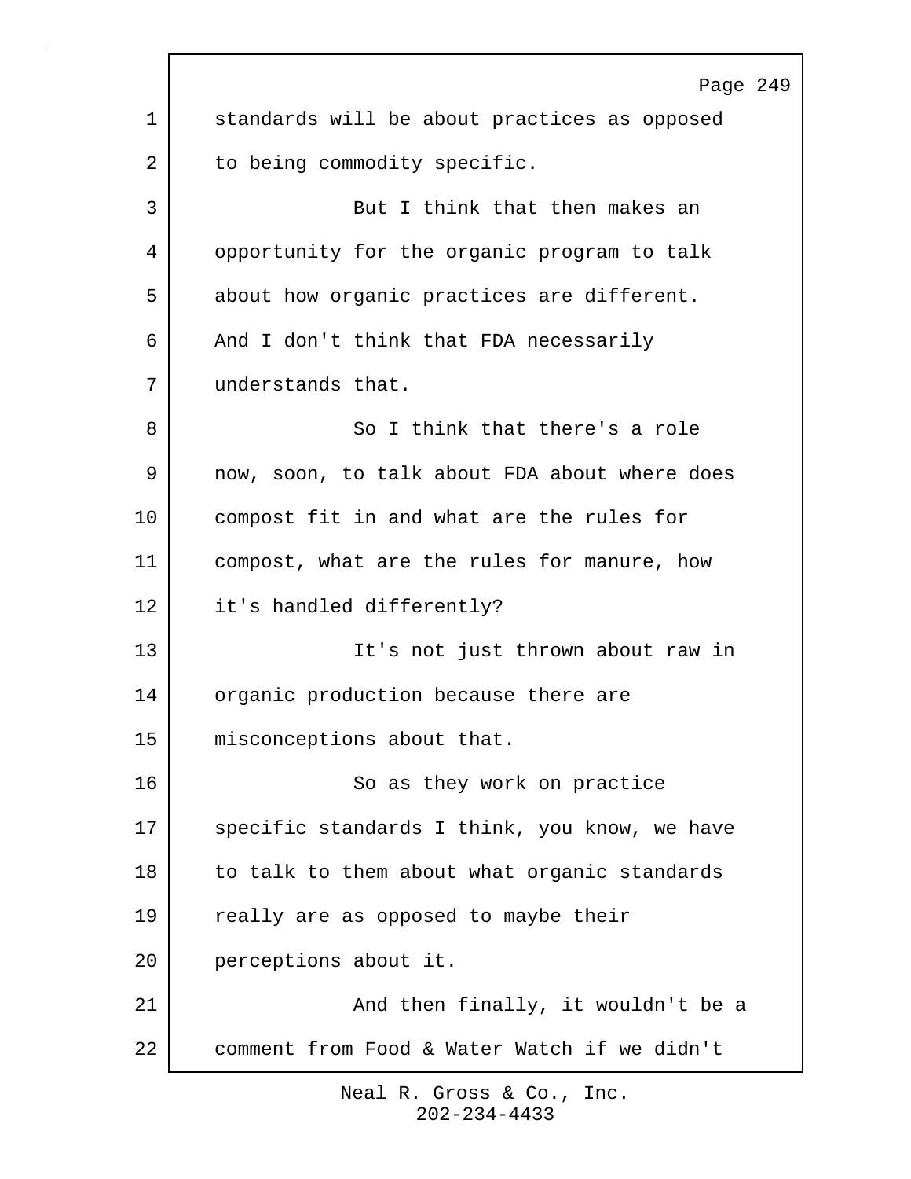standards will be about practices as opposed to being commodity specific.

But I think that then makes an opportunity for the organic program to talk about how organic practices are different. And I don't think that FDA necessarily understands that.

So I think that there's a role now, soon, to talk about FDA about where does compost fit in and what are the rules for compost, what are the rules for manure, how it's handled differently?

It's not just thrown about raw in organic production because there are misconceptions about that.

So as they work on practice specific standards I think, you know, we have to talk to them about what organic standards really are as opposed to maybe their perceptions about it.

And then finally, it wouldn't be a comment from Food & Water Watch if we didn't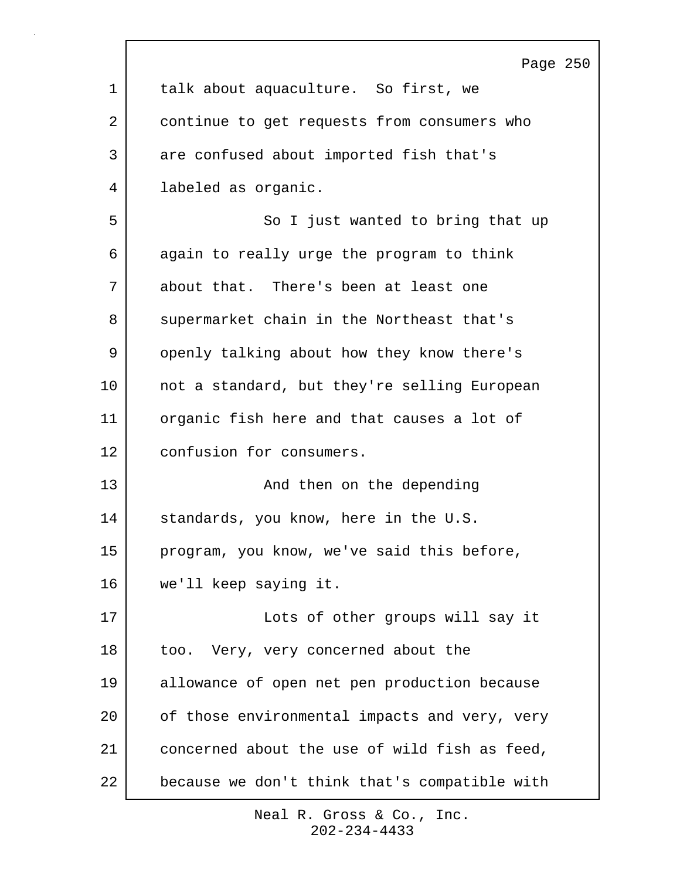talk about aquaculture. So first, we continue to get requests from consumers who are confused about imported fish that's labeled as organic.

So I just wanted to bring that up again to really urge the program to think about that. There's been at least one supermarket chain in the Northeast that's openly talking about how they know there's not a standard, but they're selling European organic fish here and that causes a lot of confusion for consumers.

And then on the depending standards, you know, here in the U.S. program, you know, we've said this before, we'll keep saying it.

Lots of other groups will say it too. Very, very concerned about the allowance of open net pen production because of those environmental impacts and very, very concerned about the use of wild fish as feed, because we don't think that's compatible with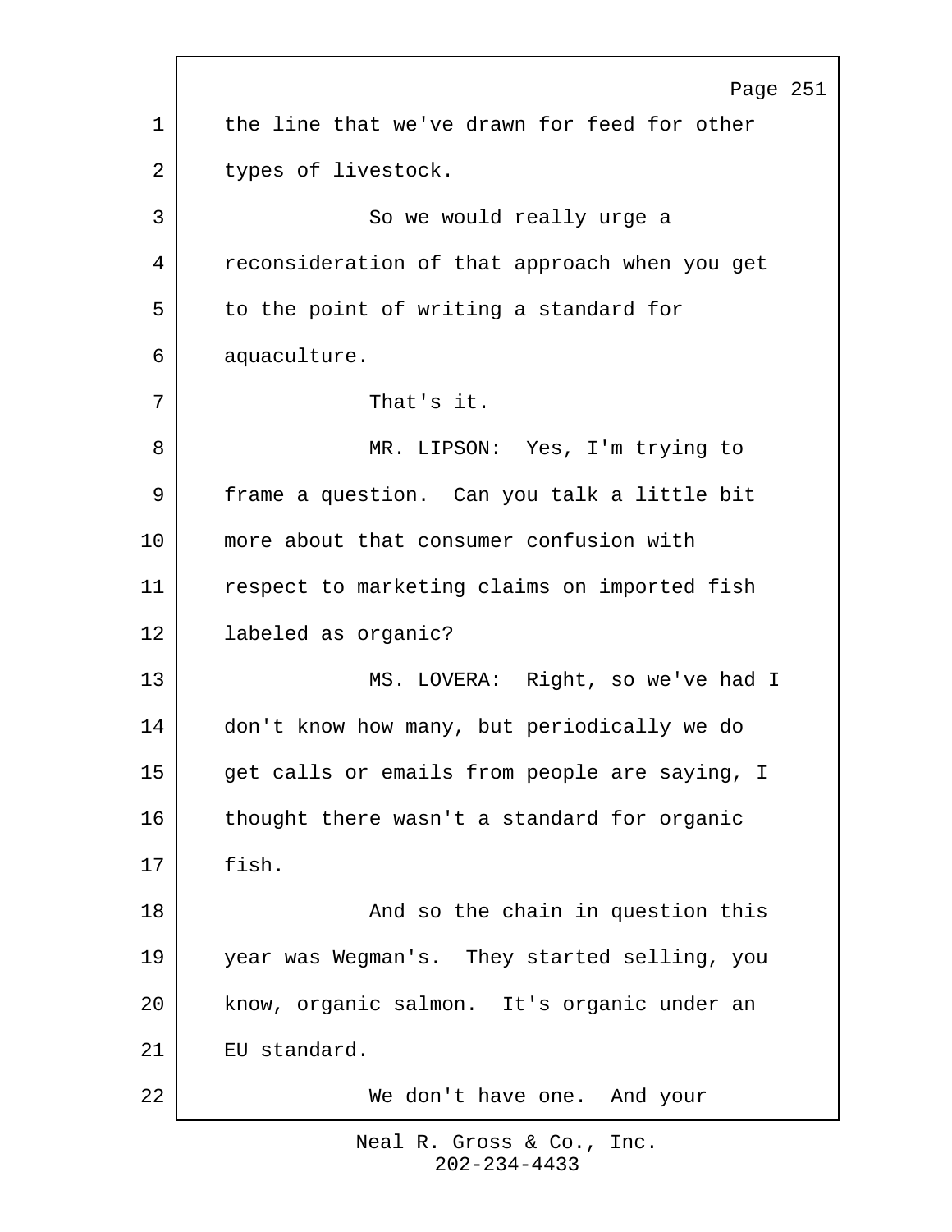the line that we've drawn for feed for other types of livestock.

So we would really urge a reconsideration of that approach when you get to the point of writing a standard for aquaculture.

That's it.

MR. LIPSON: Yes, I'm trying to frame a question. Can you talk a little bit more about that consumer confusion with respect to marketing claims on imported fish labeled as organic?

MS. LOVERA: Right, so we've had I don't know how many, but periodically we do get calls or emails from people are saying, I thought there wasn't a standard for organic fish.

And so the chain in question this year was Wegman's. They started selling, you know, organic salmon. It's organic under an EU standard.

We don't have one. And your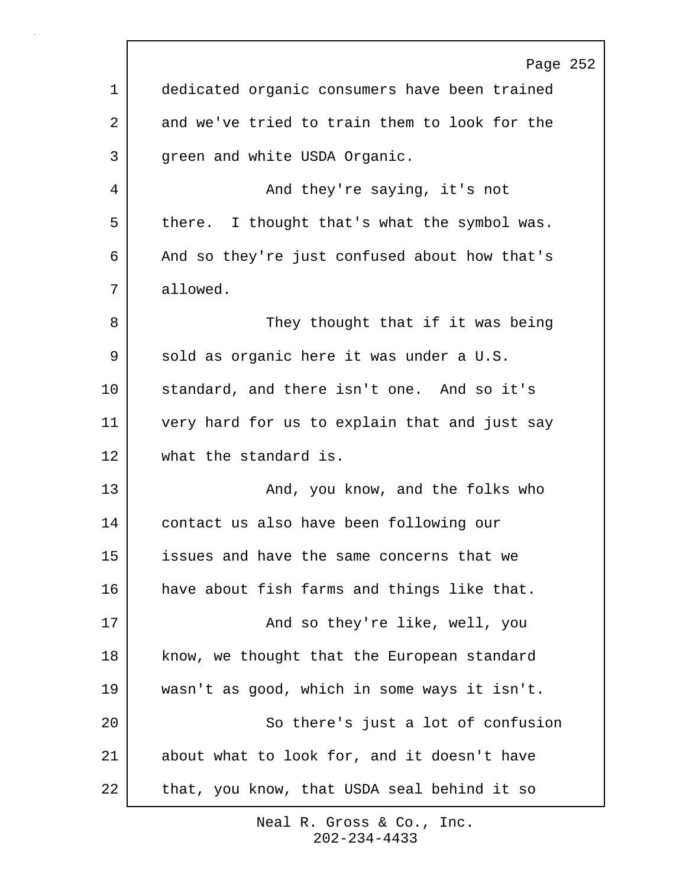dedicated organic consumers have been trained and we've tried to train them to look for the green and white USDA Organic.

And they're saying, it's not there. I thought that's what the symbol was. And so they're just confused about how that's allowed.

They thought that if it was being sold as organic here it was under a U.S. standard, and there isn't one. And so it's very hard for us to explain that and just say what the standard is.

And, you know, and the folks who contact us also have been following our issues and have the same concerns that we have about fish farms and things like that.

And so they're like, well, you know, we thought that the European standard wasn't as good, which in some ways it isn't.

So there's just a lot of confusion about what to look for, and it doesn't have that, you know, that USDA seal behind it so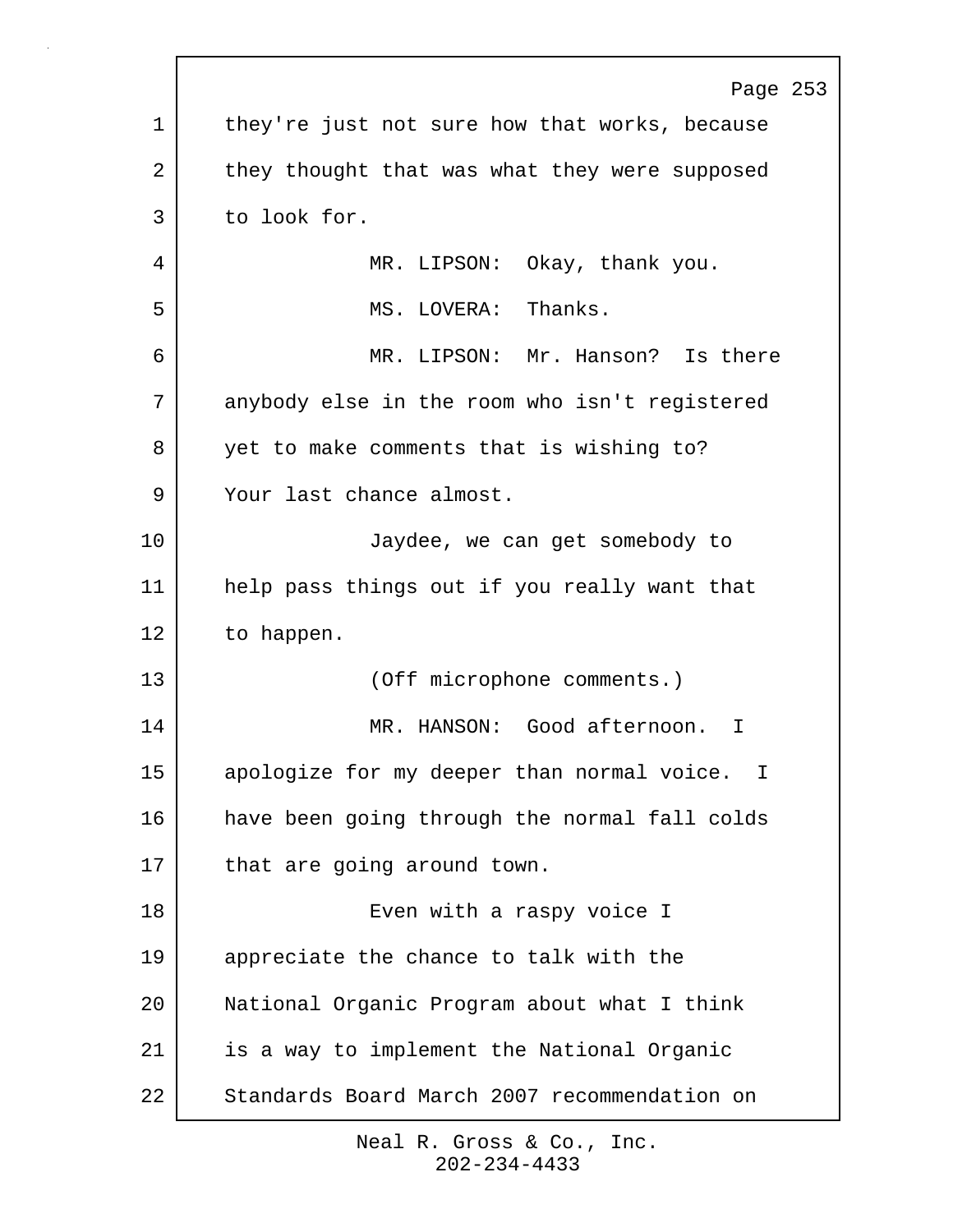they're just not sure how that works, because they thought that was what they were supposed to look for.

MR. LIPSON: Okay, thank you.

MS. LOVERA: Thanks.

MR. LIPSON: Mr. Hanson? Is there anybody else in the room who isn't registered yet to make comments that is wishing to? Your last chance almost.

Jaydee, we can get somebody to help pass things out if you really want that to happen.

(Off microphone comments.)

MR. HANSON: Good afternoon. I apologize for my deeper than normal voice. I have been going through the normal fall colds that are going around town.

Even with a raspy voice I appreciate the chance to talk with the National Organic Program about what I think is a way to implement the National Organic Standards Board March 2007 recommendation on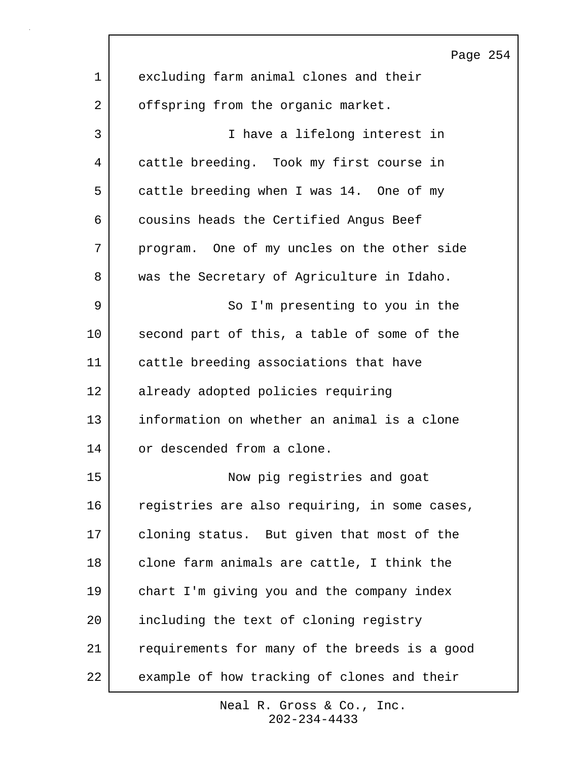excluding farm animal clones and their offspring from the organic market.

I have a lifelong interest in cattle breeding. Took my first course in cattle breeding when I was 14. One of my cousins heads the Certified Angus Beef program. One of my uncles on the other side was the Secretary of Agriculture in Idaho.

So I'm presenting to you in the second part of this, a table of some of the cattle breeding associations that have already adopted policies requiring information on whether an animal is a clone or descended from a clone.

Now pig registries and goat registries are also requiring, in some cases, cloning status. But given that most of the clone farm animals are cattle, I think the chart I'm giving you and the company index including the text of cloning registry requirements for many of the breeds is a good example of how tracking of clones and their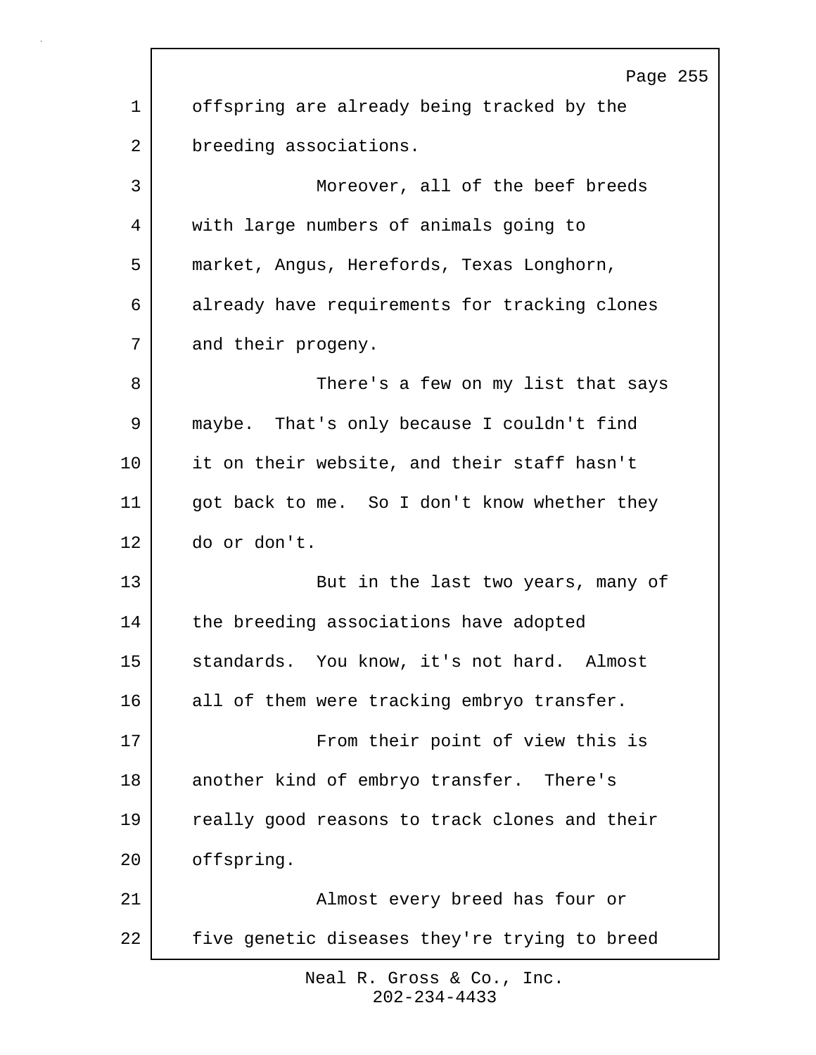offspring are already being tracked by the breeding associations.

Moreover, all of the beef breeds with large numbers of animals going to market, Angus, Herefords, Texas Longhorn, already have requirements for tracking clones and their progeny.

There's a few on my list that says maybe. That's only because I couldn't find it on their website, and their staff hasn't got back to me. So I don't know whether they do or don't.

But in the last two years, many of the breeding associations have adopted standards. You know, it's not hard. Almost all of them were tracking embryo transfer.

From their point of view this is another kind of embryo transfer. There's really good reasons to track clones and their offspring.

Almost every breed has four or five genetic diseases they're trying to breed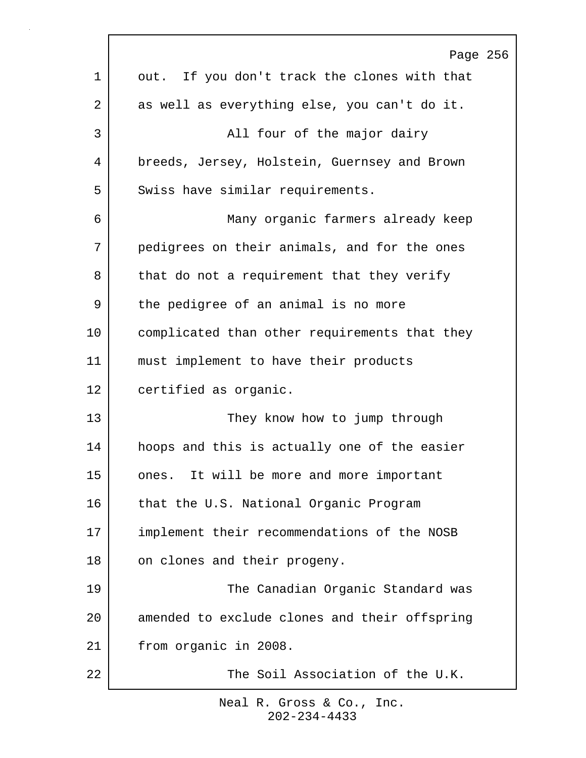out. If you don't track the clones with that as well as everything else, you can't do it.

All four of the major dairy breeds, Jersey, Holstein, Guernsey and Brown Swiss have similar requirements.

Many organic farmers already keep pedigrees on their animals, and for the ones that do not a requirement that they verify the pedigree of an animal is no more complicated than other requirements that they must implement to have their products certified as organic.

They know how to jump through hoops and this is actually one of the easier ones. It will be more and more important that the U.S. National Organic Program implement their recommendations of the NOSB on clones and their progeny.

The Canadian Organic Standard was amended to exclude clones and their offspring from organic in 2008.

The Soil Association of the U.K.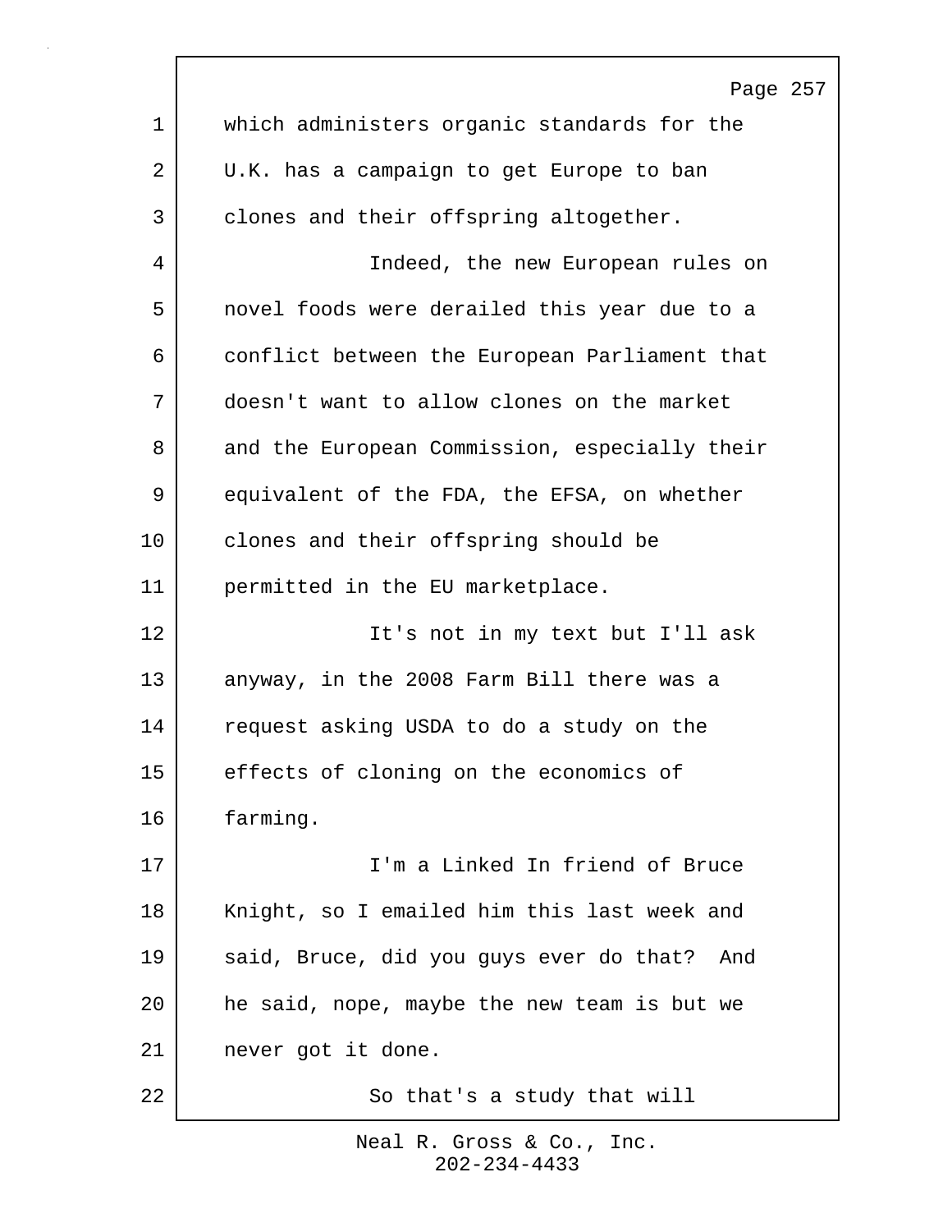which administers organic standards for the U.K. has a campaign to get Europe to ban clones and their offspring altogether.

Indeed, the new European rules on novel foods were derailed this year due to a conflict between the European Parliament that doesn't want to allow clones on the market and the European Commission, especially their equivalent of the FDA, the EFSA, on whether clones and their offspring should be permitted in the EU marketplace.

It's not in my text but I'll ask anyway, in the 2008 Farm Bill there was a request asking USDA to do a study on the effects of cloning on the economics of farming.

I'm a Linked In friend of Bruce Knight, so I emailed him this last week and said, Bruce, did you guys ever do that? And he said, nope, maybe the new team is but we never got it done.

So that's a study that will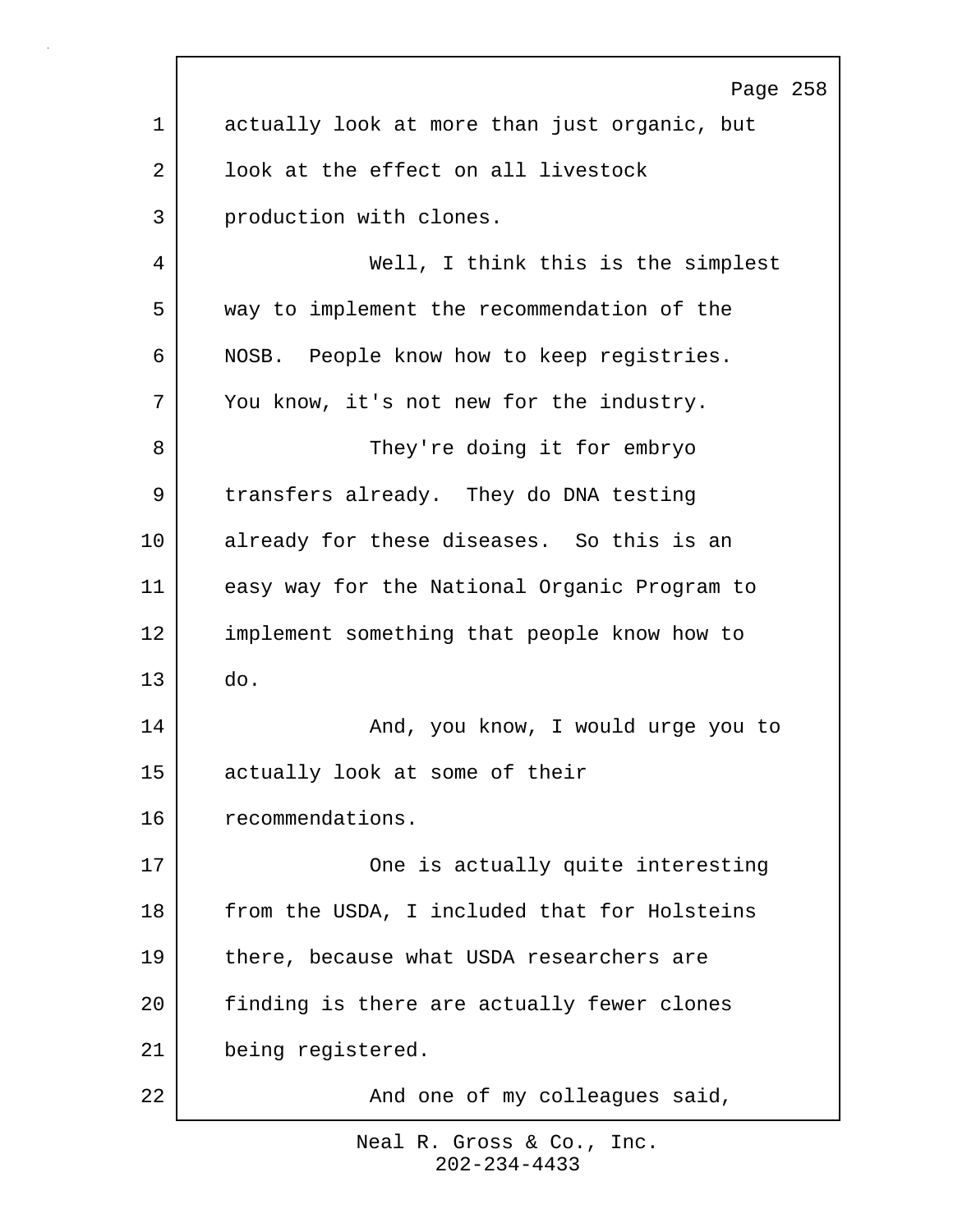actually look at more than just organic, but look at the effect on all livestock production with clones.

Well, I think this is the simplest way to implement the recommendation of the NOSB. People know how to keep registries. You know, it's not new for the industry.

They're doing it for embryo transfers already. They do DNA testing already for these diseases. So this is an easy way for the National Organic Program to implement something that people know how to do.

And, you know, I would urge you to actually look at some of their recommendations.

One is actually quite interesting from the USDA, I included that for Holsteins there, because what USDA researchers are finding is there are actually fewer clones being registered.

And one of my colleagues said,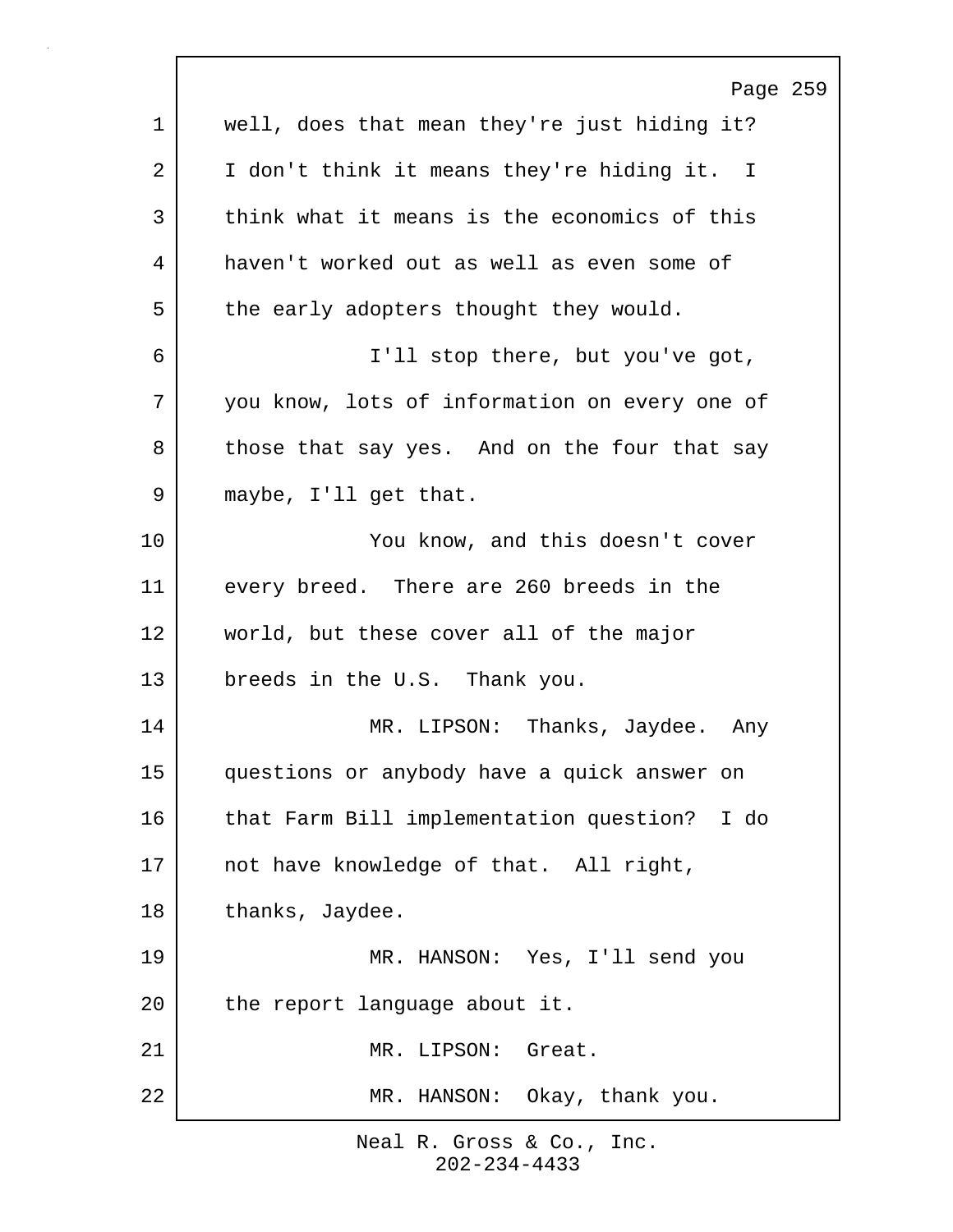well, does that mean they're just hiding it? I don't think it means they're hiding it. I think what it means is the economics of this haven't worked out as well as even some of the early adopters thought they would.

I'll stop there, but you've got, you know, lots of information on every one of those that say yes. And on the four that say maybe, I'll get that.

You know, and this doesn't cover every breed. There are 260 breeds in the world, but these cover all of the major breeds in the U.S. Thank you.

MR. LIPSON: Thanks, Jaydee. Any questions or anybody have a quick answer on that Farm Bill implementation question? I do not have knowledge of that. All right, thanks, Jaydee.

MR. HANSON: Yes, I'll send you the report language about it.

MR. LIPSON: Great.

MR. HANSON: Okay, thank you.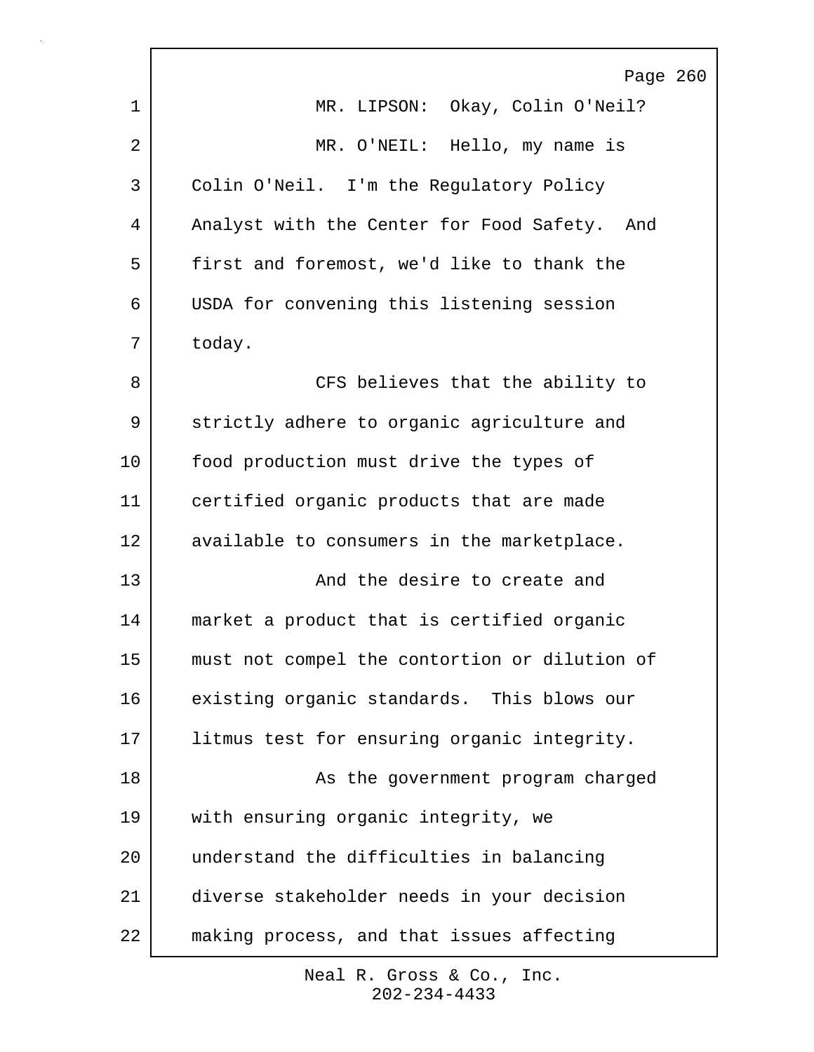MR. LIPSON: Okay, Colin O'Neil?

MR. O'NEIL: Hello, my name is Colin O'Neil. I'm the Regulatory Policy Analyst with the Center for Food Safety. And first and foremost, we'd like to thank the USDA for convening this listening session today.

CFS believes that the ability to strictly adhere to organic agriculture and food production must drive the types of certified organic products that are made available to consumers in the marketplace.

And the desire to create and market a product that is certified organic must not compel the contortion or dilution of existing organic standards. This blows our litmus test for ensuring organic integrity.

As the government program charged with ensuring organic integrity, we understand the difficulties in balancing diverse stakeholder needs in your decision making process, and that issues affecting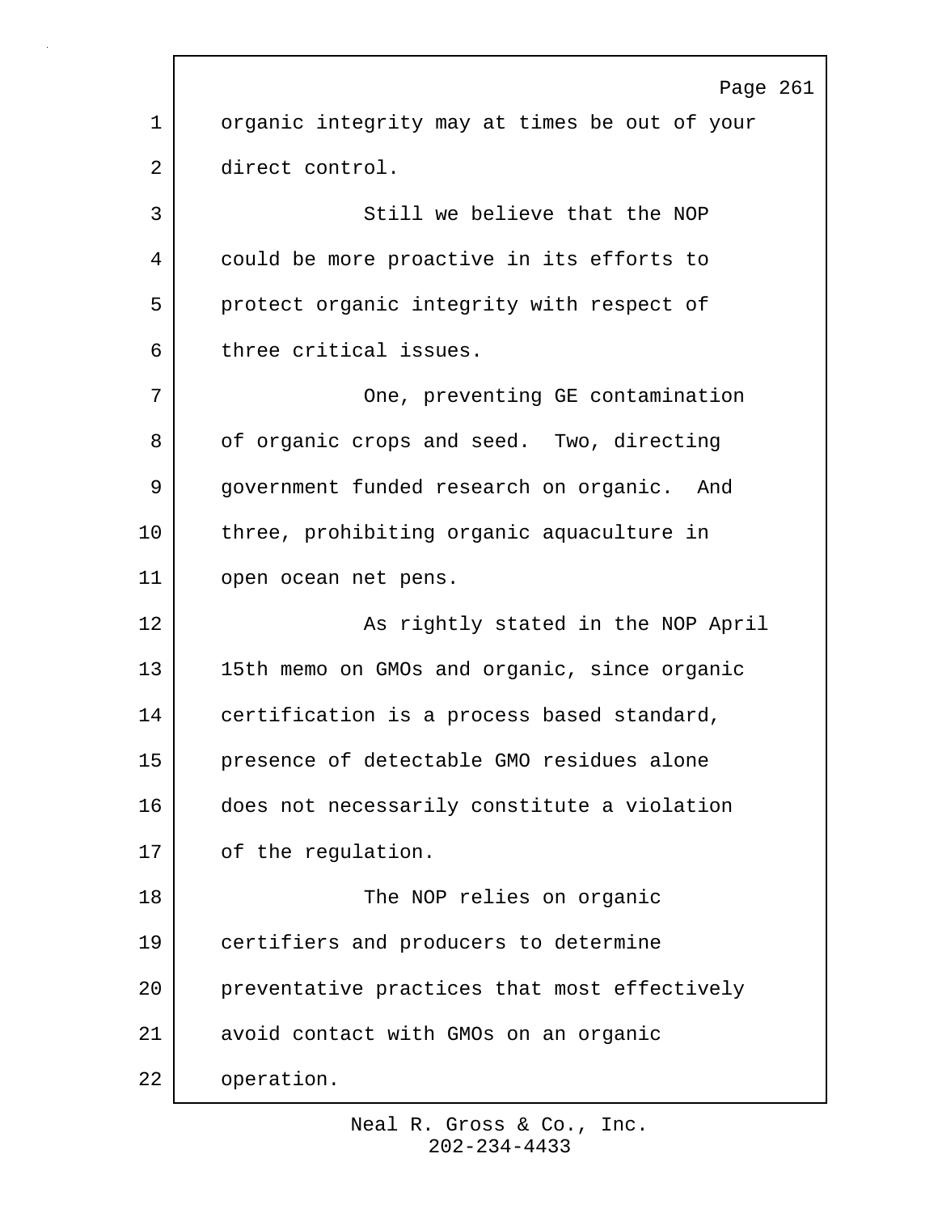organic integrity may at times be out of your direct control.

Still we believe that the NOP could be more proactive in its efforts to protect organic integrity with respect of three critical issues.

One, preventing GE contamination of organic crops and seed. Two, directing government funded research on organic. And three, prohibiting organic aquaculture in open ocean net pens.

As rightly stated in the NOP April 15th memo on GMOs and organic, since organic certification is a process based standard, presence of detectable GMO residues alone does not necessarily constitute a violation of the regulation.

The NOP relies on organic certifiers and producers to determine preventative practices that most effectively avoid contact with GMOs on an organic operation.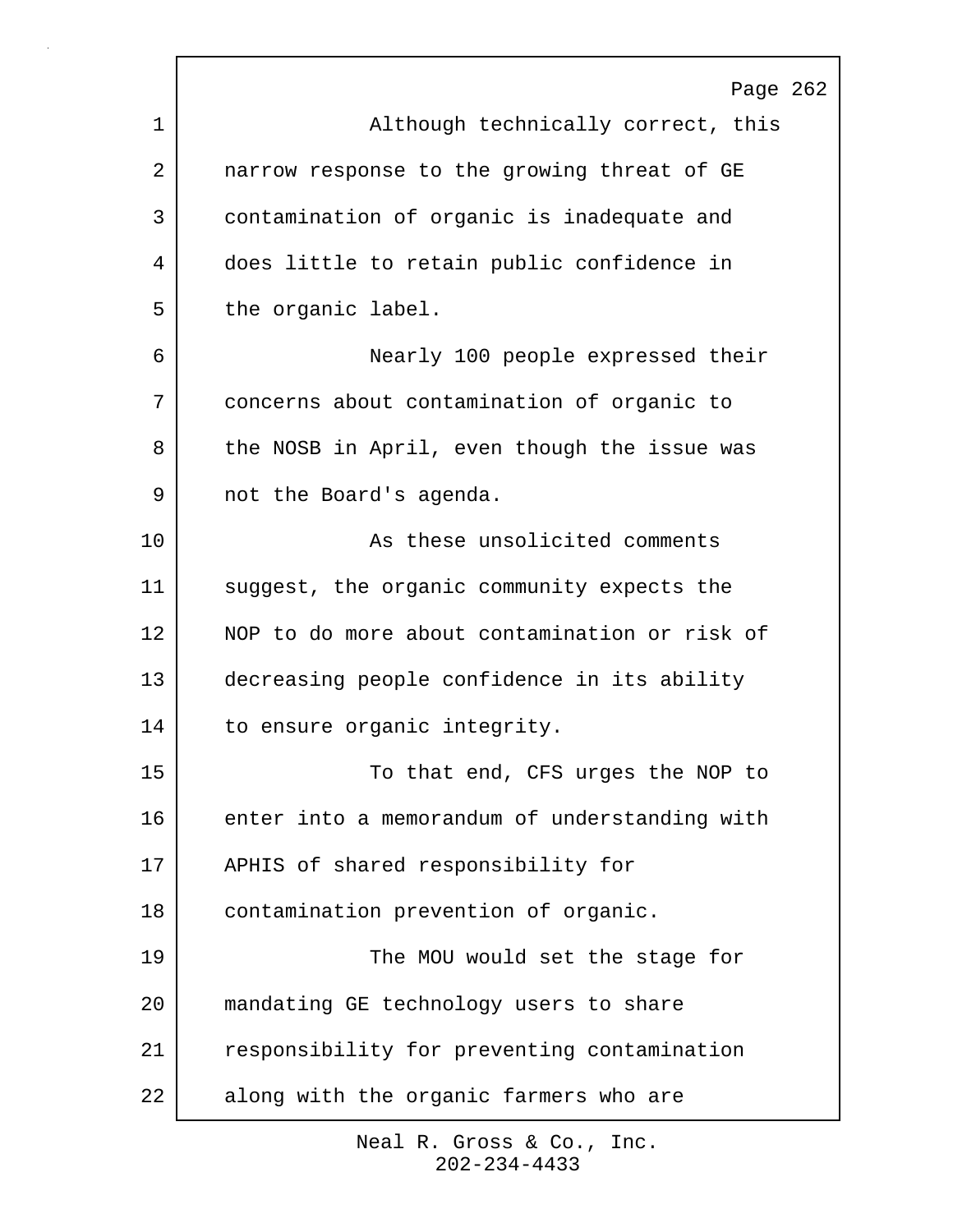Although technically correct, this narrow response to the growing threat of GE contamination of organic is inadequate and does little to retain public confidence in the organic label.

Nearly 100 people expressed their concerns about contamination of organic to the NOSB in April, even though the issue was not the Board's agenda.

As these unsolicited comments suggest, the organic community expects the NOP to do more about contamination or risk of decreasing people confidence in its ability to ensure organic integrity.

To that end, CFS urges the NOP to enter into a memorandum of understanding with APHIS of shared responsibility for contamination prevention of organic.

The MOU would set the stage for mandating GE technology users to share responsibility for preventing contamination along with the organic farmers who are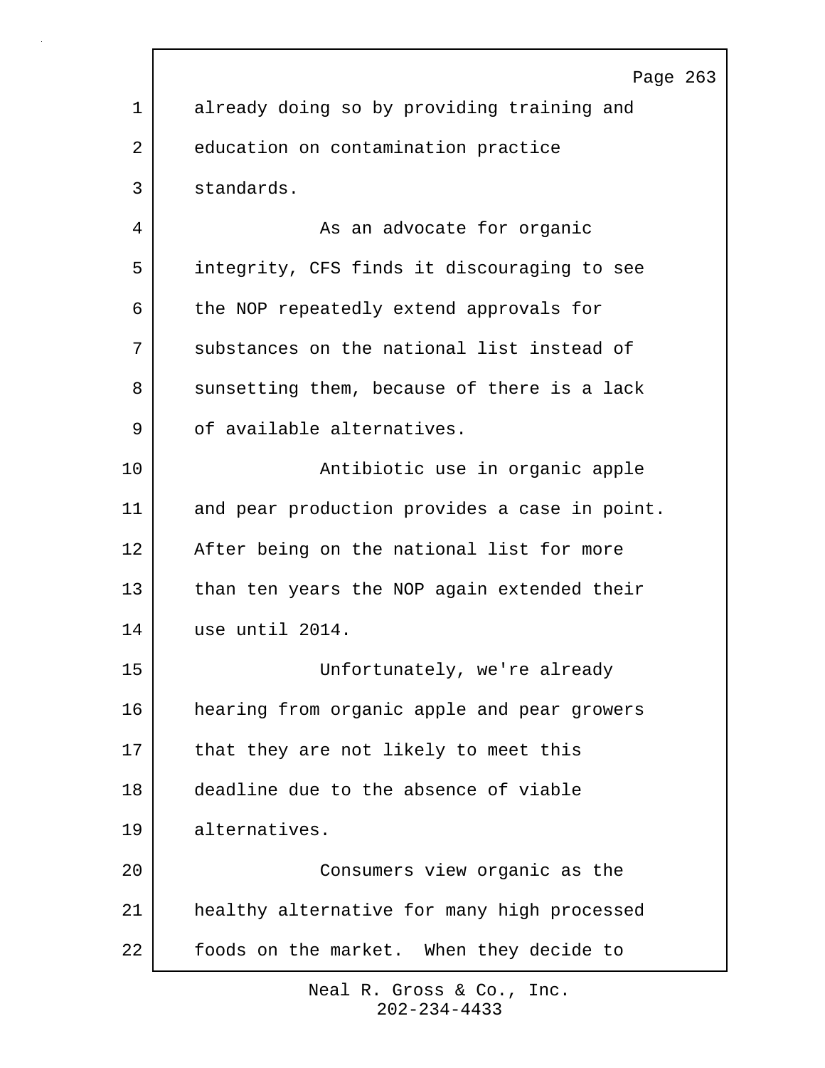already doing so by providing training and education on contamination practice standards.

As an advocate for organic integrity, CFS finds it discouraging to see the NOP repeatedly extend approvals for substances on the national list instead of sunsetting them, because of there is a lack of available alternatives.

Antibiotic use in organic apple and pear production provides a case in point. After being on the national list for more than ten years the NOP again extended their use until 2014.

Unfortunately, we're already hearing from organic apple and pear growers that they are not likely to meet this deadline due to the absence of viable alternatives.

Consumers view organic as the healthy alternative for many high processed foods on the market. When they decide to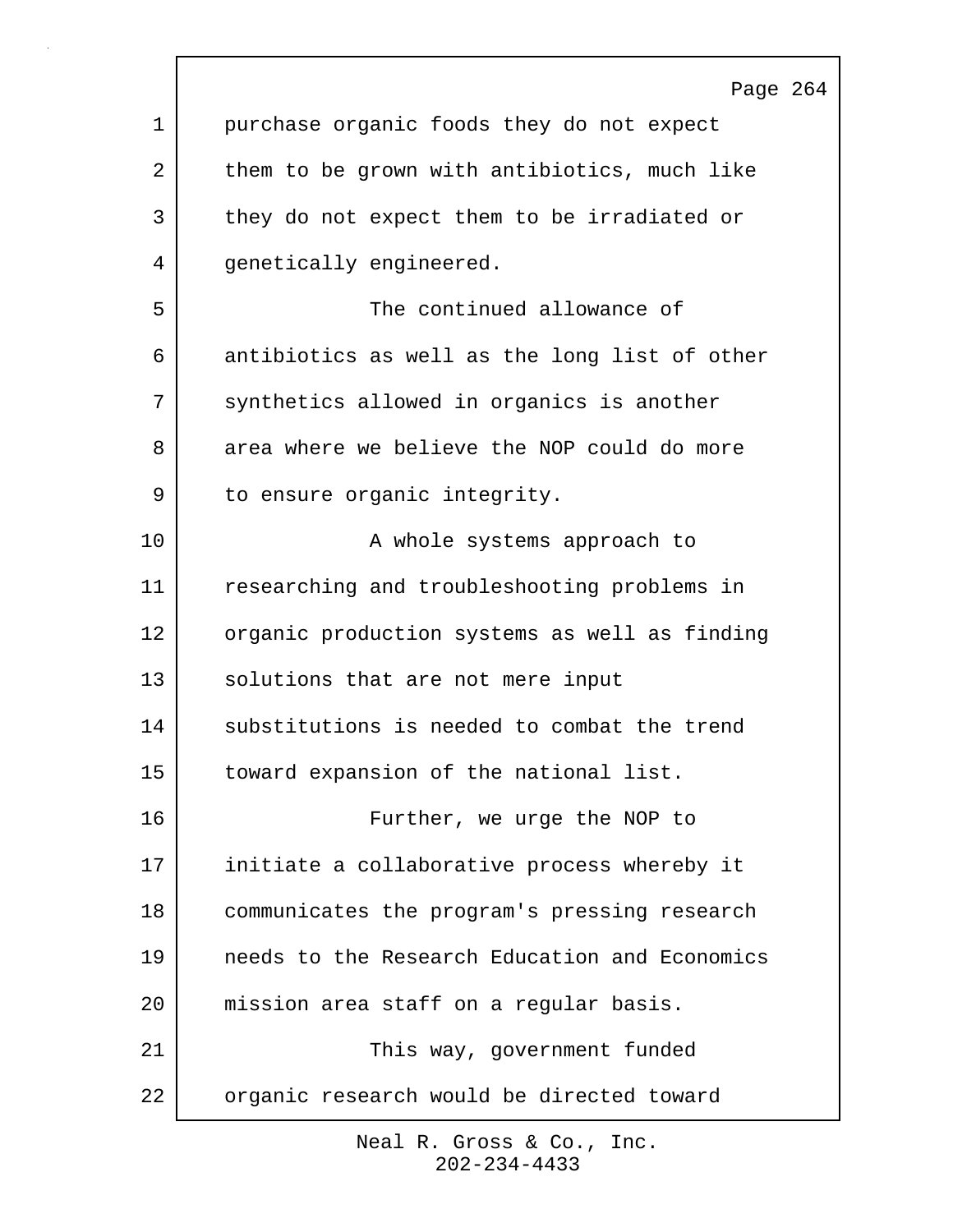purchase organic foods they do not expect them to be grown with antibiotics, much like they do not expect them to be irradiated or genetically engineered.

The continued allowance of antibiotics as well as the long list of other synthetics allowed in organics is another area where we believe the NOP could do more to ensure organic integrity.

A whole systems approach to researching and troubleshooting problems in organic production systems as well as finding solutions that are not mere input substitutions is needed to combat the trend toward expansion of the national list.

Further, we urge the NOP to initiate a collaborative process whereby it communicates the program's pressing research needs to the Research Education and Economics mission area staff on a regular basis.

This way, government funded organic research would be directed toward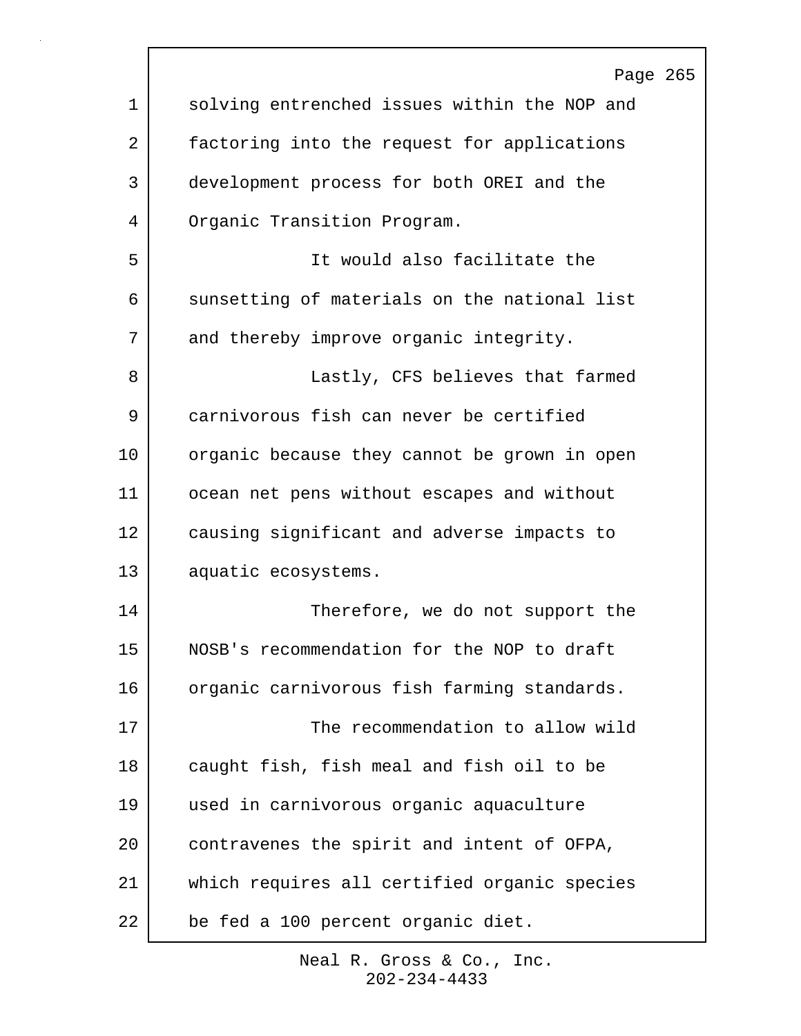solving entrenched issues within the NOP and factoring into the request for applications development process for both OREI and the Organic Transition Program.

It would also facilitate the sunsetting of materials on the national list and thereby improve organic integrity.

Lastly, CFS believes that farmed carnivorous fish can never be certified organic because they cannot be grown in open ocean net pens without escapes and without causing significant and adverse impacts to aquatic ecosystems.

Therefore, we do not support the NOSB's recommendation for the NOP to draft organic carnivorous fish farming standards.

The recommendation to allow wild caught fish, fish meal and fish oil to be used in carnivorous organic aquaculture contravenes the spirit and intent of OFPA, which requires all certified organic species be fed a 100 percent organic diet.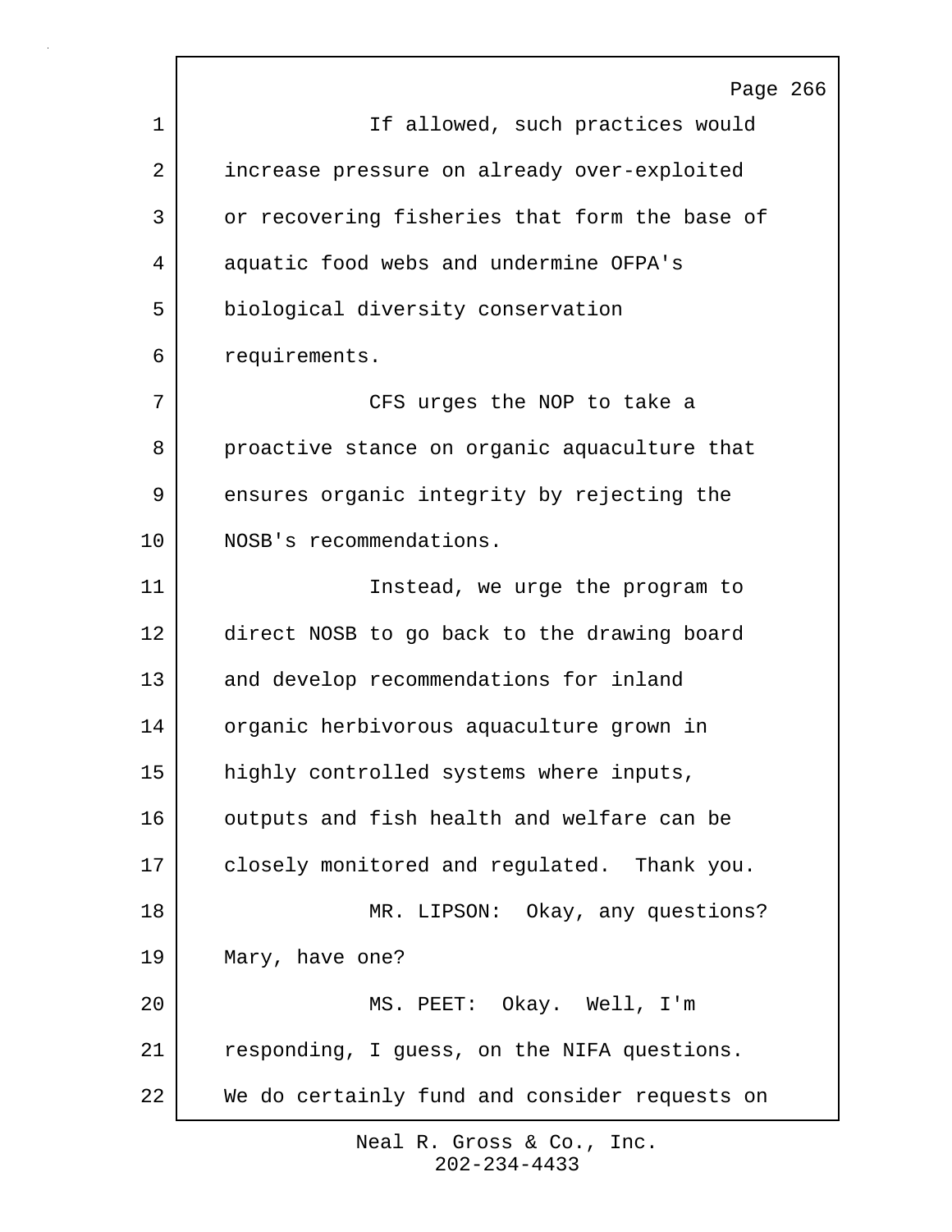If allowed, such practices would increase pressure on already over-exploited or recovering fisheries that form the base of aquatic food webs and undermine OFPA's biological diversity conservation requirements.

CFS urges the NOP to take a proactive stance on organic aquaculture that ensures organic integrity by rejecting the NOSB's recommendations.

Instead, we urge the program to direct NOSB to go back to the drawing board and develop recommendations for inland organic herbivorous aquaculture grown in highly controlled systems where inputs, outputs and fish health and welfare can be closely monitored and regulated. Thank you.

MR. LIPSON: Okay, any questions? Mary, have one?

MS. PEET: Okay. Well, I'm responding, I guess, on the NIFA questions. We do certainly fund and consider requests on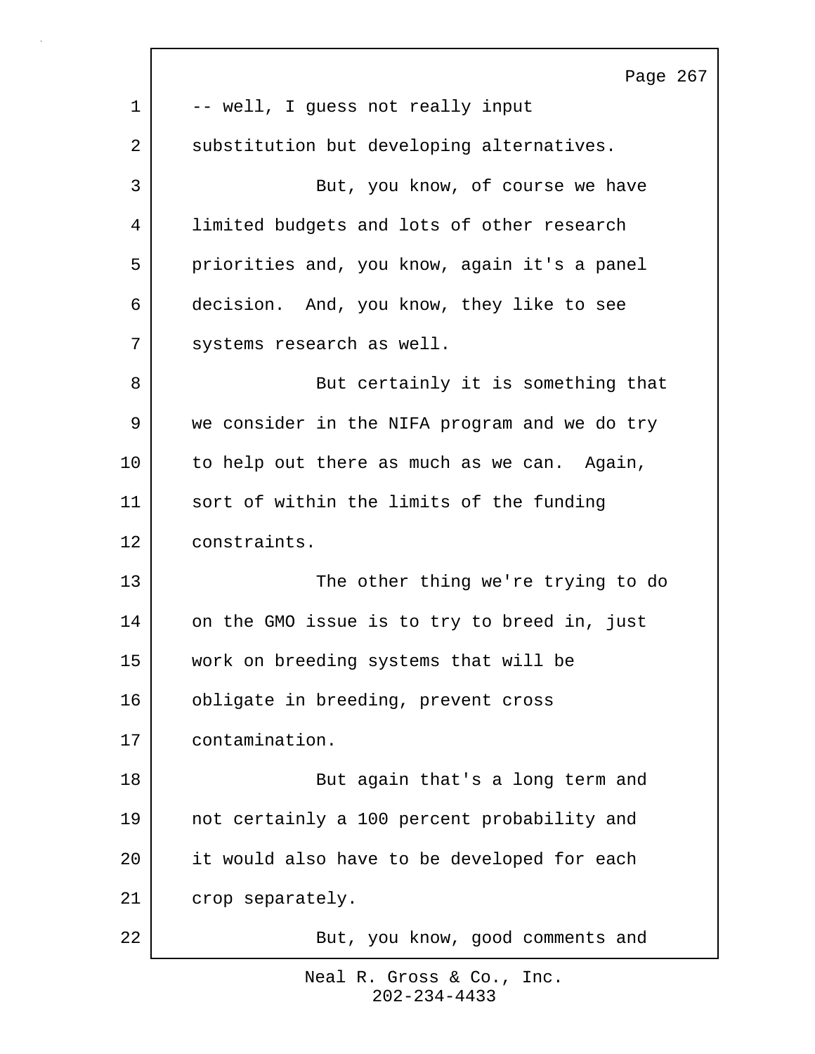-- well, I guess not really input substitution but developing alternatives.

But, you know, of course we have limited budgets and lots of other research priorities and, you know, again it's a panel decision. And, you know, they like to see systems research as well.

But certainly it is something that we consider in the NIFA program and we do try to help out there as much as we can. Again, sort of within the limits of the funding constraints.

The other thing we're trying to do on the GMO issue is to try to breed in, just work on breeding systems that will be obligate in breeding, prevent cross contamination.

But again that's a long term and not certainly a 100 percent probability and it would also have to be developed for each crop separately.

But, you know, good comments and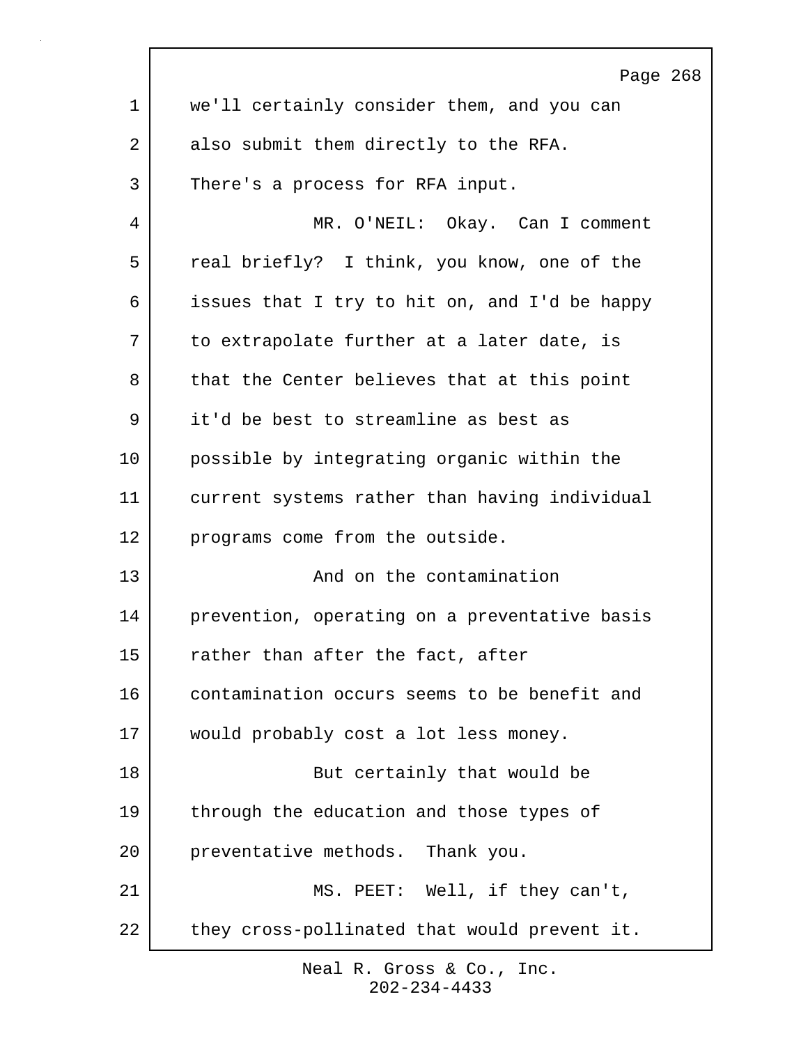we'll certainly consider them, and you can also submit them directly to the RFA. There's a process for RFA input.

MR. O'NEIL: Okay. Can I comment real briefly? I think, you know, one of the issues that I try to hit on, and I'd be happy to extrapolate further at a later date, is that the Center believes that at this point it'd be best to streamline as best as possible by integrating organic within the current systems rather than having individual programs come from the outside.

And on the contamination prevention, operating on a preventative basis rather than after the fact, after contamination occurs seems to be benefit and would probably cost a lot less money.

But certainly that would be through the education and those types of preventative methods. Thank you.

MS. PEET: Well, if they can't, they cross-pollinated that would prevent it.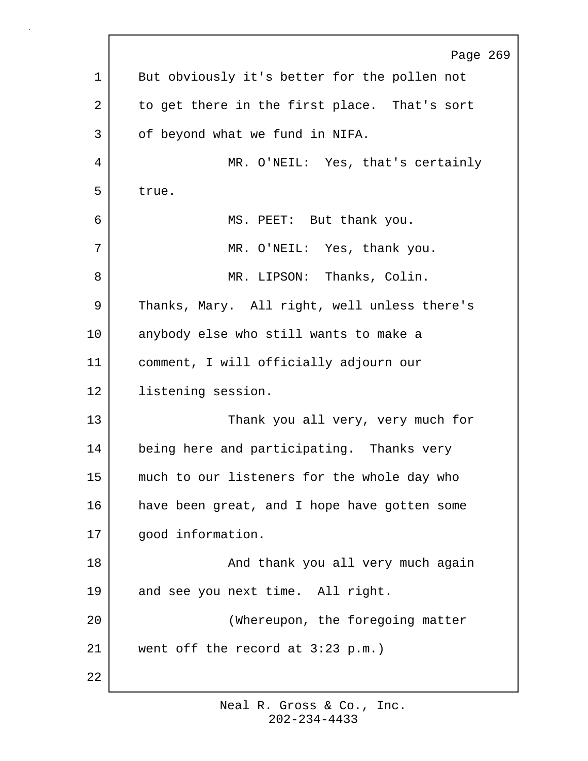But obviously it's better for the pollen not to get there in the first place. That's sort of beyond what we fund in NIFA.

MR. O'NEIL: Yes, that's certainly true.

MS. PEET: But thank you.

MR. O'NEIL: Yes, thank you.

MR. LIPSON: Thanks, Colin. Thanks, Mary. All right, well unless there's anybody else who still wants to make a comment, I will officially adjourn our listening session.

Thank you all very, very much for being here and participating. Thanks very much to our listeners for the whole day who have been great, and I hope have gotten some good information.

And thank you all very much again and see you next time. All right.

(Whereupon, the foregoing matter went off the record at 3:23 p.m.)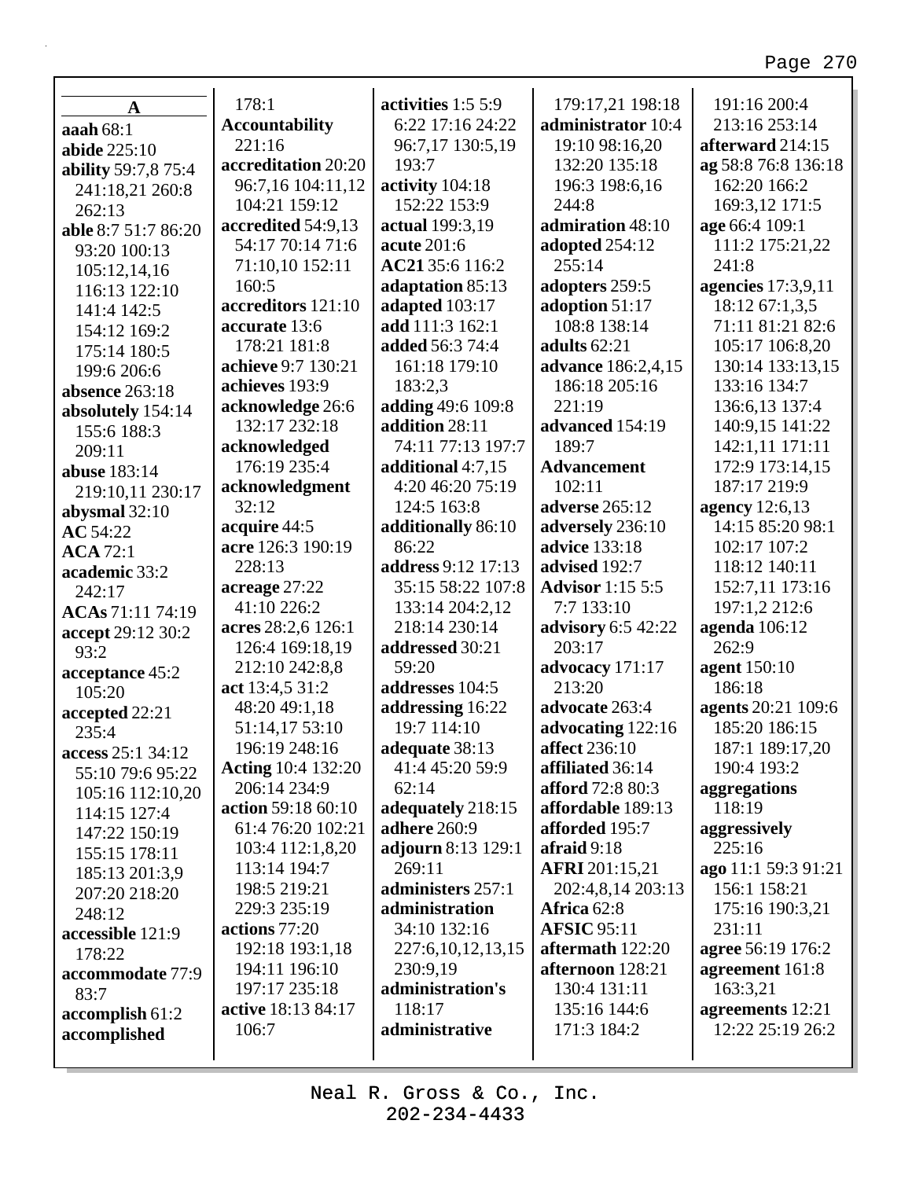## A

**aaah** 68:1
**abide** 225:10
**ability** 59:7,8 75:4 241:18,21 260:8 262:13
**able** 8:7 51:7 86:20 93:20 100:13 105:12,14,16 116:13 122:10 141:4 142:5 154:12 169:2 175:14 180:5 199:6 206:6
**absence** 263:18
**absolutely** 154:14 155:6 188:3 209:11
**abuse** 183:14 219:10,11 230:17
**abysmal** 32:10
**AC** 54:22
**ACA** 72:1
**academic** 33:2 242:17
**ACAs** 71:11 74:19
**accept** 29:12 30:2 93:2
**acceptance** 45:2 105:20
**accepted** 22:21 235:4
**access** 25:1 34:12 55:10 79:6 95:22 105:16 112:10,20 114:15 127:4 147:22 150:19 155:15 178:11 185:13 201:3,9 207:20 218:20 248:12
**accessible** 121:9 178:22
**accommodate** 77:9 83:7
**accomplish** 61:2
**accomplished** 178:1
**Accountability** 221:16
**accreditation** 20:20 96:7,16 104:11,12 104:21 159:12
**accredited** 54:9,13 54:17 70:14 71:6 71:10,10 152:11 160:5
**accreditors** 121:10
**accurate** 13:6 178:21 181:8
**achieve** 9:7 130:21
**achieves** 193:9
**acknowledge** 26:6 132:17 232:18
**acknowledged** 176:19 235:4
**acknowledgment** 32:12
**acquire** 44:5
**acre** 126:3 190:19 228:13
**acreage** 27:22 41:10 226:2
**acres** 28:2,6 126:1 126:4 169:18,19 212:10 242:8,8
**act** 13:4,5 31:2 48:20 49:1,18 51:14,17 53:10 196:19 248:16
**Acting** 10:4 132:20 206:14 234:9
**action** 59:18 60:10 61:4 76:20 102:21 103:4 112:1,8,20 113:14 194:7 198:5 219:21 229:3 235:19
**actions** 77:20 192:18 193:1,18 194:11 196:10 197:17 235:18
**active** 18:13 84:17 106:7
**activities** 1:5 5:9 6:22 17:16 24:22 96:7,17 130:5,19 193:7
**activity** 104:18 152:22 153:9
**actual** 199:3,19
**acute** 201:6
**AC21** 35:6 116:2
**adaptation** 85:13
**adapted** 103:17
**add** 111:3 162:1
**added** 56:3 74:4 161:18 179:10 183:2,3
**adding** 49:6 109:8
**addition** 28:11 74:11 77:13 197:7
**additional** 4:7,15 4:20 46:20 75:19 124:5 163:8
**additionally** 86:10 86:22
**address** 9:12 17:13 35:15 58:22 107:8 133:14 204:2,12 218:14 230:14
**addressed** 30:21 59:20
**addresses** 104:5
**addressing** 16:22 19:7 114:10
**adequate** 38:13 41:4 45:20 59:9 62:14
**adequately** 218:15
**adhere** 260:9
**adjourn** 8:13 129:1 269:11
**administers** 257:1
**administration** 34:10 132:16 227:6,10,12,13,15 230:9,19
**administration's** 118:17
**administrative** 179:17,21 198:18
**administrator** 10:4 19:10 98:16,20 132:20 135:18 196:3 198:6,16 244:8
**admiration** 48:10
**adopted** 254:12 255:14
**adopters** 259:5
**adoption** 51:17 108:8 138:14
**adults** 62:21
**advance** 186:2,4,15 186:18 205:16 221:19
**advanced** 154:19 189:7
**Advancement** 102:11
**adverse** 265:12
**adversely** 236:10
**advice** 133:18
**advised** 192:7
**Advisor** 1:15 5:5 7:7 133:10
**advisory** 6:5 42:22 203:17
**advocacy** 171:17 213:20
**advocate** 263:4
**advocating** 122:16
**affect** 236:10
**affiliated** 36:14
**afford** 72:8 80:3
**affordable** 189:13
**afforded** 195:7
**afraid** 9:18
**AFRI** 201:15,21 202:4,8,14 203:13
**Africa** 62:8
**AFSIC** 95:11
**aftermath** 122:20
**afternoon** 128:21 130:4 131:11 135:16 144:6 171:3 184:2 191:16 200:4 213:16 253:14
**afterward** 214:15
**ag** 58:8 76:8 136:18 162:20 166:2 169:3,12 171:5
**age** 66:4 109:1 111:2 175:21,22 241:8
**agencies** 17:3,9,11 18:12 67:1,3,5 71:11 81:21 82:6 105:17 106:8,20 130:14 133:13,15 133:16 134:7 136:6,13 137:4 140:9,15 141:22 142:1,11 171:11 172:9 173:14,15 187:17 219:9
**agency** 12:6,13 14:15 85:20 98:1 102:17 107:2 118:12 140:11 152:7,11 173:16 197:1,2 212:6
**agenda** 106:12 262:9
**agent** 150:10 186:18
**agents** 20:21 109:6 185:20 186:15 187:1 189:17,20 190:4 193:2
**aggregations** 118:19
**aggressively** 225:16
**ago** 11:1 59:3 91:21 156:1 158:21 175:16 190:3,21 231:11
**agree** 56:19 176:2
**agreement** 161:8 163:3,21
**agreements** 12:21 12:22 25:19 26:2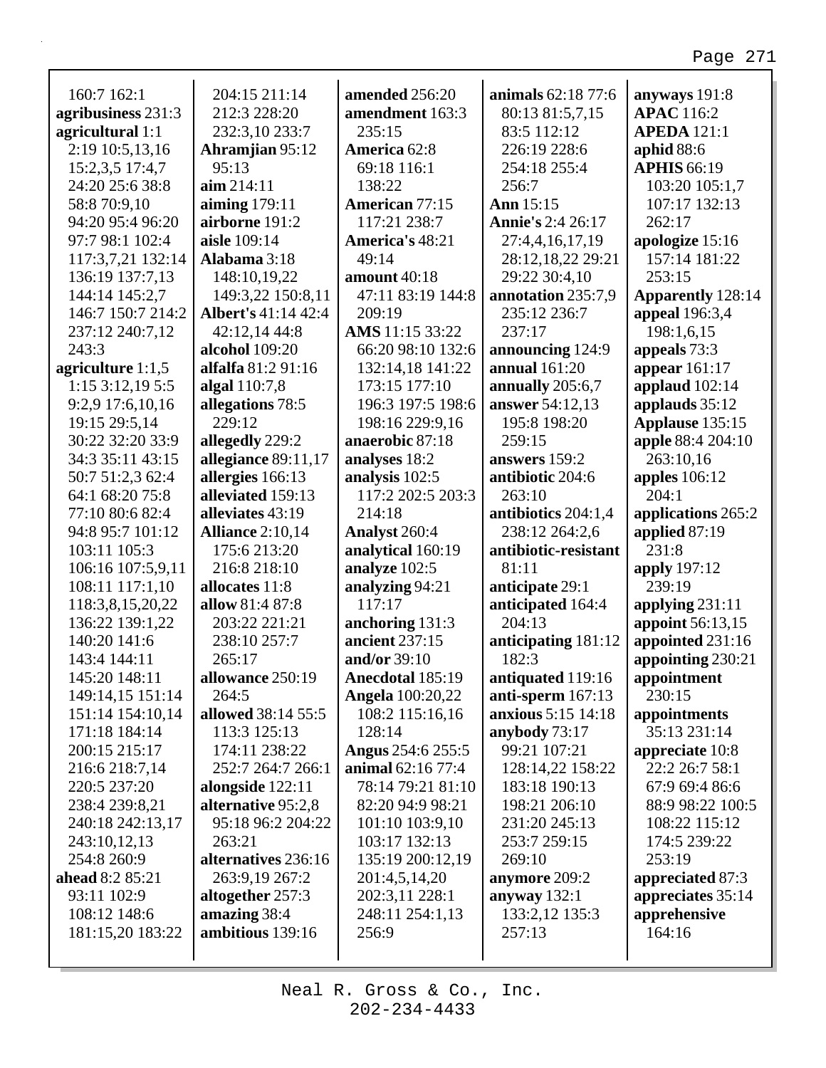160:7 162:1
**agribusiness** 231:3
**agricultural** 1:1
2:19 10:5,13,16
15:2,3,5 17:4,7
24:20 25:6 38:8
58:8 70:9,10
94:20 95:4 96:20
97:7 98:1 102:4
117:3,7,21 132:14
136:19 137:7,13
144:14 145:2,7
146:7 150:7 214:2
237:12 240:7,12
243:3
**agriculture** 1:1,5
1:15 3:12,19 5:5
9:2,9 17:6,10,16
19:15 29:5,14
30:22 32:20 33:9
34:3 35:11 43:15
50:7 51:2,3 62:4
64:1 68:20 75:8
77:10 80:6 82:4
94:8 95:7 101:12
103:11 105:3
106:16 107:5,9,11
108:11 117:1,10
118:3,8,15,20,22
136:22 139:1,22
140:20 141:6
143:4 144:11
145:20 148:11
149:14,15 151:14
151:14 154:10,14
171:18 184:14
200:15 215:17
216:6 218:7,14
220:5 237:20
238:4 239:8,21
240:18 242:13,17
243:10,12,13
254:8 260:9
**ahead** 8:2 85:21
93:11 102:9
108:12 148:6
181:15,20 183:22
204:15 211:14
212:3 228:20
232:3,10 233:7
**Ahramjian** 95:12
95:13
**aim** 214:11
**aiming** 179:11
**airborne** 191:2
**aisle** 109:14
**Alabama** 3:18
148:10,19,22
149:3,22 150:8,11
**Albert's** 41:14 42:4
42:12,14 44:8
**alcohol** 109:20
**alfalfa** 81:2 91:16
**algal** 110:7,8
**allegations** 78:5
229:12
**allegedly** 229:2
**allegiance** 89:11,17
**allergies** 166:13
**alleviated** 159:13
**alleviates** 43:19
**Alliance** 2:10,14
175:6 213:20
216:8 218:10
**allocates** 11:8
**allow** 81:4 87:8
203:22 221:21
238:10 257:7
265:17
**allowance** 250:19
264:5
**allowed** 38:14 55:5
113:3 125:13
174:11 238:22
252:7 264:7 266:1
**alongside** 122:11
**alternative** 95:2,8
95:18 96:2 204:22
263:21
**alternatives** 236:16
263:9,19 267:2
**altogether** 257:3
**amazing** 38:4
**ambitious** 139:16
**amended** 256:20
**amendment** 163:3
235:15
**America** 62:8
69:18 116:1
138:22
**American** 77:15
117:21 238:7
**America's** 48:21
49:14
**amount** 40:18
47:11 83:19 144:8
209:19
**AMS** 11:15 33:22
66:20 98:10 132:6
132:14,18 141:22
173:15 177:10
196:3 197:5 198:6
198:16 229:9,16
**anaerobic** 87:18
**analyses** 18:2
**analysis** 102:5
117:2 202:5 203:3
214:18
**Analyst** 260:4
**analytical** 160:19
**analyze** 102:5
**analyzing** 94:21
117:17
**anchoring** 131:3
**ancient** 237:15
**and/or** 39:10
**Anecdotal** 185:19
**Angela** 100:20,22
108:2 115:16,16
128:14
**Angus** 254:6 255:5
**animal** 62:16 77:4
78:14 79:21 81:10
82:20 94:9 98:21
101:10 103:9,10
103:17 132:13
135:19 200:12,19
201:4,5,14,20
202:3,11 228:1
248:11 254:1,13
256:9
**animals** 62:18 77:6
80:13 81:5,7,15
83:5 112:12
226:19 228:6
254:18 255:4
256:7
**Ann** 15:15
**Annie's** 2:4 26:17
27:4,4,16,17,19
28:12,18,22 29:21
29:22 30:4,10
**annotation** 235:7,9
235:12 236:7
237:17
**announcing** 124:9
**annual** 161:20
**annually** 205:6,7
**answer** 54:12,13
195:8 198:20
259:15
**answers** 159:2
**antibiotic** 204:6
263:10
**antibiotics** 204:1,4
238:12 264:2,6
**antibiotic-resistant**
81:11
**anticipate** 29:1
**anticipated** 164:4
204:13
**anticipating** 181:12
182:3
**antiquated** 119:16
**anti-sperm** 167:13
**anxious** 5:15 14:18
**anybody** 73:17
99:21 107:21
128:14,22 158:22
183:18 190:13
198:21 206:10
231:20 245:13
253:7 259:15
269:10
**anymore** 209:2
**anyway** 132:1
133:2,12 135:3
257:13
**anyways** 191:8
**APAC** 116:2
**APEDA** 121:1
**aphid** 88:6
**APHIS** 66:19
103:20 105:1,7
107:17 132:13
262:17
**apologize** 15:16
157:14 181:22
253:15
**Apparently** 128:14
**appeal** 196:3,4
198:1,6,15
**appeals** 73:3
**appear** 161:17
**applaud** 102:14
**applauds** 35:12
**Applause** 135:15
**apple** 88:4 204:10
263:10,16
**apples** 106:12
204:1
**applications** 265:2
**applied** 87:19
231:8
**apply** 197:12
239:19
**applying** 231:11
**appoint** 56:13,15
**appointed** 231:16
**appointing** 230:21
**appointment**
230:15
**appointments**
35:13 231:14
**appreciate** 10:8
22:2 26:7 58:1
67:9 69:4 86:6
88:9 98:22 100:5
108:22 115:12
174:5 239:22
253:19
**appreciated** 87:3
**appreciates** 35:14
**apprehensive**
164:16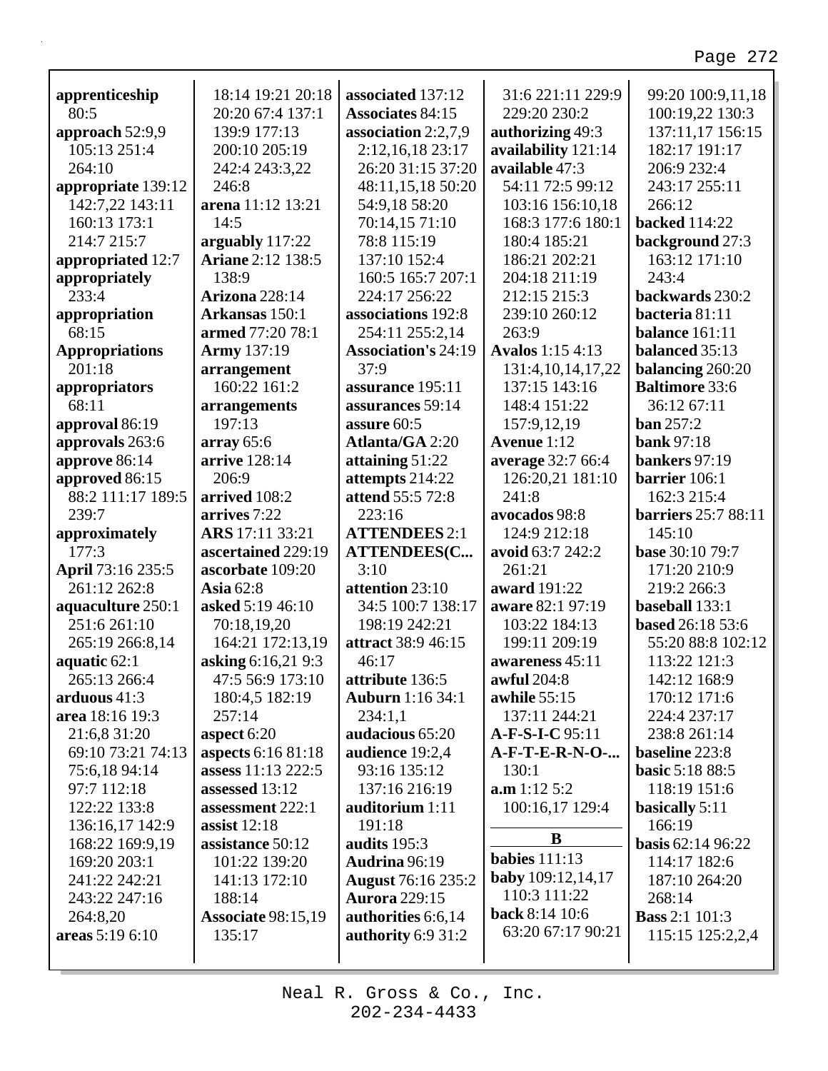**apprenticeship** 80:5
**approach** 52:9,9 105:13 251:4 264:10
**appropriate** 139:12 142:7,22 143:11 160:13 173:1 214:7 215:7
**appropriated** 12:7
**appropriately** 233:4
**appropriation** 68:15
**Appropriations** 201:18
**appropriators** 68:11
**approval** 86:19
**approvals** 263:6
**approve** 86:14
**approved** 86:15 88:2 111:17 189:5 239:7
**approximately** 177:3
**April** 73:16 235:5 261:12 262:8
**aquaculture** 250:1 251:6 261:10 265:19 266:8,14
**aquatic** 62:1 265:13 266:4
**arduous** 41:3
**area** 18:16 19:3 21:6,8 31:20 69:10 73:21 74:13 75:6,18 94:14 97:7 112:18 122:22 133:8 136:16,17 142:9 168:22 169:9,19 169:20 203:1 241:22 242:21 243:22 247:16 264:8,20
**areas** 5:19 6:10 18:14 19:21 20:18 20:20 67:4 137:1 139:9 177:13 200:10 205:19 242:4 243:3,22 246:8
**arena** 11:12 13:21 14:5
**arguably** 117:22
**Ariane** 2:12 138:5 138:9
**Arizona** 228:14
**Arkansas** 150:1
**armed** 77:20 78:1
**Army** 137:19
**arrangement** 160:22 161:2
**arrangements** 197:13
**array** 65:6
**arrive** 128:14 206:9
**arrived** 108:2
**arrives** 7:22
**ARS** 17:11 33:21
**ascertained** 229:19
**ascorbate** 109:20
**Asia** 62:8
**asked** 5:19 46:10 70:18,19,20 164:21 172:13,19
**asking** 6:16,21 9:3 47:5 56:9 173:10 180:4,5 182:19 257:14
**aspect** 6:20
**aspects** 6:16 81:18
**assess** 11:13 222:5
**assessed** 13:12
**assessment** 222:1
**assist** 12:18
**assistance** 50:12 101:22 139:20 141:13 172:10 188:14
**Associate** 98:15,19 135:17
**associated** 137:12
**Associates** 84:15
**association** 2:2,7,9 2:12,16,18 23:17 26:20 31:15 37:20 48:11,15,18 50:20 54:9,18 58:20 70:14,15 71:10 78:8 115:19 137:10 152:4 160:5 165:7 207:1 224:17 256:22
**associations** 192:8 254:11 255:2,14
**Association's** 24:19 37:9
**assurance** 195:11
**assurances** 59:14
**assure** 60:5
**Atlanta/GA** 2:20
**attaining** 51:22
**attempts** 214:22
**attend** 55:5 72:8 223:16
**ATTENDEES** 2:1
**ATTENDEES(C...** 3:10
**attention** 23:10 34:5 100:7 138:17 198:19 242:21
**attract** 38:9 46:15 46:17
**attribute** 136:5
**Auburn** 1:16 34:1 234:1,1
**audacious** 65:20
**audience** 19:2,4 93:16 135:12 137:16 216:19
**auditorium** 1:11 191:18
**audits** 195:3
**Audrina** 96:19
**August** 76:16 235:2
**Aurora** 229:15
**authorities** 6:6,14
**authority** 6:9 31:2 31:6 221:11 229:9 229:20 230:2
**authorizing** 49:3
**availability** 121:14
**available** 47:3 54:11 72:5 99:12 103:16 156:10,18 168:3 177:6 180:1 180:4 185:21 186:21 202:21 204:18 211:19 212:15 215:3 239:10 260:12 263:9
**Avalos** 1:15 4:13 131:4,10,14,17,22 137:15 143:16 148:4 151:22 157:9,12,19
**Avenue** 1:12
**average** 32:7 66:4 126:20,21 181:10 241:8
**avocados** 98:8 124:9 212:18
**avoid** 63:7 242:2 261:21
**award** 191:22
**aware** 82:1 97:19 103:22 184:13 199:11 209:19
**awareness** 45:11
**awful** 204:8
**awhile** 55:15 137:11 244:21
**A-F-S-I-C** 95:11
**A-F-T-E-R-N-O-...** 130:1
**a.m** 1:12 5:2 100:16,17 129:4

**B**

**babies** 111:13
**baby** 109:12,14,17 110:3 111:22
**back** 8:14 10:6 63:20 67:17 90:21 99:20 100:9,11,18 100:19,22 130:3 137:11,17 156:15 182:17 191:17 206:9 232:4 243:17 255:11 266:12
**backed** 114:22
**background** 27:3 163:12 171:10 243:4
**backwards** 230:2
**bacteria** 81:11
**balance** 161:11
**balanced** 35:13
**balancing** 260:20
**Baltimore** 33:6 36:12 67:11
**ban** 257:2
**bank** 97:18
**bankers** 97:19
**barrier** 106:1 162:3 215:4
**barriers** 25:7 88:11 145:10
**base** 30:10 79:7 171:20 210:9 219:2 266:3
**baseball** 133:1
**based** 26:18 53:6 55:20 88:8 102:12 113:22 121:3 142:12 168:9 170:12 171:6 224:4 237:17 238:8 261:14
**baseline** 223:8
**basic** 5:18 88:5 118:19 151:6
**basically** 5:11 166:19
**basis** 62:14 96:22 114:17 182:6 187:10 264:20 268:14
**Bass** 2:1 101:3 115:15 125:2,2,4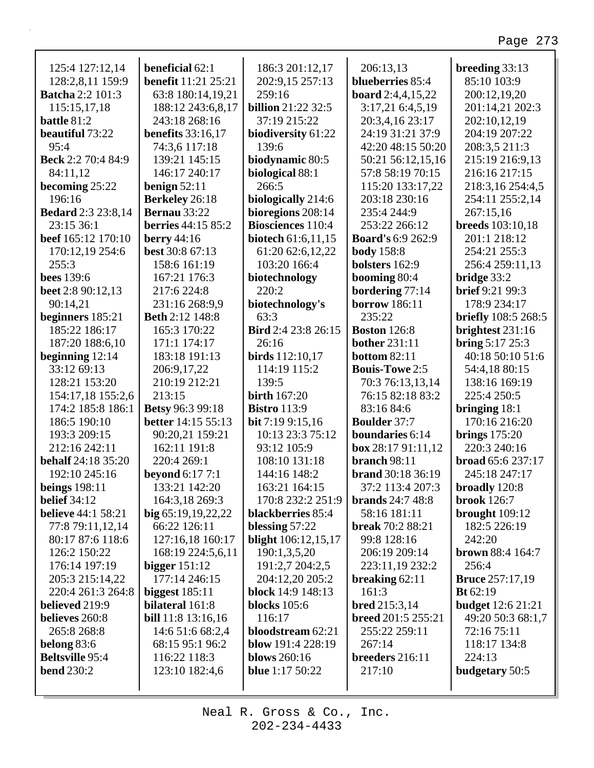125:4 127:12,14
128:2,8,11 159:9
**Batcha** 2:2 101:3
115:15,17,18
**battle** 81:2
**beautiful** 73:22
95:4
**Beck** 2:2 70:4 84:9
84:11,12
**becoming** 25:22
196:16
**Bedard** 2:3 23:8,14
23:15 36:1
**beef** 165:12 170:10
170:12,19 254:6
255:3
**bees** 139:6
**beet** 2:8 90:12,13
90:14,21
**beginners** 185:21
185:22 186:17
187:20 188:6,10
**beginning** 12:14
33:12 69:13
128:21 153:20
154:17,18 155:2,6
174:2 185:8 186:1
186:5 190:10
193:3 209:15
212:16 242:11
**behalf** 24:18 35:20
192:10 245:16
**beings** 198:11
**belief** 34:12
**believe** 44:1 58:21
77:8 79:11,12,14
80:17 87:6 118:6
126:2 150:22
176:14 197:19
205:3 215:14,22
220:4 261:3 264:8
**believed** 219:9
**believes** 260:8
265:8 268:8
**belong** 83:6
**Beltsville** 95:4
**bend** 230:2
**beneficial** 62:1
**benefit** 11:21 25:21
63:8 180:14,19,21
188:12 243:6,8,17
243:18 268:16
**benefits** 33:16,17
74:3,6 117:18
139:21 145:15
146:17 240:17
**benign** 52:11
**Berkeley** 26:18
**Bernau** 33:22
**berries** 44:15 85:2
**berry** 44:16
**best** 30:8 67:13
158:6 161:19
167:21 176:3
217:6 224:8
231:16 268:9,9
**Beth** 2:12 148:8
165:3 170:22
171:1 174:17
183:18 191:13
206:9,17,22
210:19 212:21
213:15
**Betsy** 96:3 99:18
**better** 14:15 55:13
90:20,21 159:21
162:11 191:8
220:4 269:1
**beyond** 6:17 7:1
133:21 142:20
164:3,18 269:3
**big** 65:19,19,22,22
66:22 126:11
127:16,18 160:17
168:19 224:5,6,11
**bigger** 151:12
177:14 246:15
**biggest** 185:11
**bilateral** 161:8
**bill** 11:8 13:16,16
14:6 51:6 68:2,4
68:15 95:1 96:2
116:22 118:3
123:10 182:4,6
186:3 201:12,17
202:9,15 257:13
259:16
**billion** 21:22 32:5
37:19 215:22
**biodiversity** 61:22
139:6
**biodynamic** 80:5
**biological** 88:1
266:5
**biologically** 214:6
**bioregions** 208:14
**Biosciences** 110:4
**biotech** 61:6,11,15
61:20 62:6,12,22
103:20 166:4
**biotechnology**
220:2
**biotechnology's**
63:3
**Bird** 2:4 23:8 26:15
26:16
**birds** 112:10,17
114:19 115:2
139:5
**birth** 167:20
**Bistro** 113:9
**bit** 7:19 9:15,16
10:13 23:3 75:12
93:12 105:9
108:10 131:18
144:16 148:2
163:21 164:15
170:8 232:2 251:9
**blackberries** 85:4
**blessing** 57:22
**blight** 106:12,15,17
190:1,3,5,20
191:2,7 204:2,5
204:12,20 205:2
**block** 14:9 148:13
**blocks** 105:6
116:17
**bloodstream** 62:21
**blow** 191:4 228:19
**blows** 260:16
**blue** 1:17 50:22
206:13,13
**blueberries** 85:4
**board** 2:4,4,15,22
3:17,21 6:4,5,19
20:3,4,16 23:17
24:19 31:21 37:9
42:20 48:15 50:20
50:21 56:12,15,16
57:8 58:19 70:15
115:20 133:17,22
203:18 230:16
235:4 244:9
253:22 266:12
**Board's** 6:9 262:9
**body** 158:8
**bolsters** 162:9
**booming** 80:4
**bordering** 77:14
**borrow** 186:11
235:22
**Boston** 126:8
**bother** 231:11
**bottom** 82:11
**Bouis-Towe** 2:5
70:3 76:13,13,14
76:15 82:18 83:2
83:16 84:6
**Boulder** 37:7
**boundaries** 6:14
**box** 28:17 91:11,12
**branch** 98:11
**brand** 30:18 36:19
37:2 113:4 207:3
**brands** 24:7 48:8
58:16 181:11
**break** 70:2 88:21
99:8 128:16
206:19 209:14
223:11,19 232:2
**breaking** 62:11
161:3
**bred** 215:3,14
**breed** 201:5 255:21
255:22 259:11
267:14
**breeders** 216:11
217:10
**breeding** 33:13
85:10 103:9
200:12,19,20
201:14,21 202:3
202:10,12,19
204:19 207:22
208:3,5 211:3
215:19 216:9,13
216:16 217:15
218:3,16 254:4,5
254:11 255:2,14
267:15,16
**breeds** 103:10,18
201:1 218:12
254:21 255:3
256:4 259:11,13
**bridge** 33:2
**brief** 9:21 99:3
178:9 234:17
**briefly** 108:5 268:5
**brightest** 231:16
**bring** 5:17 25:3
40:18 50:10 51:6
54:4,18 80:15
138:16 169:19
225:4 250:5
**bringing** 18:1
170:16 216:20
**brings** 175:20
220:3 240:16
**broad** 65:6 237:17
245:18 247:17
**broadly** 120:8
**brook** 126:7
**brought** 109:12
182:5 226:19
242:20
**brown** 88:4 164:7
256:4
**Bruce** 257:17,19
**Bt** 62:19
**budget** 12:6 21:21
49:20 50:3 68:1,7
72:16 75:11
118:17 134:8
224:13
**budgetary** 50:5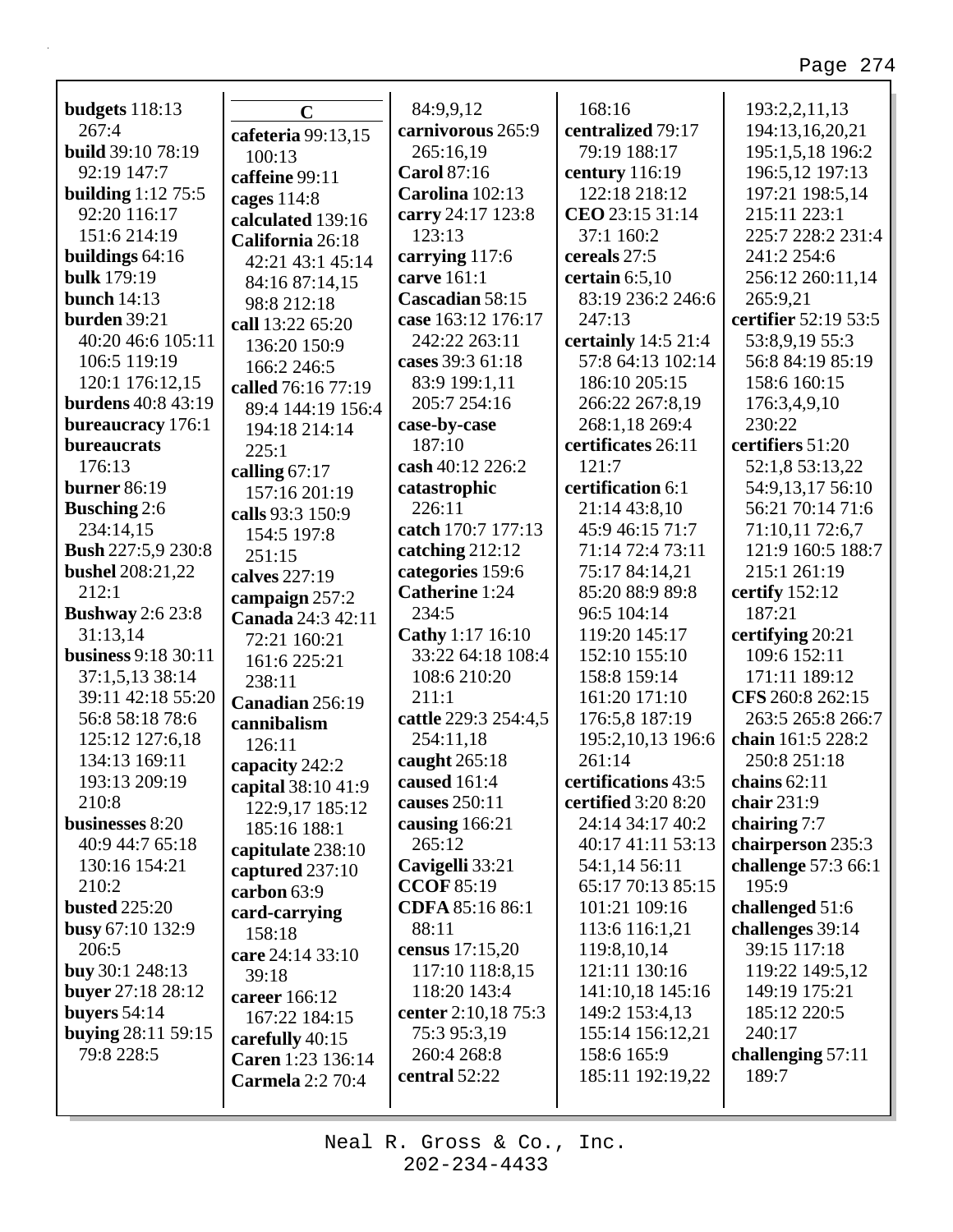**budgets** 118:13 267:4
**build** 39:10 78:19 92:19 147:7
**building** 1:12 75:5 92:20 116:17 151:6 214:19
**buildings** 64:16
**bulk** 179:19
**bunch** 14:13
**burden** 39:21 40:20 46:6 105:11 106:5 119:19 120:1 176:12,15
**burdens** 40:8 43:19
**bureaucracy** 176:1
**bureaucrats** 176:13
**burner** 86:19
**Busching** 2:6 234:14,15
**Bush** 227:5,9 230:8
**bushel** 208:21,22 212:1
**Bushway** 2:6 23:8 31:13,14
**business** 9:18 30:11 37:1,5,13 38:14 39:11 42:18 55:20 56:8 58:18 78:6 125:12 127:6,18 134:13 169:11 193:13 209:19 210:8
**businesses** 8:20 40:9 44:7 65:18 130:16 154:21 210:2
**busted** 225:20
**busy** 67:10 132:9 206:5
**buy** 30:1 248:13
**buyer** 27:18 28:12
**buyers** 54:14
**buying** 28:11 59:15 79:8 228:5

## C

**cafeteria** 99:13,15 100:13
**caffeine** 99:11
**cages** 114:8
**calculated** 139:16
**California** 26:18 42:21 43:1 45:14 84:16 87:14,15 98:8 212:18
**call** 13:22 65:20 136:20 150:9 166:2 246:5
**called** 76:16 77:19 89:4 144:19 156:4 194:18 214:14 225:1
**calling** 67:17 157:16 201:19
**calls** 93:3 150:9 154:5 197:8 251:15
**calves** 227:19
**campaign** 257:2
**Canada** 24:3 42:11 72:21 160:21 161:6 225:21 238:11
**Canadian** 256:19
**cannibalism** 126:11
**capacity** 242:2
**capital** 38:10 41:9 122:9,17 185:12 185:16 188:1
**capitulate** 238:10
**captured** 237:10
**carbon** 63:9
**card-carrying** 158:18
**care** 24:14 33:10 39:18
**career** 166:12 167:22 184:15
**carefully** 40:15
**Caren** 1:23 136:14
**Carmela** 2:2 70:4 84:9,9,12
**carnivorous** 265:9 265:16,19
**Carol** 87:16
**Carolina** 102:13
**carry** 24:17 123:8 123:13
**carrying** 117:6
**carve** 161:1
**Cascadian** 58:15
**case** 163:12 176:17 242:22 263:11
**cases** 39:3 61:18 83:9 199:1,11 205:7 254:16
**case-by-case** 187:10
**cash** 40:12 226:2
**catastrophic** 226:11
**catch** 170:7 177:13
**catching** 212:12
**categories** 159:6
**Catherine** 1:24 234:5
**Cathy** 1:17 16:10 33:22 64:18 108:4 108:6 210:20 211:1
**cattle** 229:3 254:4,5 254:11,18
**caught** 265:18
**caused** 161:4
**causes** 250:11
**causing** 166:21 265:12
**Cavigelli** 33:21
**CCOF** 85:19
**CDFA** 85:16 86:1 88:11
**census** 17:15,20 117:10 118:8,15 118:20 143:4
**center** 2:10,18 75:3 75:3 95:3,19 260:4 268:8
**central** 52:22 168:16
**centralized** 79:17 79:19 188:17
**century** 116:19 122:18 218:12
**CEO** 23:15 31:14 37:1 160:2
**cereals** 27:5
**certain** 6:5,10 83:19 236:2 246:6 247:13
**certainly** 14:5 21:4 57:8 64:13 102:14 186:10 205:15 266:22 267:8,19 268:1,18 269:4
**certificates** 26:11 121:7
**certification** 6:1 21:14 43:8,10 45:9 46:15 71:7 71:14 72:4 73:11 75:17 84:14,21 85:20 88:9 89:8 96:5 104:14 119:20 145:17 152:10 155:10 158:8 159:14 161:20 171:10 176:5,8 187:19 195:2,10,13 196:6 261:14
**certifications** 43:5
**certified** 3:20 8:20 24:14 34:17 40:2 40:17 41:11 53:13 54:1,14 56:11 65:17 70:13 85:15 101:21 109:16 113:6 116:1,21 119:8,10,14 121:11 130:16 141:10,18 145:16 149:2 153:4,13 155:14 156:12,21 158:6 165:9 185:11 192:19,22 193:2,2,11,13 194:13,16,20,21 195:1,5,18 196:2 196:5,12 197:13 197:21 198:5,14 215:11 223:1 225:7 228:2 231:4 241:2 254:6 256:12 260:11,14 265:9,21
**certifier** 52:19 53:5 53:8,9,19 55:3 56:8 84:19 85:19 158:6 160:15 176:3,4,9,10 230:22
**certifiers** 51:20 52:1,8 53:13,22 54:9,13,17 56:10 56:21 70:14 71:6 71:10,11 72:6,7 121:9 160:5 188:7 215:1 261:19
**certify** 152:12 187:21
**certifying** 20:21 109:6 152:11 171:11 189:12
**CFS** 260:8 262:15 263:5 265:8 266:7
**chain** 161:5 228:2 250:8 251:18
**chains** 62:11
**chair** 231:9
**chairing** 7:7
**chairperson** 235:3
**challenge** 57:3 66:1 195:9
**challenged** 51:6
**challenges** 39:14 39:15 117:18 119:22 149:5,12 149:19 175:21 185:12 220:5 240:17
**challenging** 57:11 189:7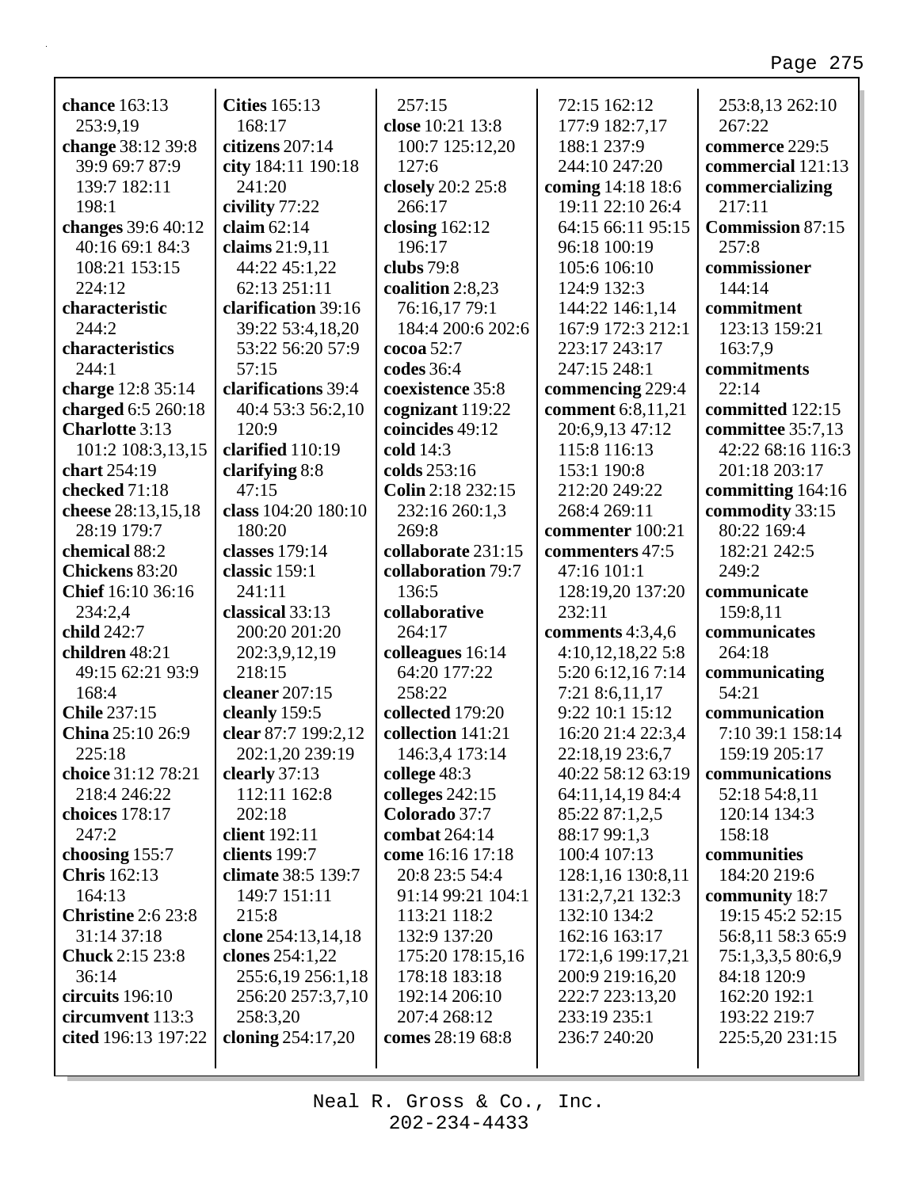**chance** 163:13 253:9,19
**change** 38:12 39:8 39:9 69:7 87:9 139:7 182:11 198:1
**changes** 39:6 40:12 40:16 69:1 84:3 108:21 153:15 224:12
**characteristic** 244:2
**characteristics** 244:1
**charge** 12:8 35:14
**charged** 6:5 260:18
**Charlotte** 3:13 101:2 108:3,13,15
**chart** 254:19
**checked** 71:18
**cheese** 28:13,15,18 28:19 179:7
**chemical** 88:2
**Chickens** 83:20
**Chief** 16:10 36:16 234:2,4
**child** 242:7
**children** 48:21 49:15 62:21 93:9 168:4
**Chile** 237:15
**China** 25:10 26:9 225:18
**choice** 31:12 78:21 218:4 246:22
**choices** 178:17 247:2
**choosing** 155:7
**Chris** 162:13 164:13
**Christine** 2:6 23:8 31:14 37:18
**Chuck** 2:15 23:8 36:14
**circuits** 196:10
**circumvent** 113:3
**cited** 196:13 197:22
**Cities** 165:13 168:17
**citizens** 207:14
**city** 184:11 190:18 241:20
**civility** 77:22
**claim** 62:14
**claims** 21:9,11 44:22 45:1,22 62:13 251:11
**clarification** 39:16 39:22 53:4,18,20 53:22 56:20 57:9 57:15
**clarifications** 39:4 40:4 53:3 56:2,10 120:9
**clarified** 110:19
**clarifying** 8:8 47:15
**class** 104:20 180:10 180:20
**classes** 179:14
**classic** 159:1 241:11
**classical** 33:13 200:20 201:20 202:3,9,12,19 218:15
**cleaner** 207:15
**cleanly** 159:5
**clear** 87:7 199:2,12 202:1,20 239:19
**clearly** 37:13 112:11 162:8 202:18
**client** 192:11
**clients** 199:7
**climate** 38:5 139:7 149:7 151:11 215:8
**clone** 254:13,14,18
**clones** 254:1,22 255:6,19 256:1,18 256:20 257:3,7,10 258:3,20
**cloning** 254:17,20 257:15
**close** 10:21 13:8 100:7 125:12,20 127:6
**closely** 20:2 25:8 266:17
**closing** 162:12 196:17
**clubs** 79:8
**coalition** 2:8,23 76:16,17 79:1 184:4 200:6 202:6
**cocoa** 52:7
**codes** 36:4
**coexistence** 35:8
**cognizant** 119:22
**coincides** 49:12
**cold** 14:3
**colds** 253:16
**Colin** 2:18 232:15 232:16 260:1,3 269:8
**collaborate** 231:15
**collaboration** 79:7 136:5
**collaborative** 264:17
**colleagues** 16:14 64:20 177:22 258:22
**collected** 179:20
**collection** 141:21 146:3,4 173:14
**college** 48:3
**colleges** 242:15
**Colorado** 37:7
**combat** 264:14
**come** 16:16 17:18 20:8 23:5 54:4 91:14 99:21 104:1 113:21 118:2 132:9 137:20 175:20 178:15,16 178:18 183:18 192:14 206:10 207:4 268:12
**comes** 28:19 68:8 72:15 162:12 177:9 182:7,17 188:1 237:9 244:10 247:20
**coming** 14:18 18:6 19:11 22:10 26:4 64:15 66:11 95:15 96:18 100:19 105:6 106:10 124:9 132:3 144:22 146:1,14 167:9 172:3 212:1 223:17 243:17 247:15 248:1
**commencing** 229:4
**comment** 6:8,11,21 20:6,9,13 47:12 115:8 116:13 153:1 190:8 212:20 249:22 268:4 269:11
**commenter** 100:21
**commenters** 47:5 47:16 101:1 128:19,20 137:20 232:11
**comments** 4:3,4,6 4:10,12,18,22 5:8 5:20 6:12,16 7:14 7:21 8:6,11,17 9:22 10:1 15:12 16:20 21:4 22:3,4 22:18,19 23:6,7 40:22 58:12 63:19 64:11,14,19 84:4 85:22 87:1,2,5 88:17 99:1,3 100:4 107:13 128:1,16 130:8,11 131:2,7,21 132:3 132:10 134:2 162:16 163:17 172:1,6 199:17,21 200:9 219:16,20 222:7 223:13,20 233:19 235:1 236:7 240:20 253:8,13 262:10 267:22
**commerce** 229:5
**commercial** 121:13
**commercializing** 217:11
**Commission** 87:15 257:8
**commissioner** 144:14
**commitment** 123:13 159:21 163:7,9
**commitments** 22:14
**committed** 122:15
**committee** 35:7,13 42:22 68:16 116:3 201:18 203:17
**committing** 164:16
**commodity** 33:15 80:22 169:4 182:21 242:5 249:2
**communicate** 159:8,11
**communicates** 264:18
**communicating** 54:21
**communication** 7:10 39:1 158:14 159:19 205:17
**communications** 52:18 54:8,11 120:14 134:3 158:18
**communities** 184:20 219:6
**community** 18:7 19:15 45:2 52:15 56:8,11 58:3 65:9 75:1,3,3,5 80:6,9 84:18 120:9 162:20 192:1 193:22 219:7 225:5,20 231:15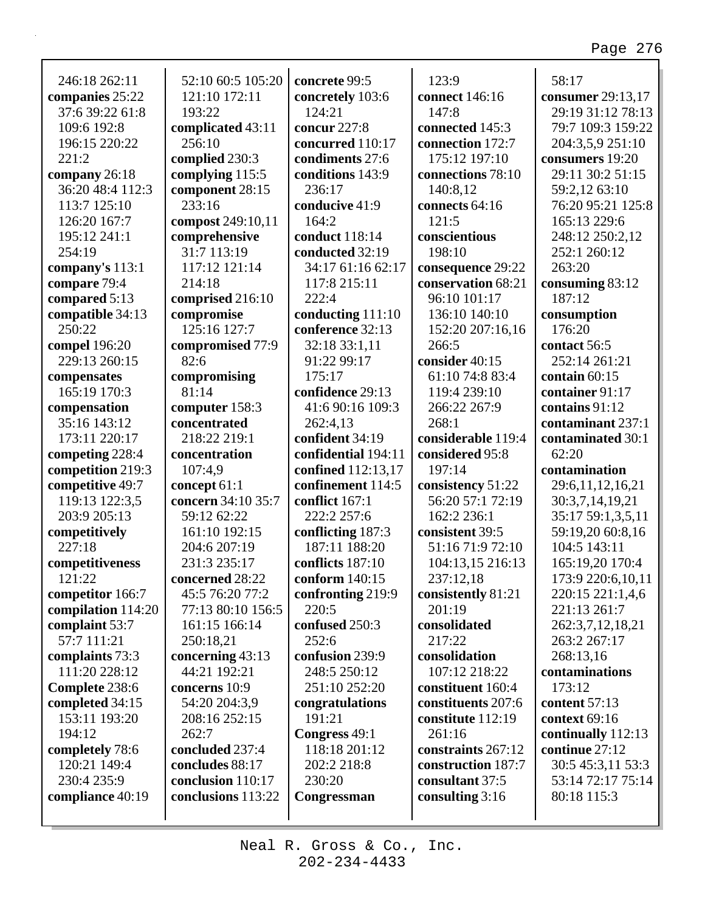246:18 262:11
**companies** 25:22 37:6 39:22 61:8 109:6 192:8 196:15 220:22 221:2
**company** 26:18 36:20 48:4 112:3 113:7 125:10 126:20 167:7 195:12 241:1 254:19
**company's** 113:1
**compare** 79:4
**compared** 5:13
**compatible** 34:13 250:22
**compel** 196:20 229:13 260:15
**compensates** 165:19 170:3
**compensation** 35:16 143:12 173:11 220:17
**competing** 228:4
**competition** 219:3
**competitive** 49:7 119:13 122:3,5 203:9 205:13
**competitively** 227:18
**competitiveness** 121:22
**competitor** 166:7
**compilation** 114:20
**complaint** 53:7 57:7 111:21
**complaints** 73:3 111:20 228:12
**Complete** 238:6
**completed** 34:15 153:11 193:20 194:12
**completely** 78:6 120:21 149:4 230:4 235:9
**compliance** 40:19 52:10 60:5 105:20 121:10 172:11 193:22
**complicated** 43:11 256:10
**complied** 230:3
**complying** 115:5
**component** 28:15 233:16
**compost** 249:10,11
**comprehensive** 31:7 113:19 117:12 121:14 214:18
**comprised** 216:10
**compromise** 125:16 127:7
**compromised** 77:9 82:6
**compromising** 81:14
**computer** 158:3
**concentrated** 218:22 219:1
**concentration** 107:4,9
**concept** 61:1
**concern** 34:10 35:7 59:12 62:22 161:10 192:15 204:6 207:19 231:3 235:17
**concerned** 28:22 45:5 76:20 77:2 77:13 80:10 156:5 161:15 166:14 250:18,21
**concerning** 43:13 44:21 192:21
**concerns** 10:9 54:20 204:3,9 208:16 252:15 262:7
**concluded** 237:4
**concludes** 88:17
**conclusion** 110:17
**conclusions** 113:22
**concrete** 99:5
**concretely** 103:6 124:21
**concur** 227:8
**concurred** 110:17
**condiments** 27:6
**conditions** 143:9 236:17
**conducive** 41:9 164:2
**conduct** 118:14
**conducted** 32:19 34:17 61:16 62:17 117:8 215:11 222:4
**conducting** 111:10
**conference** 32:13 32:18 33:1,11 91:22 99:17 175:17
**confidence** 29:13 41:6 90:16 109:3 262:4,13
**confident** 34:19
**confidential** 194:11
**confined** 112:13,17
**confinement** 114:5
**conflict** 167:1 222:2 257:6
**conflicting** 187:3 187:11 188:20
**conflicts** 187:10
**conform** 140:15
**confronting** 219:9 220:5
**confused** 250:3 252:6
**confusion** 239:9 248:5 250:12 251:10 252:20
**congratulations** 191:21
**Congress** 49:1 118:18 201:12 202:2 218:8 230:20
**Congressman** 123:9
**connect** 146:16 147:8
**connected** 145:3
**connection** 172:7 175:12 197:10
**connections** 78:10 140:8,12
**connects** 64:16 121:5
**conscientious** 198:10
**consequence** 29:22
**conservation** 68:21 96:10 101:17 136:10 140:10 152:20 207:16,16 266:5
**consider** 40:15 61:10 74:8 83:4 119:4 239:10 266:22 267:9 268:1
**considerable** 119:4
**considered** 95:8 197:14
**consistency** 51:22 56:20 57:1 72:19 162:2 236:1
**consistent** 39:5 51:16 71:9 72:10 104:13,15 216:13 237:12,18
**consistently** 81:21 201:19
**consolidated** 217:22
**consolidation** 107:12 218:22
**constituent** 160:4
**constituents** 207:6
**constitute** 112:19 261:16
**constraints** 267:12
**construction** 187:7
**consultant** 37:5
**consulting** 3:16
58:17
**consumer** 29:13,17 29:19 31:12 78:13 79:7 109:3 159:22 204:3,5,9 251:10
**consumers** 19:20 29:11 30:2 51:15 59:2,12 63:10 76:20 95:21 125:8 165:13 229:6 248:12 250:2,12 252:1 260:12 263:20
**consuming** 83:12 187:12
**consumption** 176:20
**contact** 56:5 252:14 261:21
**contain** 60:15
**container** 91:17
**contains** 91:12
**contaminant** 237:1
**contaminated** 30:1 62:20
**contamination** 29:6,11,12,16,21 30:3,7,14,19,21 35:17 59:1,3,5,11 59:19,20 60:8,16 104:5 143:11 165:19,20 170:4 173:9 220:6,10,11 220:15 221:1,4,6 221:13 261:7 262:3,7,12,18,21 263:2 267:17 268:13,16
**contaminations** 173:12
**content** 57:13
**context** 69:16
**continually** 112:13
**continue** 27:12 30:5 45:3,11 53:3 53:14 72:17 75:14 80:18 115:3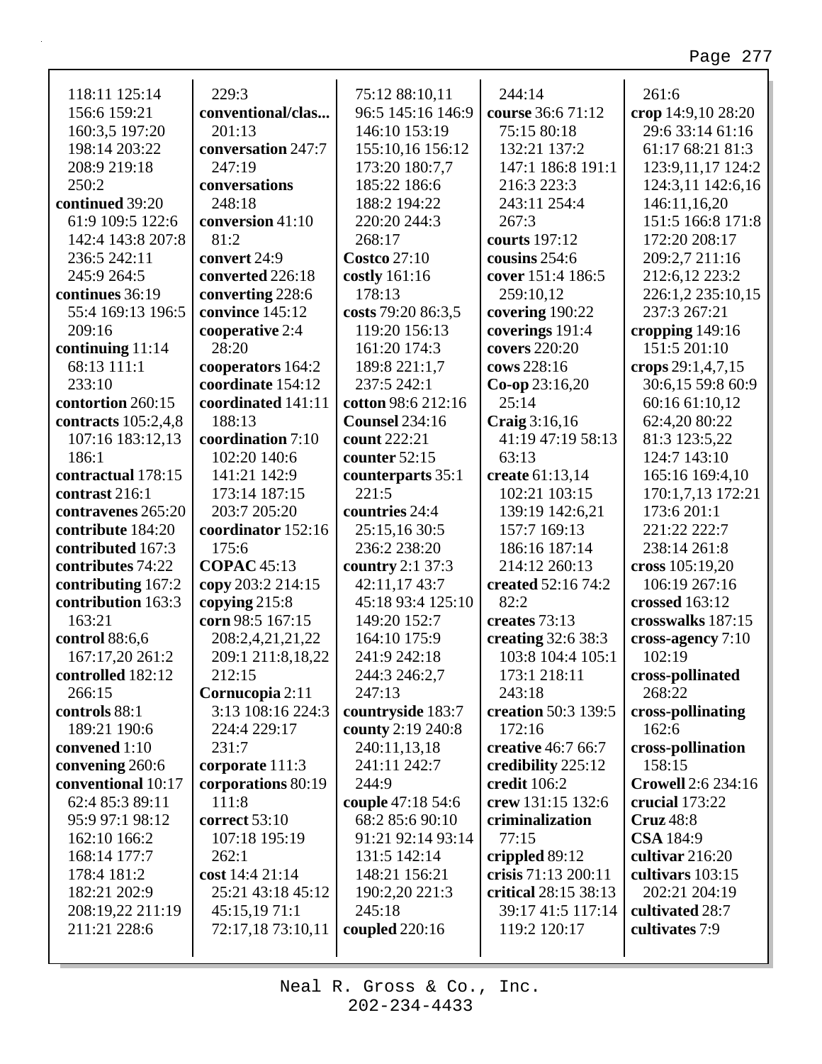118:11 125:14
156:6 159:21
160:3,5 197:20
198:14 203:22
208:9 219:18
250:2
**continued** 39:20
61:9 109:5 122:6
142:4 143:8 207:8
236:5 242:11
245:9 264:5
**continues** 36:19
55:4 169:13 196:5
209:16
**continuing** 11:14
68:13 111:1
233:10
**contortion** 260:15
**contracts** 105:2,4,8
107:16 183:12,13
186:1
**contractual** 178:15
**contrast** 216:1
**contravenes** 265:20
**contribute** 184:20
**contributed** 167:3
**contributes** 74:22
**contributing** 167:2
**contribution** 163:3
163:21
**control** 88:6,6
167:17,20 261:2
**controlled** 182:12
266:15
**controls** 88:1
189:21 190:6
**convened** 1:10
**convening** 260:6
**conventional** 10:17
62:4 85:3 89:11
95:9 97:1 98:12
162:10 166:2
168:14 177:7
178:4 181:2
182:21 202:9
208:19,22 211:19
211:21 228:6

229:3
**conventional/clas...**
201:13
**conversation** 247:7
247:19
**conversations**
248:18
**conversion** 41:10
81:2
**convert** 24:9
**converted** 226:18
**converting** 228:6
**convince** 145:12
**cooperative** 2:4
28:20
**cooperators** 164:2
**coordinate** 154:12
**coordinated** 141:11
188:13
**coordination** 7:10
102:20 140:6
141:21 142:9
173:14 187:15
203:7 205:20
**coordinator** 152:16
175:6
**COPAC** 45:13
**copy** 203:2 214:15
**copying** 215:8
**corn** 98:5 167:15
208:2,4,21,21,22
209:1 211:8,18,22
212:15
**Cornucopia** 2:11
3:13 108:16 224:3
224:4 229:17
231:7
**corporate** 111:3
**corporations** 80:19
111:8
**correct** 53:10
107:18 195:19
262:1
**cost** 14:4 21:14
25:21 43:18 45:12
45:15,19 71:1
72:17,18 73:10,11

75:12 88:10,11
96:5 145:16 146:9
146:10 153:19
155:10,16 156:12
173:20 180:7,7
185:22 186:6
188:2 194:22
220:20 244:3
268:17
**Costco** 27:10
**costly** 161:16
178:13
**costs** 79:20 86:3,5
119:20 156:13
161:20 174:3
189:8 221:1,7
237:5 242:1
**cotton** 98:6 212:16
**Counsel** 234:16
**count** 222:21
**counter** 52:15
**counterparts** 35:1
221:5
**countries** 24:4
25:15,16 30:5
236:2 238:20
**country** 2:1 37:3
42:11,17 43:7
45:18 93:4 125:10
149:20 152:7
164:10 175:9
241:9 242:18
244:3 246:2,7
247:13
**countryside** 183:7
**county** 2:19 240:8
240:11,13,18
241:11 242:7
244:9
**couple** 47:18 54:6
68:2 85:6 90:10
91:21 92:14 93:14
131:5 142:14
148:21 156:21
190:2,20 221:3
245:18
**coupled** 220:16

244:14
**course** 36:6 71:12
75:15 80:18
132:21 137:2
147:1 186:8 191:1
216:3 223:3
243:11 254:4
267:3
**courts** 197:12
**cousins** 254:6
**cover** 151:4 186:5
259:10,12
**covering** 190:22
**coverings** 191:4
**covers** 220:20
**cows** 228:16
**Co-op** 23:16,20
25:14
**Craig** 3:16,16
41:19 47:19 58:13
63:13
**create** 61:13,14
102:21 103:15
139:19 142:6,21
157:7 169:13
186:16 187:14
214:12 260:13
**created** 52:16 74:2
82:2
**creates** 73:13
**creating** 32:6 38:3
103:8 104:4 105:1
173:1 218:11
243:18
**creation** 50:3 139:5
172:16
**creative** 46:7 66:7
**credibility** 225:12
**credit** 106:2
**crew** 131:15 132:6
**criminalization**
77:15
**crippled** 89:12
**crisis** 71:13 200:11
**critical** 28:15 38:13
39:17 41:5 117:14
119:2 120:17

261:6
**crop** 14:9,10 28:20
29:6 33:14 61:16
61:17 68:21 81:3
123:9,11,17 124:2
124:3,11 142:6,16
146:11,16,20
151:5 166:8 171:8
172:20 208:17
209:2,7 211:16
212:6,12 223:2
226:1,2 235:10,15
237:3 267:21
**cropping** 149:16
151:5 201:10
**crops** 29:1,4,7,15
30:6,15 59:8 60:9
60:16 61:10,12
62:4,20 80:22
81:3 123:5,22
124:7 143:10
165:16 169:4,10
170:1,7,13 172:21
173:6 201:1
221:22 222:7
238:14 261:8
**cross** 105:19,20
106:19 267:16
**crossed** 163:12
**crosswalks** 187:15
**cross-agency** 7:10
102:19
**cross-pollinated**
268:22
**cross-pollinating**
162:6
**cross-pollination**
158:15
**Crowell** 2:6 234:16
**crucial** 173:22
**Cruz** 48:8
**CSA** 184:9
**cultivar** 216:20
**cultivars** 103:15
202:21 204:19
**cultivated** 28:7
**cultivates** 7:9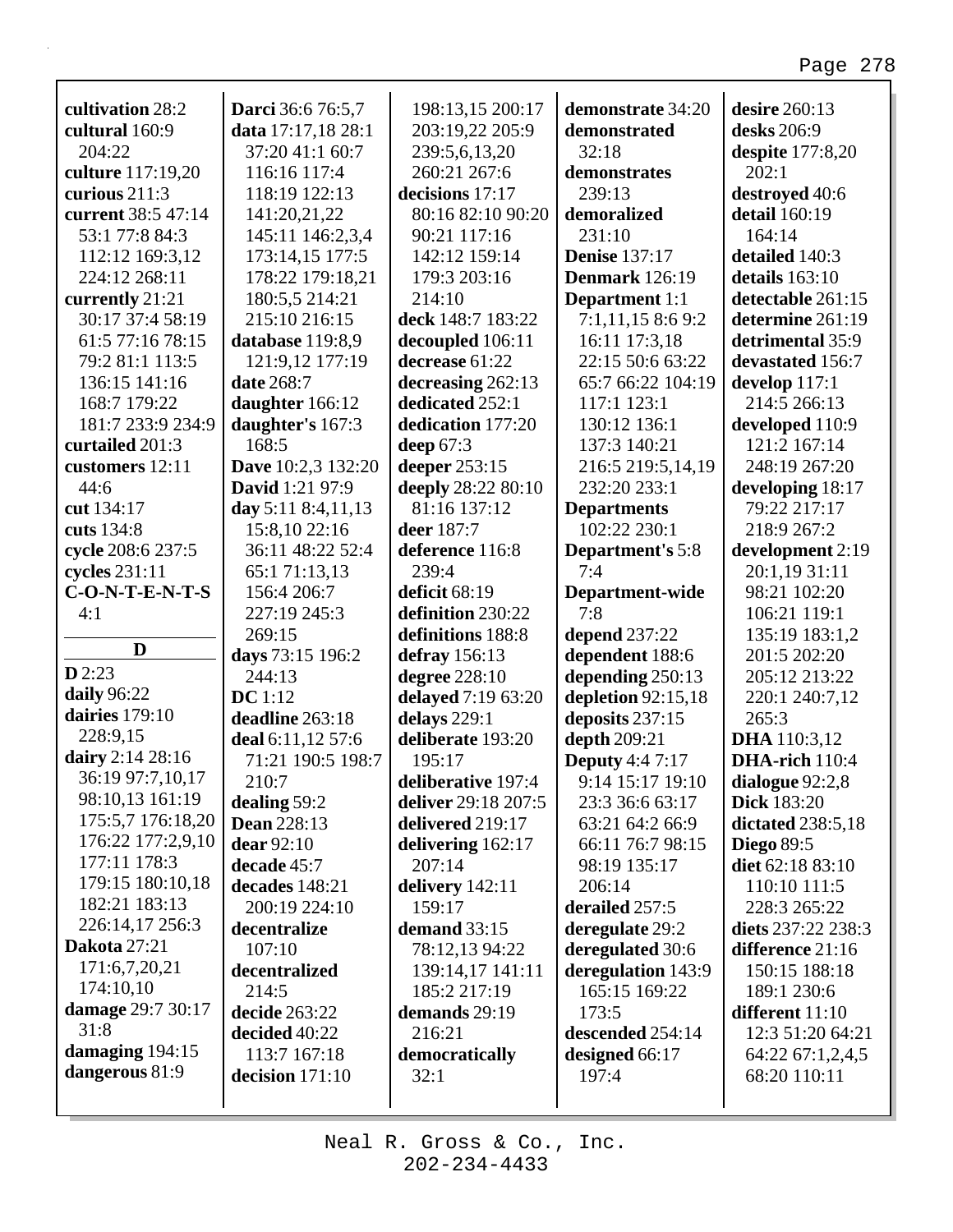**cultivation** 28:2
**cultural** 160:9 204:22
**culture** 117:19,20
**curious** 211:3
**current** 38:5 47:14 53:1 77:8 84:3 112:12 169:3,12 224:12 268:11
**currently** 21:21 30:17 37:4 58:19 61:5 77:16 78:15 79:2 81:1 113:5 136:15 141:16 168:7 179:22 181:7 233:9 234:9
**curtailed** 201:3
**customers** 12:11 44:6
**cut** 134:17
**cuts** 134:8
**cycle** 208:6 237:5
**cycles** 231:11
**C-O-N-T-E-N-T-S** 4:1

## D

**D** 2:23
**daily** 96:22
**dairies** 179:10 228:9,15
**dairy** 2:14 28:16 36:19 97:7,10,17 98:10,13 161:19 175:5,7 176:18,20 176:22 177:2,9,10 177:11 178:3 179:15 180:10,18 182:21 183:13 226:14,17 256:3
**Dakota** 27:21 171:6,7,20,21 174:10,10
**damage** 29:7 30:17 31:8
**damaging** 194:15
**dangerous** 81:9
**Darci** 36:6 76:5,7
**data** 17:17,18 28:1 37:20 41:1 60:7 116:16 117:4 118:19 122:13 141:20,21,22 145:11 146:2,3,4 173:14,15 177:5 178:22 179:18,21 180:5,5 214:21 215:10 216:15
**database** 119:8,9 121:9,12 177:19
**date** 268:7
**daughter** 166:12
**daughter's** 167:3 168:5
**Dave** 10:2,3 132:20
**David** 1:21 97:9
**day** 5:11 8:4,11,13 15:8,10 22:16 36:11 48:22 52:4 65:1 71:13,13 156:4 206:7 227:19 245:3 269:15
**days** 73:15 196:2 244:13
**DC** 1:12
**deadline** 263:18
**deal** 6:11,12 57:6 71:21 190:5 198:7 210:7
**dealing** 59:2
**Dean** 228:13
**dear** 92:10
**decade** 45:7
**decades** 148:21 200:19 224:10
**decentralize** 107:10
**decentralized** 214:5
**decide** 263:22
**decided** 40:22 113:7 167:18
**decision** 171:10 198:13,15 200:17 203:19,22 205:9 239:5,6,13,20 260:21 267:6
**decisions** 17:17 80:16 82:10 90:20 90:21 117:16 142:12 159:14 179:3 203:16 214:10
**deck** 148:7 183:22
**decoupled** 106:11
**decrease** 61:22
**decreasing** 262:13
**dedicated** 252:1
**dedication** 177:20
**deep** 67:3
**deeper** 253:15
**deeply** 28:22 80:10 81:16 137:12
**deer** 187:7
**deference** 116:8 239:4
**deficit** 68:19
**definition** 230:22
**definitions** 188:8
**defray** 156:13
**degree** 228:10
**delayed** 7:19 63:20
**delays** 229:1
**deliberate** 193:20 195:17
**deliberative** 197:4
**deliver** 29:18 207:5
**delivered** 219:17
**delivering** 162:17 207:14
**delivery** 142:11 159:17
**demand** 33:15 78:12,13 94:22 139:14,17 141:11 185:2 217:19
**demands** 29:19 216:21
**democratically** 32:1
**demonstrate** 34:20
**demonstrated** 32:18
**demonstrates** 239:13
**demoralized** 231:10
**Denise** 137:17
**Denmark** 126:19
**Department** 1:1 7:1,11,15 8:6 9:2 16:11 17:3,18 22:15 50:6 63:22 65:7 66:22 104:19 117:1 123:1 130:12 136:1 137:3 140:21 216:5 219:5,14,19 232:20 233:1
**Departments** 102:22 230:1
**Department's** 5:8 7:4
**Department-wide** 7:8
**depend** 237:22
**dependent** 188:6
**depending** 250:13
**depletion** 92:15,18
**deposits** 237:15
**depth** 209:21
**Deputy** 4:4 7:17 9:14 15:17 19:10 23:3 36:6 63:17 63:21 64:2 66:9 66:11 76:7 98:15 98:19 135:17 206:14
**derailed** 257:5
**deregulate** 29:2
**deregulated** 30:6
**deregulation** 143:9 165:15 169:22 173:5
**descended** 254:14
**designed** 66:17 197:4
**desire** 260:13
**desks** 206:9
**despite** 177:8,20 202:1
**destroyed** 40:6
**detail** 160:19 164:14
**detailed** 140:3
**details** 163:10
**detectable** 261:15
**determine** 261:19
**detrimental** 35:9
**devastated** 156:7
**develop** 117:1 214:5 266:13
**developed** 110:9 121:2 167:14 248:19 267:20
**developing** 18:17 79:22 217:17 218:9 267:2
**development** 2:19 20:1,19 31:11 98:21 102:20 106:21 119:1 135:19 183:1,2 201:5 202:20 205:12 213:22 220:1 240:7,12 265:3
**DHA** 110:3,12
**DHA-rich** 110:4
**dialogue** 92:2,8
**Dick** 183:20
**dictated** 238:5,18
**Diego** 89:5
**diet** 62:18 83:10 110:10 111:5 228:3 265:22
**diets** 237:22 238:3
**difference** 21:16 150:15 188:18 189:1 230:6
**different** 11:10 12:3 51:20 64:21 64:22 67:1,2,4,5 68:20 110:11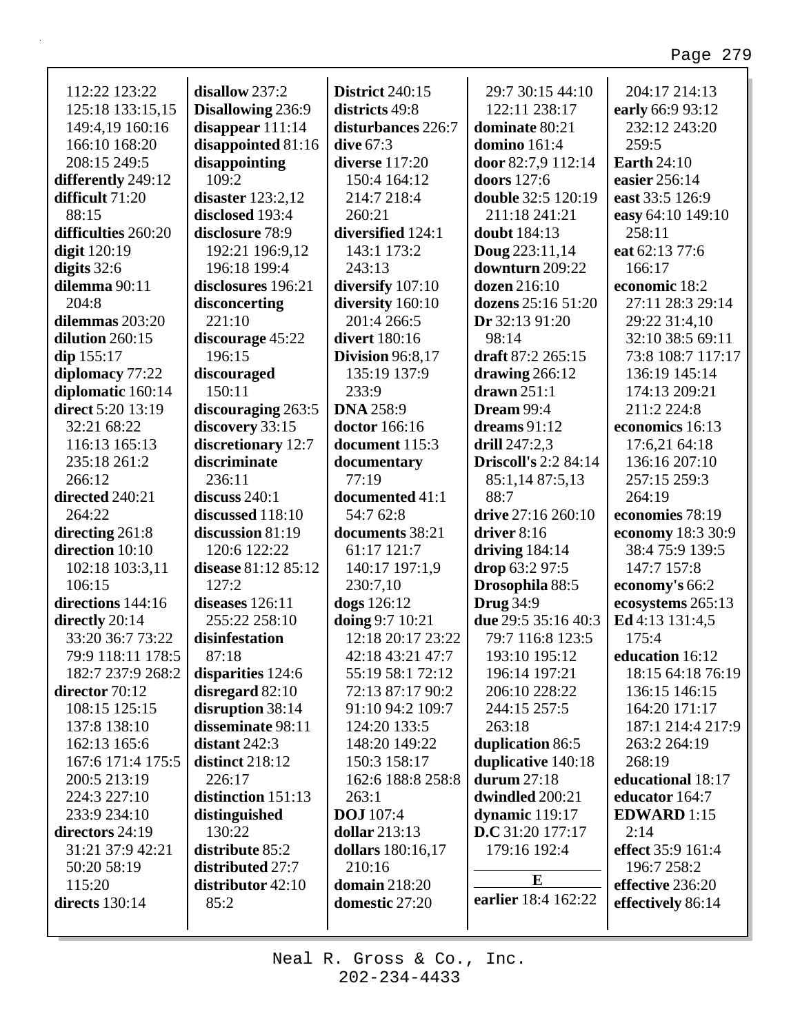112:22 123:22
125:18 133:15,15
149:4,19 160:16
166:10 168:20
208:15 249:5
**differently** 249:12
**difficult** 71:20
88:15
**difficulties** 260:20
**digit** 120:19
**digits** 32:6
**dilemma** 90:11
204:8
**dilemmas** 203:20
**dilution** 260:15
**dip** 155:17
**diplomacy** 77:22
**diplomatic** 160:14
**direct** 5:20 13:19
32:21 68:22
116:13 165:13
235:18 261:2
266:12
**directed** 240:21
264:22
**directing** 261:8
**direction** 10:10
102:18 103:3,11
106:15
**directions** 144:16
**directly** 20:14
33:20 36:7 73:22
79:9 118:11 178:5
182:7 237:9 268:2
**director** 70:12
108:15 125:15
137:8 138:10
162:13 165:6
167:6 171:4 175:5
200:5 213:19
224:3 227:10
233:9 234:10
**directors** 24:19
31:21 37:9 42:21
50:20 58:19
115:20
**directs** 130:14

**disallow** 237:2
**Disallowing** 236:9
**disappear** 111:14
**disappointed** 81:16
**disappointing**
109:2
**disaster** 123:2,12
**disclosed** 193:4
**disclosure** 78:9
192:21 196:9,12
196:18 199:4
**disclosures** 196:21
**disconcerting**
221:10
**discourage** 45:22
196:15
**discouraged**
150:11
**discouraging** 263:5
**discovery** 33:15
**discretionary** 12:7
**discriminate**
236:11
**discuss** 240:1
**discussed** 118:10
**discussion** 81:19
120:6 122:22
**disease** 81:12 85:12
127:2
**diseases** 126:11
255:22 258:10
**disinfestation**
87:18
**disparities** 124:6
**disregard** 82:10
**disruption** 38:14
**disseminate** 98:11
**distant** 242:3
**distinct** 218:12
226:17
**distinction** 151:13
**distinguished**
130:22
**distribute** 85:2
**distributed** 27:7
**distributor** 42:10
85:2

**District** 240:15
**districts** 49:8
**disturbances** 226:7
**dive** 67:3
**diverse** 117:20
150:4 164:12
214:7 218:4
260:21
**diversified** 124:1
143:1 173:2
243:13
**diversify** 107:10
**diversity** 160:10
201:4 266:5
**divert** 180:16
**Division** 96:8,17
135:19 137:9
233:9
**DNA** 258:9
**doctor** 166:16
**document** 115:3
**documentary**
77:19
**documented** 41:1
54:7 62:8
**documents** 38:21
61:17 121:7
140:17 197:1,9
230:7,10
**dogs** 126:12
**doing** 9:7 10:21
12:18 20:17 23:22
42:18 43:21 47:7
55:19 58:1 72:12
72:13 87:17 90:2
91:10 94:2 109:7
124:20 133:5
148:20 149:22
150:3 158:17
162:6 188:8 258:8
263:1
**DOJ** 107:4
**dollar** 213:13
**dollars** 180:16,17
210:16
**domain** 218:20
**domestic** 27:20

29:7 30:15 44:10
122:11 238:17
**dominate** 80:21
**domino** 161:4
**door** 82:7,9 112:14
**doors** 127:6
**double** 32:5 120:19
211:18 241:21
**doubt** 184:13
**Doug** 223:11,14
**downturn** 209:22
**dozen** 216:10
**dozens** 25:16 51:20
**Dr** 32:13 91:20
98:14
**draft** 87:2 265:15
**drawing** 266:12
**drawn** 251:1
**Dream** 99:4
**dreams** 91:12
**drill** 247:2,3
**Driscoll's** 2:2 84:14
85:1,14 87:5,13
88:7
**drive** 27:16 260:10
**driver** 8:16
**driving** 184:14
**drop** 63:2 97:5
**Drosophila** 88:5
**Drug** 34:9
**due** 29:5 35:16 40:3
79:7 116:8 123:5
193:10 195:12
196:14 197:21
206:10 228:22
244:15 257:5
263:18
**duplication** 86:5
**duplicative** 140:18
**durum** 27:18
**dwindled** 200:21
**dynamic** 119:17
**D.C** 31:20 177:17
179:16 192:4

**E**

**earlier** 18:4 162:22

204:17 214:13
**early** 66:9 93:12
232:12 243:20
259:5
**Earth** 24:10
**easier** 256:14
**east** 33:5 126:9
**easy** 64:10 149:10
258:11
**eat** 62:13 77:6
166:17
**economic** 18:2
27:11 28:3 29:14
29:22 31:4,10
32:10 38:5 69:11
73:8 108:7 117:17
136:19 145:14
174:13 209:21
211:2 224:8
**economics** 16:13
17:6,21 64:18
136:16 207:10
257:15 259:3
264:19
**economies** 78:19
**economy** 18:3 30:9
38:4 75:9 139:5
147:7 157:8
**economy's** 66:2
**ecosystems** 265:13
**Ed** 4:13 131:4,5
175:4
**education** 16:12
18:15 64:18 76:19
136:15 146:15
164:20 171:17
187:1 214:4 217:9
263:2 264:19
268:19
**educational** 18:17
**educator** 164:7
**EDWARD** 1:15
2:14
**effect** 35:9 161:4
196:7 258:2
**effective** 236:20
**effectively** 86:14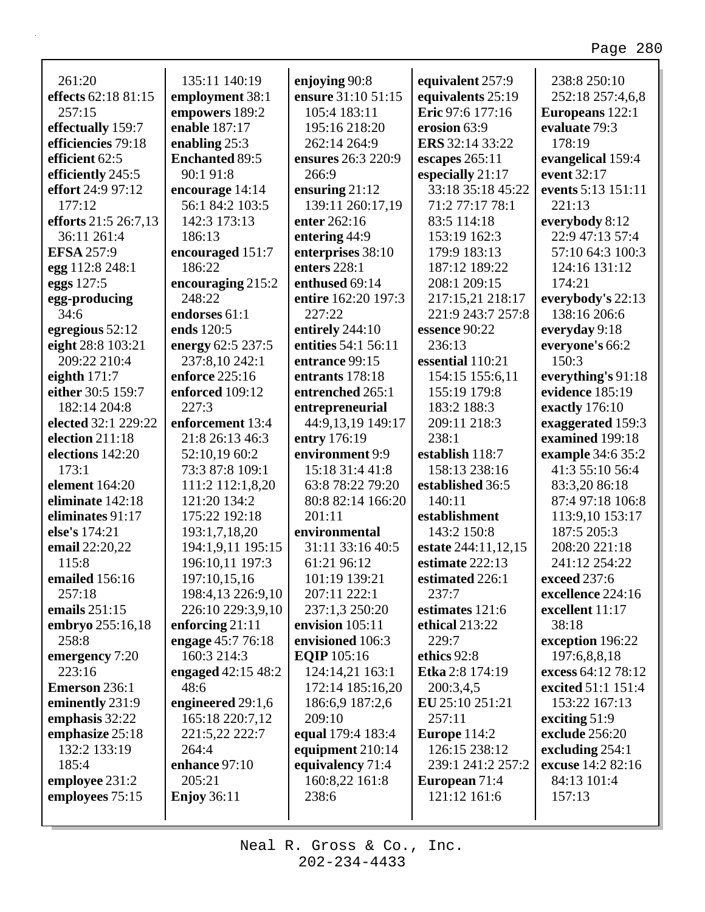261:20
**effects** 62:18 81:15 257:15
**effectually** 159:7
**efficiencies** 79:18
**efficient** 62:5
**efficiently** 245:5
**effort** 24:9 97:12 177:12
**efforts** 21:5 26:7,13 36:11 261:4
**EFSA** 257:9
**egg** 112:8 248:1
**eggs** 127:5
**egg-producing** 34:6
**egregious** 52:12
**eight** 28:8 103:21 209:22 210:4
**eighth** 171:7
**either** 30:5 159:7 182:14 204:8
**elected** 32:1 229:22
**election** 211:18
**elections** 142:20 173:1
**element** 164:20
**eliminate** 142:18
**eliminates** 91:17
**else's** 174:21
**email** 22:20,22 115:8
**emailed** 156:16 257:18
**emails** 251:15
**embryo** 255:16,18 258:8
**emergency** 7:20 223:16
**Emerson** 236:1
**eminently** 231:9
**emphasis** 32:22
**emphasize** 25:18 132:2 133:19 185:4
**employee** 231:2
**employees** 75:15

135:11 140:19
**employment** 38:1
**empowers** 189:2
**enable** 187:17
**enabling** 25:3
**Enchanted** 89:5 90:1 91:8
**encourage** 14:14 56:1 84:2 103:5 142:3 173:13 186:13
**encouraged** 151:7 186:22
**encouraging** 215:2 248:22
**endorses** 61:1
**ends** 120:5
**energy** 62:5 237:5 237:8,10 242:1
**enforce** 225:16
**enforced** 109:12 227:3
**enforcement** 13:4 21:8 26:13 46:3 52:10,19 60:2 73:3 87:8 109:1 111:2 112:1,8,20 121:20 134:2 175:22 192:18 193:1,7,18,20 194:1,9,11 195:15 196:10,11 197:3 197:10,15,16 198:4,13 226:9,10 226:10 229:3,9,10
**enforcing** 21:11
**engage** 45:7 76:18 160:3 214:3
**engaged** 42:15 48:2 48:6
**engineered** 29:1,6 165:18 220:7,12 221:5,22 222:7 264:4
**enhance** 97:10 205:21
**Enjoy** 36:11

**enjoying** 90:8
**ensure** 31:10 51:15 105:4 183:11 195:16 218:20 262:14 264:9
**ensures** 26:3 220:9 266:9
**ensuring** 21:12 139:11 260:17,19
**enter** 262:16
**entering** 44:9
**enterprises** 38:10
**enters** 228:1
**enthused** 69:14
**entire** 162:20 197:3 227:22
**entirely** 244:10
**entities** 54:1 56:11
**entrance** 99:15
**entrants** 178:18
**entrenched** 265:1
**entrepreneurial** 44:9,13,19 149:17
**entry** 176:19
**environment** 9:9 15:18 31:4 41:8 63:8 78:22 79:20 80:8 82:14 166:20 201:11
**environmental** 31:11 33:16 40:5 61:21 96:12 101:19 139:21 207:11 222:1 237:1,3 250:20
**envision** 105:11
**envisioned** 106:3
**EQIP** 105:16 124:14,21 163:1 172:14 185:16,20 186:6,9 187:2,6 209:10
**equal** 179:4 183:4
**equipment** 210:14
**equivalency** 71:4 160:8,22 161:8 238:6

**equivalent** 257:9
**equivalents** 25:19
**Eric** 97:6 177:16
**erosion** 63:9
**ERS** 32:14 33:22
**escapes** 265:11
**especially** 21:17 33:18 35:18 45:22 71:2 77:17 78:1 83:5 114:18 153:19 162:3 179:9 183:13 187:12 189:22 208:1 209:15 217:15,21 218:17 221:9 243:7 257:8
**essence** 90:22 236:13
**essential** 110:21 154:15 155:6,11 155:19 179:8 183:2 188:3 209:11 218:3 238:1
**establish** 118:7 158:13 238:16
**established** 36:5 140:11
**establishment** 143:2 150:8
**estate** 244:11,12,15
**estimate** 222:13
**estimated** 226:1 237:7
**estimates** 121:6
**ethical** 213:22 229:7
**ethics** 92:8
**Etka** 2:8 174:19 200:3,4,5
**EU** 25:10 251:21 257:11
**Europe** 114:2 126:15 238:12 239:1 241:2 257:2
**European** 71:4 121:12 161:6

238:8 250:10 252:18 257:4,6,8
**Europeans** 122:1
**evaluate** 79:3 178:19
**evangelical** 159:4
**event** 32:17
**events** 5:13 151:11 221:13
**everybody** 8:12 22:9 47:13 57:4 57:10 64:3 100:3 124:16 131:12 174:21
**everybody's** 22:13 138:16 206:6
**everyday** 9:18
**everyone's** 66:2 150:3
**everything's** 91:18
**evidence** 185:19
**exactly** 176:10
**exaggerated** 159:3
**examined** 199:18
**example** 34:6 35:2 41:3 55:10 56:4 83:3,20 86:18 87:4 97:18 106:8 113:9,10 153:17 187:5 205:3 208:20 221:18 241:12 254:22
**exceed** 237:6
**excellence** 224:16
**excellent** 11:17 38:18
**exception** 196:22 197:6,8,8,18
**excess** 64:12 78:12
**excited** 51:1 151:4 153:22 167:13
**exciting** 51:9
**exclude** 256:20
**excluding** 254:1
**excuse** 14:2 82:16 84:13 101:4 157:13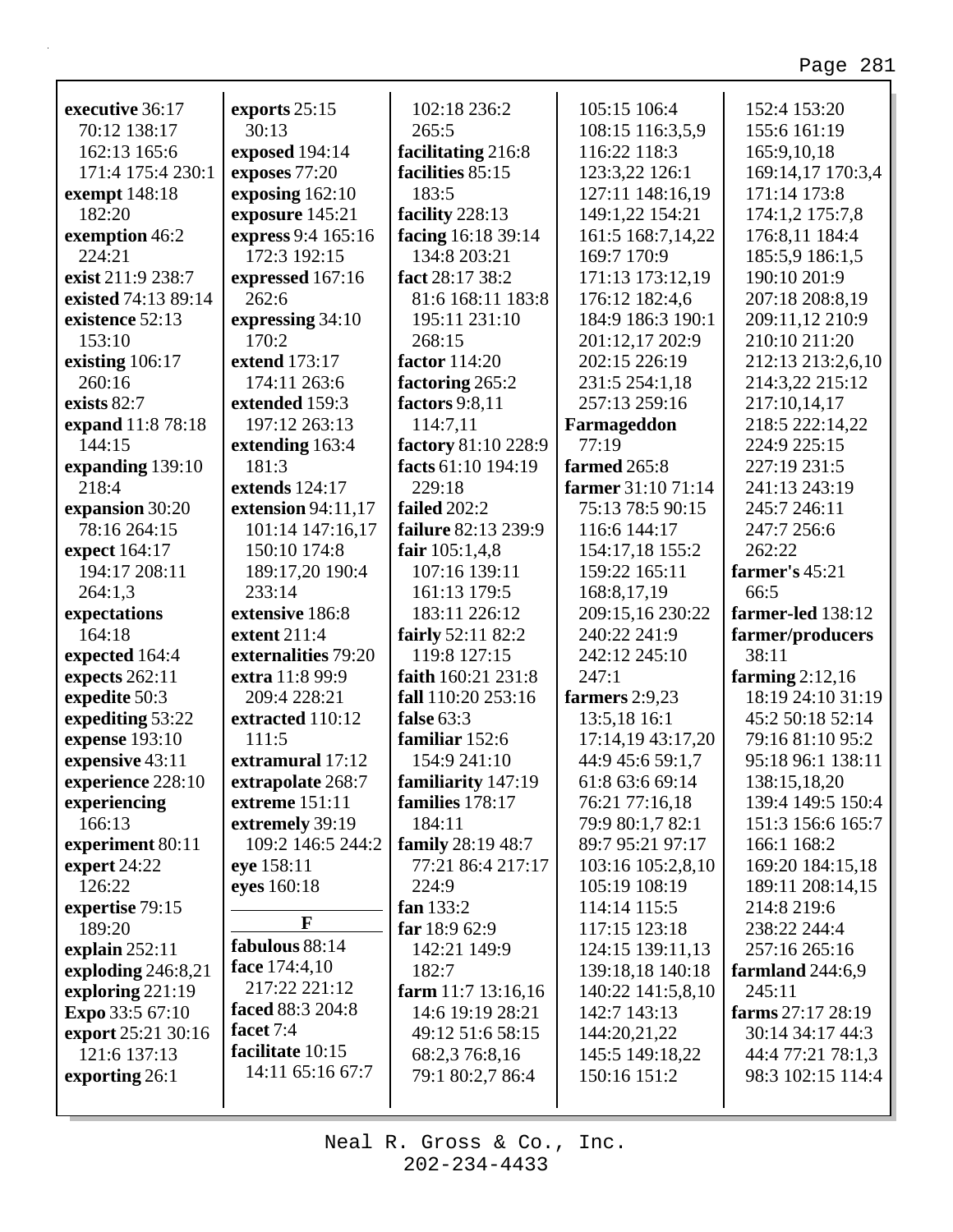**executive** 36:17 70:12 138:17 162:13 165:6 171:4 175:4 230:1
**exempt** 148:18 182:20
**exemption** 46:2 224:21
**exist** 211:9 238:7
**existed** 74:13 89:14
**existence** 52:13 153:10
**existing** 106:17 260:16
**exists** 82:7
**expand** 11:8 78:18 144:15
**expanding** 139:10 218:4
**expansion** 30:20 78:16 264:15
**expect** 164:17 194:17 208:11 264:1,3
**expectations** 164:18
**expected** 164:4
**expects** 262:11
**expedite** 50:3
**expediting** 53:22
**expense** 193:10
**expensive** 43:11
**experience** 228:10
**experiencing** 166:13
**experiment** 80:11
**expert** 24:22 126:22
**expertise** 79:15 189:20
**explain** 252:11
**exploding** 246:8,21
**exploring** 221:19
**Expo** 33:5 67:10
**export** 25:21 30:16 121:6 137:13
**exporting** 26:1
**exports** 25:15 30:13
**exposed** 194:14
**exposes** 77:20
**exposing** 162:10
**exposure** 145:21
**express** 9:4 165:16 172:3 192:15
**expressed** 167:16 262:6
**expressing** 34:10 170:2
**extend** 173:17 174:11 263:6
**extended** 159:3 197:12 263:13
**extending** 163:4 181:3
**extends** 124:17
**extension** 94:11,17 101:14 147:16,17 150:10 174:8 189:17,20 190:4 233:14
**extensive** 186:8
**extent** 211:4
**externalities** 79:20
**extra** 11:8 99:9 209:4 228:21
**extracted** 110:12 111:5
**extramural** 17:12
**extrapolate** 268:7
**extreme** 151:11
**extremely** 39:19 109:2 146:5 244:2
**eye** 158:11
**eyes** 160:18

## F

**fabulous** 88:14
**face** 174:4,10 217:22 221:12
**faced** 88:3 204:8
**facet** 7:4
**facilitate** 10:15 14:11 65:16 67:7 102:18 236:2 265:5
**facilitating** 216:8
**facilities** 85:15 183:5
**facility** 228:13
**facing** 16:18 39:14 134:8 203:21
**fact** 28:17 38:2 81:6 168:11 183:8 195:11 231:10 268:15
**factor** 114:20
**factoring** 265:2
**factors** 9:8,11 114:7,11
**factory** 81:10 228:9
**facts** 61:10 194:19 229:18
**failed** 202:2
**failure** 82:13 239:9
**fair** 105:1,4,8 107:16 139:11 161:13 179:5 183:11 226:12
**fairly** 52:11 82:2 119:8 127:15
**faith** 160:21 231:8
**fall** 110:20 253:16
**false** 63:3
**familiar** 152:6 154:9 241:10
**familiarity** 147:19
**families** 178:17 184:11
**family** 28:19 48:7 77:21 86:4 217:17 224:9
**fan** 133:2
**far** 18:9 62:9 142:21 149:9 182:7
**farm** 11:7 13:16,16 14:6 19:19 28:21 49:12 51:6 58:15 68:2,3 76:8,16 79:1 80:2,7 86:4 105:15 106:4 108:15 116:3,5,9 116:22 118:3 123:3,22 126:1 127:11 148:16,19 149:1,22 154:21 161:5 168:7,14,22 169:7 170:9 171:13 173:12,19 176:12 182:4,6 184:9 186:3 190:1 201:12,17 202:9 202:15 226:19 231:5 254:1,18 257:13 259:16
**Farmageddon** 77:19
**farmed** 265:8
**farmer** 31:10 71:14 75:13 78:5 90:15 116:6 144:17 154:17,18 155:2 159:22 165:11 168:8,17,19 209:15,16 230:22 240:22 241:9 242:12 245:10 247:1
**farmers** 2:9,23 13:5,18 16:1 17:14,19 43:17,20 44:9 45:6 59:1,7 61:8 63:6 69:14 76:21 77:16,18 79:9 80:1,7 82:1 89:7 95:21 97:17 103:16 105:2,8,10 105:19 108:19 114:14 115:5 117:15 123:18 124:15 139:11,13 139:18,18 140:18 140:22 141:5,8,10 142:7 143:13 144:20,21,22 145:5 149:18,22 150:16 151:2 152:4 153:20 155:6 161:19 165:9,10,18 169:14,17 170:3,4 171:14 173:8 174:1,2 175:7,8 176:8,11 184:4 185:5,9 186:1,5 190:10 201:9 207:18 208:8,19 209:11,12 210:9 210:10 211:20 212:13 213:2,6,10 214:3,22 215:12 217:10,14,17 218:5 222:14,22 224:9 225:15 227:19 231:5 241:13 243:19 245:7 246:11 247:7 256:6 262:22
**farmer's** 45:21 66:5
**farmer-led** 138:12
**farmer/producers** 38:11
**farming** 2:12,16 18:19 24:10 31:19 45:2 50:18 52:14 79:16 81:10 95:2 95:18 96:1 138:11 138:15,18,20 139:4 149:5 150:4 151:3 156:6 165:7 166:1 168:2 169:20 184:15,18 189:11 208:14,15 214:8 219:6 238:22 244:4 257:16 265:16
**farmland** 244:6,9 245:11
**farms** 27:17 28:19 30:14 34:17 44:3 44:4 77:21 78:1,3 98:3 102:15 114:4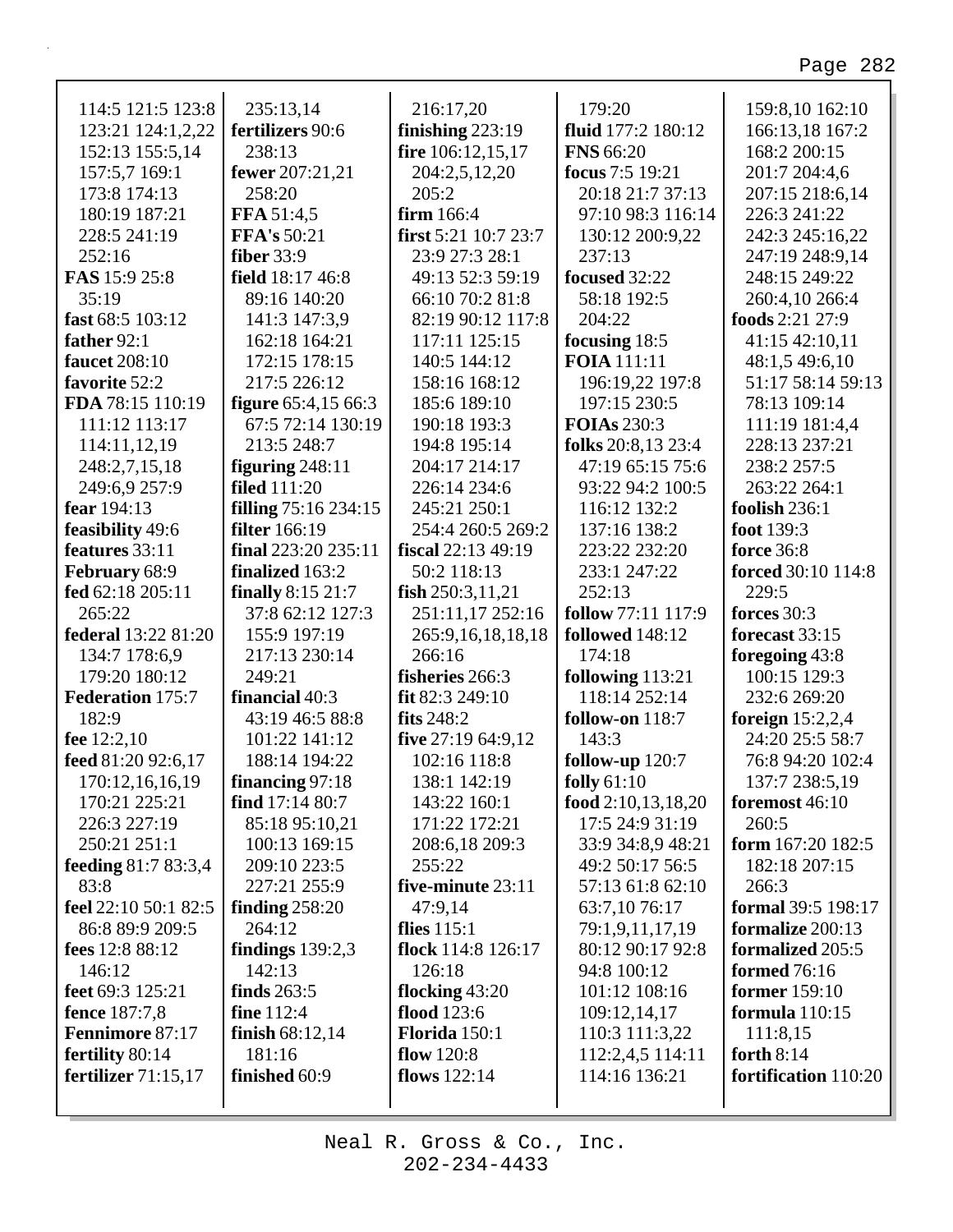114:5 121:5 123:8
123:21 124:1,2,22
152:13 155:5,14
157:5,7 169:1
173:8 174:13
180:19 187:21
228:5 241:19
252:16

**FAS** 15:9 25:8
35:19

**fast** 68:5 103:12

**father** 92:1

**faucet** 208:10

**favorite** 52:2

**FDA** 78:15 110:19
111:12 113:17
114:11,12,19
248:2,7,15,18
249:6,9 257:9

**fear** 194:13

**feasibility** 49:6

**features** 33:11

**February** 68:9

**fed** 62:18 205:11
265:22

**federal** 13:22 81:20
134:7 178:6,9
179:20 180:12

**Federation** 175:7
182:9

**fee** 12:2,10

**feed** 81:20 92:6,17
170:12,16,16,19
170:21 225:21
226:3 227:19
250:21 251:1

**feeding** 81:7 83:3,4
83:8

**feel** 22:10 50:1 82:5
86:8 89:9 209:5

**fees** 12:8 88:12
146:12

**feet** 69:3 125:21

**fence** 187:7,8

**Fennimore** 87:17

**fertility** 80:14

**fertilizer** 71:15,17
235:13,14

**fertilizers** 90:6
238:13

**fewer** 207:21,21
258:20

**FFA** 51:4,5

**FFA's** 50:21

**fiber** 33:9

**field** 18:17 46:8
89:16 140:20
141:3 147:3,9
162:18 164:21
172:15 178:15
217:5 226:12

**figure** 65:4,15 66:3
67:5 72:14 130:19
213:5 248:7

**figuring** 248:11

**filed** 111:20

**filling** 75:16 234:15

**filter** 166:19

**final** 223:20 235:11

**finalized** 163:2

**finally** 8:15 21:7
37:8 62:12 127:3
155:9 197:19
217:13 230:14
249:21

**financial** 40:3
43:19 46:5 88:8
101:22 141:12
188:14 194:22

**financing** 97:18

**find** 17:14 80:7
85:18 95:10,21
100:13 169:15
209:10 223:5
227:21 255:9

**finding** 258:20
264:12

**findings** 139:2,3
142:13

**finds** 263:5

**fine** 112:4

**finish** 68:12,14
181:16

**finished** 60:9
216:17,20

**finishing** 223:19

**fire** 106:12,15,17
204:2,5,12,20
205:2

**firm** 166:4

**first** 5:21 10:7 23:7
23:9 27:3 28:1
49:13 52:3 59:19
66:10 70:2 81:8
82:19 90:12 117:8
117:11 125:15
140:5 144:12
158:16 168:12
185:6 189:10
190:18 193:3
194:8 195:14
204:17 214:17
226:14 234:6
245:21 250:1
254:4 260:5 269:2

**fiscal** 22:13 49:19
50:2 118:13

**fish** 250:3,11,21
251:11,17 252:16
265:9,16,18,18,18
266:16

**fisheries** 266:3

**fit** 82:3 249:10

**fits** 248:2

**five** 27:19 64:9,12
102:16 118:8
138:1 142:19
143:22 160:1
171:22 172:21
208:6,18 209:3
255:22

**five-minute** 23:11
47:9,14

**flies** 115:1

**flock** 114:8 126:17
126:18

**flocking** 43:20

**flood** 123:6

**Florida** 150:1

**flow** 120:8

**flows** 122:14
179:20

**fluid** 177:2 180:12

**FNS** 66:20

**focus** 7:5 19:21
20:18 21:7 37:13
97:10 98:3 116:14
130:12 200:9,22
237:13

**focused** 32:22
58:18 192:5
204:22

**focusing** 18:5

**FOIA** 111:11
196:19,22 197:8
197:15 230:5

**FOIAs** 230:3

**folks** 20:8,13 23:4
47:19 65:15 75:6
93:22 94:2 100:5
116:12 132:2
137:16 138:2
223:22 232:20
233:1 247:22
252:13

**follow** 77:11 117:9

**followed** 148:12
174:18

**following** 113:21
118:14 252:14

**follow-on** 118:7
143:3

**follow-up** 120:7

**folly** 61:10

**food** 2:10,13,18,20
17:5 24:9 31:19
33:9 34:8,9 48:21
49:2 50:17 56:5
57:13 61:8 62:10
63:7,10 76:17
79:1,9,11,17,19
80:12 90:17 92:8
94:8 100:12
101:12 108:16
109:12,14,17
110:3 111:3,22
112:2,4,5 114:11
114:16 136:21
159:8,10 162:10
166:13,18 167:2
168:2 200:15
201:7 204:4,6
207:15 218:6,14
226:3 241:22
242:3 245:16,22
247:19 248:9,14
248:15 249:22
260:4,10 266:4

**foods** 2:21 27:9
41:15 42:10,11
48:1,5 49:6,10
51:17 58:14 59:13
78:13 109:14
111:19 181:4,4
228:13 237:21
238:2 257:5
263:22 264:1

**foolish** 236:1

**foot** 139:3

**force** 36:8

**forced** 30:10 114:8
229:5

**forces** 30:3

**forecast** 33:15

**foregoing** 43:8
100:15 129:3
232:6 269:20

**foreign** 15:2,2,4
24:20 25:5 58:7
76:8 94:20 102:4
137:7 238:5,19

**foremost** 46:10
260:5

**form** 167:20 182:5
182:18 207:15
266:3

**formal** 39:5 198:17

**formalize** 200:13

**formalized** 205:5

**formed** 76:16

**former** 159:10

**formula** 110:15
111:8,15

**forth** 8:14

**fortification** 110:20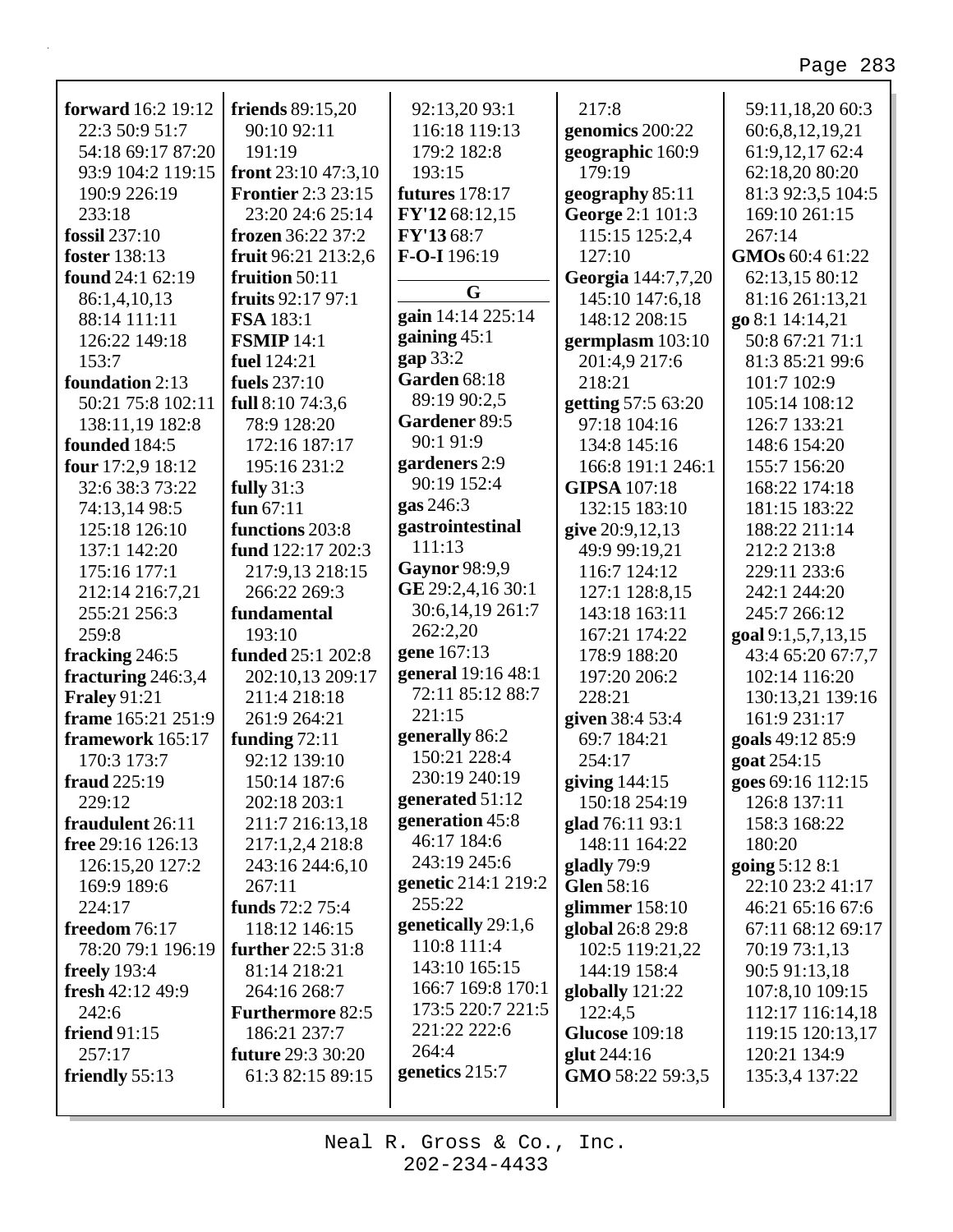**forward** 16:2 19:12 22:3 50:9 51:7 54:18 69:17 87:20 93:9 104:2 119:15 190:9 226:19 233:18
**fossil** 237:10
**foster** 138:13
**found** 24:1 62:19 86:1,4,10,13 88:14 111:11 126:22 149:18 153:7
**foundation** 2:13 50:21 75:8 102:11 138:11,19 182:8
**founded** 184:5
**four** 17:2,9 18:12 32:6 38:3 73:22 74:13,14 98:5 125:18 126:10 137:1 142:20 175:16 177:1 212:14 216:7,21 255:21 256:3 259:8
**fracking** 246:5
**fracturing** 246:3,4
**Fraley** 91:21
**frame** 165:21 251:9
**framework** 165:17 170:3 173:7
**fraud** 225:19 229:12
**fraudulent** 26:11
**free** 29:16 126:13 126:15,20 127:2 169:9 189:6 224:17
**freedom** 76:17 78:20 79:1 196:19
**freely** 193:4
**fresh** 42:12 49:9 242:6
**friend** 91:15 257:17
**friendly** 55:13
**friends** 89:15,20 90:10 92:11 191:19
**front** 23:10 47:3,10
**Frontier** 2:3 23:15 23:20 24:6 25:14
**frozen** 36:22 37:2
**fruit** 96:21 213:2,6
**fruition** 50:11
**fruits** 92:17 97:1
**FSA** 183:1
**FSMIP** 14:1
**fuel** 124:21
**fuels** 237:10
**full** 8:10 74:3,6 78:9 128:20 172:16 187:17 195:16 231:2
**fully** 31:3
**fun** 67:11
**functions** 203:8
**fund** 122:17 202:3 217:9,13 218:15 266:22 269:3
**fundamental** 193:10
**funded** 25:1 202:8 202:10,13 209:17 211:4 218:18 261:9 264:21
**funding** 72:11 92:12 139:10 150:14 187:6 202:18 203:1 211:7 216:13,18 217:1,2,4 218:8 243:16 244:6,10 267:11
**funds** 72:2 75:4 118:12 146:15
**further** 22:5 31:8 81:14 218:21 264:16 268:7
**Furthermore** 82:5 186:21 237:7
**future** 29:3 30:20 61:3 82:15 89:15 92:13,20 93:1 116:18 119:13 179:2 182:8 193:15
**futures** 178:17
**FY'12** 68:12,15
**FY'13** 68:7
**F-O-I** 196:19

## G

**gain** 14:14 225:14
**gaining** 45:1
**gap** 33:2
**Garden** 68:18 89:19 90:2,5
**Gardener** 89:5 90:1 91:9
**gardeners** 2:9 90:19 152:4
**gas** 246:3
**gastrointestinal** 111:13
**Gaynor** 98:9,9
**GE** 29:2,4,16 30:1 30:6,14,19 261:7 262:2,20
**gene** 167:13
**general** 19:16 48:1 72:11 85:12 88:7 221:15
**generally** 86:2 150:21 228:4 230:19 240:19
**generated** 51:12
**generation** 45:8 46:17 184:6 243:19 245:6
**genetic** 214:1 219:2 255:22
**genetically** 29:1,6 110:8 111:4 143:10 165:15 166:7 169:8 170:1 173:5 220:7 221:5 221:22 222:6 264:4
**genetics** 215:7
217:8
**genomics** 200:22
**geographic** 160:9 179:19
**geography** 85:11
**George** 2:1 101:3 115:15 125:2,4 127:10
**Georgia** 144:7,7,20 145:10 147:6,18 148:12 208:15
**germplasm** 103:10 201:4,9 217:6 218:21
**getting** 57:5 63:20 97:18 104:16 134:8 145:16 166:8 191:1 246:1
**GIPSA** 107:18 132:15 183:10
**give** 20:9,12,13 49:9 99:19,21 116:7 124:12 127:1 128:8,15 143:18 163:11 167:21 174:22 178:9 188:20 197:20 206:2 228:21
**given** 38:4 53:4 69:7 184:21 254:17
**giving** 144:15 150:18 254:19
**glad** 76:11 93:1 148:11 164:22
**gladly** 79:9
**Glen** 58:16
**glimmer** 158:10
**global** 26:8 29:8 102:5 119:21,22 144:19 158:4
**globally** 121:22 122:4,5
**Glucose** 109:18
**glut** 244:16
**GMO** 58:22 59:3,5 59:11,18,20 60:3 60:6,8,12,19,21 61:9,12,17 62:4 62:18,20 80:20 81:3 92:3,5 104:5 169:10 261:15 267:14
**GMOs** 60:4 61:22 62:13,15 80:12 81:16 261:13,21
**go** 8:1 14:14,21 50:8 67:21 71:1 81:3 85:21 99:6 101:7 102:9 105:14 108:12 126:7 133:21 148:6 154:20 155:7 156:20 168:22 174:18 181:15 183:22 188:22 211:14 212:2 213:8 229:11 233:6 242:1 244:20 245:7 266:12
**goal** 9:1,5,7,13,15 43:4 65:20 67:7,7 102:14 116:20 130:13,21 139:16 161:9 231:17
**goals** 49:12 85:9
**goat** 254:15
**goes** 69:16 112:15 126:8 137:11 158:3 168:22 180:20
**going** 5:12 8:1 22:10 23:2 41:17 46:21 65:16 67:6 67:11 68:12 69:17 70:19 73:1,13 90:5 91:13,18 107:8,10 109:15 112:17 116:14,18 119:15 120:13,17 120:21 134:9 135:3,4 137:22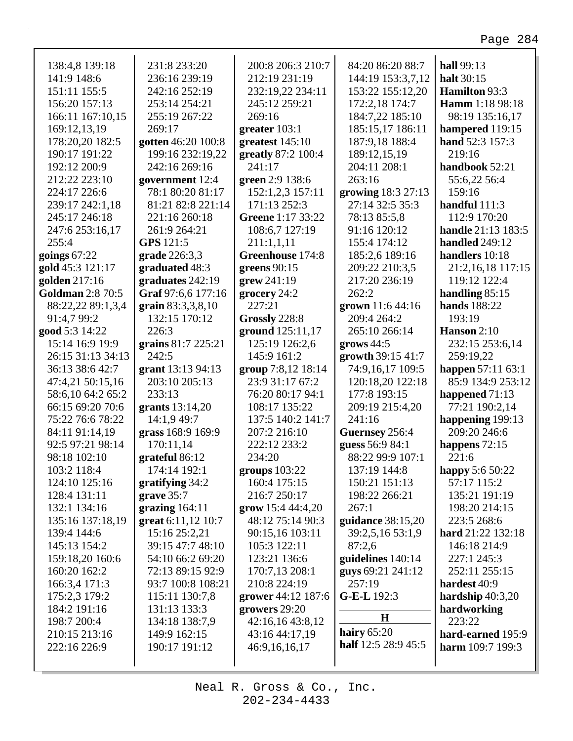138:4,8 139:18
141:9 148:6
151:11 155:5
156:20 157:13
166:11 167:10,15
169:12,13,19
178:20,20 182:5
190:17 191:22
192:12 200:9
212:22 223:10
224:17 226:6
239:17 242:1,18
245:17 246:18
247:6 253:16,17
255:4

**goings** 67:22
**gold** 45:3 121:17
**golden** 217:16
**Goldman** 2:8 70:5 88:22,22 89:1,3,4 91:4,7 99:2
**good** 5:3 14:22 15:14 16:9 19:9 26:15 31:13 34:13 36:13 38:6 42:7 47:4,21 50:15,16 58:6,10 64:2 65:2 66:15 69:20 70:6 75:22 76:6 78:22 84:11 91:14,19 92:5 97:21 98:14 98:18 102:10 103:2 118:4 124:10 125:16 128:4 131:11 132:1 134:16 135:16 137:18,19 139:4 144:6 145:13 154:2 159:18,20 160:6 160:20 162:2 166:3,4 171:3 175:2,3 179:2 184:2 191:16 198:7 200:4 210:15 213:16 222:16 226:9 231:8 233:20 236:16 239:19 242:16 252:19 253:14 254:21 255:19 267:22 269:17
**gotten** 46:20 100:8 199:16 232:19,22 242:16 269:16
**government** 12:4 78:1 80:20 81:17 81:21 82:8 221:14 221:16 260:18 261:9 264:21
**GPS** 121:5
**grade** 226:3,3
**graduated** 48:3
**graduates** 242:19
**Graf** 97:6,6 177:16
**grain** 83:3,3,8,10 132:15 170:12 226:3
**grains** 81:7 225:21 242:5
**grant** 13:13 94:13 203:10 205:13 233:13
**grants** 13:14,20 14:1,9 49:7
**grass** 168:9 169:9 170:11,14
**grateful** 86:12 174:14 192:1
**gratifying** 34:2
**grave** 35:7
**grazing** 164:11
**great** 6:11,12 10:7 15:16 25:2,21 39:15 47:7 48:10 54:10 66:2 69:20 72:13 89:15 92:9 93:7 100:8 108:21 115:11 130:7,8 131:13 133:3 134:18 138:7,9 149:9 162:15 190:17 191:12 200:8 206:3 210:7 212:19 231:19 232:19,22 234:11 245:12 259:21 269:16
**greater** 103:1
**greatest** 145:10
**greatly** 87:2 100:4 241:17
**green** 2:9 138:6 152:1,2,3 157:11 171:13 252:3
**Greene** 1:17 33:22 108:6,7 127:19 211:1,1,11
**Greenhouse** 174:8
**greens** 90:15
**grew** 241:19
**grocery** 24:2 227:21
**Grossly** 228:8
**ground** 125:11,17 125:19 126:2,6 145:9 161:2
**group** 7:8,12 18:14 23:9 31:17 67:2 76:20 80:17 94:1 108:17 135:22 137:5 140:2 141:7 207:2 216:10 222:12 233:2 234:20
**groups** 103:22 160:4 175:15 216:7 250:17
**grow** 15:4 44:4,20 48:12 75:14 90:3 90:15,16 103:11 105:3 122:11 123:21 136:6 170:7,13 208:1 210:8 224:19
**grower** 44:12 187:6
**growers** 29:20 42:16,16 43:8,12 43:16 44:17,19 46:9,16,16,17 84:20 86:20 88:7 144:19 153:3,7,12 153:22 155:12,20 172:2,18 174:7 184:7,22 185:10 185:15,17 186:11 187:9,18 188:4 189:12,15,19 204:11 208:1 263:16
**growing** 18:3 27:13 27:14 32:5 35:3 78:13 85:5,8 91:16 120:12 155:4 174:12 185:2,6 189:16 209:22 210:3,5 217:20 236:19 262:2
**grown** 11:6 44:16 209:4 264:2 265:10 266:14
**grows** 44:5
**growth** 39:15 41:7 74:9,16,17 109:5 120:18,20 122:18 177:8 193:15 209:19 215:4,20 241:16
**Guernsey** 256:4
**guess** 56:9 84:1 88:22 99:9 107:1 137:19 144:8 150:21 151:13 198:22 266:21 267:1
**guidance** 38:15,20 39:2,5,16 53:1,9 87:2,6
**guidelines** 140:14
**guys** 69:21 241:12 257:19
**G-E-L** 192:3

## H

**hairy** 65:20
**half** 12:5 28:9 45:5
**hall** 99:13
**halt** 30:15
**Hamilton** 93:3
**Hamm** 1:18 98:18 98:19 135:16,17
**hampered** 119:15
**hand** 52:3 157:3 219:16
**handbook** 52:21 55:6,22 56:4 159:16
**handful** 111:3 112:9 170:20
**handle** 21:13 183:5
**handled** 249:12
**handlers** 10:18 21:2,16,18 117:15 119:12 122:4
**handling** 85:15
**hands** 188:22 193:19
**Hanson** 2:10 232:15 253:6,14 259:19,22
**happen** 57:11 63:1 85:9 134:9 253:12
**happened** 71:13 77:21 190:2,14
**happening** 199:13 209:20 246:6
**happens** 72:15 221:6
**happy** 5:6 50:22 57:17 115:2 135:21 191:19 198:20 214:15 223:5 268:6
**hard** 21:22 132:18 146:18 214:9 227:1 245:3 252:11 255:15
**hardest** 40:9
**hardship** 40:3,20
**hardworking** 223:22
**hard-earned** 195:9
**harm** 109:7 199:3

Neal R. Gross & Co., Inc.
202-234-4433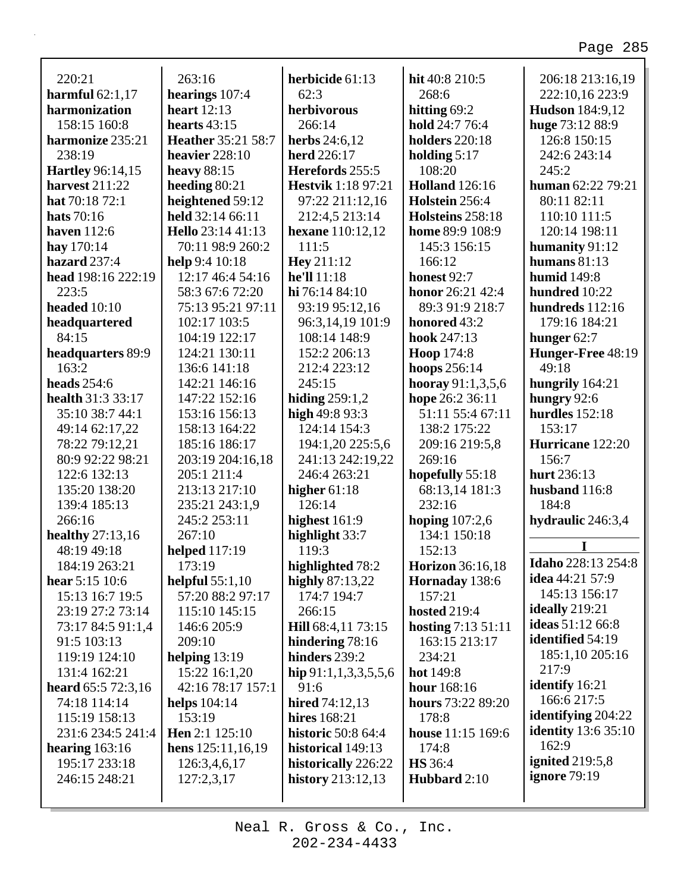220:21
**harmful** 62:1,17
**harmonization** 158:15 160:8
**harmonize** 235:21 238:19
**Hartley** 96:14,15
**harvest** 211:22
**hat** 70:18 72:1
**hats** 70:16
**haven** 112:6
**hay** 170:14
**hazard** 237:4
**head** 198:16 222:19 223:5
**headed** 10:10
**headquartered** 84:15
**headquarters** 89:9 163:2
**heads** 254:6
**health** 31:3 33:17 35:10 38:7 44:1 49:14 62:17,22 78:22 79:12,21 80:9 92:22 98:21 122:6 132:13 135:20 138:20 139:4 185:13 266:16
**healthy** 27:13,16 48:19 49:18 184:19 263:21
**hear** 5:15 10:6 15:13 16:7 19:5 23:19 27:2 73:14 73:17 84:5 91:1,4 91:5 103:13 119:19 124:10 131:4 162:21
**heard** 65:5 72:3,16 74:18 114:14 115:19 158:13 231:6 234:5 241:4
**hearing** 163:16 195:17 233:18 246:15 248:21
263:16
**hearings** 107:4
**heart** 12:13
**hearts** 43:15
**Heather** 35:21 58:7
**heavier** 228:10
**heavy** 88:15
**heeding** 80:21
**heightened** 59:12
**held** 32:14 66:11
**Hello** 23:14 41:13 70:11 98:9 260:2
**help** 9:4 10:18 12:17 46:4 54:16 58:3 67:6 72:20 75:13 95:21 97:11 102:17 103:5 104:19 122:17 124:21 130:11 136:6 141:18 142:21 146:16 147:22 152:16 153:16 156:13 158:13 164:22 185:16 186:17 203:19 204:16,18 205:1 211:4 213:13 217:10 235:21 243:1,9 245:2 253:11 267:10
**helped** 117:19 173:19
**helpful** 55:1,10 57:20 88:2 97:17 115:10 145:15 146:6 205:9 209:10
**helping** 13:19 15:22 16:1,20 42:16 78:17 157:1
**helps** 104:14 153:19
**Hen** 2:1 125:10
**hens** 125:11,16,19 126:3,4,6,17 127:2,3,17
**herbicide** 61:13 62:3
**herbivorous** 266:14
**herbs** 24:6,12
**herd** 226:17
**Herefords** 255:5
**Hestvik** 1:18 97:21 97:22 211:12,16 212:4,5 213:14
**hexane** 110:12,12 111:5
**Hey** 211:12
**he'll** 11:18
**hi** 76:14 84:10 93:19 95:12,16 96:3,14,19 101:9 108:14 148:9 152:2 206:13 212:4 223:12 245:15
**hiding** 259:1,2
**high** 49:8 93:3 124:14 154:3 194:1,20 225:5,6 241:13 242:19,22 246:4 263:21
**higher** 61:18 126:14
**highest** 161:9
**highlight** 33:7 119:3
**highlighted** 78:2
**highly** 87:13,22 174:7 194:7 266:15
**Hill** 68:4,11 73:15
**hindering** 78:16
**hinders** 239:2
**hip** 91:1,1,3,3,5,5,6 91:6
**hired** 74:12,13
**hires** 168:21
**historic** 50:8 64:4
**historical** 149:13
**historically** 226:22
**history** 213:12,13
**hit** 40:8 210:5 268:6
**hitting** 69:2
**hold** 24:7 76:4
**holders** 220:18
**holding** 5:17 108:20
**Holland** 126:16
**Holstein** 256:4
**Holsteins** 258:18
**home** 89:9 108:9 145:3 156:15 166:12
**honest** 92:7
**honor** 26:21 42:4 89:3 91:9 218:7
**honored** 43:2
**hook** 247:13
**Hoop** 174:8
**hoops** 256:14
**hooray** 91:1,3,5,6
**hope** 26:2 36:11 51:11 55:4 67:11 138:2 175:22 209:16 219:5,8 269:16
**hopefully** 55:18 68:13,14 181:3 232:16
**hoping** 107:2,6 134:1 150:18 152:13
**Horizon** 36:16,18
**Hornaday** 138:6 157:21
**hosted** 219:4
**hosting** 7:13 51:11 163:15 213:17 234:21
**hot** 149:8
**hour** 168:16
**hours** 73:22 89:20 178:8
**house** 11:15 169:6 174:8
**HS** 36:4
**Hubbard** 2:10
206:18 213:16,19 222:10,16 223:9
**Hudson** 184:9,12
**huge** 73:12 88:9 126:8 150:15 242:6 243:14 245:2
**human** 62:22 79:21 80:11 82:11 110:10 111:5 120:14 198:11
**humanity** 91:12
**humans** 81:13
**humid** 149:8
**hundred** 10:22
**hundreds** 112:16 179:16 184:21
**hunger** 62:7
**Hunger-Free** 48:19 49:18
**hungrily** 164:21
**hungry** 92:6
**hurdles** 152:18 153:17
**Hurricane** 122:20 156:7
**hurt** 236:13
**husband** 116:8 184:8
**hydraulic** 246:3,4

**I**

**Idaho** 228:13 254:8
**idea** 44:21 57:9 145:13 156:17
**ideally** 219:21
**ideas** 51:12 66:8
**identified** 54:19 185:1,10 205:16 217:9
**identify** 16:21 166:6 217:5
**identifying** 204:22
**identity** 13:6 35:10 162:9
**ignited** 219:5,8
**ignore** 79:19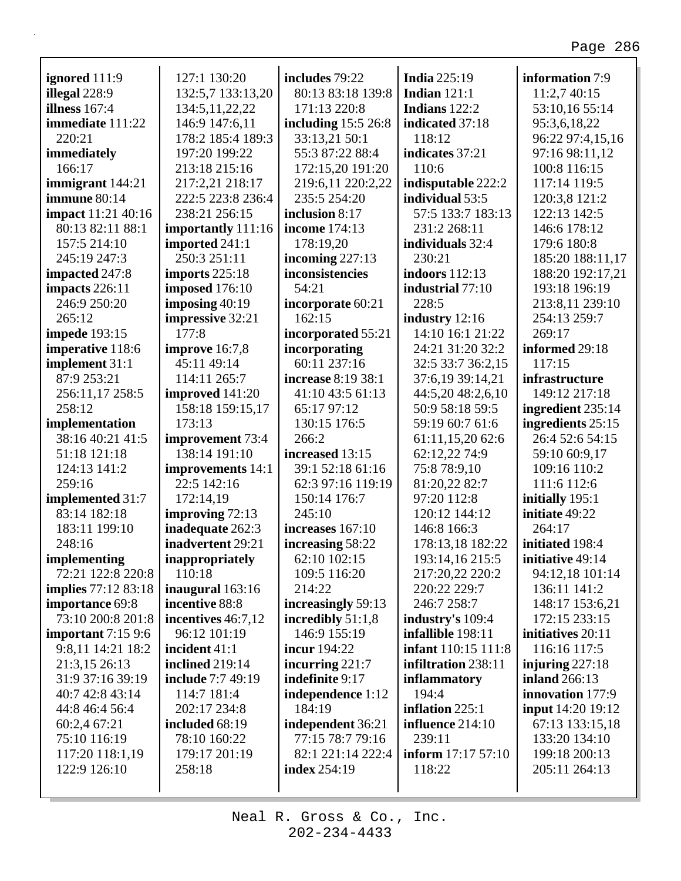**ignored** 111:9
**illegal** 228:9
**illness** 167:4
**immediate** 111:22 220:21
**immediately** 166:17
**immigrant** 144:21
**immune** 80:14
**impact** 11:21 40:16 80:13 82:11 88:1 157:5 214:10 245:19 247:3
**impacted** 247:8
**impacts** 226:11 246:9 250:20 265:12
**impede** 193:15
**imperative** 118:6
**implement** 31:1 87:9 253:21 256:11,17 258:5 258:12
**implementation** 38:16 40:21 41:5 51:18 121:18 124:13 141:2 259:16
**implemented** 31:7 83:14 182:18 183:11 199:10 248:16
**implementing** 72:21 122:8 220:8
**implies** 77:12 83:18
**importance** 69:8 73:10 200:8 201:8
**important** 7:15 9:6 9:8,11 14:21 18:2 21:3,15 26:13 31:9 37:16 39:19 40:7 42:8 43:14 44:8 46:4 56:4 60:2,4 67:21 75:10 116:19 117:20 118:1,19 122:9 126:10 127:1 130:20 132:5,7 133:13,20 134:5,11,22,22 146:9 147:6,11 178:2 185:4 189:3 197:20 199:22 213:18 215:16 217:2,21 218:17 222:5 223:8 236:4 238:21 256:15
**importantly** 111:16
**imported** 241:1 250:3 251:11
**imports** 225:18
**imposed** 176:10
**imposing** 40:19
**impressive** 32:21 177:8
**improve** 16:7,8 45:11 49:14 114:11 265:7
**improved** 141:20 158:18 159:15,17 173:13
**improvement** 73:4 138:14 191:10
**improvements** 14:1 22:5 142:16 172:14,19
**improving** 72:13
**inadequate** 262:3
**inadvertent** 29:21
**inappropriately** 110:18
**inaugural** 163:16
**incentive** 88:8
**incentives** 46:7,12 96:12 101:19
**incident** 41:1
**inclined** 219:14
**include** 7:7 49:19 114:7 181:4 202:17 234:8
**included** 68:19 78:10 160:22 179:17 201:19 258:18
**includes** 79:22 80:13 83:18 139:8 171:13 220:8
**including** 15:5 26:8 33:13,21 50:1 55:3 87:22 88:4 172:15,20 191:20 219:6,11 220:2,22 235:5 254:20
**inclusion** 8:17
**income** 174:13 178:19,20
**incoming** 227:13
**inconsistencies** 54:21
**incorporate** 60:21 162:15
**incorporated** 55:21
**incorporating** 60:11 237:16
**increase** 8:19 38:1 41:10 43:5 61:13 65:17 97:12 130:15 176:5 266:2
**increased** 13:15 39:1 52:18 61:16 62:3 97:16 119:19 150:14 176:7 245:10
**increases** 167:10
**increasing** 58:22 62:10 102:15 109:5 116:20 214:22
**increasingly** 59:13
**incredibly** 51:1,8 146:9 155:19
**incur** 194:22
**incurring** 221:7
**indefinite** 9:17
**independence** 1:12 184:19
**independent** 36:21 77:15 78:7 79:16 82:1 221:14 222:4
**index** 254:19
**India** 225:19
**Indian** 121:1
**Indians** 122:2
**indicated** 37:18 118:12
**indicates** 37:21 110:6
**indisputable** 222:2
**individual** 53:5 57:5 133:7 183:13 231:2 268:11
**individuals** 32:4 230:21
**indoors** 112:13
**industrial** 77:10 228:5
**industry** 12:16 14:10 16:1 21:22 24:21 31:20 32:2 32:5 33:7 36:2,15 37:6,19 39:14,21 44:5,20 48:2,6,10 50:9 58:18 59:5 59:19 60:7 61:6 61:11,15,20 62:6 62:12,22 74:9 75:8 78:9,10 81:20,22 82:7 97:20 112:8 120:12 144:12 146:8 166:3 178:13,18 182:22 193:14,16 215:5 217:20,22 220:2 220:22 229:7 246:7 258:7
**industry's** 109:4
**infallible** 198:11
**infant** 110:15 111:8
**infiltration** 238:11
**inflammatory** 194:4
**inflation** 225:1
**influence** 214:10 239:11
**inform** 17:17 57:10 118:22
**information** 7:9 11:2,7 40:15 53:10,16 55:14 95:3,6,18,22 96:22 97:4,15,16 97:16 98:11,12 100:8 116:15 117:14 119:5 120:3,8 121:2 122:13 142:5 146:6 178:12 179:6 180:8 185:20 188:11,17 188:20 192:17,21 193:18 196:19 213:8,11 239:10 254:13 259:7 269:17
**informed** 29:18 117:15
**infrastructure** 149:12 217:18
**ingredient** 235:14
**ingredients** 25:15 26:4 52:6 54:15 59:10 60:9,17 109:16 110:2 111:6 112:6
**initially** 195:1
**initiate** 49:22 264:17
**initiated** 198:4
**initiative** 49:14 94:12,18 101:14 136:11 141:2 148:17 153:6,21 172:15 233:15
**initiatives** 20:11 116:16 117:5
**injuring** 227:18
**inland** 266:13
**innovation** 177:9
**input** 14:20 19:12 67:13 133:15,18 133:20 134:10 199:18 200:13 205:11 264:13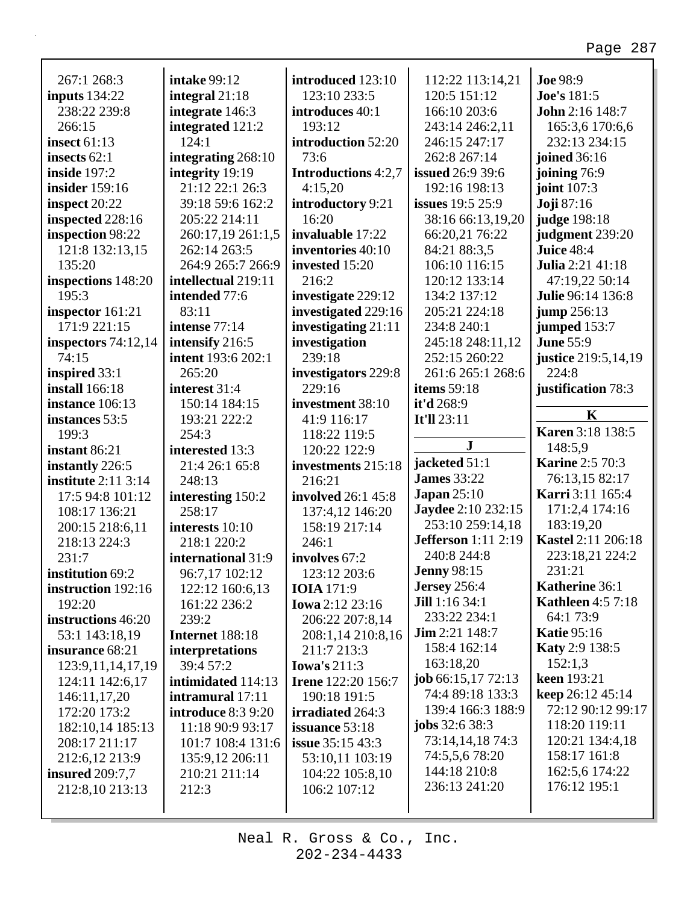267:1 268:3
**inputs** 134:22
238:22 239:8
266:15
**insect** 61:13
**insects** 62:1
**inside** 197:2
**insider** 159:16
**inspect** 20:22
**inspected** 228:16
**inspection** 98:22
121:8 132:13,15
135:20
**inspections** 148:20
195:3
**inspector** 161:21
171:9 221:15
**inspectors** 74:12,14
74:15
**inspired** 33:1
**install** 166:18
**instance** 106:13
**instances** 53:5
199:3
**instant** 86:21
**instantly** 226:5
**institute** 2:11 3:14
17:5 94:8 101:12
108:17 136:21
200:15 218:6,11
218:13 224:3
231:7
**institution** 69:2
**instruction** 192:16
192:20
**instructions** 46:20
53:1 143:18,19
**insurance** 68:21
123:9,11,14,17,19
124:11 142:6,17
146:11,17,20
172:20 173:2
182:10,14 185:13
208:17 211:17
212:6,12 213:9
**insured** 209:7,7
212:8,10 213:13

**intake** 99:12
**integral** 21:18
**integrate** 146:3
**integrated** 121:2
124:1
**integrating** 268:10
**integrity** 19:19
21:12 22:1 26:3
39:18 59:6 162:2
205:22 214:11
260:17,19 261:1,5
262:14 263:5
264:9 265:7 266:9
**intellectual** 219:11
**intended** 77:6
83:11
**intense** 77:14
**intensify** 216:5
**intent** 193:6 202:1
265:20
**interest** 31:4
150:14 184:15
193:21 222:2
254:3
**interested** 13:3
21:4 26:1 65:8
248:13
**interesting** 150:2
258:17
**interests** 10:10
218:1 220:2
**international** 31:9
96:7,17 102:12
122:12 160:6,13
161:22 236:2
239:2
**Internet** 188:18
**interpretations**
39:4 57:2
**intimidated** 114:13
**intramural** 17:11
**introduce** 8:3 9:20
11:18 90:9 93:17
101:7 108:4 131:6
135:9,12 206:11
210:21 211:14
212:3

**introduced** 123:10
123:10 233:5
**introduces** 40:1
193:12
**introduction** 52:20
73:6
**Introductions** 4:2,7
4:15,20
**introductory** 9:21
16:20
**invaluable** 17:22
**inventories** 40:10
**invested** 15:20
216:2
**investigate** 229:12
**investigated** 229:16
**investigating** 21:11
**investigation**
239:18
**investigators** 229:8
229:16
**investment** 38:10
41:9 116:17
118:22 119:5
120:22 122:9
**investments** 215:18
216:21
**involved** 26:1 45:8
137:4,12 146:20
158:19 217:14
246:1
**involves** 67:2
123:12 203:6
**IOIA** 171:9
**Iowa** 2:12 23:16
206:22 207:8,14
208:1,14 210:8,16
211:7 213:3
**Iowa's** 211:3
**Irene** 122:20 156:7
190:18 191:5
**irradiated** 264:3
**issuance** 53:18
**issue** 35:15 43:3
53:10,11 103:19
104:22 105:8,10
106:2 107:12

112:22 113:14,21
120:5 151:12
166:10 203:6
243:14 246:2,11
246:15 247:17
262:8 267:14
**issued** 26:9 39:6
192:16 198:13
**issues** 19:5 25:9
38:16 66:13,19,20
66:20,21 76:22
84:21 88:3,5
106:10 116:15
120:12 133:14
134:2 137:12
205:21 224:18
234:8 240:1
245:18 248:11,12
252:15 260:22
261:6 265:1 268:6
**items** 59:18
**it'd** 268:9
**It'll** 23:11

## J

**jacketed** 51:1
**James** 33:22
**Japan** 25:10
**Jaydee** 2:10 232:15
253:10 259:14,18
**Jefferson** 1:11 2:19
240:8 244:8
**Jenny** 98:15
**Jersey** 256:4
**Jill** 1:16 34:1
233:22 234:1
**Jim** 2:21 148:7
158:4 162:14
163:18,20
**job** 66:15,17 72:13
74:4 89:18 133:3
139:4 166:3 188:9
**jobs** 32:6 38:3
73:14,14,18 74:3
74:5,5,6 78:20
144:18 210:8
236:13 241:20

**Joe** 98:9
**Joe's** 181:5
**John** 2:16 148:7
165:3,6 170:6,6
232:13 234:15
**joined** 36:16
**joining** 76:9
**joint** 107:3
**Joji** 87:16
**judge** 198:18
**judgment** 239:20
**Juice** 48:4
**Julia** 2:21 41:18
47:19,22 50:14
**Julie** 96:14 136:8
**jump** 256:13
**jumped** 153:7
**June** 55:9
**justice** 219:5,14,19
224:8
**justification** 78:3

## K

**Karen** 3:18 138:5
148:5,9
**Karine** 2:5 70:3
76:13,15 82:17
**Karri** 3:11 165:4
171:2,4 174:16
183:19,20
**Kastel** 2:11 206:18
223:18,21 224:2
231:21
**Katherine** 36:1
**Kathleen** 4:5 7:18
64:1 73:9
**Katie** 95:16
**Katy** 2:9 138:5
152:1,3
**keen** 193:21
**keep** 26:12 45:14
72:12 90:12 99:17
118:20 119:11
120:21 134:4,18
158:17 161:8
162:5,6 174:22
176:12 195:1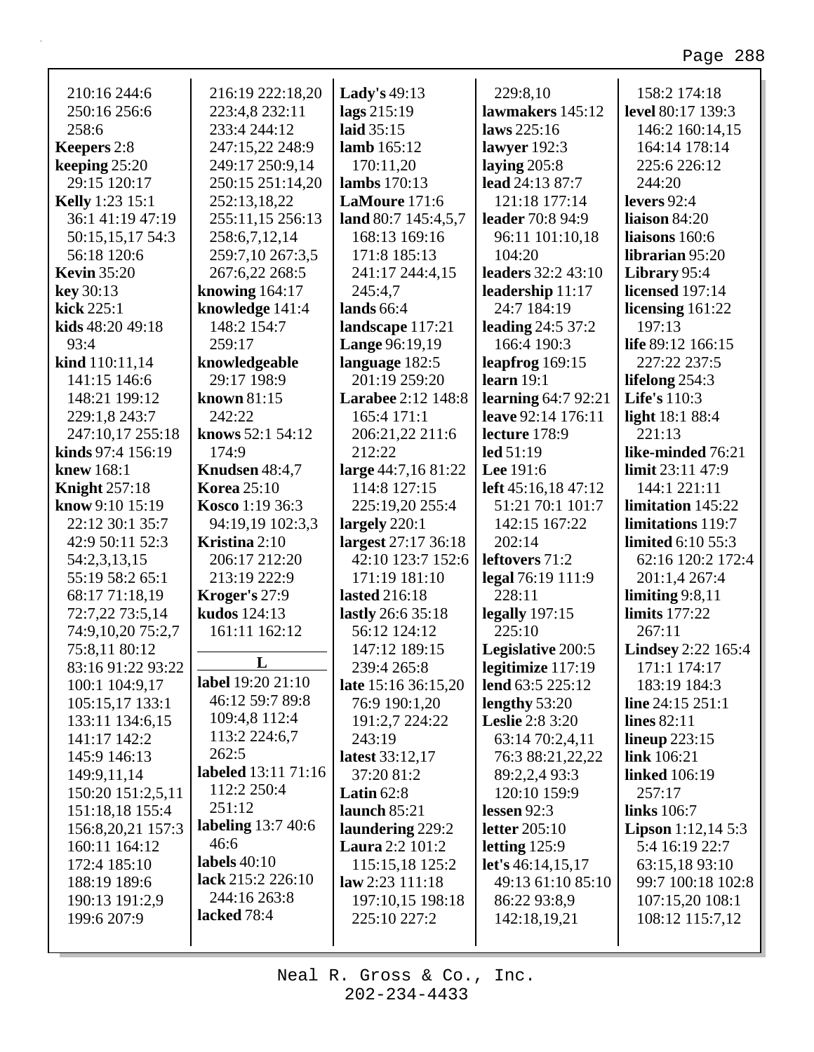210:16 244:6 250:16 256:6 258:6
**Keepers** 2:8
**keeping** 25:20 29:15 120:17
**Kelly** 1:23 15:1 36:1 41:19 47:19 50:15,15,17 54:3 56:18 120:6
**Kevin** 35:20
**key** 30:13
**kick** 225:1
**kids** 48:20 49:18 93:4
**kind** 110:11,14 141:15 146:6 148:21 199:12 229:1,8 243:7 247:10,17 255:18
**kinds** 97:4 156:19
**knew** 168:1
**Knight** 257:18
**know** 9:10 15:19 22:12 30:1 35:7 42:9 50:11 52:3 54:2,3,13,15 55:19 58:2 65:1 68:17 71:18,19 72:7,22 73:5,14 74:9,10,20 75:2,7 75:8,11 80:12 83:16 91:22 93:22 100:1 104:9,17 105:15,17 133:1 133:11 134:6,15 141:17 142:2 145:9 146:13 149:9,11,14 150:20 151:2,5,11 151:18,18 155:4 156:8,20,21 157:3 160:11 164:12 172:4 185:10 188:19 189:6 190:13 191:2,9 199:6 207:9 216:19 222:18,20 223:4,8 232:11 233:4 244:12 247:15,22 248:9 249:17 250:9,14 250:15 251:14,20 252:13,18,22 255:11,15 256:13 258:6,7,12,14 259:7,10 267:3,5 267:6,22 268:5
**knowing** 164:17
**knowledge** 141:4 148:2 154:7 259:17
**knowledgeable** 29:17 198:9
**known** 81:15 242:22
**knows** 52:1 54:12 174:9
**Knudsen** 48:4,7
**Korea** 25:10
**Kosco** 1:19 36:3 94:19,19 102:3,3
**Kristina** 2:10 206:17 212:20 213:19 222:9
**Kroger's** 27:9
**kudos** 124:13 161:11 162:12

## L

**label** 19:20 21:10 46:12 59:7 89:8 109:4,8 112:4 113:2 224:6,7 262:5
**labeled** 13:11 71:16 112:2 250:4 251:12
**labeling** 13:7 40:6 46:6
**labels** 40:10
**lack** 215:2 226:10 244:16 263:8
**lacked** 78:4
**Lady's** 49:13
**lags** 215:19
**laid** 35:15
**lamb** 165:12 170:11,20
**lambs** 170:13
**LaMoure** 171:6
**land** 80:7 145:4,5,7 168:13 169:16 171:8 185:13 241:17 244:4,15 245:4,7
**lands** 66:4
**landscape** 117:21
**Lange** 96:19,19
**language** 182:5 201:19 259:20
**Larabee** 2:12 148:8 165:4 171:1 206:21,22 211:6 212:22
**large** 44:7,16 81:22 114:8 127:15 225:19,20 255:4
**largely** 220:1
**largest** 27:17 36:18 42:10 123:7 152:6 171:19 181:10
**lasted** 216:18
**lastly** 26:6 35:18 56:12 124:12 147:12 189:15 239:4 265:8
**late** 15:16 36:15,20 76:9 190:1,20 191:2,7 224:22 243:19
**latest** 33:12,17 37:20 81:2
**Latin** 62:8
**launch** 85:21
**laundering** 229:2
**Laura** 2:2 101:2 115:15,18 125:2
**law** 2:23 111:18 197:10,15 198:18 225:10 227:2 229:8,10
**lawmakers** 145:12
**laws** 225:16
**lawyer** 192:3
**laying** 205:8
**lead** 24:13 87:7 121:18 177:14
**leader** 70:8 94:9 96:11 101:10,18 104:20
**leaders** 32:2 43:10
**leadership** 11:17 24:7 184:19
**leading** 24:5 37:2 166:4 190:3
**leapfrog** 169:15
**learn** 19:1
**learning** 64:7 92:21
**leave** 92:14 176:11
**lecture** 178:9
**led** 51:19
**Lee** 191:6
**left** 45:16,18 47:12 51:21 70:1 101:7 142:15 167:22 202:14
**leftovers** 71:2
**legal** 76:19 111:9 228:11
**legally** 197:15 225:10
**Legislative** 200:5
**legitimize** 117:19
**lend** 63:5 225:12
**lengthy** 53:20
**Leslie** 2:8 3:20 63:14 70:2,4,11 76:3 88:21,22,22 89:2,2,4 93:3 120:10 159:9
**lessen** 92:3
**letter** 205:10
**letting** 125:9
**let's** 46:14,15,17 49:13 61:10 85:10 86:22 93:8,9 142:18,19,21 158:2 174:18
**level** 80:17 139:3 146:2 160:14,15 164:14 178:14 225:6 226:12 244:20
**levers** 92:4
**liaison** 84:20
**liaisons** 160:6
**librarian** 95:20
**Library** 95:4
**licensed** 197:14
**licensing** 161:22 197:13
**life** 89:12 166:15 227:22 237:5
**lifelong** 254:3
**Life's** 110:3
**light** 18:1 88:4 221:13
**like-minded** 76:21
**limit** 23:11 47:9 144:1 221:11
**limitation** 145:22
**limitations** 119:7
**limited** 6:10 55:3 62:16 120:2 172:4 201:1,4 267:4
**limiting** 9:8,11
**limits** 177:22 267:11
**Lindsey** 2:22 165:4 171:1 174:17 183:19 184:3
**line** 24:15 251:1
**lines** 82:11
**lineup** 223:15
**link** 106:21
**linked** 106:19 257:17
**links** 106:7
**Lipson** 1:12,14 5:3 5:4 16:19 22:7 63:15,18 93:10 99:7 100:18 102:8 107:15,20 108:1 108:12 115:7,12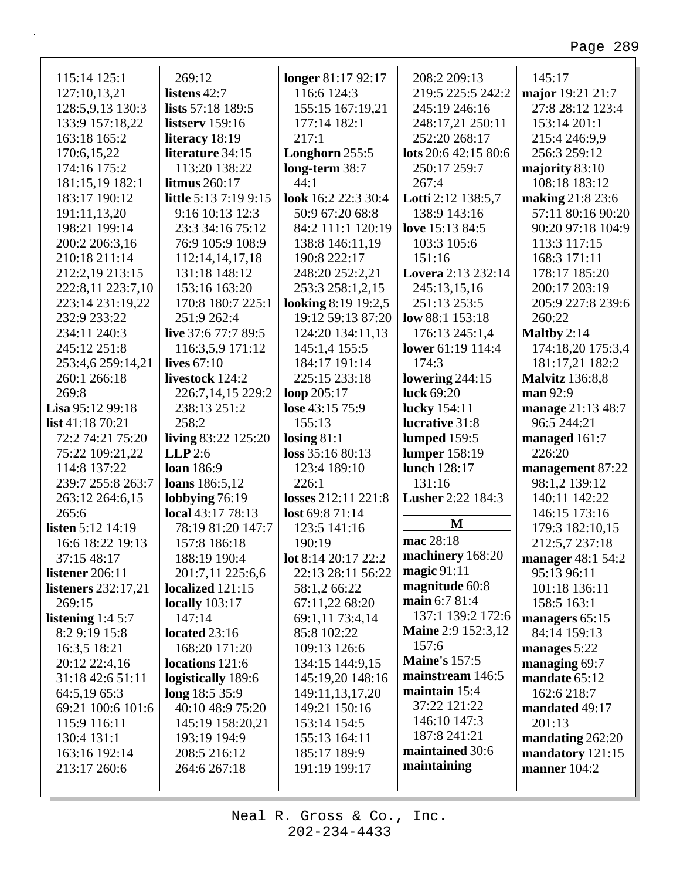115:14 125:1
127:10,13,21
128:5,9,13 130:3
133:9 157:18,22
163:18 165:2
170:6,15,22
174:16 175:2
181:15,19 182:1
183:17 190:12
191:11,13,20
198:21 199:14
200:2 206:3,16
210:18 211:14
212:2,19 213:15
222:8,11 223:7,10
223:14 231:19,22
232:9 233:22
234:11 240:3
245:12 251:8
253:4,6 259:14,21
260:1 266:18
269:8

**Lisa** 95:12 99:18
**list** 41:18 70:21
72:2 74:21 75:20
75:22 109:21,22
114:8 137:22
239:7 255:8 263:7
263:12 264:6,15
265:6
**listen** 5:12 14:19
16:6 18:22 19:13
37:15 48:17
**listener** 206:11
**listeners** 232:17,21
269:15
**listening** 1:4 5:7
8:2 9:19 15:8
16:3,5 18:21
20:12 22:4,16
31:18 42:6 51:11
64:5,19 65:3
69:21 100:6 101:6
115:9 116:11
130:4 131:1
163:16 192:14
213:17 260:6

269:12
**listens** 42:7
**lists** 57:18 189:5
**listserv** 159:16
**literacy** 18:19
**literature** 34:15
113:20 138:22
**litmus** 260:17
**little** 5:13 7:19 9:15
9:16 10:13 12:3
23:3 34:16 75:12
76:9 105:9 108:9
112:14,14,17,18
131:18 148:12
153:16 163:20
170:8 180:7 225:1
251:9 262:4
**live** 37:6 77:7 89:5
116:3,5,9 171:12
**lives** 67:10
**livestock** 124:2
226:7,14,15 229:2
238:13 251:2
258:2
**living** 83:22 125:20
**LLP** 2:6
**loan** 186:9
**loans** 186:5,12
**lobbying** 76:19
**local** 43:17 78:13
78:19 81:20 147:7
157:8 186:18
188:19 190:4
201:7,11 225:6,6
**localized** 121:15
**locally** 103:17
147:14
**located** 23:16
168:20 171:20
**locations** 121:6
**logistically** 189:6
**long** 18:5 35:9
40:10 48:9 75:20
145:19 158:20,21
193:19 194:9
208:5 216:12
264:6 267:18

**longer** 81:17 92:17
116:6 124:3
155:15 167:19,21
177:14 182:1
217:1
**Longhorn** 255:5
**long-term** 38:7
44:1
**look** 16:2 22:3 30:4
50:9 67:20 68:8
84:2 111:1 120:19
138:8 146:11,19
190:8 222:17
248:20 252:2,21
253:3 258:1,2,15
**looking** 8:19 19:2,5
19:12 59:13 87:20
124:20 134:11,13
145:1,4 155:5
184:17 191:14
225:15 233:18
**loop** 205:17
**lose** 43:15 75:9
155:13
**losing** 81:1
**loss** 35:16 80:13
123:4 189:10
226:1
**losses** 212:11 221:8
**lost** 69:8 71:14
123:5 141:16
190:19
**lot** 8:14 20:17 22:2
22:13 28:11 56:22
58:1,2 66:22
67:11,22 68:20
69:1,11 73:4,14
85:8 102:22
109:13 126:6
134:15 144:9,15
145:19,20 148:16
149:11,13,17,20
149:21 150:16
153:14 154:5
155:13 164:11
185:17 189:9
191:19 199:17

208:2 209:13
219:5 225:5 242:2
245:19 246:16
248:17,21 250:11
252:20 268:17
**lots** 20:6 42:15 80:6
250:17 259:7
267:4
**Lotti** 2:12 138:5,7
138:9 143:16
**love** 15:13 84:5
103:3 105:6
151:16
**Lovera** 2:13 232:14
245:13,15,16
251:13 253:5
**low** 88:1 153:18
176:13 245:1,4
**lower** 61:19 114:4
174:3
**lowering** 244:15
**luck** 69:20
**lucky** 154:11
**lucrative** 31:8
**lumped** 159:5
**lumper** 158:19
**lunch** 128:17
131:16
**Lusher** 2:22 184:3

## M

**mac** 28:18
**machinery** 168:20
**magic** 91:11
**magnitude** 60:8
**main** 6:7 81:4
137:1 139:2 172:6
**Maine** 2:9 152:3,12
157:6
**Maine's** 157:5
**mainstream** 146:5
**maintain** 15:4
37:22 121:22
146:10 147:3
187:8 241:21
**maintained** 30:6
**maintaining**

145:17
**major** 19:21 21:7
27:8 28:12 123:4
153:14 201:1
215:4 246:9,9
256:3 259:12
**majority** 83:10
108:18 183:12
**making** 21:8 23:6
57:11 80:16 90:20
90:20 97:18 104:9
113:3 117:15
168:3 171:11
178:17 185:20
200:17 203:19
205:9 227:8 239:6
260:22
**Maltby** 2:14
174:18,20 175:3,4
181:17,21 182:2
**Malvitz** 136:8,8
**man** 92:9
**manage** 21:13 48:7
96:5 244:21
**managed** 161:7
226:20
**management** 87:22
98:1,2 139:12
140:11 142:22
146:15 173:16
179:3 182:10,15
212:5,7 237:18
**manager** 48:1 54:2
95:13 96:11
101:18 136:11
158:5 163:1
**managers** 65:15
84:14 159:13
**manages** 5:22
**managing** 69:7
**mandate** 65:12
162:6 218:7
**mandated** 49:17
201:13
**mandating** 262:20
**mandatory** 121:15
**manner** 104:2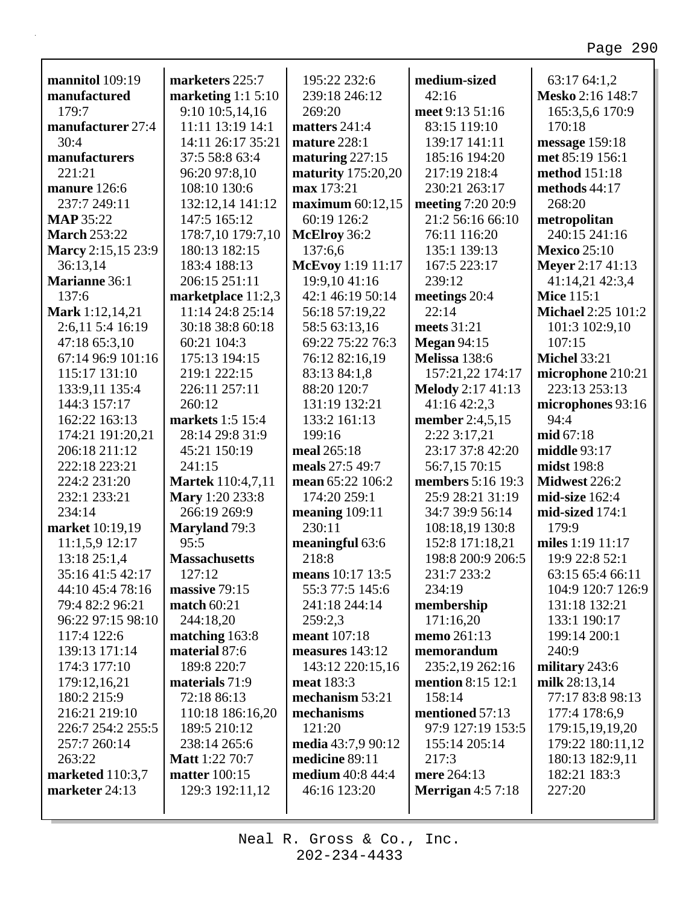**mannitol** 109:19
**manufactured** 179:7
**manufacturer** 27:4 30:4
**manufacturers** 221:21
**manure** 126:6 237:7 249:11
**MAP** 35:22
**March** 253:22
**Marcy** 2:15,15 23:9 36:13,14
**Marianne** 36:1 137:6
**Mark** 1:12,14,21 2:6,11 5:4 16:19 47:18 65:3,10 67:14 96:9 101:16 115:17 131:10 133:9,11 135:4 144:3 157:17 162:22 163:13 174:21 191:20,21 206:18 211:12 222:18 223:21 224:2 231:20 232:1 233:21 234:14
**market** 10:19,19 11:1,5,9 12:17 13:18 25:1,4 35:16 41:5 42:17 44:10 45:4 78:16 79:4 82:2 96:21 96:22 97:15 98:10 117:4 122:6 139:13 171:14 174:3 177:10 179:12,16,21 180:2 215:9 216:21 219:10 226:7 254:2 255:5 257:7 260:14 263:22
**marketed** 110:3,7
**marketer** 24:13
**marketers** 225:7
**marketing** 1:1 5:10 9:10 10:5,14,16 11:11 13:19 14:1 14:11 26:17 35:21 37:5 58:8 63:4 96:20 97:8,10 108:10 130:6 132:12,14 141:12 147:5 165:12 178:7,10 179:7,10 180:13 182:15 183:4 188:13 206:15 251:11
**marketplace** 11:2,3 11:14 24:8 25:14 30:18 38:8 60:18 60:21 104:3 175:13 194:15 219:1 222:15 226:11 257:11 260:12
**markets** 1:5 15:4 28:14 29:8 31:9 45:21 150:19 241:15
**Martek** 110:4,7,11
**Mary** 1:20 233:8 266:19 269:9
**Maryland** 79:3 95:5
**Massachusetts** 127:12
**massive** 79:15
**match** 60:21 244:18,20
**matching** 163:8
**material** 87:6 189:8 220:7
**materials** 71:9 72:18 86:13 110:18 186:16,20 189:5 210:12 238:14 265:6
**Matt** 1:22 70:7
**matter** 100:15 129:3 192:11,12 195:22 232:6 239:18 246:12 269:20
**matters** 241:4
**mature** 228:1
**maturing** 227:15
**maturity** 175:20,20
**max** 173:21
**maximum** 60:12,15 60:19 126:2
**McElroy** 36:2 137:6,6
**McEvoy** 1:19 11:17 19:9,10 41:16 42:1 46:19 50:14 56:18 57:19,22 58:5 63:13,16 69:22 75:22 76:3 76:12 82:16,19 83:13 84:1,8 88:20 120:7 131:19 132:21 133:2 161:13 199:16
**meal** 265:18
**meals** 27:5 49:7
**mean** 65:22 106:2 174:20 259:1
**meaning** 109:11 230:11
**meaningful** 63:6 218:8
**means** 10:17 13:5 55:3 77:5 145:6 241:18 244:14 259:2,3
**meant** 107:18
**measures** 143:12 143:12 220:15,16
**meat** 183:3
**mechanism** 53:21
**mechanisms** 121:20
**media** 43:7,9 90:12
**medicine** 89:11
**medium** 40:8 44:4 46:16 123:20
**medium-sized** 42:16
**meet** 9:13 51:16 83:15 119:10 139:17 141:11 185:16 194:20 217:19 218:4 230:21 263:17
**meeting** 7:20 20:9 21:2 56:16 66:10 76:11 116:20 135:1 139:13 167:5 223:17 239:12
**meetings** 20:4 22:14
**meets** 31:21
**Megan** 94:15
**Melissa** 138:6 157:21,22 174:17
**Melody** 2:17 41:13 41:16 42:2,3
**member** 2:4,5,15 2:22 3:17,21 23:17 37:8 42:20 56:7,15 70:15
**members** 5:16 19:3 25:9 28:21 31:19 34:7 39:9 56:14 108:18,19 130:8 152:8 171:18,21 198:8 200:9 206:5 231:7 233:2 234:19
**membership** 171:16,20
**memo** 261:13
**memorandum** 235:2,19 262:16
**mention** 8:15 12:1 158:14
**mentioned** 57:13 97:9 127:19 153:5 155:14 205:14 217:3
**mere** 264:13
**Merrigan** 4:5 7:18 63:17 64:1,2
**Mesko** 2:16 148:7 165:3,5,6 170:9 170:18
**message** 159:18
**met** 85:19 156:1
**method** 151:18
**methods** 44:17 268:20
**metropolitan** 240:15 241:16
**Mexico** 25:10
**Meyer** 2:17 41:13 41:14,21 42:3,4
**Mice** 115:1
**Michael** 2:25 101:2 101:3 102:9,10 107:15
**Michel** 33:21
**microphone** 210:21 223:13 253:13
**microphones** 93:16 94:4
**mid** 67:18
**middle** 93:17
**midst** 198:8
**Midwest** 226:2
**mid-size** 162:4
**mid-sized** 174:1 179:9
**miles** 1:19 11:17 19:9 22:8 52:1 63:15 65:4 66:11 104:9 120:7 126:9 131:18 132:21 133:1 190:17 199:14 200:1 240:9
**military** 243:6
**milk** 28:13,14 77:17 83:8 98:13 177:4 178:6,9 179:15,19,19,20 179:22 180:11,12 180:13 182:9,11 182:21 183:3 227:20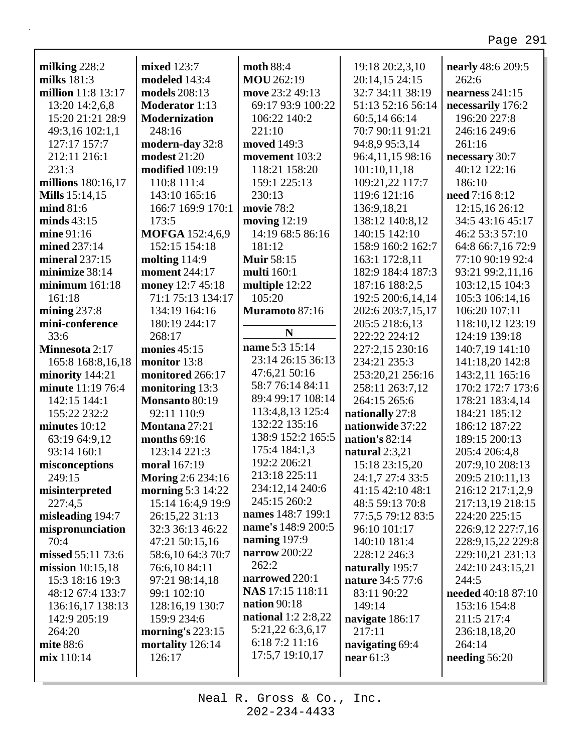**milking** 228:2
**milks** 181:3
**million** 11:8 13:17 13:20 14:2,6,8 15:20 21:21 28:9 49:3,16 102:1,1 127:17 157:7 212:11 216:1 231:3
**millions** 180:16,17
**Mills** 15:14,15
**mind** 81:6
**minds** 43:15
**mine** 91:16
**mined** 237:14
**mineral** 237:15
**minimize** 38:14
**minimum** 161:18 161:18
**mining** 237:8
**mini-conference** 33:6
**Minnesota** 2:17 165:8 168:8,16,18
**minority** 144:21
**minute** 11:19 76:4 142:15 144:1 155:22 232:2
**minutes** 10:12 63:19 64:9,12 93:14 160:1
**misconceptions** 249:15
**misinterpreted** 227:4,5
**misleading** 194:7
**mispronunciation** 70:4
**missed** 55:11 73:6
**mission** 10:15,18 15:3 18:16 19:3 48:12 67:4 133:7 136:16,17 138:13 142:9 205:19 264:20
**mite** 88:6
**mix** 110:14
**mixed** 123:7
**modeled** 143:4
**models** 208:13
**Moderator** 1:13
**Modernization** 248:16
**modern-day** 32:8
**modest** 21:20
**modified** 109:19 110:8 111:4 143:10 165:16 166:7 169:9 170:1 173:5
**MOFGA** 152:4,6,9 152:15 154:18
**molting** 114:9
**moment** 244:17
**money** 12:7 45:18 71:1 75:13 134:17 134:19 164:16 180:19 244:17 268:17
**monies** 45:15
**monitor** 13:8
**monitored** 266:17
**monitoring** 13:3
**Monsanto** 80:19 92:11 110:9
**Montana** 27:21
**months** 69:16 123:14 221:3
**moral** 167:19
**Moring** 2:6 234:16
**morning** 5:3 14:22 15:14 16:4,9 19:9 26:15,22 31:13 32:3 36:13 46:22 47:21 50:15,16 58:6,10 64:3 70:7 76:6,10 84:11 97:21 98:14,18 99:1 102:10 128:16,19 130:7 159:9 234:6
**morning's** 223:15
**mortality** 126:14 126:17
**moth** 88:4
**MOU** 262:19
**move** 23:2 49:13 69:17 93:9 100:22 106:22 140:2 221:10
**moved** 149:3
**movement** 103:2 118:21 158:20 159:1 225:13 230:13
**movie** 78:2
**moving** 12:19 14:19 68:5 86:16 181:12
**Muir** 58:15
**multi** 160:1
**multiple** 12:22 105:20
**Muramoto** 87:16

## N

**name** 5:3 15:14 23:14 26:15 36:13 47:6,21 50:16 58:7 76:14 84:11 89:4 99:17 108:14 113:4,8,13 125:4 132:22 135:16 138:9 152:2 165:5 175:4 184:1,3 192:2 206:21 213:18 225:11 234:12,14 240:6 245:15 260:2
**names** 148:7 199:1
**name's** 148:9 200:5
**naming** 197:9
**narrow** 200:22 262:2
**narrowed** 220:1
**NAS** 17:15 118:11
**nation** 90:18
**national** 1:2 2:8,22 5:21,22 6:3,6,17 6:18 7:2 11:16 17:5,7 19:10,17 19:18 20:2,3,10 20:14,15 24:15 32:7 34:11 38:19 51:13 52:16 56:14 60:5,14 66:14 70:7 90:11 91:21 94:8,9 95:3,14 96:4,11,15 98:16 101:10,11,18 109:21,22 117:7 119:6 121:16 136:9,18,21 138:12 140:8,12 140:15 142:10 158:9 160:2 162:7 163:1 172:8,11 182:9 184:4 187:3 187:16 188:2,5 192:5 200:6,14,14 202:6 203:7,15,17 205:5 218:6,13 222:22 224:12 227:2,15 230:16 234:21 235:3 253:20,21 256:16 258:11 263:7,12 264:15 265:6
**nationally** 27:8
**nationwide** 37:22
**nation's** 82:14
**natural** 2:3,21 15:18 23:15,20 24:1,7 27:4 33:5 41:15 42:10 48:1 48:5 59:13 70:8 77:5,5 79:12 83:5 96:10 101:17 140:10 181:4 228:12 246:3
**naturally** 195:7
**nature** 34:5 77:6 83:11 90:22 149:14
**navigate** 186:17 217:11
**navigating** 69:4
**near** 61:3
**nearly** 48:6 209:5 262:6
**nearness** 241:15
**necessarily** 176:2 196:20 227:8 246:16 249:6 261:16
**necessary** 30:7 40:12 122:16 186:10
**need** 7:16 8:12 12:15,16 26:12 34:5 43:16 45:17 46:2 53:3 57:10 64:8 66:7,16 72:9 77:10 90:19 92:4 93:21 99:2,11,16 103:12,15 104:3 105:3 106:14,16 106:20 107:11 118:10,12 123:19 124:19 139:18 140:7,19 141:10 141:18,20 142:8 143:2,11 165:16 170:2 172:7 173:6 178:21 183:4,14 184:21 185:12 186:12 187:22 189:15 200:13 205:4 206:4,8 207:9,10 208:13 209:5 210:11,13 216:12 217:1,2,9 217:13,19 218:15 224:20 225:15 226:9,12 227:7,16 228:9,15,22 229:8 229:10,21 231:13 242:10 243:15,21 244:5
**needed** 40:18 87:10 153:16 154:8 211:5 217:4 236:18,18,20 264:14
**needing** 56:20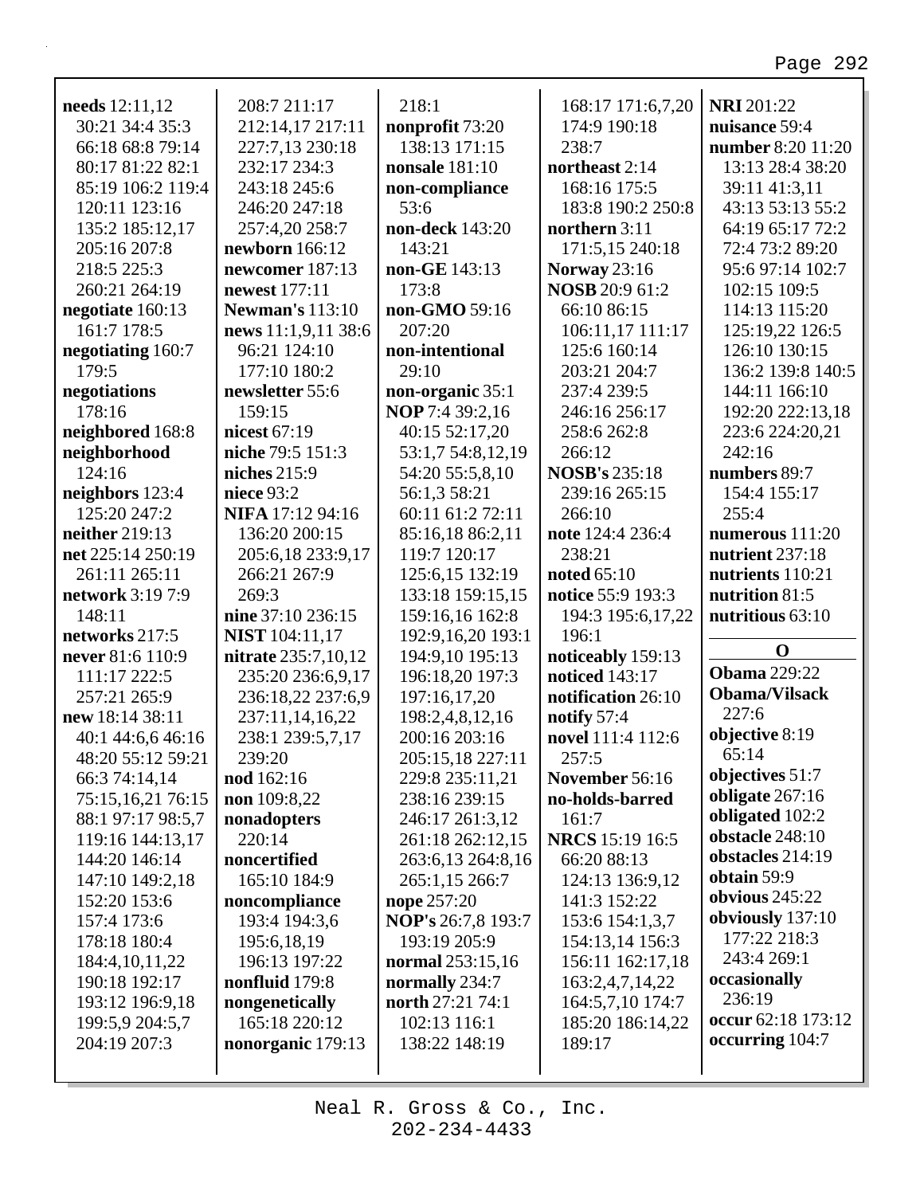**needs** 12:11,12 30:21 34:4 35:3 66:18 68:8 79:14 80:17 81:22 82:1 85:19 106:2 119:4 120:11 123:16 135:2 185:12,17 205:16 207:8 218:5 225:3 260:21 264:19
**negotiate** 160:13 161:7 178:5
**negotiating** 160:7 179:5
**negotiations** 178:16
**neighbored** 168:8
**neighborhood** 124:16
**neighbors** 123:4 125:20 247:2
**neither** 219:13
**net** 225:14 250:19 261:11 265:11
**network** 3:19 7:9 148:11
**networks** 217:5
**never** 81:6 110:9 111:17 222:5 257:21 265:9
**new** 18:14 38:11 40:1 44:6,6 46:16 48:20 55:12 59:21 66:3 74:14,14 75:15,16,21 76:15 88:1 97:17 98:5,7 119:16 144:13,17 144:20 146:14 147:10 149:2,18 152:20 153:6 157:4 173:6 178:18 180:4 184:4,10,11,22 190:18 192:17 193:12 196:9,18 199:5,9 204:5,7 204:19 207:3 208:7 211:17 212:14,17 217:11 227:7,13 230:18 232:17 234:3 243:18 245:6 246:20 247:18 257:4,20 258:7
**newborn** 166:12
**newcomer** 187:13
**newest** 177:11
**Newman's** 113:10
**news** 11:1,9,11 38:6 96:21 124:10 177:10 180:2
**newsletter** 55:6 159:15
**nicest** 67:19
**niche** 79:5 151:3
**niches** 215:9
**niece** 93:2
**NIFA** 17:12 94:16 136:20 200:15 205:6,18 233:9,17 266:21 267:9 269:3
**nine** 37:10 236:15
**NIST** 104:11,17
**nitrate** 235:7,10,12 235:20 236:6,9,17 236:18,22 237:6,9 237:11,14,16,22 238:1 239:5,7,17 239:20
**nod** 162:16
**non** 109:8,22
**nonadopters** 220:14
**noncertified** 165:10 184:9
**noncompliance** 193:4 194:3,6 195:6,18,19 196:13 197:22
**nonfluid** 179:8
**nongenetically** 165:18 220:12
**nonorganic** 179:13 218:1
**nonprofit** 73:20 138:13 171:15
**nonsale** 181:10
**non-compliance** 53:6
**non-deck** 143:20 143:21
**non-GE** 143:13 173:8
**non-GMO** 59:16 207:20
**non-intentional** 29:10
**non-organic** 35:1
**NOP** 7:4 39:2,16 40:15 52:17,20 53:1,7 54:8,12,19 54:20 55:5,8,10 56:1,3 58:21 60:11 61:2 72:11 85:16,18 86:2,11 119:7 120:17 125:6,15 132:19 133:18 159:15,15 159:16,16 162:8 192:9,16,20 193:1 194:9,10 195:13 196:18,20 197:3 197:16,17,20 198:2,4,8,12,16 200:16 203:16 205:15,18 227:11 229:8 235:11,21 238:16 239:15 246:17 261:3,12 261:18 262:12,15 263:6,13 264:8,16 265:1,15 266:7
**nope** 257:20
**NOP's** 26:7,8 193:7 193:19 205:9
**normal** 253:15,16
**normally** 234:7
**north** 27:21 74:1 102:13 116:1 138:22 148:19 168:17 171:6,7,20 174:9 190:18 238:7
**northeast** 2:14 168:16 175:5 183:8 190:2 250:8
**northern** 3:11 171:5,15 240:18
**Norway** 23:16
**NOSB** 20:9 61:2 66:10 86:15 106:11,17 111:17 125:6 160:14 203:21 204:7 237:4 239:5 246:16 256:17 258:6 262:8 266:12
**NOSB's** 235:18 239:16 265:15 266:10
**note** 124:4 236:4 238:21
**noted** 65:10
**notice** 55:9 193:3 194:3 195:6,17,22 196:1
**noticeably** 159:13
**noticed** 143:17
**notification** 26:10
**notify** 57:4
**novel** 111:4 112:6 257:5
**November** 56:16
**no-holds-barred** 161:7
**NRCS** 15:19 16:5 66:20 88:13 124:13 136:9,12 141:3 152:22 153:6 154:1,3,7 154:13,14 156:3 156:11 162:17,18 163:2,4,7,14,22 164:5,7,10 174:7 185:20 186:14,22 189:17
**NRI** 201:22
**nuisance** 59:4
**number** 8:20 11:20 13:13 28:4 38:20 39:11 41:3,11 43:13 53:13 55:2 64:19 65:17 72:2 72:4 73:2 89:20 95:6 97:14 102:7 102:15 109:5 114:13 115:20 125:19,22 126:5 126:10 130:15 136:2 139:8 140:5 144:11 166:10 192:20 222:13,18 223:6 224:20,21 242:16
**numbers** 89:7 154:4 155:17 255:4
**numerous** 111:20
**nutrient** 237:18
**nutrients** 110:21
**nutrition** 81:5
**nutritious** 63:10

## O

**Obama** 229:22
**Obama/Vilsack** 227:6
**objective** 8:19 65:14
**objectives** 51:7
**obligate** 267:16
**obligated** 102:2
**obstacle** 248:10
**obstacles** 214:19
**obtain** 59:9
**obvious** 245:22
**obviously** 137:10 177:22 218:3 243:4 269:1
**occasionally** 236:19
**occur** 62:18 173:12
**occurring** 104:7

Neal R. Gross & Co., Inc.
202-234-4433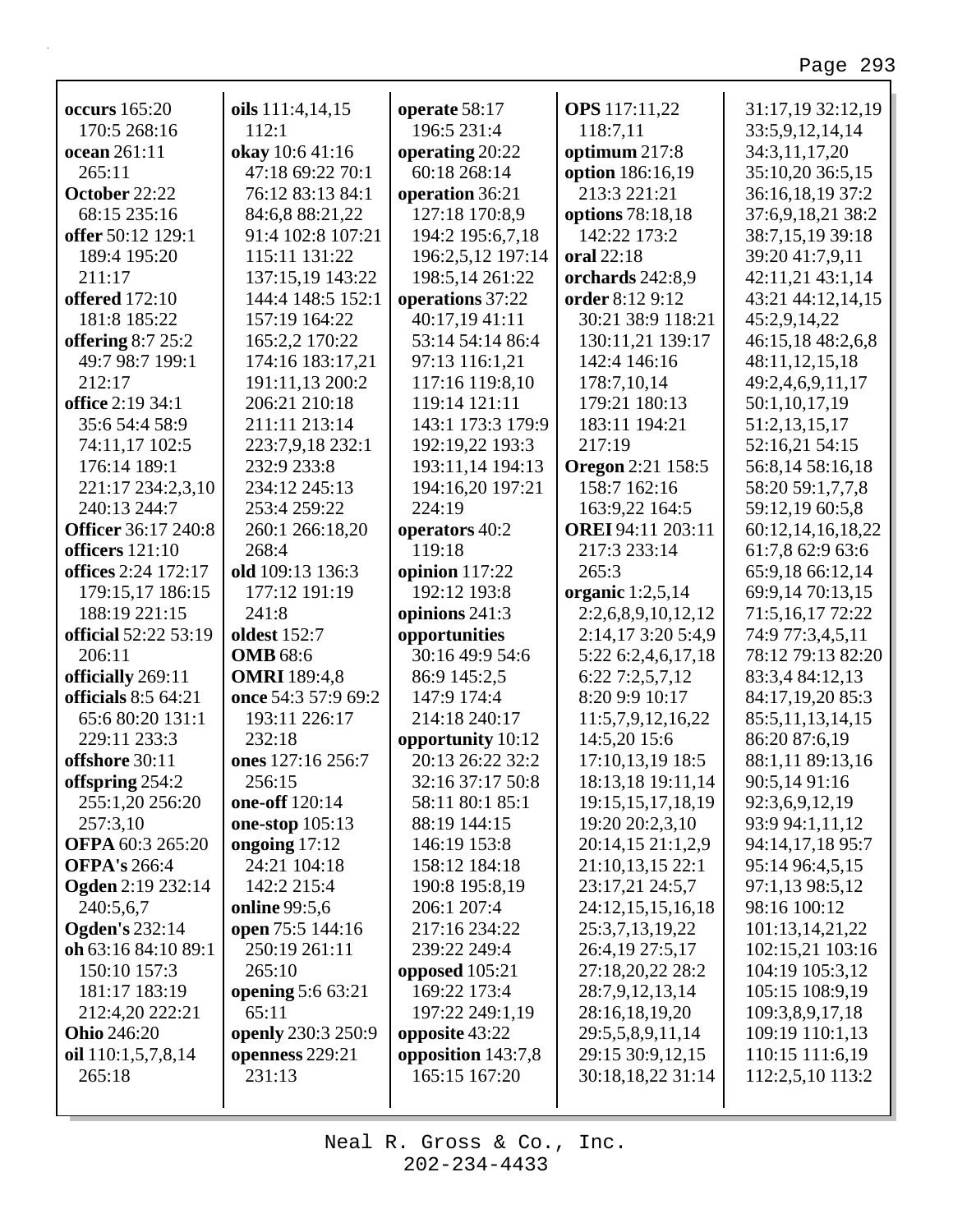**occurs** 165:20 170:5 268:16
**ocean** 261:11 265:11
**October** 22:22 68:15 235:16
**offer** 50:12 129:1 189:4 195:20 211:17
**offered** 172:10 181:8 185:22
**offering** 8:7 25:2 49:7 98:7 199:1 212:17
**office** 2:19 34:1 35:6 54:4 58:9 74:11,17 102:5 176:14 189:1 221:17 234:2,3,10 240:13 244:7
**Officer** 36:17 240:8
**officers** 121:10
**offices** 2:24 172:17 179:15,17 186:15 188:19 221:15
**official** 52:22 53:19 206:11
**officially** 269:11
**officials** 8:5 64:21 65:6 80:20 131:1 229:11 233:3
**offshore** 30:11
**offspring** 254:2 255:1,20 256:20 257:3,10
**OFPA** 60:3 265:20
**OFPA's** 266:4
**Ogden** 2:19 232:14 240:5,6,7
**Ogden's** 232:14
**oh** 63:16 84:10 89:1 150:10 157:3 181:17 183:19 212:4,20 222:21
**Ohio** 246:20
**oil** 110:1,5,7,8,14 265:18
**oils** 111:4,14,15 112:1
**okay** 10:6 41:16 47:18 69:22 70:1 76:12 83:13 84:1 84:6,8 88:21,22 91:4 102:8 107:21 115:11 131:22 137:15,19 143:22 144:4 148:5 152:1 157:19 164:22 165:2,2 170:22 174:16 183:17,21 191:11,13 200:2 206:21 210:18 211:11 213:14 223:7,9,18 232:1 232:9 233:8 234:12 245:13 253:4 259:22 260:1 266:18,20 268:4
**old** 109:13 136:3 177:12 191:19 241:8
**oldest** 152:7
**OMB** 68:6
**OMRI** 189:4,8
**once** 54:3 57:9 69:2 193:11 226:17 232:18
**ones** 127:16 256:7 256:15
**one-off** 120:14
**one-stop** 105:13
**ongoing** 17:12 24:21 104:18 142:2 215:4
**online** 99:5,6
**open** 75:5 144:16 250:19 261:11 265:10
**opening** 5:6 63:21 65:11
**openly** 230:3 250:9
**openness** 229:21 231:13
**operate** 58:17 196:5 231:4
**operating** 20:22 60:18 268:14
**operation** 36:21 127:18 170:8,9 194:2 195:6,7,18 196:2,5,12 197:14 198:5,14 261:22
**operations** 37:22 40:17,19 41:11 53:14 54:14 86:4 97:13 116:1,21 117:16 119:8,10 119:14 121:11 143:1 173:3 179:9 192:19,22 193:3 193:11,14 194:13 194:16,20 197:21 224:19
**operators** 40:2 119:18
**opinion** 117:22 192:12 193:8
**opinions** 241:3
**opportunities** 30:16 49:9 54:6 86:9 145:2,5 147:9 174:4 214:18 240:17
**opportunity** 10:12 20:13 26:22 32:2 32:16 37:17 50:8 58:11 80:1 85:1 88:19 144:15 146:19 153:8 158:12 184:18 190:8 195:8,19 206:1 207:4 217:16 234:22 239:22 249:4
**opposed** 105:21 169:22 173:4 197:22 249:1,19
**opposite** 43:22
**opposition** 143:7,8 165:15 167:20
**OPS** 117:11,22 118:7,11
**optimum** 217:8
**option** 186:16,19 213:3 221:21
**options** 78:18,18 142:22 173:2
**oral** 22:18
**orchards** 242:8,9
**order** 8:12 9:12 30:21 38:9 118:21 130:11,21 139:17 142:4 146:16 178:7,10,14 179:21 180:13 183:11 194:21 217:19
**Oregon** 2:21 158:5 158:7 162:16 163:9,22 164:5
**OREI** 94:11 203:11 217:3 233:14 265:3
**organic** 1:2,5,14 2:2,6,8,9,10,12,12 2:14,17 3:20 5:4,9 5:22 6:2,4,6,17,18 6:22 7:2,5,7,12 8:20 9:9 10:17 11:5,7,9,12,16,22 14:5,20 15:6 17:10,13,19 18:5 18:13,18 19:11,14 19:15,15,17,18,19 19:20 20:2,3,10 20:14,15 21:1,2,9 21:10,13,15 22:1 23:17,21 24:5,7 24:12,15,15,16,18 25:3,7,13,19,22 26:4,19 27:5,17 27:18,20,22 28:2 28:7,9,12,13,14 28:16,18,19,20 29:5,5,8,9,11,14 29:15 30:9,12,15 30:18,18,22 31:14 31:17,19 32:12,19 33:5,9,12,14,14 34:3,11,17,20 35:10,20 36:5,15 36:16,18,19 37:2 37:6,9,18,21 38:2 38:7,15,19 39:18 39:20 41:7,9,11 42:11,21 43:1,14 43:21 44:12,14,15 45:2,9,14,22 46:15,18 48:2,6,8 48:11,12,15,18 49:2,4,6,9,11,17 50:1,10,17,19 51:2,13,15,17 52:16,21 54:15 56:8,14 58:16,18 58:20 59:1,7,7,8 59:12,19 60:5,8 60:12,14,16,18,22 61:7,8 62:9 63:6 65:9,18 66:12,14 69:9,14 70:13,15 71:5,16,17 72:22 74:9 77:3,4,5,11 78:12 79:13 82:20 83:3,4 84:12,13 84:17,19,20 85:3 85:5,11,13,14,15 86:20 87:6,19 88:1,11 89:13,16 90:5,14 91:16 92:3,6,9,12,19 93:9 94:1,11,12 94:14,17,18 95:7 95:14 96:4,5,15 97:1,13 98:5,12 98:16 100:12 101:13,14,21,22 102:15,21 103:16 104:19 105:3,12 105:15 108:9,19 109:3,8,9,17,18 109:19 110:1,13 110:15 111:6,19 112:2,5,10 113:2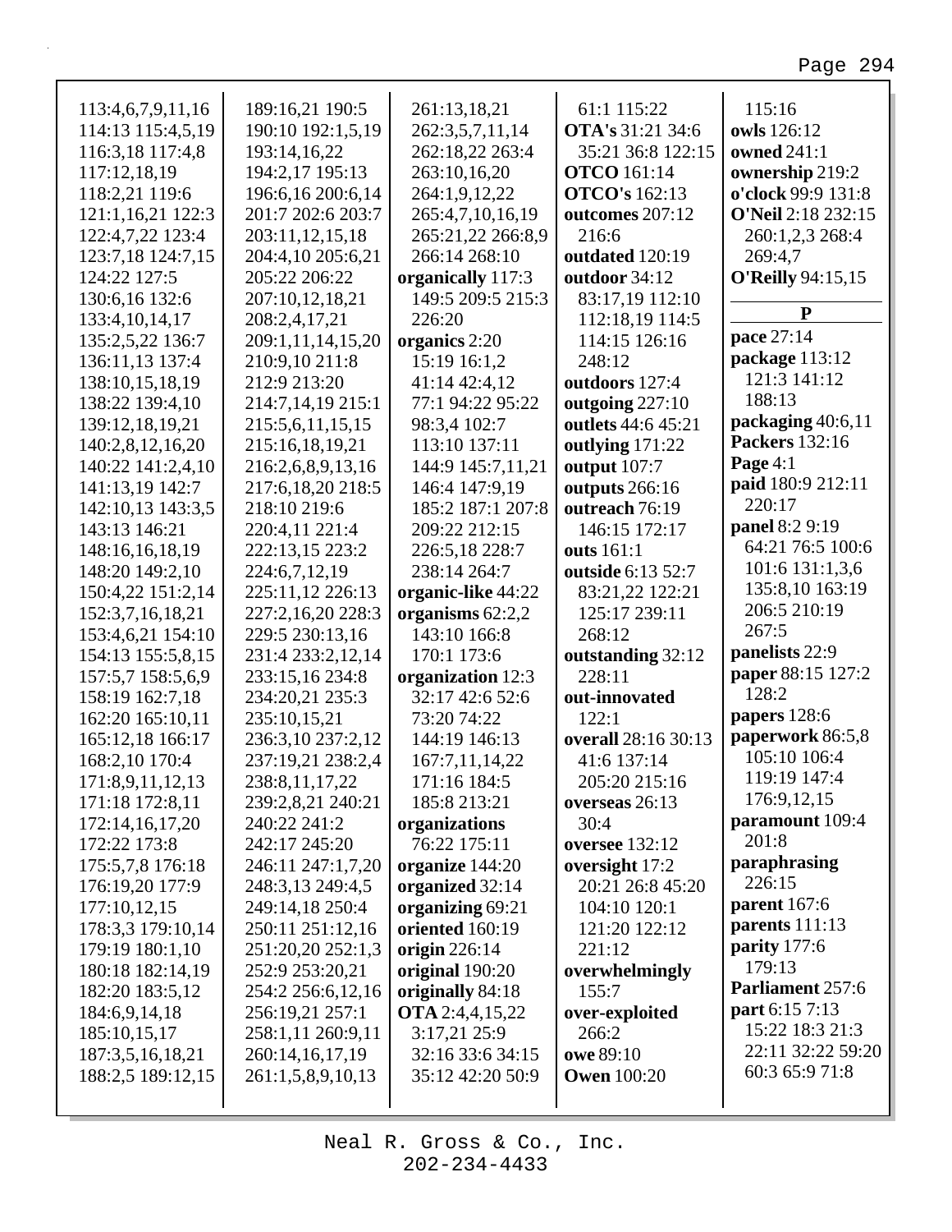113:4,6,7,9,11,16
114:13 115:4,5,19
116:3,18 117:4,8
117:12,18,19
118:2,21 119:6
121:1,16,21 122:3
122:4,7,22 123:4
123:7,18 124:7,15
124:22 127:5
130:6,16 132:6
133:4,10,14,17
135:2,5,22 136:7
136:11,13 137:4
138:10,15,18,19
138:22 139:4,10
139:12,18,19,21
140:2,8,12,16,20
140:22 141:2,4,10
141:13,19 142:7
142:10,13 143:3,5
143:13 146:21
148:16,16,18,19
148:20 149:2,10
150:4,22 151:2,14
152:3,7,16,18,21
153:4,6,21 154:10
154:13 155:5,8,15
157:5,7 158:5,6,9
158:19 162:7,18
162:20 165:10,11
165:12,18 166:17
168:2,10 170:4
171:8,9,11,12,13
171:18 172:8,11
172:14,16,17,20
172:22 173:8
175:5,7,8 176:18
176:19,20 177:9
177:10,12,15
178:3,3 179:10,14
179:19 180:1,10
180:18 182:14,19
182:20 183:5,12
184:6,9,14,18
185:10,15,17
187:3,5,16,18,21
188:2,5 189:12,15
189:16,21 190:5
190:10 192:1,5,19
193:14,16,22
194:2,17 195:13
196:6,16 200:6,14
201:7 202:6 203:7
203:11,12,15,18
204:4,10 205:6,21
205:22 206:22
207:10,12,18,21
208:2,4,17,21
209:1,11,14,15,20
210:9,10 211:8
212:9 213:20
214:7,14,19 215:1
215:5,6,11,15,15
215:16,18,19,21
216:2,6,8,9,13,16
217:6,18,20 218:5
218:10 219:6
220:4,11 221:4
222:13,15 223:2
224:6,7,12,19
225:11,12 226:13
227:2,16,20 228:3
229:5 230:13,16
231:4 233:2,12,14
233:15,16 234:8
234:20,21 235:3
235:10,15,21
236:3,10 237:2,12
237:19,21 238:2,4
238:8,11,17,22
239:2,8,21 240:21
240:22 241:2
242:17 245:20
246:11 247:1,7,20
248:3,13 249:4,5
249:14,18 250:4
250:11 251:12,16
251:20,20 252:1,3
252:9 253:20,21
254:2 256:6,12,16
256:19,21 257:1
258:1,11 260:9,11
260:14,16,17,19
261:1,5,8,9,10,13
261:13,18,21
262:3,5,7,11,14
262:18,22 263:4
263:10,16,20
264:1,9,12,22
265:4,7,10,16,19
265:21,22 266:8,9
266:14 268:10

**organically** 117:3 149:5 209:5 215:3 226:20
**organics** 2:20 15:19 16:1,2 41:14 42:4,12 77:1 94:22 95:22 98:3,4 102:7 113:10 137:11 144:9 145:7,11,21 146:4 147:9,19 185:2 187:1 207:8 209:22 212:15 226:5,18 228:7 238:14 264:7
**organic-like** 44:22
**organisms** 62:2,2 143:10 166:8 170:1 173:6
**organization** 12:3 32:17 42:6 52:6 73:20 74:22 144:19 146:13 167:7,11,14,22 171:16 184:5 185:8 213:21
**organizations** 76:22 175:11
**organize** 144:20
**organized** 32:14
**organizing** 69:21
**oriented** 160:19
**origin** 226:14
**original** 190:20
**originally** 84:18
**OTA** 2:4,4,15,22 3:17,21 25:9 32:16 33:6 34:15 35:12 42:20 50:9 61:1 115:22
**OTA's** 31:21 34:6 35:21 36:8 122:15
**OTCO** 161:14
**OTCO's** 162:13
**outcomes** 207:12 216:6
**outdated** 120:19
**outdoor** 34:12 83:17,19 112:10 112:18,19 114:5 114:15 126:16 248:12
**outdoors** 127:4
**outgoing** 227:10
**outlets** 44:6 45:21
**outlying** 171:22
**output** 107:7
**outputs** 266:16
**outreach** 76:19 146:15 172:17
**outs** 161:1
**outside** 6:13 52:7 83:21,22 122:21 125:17 239:11 268:12
**outstanding** 32:12 228:11
**out-innovated** 122:1
**overall** 28:16 30:13 41:6 137:14 205:20 215:16
**overseas** 26:13 30:4
**oversee** 132:12
**oversight** 17:2 20:21 26:8 45:20 104:10 120:1 121:20 122:12 221:12
**overwhelmingly** 155:7
**over-exploited** 266:2
**owe** 89:10
**Owen** 100:20
115:16
**owls** 126:12
**owned** 241:1
**ownership** 219:2
**o'clock** 99:9 131:8
**O'Neil** 2:18 232:15 260:1,2,3 268:4 269:4,7
**O'Reilly** 94:15,15

**P**

**pace** 27:14
**package** 113:12 121:3 141:12 188:13
**packaging** 40:6,11
**Packers** 132:16
**Page** 4:1
**paid** 180:9 212:11 220:17
**panel** 8:2 9:19 64:21 76:5 100:6 101:6 131:1,3,6 135:8,10 163:19 206:5 210:19 267:5
**panelists** 22:9
**paper** 88:15 127:2 128:2
**papers** 128:6
**paperwork** 86:5,8 105:10 106:4 119:19 147:4 176:9,12,15
**paramount** 109:4 201:8
**paraphrasing** 226:15
**parent** 167:6
**parents** 111:13
**parity** 177:6 179:13
**Parliament** 257:6
**part** 6:15 7:13 15:22 18:3 21:3 22:11 32:22 59:20 60:3 65:9 71:8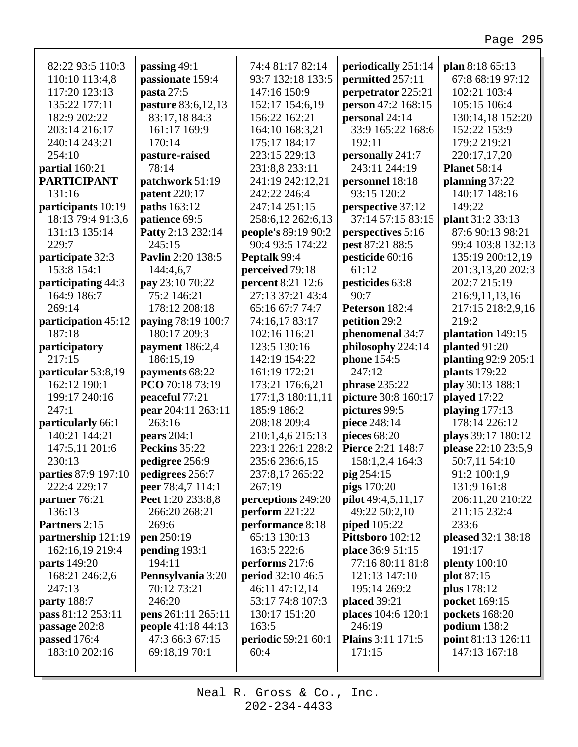82:22 93:5 110:3 110:10 113:4,8 117:20 123:13 135:22 177:11 182:9 202:22 203:14 216:17 240:14 243:21 254:10
**partial** 160:21
**PARTICIPANT** 131:16
**participants** 10:19 18:13 79:4 91:3,6 131:13 135:14 229:7
**participate** 32:3 153:8 154:1
**participating** 44:3 164:9 186:7 269:14
**participation** 45:12 187:18
**participatory** 217:15
**particular** 53:8,19 162:12 190:1 199:17 240:16 247:1
**particularly** 66:1 140:21 144:21 147:5,11 201:6 230:13
**parties** 87:9 197:10 222:4 229:17
**partner** 76:21 136:13
**Partners** 2:15
**partnership** 121:19 162:16,19 219:4
**parts** 149:20 168:21 246:2,6 247:13
**party** 188:7
**pass** 81:12 253:11
**passage** 202:8
**passed** 176:4 183:10 202:16
**passing** 49:1
**passionate** 159:4
**pasta** 27:5
**pasture** 83:6,12,13 83:17,18 84:3 161:17 169:9 170:14
**pasture-raised** 78:14
**patchwork** 51:19
**patent** 220:17
**paths** 163:12
**patience** 69:5
**Patty** 2:13 232:14 245:15
**Pavlin** 2:20 138:5 144:4,6,7
**pay** 23:10 70:22 75:2 146:21 178:12 208:18
**paying** 78:19 100:7 180:17 209:3
**payment** 186:2,4 186:15,19
**payments** 68:22
**PCO** 70:18 73:19
**peaceful** 77:21
**pear** 204:11 263:11 263:16
**pears** 204:1
**Peckins** 35:22
**pedigree** 256:9
**pedigrees** 256:7
**peer** 78:4,7 114:1
**Peet** 1:20 233:8,8 266:20 268:21 269:6
**pen** 250:19
**pending** 193:1 194:11
**Pennsylvania** 3:20 70:12 73:21 246:20
**pens** 261:11 265:11
**people** 41:18 44:13 47:3 66:3 67:15 69:18,19 70:1 74:4 81:17 82:14 93:7 132:18 133:5 147:16 150:9 152:17 154:6,19 156:22 162:21 164:10 168:3,21 175:17 184:17 223:15 229:13 231:8,8 233:11 241:19 242:12,21 242:22 246:4 247:14 251:15 258:6,12 262:6,13
**people's** 89:19 90:2 90:4 93:5 174:22
**Peptalk** 99:4
**perceived** 79:18
**percent** 8:21 12:6 27:13 37:21 43:4 65:16 67:7 74:7 74:16,17 83:17 102:16 116:21 123:5 130:16 142:19 154:22 161:19 172:21 173:21 176:6,21 177:1,3 180:11,11 185:9 186:2 208:18 209:4 210:1,4,6 215:13 223:1 226:1 228:2 235:6 236:6,15 237:8,17 265:22 267:19
**perceptions** 249:20
**perform** 221:22
**performance** 8:18 65:13 130:13 163:5 222:6
**performs** 217:6
**period** 32:10 46:5 46:11 47:12,14 53:17 74:8 107:3 130:17 151:20 163:5
**periodic** 59:21 60:1 60:4
**periodically** 251:14
**permitted** 257:11
**perpetrator** 225:21
**person** 47:2 168:15
**personal** 24:14 33:9 165:22 168:6 192:11
**personally** 241:7 243:11 244:19
**personnel** 18:18 93:15 120:2
**perspective** 37:12 37:14 57:15 83:15
**perspectives** 5:16
**pest** 87:21 88:5
**pesticide** 60:16 61:12
**pesticides** 63:8 90:7
**Peterson** 182:4
**petition** 29:2
**phenomenal** 34:7
**philosophy** 224:14
**phone** 154:5 247:12
**phrase** 235:22
**picture** 30:8 160:17
**pictures** 99:5
**piece** 248:14
**pieces** 68:20
**Pierce** 2:21 148:7 158:1,2,4 164:3
**pig** 254:15
**pigs** 170:20
**pilot** 49:4,5,11,17 49:22 50:2,10
**piped** 105:22
**Pittsboro** 102:12
**place** 36:9 51:15 77:16 80:11 81:8 121:13 147:10 195:14 269:2
**placed** 39:21
**places** 104:6 120:1 246:19
**Plains** 3:11 171:5 171:15
**plan** 8:18 65:13 67:8 68:19 97:12 102:21 103:4 105:15 106:4 130:14,18 152:20 152:22 153:9 179:2 219:21 220:17,17,20
**Planet** 58:14
**planning** 37:22 140:17 148:16 149:22
**plant** 31:2 33:13 87:6 90:13 98:21 99:4 103:8 132:13 135:19 200:12,19 201:3,13,20 202:3 202:7 215:19 216:9,11,13,16 217:15 218:2,9,16 219:2
**plantation** 149:15
**planted** 91:20
**planting** 92:9 205:1
**plants** 179:22
**play** 30:13 188:1
**played** 17:22
**playing** 177:13 178:14 226:12
**plays** 39:17 180:12
**please** 22:10 23:5,9 50:7,11 54:10 91:2 100:1,9 131:9 161:8 206:11,20 210:22 211:15 232:4 233:6
**pleased** 32:1 38:18 191:17
**plenty** 100:10
**plot** 87:15
**plus** 178:12
**pocket** 169:15
**pockets** 168:20
**podium** 138:2
**point** 81:13 126:11 147:13 167:18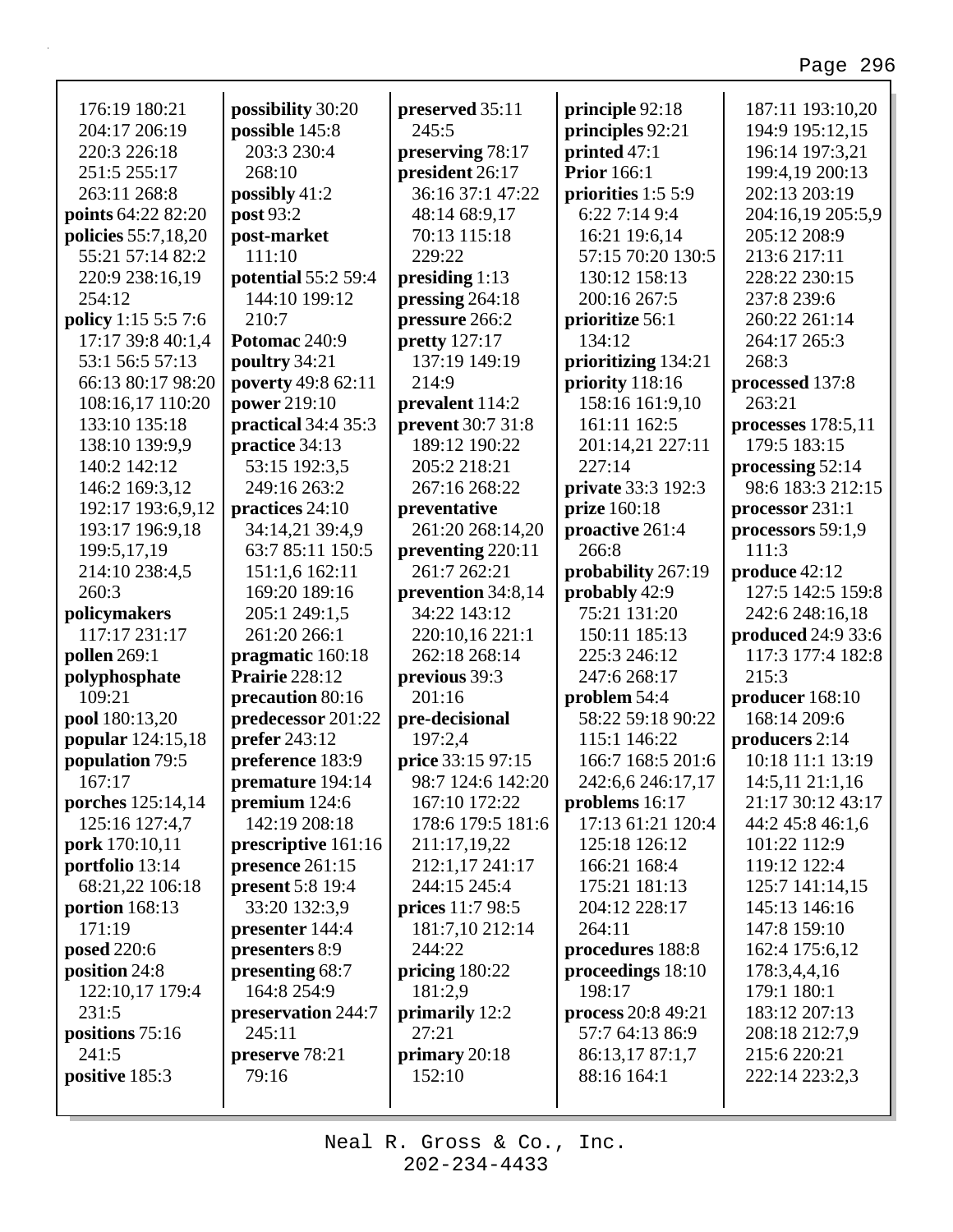176:19 180:21
204:17 206:19
220:3 226:18
251:5 255:17
263:11 268:8
**points** 64:22 82:20
**policies** 55:7,18,20
55:21 57:14 82:2
220:9 238:16,19
254:12
**policy** 1:15 5:5 7:6
17:17 39:8 40:1,4
53:1 56:5 57:13
66:13 80:17 98:20
108:16,17 110:20
133:10 135:18
138:10 139:9,9
140:2 142:12
146:2 169:3,12
192:17 193:6,9,12
193:17 196:9,18
199:5,17,19
214:10 238:4,5
260:3
**policymakers**
117:17 231:17
**pollen** 269:1
**polyphosphate**
109:21
**pool** 180:13,20
**popular** 124:15,18
**population** 79:5
167:17
**porches** 125:14,14
125:16 127:4,7
**pork** 170:10,11
**portfolio** 13:14
68:21,22 106:18
**portion** 168:13
171:19
**posed** 220:6
**position** 24:8
122:10,17 179:4
231:5
**positions** 75:16
241:5
**positive** 185:3
**possibility** 30:20
**possible** 145:8
203:3 230:4
268:10
**possibly** 41:2
**post** 93:2
**post-market**
111:10
**potential** 55:2 59:4
144:10 199:12
210:7
**Potomac** 240:9
**poultry** 34:21
**poverty** 49:8 62:11
**power** 219:10
**practical** 34:4 35:3
**practice** 34:13
53:15 192:3,5
249:16 263:2
**practices** 24:10
34:14,21 39:4,9
63:7 85:11 150:5
151:1,6 162:11
169:20 189:16
205:1 249:1,5
261:20 266:1
**pragmatic** 160:18
**Prairie** 228:12
**precaution** 80:16
**predecessor** 201:22
**prefer** 243:12
**preference** 183:9
**premature** 194:14
**premium** 124:6
142:19 208:18
**prescriptive** 161:16
**presence** 261:15
**present** 5:8 19:4
33:20 132:3,9
**presenter** 144:4
**presenters** 8:9
**presenting** 68:7
164:8 254:9
**preservation** 244:7
245:11
**preserve** 78:21
79:16
**preserved** 35:11
245:5
**preserving** 78:17
**president** 26:17
36:16 37:1 47:22
48:14 68:9,17
70:13 115:18
229:22
**presiding** 1:13
**pressing** 264:18
**pressure** 266:2
**pretty** 127:17
137:19 149:19
214:9
**prevalent** 114:2
**prevent** 30:7 31:8
189:12 190:22
205:2 218:21
267:16 268:22
**preventative**
261:20 268:14,20
**preventing** 220:11
261:7 262:21
**prevention** 34:8,14
34:22 143:12
220:10,16 221:1
262:18 268:14
**previous** 39:3
201:16
**pre-decisional**
197:2,4
**price** 33:15 97:15
98:7 124:6 142:20
167:10 172:22
178:6 179:5 181:6
211:17,19,22
212:1,17 241:17
244:15 245:4
**prices** 11:7 98:5
181:7,10 212:14
244:22
**pricing** 180:22
181:2,9
**primarily** 12:2
27:21
**primary** 20:18
152:10
**principle** 92:18
**principles** 92:21
**printed** 47:1
**Prior** 166:1
**priorities** 1:5 5:9
6:22 7:14 9:4
16:21 19:6,14
57:15 70:20 130:5
130:12 158:13
200:16 267:5
**prioritize** 56:1
134:12
**prioritizing** 134:21
**priority** 118:16
158:16 161:9,10
161:11 162:5
201:14,21 227:11
227:14
**private** 33:3 192:3
**prize** 160:18
**proactive** 261:4
266:8
**probability** 267:19
**probably** 42:9
75:21 131:20
150:11 185:13
225:3 246:12
247:6 268:17
**problem** 54:4
58:22 59:18 90:22
115:1 146:22
166:7 168:5 201:6
242:6,6 246:17,17
**problems** 16:17
17:13 61:21 120:4
125:18 126:12
166:21 168:4
175:21 181:13
204:12 228:17
264:11
**procedures** 188:8
**proceedings** 18:10
198:17
**process** 20:8 49:21
57:7 64:13 86:9
86:13,17 87:1,7
88:16 164:1
187:11 193:10,20
194:9 195:12,15
196:14 197:3,21
199:4,19 200:13
202:13 203:19
204:16,19 205:5,9
205:12 208:9
213:6 217:11
228:22 230:15
237:8 239:6
260:22 261:14
264:17 265:3
268:3
**processed** 137:8
263:21
**processes** 178:5,11
179:5 183:15
**processing** 52:14
98:6 183:3 212:15
**processor** 231:1
**processors** 59:1,9
111:3
**produce** 42:12
127:5 142:5 159:8
242:6 248:16,18
**produced** 24:9 33:6
117:3 177:4 182:8
215:3
**producer** 168:10
168:14 209:6
**producers** 2:14
10:18 11:1 13:19
14:5,11 21:1,16
21:17 30:12 43:17
44:2 45:8 46:1,6
101:22 112:9
119:12 122:4
125:7 141:14,15
145:13 146:16
147:8 159:10
162:4 175:6,12
178:3,4,4,16
179:1 180:1
183:12 207:13
208:18 212:7,9
215:6 220:21
222:14 223:2,3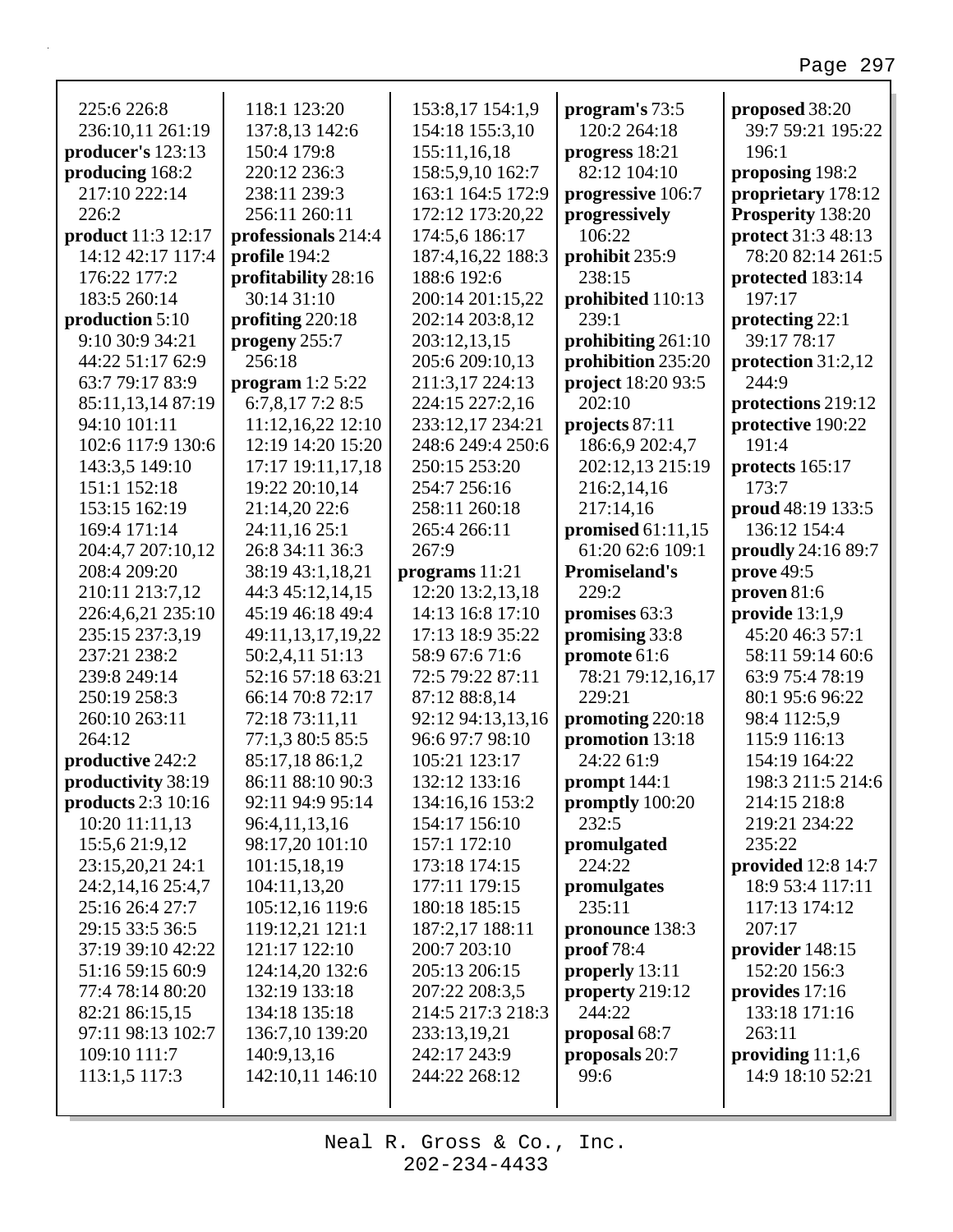225:6 226:8
236:10,11 261:19
**producer's** 123:13
**producing** 168:2
217:10 222:14
226:2
**product** 11:3 12:17
14:12 42:17 117:4
176:22 177:2
183:5 260:14
**production** 5:10
9:10 30:9 34:21
44:22 51:17 62:9
63:7 79:17 83:9
85:11,13,14 87:19
94:10 101:11
102:6 117:9 130:6
143:3,5 149:10
151:1 152:18
153:15 162:19
169:4 171:14
204:4,7 207:10,12
208:4 209:20
210:11 213:7,12
226:4,6,21 235:10
235:15 237:3,19
237:21 238:2
239:8 249:14
250:19 258:3
260:10 263:11
264:12
**productive** 242:2
**productivity** 38:19
**products** 2:3 10:16
10:20 11:11,13
15:5,6 21:9,12
23:15,20,21 24:1
24:2,14,16 25:4,7
25:16 26:4 27:7
29:15 33:5 36:5
37:19 39:10 42:22
51:16 59:15 60:9
77:4 78:14 80:20
82:21 86:15,15
97:11 98:13 102:7
109:10 111:7
113:1,5 117:3
118:1 123:20
137:8,13 142:6
150:4 179:8
220:12 236:3
238:11 239:3
256:11 260:11
**professionals** 214:4
**profile** 194:2
**profitability** 28:16
30:14 31:10
**profiting** 220:18
**progeny** 255:7
256:18
**program** 1:2 5:22
6:7,8,17 7:2 8:5
11:12,16,22 12:10
12:19 14:20 15:20
17:17 19:11,17,18
19:22 20:10,14
21:14,20 22:6
24:11,16 25:1
26:8 34:11 36:3
38:19 43:1,18,21
44:3 45:12,14,15
45:19 46:18 49:4
49:11,13,17,19,22
50:2,4,11 51:13
52:16 57:18 63:21
66:14 70:8 72:17
72:18 73:11,11
77:1,3 80:5 85:5
85:17,18 86:1,2
86:11 88:10 90:3
92:11 94:9 95:14
96:4,11,13,16
98:17,20 101:10
101:15,18,19
104:11,13,20
105:12,16 119:6
119:12,21 121:1
121:17 122:10
124:14,20 132:6
132:19 133:18
134:18 135:18
136:7,10 139:20
140:9,13,16
142:10,11 146:10
153:8,17 154:1,9
154:18 155:3,10
155:11,16,18
158:5,9,10 162:7
163:1 164:5 172:9
172:12 173:20,22
174:5,6 186:17
187:4,16,22 188:3
188:6 192:6
200:14 201:15,22
202:14 203:8,12
203:12,13,15
205:6 209:10,13
211:3,17 224:13
224:15 227:2,16
233:12,17 234:21
248:6 249:4 250:6
250:15 253:20
254:7 256:16
258:11 260:18
265:4 266:11
267:9
**programs** 11:21
12:20 13:2,13,18
14:13 16:8 17:10
17:13 18:9 35:22
58:9 67:6 71:6
72:5 79:22 87:11
87:12 88:8,14
92:12 94:13,13,16
96:6 97:7 98:10
105:21 123:17
132:12 133:16
134:16,16 153:2
154:17 156:10
157:1 172:10
173:18 174:15
177:11 179:15
180:18 185:15
187:2,17 188:11
200:7 203:10
205:13 206:15
207:22 208:3,5
214:5 217:3 218:3
233:13,19,21
242:17 243:9
244:22 268:12
**program's** 73:5
120:2 264:18
**progress** 18:21
82:12 104:10
**progressive** 106:7
**progressively**
106:22
**prohibit** 235:9
238:15
**prohibited** 110:13
239:1
**prohibiting** 261:10
**prohibition** 235:20
**project** 18:20 93:5
202:10
**projects** 87:11
186:6,9 202:4,7
202:12,13 215:19
216:2,14,16
217:14,16
**promised** 61:11,15
61:20 62:6 109:1
**Promiseland's**
229:2
**promises** 63:3
**promising** 33:8
**promote** 61:6
78:21 79:12,16,17
229:21
**promoting** 220:18
**promotion** 13:18
24:22 61:9
**prompt** 144:1
**promptly** 100:20
232:5
**promulgated**
224:22
**promulgates**
235:11
**pronounce** 138:3
**proof** 78:4
**properly** 13:11
**property** 219:12
244:22
**proposal** 68:7
**proposals** 20:7
99:6
**proposed** 38:20
39:7 59:21 195:22
196:1
**proposing** 198:2
**proprietary** 178:12
**Prosperity** 138:20
**protect** 31:3 48:13
78:20 82:14 261:5
**protected** 183:14
197:17
**protecting** 22:1
39:17 78:17
**protection** 31:2,12
244:9
**protections** 219:12
**protective** 190:22
191:4
**protects** 165:17
173:7
**proud** 48:19 133:5
136:12 154:4
**proudly** 24:16 89:7
**prove** 49:5
**proven** 81:6
**provide** 13:1,9
45:20 46:3 57:1
58:11 59:14 60:6
63:9 75:4 78:19
80:1 95:6 96:22
98:4 112:5,9
115:9 116:13
154:19 164:22
198:3 211:5 214:6
214:15 218:8
219:21 234:22
235:22
**provided** 12:8 14:7
18:9 53:4 117:11
117:13 174:12
207:17
**provider** 148:15
152:20 156:3
**provides** 17:16
133:18 171:16
263:11
**providing** 11:1,6
14:9 18:10 52:21

Neal R. Gross & Co., Inc.
202-234-4433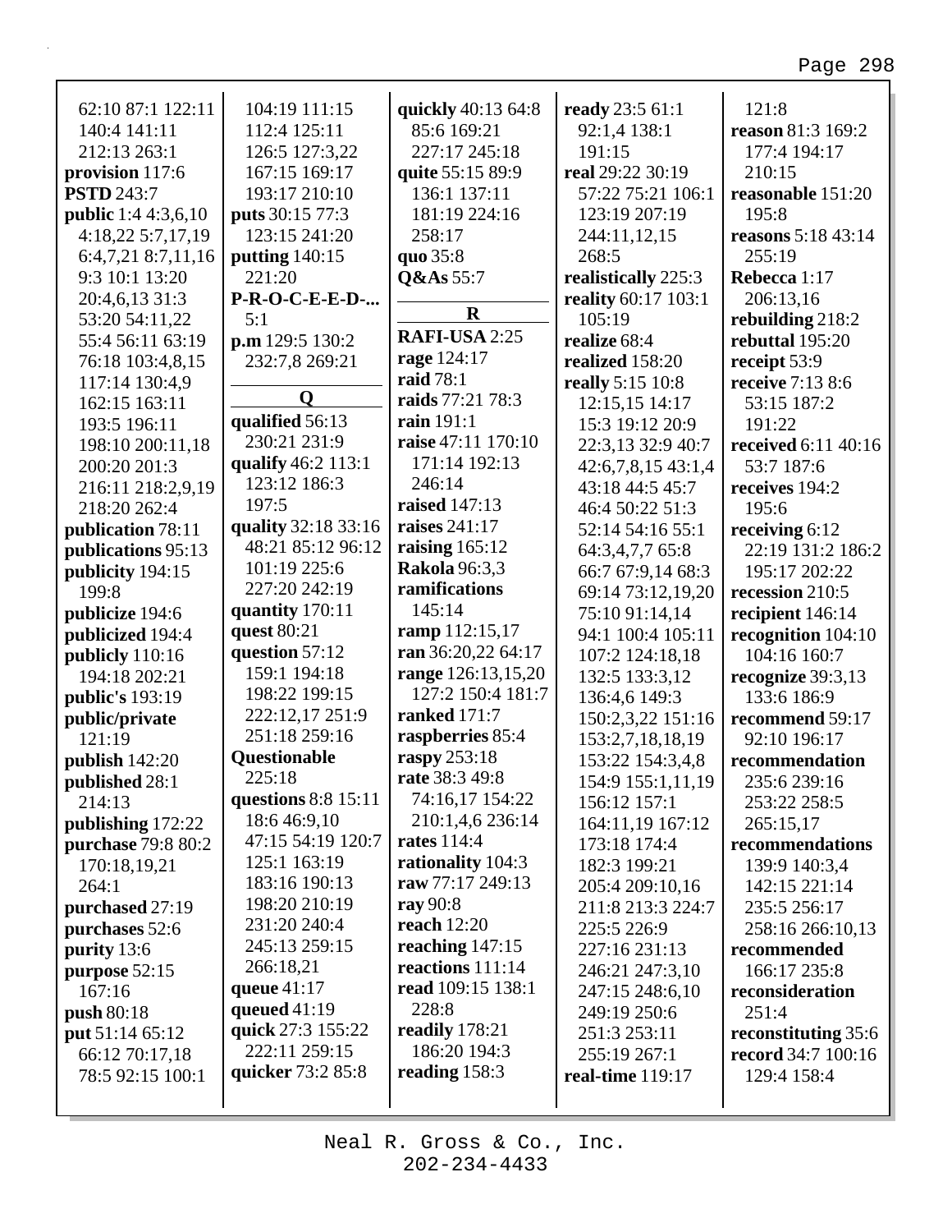62:10 87:1 122:11 140:4 141:11 212:13 263:1
**provision** 117:6
**PSTD** 243:7
**public** 1:4 4:3,6,10 4:18,22 5:7,17,19 6:4,7,21 8:7,11,16 9:3 10:1 13:20 20:4,6,13 31:3 53:20 54:11,22 55:4 56:11 63:19 76:18 103:4,8,15 117:14 130:4,9 162:15 163:11 193:5 196:11 198:10 200:11,18 200:20 201:3 216:11 218:2,9,19 218:20 262:4
**publication** 78:11
**publications** 95:13
**publicity** 194:15 199:8
**publicize** 194:6
**publicized** 194:4
**publicly** 110:16 194:18 202:21
**public's** 193:19
**public/private** 121:19
**publish** 142:20
**published** 28:1 214:13
**publishing** 172:22
**purchase** 79:8 80:2 170:18,19,21 264:1
**purchased** 27:19
**purchases** 52:6
**purity** 13:6
**purpose** 52:15 167:16
**push** 80:18
**put** 51:14 65:12 66:12 70:17,18 78:5 92:15 100:1 104:19 111:15 112:4 125:11 126:5 127:3,22 167:15 169:17 193:17 210:10
**puts** 30:15 77:3 123:15 241:20
**putting** 140:15 221:20
**P-R-O-C-E-E-D-...** 5:1
**p.m** 129:5 130:2 232:7,8 269:21

**Q**

**qualified** 56:13 230:21 231:9
**qualify** 46:2 113:1 123:12 186:3 197:5
**quality** 32:18 33:16 48:21 85:12 96:12 101:19 225:6 227:20 242:19
**quantity** 170:11
**quest** 80:21
**question** 57:12 159:1 194:18 198:22 199:15 222:12,17 251:9 251:18 259:16
**Questionable** 225:18
**questions** 8:8 15:11 18:6 46:9,10 47:15 54:19 120:7 125:1 163:19 183:16 190:13 198:20 210:19 231:20 240:4 245:13 259:15 266:18,21
**queue** 41:17
**queued** 41:19
**quick** 27:3 155:22 222:11 259:15
**quicker** 73:2 85:8
**quickly** 40:13 64:8 85:6 169:21 227:17 245:18
**quite** 55:15 89:9 136:1 137:11 181:19 224:16 258:17
**quo** 35:8
**Q&As** 55:7

**R**

**RAFI-USA** 2:25
**rage** 124:17
**raid** 78:1
**raids** 77:21 78:3
**rain** 191:1
**raise** 47:11 170:10 171:14 192:13 246:14
**raised** 147:13
**raises** 241:17
**raising** 165:12
**Rakola** 96:3,3
**ramifications** 145:14
**ramp** 112:15,17
**ran** 36:20,22 64:17
**range** 126:13,15,20 127:2 150:4 181:7
**ranked** 171:7
**raspberries** 85:4
**raspy** 253:18
**rate** 38:3 49:8 74:16,17 154:22 210:1,4,6 236:14
**rates** 114:4
**rationality** 104:3
**raw** 77:17 249:13
**ray** 90:8
**reach** 12:20
**reaching** 147:15
**reactions** 111:14
**read** 109:15 138:1 228:8
**readily** 178:21 186:20 194:3
**reading** 158:3
**ready** 23:5 61:1 92:1,4 138:1 191:15
**real** 29:22 30:19 57:22 75:21 106:1 123:19 207:19 244:11,12,15 268:5
**realistically** 225:3
**reality** 60:17 103:1 105:19
**realize** 68:4
**realized** 158:20
**really** 5:15 10:8 12:15,15 14:17 15:3 19:12 20:9 22:3,13 32:9 40:7 42:6,7,8,15 43:1,4 43:18 44:5 45:7 46:4 50:22 51:3 52:14 54:16 55:1 64:3,4,7,7 65:8 66:7 67:9,14 68:3 69:14 73:12,19,20 75:10 91:14,14 94:1 100:4 105:11 107:2 124:18,18 132:5 133:3,12 136:4,6 149:3 150:2,3,22 151:16 153:2,7,18,18,19 153:22 154:3,4,8 154:9 155:1,11,19 156:12 157:1 164:11,19 167:12 173:18 174:4 182:3 199:21 205:4 209:10,16 211:8 213:3 224:7 225:5 226:9 227:16 231:13 246:21 247:3,10 247:15 248:6,10 249:19 250:6 251:3 253:11 255:19 267:1
**real-time** 119:17
121:8
**reason** 81:3 169:2 177:4 194:17 210:15
**reasonable** 151:20 195:8
**reasons** 5:18 43:14 255:19
**Rebecca** 1:17 206:13,16
**rebuilding** 218:2
**rebuttal** 195:20
**receipt** 53:9
**receive** 7:13 8:6 53:15 187:2 191:22
**received** 6:11 40:16 53:7 187:6
**receives** 194:2 195:6
**receiving** 6:12 22:19 131:2 186:2 195:17 202:22
**recession** 210:5
**recipient** 146:14
**recognition** 104:10 104:16 160:7
**recognize** 39:3,13 133:6 186:9
**recommend** 59:17 92:10 196:17
**recommendation** 235:6 239:16 253:22 258:5 265:15,17
**recommendations** 139:9 140:3,4 142:15 221:14 235:5 256:17 258:16 266:10,13
**recommended** 166:17 235:8
**reconsideration** 251:4
**reconstituting** 35:6
**record** 34:7 100:16 129:4 158:4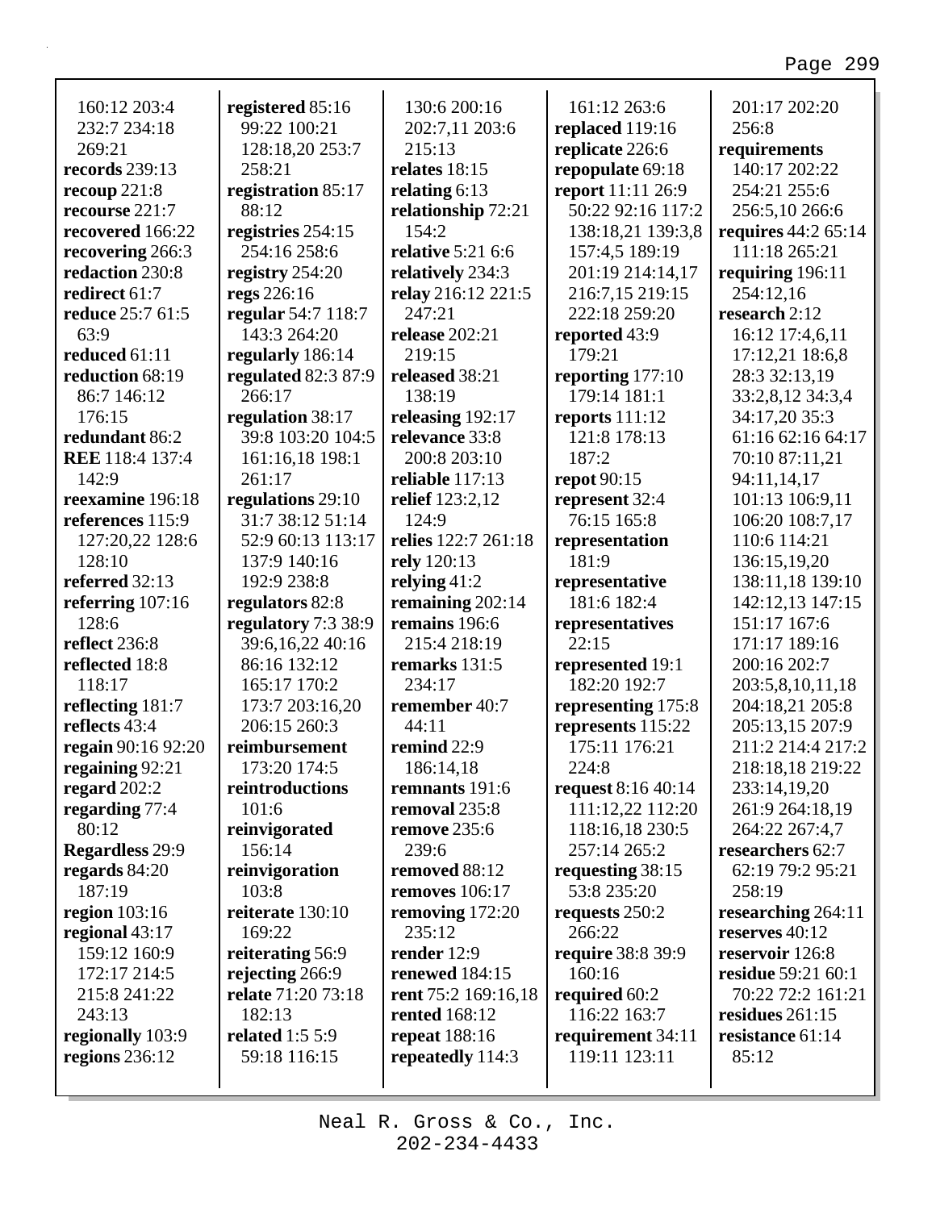160:12 203:4 232:7 234:18 269:21
**records** 239:13
**recoup** 221:8
**recourse** 221:7
**recovered** 166:22
**recovering** 266:3
**redaction** 230:8
**redirect** 61:7
**reduce** 25:7 61:5 63:9
**reduced** 61:11
**reduction** 68:19 86:7 146:12 176:15
**redundant** 86:2
**REE** 118:4 137:4 142:9
**reexamine** 196:18
**references** 115:9 127:20,22 128:6 128:10
**referred** 32:13
**referring** 107:16 128:6
**reflect** 236:8
**reflected** 18:8 118:17
**reflecting** 181:7
**reflects** 43:4
**regain** 90:16 92:20
**regaining** 92:21
**regard** 202:2
**regarding** 77:4 80:12
**Regardless** 29:9
**regards** 84:20 187:19
**region** 103:16
**regional** 43:17 159:12 160:9 172:17 214:5 215:8 241:22 243:13
**regionally** 103:9
**regions** 236:12
**registered** 85:16 99:22 100:21 128:18,20 253:7 258:21
**registration** 85:17 88:12
**registries** 254:15 254:16 258:6
**registry** 254:20
**regs** 226:16
**regular** 54:7 118:7 143:3 264:20
**regularly** 186:14
**regulated** 82:3 87:9 266:17
**regulation** 38:17 39:8 103:20 104:5 161:16,18 198:1 261:17
**regulations** 29:10 31:7 38:12 51:14 52:9 60:13 113:17 137:9 140:16 192:9 238:8
**regulators** 82:8
**regulatory** 7:3 38:9 39:6,16,22 40:16 86:16 132:12 165:17 170:2 173:7 203:16,20 206:15 260:3
**reimbursement** 173:20 174:5
**reintroductions** 101:6
**reinvigorated** 156:14
**reinvigoration** 103:8
**reiterate** 130:10 169:22
**reiterating** 56:9
**rejecting** 266:9
**relate** 71:20 73:18 182:13
**related** 1:5 5:9 59:18 116:15
130:6 200:16 202:7,11 203:6 215:13
**relates** 18:15
**relating** 6:13
**relationship** 72:21 154:2
**relative** 5:21 6:6
**relatively** 234:3
**relay** 216:12 221:5 247:21
**release** 202:21 219:15
**released** 38:21 138:19
**releasing** 192:17
**relevance** 33:8 200:8 203:10
**reliable** 117:13
**relief** 123:2,12 124:9
**relies** 122:7 261:18
**rely** 120:13
**relying** 41:2
**remaining** 202:14
**remains** 196:6 215:4 218:19
**remarks** 131:5 234:17
**remember** 40:7 44:11
**remind** 22:9 186:14,18
**remnants** 191:6
**removal** 235:8
**remove** 235:6 239:6
**removed** 88:12
**removes** 106:17
**removing** 172:20 235:12
**render** 12:9
**renewed** 184:15
**rent** 75:2 169:16,18
**rented** 168:12
**repeat** 188:16
**repeatedly** 114:3
161:12 263:6
**replaced** 119:16
**replicate** 226:6
**repopulate** 69:18
**report** 11:11 26:9 50:22 92:16 117:2 138:18,21 139:3,8 157:4,5 189:19 201:19 214:14,17 216:7,15 219:15 222:18 259:20
**reported** 43:9 179:21
**reporting** 177:10 179:14 181:1
**reports** 111:12 121:8 178:13 187:2
**repot** 90:15
**represent** 32:4 76:15 165:8
**representation** 181:9
**representative** 181:6 182:4
**representatives** 22:15
**represented** 19:1 182:20 192:7
**representing** 175:8
**represents** 115:22 175:11 176:21 224:8
**request** 8:16 40:14 111:12,22 112:20 118:16,18 230:5 257:14 265:2
**requesting** 38:15 53:8 235:20
**requests** 250:2 266:22
**require** 38:8 39:9 160:16
**required** 60:2 116:22 163:7
**requirement** 34:11 119:11 123:11
201:17 202:20 256:8
**requirements** 140:17 202:22 254:21 255:6 256:5,10 266:6
**requires** 44:2 65:14 111:18 265:21
**requiring** 196:11 254:12,16
**research** 2:12 16:12 17:4,6,11 17:12,21 18:6,8 28:3 32:13,19 33:2,8,12 34:3,4 34:17,20 35:3 61:16 62:16 64:17 70:10 87:11,21 94:11,14,17 101:13 106:9,11 106:20 108:7,17 110:6 114:21 136:15,19,20 138:11,18 139:10 142:12,13 147:15 151:17 167:6 171:17 189:16 200:16 202:7 203:5,8,10,11,18 204:18,21 205:8 205:13,15 207:9 211:2 214:4 217:2 218:18,18 219:22 233:14,19,20 261:9 264:18,19 264:22 267:4,7
**researchers** 62:7 62:19 79:2 95:21 258:19
**researching** 264:11
**reserves** 40:12
**reservoir** 126:8
**residue** 59:21 60:1 70:22 72:2 161:21
**residues** 261:15
**resistance** 61:14 85:12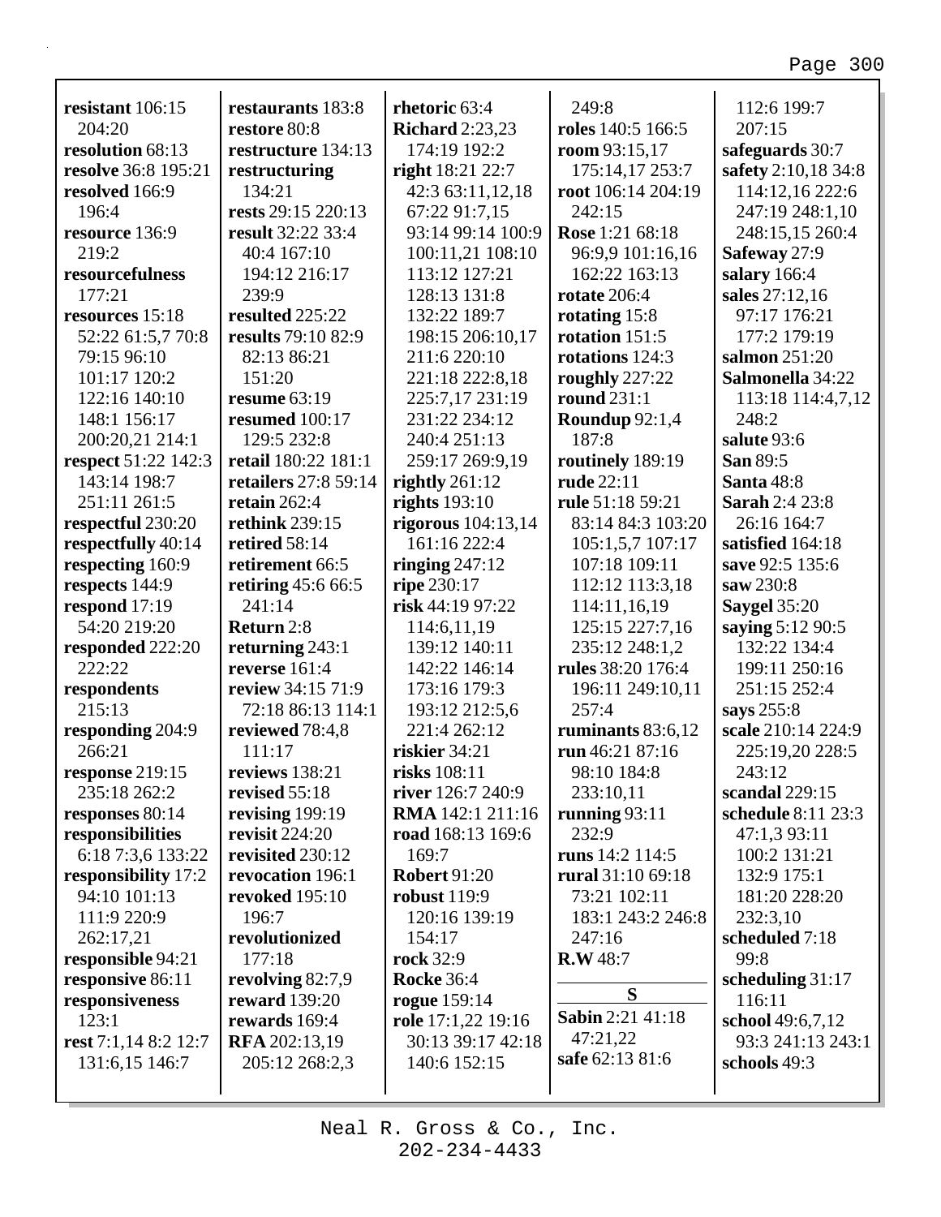**resistant** 106:15 204:20
**resolution** 68:13
**resolve** 36:8 195:21
**resolved** 166:9 196:4
**resource** 136:9 219:2
**resourcefulness** 177:21
**resources** 15:18 52:22 61:5,7 70:8 79:15 96:10 101:17 120:2 122:16 140:10 148:1 156:17 200:20,21 214:1
**respect** 51:22 142:3 143:14 198:7 251:11 261:5
**respectful** 230:20
**respectfully** 40:14
**respecting** 160:9
**respects** 144:9
**respond** 17:19 54:20 219:20
**responded** 222:20 222:22
**respondents** 215:13
**responding** 204:9 266:21
**response** 219:15 235:18 262:2
**responses** 80:14
**responsibilities** 6:18 7:3,6 133:22
**responsibility** 17:2 94:10 101:13 111:9 220:9 262:17,21
**responsible** 94:21
**responsive** 86:11
**responsiveness** 123:1
**rest** 7:1,14 8:2 12:7 131:6,15 146:7

**restaurants** 183:8
**restore** 80:8
**restructure** 134:13
**restructuring** 134:21
**rests** 29:15 220:13
**result** 32:22 33:4 40:4 167:10 194:12 216:17 239:9
**resulted** 225:22
**results** 79:10 82:9 82:13 86:21 151:20
**resume** 63:19
**resumed** 100:17 129:5 232:8
**retail** 180:22 181:1
**retailers** 27:8 59:14
**retain** 262:4
**rethink** 239:15
**retired** 58:14
**retirement** 66:5
**retiring** 45:6 66:5 241:14
**Return** 2:8
**returning** 243:1
**reverse** 161:4
**review** 34:15 71:9 72:18 86:13 114:1
**reviewed** 78:4,8 111:17
**reviews** 138:21
**revised** 55:18
**revising** 199:19
**revisit** 224:20
**revisited** 230:12
**revocation** 196:1
**revoked** 195:10 196:7
**revolutionized** 177:18
**revolving** 82:7,9
**reward** 139:20
**rewards** 169:4
**RFA** 202:13,19 205:12 268:2,3

**rhetoric** 63:4
**Richard** 2:23,23 174:19 192:2
**right** 18:21 22:7 42:3 63:11,12,18 67:22 91:7,15 93:14 99:14 100:9 100:11,21 108:10 113:12 127:21 128:13 131:8 132:22 189:7 198:15 206:10,17 211:6 220:10 221:18 222:8,18 225:7,17 231:19 231:22 234:12 240:4 251:13 259:17 269:9,19
**rightly** 261:12
**rights** 193:10
**rigorous** 104:13,14 161:16 222:4
**ringing** 247:12
**ripe** 230:17
**risk** 44:19 97:22 114:6,11,19 139:12 140:11 142:22 146:14 173:16 179:3 193:12 212:5,6 221:4 262:12
**riskier** 34:21
**risks** 108:11
**river** 126:7 240:9
**RMA** 142:1 211:16
**road** 168:13 169:6 169:7
**Robert** 91:20
**robust** 119:9 120:16 139:19 154:17
**rock** 32:9
**Rocke** 36:4
**rogue** 159:14
**role** 17:1,22 19:16 30:13 39:17 42:18 140:6 152:15

249:8
**roles** 140:5 166:5
**room** 93:15,17 175:14,17 253:7
**root** 106:14 204:19 242:15
**Rose** 1:21 68:18 96:9,9 101:16,16 162:22 163:13
**rotate** 206:4
**rotating** 15:8
**rotation** 151:5
**rotations** 124:3
**roughly** 227:22
**round** 231:1
**Roundup** 92:1,4 187:8
**routinely** 189:19
**rude** 22:11
**rule** 51:18 59:21 83:14 84:3 103:20 105:1,5,7 107:17 107:18 109:11 112:12 113:3,18 114:11,16,19 125:15 227:7,16 235:12 248:1,2
**rules** 38:20 176:4 196:11 249:10,11 257:4
**ruminants** 83:6,12
**run** 46:21 87:16 98:10 184:8 233:10,11
**running** 93:11 232:9
**runs** 14:2 114:5
**rural** 31:10 69:18 73:21 102:11 183:1 243:2 246:8 247:16
**R.W** 48:7

## S

**Sabin** 2:21 41:18 47:21,22
**safe** 62:13 81:6

112:6 199:7 207:15
**safeguards** 30:7
**safety** 2:10,18 34:8 114:12,16 222:6 247:19 248:1,10 248:15,15 260:4
**Safeway** 27:9
**salary** 166:4
**sales** 27:12,16 97:17 176:21 177:2 179:19
**salmon** 251:20
**Salmonella** 34:22 113:18 114:4,7,12 248:2
**salute** 93:6
**San** 89:5
**Santa** 48:8
**Sarah** 2:4 23:8 26:16 164:7
**satisfied** 164:18
**save** 92:5 135:6
**saw** 230:8
**Saygel** 35:20
**saying** 5:12 90:5 132:22 134:4 199:11 250:16 251:15 252:4
**says** 255:8
**scale** 210:14 224:9 225:19,20 228:5 243:12
**scandal** 229:15
**schedule** 8:11 23:3 47:1,3 93:11 100:2 131:21 132:9 175:1 181:20 228:20 232:3,10
**scheduled** 7:18 99:8
**scheduling** 31:17 116:11
**school** 49:6,7,12 93:3 241:13 243:1
**schools** 49:3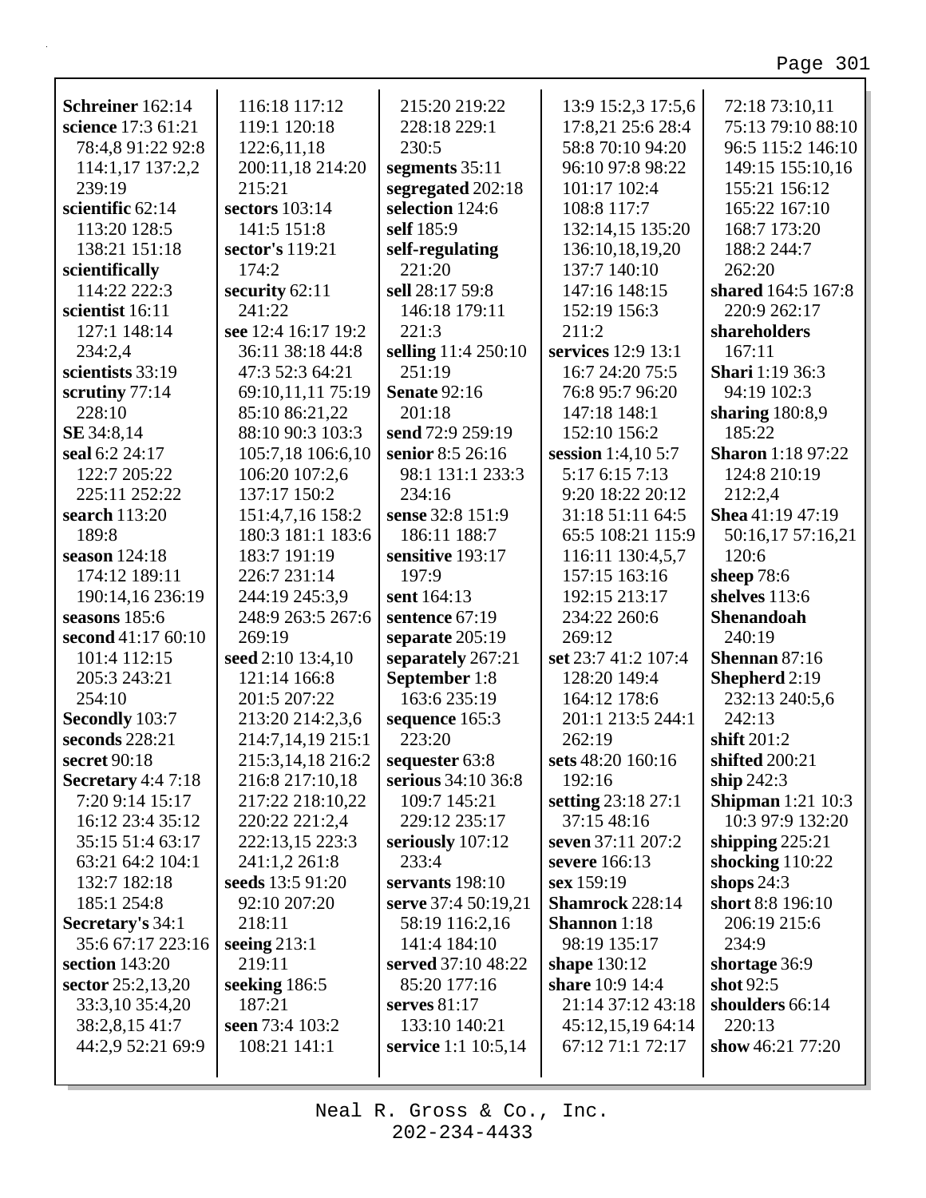**Schreiner** 162:14
**science** 17:3 61:21 78:4,8 91:22 92:8 114:1,17 137:2,2 239:19
**scientific** 62:14 113:20 128:5 138:21 151:18
**scientifically** 114:22 222:3
**scientist** 16:11 127:1 148:14 234:2,4
**scientists** 33:19
**scrutiny** 77:14 228:10
**SE** 34:8,14
**seal** 6:2 24:17 122:7 205:22 225:11 252:22
**search** 113:20 189:8
**season** 124:18 174:12 189:11 190:14,16 236:19
**seasons** 185:6
**second** 41:17 60:10 101:4 112:15 205:3 243:21 254:10
**Secondly** 103:7
**seconds** 228:21
**secret** 90:18
**Secretary** 4:4 7:18 7:20 9:14 15:17 16:12 23:4 35:12 35:15 51:4 63:17 63:21 64:2 104:1 132:7 182:18 185:1 254:8
**Secretary's** 34:1 35:6 67:17 223:16
**section** 143:20
**sector** 25:2,13,20 33:3,10 35:4,20 38:2,8,15 41:7 44:2,9 52:21 69:9 116:18 117:12 119:1 120:18 122:6,11,18 200:11,18 214:20 215:21
**sectors** 103:14 141:5 151:8
**sector's** 119:21 174:2
**security** 62:11 241:22
**see** 12:4 16:17 19:2 36:11 38:18 44:8 47:3 52:3 64:21 69:10,11,11 75:19 85:10 86:21,22 88:10 90:3 103:3 105:7,18 106:6,10 106:20 107:2,6 137:17 150:2 151:4,7,16 158:2 180:3 181:1 183:6 183:7 191:19 226:7 231:14 244:19 245:3,9 248:9 263:5 267:6 269:19
**seed** 2:10 13:4,10 121:14 166:8 201:5 207:22 213:20 214:2,3,6 214:7,14,19 215:1 215:3,14,18 216:2 216:8 217:10,18 217:22 218:10,22 220:22 221:2,4 222:13,15 223:3 241:1,2 261:8
**seeds** 13:5 91:20 92:10 207:20 218:11
**seeing** 213:1 219:11
**seeking** 186:5 187:21
**seen** 73:4 103:2 108:21 141:1 215:20 219:22 228:18 229:1 230:5
**segments** 35:11
**segregated** 202:18
**selection** 124:6
**self** 185:9
**self-regulating** 221:20
**sell** 28:17 59:8 146:18 179:11 221:3
**selling** 11:4 250:10 251:19
**Senate** 92:16 201:18
**send** 72:9 259:19
**senior** 8:5 26:16 98:1 131:1 233:3 234:16
**sense** 32:8 151:9 186:11 188:7
**sensitive** 193:17 197:9
**sent** 164:13
**sentence** 67:19
**separate** 205:19
**separately** 267:21
**September** 1:8 163:6 235:19
**sequence** 165:3 223:20
**sequester** 63:8
**serious** 34:10 36:8 109:7 145:21 229:12 235:17
**seriously** 107:12 233:4
**servants** 198:10
**serve** 37:4 50:19,21 58:19 116:2,16 141:4 184:10
**served** 37:10 48:22 85:20 177:16
**serves** 81:17 133:10 140:21
**service** 1:1 10:5,14 13:9 15:2,3 17:5,6 17:8,21 25:6 28:4 58:8 70:10 94:20 96:10 97:8 98:22 101:17 102:4 108:8 117:7 132:14,15 135:20 136:10,18,19,20 137:7 140:10 147:16 148:15 152:19 156:3 211:2
**services** 12:9 13:1 16:7 24:20 75:5 76:8 95:7 96:20 147:18 148:1 152:10 156:2
**session** 1:4,10 5:7 5:17 6:15 7:13 9:20 18:22 20:12 31:18 51:11 64:5 65:5 108:21 115:9 116:11 130:4,5,7 157:15 163:16 192:15 213:17 234:22 260:6 269:12
**set** 23:7 41:2 107:4 128:20 149:4 164:12 178:6 201:1 213:5 244:1 262:19
**sets** 48:20 160:16 192:16
**setting** 23:18 27:1 37:15 48:16
**seven** 37:11 207:2
**severe** 166:13
**sex** 159:19
**Shamrock** 228:14
**Shannon** 1:18 98:19 135:17
**shape** 130:12
**share** 10:9 14:4 21:14 37:12 43:18 45:12,15,19 64:14 67:12 71:1 72:17 72:18 73:10,11 75:13 79:10 88:10 96:5 115:2 146:10 149:15 155:10,16 155:21 156:12 165:22 167:10 168:7 173:20 188:2 244:7 262:20
**shared** 164:5 167:8 220:9 262:17
**shareholders** 167:11
**Shari** 1:19 36:3 94:19 102:3
**sharing** 180:8,9 185:22
**Sharon** 1:18 97:22 124:8 210:19 212:2,4
**Shea** 41:19 47:19 50:16,17 57:16,21 120:6
**sheep** 78:6
**shelves** 113:6
**Shenandoah** 240:19
**Shennan** 87:16
**Shepherd** 2:19 232:13 240:5,6 242:13
**shift** 201:2
**shifted** 200:21
**ship** 242:3
**Shipman** 1:21 10:3 10:3 97:9 132:20
**shipping** 225:21
**shocking** 110:22
**shops** 24:3
**short** 8:8 196:10 206:19 215:6 234:9
**shortage** 36:9
**shot** 92:5
**shoulders** 66:14 220:13
**show** 46:21 77:20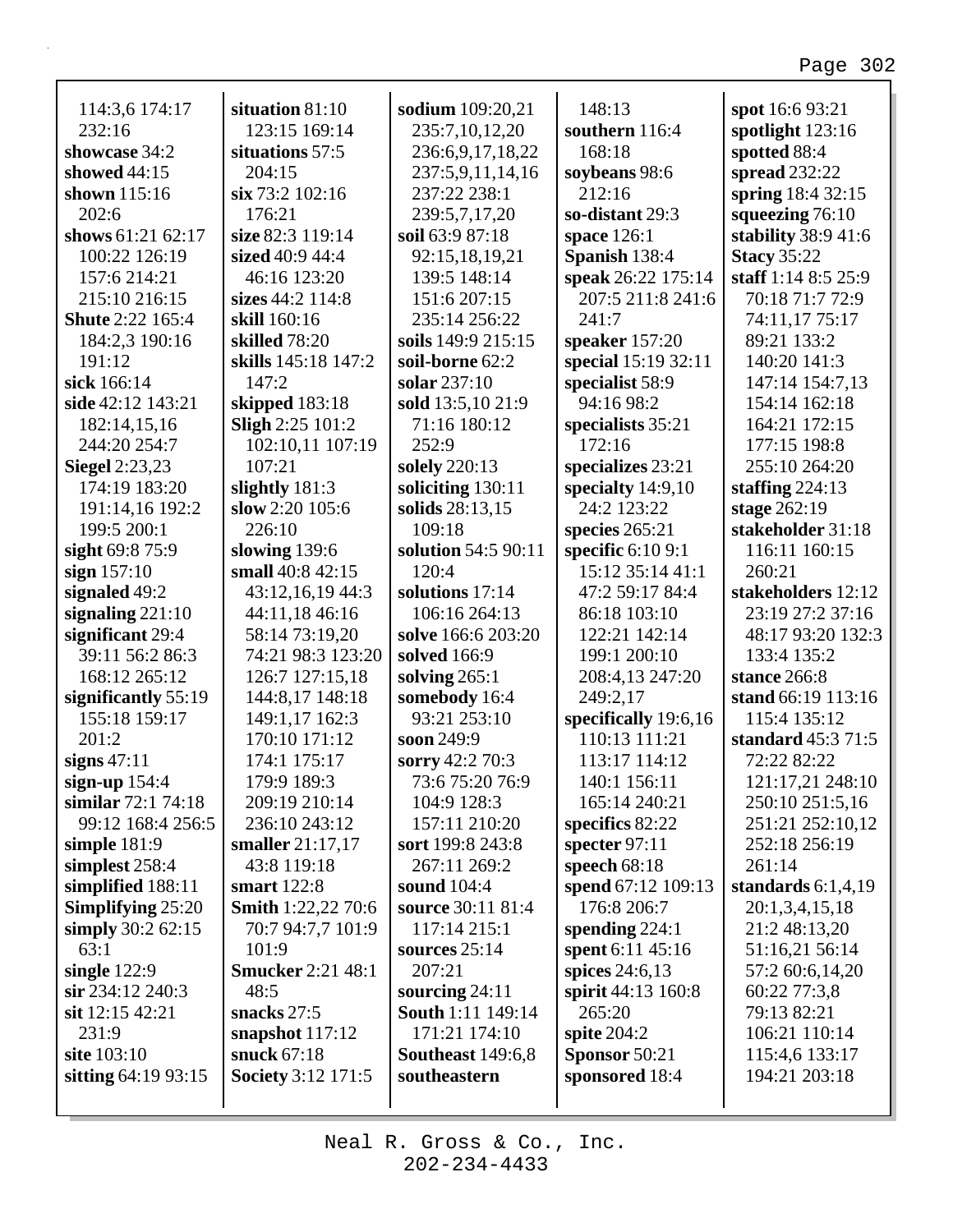114:3,6 174:17 232:16
**showcase** 34:2
**showed** 44:15
**shown** 115:16 202:6
**shows** 61:21 62:17 100:22 126:19 157:6 214:21 215:10 216:15
**Shute** 2:22 165:4 184:2,3 190:16 191:12
**sick** 166:14
**side** 42:12 143:21 182:14,15,16 244:20 254:7
**Siegel** 2:23,23 174:19 183:20 191:14,16 192:2 199:5 200:1
**sight** 69:8 75:9
**sign** 157:10
**signaled** 49:2
**signaling** 221:10
**significant** 29:4 39:11 56:2 86:3 168:12 265:12
**significantly** 55:19 155:18 159:17 201:2
**signs** 47:11
**sign-up** 154:4
**similar** 72:1 74:18 99:12 168:4 256:5
**simple** 181:9
**simplest** 258:4
**simplified** 188:11
**Simplifying** 25:20
**simply** 30:2 62:15 63:1
**single** 122:9
**sir** 234:12 240:3
**sit** 12:15 42:21 231:9
**site** 103:10
**sitting** 64:19 93:15
**situation** 81:10 123:15 169:14
**situations** 57:5 204:15
**six** 73:2 102:16 176:21
**size** 82:3 119:14
**sized** 40:9 44:4 46:16 123:20
**sizes** 44:2 114:8
**skill** 160:16
**skilled** 78:20
**skills** 145:18 147:2 147:2
**skipped** 183:18
**Sligh** 2:25 101:2 102:10,11 107:19 107:21
**slightly** 181:3
**slow** 2:20 105:6 226:10
**slowing** 139:6
**small** 40:8 42:15 43:12,16,19 44:3 44:11,18 46:16 58:14 73:19,20 74:21 98:3 123:20 126:7 127:15,18 144:8,17 148:18 149:1,17 162:3 170:10 171:12 174:1 175:17 179:9 189:3 209:19 210:14 236:10 243:12
**smaller** 21:17,17 43:8 119:18
**smart** 122:8
**Smith** 1:22,22 70:6 70:7 94:7,7 101:9 101:9
**Smucker** 2:21 48:1 48:5
**snacks** 27:5
**snapshot** 117:12
**snuck** 67:18
**Society** 3:12 171:5
**sodium** 109:20,21 235:7,10,12,20 236:6,9,17,18,22 237:5,9,11,14,16 237:22 238:1 239:5,7,17,20
**soil** 63:9 87:18 92:15,18,19,21 139:5 148:14 151:6 207:15 235:14 256:22
**soils** 149:9 215:15
**soil-borne** 62:2
**solar** 237:10
**sold** 13:5,10 21:9 71:16 180:12 252:9
**solely** 220:13
**soliciting** 130:11
**solids** 28:13,15 109:18
**solution** 54:5 90:11 120:4
**solutions** 17:14 106:16 264:13
**solve** 166:6 203:20
**solved** 166:9
**solving** 265:1
**somebody** 16:4 93:21 253:10
**soon** 249:9
**sorry** 42:2 70:3 73:6 75:20 76:9 104:9 128:3 157:11 210:20
**sort** 199:8 243:8 267:11 269:2
**sound** 104:4
**source** 30:11 81:4 117:14 215:1
**sources** 25:14 207:21
**sourcing** 24:11
**South** 1:11 149:14 171:21 174:10
**Southeast** 149:6,8
**southeastern** 148:13
**southern** 116:4 168:18
**soybeans** 98:6 212:16
**so-distant** 29:3
**space** 126:1
**Spanish** 138:4
**speak** 26:22 175:14 207:5 211:8 241:6 241:7
**speaker** 157:20
**special** 15:19 32:11
**specialist** 58:9 94:16 98:2
**specialists** 35:21 172:16
**specializes** 23:21
**specialty** 14:9,10 24:2 123:22
**species** 265:21
**specific** 6:10 9:1 15:12 35:14 41:1 47:2 59:17 84:4 86:18 103:10 122:21 142:14 199:1 200:10 208:4,13 247:20 249:2,17
**specifically** 19:6,16 110:13 111:21 113:17 114:12 140:1 156:11 165:14 240:21
**specifics** 82:22
**specter** 97:11
**speech** 68:18
**spend** 67:12 109:13 176:8 206:7
**spending** 224:1
**spent** 6:11 45:16
**spices** 24:6,13
**spirit** 44:13 160:8 265:20
**spite** 204:2
**Sponsor** 50:21
**sponsored** 18:4
**spot** 16:6 93:21
**spotlight** 123:16
**spotted** 88:4
**spread** 232:22
**spring** 18:4 32:15
**squeezing** 76:10
**stability** 38:9 41:6
**Stacy** 35:22
**staff** 1:14 8:5 25:9 70:18 71:7 72:9 74:11,17 75:17 89:21 133:2 140:20 141:3 147:14 154:7,13 154:14 162:18 164:21 172:15 177:15 198:8 255:10 264:20
**staffing** 224:13
**stage** 262:19
**stakeholder** 31:18 116:11 160:15 260:21
**stakeholders** 12:12 23:19 27:2 37:16 48:17 93:20 132:3 133:4 135:2
**stance** 266:8
**stand** 66:19 113:16 115:4 135:12
**standard** 45:3 71:5 72:22 82:22 121:17,21 248:10 250:10 251:5,16 251:21 252:10,12 252:18 256:19 261:14
**standards** 6:1,4,19 20:1,3,4,15,18 21:2 48:13,20 51:16,21 56:14 57:2 60:6,14,20 60:22 77:3,8 79:13 82:21 106:21 110:14 115:4,6 133:17 194:21 203:18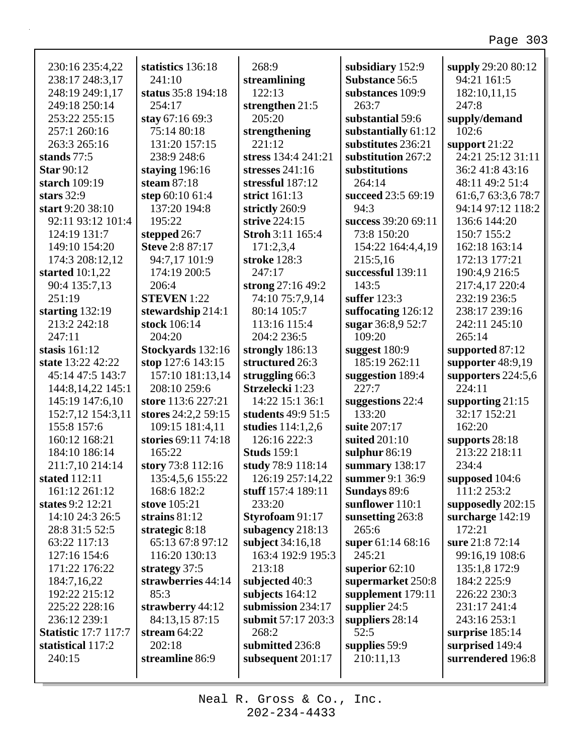230:16 235:4,22
238:17 248:3,17
248:19 249:1,17
249:18 250:14
253:22 255:15
257:1 260:16
263:3 265:16

**stands** 77:5
**Star** 90:12
**starch** 109:19
**stars** 32:9
**start** 9:20 38:10
92:11 93:12 101:4
124:19 131:7
149:10 154:20
174:3 208:12,12
**started** 10:1,22
90:4 135:7,13
251:19
**starting** 132:19
213:2 242:18
247:11
**stasis** 161:12
**state** 13:22 42:22
45:14 47:5 143:7
144:8,14,22 145:1
145:19 147:6,10
152:7,12 154:3,11
155:8 157:6
160:12 168:21
184:10 186:14
211:7,10 214:14
**stated** 112:11
161:12 261:12
**states** 9:2 12:21
14:10 24:3 26:5
28:8 31:5 52:5
63:22 117:13
127:16 154:6
171:22 176:22
184:7,16,22
192:22 215:12
225:22 228:16
236:12 239:1
**Statistic** 17:7 117:7
**statistical** 117:2
240:15
**statistics** 136:18
241:10
**status** 35:8 194:18
254:17
**stay** 67:16 69:3
75:14 80:18
131:20 157:15
238:9 248:6
**staying** 196:16
**steam** 87:18
**step** 60:10 61:4
137:20 194:8
195:22
**stepped** 26:7
**Steve** 2:8 87:17
94:7,17 101:9
174:19 200:5
206:4
**STEVEN** 1:22
**stewardship** 214:1
**stock** 106:14
204:20
**Stockyards** 132:16
**stop** 127:6 143:15
157:10 181:13,14
208:10 259:6
**store** 113:6 227:21
**stores** 24:2,2 59:15
109:15 181:4,11
**stories** 69:11 74:18
165:22
**story** 73:8 112:16
135:4,5,6 155:22
168:6 182:2
**stove** 105:21
**strains** 81:12
**strategic** 8:18
65:13 67:8 97:12
116:20 130:13
**strategy** 37:5
**strawberries** 44:14
85:3
**strawberry** 44:12
84:13,15 87:15
**stream** 64:22
202:18
**streamline** 86:9
268:9
**streamlining**
122:13
**strengthen** 21:5
205:20
**strengthening**
221:12
**stress** 134:4 241:21
**stresses** 241:16
**stressful** 187:12
**strict** 161:13
**strictly** 260:9
**strive** 224:15
**Stroh** 3:11 165:4
171:2,3,4
**stroke** 128:3
247:17
**strong** 27:16 49:2
74:10 75:7,9,14
80:14 105:7
113:16 115:4
204:2 236:5
**strongly** 186:13
**structured** 26:3
**struggling** 66:3
**Strzelecki** 1:23
14:22 15:1 36:1
**students** 49:9 51:5
**studies** 114:1,2,6
126:16 222:3
**Studs** 159:1
**study** 78:9 118:14
126:19 257:14,22
**stuff** 157:4 189:11
233:20
**Styrofoam** 91:17
**subagency** 218:13
**subject** 34:16,18
163:4 192:9 195:3
213:18
**subjected** 40:3
**subjects** 164:12
**submission** 234:17
**submit** 57:17 203:3
268:2
**submitted** 236:8
**subsequent** 201:17
**subsidiary** 152:9
**Substance** 56:5
**substances** 109:9
263:7
**substantial** 59:6
**substantially** 61:12
**substitutes** 236:21
**substitution** 267:2
**substitutions**
264:14
**succeed** 23:5 69:19
94:3
**success** 39:20 69:11
73:8 150:20
154:22 164:4,4,19
215:5,16
**successful** 139:11
143:5
**suffer** 123:3
**suffocating** 126:12
**sugar** 36:8,9 52:7
109:20
**suggest** 180:9
185:19 262:11
**suggestion** 189:4
227:7
**suggestions** 22:4
133:20
**suite** 207:17
**suited** 201:10
**sulphur** 86:19
**summary** 138:17
**summer** 9:1 36:9
**Sundays** 89:6
**sunflower** 110:1
**sunsetting** 263:8
265:6
**super** 61:14 68:16
245:21
**superior** 62:10
**supermarket** 250:8
**supplement** 179:11
**supplier** 24:5
**suppliers** 28:14
52:5
**supplies** 59:9
210:11,13
**supply** 29:20 80:12
94:21 161:5
182:10,11,15
247:8
**supply/demand**
102:6
**support** 21:22
24:21 25:12 31:11
36:2 41:8 43:16
48:11 49:2 51:4
61:6,7 63:3,6 78:7
94:14 97:12 118:2
136:6 144:20
150:7 155:2
162:18 163:14
172:13 177:21
190:4,9 216:5
217:4,17 220:4
232:19 236:5
238:17 239:16
242:11 245:10
265:14
**supported** 87:12
**supporter** 48:9,19
**supporters** 224:5,6
224:11
**supporting** 21:15
32:17 152:21
162:20
**supports** 28:18
213:22 218:11
234:4
**supposed** 104:6
111:2 253:2
**supposedly** 202:15
**surcharge** 142:19
172:21
**sure** 21:8 72:14
99:16,19 108:6
135:1,8 172:9
184:2 225:9
226:22 230:3
231:17 241:4
243:16 253:1
**surprise** 185:14
**surprised** 149:4
**surrendered** 196:8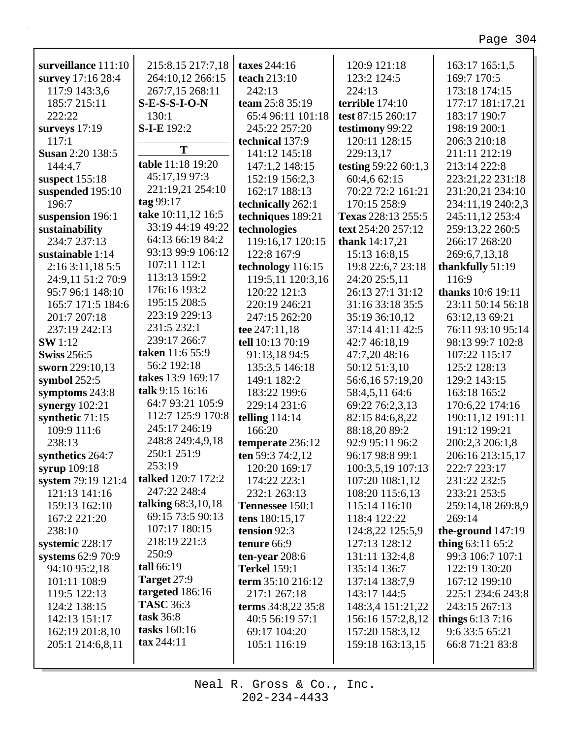**surveillance** 111:10
**survey** 17:16 28:4
117:9 143:3,6
185:7 215:11
222:22
**surveys** 17:19
117:1
**Susan** 2:20 138:5
144:4,7
**suspect** 155:18
**suspended** 195:10
196:7
**suspension** 196:1
**sustainability**
234:7 237:13
**sustainable** 1:14
2:16 3:11,18 5:5
24:9,11 51:2 70:9
95:7 96:1 148:10
165:7 171:5 184:6
201:7 207:18
237:19 242:13
**SW** 1:12
**Swiss** 256:5
**sworn** 229:10,13
**symbol** 252:5
**symptoms** 243:8
**synergy** 102:21
**synthetic** 71:15
109:9 111:6
238:13
**synthetics** 264:7
**syrup** 109:18
**system** 79:19 121:4
121:13 141:16
159:13 162:10
167:2 221:20
238:10
**systemic** 228:17
**systems** 62:9 70:9
94:10 95:2,18
101:11 108:9
119:5 122:13
124:2 138:15
142:13 151:17
162:19 201:8,10
205:1 214:6,8,11
215:8,15 217:7,18
264:10,12 266:15
267:7,15 268:11
**S-E-S-S-I-O-N**
130:1
**S-I-E** 192:2

## T

**table** 11:18 19:20
45:17,19 97:3
221:19,21 254:10
**tag** 99:17
**take** 10:11,12 16:5
33:19 44:19 49:22
64:13 66:19 84:2
93:13 99:9 106:12
107:11 112:1
113:13 159:2
176:16 193:2
195:15 208:5
223:19 229:13
231:5 232:1
239:17 266:7
**taken** 11:6 55:9
56:2 192:18
**takes** 13:9 169:17
**talk** 9:15 16:16
64:7 93:21 105:9
112:7 125:9 170:8
245:17 246:19
248:8 249:4,9,18
250:1 251:9
253:19
**talked** 120:7 172:2
247:22 248:4
**talking** 68:3,10,18
69:15 73:5 90:13
107:17 180:15
218:19 221:3
250:9
**tall** 66:19
**Target** 27:9
**targeted** 186:16
**TASC** 36:3
**task** 36:8
**tasks** 160:16
**tax** 244:11
**taxes** 244:16
**teach** 213:10
242:13
**team** 25:8 35:19
65:4 96:11 101:18
245:22 257:20
**technical** 137:9
141:12 145:18
147:1,2 148:15
152:19 156:2,3
162:17 188:13
**technically** 262:1
**techniques** 189:21
**technologies**
119:16,17 120:15
122:8 167:9
**technology** 116:15
119:5,11 120:3,16
120:22 121:3
220:19 246:21
247:15 262:20
**tee** 247:11,18
**tell** 10:13 70:19
91:13,18 94:5
135:3,5 146:18
149:1 182:2
183:22 199:6
229:14 231:6
**telling** 114:14
166:20
**temperate** 236:12
**ten** 59:3 74:2,12
120:20 169:17
174:22 223:1
232:1 263:13
**Tennessee** 150:1
**tens** 180:15,17
**tension** 92:3
**tenure** 66:9
**ten-year** 208:6
**Terkel** 159:1
**term** 35:10 216:12
217:1 267:18
**terms** 34:8,22 35:8
40:5 56:19 57:1
69:17 104:20
105:1 116:19
120:9 121:18
123:2 124:5
224:13
**terrible** 174:10
**test** 87:15 260:17
**testimony** 99:22
120:11 128:15
229:13,17
**testing** 59:22 60:1,3
60:4,6 62:15
70:22 72:2 161:21
170:15 258:9
**Texas** 228:13 255:5
**text** 254:20 257:12
**thank** 14:17,21
15:13 16:8,15
19:8 22:6,7 23:18
24:20 25:5,11
26:13 27:1 31:12
31:16 33:18 35:5
35:19 36:10,12
37:14 41:11 42:5
42:7 46:18,19
47:7,20 48:16
50:12 51:3,10
56:6,16 57:19,20
58:4,5,11 64:6
69:22 76:2,3,13
82:15 84:6,8,22
88:18,20 89:2
92:9 95:11 96:2
96:17 98:8 99:1
100:3,5,19 107:13
107:20 108:1,12
108:20 115:6,13
115:14 116:10
118:4 122:22
124:8,22 125:5,9
127:13 128:12
131:11 132:4,8
135:14 136:7
137:14 138:7,9
143:17 144:5
148:3,4 151:21,22
156:16 157:2,8,12
157:20 158:3,12
159:18 163:13,15
163:17 165:1,5
169:7 170:5
173:18 174:15
177:17 181:17,21
183:17 190:7
198:19 200:1
206:3 210:18
211:11 212:19
213:14 222:8
223:21,22 231:18
231:20,21 234:10
234:11,19 240:2,3
245:11,12 253:4
259:13,22 260:5
266:17 268:20
269:6,7,13,18
**thankfully** 51:19
116:9
**thanks** 10:6 19:11
23:11 50:14 56:18
63:12,13 69:21
76:11 93:10 95:14
98:13 99:7 102:8
107:22 115:17
125:2 128:13
129:2 143:15
163:18 165:2
170:6,22 174:16
190:11,12 191:11
191:12 199:21
200:2,3 206:1,8
206:16 213:15,17
222:7 223:17
231:22 232:5
233:21 253:5
259:14,18 269:8,9
269:14
**the-ground** 147:19
**thing** 63:11 65:2
99:3 106:7 107:1
122:19 130:20
167:12 199:10
225:1 234:6 243:8
243:15 267:13
**things** 6:13 7:16
9:6 33:5 65:21
66:8 71:21 83:8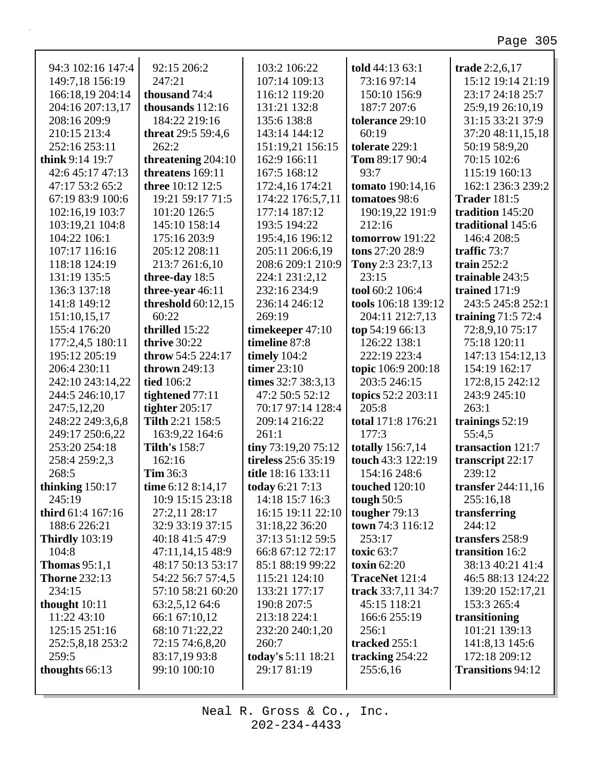94:3 102:16 147:4 149:7,18 156:19 166:18,19 204:14 204:16 207:13,17 208:16 209:9 210:15 213:4 252:16 253:11
**think** 9:14 19:7 42:6 45:17 47:13 47:17 53:2 65:2 67:19 83:9 100:6 102:16,19 103:7 103:19,21 104:8 104:22 106:1 107:17 116:16 118:18 124:19 131:19 135:5 136:3 137:18 141:8 149:12 151:10,15,17 155:4 176:20 177:2,4,5 180:11 195:12 205:19 206:4 230:11 242:10 243:14,22 244:5 246:10,17 247:5,12,20 248:22 249:3,6,8 249:17 250:6,22 253:20 254:18 258:4 259:2,3 268:5
**thinking** 150:17 245:19
**third** 61:4 167:16 188:6 226:21
**Thirdly** 103:19 104:8
**Thomas** 95:1,1
**Thorne** 232:13 234:15
**thought** 10:11 11:22 43:10 125:15 251:16 252:5,8,18 253:2 259:5
**thoughts** 66:13

92:15 206:2 247:21
**thousand** 74:4
**thousands** 112:16 184:22 219:16
**threat** 29:5 59:4,6 262:2
**threatening** 204:10
**threatens** 169:11
**three** 10:12 12:5 19:21 59:17 71:5 101:20 126:5 145:10 158:14 175:16 203:9 205:12 208:11 213:7 261:6,10
**three-day** 18:5
**three-year** 46:11
**threshold** 60:12,15 60:22
**thrilled** 15:22
**thrive** 30:22
**throw** 54:5 224:17
**thrown** 249:13
**tied** 106:2
**tightened** 77:11
**tighter** 205:17
**Tilth** 2:21 158:5 163:9,22 164:6
**Tilth's** 158:7 162:16
**Tim** 36:3
**time** 6:12 8:14,17 10:9 15:15 23:18 27:2,11 28:17 32:9 33:19 37:15 40:18 41:5 47:9 47:11,14,15 48:9 48:17 50:13 53:17 54:22 56:7 57:4,5 57:10 58:21 60:20 63:2,5,12 64:6 66:1 67:10,12 68:10 71:22,22 72:15 74:6,8,20 83:17,19 93:8 99:10 100:10

103:2 106:22 107:14 109:13 116:12 119:20 131:21 132:8 135:6 138:8 143:14 144:12 151:19,21 156:15 162:9 166:11 167:5 168:12 172:4,16 174:21 174:22 176:5,7,11 177:14 187:12 193:5 194:22 195:4,16 196:12 205:11 206:6,19 208:6 209:1 210:9 224:1 231:2,12 232:16 234:9 236:14 246:12 269:19
**timekeeper** 47:10
**timeline** 87:8
**timely** 104:2
**timer** 23:10
**times** 32:7 38:3,13 47:2 50:5 52:12 70:17 97:14 128:4 209:14 216:22 261:1
**tiny** 73:19,20 75:12
**tireless** 25:6 35:19
**title** 18:16 133:11
**today** 6:21 7:13 14:18 15:7 16:3 16:15 19:11 22:10 31:18,22 36:20 37:13 51:12 59:5 66:8 67:12 72:17 85:1 88:19 99:22 115:21 124:10 133:21 177:17 190:8 207:5 213:18 224:1 232:20 240:1,20 260:7
**today's** 5:11 18:21 29:17 81:19

**told** 44:13 63:1 73:16 97:14 150:10 156:9 187:7 207:6
**tolerance** 29:10 60:19
**tolerate** 229:1
**Tom** 89:17 90:4 93:7
**tomato** 190:14,16
**tomatoes** 98:6 190:19,22 191:9 212:16
**tomorrow** 191:22
**tons** 27:20 28:9
**Tony** 2:3 23:7,13 23:15
**tool** 60:2 106:4
**tools** 106:18 139:12 204:11 212:7,13
**top** 54:19 66:13 126:22 138:1 222:19 223:4
**topic** 106:9 200:18 203:5 246:15
**topics** 52:2 203:11 205:8
**total** 171:8 176:21 177:3
**totally** 156:7,14
**touch** 43:3 122:19 154:16 248:6
**touched** 120:10
**tough** 50:5
**tougher** 79:13
**town** 74:3 116:12 253:17
**toxic** 63:7
**toxin** 62:20
**TraceNet** 121:4
**track** 33:7,11 34:7 45:15 118:21 166:6 255:19 256:1
**tracked** 255:1
**tracking** 254:22 255:6,16

**trade** 2:2,6,17 15:12 19:14 21:19 23:17 24:18 25:7 25:9,19 26:10,19 31:15 33:21 37:9 37:20 48:11,15,18 50:19 58:9,20 70:15 102:6 115:19 160:13 162:1 236:3 239:2
**Trader** 181:5
**tradition** 145:20
**traditional** 145:6 146:4 208:5
**traffic** 73:7
**train** 252:2
**trainable** 243:5
**trained** 171:9 243:5 245:8 252:1
**training** 71:5 72:4 72:8,9,10 75:17 75:18 120:11 147:13 154:12,13 154:19 162:17 172:8,15 242:12 243:9 245:10 263:1
**trainings** 52:19 55:4,5
**transaction** 121:7
**transcript** 22:17 239:12
**transfer** 244:11,16 255:16,18
**transferring** 244:12
**transfers** 258:9
**transition** 16:2 38:13 40:21 41:4 46:5 88:13 124:22 139:20 152:17,21 153:3 265:4
**transitioning** 101:21 139:13 141:8,13 145:6 172:18 209:12
**Transitions** 94:12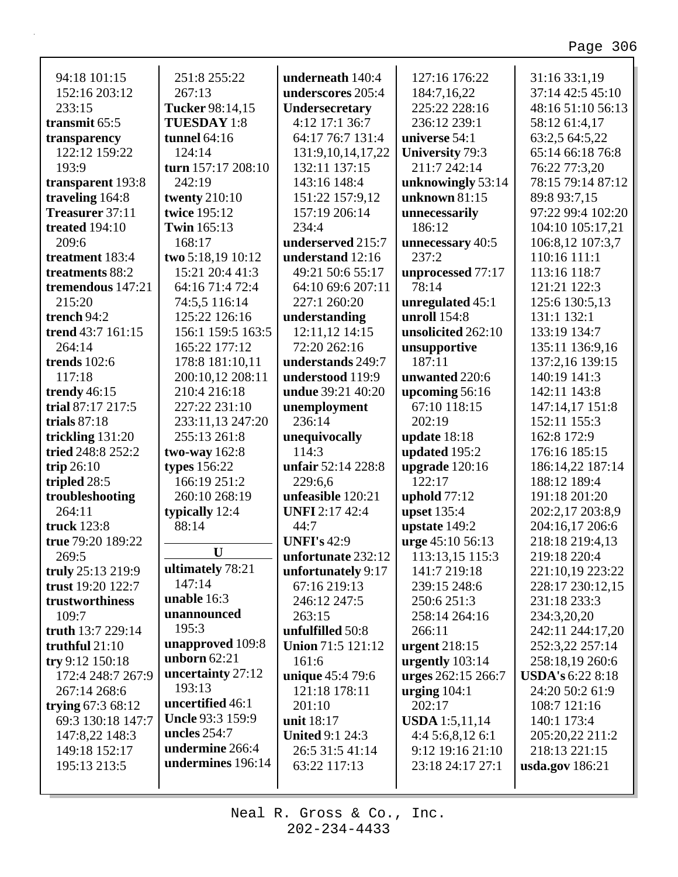94:18 101:15 152:16 203:12 233:15
**transmit** 65:5
**transparency** 122:12 159:22 193:9
**transparent** 193:8
**traveling** 164:8
**Treasurer** 37:11
**treated** 194:10 209:6
**treatment** 183:4
**treatments** 88:2
**tremendous** 147:21 215:20
**trench** 94:2
**trend** 43:7 161:15 264:14
**trends** 102:6 117:18
**trendy** 46:15
**trial** 87:17 217:5
**trials** 87:18
**trickling** 131:20
**tried** 248:8 252:2
**trip** 26:10
**tripled** 28:5
**troubleshooting** 264:11
**truck** 123:8
**true** 79:20 189:22 269:5
**truly** 25:13 219:9
**trust** 19:20 122:7
**trustworthiness** 109:7
**truth** 13:7 229:14
**truthful** 21:10
**try** 9:12 150:18 172:4 248:7 267:9 267:14 268:6
**trying** 67:3 68:12 69:3 130:18 147:7 147:8,22 148:3 149:18 152:17 195:13 213:5

251:8 255:22 267:13
**Tucker** 98:14,15
**TUESDAY** 1:8
**tunnel** 64:16 124:14
**turn** 157:17 208:10 242:19
**twenty** 210:10
**twice** 195:12
**Twin** 165:13 168:17
**two** 5:18,19 10:12 15:21 20:4 41:3 64:16 71:4 72:4 74:5,5 116:14 125:22 126:16 156:1 159:5 163:5 165:22 177:12 178:8 181:10,11 200:10,12 208:11 210:4 216:18 227:22 231:10 233:11,13 247:20 255:13 261:8
**two-way** 162:8
**types** 156:22 166:19 251:2 260:10 268:19
**typically** 12:4 88:14

## U

**ultimately** 78:21 147:14
**unable** 16:3
**unannounced** 195:3
**unapproved** 109:8
**unborn** 62:21
**uncertainty** 27:12 193:13
**uncertified** 46:1
**Uncle** 93:3 159:9
**uncles** 254:7
**undermine** 266:4
**undermines** 196:14

**underneath** 140:4
**underscores** 205:4
**Undersecretary** 4:12 17:1 36:7 64:17 76:7 131:4 131:9,10,14,17,22 132:11 137:15 143:16 148:4 151:22 157:9,12 157:19 206:14 234:4
**underserved** 215:7
**understand** 12:16 49:21 50:6 55:17 64:10 69:6 207:11 227:1 260:20
**understanding** 12:11,12 14:15 72:20 262:16
**understands** 249:7
**understood** 119:9
**undue** 39:21 40:20
**unemployment** 236:14
**unequivocally** 114:3
**unfair** 52:14 228:8 229:6,6
**unfeasible** 120:21
**UNFI** 2:17 42:4 44:7
**UNFI's** 42:9
**unfortunate** 232:12
**unfortunately** 9:17 67:16 219:13 246:12 247:5 263:15
**unfulfilled** 50:8
**Union** 71:5 121:12 161:6
**unique** 45:4 79:6 121:18 178:11 201:10
**unit** 18:17
**United** 9:1 24:3 26:5 31:5 41:14 63:22 117:13

127:16 176:22 184:7,16,22 225:22 228:16 236:12 239:1
**universe** 54:1
**University** 79:3 211:7 242:14
**unknowingly** 53:14
**unknown** 81:15
**unnecessarily** 186:12
**unnecessary** 40:5 237:2
**unprocessed** 77:17 78:14
**unregulated** 45:1
**unroll** 154:8
**unsolicited** 262:10
**unsupportive** 187:11
**unwanted** 220:6
**upcoming** 56:16 67:10 118:15 202:19
**update** 18:18
**updated** 195:2
**upgrade** 120:16 122:17
**uphold** 77:12
**upset** 135:4
**upstate** 149:2
**urge** 45:10 56:13 113:13,15 115:3 141:7 219:18 239:15 248:6 250:6 251:3 258:14 264:16 266:11
**urgent** 218:15
**urgently** 103:14
**urges** 262:15 266:7
**urging** 104:1 202:17
**USDA** 1:5,11,14 4:4 5:6,8,12 6:1 9:12 19:16 21:10 23:18 24:17 27:1

31:16 33:1,19 37:14 42:5 45:10 48:16 51:10 56:13 58:12 61:4,17 63:2,5 64:5,22 65:14 66:18 76:8 76:22 77:3,20 78:15 79:14 87:12 89:8 93:7,15 97:22 99:4 102:20 104:10 105:17,21 106:8,12 107:3,7 110:16 111:1 113:16 118:7 121:21 122:3 125:6 130:5,13 131:1 132:1 133:19 134:7 135:11 136:9,16 137:2,16 139:15 140:19 141:3 142:11 143:8 147:14,17 151:8 152:11 155:3 162:8 172:9 176:16 185:15 186:14,22 187:14 188:12 189:4 191:18 201:20 202:2,17 203:8,9 204:16,17 206:6 218:18 219:4,13 219:18 220:4 221:10,19 223:22 228:17 230:12,15 231:18 233:3 234:3,20,20 242:11 244:17,20 252:3,22 257:14 258:18,19 260:6
**USDA's** 6:22 8:18 24:20 50:2 61:9 108:7 121:16 140:1 173:4 205:20,22 211:2 218:13 221:15
**usda.gov** 186:21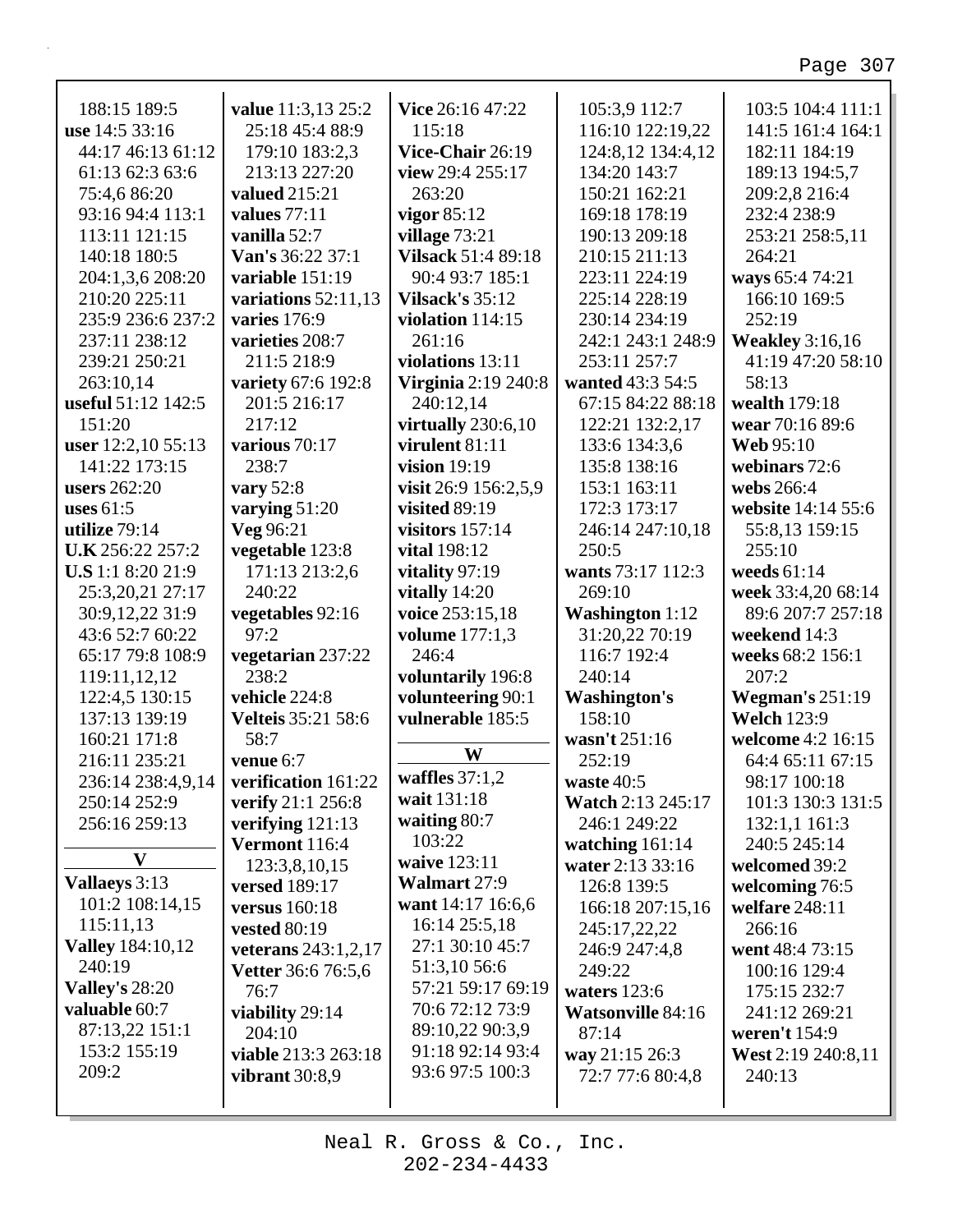188:15 189:5
**use** 14:5 33:16
44:17 46:13 61:12
61:13 62:3 63:6
75:4,6 86:20
93:16 94:4 113:1
113:11 121:15
140:18 180:5
204:1,3,6 208:20
210:20 225:11
235:9 236:6 237:2
237:11 238:12
239:21 250:21
263:10,14
**useful** 51:12 142:5
151:20
**user** 12:2,10 55:13
141:22 173:15
**users** 262:20
**uses** 61:5
**utilize** 79:14
**U.K** 256:22 257:2
**U.S** 1:1 8:20 21:9
25:3,20,21 27:17
30:9,12,22 31:9
43:6 52:7 60:22
65:17 79:8 108:9
119:11,12,12
122:4,5 130:15
137:13 139:19
160:21 171:8
216:11 235:21
236:14 238:4,9,14
250:14 252:9
256:16 259:13

**V**

**Vallaeys** 3:13
101:2 108:14,15
115:11,13
**Valley** 184:10,12
240:19
**Valley's** 28:20
**valuable** 60:7
87:13,22 151:1
153:2 155:19
209:2
**value** 11:3,13 25:2
25:18 45:4 88:9
179:10 183:2,3
213:13 227:20
**valued** 215:21
**values** 77:11
**vanilla** 52:7
**Van's** 36:22 37:1
**variable** 151:19
**variations** 52:11,13
**varies** 176:9
**varieties** 208:7
211:5 218:9
**variety** 67:6 192:8
201:5 216:17
217:12
**various** 70:17
238:7
**vary** 52:8
**varying** 51:20
**Veg** 96:21
**vegetable** 123:8
171:13 213:2,6
240:22
**vegetables** 92:16
97:2
**vegetarian** 237:22
238:2
**vehicle** 224:8
**Velteis** 35:21 58:6
58:7
**venue** 6:7
**verification** 161:22
**verify** 21:1 256:8
**verifying** 121:13
**Vermont** 116:4
123:3,8,10,15
**versed** 189:17
**versus** 160:18
**vested** 80:19
**veterans** 243:1,2,17
**Vetter** 36:6 76:5,6
76:7
**viability** 29:14
204:10
**viable** 213:3 263:18
**vibrant** 30:8,9
**Vice** 26:16 47:22
115:18
**Vice-Chair** 26:19
**view** 29:4 255:17
263:20
**vigor** 85:12
**village** 73:21
**Vilsack** 51:4 89:18
90:4 93:7 185:1
**Vilsack's** 35:12
**violation** 114:15
261:16
**violations** 13:11
**Virginia** 2:19 240:8
240:12,14
**virtually** 230:6,10
**virulent** 81:11
**vision** 19:19
**visit** 26:9 156:2,5,9
**visited** 89:19
**visitors** 157:14
**vital** 198:12
**vitality** 97:19
**vitally** 14:20
**voice** 253:15,18
**volume** 177:1,3
246:4
**voluntarily** 196:8
**volunteering** 90:1
**vulnerable** 185:5

**W**

**waffles** 37:1,2
**wait** 131:18
**waiting** 80:7
103:22
**waive** 123:11
**Walmart** 27:9
**want** 14:17 16:6,6
16:14 25:5,18
27:1 30:10 45:7
51:3,10 56:6
57:21 59:17 69:19
70:6 72:12 73:9
89:10,22 90:3,9
91:18 92:14 93:4
93:6 97:5 100:3
105:3,9 112:7
116:10 122:19,22
124:8,12 134:4,12
134:20 143:7
150:21 162:21
169:18 178:19
190:13 209:18
210:15 211:13
223:11 224:19
225:14 228:19
230:14 234:19
242:1 243:1 248:9
253:11 257:7
**wanted** 43:3 54:5
67:15 84:22 88:18
122:21 132:2,17
133:6 134:3,6
135:8 138:16
153:1 163:11
172:3 173:17
246:14 247:10,18
250:5
**wants** 73:17 112:3
269:10
**Washington** 1:12
31:20,22 70:19
116:7 192:4
240:14
**Washington's**
158:10
**wasn't** 251:16
252:19
**waste** 40:5
**Watch** 2:13 245:17
246:1 249:22
**watching** 161:14
**water** 2:13 33:16
126:8 139:5
166:18 207:15,16
245:17,22,22
246:9 247:4,8
249:22
**waters** 123:6
**Watsonville** 84:16
87:14
**way** 21:15 26:3
72:7 77:6 80:4,8
103:5 104:4 111:1
141:5 161:4 164:1
182:11 184:19
189:13 194:5,7
209:2,8 216:4
232:4 238:9
253:21 258:5,11
264:21
**ways** 65:4 74:21
166:10 169:5
252:19
**Weakley** 3:16,16
41:19 47:20 58:10
58:13
**wealth** 179:18
**wear** 70:16 89:6
**Web** 95:10
**webinars** 72:6
**webs** 266:4
**website** 14:14 55:6
55:8,13 159:15
255:10
**weeds** 61:14
**week** 33:4,20 68:14
89:6 207:7 257:18
**weekend** 14:3
**weeks** 68:2 156:1
207:2
**Wegman's** 251:19
**Welch** 123:9
**welcome** 4:2 16:15
64:4 65:11 67:15
98:17 100:18
101:3 130:3 131:5
132:1,1 161:3
240:5 245:14
**welcomed** 39:2
**welcoming** 76:5
**welfare** 248:11
266:16
**went** 48:4 73:15
100:16 129:4
175:15 232:7
241:12 269:21
**weren't** 154:9
**West** 2:19 240:8,11
240:13

Neal R. Gross & Co., Inc.
202-234-4433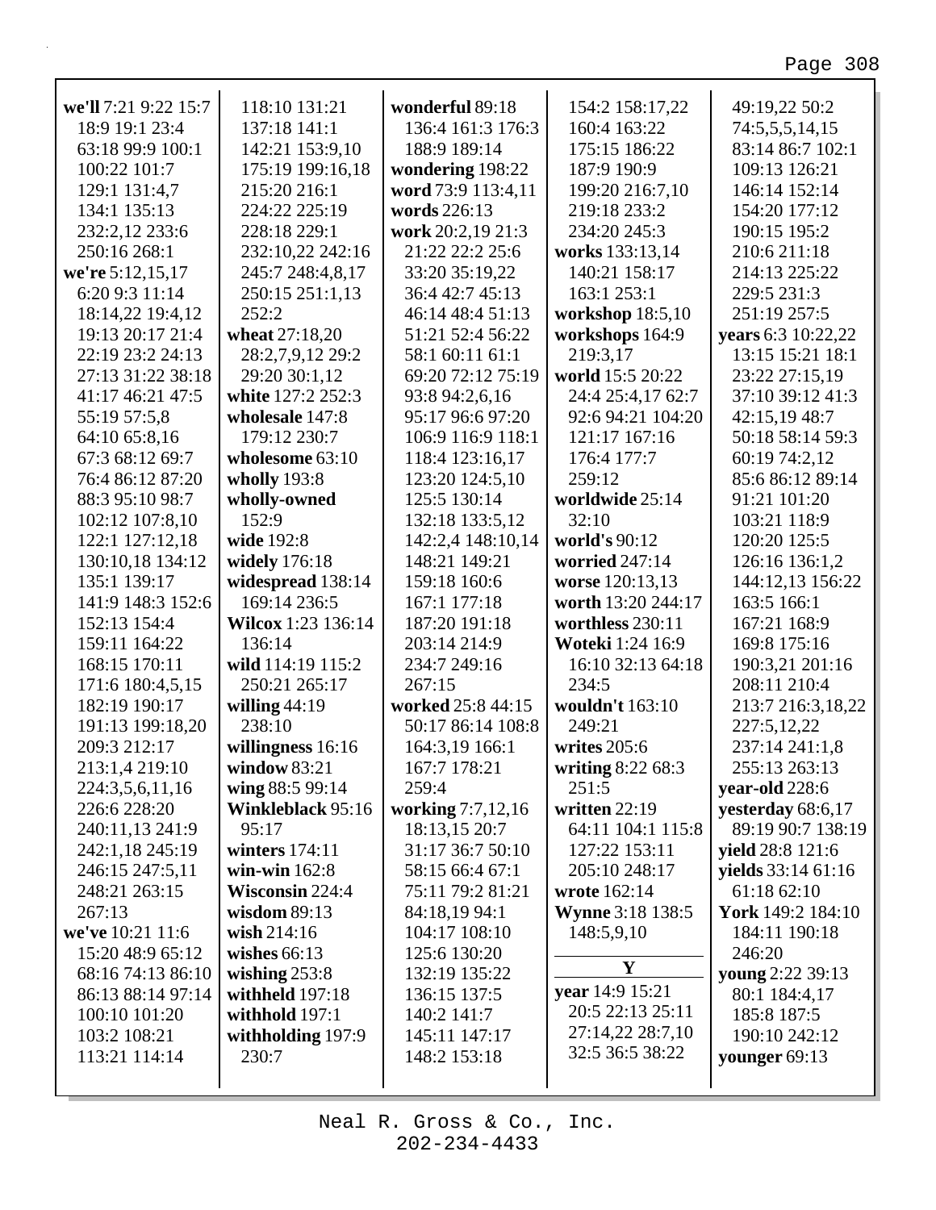**we'll** 7:21 9:22 15:7 18:9 19:1 23:4 63:18 99:9 100:1 100:22 101:7 129:1 131:4,7 134:1 135:13 232:2,12 233:6 250:16 268:1

**we're** 5:12,15,17 6:20 9:3 11:14 18:14,22 19:4,12 19:13 20:17 21:4 22:19 23:2 24:13 27:13 31:22 38:18 41:17 46:21 47:5 55:19 57:5,8 64:10 65:8,16 67:3 68:12 69:7 76:4 86:12 87:20 88:3 95:10 98:7 102:12 107:8,10 122:1 127:12,18 130:10,18 134:12 135:1 139:17 141:9 148:3 152:6 152:13 154:4 159:11 164:22 168:15 170:11 171:6 180:4,5,15 182:19 190:17 191:13 199:18,20 209:3 212:17 213:1,4 219:10 224:3,5,6,11,16 226:6 228:20 240:11,13 241:9 242:1,18 245:19 246:15 247:5,11 248:21 263:15 267:13

**we've** 10:21 11:6 15:20 48:9 65:12 68:16 74:13 86:10 86:13 88:14 97:14 100:10 101:20 103:2 108:21 113:21 114:14 118:10 131:21 137:18 141:1 142:21 153:9,10 175:19 199:16,18 215:20 216:1 224:22 225:19 228:18 229:1 232:10,22 242:16 245:7 248:4,8,17 250:15 251:1,13 252:2

**wheat** 27:18,20 28:2,7,9,12 29:2 29:20 30:1,12

**white** 127:2 252:3

**wholesale** 147:8 179:12 230:7

**wholesome** 63:10

**wholly** 193:8

**wholly-owned** 152:9

**wide** 192:8

**widely** 176:18

**widespread** 138:14 169:14 236:5

**Wilcox** 1:23 136:14 136:14

**wild** 114:19 115:2 250:21 265:17

**willing** 44:19 238:10

**willingness** 16:16

**window** 83:21

**wing** 88:5 99:14

**Winkleblack** 95:16 95:17

**winters** 174:11

**win-win** 162:8

**Wisconsin** 224:4

**wisdom** 89:13

**wish** 214:16

**wishes** 66:13

**wishing** 253:8

**withheld** 197:18

**withhold** 197:1

**withholding** 197:9 230:7

**wonderful** 89:18 136:4 161:3 176:3 188:9 189:14

**wondering** 198:22

**word** 73:9 113:4,11

**words** 226:13

**work** 20:2,19 21:3 21:22 22:2 25:6 33:20 35:19,22 36:4 42:7 45:13 46:14 48:4 51:13 51:21 52:4 56:22 58:1 60:11 61:1 69:20 72:12 75:19 93:8 94:2,6,16 95:17 96:6 97:20 106:9 116:9 118:1 118:4 123:16,17 123:20 124:5,10 125:5 130:14 132:18 133:5,12 142:2,4 148:10,14 148:21 149:21 159:18 160:6 167:1 177:18 187:20 191:18 203:14 214:9 234:7 249:16 267:15

**worked** 25:8 44:15 50:17 86:14 108:8 164:3,19 166:1 167:7 178:21 259:4

**working** 7:7,12,16 18:13,15 20:7 31:17 36:7 50:10 58:15 66:4 67:1 75:11 79:2 81:21 84:18,19 94:1 104:17 108:10 125:6 130:20 132:19 135:22 136:15 137:5 140:2 141:7 145:11 147:17 148:2 153:18 154:2 158:17,22 160:4 163:22 175:15 186:22 187:9 190:9 199:20 216:7,10 219:18 233:2 234:20 245:3

**works** 133:13,14 140:21 158:17 163:1 253:1

**workshop** 18:5,10

**workshops** 164:9 219:3,17

**world** 15:5 20:22 24:4 25:4,17 62:7 92:6 94:21 104:20 121:17 167:16 176:4 177:7 259:12

**worldwide** 25:14 32:10

**world's** 90:12

**worried** 247:14

**worse** 120:13,13

**worth** 13:20 244:17

**worthless** 230:11

**Woteki** 1:24 16:9 16:10 32:13 64:18 234:5

**wouldn't** 163:10 249:21

**writes** 205:6

**writing** 8:22 68:3 251:5

**written** 22:19 64:11 104:1 115:8 127:22 153:11 205:10 248:17

**wrote** 162:14

**Wynne** 3:18 138:5 148:5,9,10

## Y

**year** 14:9 15:21 20:5 22:13 25:11 27:14,22 28:7,10 32:5 36:5 38:22 49:19,22 50:2 74:5,5,5,14,15 83:14 86:7 102:1 109:13 126:21 146:14 152:14 154:20 177:12 190:15 195:2 210:6 211:18 214:13 225:22 229:5 231:3 251:19 257:5

**years** 6:3 10:22,22 13:15 15:21 18:1 23:22 27:15,19 37:10 39:12 41:3 42:15,19 48:7 50:18 58:14 59:3 60:19 74:2,12 85:6 86:12 89:14 91:21 101:20 103:21 118:9 120:20 125:5 126:16 136:1,2 144:12,13 156:22 163:5 166:1 167:21 168:9 169:8 175:16 190:3,21 201:16 208:11 210:4 213:7 216:3,18,22 227:5,12,22 237:14 241:1,8 255:13 263:13

**year-old** 228:6

**yesterday** 68:6,17 89:19 90:7 138:19

**yield** 28:8 121:6

**yields** 33:14 61:16 61:18 62:10

**York** 149:2 184:10 184:11 190:18 246:20

**young** 2:22 39:13 80:1 184:4,17 185:8 187:5 190:10 242:12

**younger** 69:13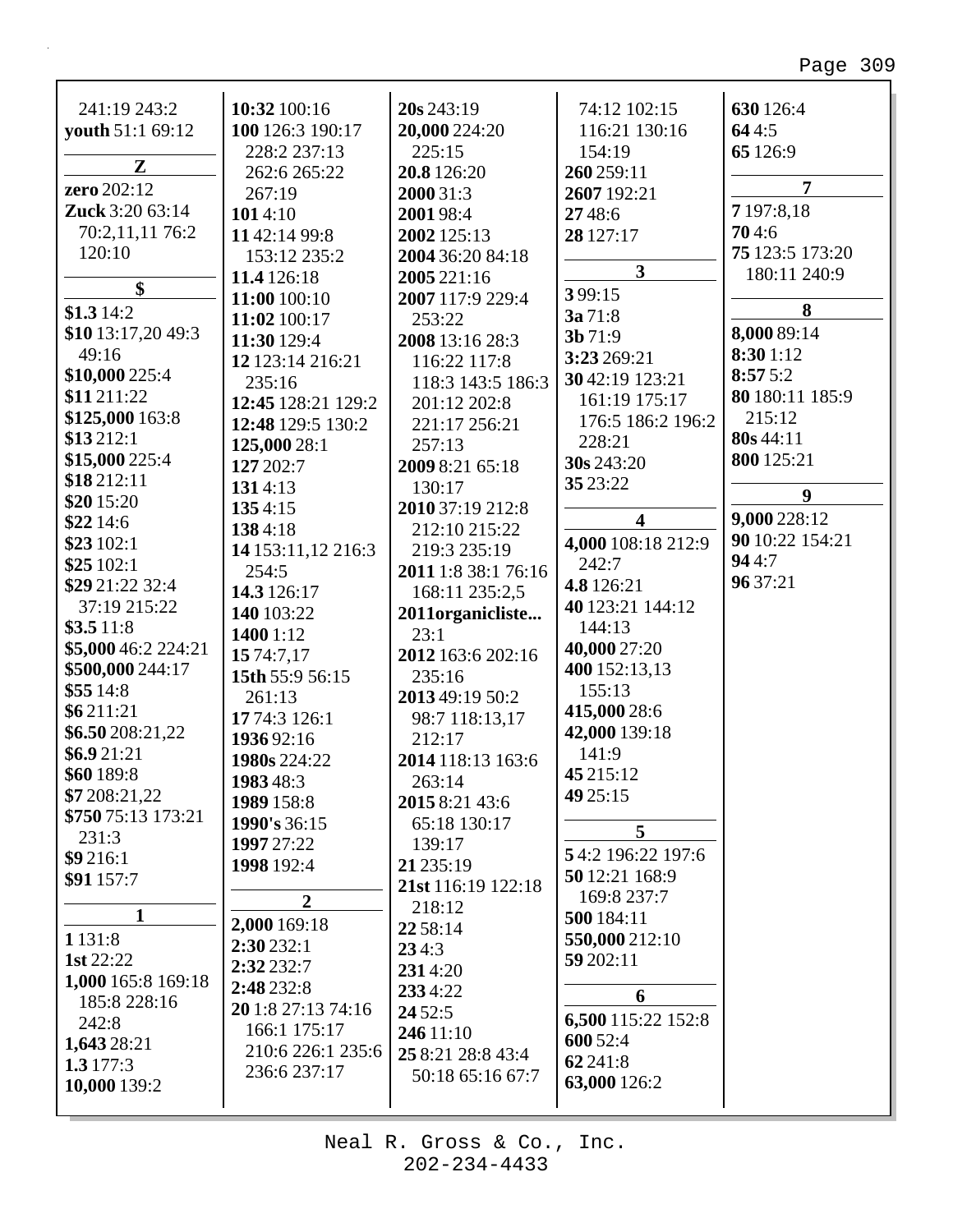241:19 243:2
**youth** 51:1 69:12

### Z

**zero** 202:12
**Zuck** 3:20 63:14 70:2,11,11 76:2 120:10

### $

**$1.3** 14:2
**$10** 13:17,20 49:3 49:16
**$10,000** 225:4
**$11** 211:22
**$125,000** 163:8
**$13** 212:1
**$15,000** 225:4
**$18** 212:11
**$20** 15:20
**$22** 14:6
**$23** 102:1
**$25** 102:1
**$29** 21:22 32:4 37:19 215:22
**$3.5** 11:8
**$5,000** 46:2 224:21
**$500,000** 244:17
**$55** 14:8
**$6** 211:21
**$6.50** 208:21,22
**$6.9** 21:21
**$60** 189:8
**$7** 208:21,22
**$750** 75:13 173:21 231:3
**$9** 216:1
**$91** 157:7

### 1

**1** 131:8
**1st** 22:22
**1,000** 165:8 169:18 185:8 228:16 242:8
**1,643** 28:21
**1.3** 177:3
**10,000** 139:2
**10:32** 100:16
**100** 126:3 190:17 228:2 237:13 262:6 265:22 267:19
**101** 4:10
**11** 42:14 99:8 153:12 235:2
**11.4** 126:18
**11:00** 100:10
**11:02** 100:17
**11:30** 129:4
**12** 123:14 216:21 235:16
**12:45** 128:21 129:2
**12:48** 129:5 130:2
**125,000** 28:1
**127** 202:7
**131** 4:13
**135** 4:15
**138** 4:18
**14** 153:11,12 216:3 254:5
**14.3** 126:17
**140** 103:22
**1400** 1:12
**15** 74:7,17
**15th** 55:9 56:15 261:13
**17** 74:3 126:1
**1936** 92:16
**1980s** 224:22
**1983** 48:3
**1989** 158:8
**1990's** 36:15
**1997** 27:22
**1998** 192:4

### 2

**2,000** 169:18
**2:30** 232:1
**2:32** 232:7
**2:48** 232:8
**20** 1:8 27:13 74:16 166:1 175:17 210:6 226:1 235:6 236:6 237:17
**20s** 243:19
**20,000** 224:20 225:15
**20.8** 126:20
**2000** 31:3
**2001** 98:4
**2002** 125:13
**2004** 36:20 84:18
**2005** 221:16
**2007** 117:9 229:4 253:22
**2008** 13:16 28:3 116:22 117:8 118:3 143:5 186:3 201:12 202:8 221:17 256:21 257:13
**2009** 8:21 65:18 130:17
**2010** 37:19 212:8 212:10 215:22 219:3 235:19
**2011** 1:8 38:1 76:16 168:11 235:2,5
**2011organicliste...** 23:1
**2012** 163:6 202:16 235:16
**2013** 49:19 50:2 98:7 118:13,17 212:17
**2014** 118:13 163:6 263:14
**2015** 8:21 43:6 65:18 130:17 139:17
**21** 235:19
**21st** 116:19 122:18 218:12
**22** 58:14
**23** 4:3
**231** 4:20
**233** 4:22
**24** 52:5
**246** 11:10
**25** 8:21 28:8 43:4 50:18 65:16 67:7 74:12 102:15 116:21 130:16 154:19
**260** 259:11
**2607** 192:21
**27** 48:6
**28** 127:17

### 3

**3** 99:15
**3a** 71:8
**3b** 71:9
**3:23** 269:21
**30** 42:19 123:21 161:19 175:17 176:5 186:2 196:2 228:21
**30s** 243:20
**35** 23:22

### 4

**4,000** 108:18 212:9 242:7
**4.8** 126:21
**40** 123:21 144:12 144:13
**40,000** 27:20
**400** 152:13,13 155:13
**415,000** 28:6
**42,000** 139:18 141:9
**45** 215:12
**49** 25:15

### 5

**5** 4:2 196:22 197:6
**50** 12:21 168:9 169:8 237:7
**500** 184:11
**550,000** 212:10
**59** 202:11

### 6

**6,500** 115:22 152:8
**600** 52:4
**62** 241:8
**63,000** 126:2
**630** 126:4
**64** 4:5
**65** 126:9

### 7

**7** 197:8,18
**70** 4:6
**75** 123:5 173:20 180:11 240:9

### 8

**8,000** 89:14
**8:30** 1:12
**8:57** 5:2
**80** 180:11 185:9 215:12
**80s** 44:11
**800** 125:21

### 9

**9,000** 228:12
**90** 10:22 154:21
**94** 4:7
**96** 37:21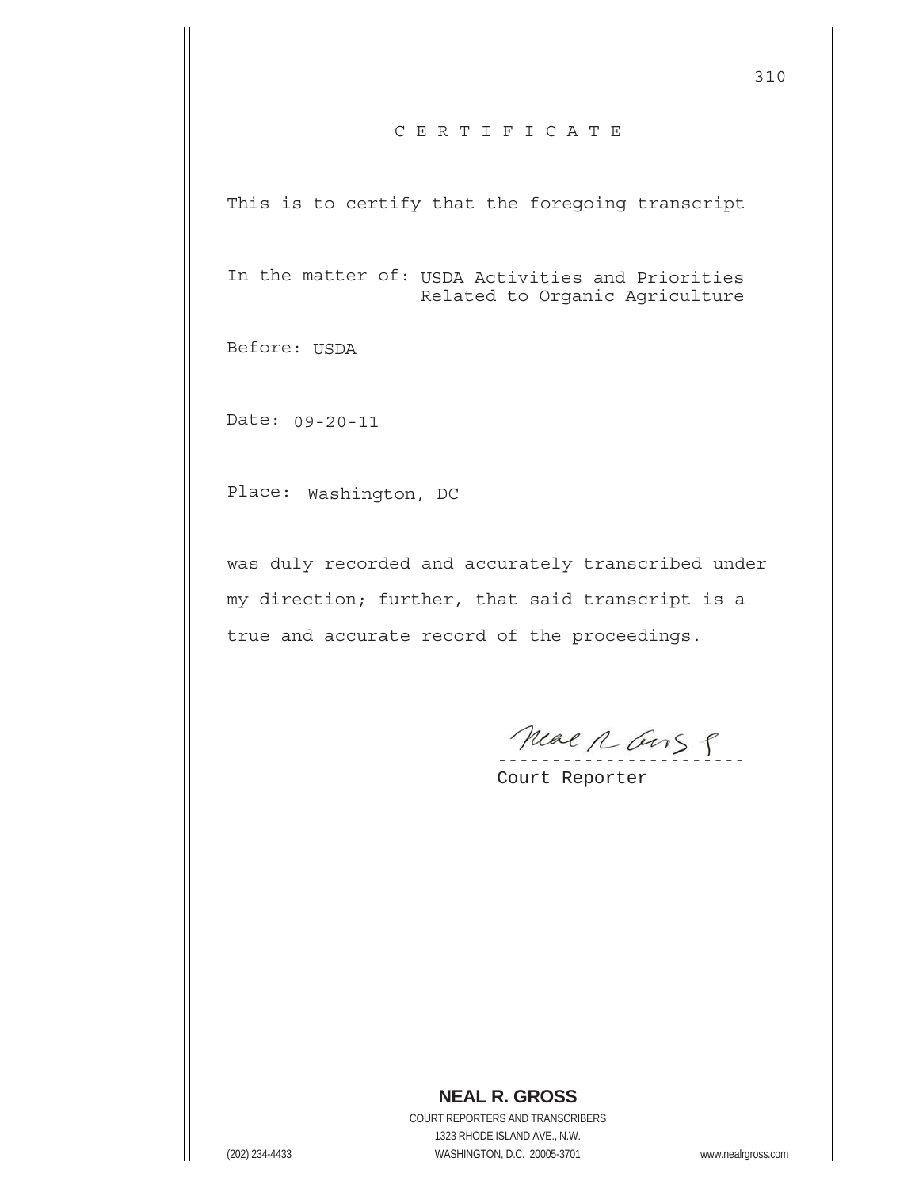C E R T I F I C A T E

This is to certify that the foregoing transcript

In the matter of: USDA Activities and Priorities Related to Organic Agriculture

Before: USDA

Date: 09-20-11

Place: Washington, DC

was duly recorded and accurately transcribed under my direction; further, that said transcript is a true and accurate record of the proceedings.

Neal R Gross

-----------------------

Court Reporter

**NEAL R. GROSS**

COURT REPORTERS AND TRANSCRIBERS

1323 RHODE ISLAND AVE., N.W.

(202) 234-4433 WASHINGTON, D.C. 20005-3701 www.nealrgross.com